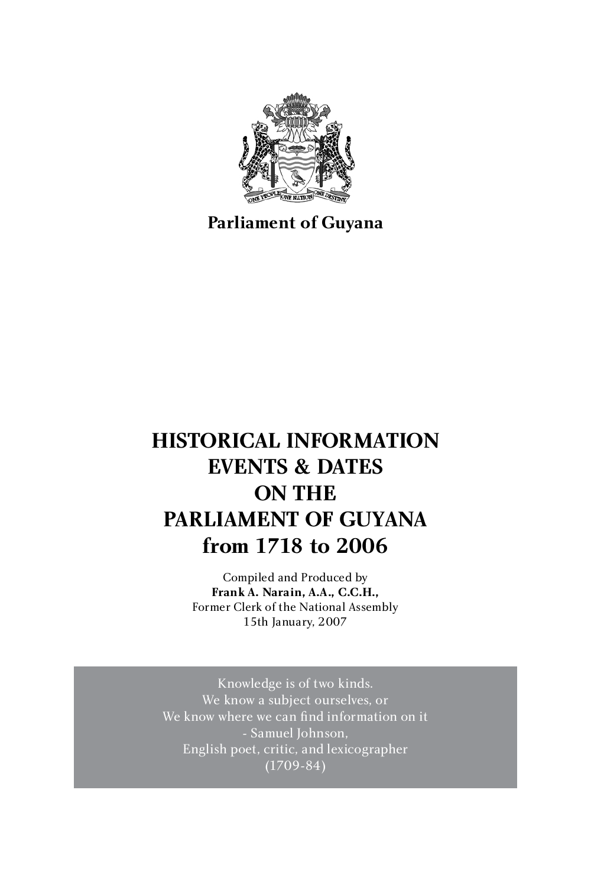**Parliament of Guyana**

# HISTORICAL INFORMATION EVENTS & DATES ON THE PARLIAMENT OF GUYANA from 1718 to 2006

Compiled and Produced by
**Frank A. Narain, A.A., C.C.H.,**
Former Clerk of the National Assembly
15th January, 2007

Knowledge is of two kinds.
We know a subject ourselves, or
We know where we can find information on it
- Samuel Johnson,
English poet, critic, and lexicographer
(1709-84)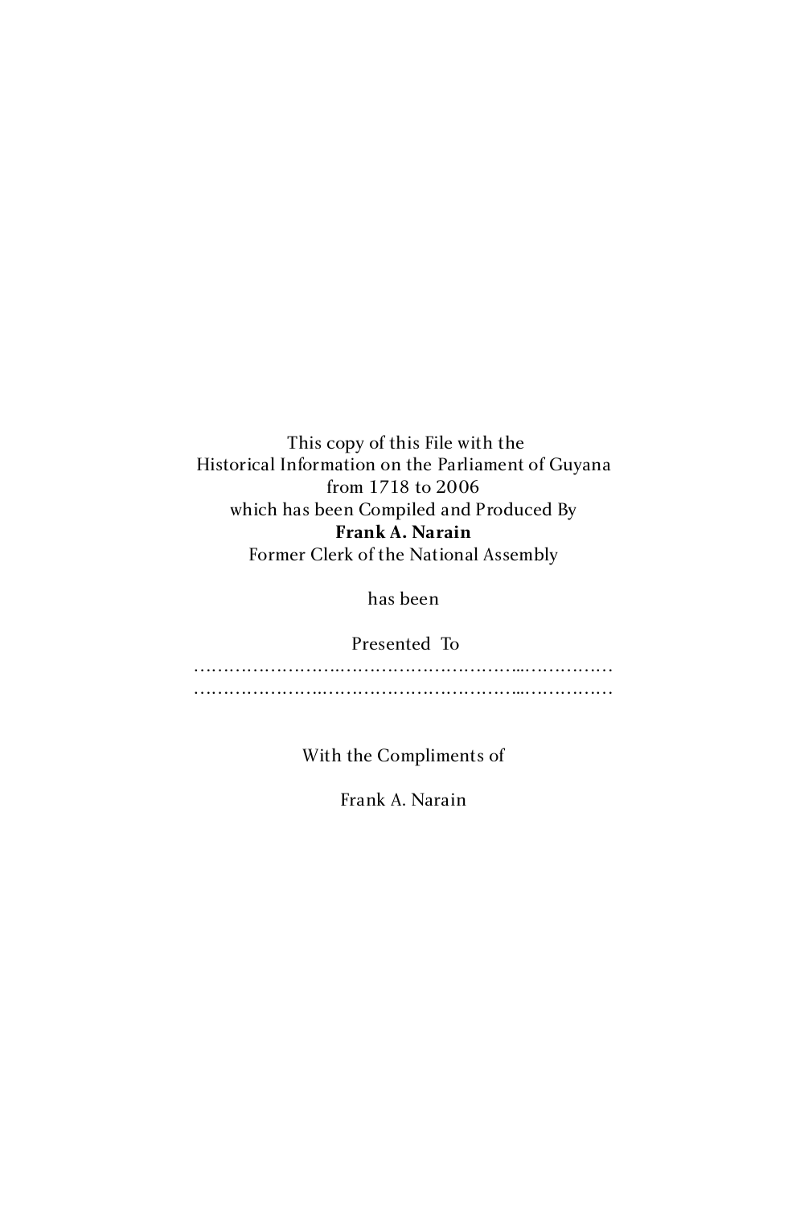This copy of this File with the
Historical Information on the Parliament of Guyana
from 1718 to 2006
which has been Compiled and Produced By
**Frank A. Narain**
Former Clerk of the National Assembly

has been

Presented To

…………………….…………………………...……………

…………………..……………………………...……………

With the Compliments of

Frank A. Narain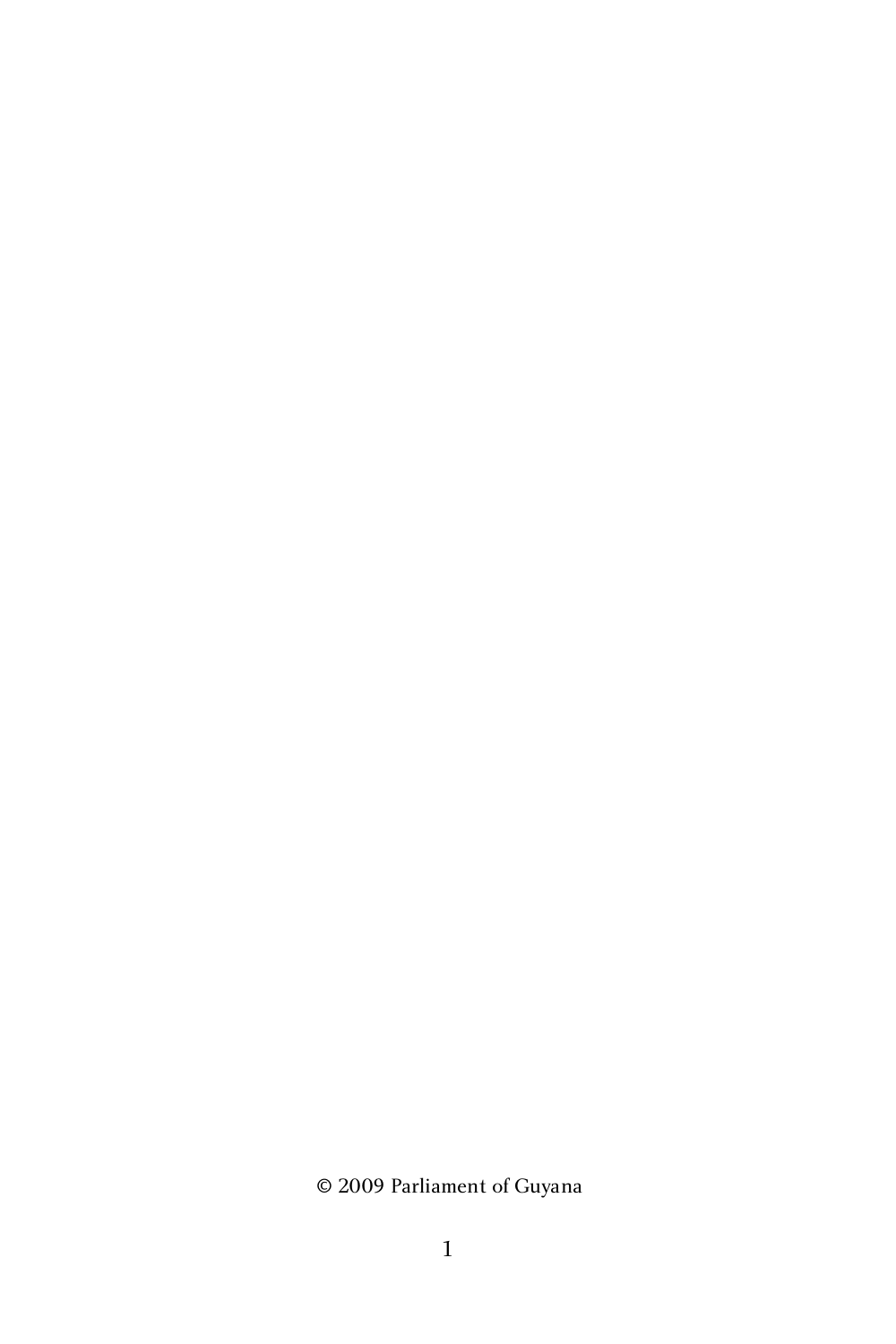© 2009 Parliament of Guyana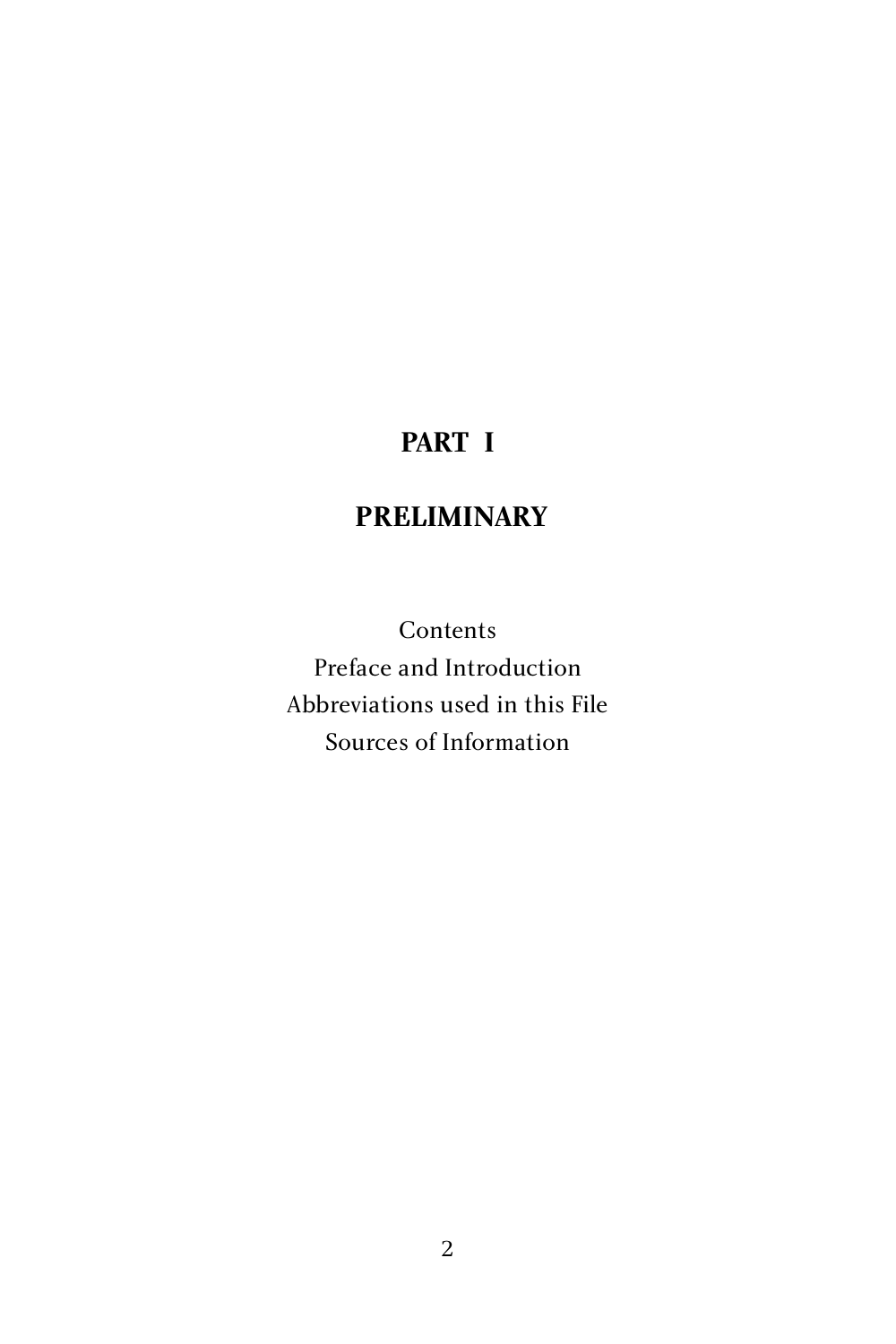# PART I

# PRELIMINARY

Contents
Preface and Introduction
Abbreviations used in this File
Sources of Information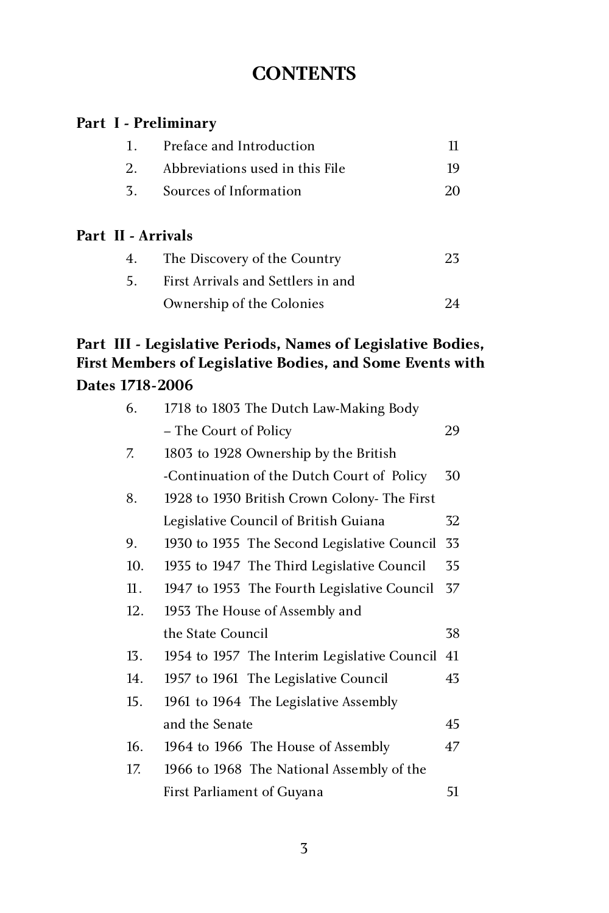# CONTENTS

**Part I - Preliminary**

| | | |
|---|---|---|
| 1. | Preface and Introduction | 11 |
| 2. | Abbreviations used in this File | 19 |
| 3. | Sources of Information | 20 |

**Part II - Arrivals**

| | | |
|---|---|---|
| 4. | The Discovery of the Country | 23 |
| 5. | First Arrivals and Settlers in and Ownership of the Colonies | 24 |

**Part III - Legislative Periods, Names of Legislative Bodies, First Members of Legislative Bodies, and Some Events with Dates 1718-2006**

| | | |
|---|---|---|
| 6. | 1718 to 1803 The Dutch Law-Making Body – The Court of Policy | 29 |
| 7. | 1803 to 1928 Ownership by the British -Continuation of the Dutch Court of Policy | 30 |
| 8. | 1928 to 1930 British Crown Colony- The First Legislative Council of British Guiana | 32 |
| 9. | 1930 to 1935 The Second Legislative Council | 33 |
| 10. | 1935 to 1947 The Third Legislative Council | 35 |
| 11. | 1947 to 1953 The Fourth Legislative Council | 37 |
| 12. | 1953 The House of Assembly and the State Council | 38 |
| 13. | 1954 to 1957 The Interim Legislative Council | 41 |
| 14. | 1957 to 1961 The Legislative Council | 43 |
| 15. | 1961 to 1964 The Legislative Assembly and the Senate | 45 |
| 16. | 1964 to 1966 The House of Assembly | 47 |
| 17. | 1966 to 1968 The National Assembly of the First Parliament of Guyana | 51 |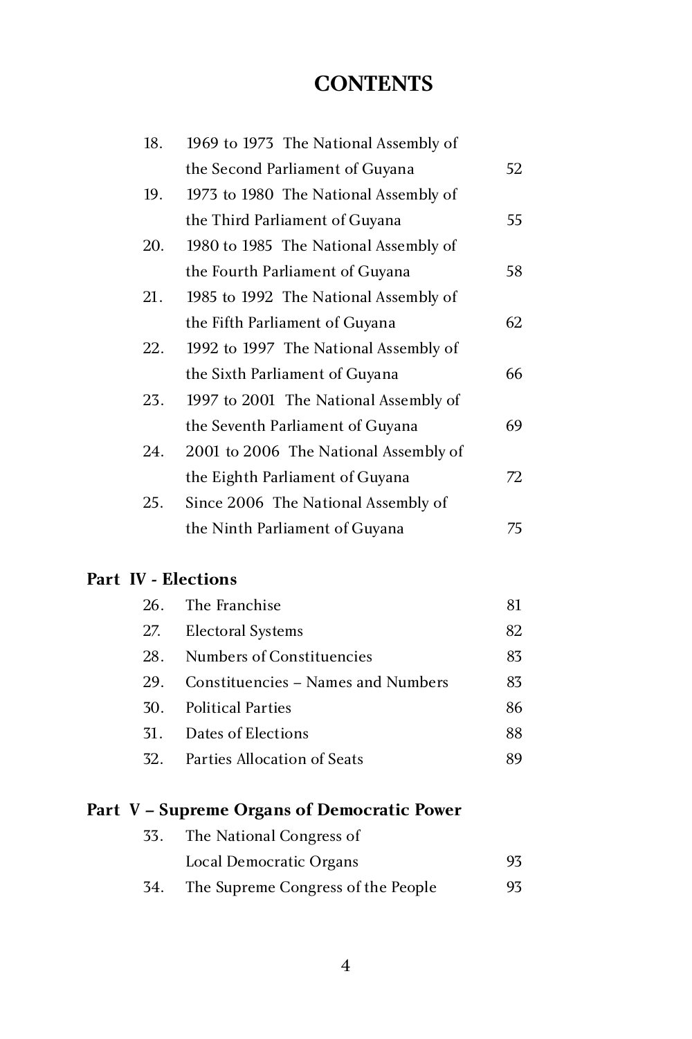# CONTENTS

| | | |
|---|---|---|
| 18. | 1969 to 1973 The National Assembly of the Second Parliament of Guyana | 52 |
| 19. | 1973 to 1980 The National Assembly of the Third Parliament of Guyana | 55 |
| 20. | 1980 to 1985 The National Assembly of the Fourth Parliament of Guyana | 58 |
| 21. | 1985 to 1992 The National Assembly of the Fifth Parliament of Guyana | 62 |
| 22. | 1992 to 1997 The National Assembly of the Sixth Parliament of Guyana | 66 |
| 23. | 1997 to 2001 The National Assembly of the Seventh Parliament of Guyana | 69 |
| 24. | 2001 to 2006 The National Assembly of the Eighth Parliament of Guyana | 72 |
| 25. | Since 2006 The National Assembly of the Ninth Parliament of Guyana | 75 |

**Part IV - Elections**

| | | |
|---|---|---|
| 26. | The Franchise | 81 |
| 27. | Electoral Systems | 82 |
| 28. | Numbers of Constituencies | 83 |
| 29. | Constituencies – Names and Numbers | 83 |
| 30. | Political Parties | 86 |
| 31. | Dates of Elections | 88 |
| 32. | Parties Allocation of Seats | 89 |

**Part V – Supreme Organs of Democratic Power**

| | | |
|---|---|---|
| 33. | The National Congress of Local Democratic Organs | 93 |
| 34. | The Supreme Congress of the People | 93 |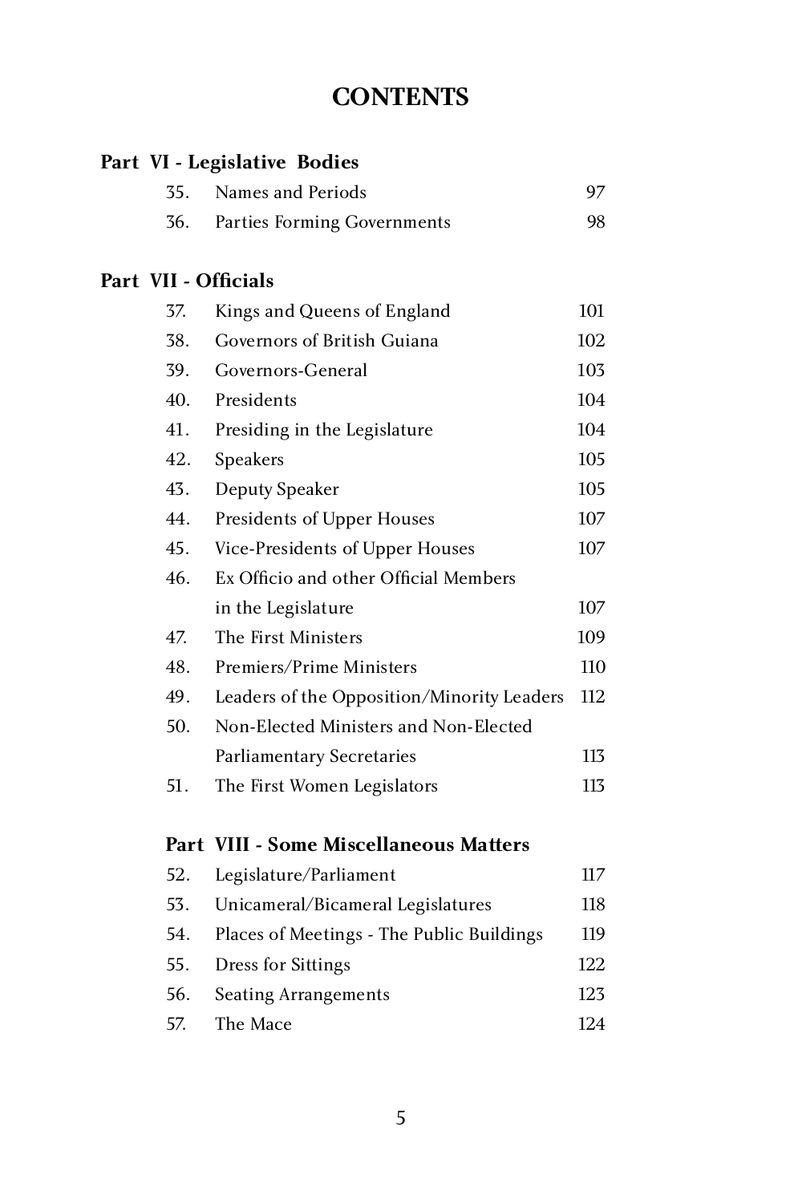# CONTENTS

**Part VI - Legislative Bodies**

| | | |
|---|---|---|
| 35. | Names and Periods | 97 |
| 36. | Parties Forming Governments | 98 |

**Part VII - Officials**

| | | |
|---|---|---|
| 37. | Kings and Queens of England | 101 |
| 38. | Governors of British Guiana | 102 |
| 39. | Governors-General | 103 |
| 40. | Presidents | 104 |
| 41. | Presiding in the Legislature | 104 |
| 42. | Speakers | 105 |
| 43. | Deputy Speaker | 105 |
| 44. | Presidents of Upper Houses | 107 |
| 45. | Vice-Presidents of Upper Houses | 107 |
| 46. | Ex Officio and other Official Members in the Legislature | 107 |
| 47. | The First Ministers | 109 |
| 48. | Premiers/Prime Ministers | 110 |
| 49. | Leaders of the Opposition/Minority Leaders | 112 |
| 50. | Non-Elected Ministers and Non-Elected Parliamentary Secretaries | 113 |
| 51. | The First Women Legislators | 113 |

**Part VIII - Some Miscellaneous Matters**

| | | |
|---|---|---|
| 52. | Legislature/Parliament | 117 |
| 53. | Unicameral/Bicameral Legislatures | 118 |
| 54. | Places of Meetings - The Public Buildings | 119 |
| 55. | Dress for Sittings | 122 |
| 56. | Seating Arrangements | 123 |
| 57. | The Mace | 124 |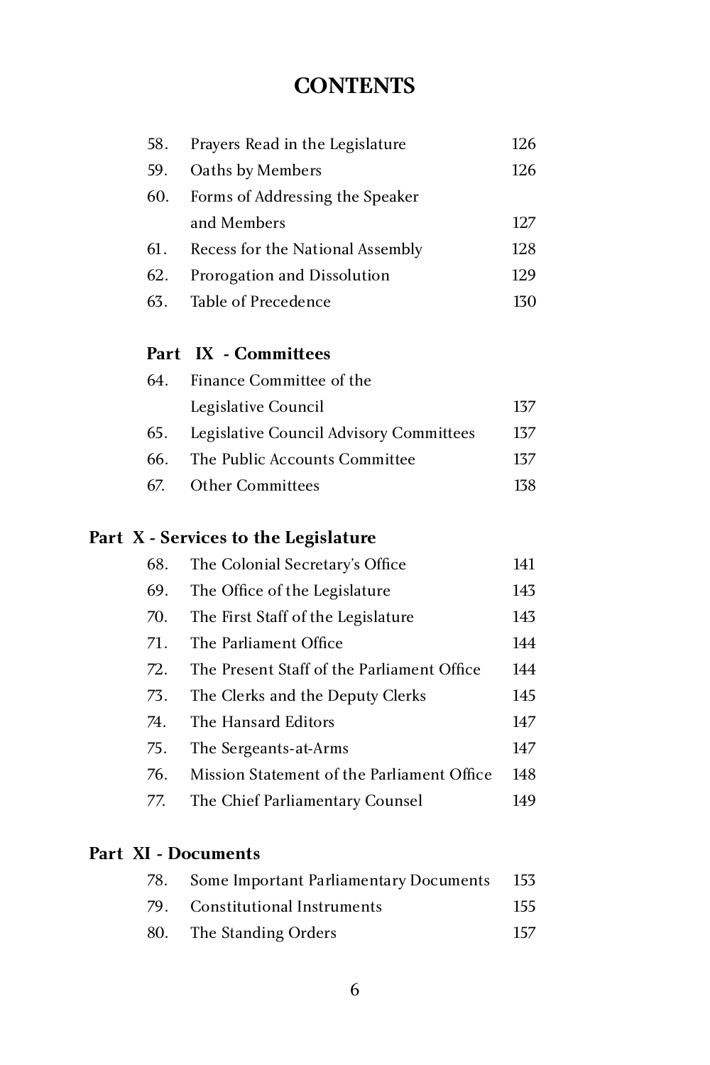# CONTENTS

| | | |
|---|---|---|
| 58. | Prayers Read in the Legislature | 126 |
| 59. | Oaths by Members | 126 |
| 60. | Forms of Addressing the Speaker and Members | 127 |
| 61. | Recess for the National Assembly | 128 |
| 62. | Prorogation and Dissolution | 129 |
| 63. | Table of Precedence | 130 |

## Part IX - Committees

| | | |
|---|---|---|
| 64. | Finance Committee of the Legislative Council | 137 |
| 65. | Legislative Council Advisory Committees | 137 |
| 66. | The Public Accounts Committee | 137 |
| 67. | Other Committees | 138 |

## Part X - Services to the Legislature

| | | |
|---|---|---|
| 68. | The Colonial Secretary's Office | 141 |
| 69. | The Office of the Legislature | 143 |
| 70. | The First Staff of the Legislature | 143 |
| 71. | The Parliament Office | 144 |
| 72. | The Present Staff of the Parliament Office | 144 |
| 73. | The Clerks and the Deputy Clerks | 145 |
| 74. | The Hansard Editors | 147 |
| 75. | The Sergeants-at-Arms | 147 |
| 76. | Mission Statement of the Parliament Office | 148 |
| 77. | The Chief Parliamentary Counsel | 149 |

## Part XI - Documents

| | | |
|---|---|---|
| 78. | Some Important Parliamentary Documents | 153 |
| 79. | Constitutional Instruments | 155 |
| 80. | The Standing Orders | 157 |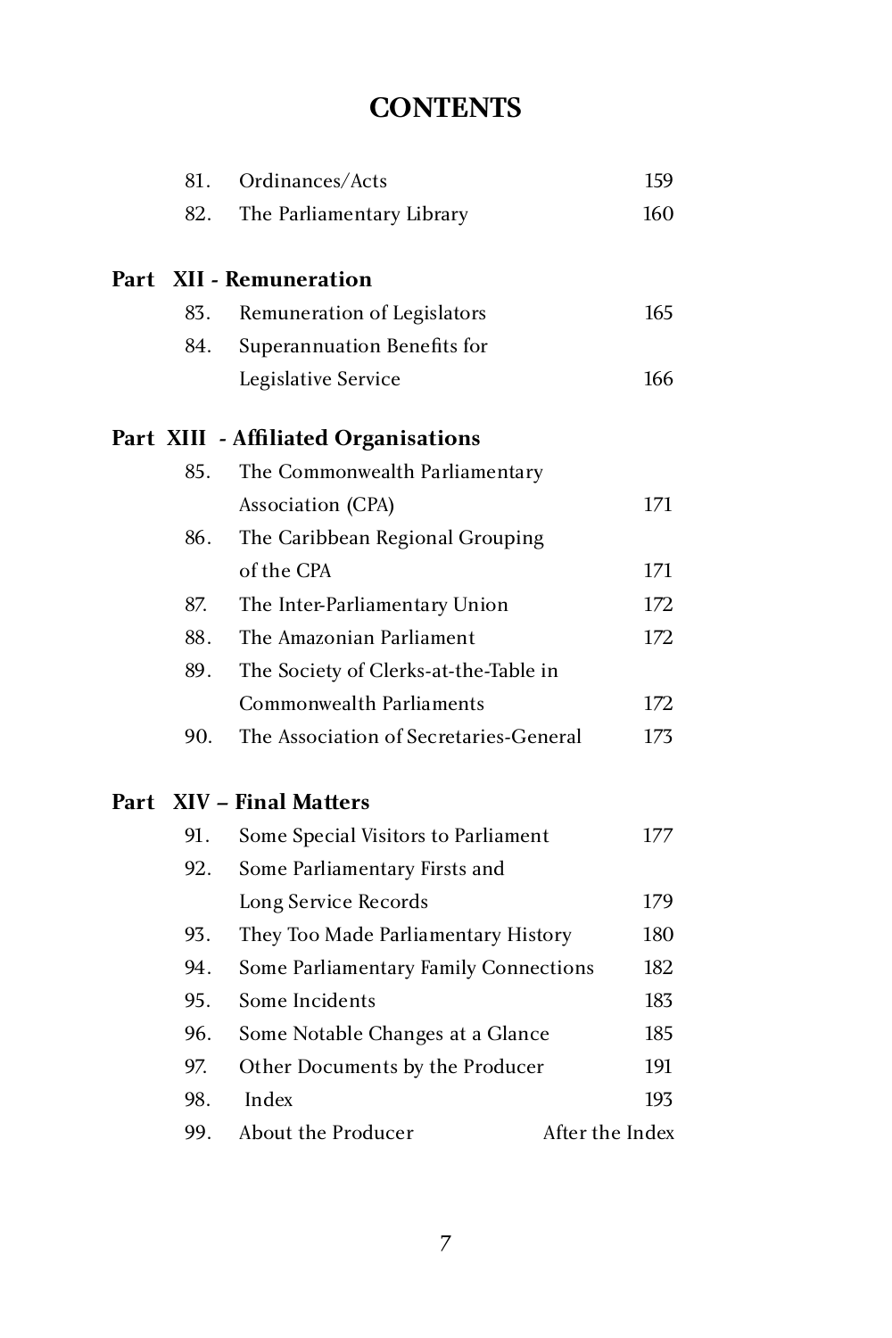# CONTENTS

| | | |
|---|---|---|
| 81. | Ordinances/Acts | 159 |
| 82. | The Parliamentary Library | 160 |

**Part XII - Remuneration**

| | | |
|---|---|---|
| 83. | Remuneration of Legislators | 165 |
| 84. | Superannuation Benefits for Legislative Service | 166 |

**Part XIII - Affiliated Organisations**

| | | |
|---|---|---|
| 85. | The Commonwealth Parliamentary Association (CPA) | 171 |
| 86. | The Caribbean Regional Grouping of the CPA | 171 |
| 87. | The Inter-Parliamentary Union | 172 |
| 88. | The Amazonian Parliament | 172 |
| 89. | The Society of Clerks-at-the-Table in Commonwealth Parliaments | 172 |
| 90. | The Association of Secretaries-General | 173 |

**Part XIV – Final Matters**

| | | |
|---|---|---|
| 91. | Some Special Visitors to Parliament | 177 |
| 92. | Some Parliamentary Firsts and Long Service Records | 179 |
| 93. | They Too Made Parliamentary History | 180 |
| 94. | Some Parliamentary Family Connections | 182 |
| 95. | Some Incidents | 183 |
| 96. | Some Notable Changes at a Glance | 185 |
| 97. | Other Documents by the Producer | 191 |
| 98. | Index | 193 |
| 99. | About the Producer | After the Index |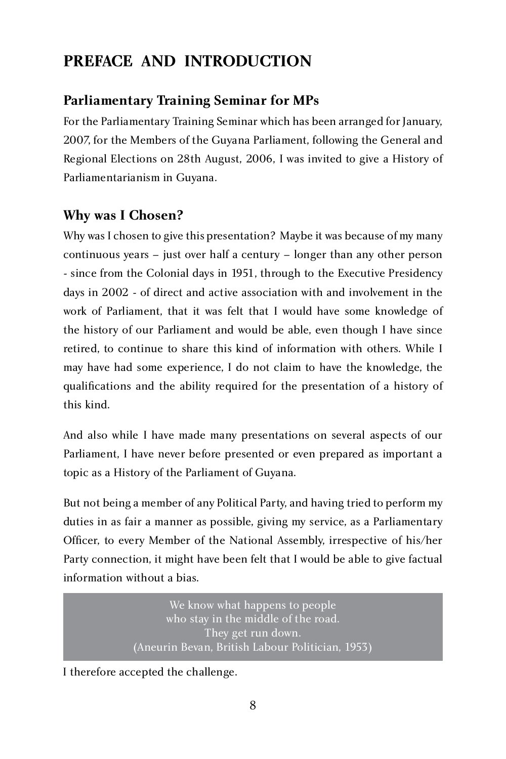# PREFACE AND INTRODUCTION

## Parliamentary Training Seminar for MPs

For the Parliamentary Training Seminar which has been arranged for January, 2007, for the Members of the Guyana Parliament, following the General and Regional Elections on 28th August, 2006, I was invited to give a History of Parliamentarianism in Guyana.

## Why was I Chosen?

Why was I chosen to give this presentation? Maybe it was because of my many continuous years – just over half a century – longer than any other person - since from the Colonial days in 1951, through to the Executive Presidency days in 2002 - of direct and active association with and involvement in the work of Parliament, that it was felt that I would have some knowledge of the history of our Parliament and would be able, even though I have since retired, to continue to share this kind of information with others. While I may have had some experience, I do not claim to have the knowledge, the qualifications and the ability required for the presentation of a history of this kind.

And also while I have made many presentations on several aspects of our Parliament, I have never before presented or even prepared as important a topic as a History of the Parliament of Guyana.

But not being a member of any Political Party, and having tried to perform my duties in as fair a manner as possible, giving my service, as a Parliamentary Officer, to every Member of the National Assembly, irrespective of his/her Party connection, it might have been felt that I would be able to give factual information without a bias.

> We know what happens to people
> who stay in the middle of the road.
> They get run down.
> (Aneurin Bevan, British Labour Politician, 1953)

I therefore accepted the challenge.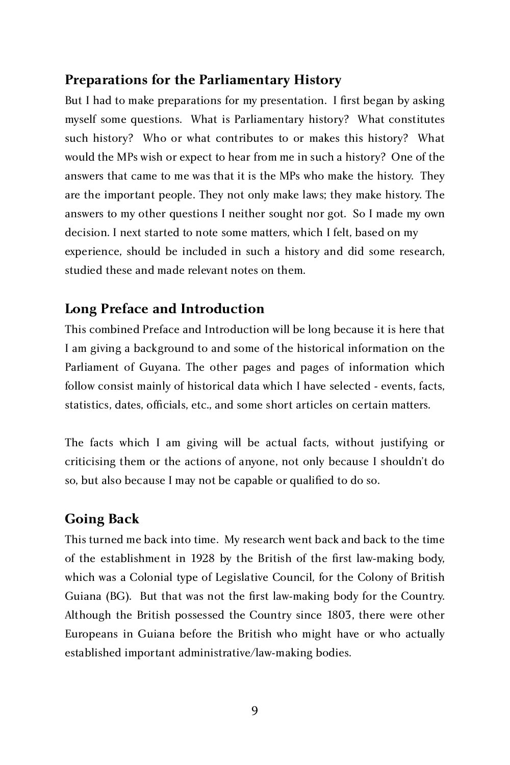## Preparations for the Parliamentary History

But I had to make preparations for my presentation. I first began by asking myself some questions. What is Parliamentary history? What constitutes such history? Who or what contributes to or makes this history? What would the MPs wish or expect to hear from me in such a history? One of the answers that came to me was that it is the MPs who make the history. They are the important people. They not only make laws; they make history. The answers to my other questions I neither sought nor got. So I made my own decision. I next started to note some matters, which I felt, based on my experience, should be included in such a history and did some research, studied these and made relevant notes on them.

## Long Preface and Introduction

This combined Preface and Introduction will be long because it is here that I am giving a background to and some of the historical information on the Parliament of Guyana. The other pages and pages of information which follow consist mainly of historical data which I have selected - events, facts, statistics, dates, officials, etc., and some short articles on certain matters.

The facts which I am giving will be actual facts, without justifying or criticising them or the actions of anyone, not only because I shouldn't do so, but also because I may not be capable or qualified to do so.

## Going Back

This turned me back into time. My research went back and back to the time of the establishment in 1928 by the British of the first law-making body, which was a Colonial type of Legislative Council, for the Colony of British Guiana (BG). But that was not the first law-making body for the Country. Although the British possessed the Country since 1803, there were other Europeans in Guiana before the British who might have or who actually established important administrative/law-making bodies.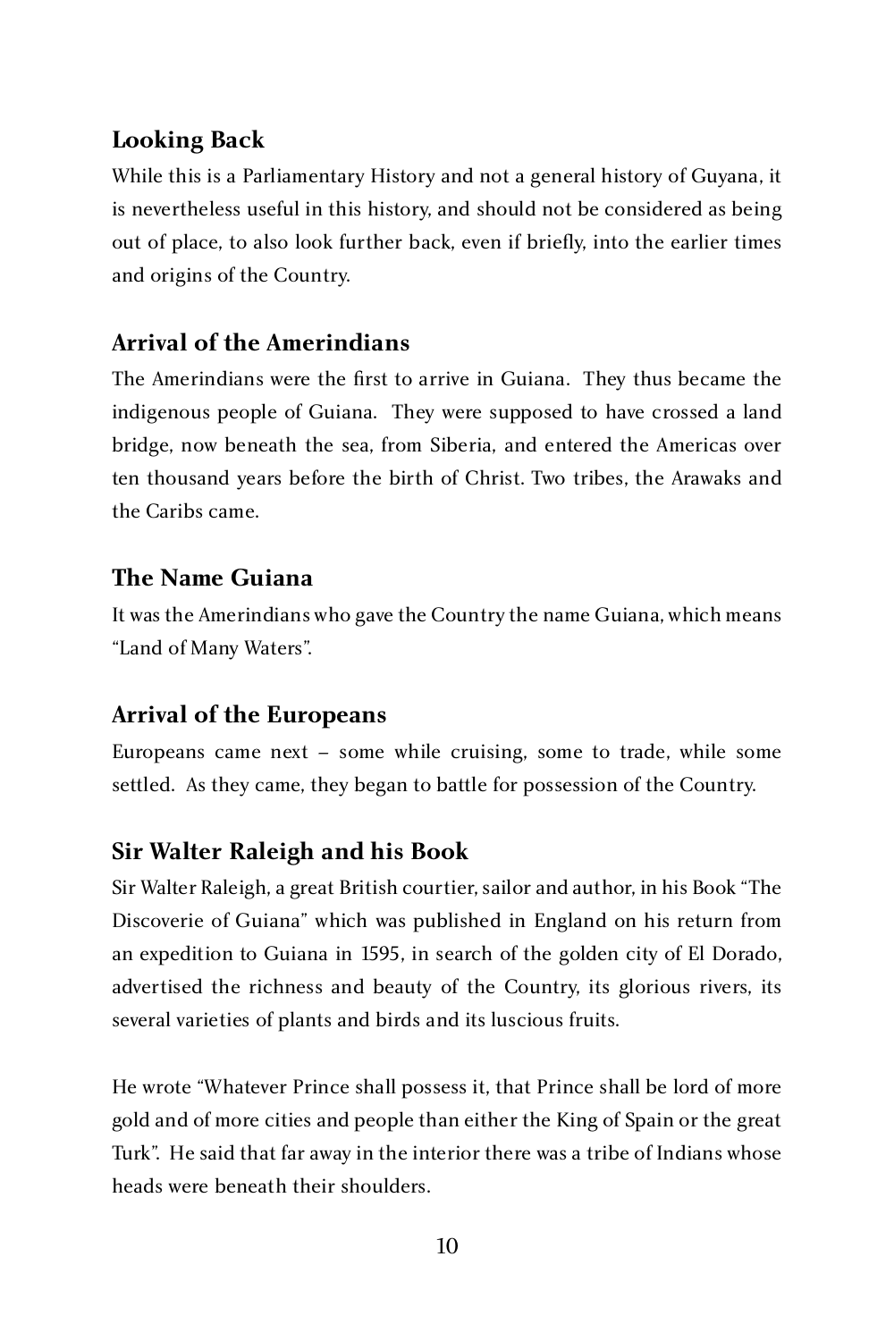## Looking Back

While this is a Parliamentary History and not a general history of Guyana, it is nevertheless useful in this history, and should not be considered as being out of place, to also look further back, even if briefly, into the earlier times and origins of the Country.

## Arrival of the Amerindians

The Amerindians were the first to arrive in Guiana. They thus became the indigenous people of Guiana. They were supposed to have crossed a land bridge, now beneath the sea, from Siberia, and entered the Americas over ten thousand years before the birth of Christ. Two tribes, the Arawaks and the Caribs came.

## The Name Guiana

It was the Amerindians who gave the Country the name Guiana, which means "Land of Many Waters".

## Arrival of the Europeans

Europeans came next – some while cruising, some to trade, while some settled. As they came, they began to battle for possession of the Country.

## Sir Walter Raleigh and his Book

Sir Walter Raleigh, a great British courtier, sailor and author, in his Book "The Discoverie of Guiana" which was published in England on his return from an expedition to Guiana in 1595, in search of the golden city of El Dorado, advertised the richness and beauty of the Country, its glorious rivers, its several varieties of plants and birds and its luscious fruits.

He wrote "Whatever Prince shall possess it, that Prince shall be lord of more gold and of more cities and people than either the King of Spain or the great Turk". He said that far away in the interior there was a tribe of Indians whose heads were beneath their shoulders.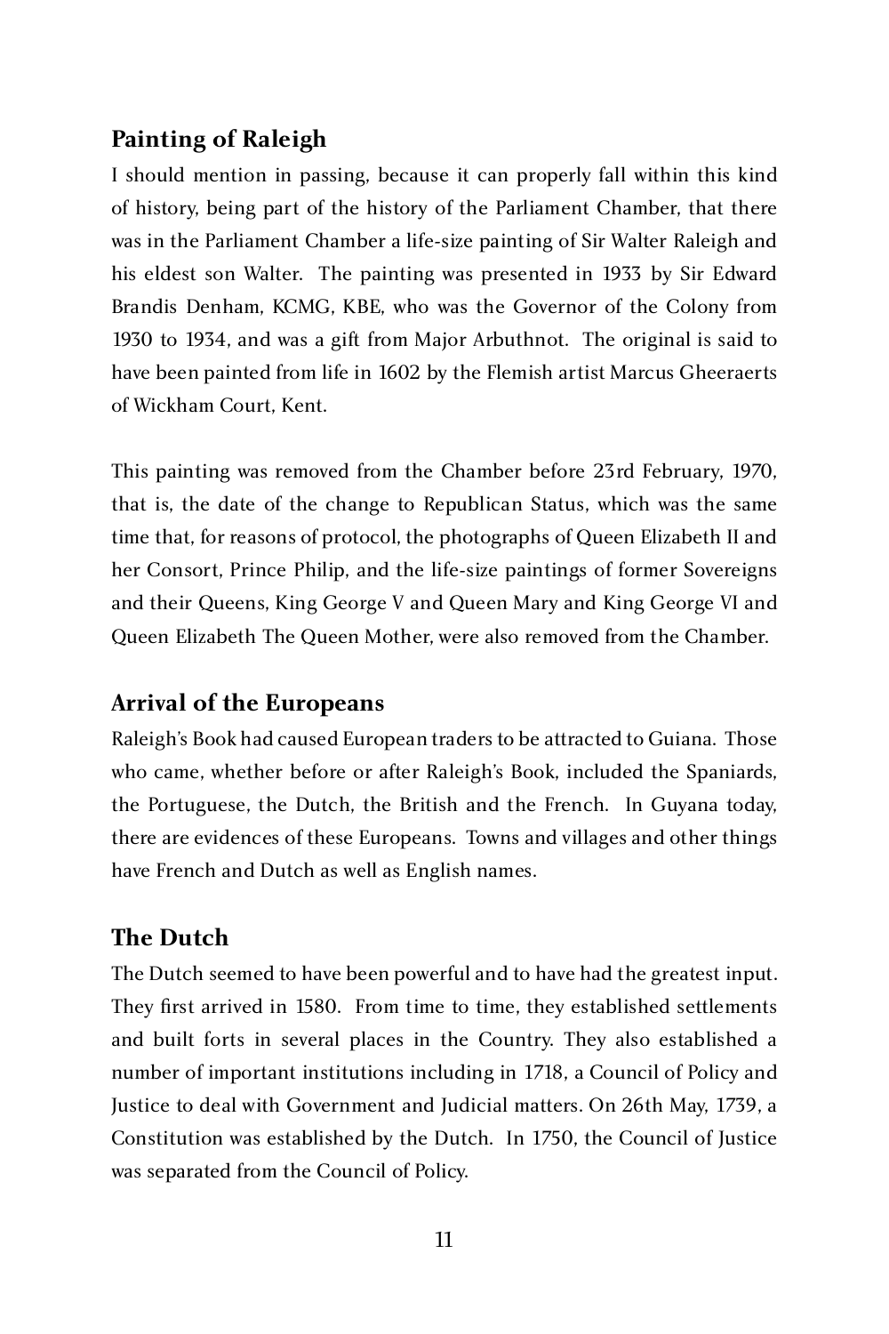## Painting of Raleigh

I should mention in passing, because it can properly fall within this kind of history, being part of the history of the Parliament Chamber, that there was in the Parliament Chamber a life-size painting of Sir Walter Raleigh and his eldest son Walter. The painting was presented in 1933 by Sir Edward Brandis Denham, KCMG, KBE, who was the Governor of the Colony from 1930 to 1934, and was a gift from Major Arbuthnot. The original is said to have been painted from life in 1602 by the Flemish artist Marcus Gheeraerts of Wickham Court, Kent.

This painting was removed from the Chamber before 23rd February, 1970, that is, the date of the change to Republican Status, which was the same time that, for reasons of protocol, the photographs of Queen Elizabeth II and her Consort, Prince Philip, and the life-size paintings of former Sovereigns and their Queens, King George V and Queen Mary and King George VI and Queen Elizabeth The Queen Mother, were also removed from the Chamber.

## Arrival of the Europeans

Raleigh's Book had caused European traders to be attracted to Guiana. Those who came, whether before or after Raleigh's Book, included the Spaniards, the Portuguese, the Dutch, the British and the French. In Guyana today, there are evidences of these Europeans. Towns and villages and other things have French and Dutch as well as English names.

## The Dutch

The Dutch seemed to have been powerful and to have had the greatest input. They first arrived in 1580. From time to time, they established settlements and built forts in several places in the Country. They also established a number of important institutions including in 1718, a Council of Policy and Justice to deal with Government and Judicial matters. On 26th May, 1739, a Constitution was established by the Dutch. In 1750, the Council of Justice was separated from the Council of Policy.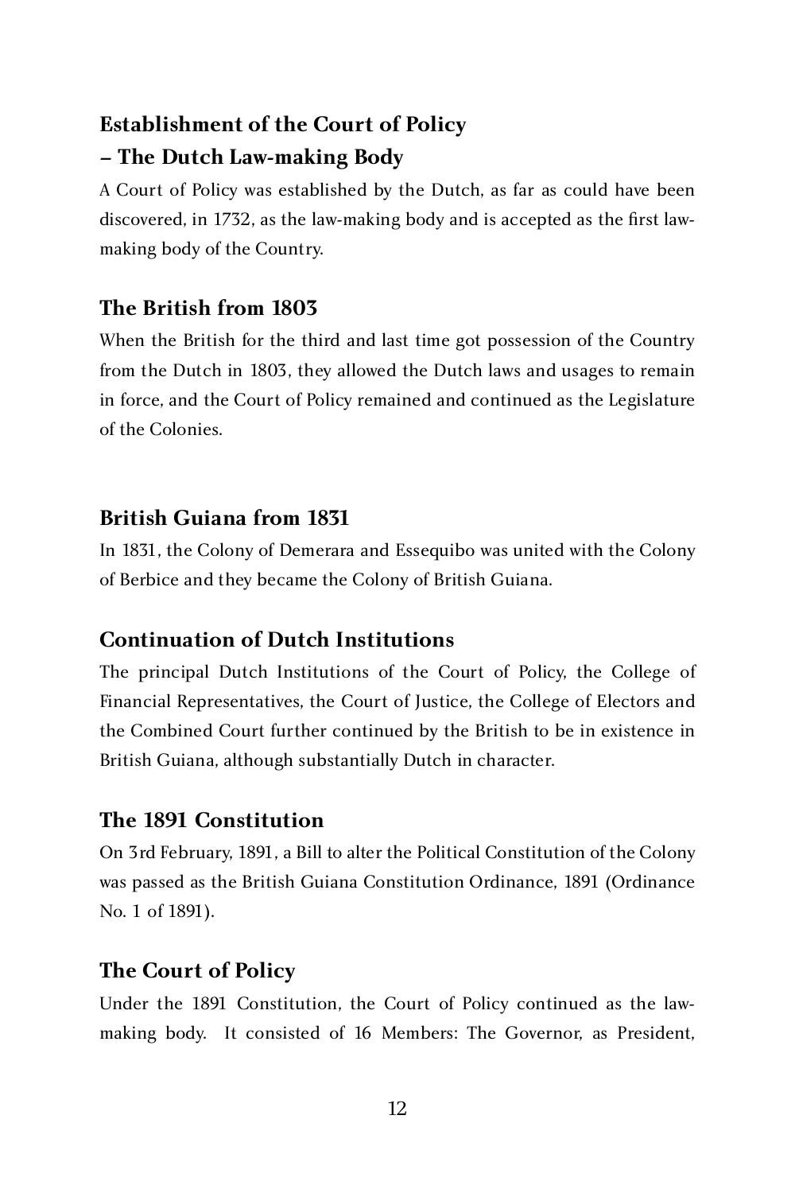## Establishment of the Court of Policy – The Dutch Law-making Body

A Court of Policy was established by the Dutch, as far as could have been discovered, in 1732, as the law-making body and is accepted as the first law-making body of the Country.

## The British from 1803

When the British for the third and last time got possession of the Country from the Dutch in 1803, they allowed the Dutch laws and usages to remain in force, and the Court of Policy remained and continued as the Legislature of the Colonies.

## British Guiana from 1831

In 1831, the Colony of Demerara and Essequibo was united with the Colony of Berbice and they became the Colony of British Guiana.

## Continuation of Dutch Institutions

The principal Dutch Institutions of the Court of Policy, the College of Financial Representatives, the Court of Justice, the College of Electors and the Combined Court further continued by the British to be in existence in British Guiana, although substantially Dutch in character.

## The 1891 Constitution

On 3rd February, 1891, a Bill to alter the Political Constitution of the Colony was passed as the British Guiana Constitution Ordinance, 1891 (Ordinance No. 1 of 1891).

## The Court of Policy

Under the 1891 Constitution, the Court of Policy continued as the law-making body. It consisted of 16 Members: The Governor, as President,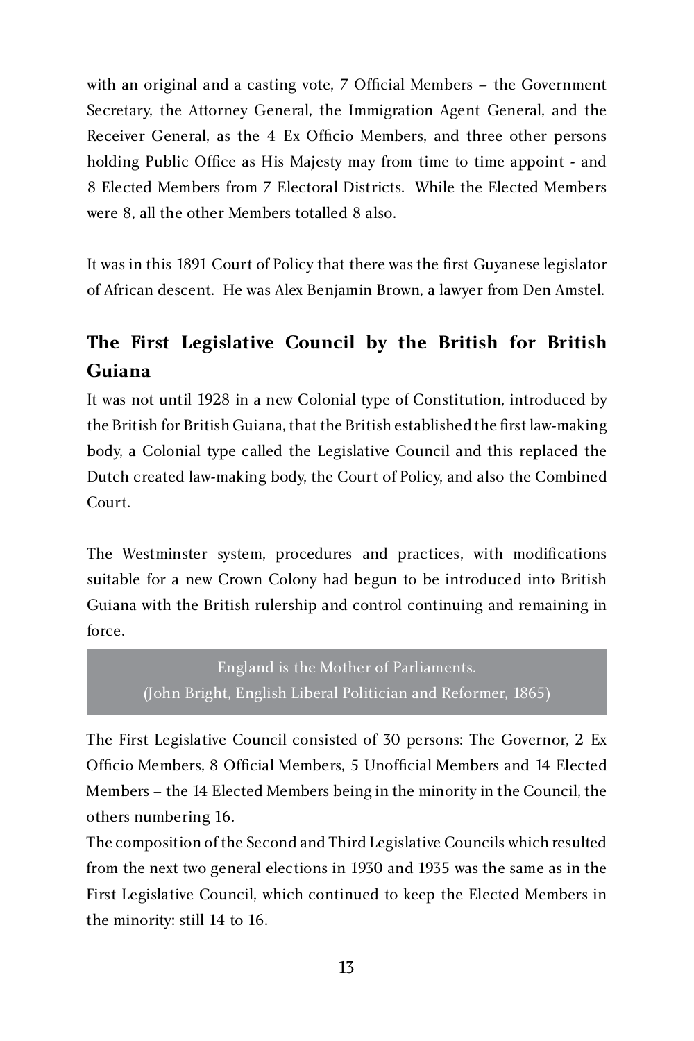with an original and a casting vote, 7 Official Members – the Government Secretary, the Attorney General, the Immigration Agent General, and the Receiver General, as the 4 Ex Officio Members, and three other persons holding Public Office as His Majesty may from time to time appoint - and 8 Elected Members from 7 Electoral Districts. While the Elected Members were 8, all the other Members totalled 8 also.

It was in this 1891 Court of Policy that there was the first Guyanese legislator of African descent. He was Alex Benjamin Brown, a lawyer from Den Amstel.

## The First Legislative Council by the British for British Guiana

It was not until 1928 in a new Colonial type of Constitution, introduced by the British for British Guiana, that the British established the first law-making body, a Colonial type called the Legislative Council and this replaced the Dutch created law-making body, the Court of Policy, and also the Combined Court.

The Westminster system, procedures and practices, with modifications suitable for a new Crown Colony had begun to be introduced into British Guiana with the British rulership and control continuing and remaining in force.

> England is the Mother of Parliaments.
> (John Bright, English Liberal Politician and Reformer, 1865)

The First Legislative Council consisted of 30 persons: The Governor, 2 Ex Officio Members, 8 Official Members, 5 Unofficial Members and 14 Elected Members – the 14 Elected Members being in the minority in the Council, the others numbering 16.

The composition of the Second and Third Legislative Councils which resulted from the next two general elections in 1930 and 1935 was the same as in the First Legislative Council, which continued to keep the Elected Members in the minority: still 14 to 16.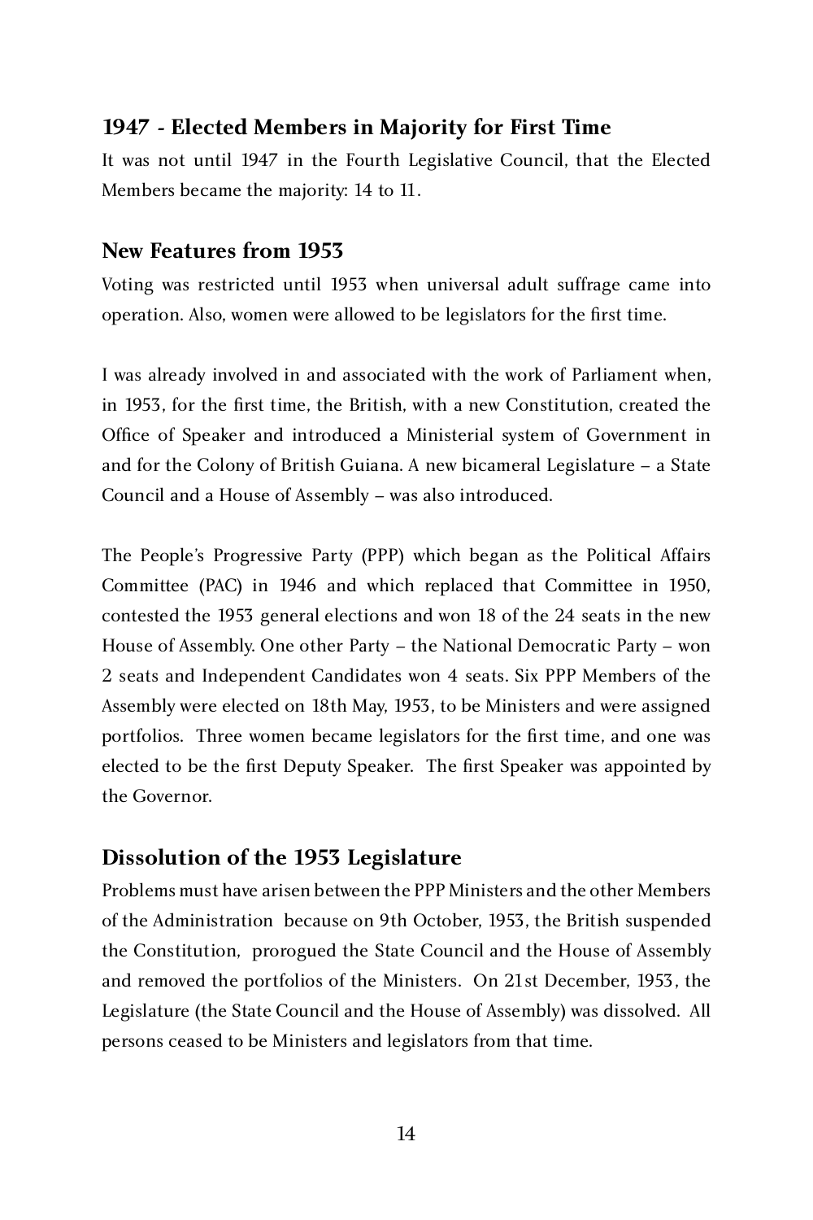### 1947 - Elected Members in Majority for First Time

It was not until 1947 in the Fourth Legislative Council, that the Elected Members became the majority: 14 to 11.

### New Features from 1953

Voting was restricted until 1953 when universal adult suffrage came into operation. Also, women were allowed to be legislators for the first time.

I was already involved in and associated with the work of Parliament when, in 1953, for the first time, the British, with a new Constitution, created the Office of Speaker and introduced a Ministerial system of Government in and for the Colony of British Guiana. A new bicameral Legislature – a State Council and a House of Assembly – was also introduced.

The People's Progressive Party (PPP) which began as the Political Affairs Committee (PAC) in 1946 and which replaced that Committee in 1950, contested the 1953 general elections and won 18 of the 24 seats in the new House of Assembly. One other Party – the National Democratic Party – won 2 seats and Independent Candidates won 4 seats. Six PPP Members of the Assembly were elected on 18th May, 1953, to be Ministers and were assigned portfolios. Three women became legislators for the first time, and one was elected to be the first Deputy Speaker. The first Speaker was appointed by the Governor.

### Dissolution of the 1953 Legislature

Problems must have arisen between the PPP Ministers and the other Members of the Administration because on 9th October, 1953, the British suspended the Constitution, prorogued the State Council and the House of Assembly and removed the portfolios of the Ministers. On 21st December, 1953, the Legislature (the State Council and the House of Assembly) was dissolved. All persons ceased to be Ministers and legislators from that time.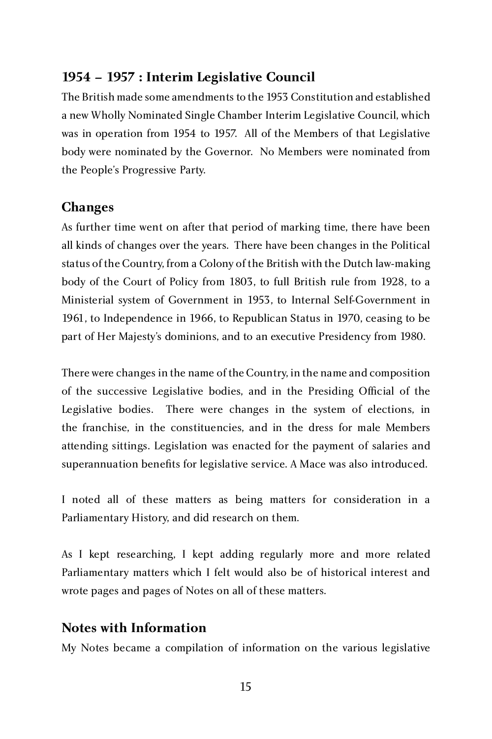## 1954 – 1957 : Interim Legislative Council

The British made some amendments to the 1953 Constitution and established a new Wholly Nominated Single Chamber Interim Legislative Council, which was in operation from 1954 to 1957. All of the Members of that Legislative body were nominated by the Governor. No Members were nominated from the People's Progressive Party.

## Changes

As further time went on after that period of marking time, there have been all kinds of changes over the years. There have been changes in the Political status of the Country, from a Colony of the British with the Dutch law-making body of the Court of Policy from 1803, to full British rule from 1928, to a Ministerial system of Government in 1953, to Internal Self-Government in 1961, to Independence in 1966, to Republican Status in 1970, ceasing to be part of Her Majesty's dominions, and to an executive Presidency from 1980.

There were changes in the name of the Country, in the name and composition of the successive Legislative bodies, and in the Presiding Official of the Legislative bodies. There were changes in the system of elections, in the franchise, in the constituencies, and in the dress for male Members attending sittings. Legislation was enacted for the payment of salaries and superannuation benefits for legislative service. A Mace was also introduced.

I noted all of these matters as being matters for consideration in a Parliamentary History, and did research on them.

As I kept researching, I kept adding regularly more and more related Parliamentary matters which I felt would also be of historical interest and wrote pages and pages of Notes on all of these matters.

## Notes with Information

My Notes became a compilation of information on the various legislative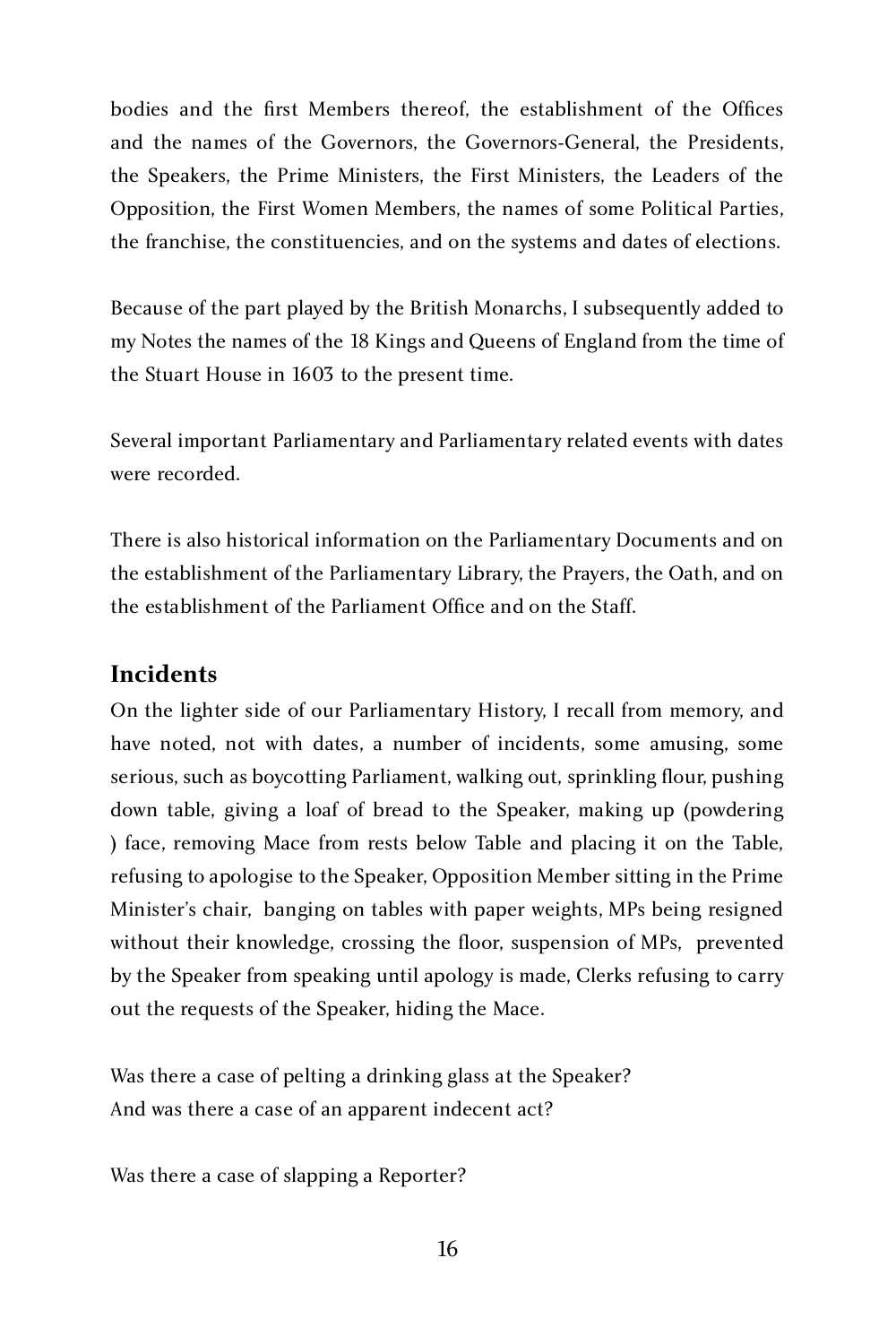bodies and the first Members thereof, the establishment of the Offices and the names of the Governors, the Governors-General, the Presidents, the Speakers, the Prime Ministers, the First Ministers, the Leaders of the Opposition, the First Women Members, the names of some Political Parties, the franchise, the constituencies, and on the systems and dates of elections.

Because of the part played by the British Monarchs, I subsequently added to my Notes the names of the 18 Kings and Queens of England from the time of the Stuart House in 1603 to the present time.

Several important Parliamentary and Parliamentary related events with dates were recorded.

There is also historical information on the Parliamentary Documents and on the establishment of the Parliamentary Library, the Prayers, the Oath, and on the establishment of the Parliament Office and on the Staff.

## Incidents

On the lighter side of our Parliamentary History, I recall from memory, and have noted, not with dates, a number of incidents, some amusing, some serious, such as boycotting Parliament, walking out, sprinkling flour, pushing down table, giving a loaf of bread to the Speaker, making up (powdering ) face, removing Mace from rests below Table and placing it on the Table, refusing to apologise to the Speaker, Opposition Member sitting in the Prime Minister's chair, banging on tables with paper weights, MPs being resigned without their knowledge, crossing the floor, suspension of MPs, prevented by the Speaker from speaking until apology is made, Clerks refusing to carry out the requests of the Speaker, hiding the Mace.

Was there a case of pelting a drinking glass at the Speaker?
And was there a case of an apparent indecent act?

Was there a case of slapping a Reporter?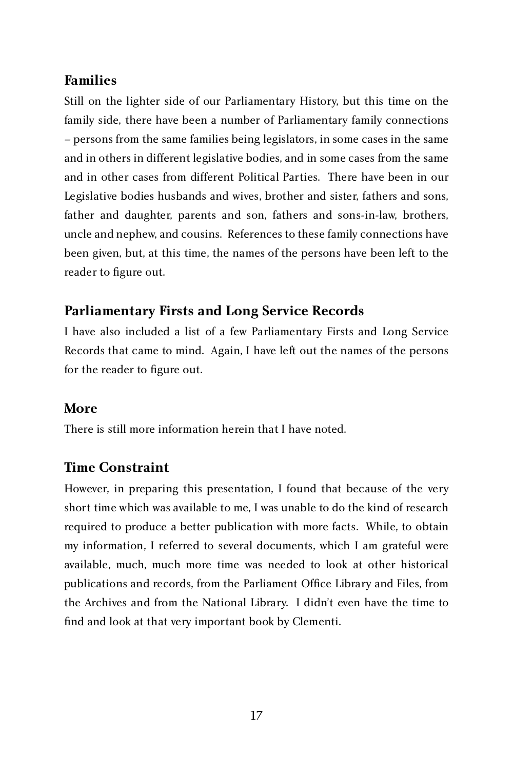### Families

Still on the lighter side of our Parliamentary History, but this time on the family side, there have been a number of Parliamentary family connections – persons from the same families being legislators, in some cases in the same and in others in different legislative bodies, and in some cases from the same and in other cases from different Political Parties. There have been in our Legislative bodies husbands and wives, brother and sister, fathers and sons, father and daughter, parents and son, fathers and sons-in-law, brothers, uncle and nephew, and cousins. References to these family connections have been given, but, at this time, the names of the persons have been left to the reader to figure out.

### Parliamentary Firsts and Long Service Records

I have also included a list of a few Parliamentary Firsts and Long Service Records that came to mind. Again, I have left out the names of the persons for the reader to figure out.

### More

There is still more information herein that I have noted.

### Time Constraint

However, in preparing this presentation, I found that because of the very short time which was available to me, I was unable to do the kind of research required to produce a better publication with more facts. While, to obtain my information, I referred to several documents, which I am grateful were available, much, much more time was needed to look at other historical publications and records, from the Parliament Office Library and Files, from the Archives and from the National Library. I didn't even have the time to find and look at that very important book by Clementi.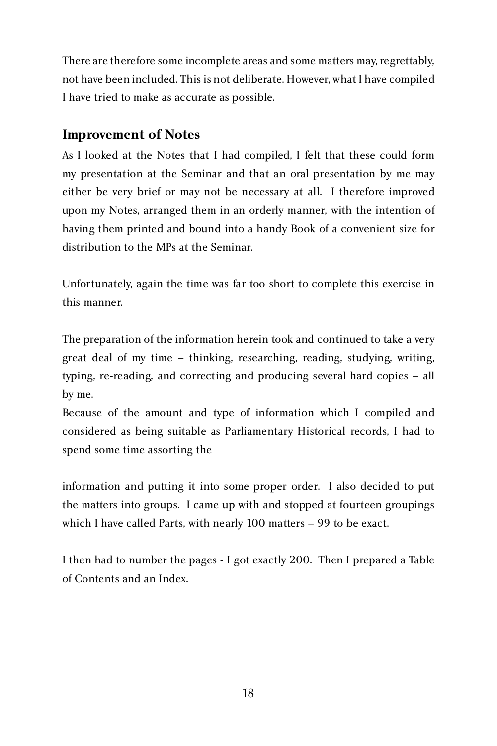There are therefore some incomplete areas and some matters may, regrettably, not have been included. This is not deliberate. However, what I have compiled I have tried to make as accurate as possible.

### Improvement of Notes

As I looked at the Notes that I had compiled, I felt that these could form my presentation at the Seminar and that an oral presentation by me may either be very brief or may not be necessary at all. I therefore improved upon my Notes, arranged them in an orderly manner, with the intention of having them printed and bound into a handy Book of a convenient size for distribution to the MPs at the Seminar.

Unfortunately, again the time was far too short to complete this exercise in this manner.

The preparation of the information herein took and continued to take a very great deal of my time – thinking, researching, reading, studying, writing, typing, re-reading, and correcting and producing several hard copies – all by me.

Because of the amount and type of information which I compiled and considered as being suitable as Parliamentary Historical records, I had to spend some time assorting the information and putting it into some proper order. I also decided to put the matters into groups. I came up with and stopped at fourteen groupings which I have called Parts, with nearly 100 matters – 99 to be exact.

I then had to number the pages - I got exactly 200. Then I prepared a Table of Contents and an Index.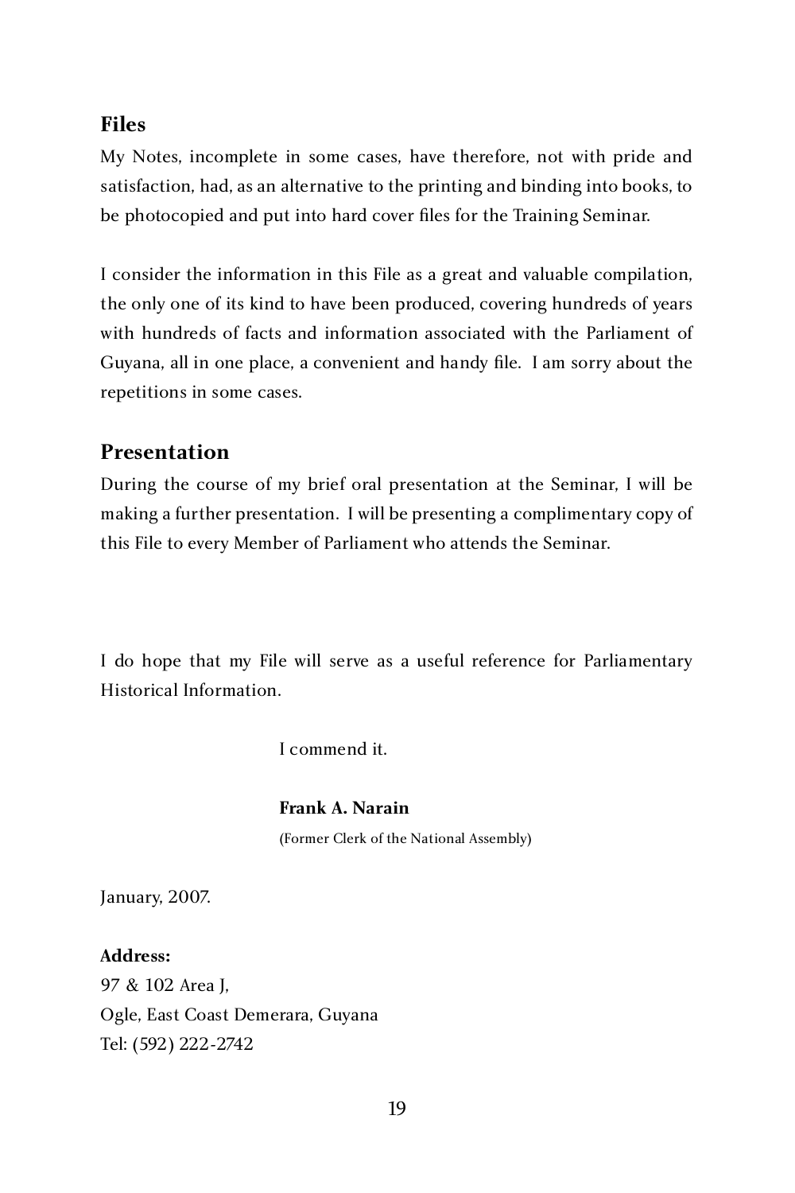## Files

My Notes, incomplete in some cases, have therefore, not with pride and satisfaction, had, as an alternative to the printing and binding into books, to be photocopied and put into hard cover files for the Training Seminar.

I consider the information in this File as a great and valuable compilation, the only one of its kind to have been produced, covering hundreds of years with hundreds of facts and information associated with the Parliament of Guyana, all in one place, a convenient and handy file. I am sorry about the repetitions in some cases.

## Presentation

During the course of my brief oral presentation at the Seminar, I will be making a further presentation. I will be presenting a complimentary copy of this File to every Member of Parliament who attends the Seminar.

I do hope that my File will serve as a useful reference for Parliamentary Historical Information.

I commend it.

**Frank A. Narain**

(Former Clerk of the National Assembly)

January, 2007.

**Address:**

97 & 102 Area J,
Ogle, East Coast Demerara, Guyana
Tel: (592) 222-2742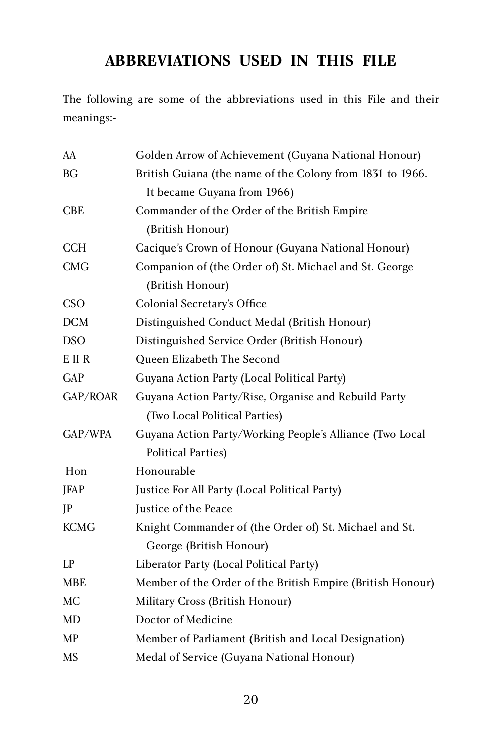## ABBREVIATIONS USED IN THIS FILE

The following are some of the abbreviations used in this File and their meanings:-

| | |
|---|---|
| AA | Golden Arrow of Achievement (Guyana National Honour) |
| BG | British Guiana (the name of the Colony from 1831 to 1966. It became Guyana from 1966) |
| CBE | Commander of the Order of the British Empire (British Honour) |
| CCH | Cacique's Crown of Honour (Guyana National Honour) |
| CMG | Companion of (the Order of) St. Michael and St. George (British Honour) |
| CSO | Colonial Secretary's Office |
| DCM | Distinguished Conduct Medal (British Honour) |
| DSO | Distinguished Service Order (British Honour) |
| E II R | Queen Elizabeth The Second |
| GAP | Guyana Action Party (Local Political Party) |
| GAP/ROAR | Guyana Action Party/Rise, Organise and Rebuild Party (Two Local Political Parties) |
| GAP/WPA | Guyana Action Party/Working People's Alliance (Two Local Political Parties) |
| Hon | Honourable |
| JFAP | Justice For All Party (Local Political Party) |
| JP | Justice of the Peace |
| KCMG | Knight Commander of (the Order of) St. Michael and St. George (British Honour) |
| LP | Liberator Party (Local Political Party) |
| MBE | Member of the Order of the British Empire (British Honour) |
| MC | Military Cross (British Honour) |
| MD | Doctor of Medicine |
| MP | Member of Parliament (British and Local Designation) |
| MS | Medal of Service (Guyana National Honour) |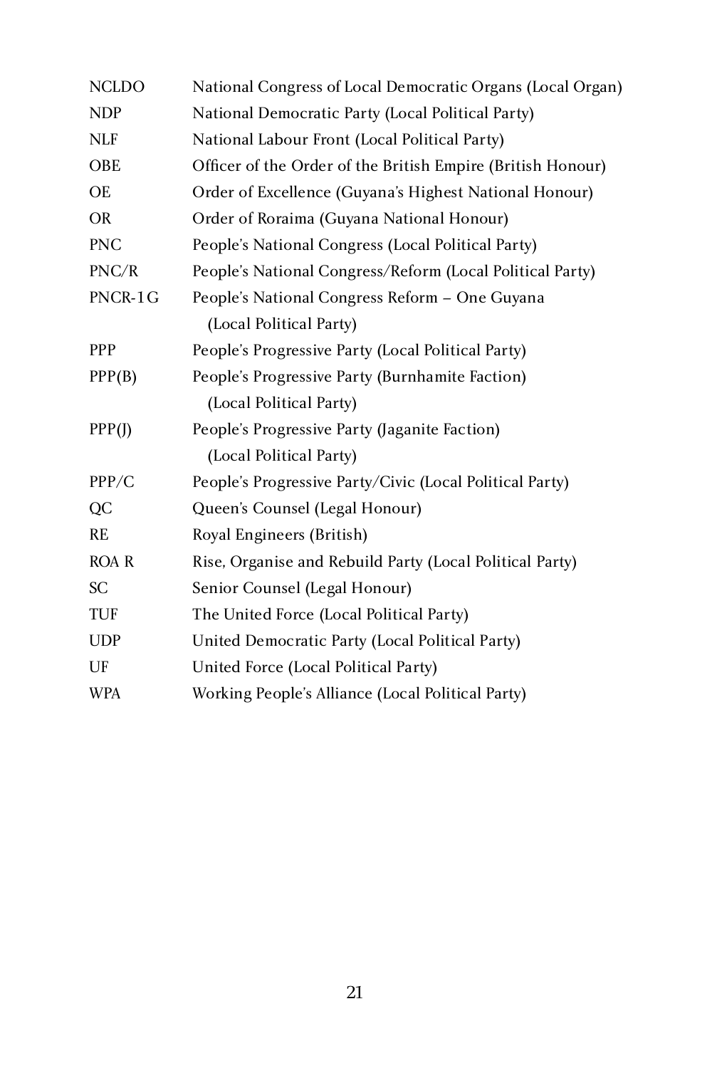| | |
|---|---|
| NCLDO | National Congress of Local Democratic Organs (Local Organ) |
| NDP | National Democratic Party (Local Political Party) |
| NLF | National Labour Front (Local Political Party) |
| OBE | Officer of the Order of the British Empire (British Honour) |
| OE | Order of Excellence (Guyana's Highest National Honour) |
| OR | Order of Roraima (Guyana National Honour) |
| PNC | People's National Congress (Local Political Party) |
| PNC/R | People's National Congress/Reform (Local Political Party) |
| PNCR-1G | People's National Congress Reform – One Guyana (Local Political Party) |
| PPP | People's Progressive Party (Local Political Party) |
| PPP(B) | People's Progressive Party (Burnhamite Faction) (Local Political Party) |
| PPP(J) | People's Progressive Party (Jaganite Faction) (Local Political Party) |
| PPP/C | People's Progressive Party/Civic (Local Political Party) |
| QC | Queen's Counsel (Legal Honour) |
| RE | Royal Engineers (British) |
| ROA R | Rise, Organise and Rebuild Party (Local Political Party) |
| SC | Senior Counsel (Legal Honour) |
| TUF | The United Force (Local Political Party) |
| UDP | United Democratic Party (Local Political Party) |
| UF | United Force (Local Political Party) |
| WPA | Working People's Alliance (Local Political Party) |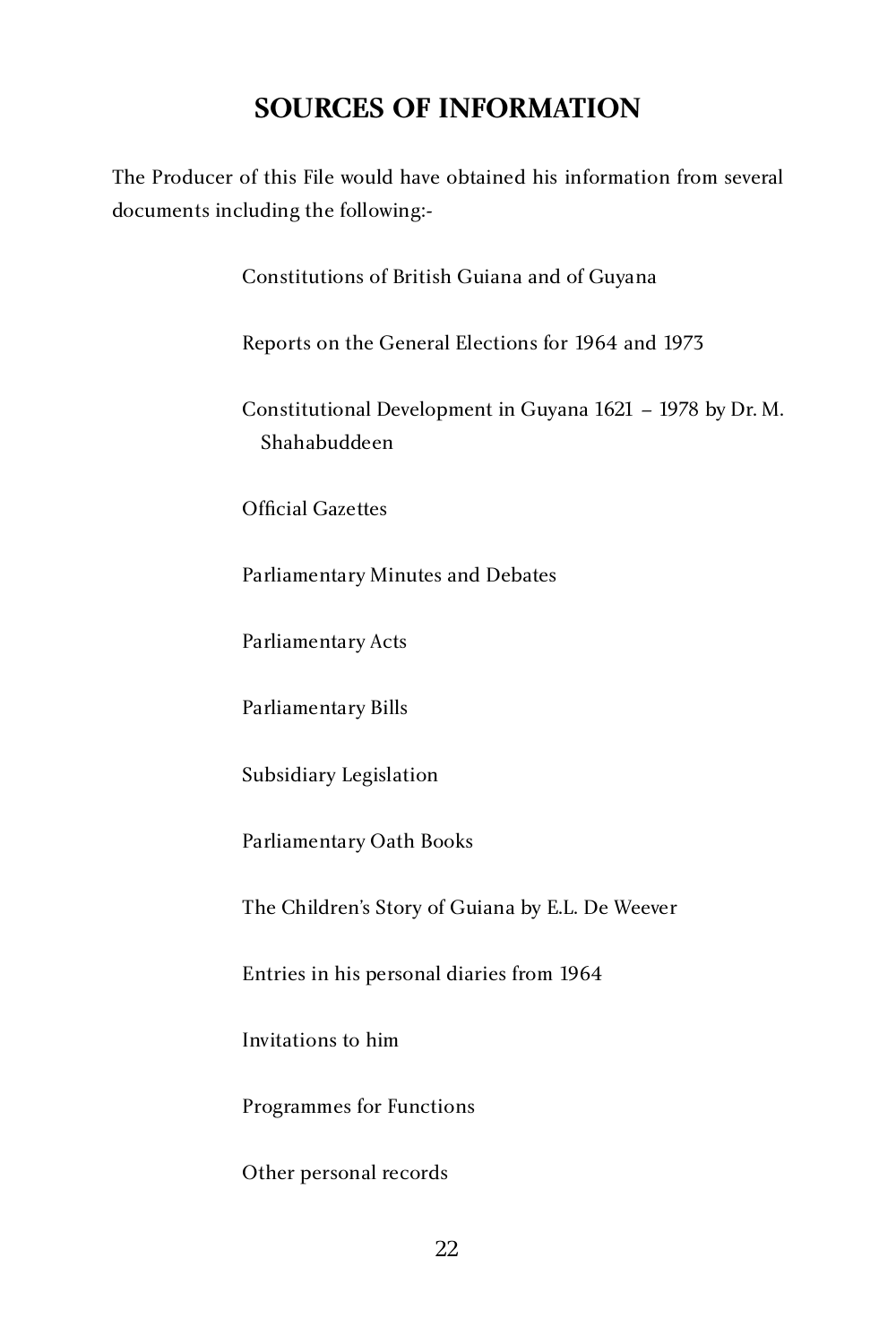# SOURCES OF INFORMATION

The Producer of this File would have obtained his information from several documents including the following:-

Constitutions of British Guiana and of Guyana

Reports on the General Elections for 1964 and 1973

Constitutional Development in Guyana 1621 – 1978 by Dr. M. Shahabuddeen

Official Gazettes

Parliamentary Minutes and Debates

Parliamentary Acts

Parliamentary Bills

Subsidiary Legislation

Parliamentary Oath Books

The Children's Story of Guiana by E.L. De Weever

Entries in his personal diaries from 1964

Invitations to him

Programmes for Functions

Other personal records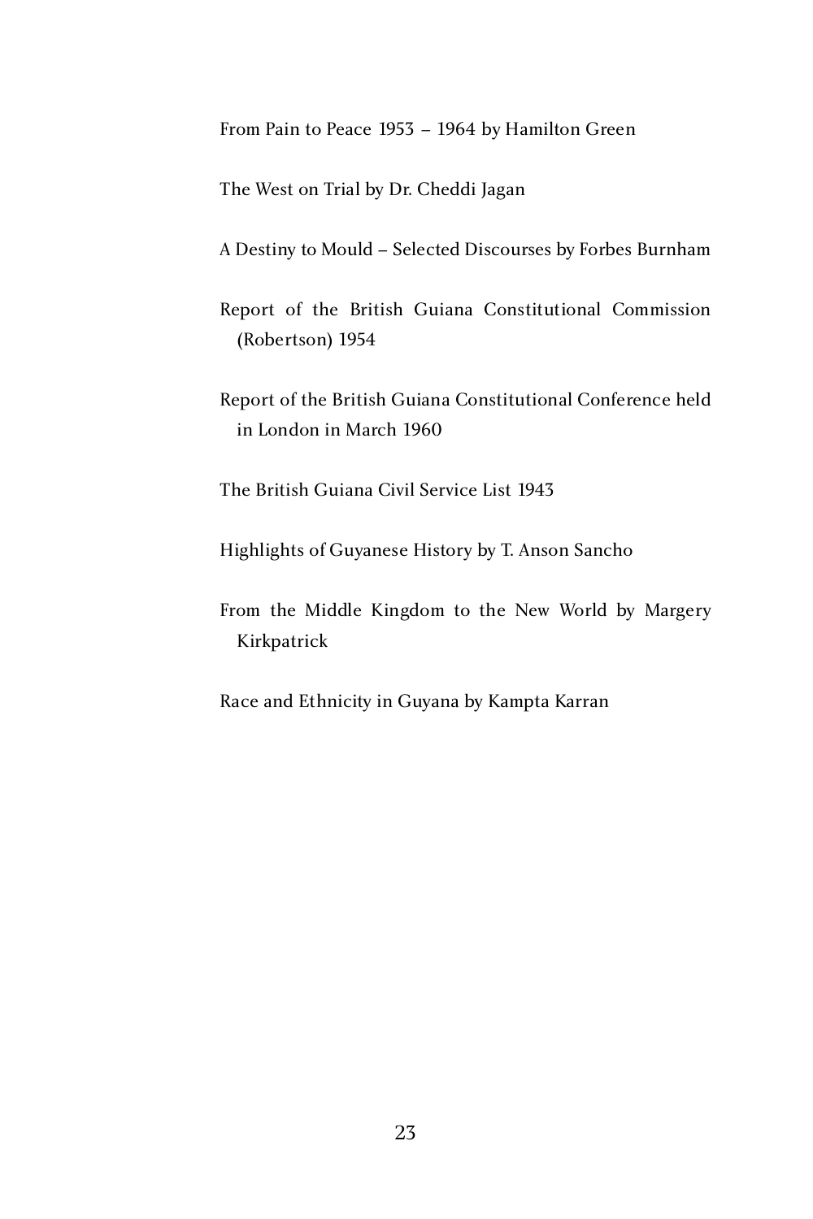From Pain to Peace 1953 – 1964 by Hamilton Green

The West on Trial by Dr. Cheddi Jagan

A Destiny to Mould – Selected Discourses by Forbes Burnham

Report of the British Guiana Constitutional Commission (Robertson) 1954

Report of the British Guiana Constitutional Conference held in London in March 1960

The British Guiana Civil Service List 1943

Highlights of Guyanese History by T. Anson Sancho

From the Middle Kingdom to the New World by Margery Kirkpatrick

Race and Ethnicity in Guyana by Kampta Karran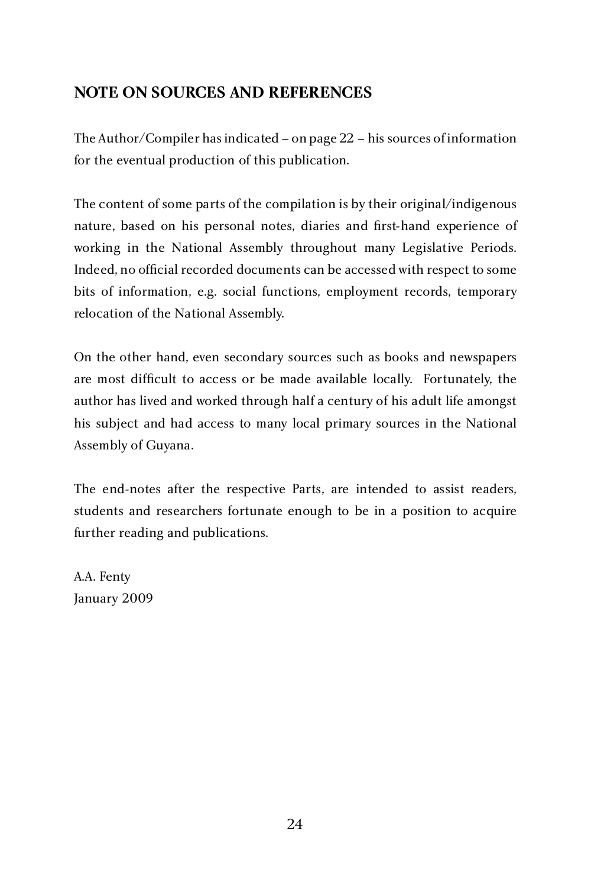## NOTE ON SOURCES AND REFERENCES

The Author/Compiler has indicated – on page 22 – his sources of information for the eventual production of this publication.

The content of some parts of the compilation is by their original/indigenous nature, based on his personal notes, diaries and first-hand experience of working in the National Assembly throughout many Legislative Periods. Indeed, no official recorded documents can be accessed with respect to some bits of information, e.g. social functions, employment records, temporary relocation of the National Assembly.

On the other hand, even secondary sources such as books and newspapers are most difficult to access or be made available locally. Fortunately, the author has lived and worked through half a century of his adult life amongst his subject and had access to many local primary sources in the National Assembly of Guyana.

The end-notes after the respective Parts, are intended to assist readers, students and researchers fortunate enough to be in a position to acquire further reading and publications.

A.A. Fenty
January 2009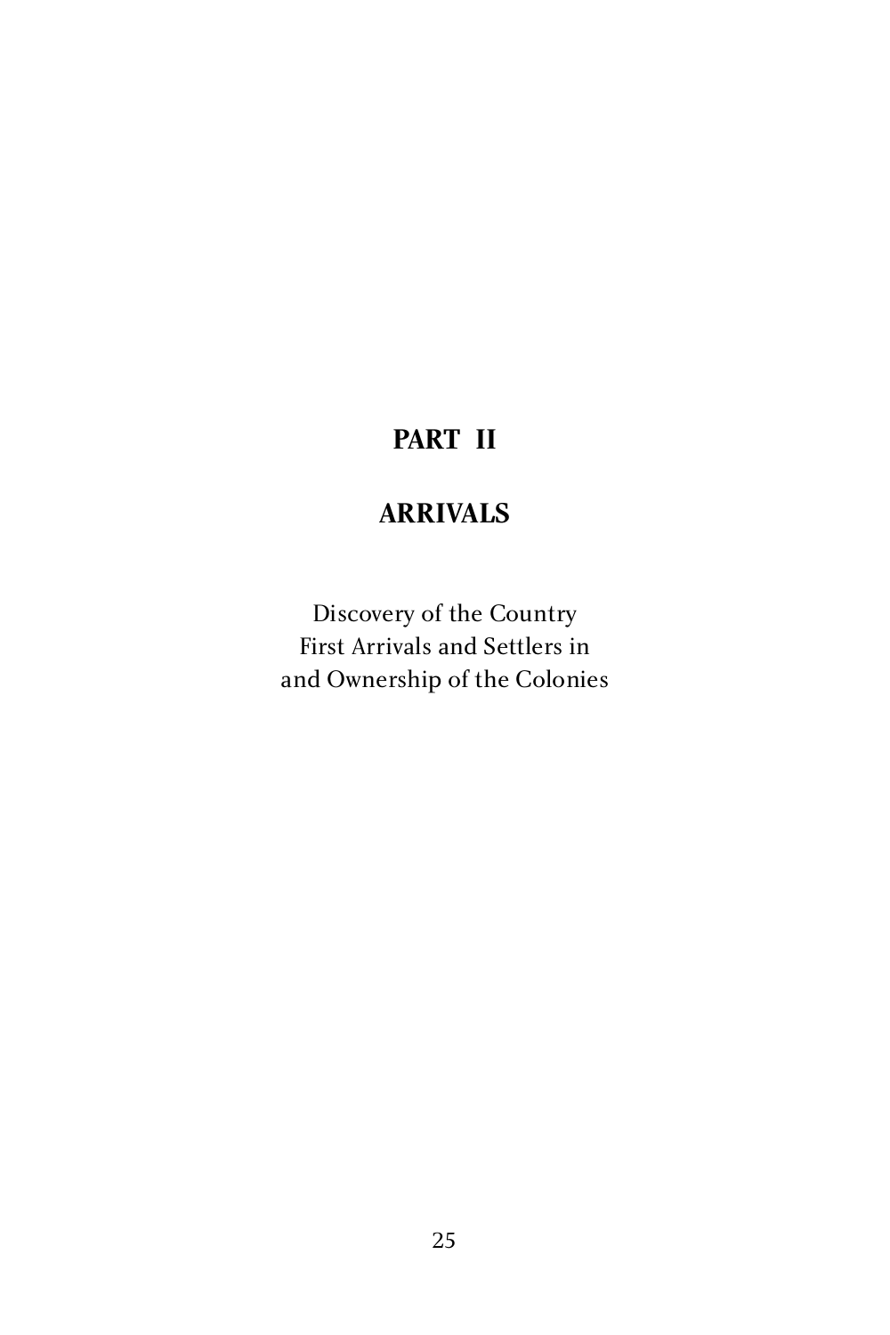# PART II

# ARRIVALS

Discovery of the Country
First Arrivals and Settlers in
and Ownership of the Colonies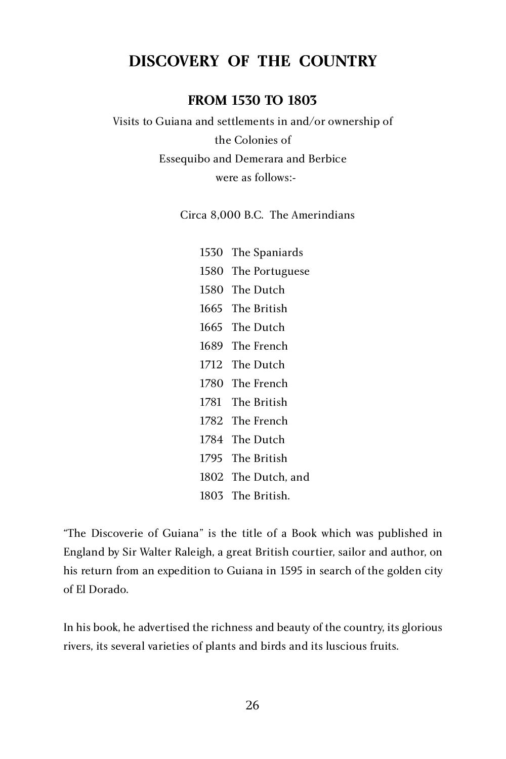## DISCOVERY OF THE COUNTRY

### FROM 1530 TO 1803

Visits to Guiana and settlements in and/or ownership of
the Colonies of
Essequibo and Demerara and Berbice
were as follows:-

Circa 8,000 B.C. The Amerindians

1530 The Spaniards
1580 The Portuguese
1580 The Dutch
1665 The British
1665 The Dutch
1689 The French
1712 The Dutch
1780 The French
1781 The British
1782 The French
1784 The Dutch
1795 The British
1802 The Dutch, and
1803 The British.

"The Discoverie of Guiana" is the title of a Book which was published in England by Sir Walter Raleigh, a great British courtier, sailor and author, on his return from an expedition to Guiana in 1595 in search of the golden city of El Dorado.

In his book, he advertised the richness and beauty of the country, its glorious rivers, its several varieties of plants and birds and its luscious fruits.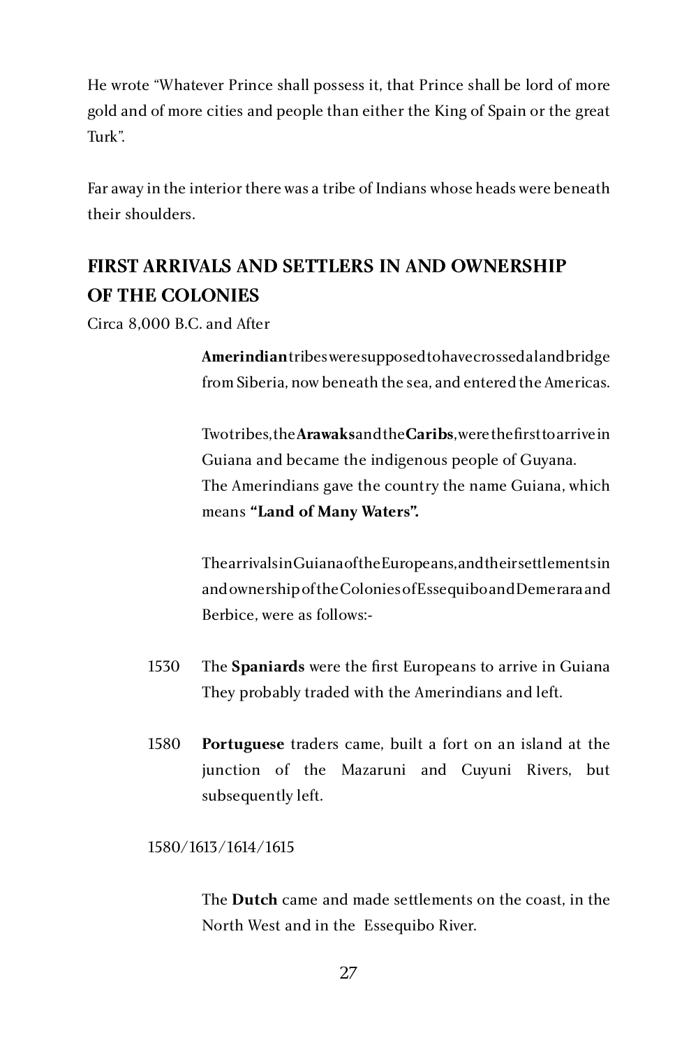He wrote "Whatever Prince shall possess it, that Prince shall be lord of more gold and of more cities and people than either the King of Spain or the great Turk".

Far away in the interior there was a tribe of Indians whose heads were beneath their shoulders.

## FIRST ARRIVALS AND SETTLERS IN AND OWNERSHIP OF THE COLONIES

Circa 8,000 B.C. and After

**Amerindian** tribes were supposed to have crossed a land bridge from Siberia, now beneath the sea, and entered the Americas.

Two tribes, the **Arawaks** and the **Caribs**, were the first to arrive in Guiana and became the indigenous people of Guyana. The Amerindians gave the country the name Guiana, which means **"Land of Many Waters".**

The arrivals in Guiana of the Europeans, and their settlements in and ownership of the Colonies of Essequibo and Demerara and Berbice, were as follows:-

1530 The **Spaniards** were the first Europeans to arrive in Guiana They probably traded with the Amerindians and left.

1580 **Portuguese** traders came, built a fort on an island at the junction of the Mazaruni and Cuyuni Rivers, but subsequently left.

1580/1613/1614/1615

The **Dutch** came and made settlements on the coast, in the North West and in the Essequibo River.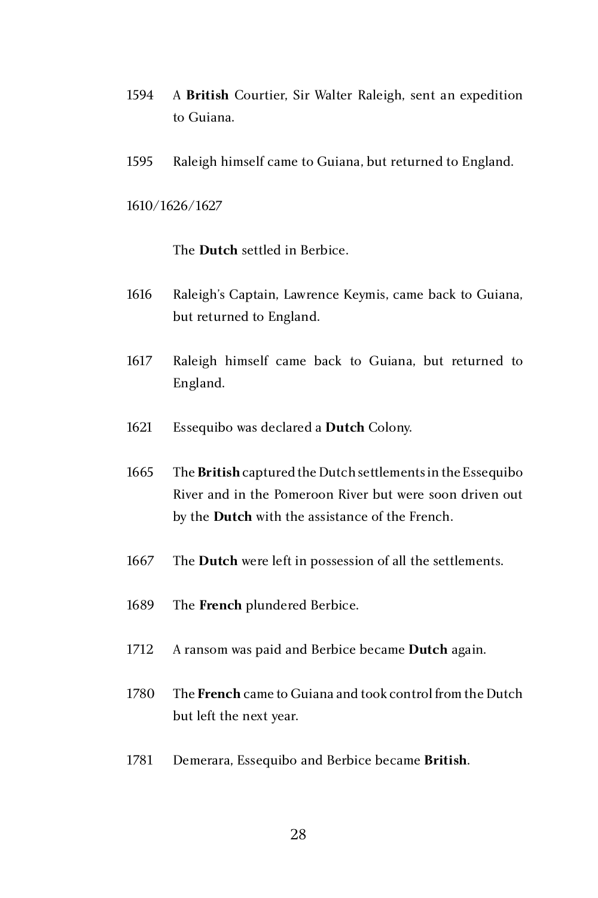1594 A **British** Courtier, Sir Walter Raleigh, sent an expedition to Guiana.

1595 Raleigh himself came to Guiana, but returned to England.

1610/1626/1627

The **Dutch** settled in Berbice.

1616 Raleigh's Captain, Lawrence Keymis, came back to Guiana, but returned to England.

1617 Raleigh himself came back to Guiana, but returned to England.

1621 Essequibo was declared a **Dutch** Colony.

1665 The **British** captured the Dutch settlements in the Essequibo River and in the Pomeroon River but were soon driven out by the **Dutch** with the assistance of the French.

1667 The **Dutch** were left in possession of all the settlements.

1689 The **French** plundered Berbice.

1712 A ransom was paid and Berbice became **Dutch** again.

1780 The **French** came to Guiana and took control from the Dutch but left the next year.

1781 Demerara, Essequibo and Berbice became **British**.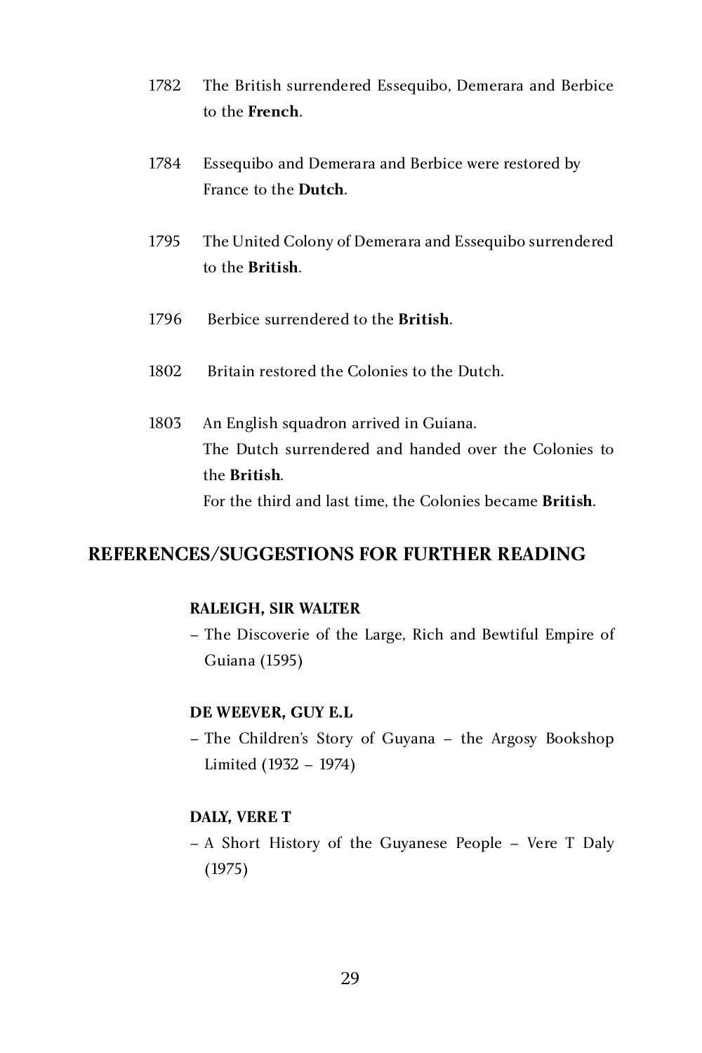1782 The British surrendered Essequibo, Demerara and Berbice to the **French**.

1784 Essequibo and Demerara and Berbice were restored by France to the **Dutch**.

1795 The United Colony of Demerara and Essequibo surrendered to the **British**.

1796 Berbice surrendered to the **British**.

1802 Britain restored the Colonies to the Dutch.

1803 An English squadron arrived in Guiana.
The Dutch surrendered and handed over the Colonies to the **British**.
For the third and last time, the Colonies became **British**.

## REFERENCES/SUGGESTIONS FOR FURTHER READING

**RALEIGH, SIR WALTER**

– The Discoverie of the Large, Rich and Bewtiful Empire of Guiana (1595)

**DE WEEVER, GUY E.L**

– The Children's Story of Guyana – the Argosy Bookshop Limited (1932 – 1974)

**DALY, VERE T**

– A Short History of the Guyanese People – Vere T Daly (1975)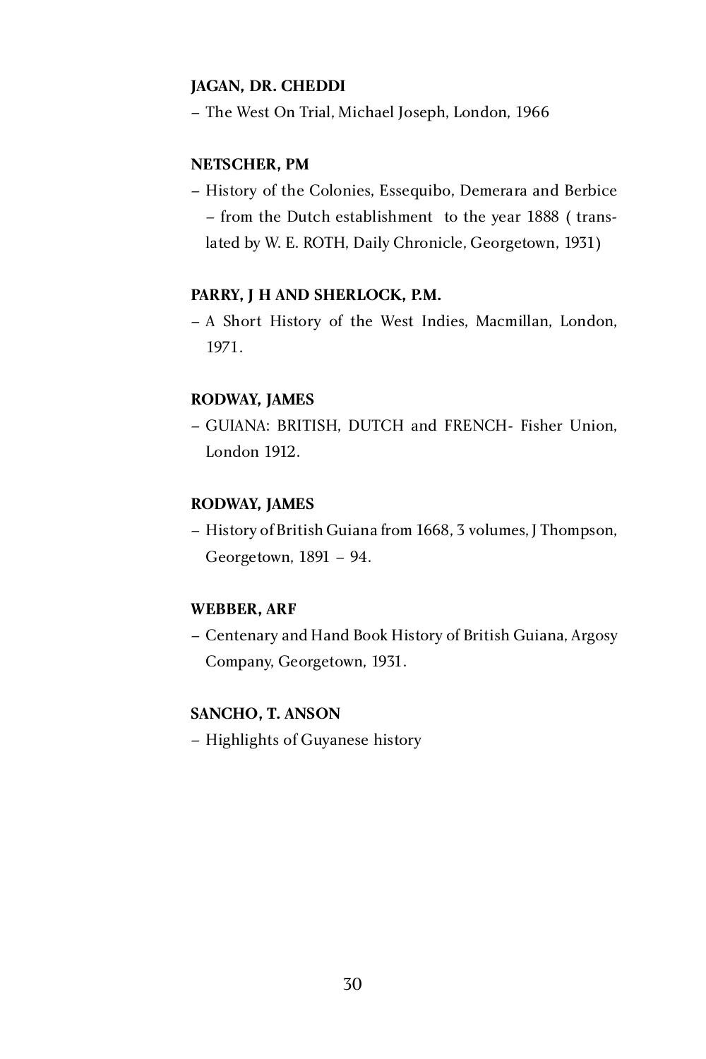**JAGAN, DR. CHEDDI**

– The West On Trial, Michael Joseph, London, 1966

**NETSCHER, PM**

– History of the Colonies, Essequibo, Demerara and Berbice – from the Dutch establishment to the year 1888 ( translated by W. E. ROTH, Daily Chronicle, Georgetown, 1931)

**PARRY, J H AND SHERLOCK, P.M.**

– A Short History of the West Indies, Macmillan, London, 1971.

**RODWAY, JAMES**

– GUIANA: BRITISH, DUTCH and FRENCH- Fisher Union, London 1912.

**RODWAY, JAMES**

– History of British Guiana from 1668, 3 volumes, J Thompson, Georgetown, 1891 – 94.

**WEBBER, ARF**

– Centenary and Hand Book History of British Guiana, Argosy Company, Georgetown, 1931.

**SANCHO, T. ANSON**

– Highlights of Guyanese history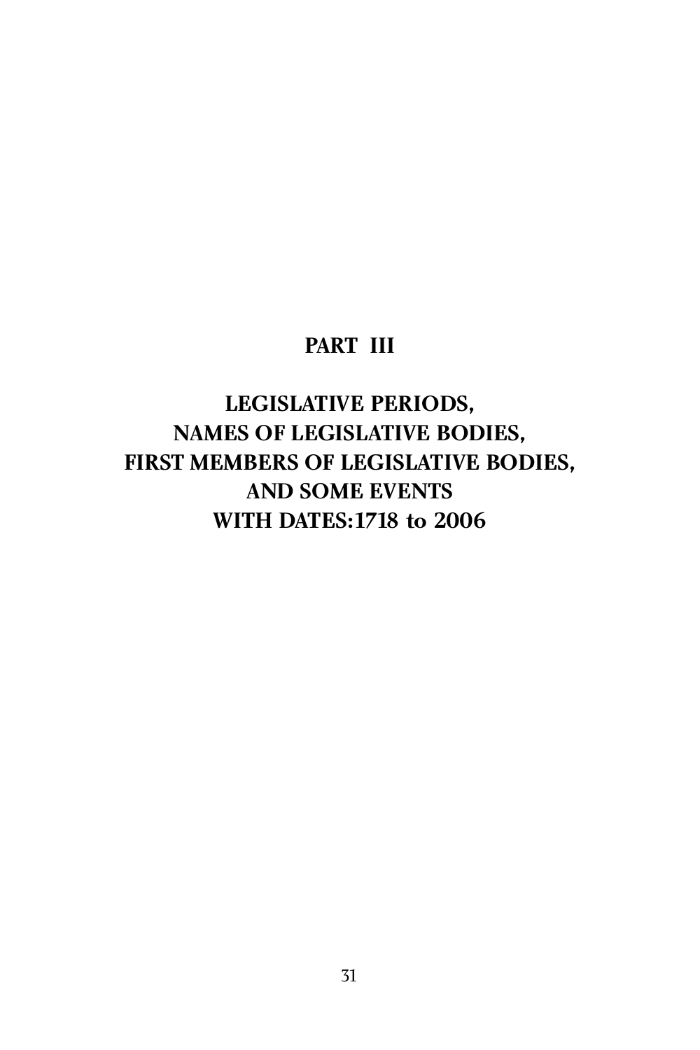# PART III

## LEGISLATIVE PERIODS, NAMES OF LEGISLATIVE BODIES, FIRST MEMBERS OF LEGISLATIVE BODIES, AND SOME EVENTS WITH DATES:1718 to 2006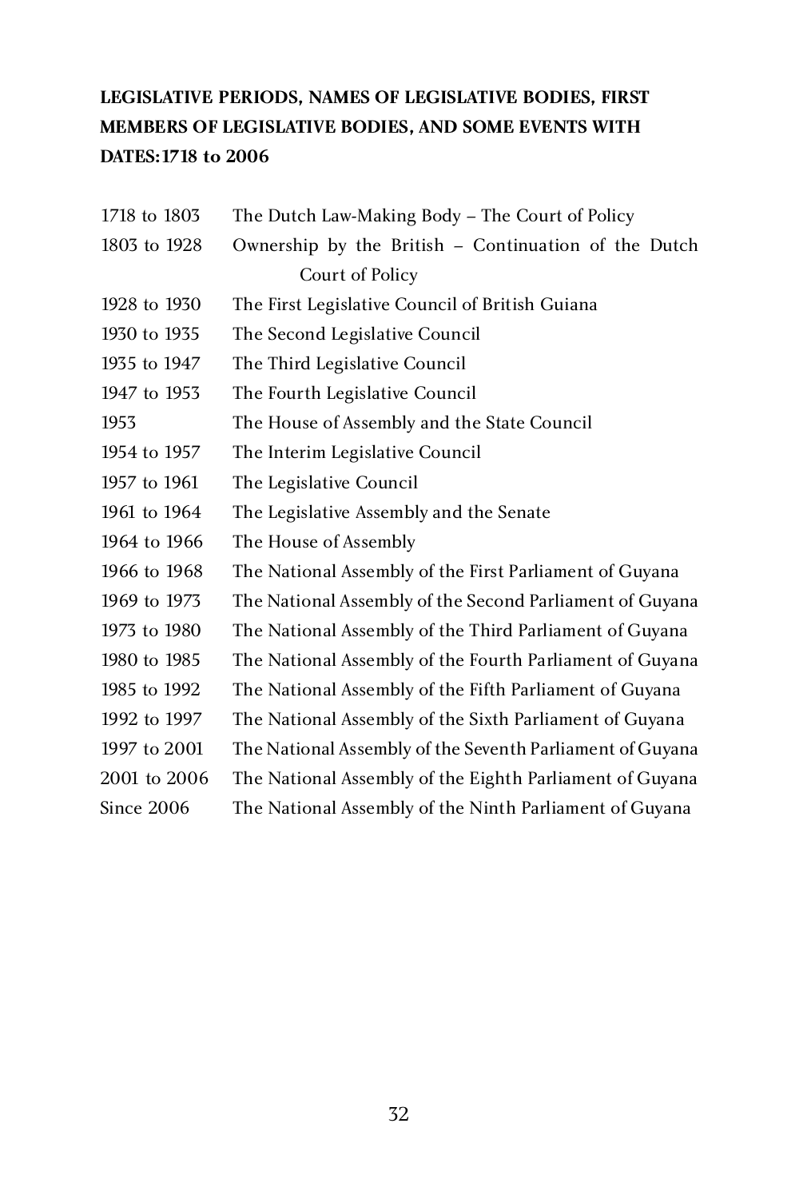## LEGISLATIVE PERIODS, NAMES OF LEGISLATIVE BODIES, FIRST MEMBERS OF LEGISLATIVE BODIES, AND SOME EVENTS WITH DATES: 1718 to 2006

| | |
|---|---|
| 1718 to 1803 | The Dutch Law-Making Body – The Court of Policy |
| 1803 to 1928 | Ownership by the British – Continuation of the Dutch Court of Policy |
| 1928 to 1930 | The First Legislative Council of British Guiana |
| 1930 to 1935 | The Second Legislative Council |
| 1935 to 1947 | The Third Legislative Council |
| 1947 to 1953 | The Fourth Legislative Council |
| 1953 | The House of Assembly and the State Council |
| 1954 to 1957 | The Interim Legislative Council |
| 1957 to 1961 | The Legislative Council |
| 1961 to 1964 | The Legislative Assembly and the Senate |
| 1964 to 1966 | The House of Assembly |
| 1966 to 1968 | The National Assembly of the First Parliament of Guyana |
| 1969 to 1973 | The National Assembly of the Second Parliament of Guyana |
| 1973 to 1980 | The National Assembly of the Third Parliament of Guyana |
| 1980 to 1985 | The National Assembly of the Fourth Parliament of Guyana |
| 1985 to 1992 | The National Assembly of the Fifth Parliament of Guyana |
| 1992 to 1997 | The National Assembly of the Sixth Parliament of Guyana |
| 1997 to 2001 | The National Assembly of the Seventh Parliament of Guyana |
| 2001 to 2006 | The National Assembly of the Eighth Parliament of Guyana |
| Since 2006 | The National Assembly of the Ninth Parliament of Guyana |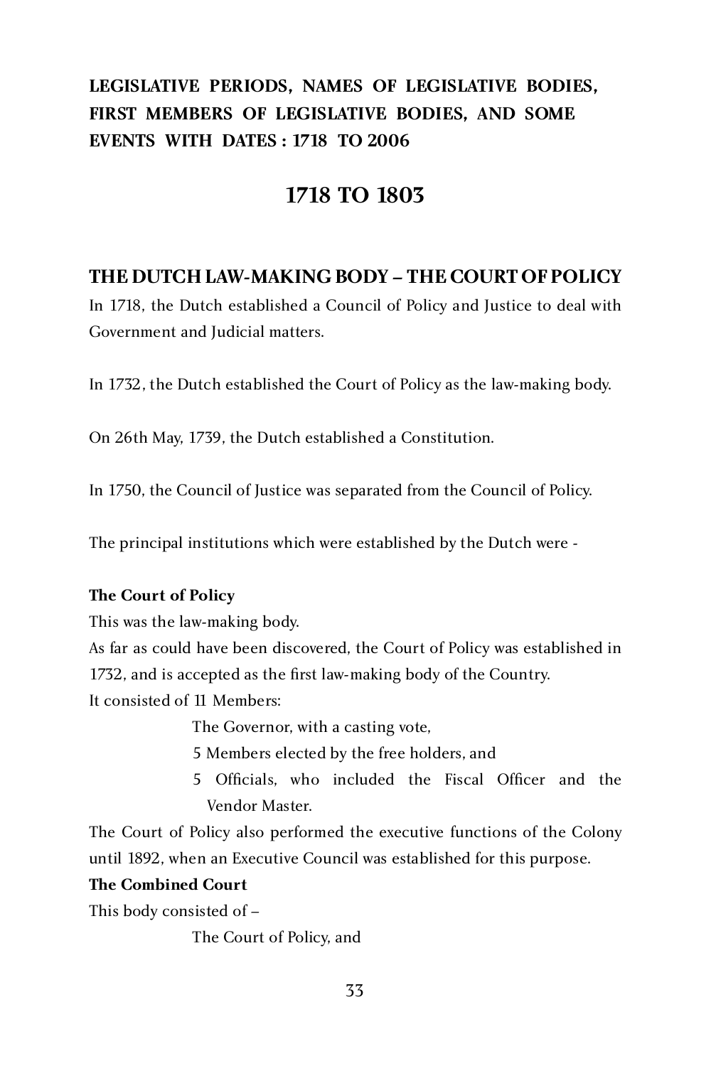# LEGISLATIVE PERIODS, NAMES OF LEGISLATIVE BODIES, FIRST MEMBERS OF LEGISLATIVE BODIES, AND SOME EVENTS WITH DATES : 1718 TO 2006

## 1718 TO 1803

### THE DUTCH LAW-MAKING BODY – THE COURT OF POLICY

In 1718, the Dutch established a Council of Policy and Justice to deal with Government and Judicial matters.

In 1732, the Dutch established the Court of Policy as the law-making body.

On 26th May, 1739, the Dutch established a Constitution.

In 1750, the Council of Justice was separated from the Council of Policy.

The principal institutions which were established by the Dutch were -

**The Court of Policy**

This was the law-making body.

As far as could have been discovered, the Court of Policy was established in 1732, and is accepted as the first law-making body of the Country.

It consisted of 11 Members:

- The Governor, with a casting vote,
- 5 Members elected by the free holders, and
- 5 Officials, who included the Fiscal Officer and the Vendor Master.

The Court of Policy also performed the executive functions of the Colony until 1892, when an Executive Council was established for this purpose.

**The Combined Court**

This body consisted of –

- The Court of Policy, and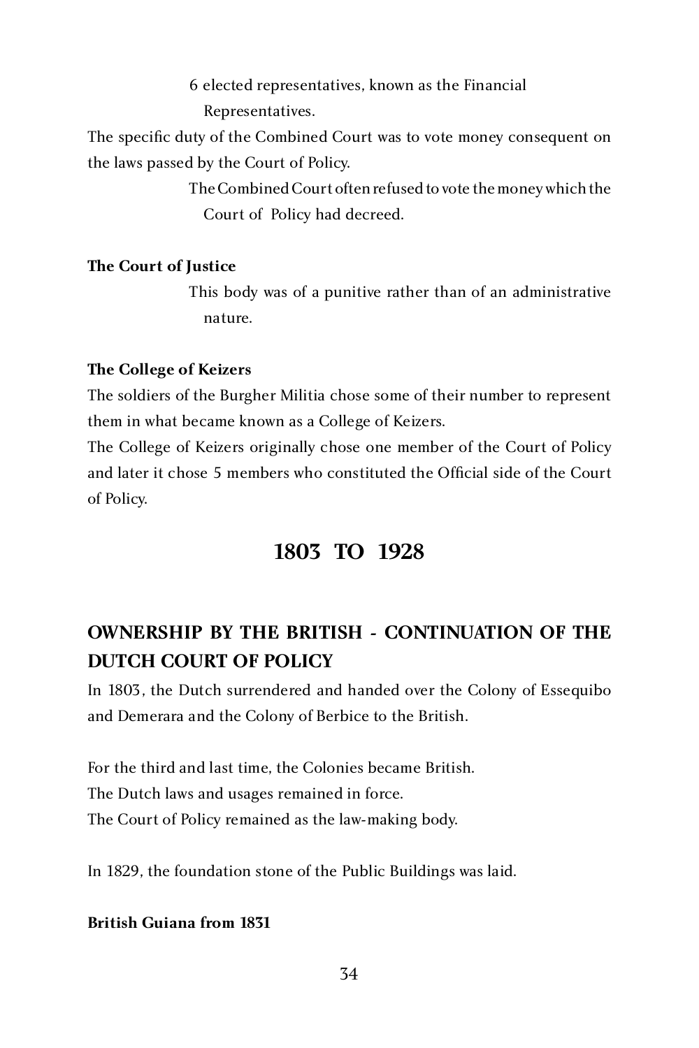6 elected representatives, known as the Financial Representatives.

The specific duty of the Combined Court was to vote money consequent on the laws passed by the Court of Policy.

The Combined Court often refused to vote the money which the Court of Policy had decreed.

**The Court of Justice**

This body was of a punitive rather than of an administrative nature.

**The College of Keizers**

The soldiers of the Burgher Militia chose some of their number to represent them in what became known as a College of Keizers.

The College of Keizers originally chose one member of the Court of Policy and later it chose 5 members who constituted the Official side of the Court of Policy.

# 1803 TO 1928

## OWNERSHIP BY THE BRITISH - CONTINUATION OF THE DUTCH COURT OF POLICY

In 1803, the Dutch surrendered and handed over the Colony of Essequibo and Demerara and the Colony of Berbice to the British.

For the third and last time, the Colonies became British.
The Dutch laws and usages remained in force.
The Court of Policy remained as the law-making body.

In 1829, the foundation stone of the Public Buildings was laid.

**British Guiana from 1831**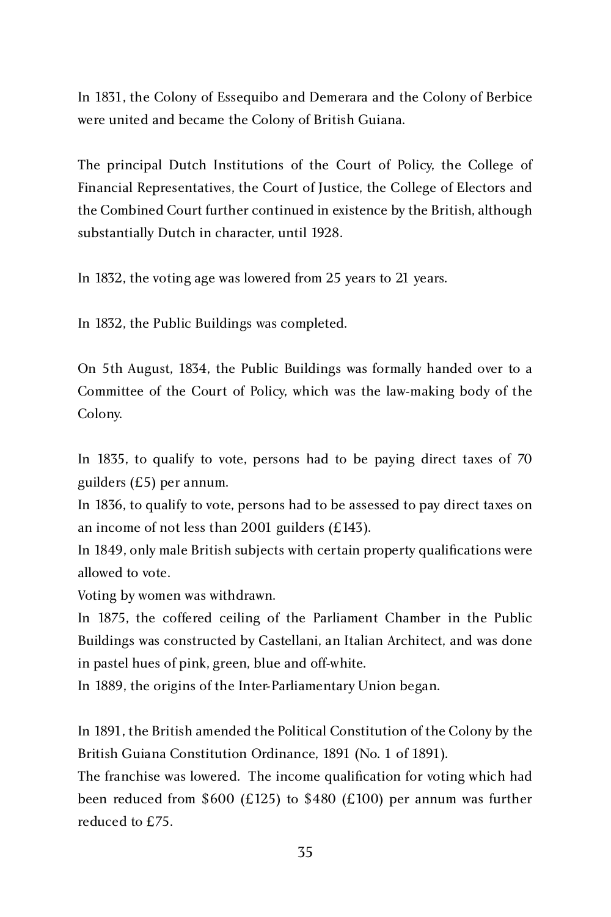In 1831, the Colony of Essequibo and Demerara and the Colony of Berbice were united and became the Colony of British Guiana.

The principal Dutch Institutions of the Court of Policy, the College of Financial Representatives, the Court of Justice, the College of Electors and the Combined Court further continued in existence by the British, although substantially Dutch in character, until 1928.

In 1832, the voting age was lowered from 25 years to 21 years.

In 1832, the Public Buildings was completed.

On 5th August, 1834, the Public Buildings was formally handed over to a Committee of the Court of Policy, which was the law-making body of the Colony.

In 1835, to qualify to vote, persons had to be paying direct taxes of 70 guilders (£5) per annum.
In 1836, to qualify to vote, persons had to be assessed to pay direct taxes on an income of not less than 2001 guilders (£143).
In 1849, only male British subjects with certain property qualifications were allowed to vote.
Voting by women was withdrawn.
In 1875, the coffered ceiling of the Parliament Chamber in the Public Buildings was constructed by Castellani, an Italian Architect, and was done in pastel hues of pink, green, blue and off-white.
In 1889, the origins of the Inter-Parliamentary Union began.

In 1891, the British amended the Political Constitution of the Colony by the British Guiana Constitution Ordinance, 1891 (No. 1 of 1891).
The franchise was lowered. The income qualification for voting which had been reduced from $600 (£125) to $480 (£100) per annum was further reduced to £75.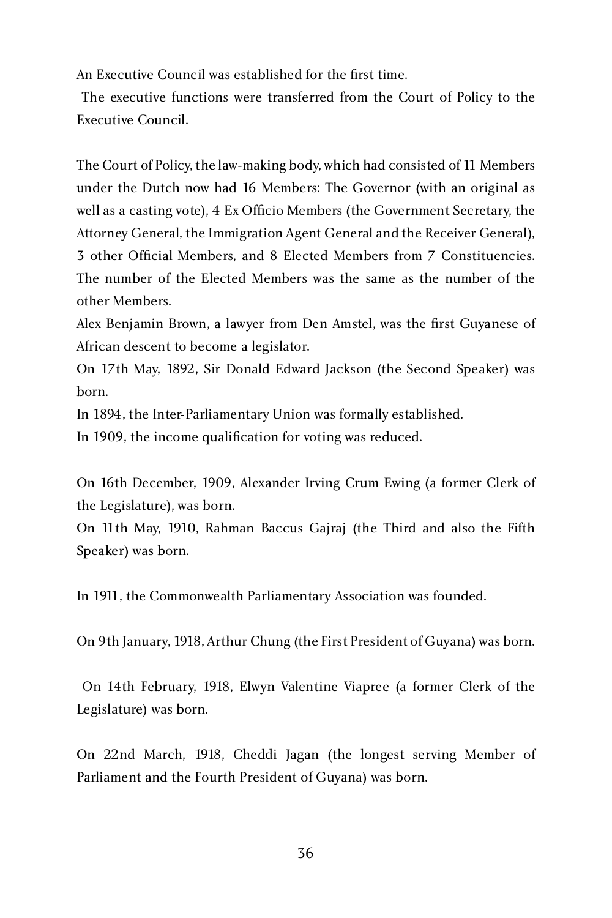An Executive Council was established for the first time.

The executive functions were transferred from the Court of Policy to the Executive Council.

The Court of Policy, the law-making body, which had consisted of 11 Members under the Dutch now had 16 Members: The Governor (with an original as well as a casting vote), 4 Ex Officio Members (the Government Secretary, the Attorney General, the Immigration Agent General and the Receiver General), 3 other Official Members, and 8 Elected Members from 7 Constituencies. The number of the Elected Members was the same as the number of the other Members.

Alex Benjamin Brown, a lawyer from Den Amstel, was the first Guyanese of African descent to become a legislator.

On 17th May, 1892, Sir Donald Edward Jackson (the Second Speaker) was born.

In 1894, the Inter-Parliamentary Union was formally established.

In 1909, the income qualification for voting was reduced.

On 16th December, 1909, Alexander Irving Crum Ewing (a former Clerk of the Legislature), was born.

On 11th May, 1910, Rahman Baccus Gajraj (the Third and also the Fifth Speaker) was born.

In 1911, the Commonwealth Parliamentary Association was founded.

On 9th January, 1918, Arthur Chung (the First President of Guyana) was born.

On 14th February, 1918, Elwyn Valentine Viapree (a former Clerk of the Legislature) was born.

On 22nd March, 1918, Cheddi Jagan (the longest serving Member of Parliament and the Fourth President of Guyana) was born.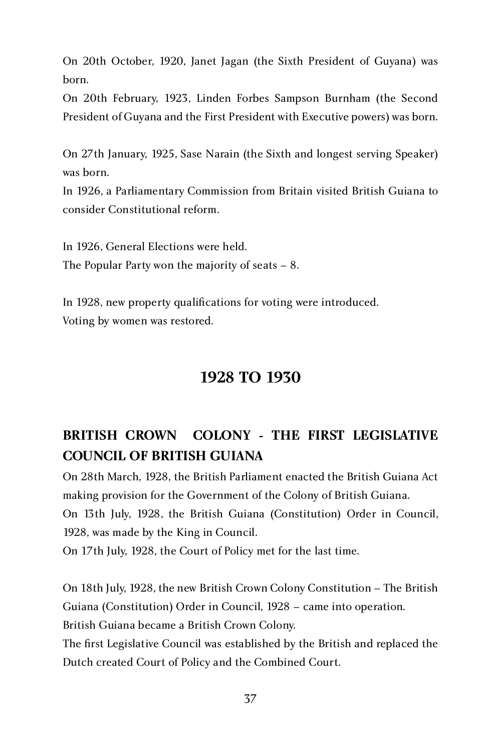On 20th October, 1920, Janet Jagan (the Sixth President of Guyana) was born.
On 20th February, 1923, Linden Forbes Sampson Burnham (the Second President of Guyana and the First President with Executive powers) was born.

On 27th January, 1925, Sase Narain (the Sixth and longest serving Speaker) was born.
In 1926, a Parliamentary Commission from Britain visited British Guiana to consider Constitutional reform.

In 1926, General Elections were held.
The Popular Party won the majority of seats – 8.

In 1928, new property qualifications for voting were introduced.
Voting by women was restored.

## 1928 TO 1930

### BRITISH CROWN COLONY - THE FIRST LEGISLATIVE COUNCIL OF BRITISH GUIANA

On 28th March, 1928, the British Parliament enacted the British Guiana Act making provision for the Government of the Colony of British Guiana.
On 13th July, 1928, the British Guiana (Constitution) Order in Council, 1928, was made by the King in Council.
On 17th July, 1928, the Court of Policy met for the last time.

On 18th July, 1928, the new British Crown Colony Constitution – The British Guiana (Constitution) Order in Council, 1928 – came into operation.
British Guiana became a British Crown Colony.
The first Legislative Council was established by the British and replaced the Dutch created Court of Policy and the Combined Court.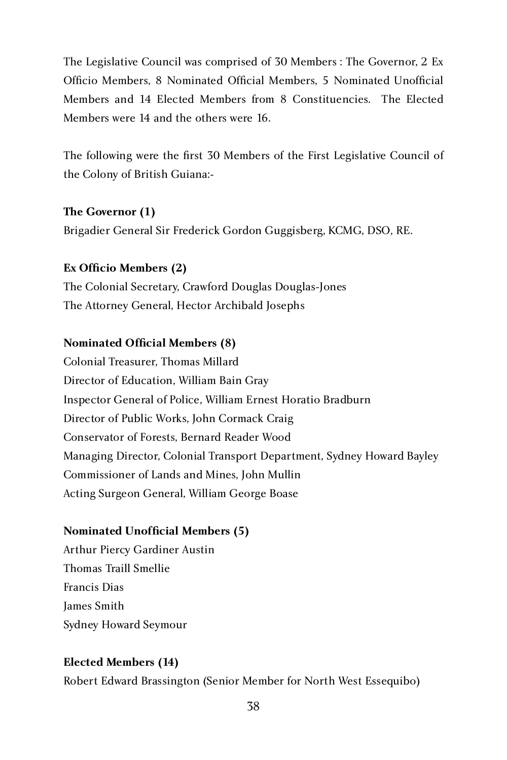The Legislative Council was comprised of 30 Members : The Governor, 2 Ex Officio Members, 8 Nominated Official Members, 5 Nominated Unofficial Members and 14 Elected Members from 8 Constituencies. The Elected Members were 14 and the others were 16.

The following were the first 30 Members of the First Legislative Council of the Colony of British Guiana:-

**The Governor (1)**
Brigadier General Sir Frederick Gordon Guggisberg, KCMG, DSO, RE.

**Ex Officio Members (2)**
The Colonial Secretary, Crawford Douglas Douglas-Jones
The Attorney General, Hector Archibald Josephs

**Nominated Official Members (8)**
Colonial Treasurer, Thomas Millard
Director of Education, William Bain Gray
Inspector General of Police, William Ernest Horatio Bradburn
Director of Public Works, John Cormack Craig
Conservator of Forests, Bernard Reader Wood
Managing Director, Colonial Transport Department, Sydney Howard Bayley
Commissioner of Lands and Mines, John Mullin
Acting Surgeon General, William George Boase

**Nominated Unofficial Members (5)**
Arthur Piercy Gardiner Austin
Thomas Traill Smellie
Francis Dias
James Smith
Sydney Howard Seymour

**Elected Members (14)**
Robert Edward Brassington (Senior Member for North West Essequibo)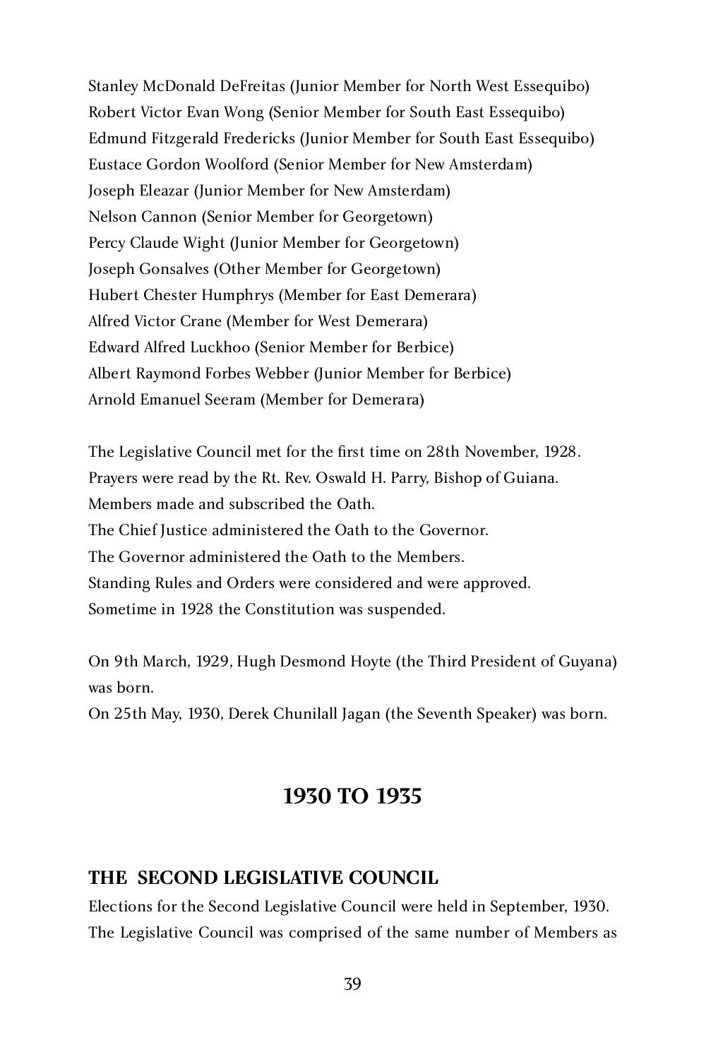Stanley McDonald DeFreitas (Junior Member for North West Essequibo)
Robert Victor Evan Wong (Senior Member for South East Essequibo)
Edmund Fitzgerald Fredericks (Junior Member for South East Essequibo)
Eustace Gordon Woolford (Senior Member for New Amsterdam)
Joseph Eleazar (Junior Member for New Amsterdam)
Nelson Cannon (Senior Member for Georgetown)
Percy Claude Wight (Junior Member for Georgetown)
Joseph Gonsalves (Other Member for Georgetown)
Hubert Chester Humphrys (Member for East Demerara)
Alfred Victor Crane (Member for West Demerara)
Edward Alfred Luckhoo (Senior Member for Berbice)
Albert Raymond Forbes Webber (Junior Member for Berbice)
Arnold Emanuel Seeram (Member for Demerara)

The Legislative Council met for the first time on 28th November, 1928.
Prayers were read by the Rt. Rev. Oswald H. Parry, Bishop of Guiana.
Members made and subscribed the Oath.
The Chief Justice administered the Oath to the Governor.
The Governor administered the Oath to the Members.
Standing Rules and Orders were considered and were approved.
Sometime in 1928 the Constitution was suspended.

On 9th March, 1929, Hugh Desmond Hoyte (the Third President of Guyana) was born.
On 25th May, 1930, Derek Chunilall Jagan (the Seventh Speaker) was born.

## 1930 TO 1935

### THE SECOND LEGISLATIVE COUNCIL

Elections for the Second Legislative Council were held in September, 1930. The Legislative Council was comprised of the same number of Members as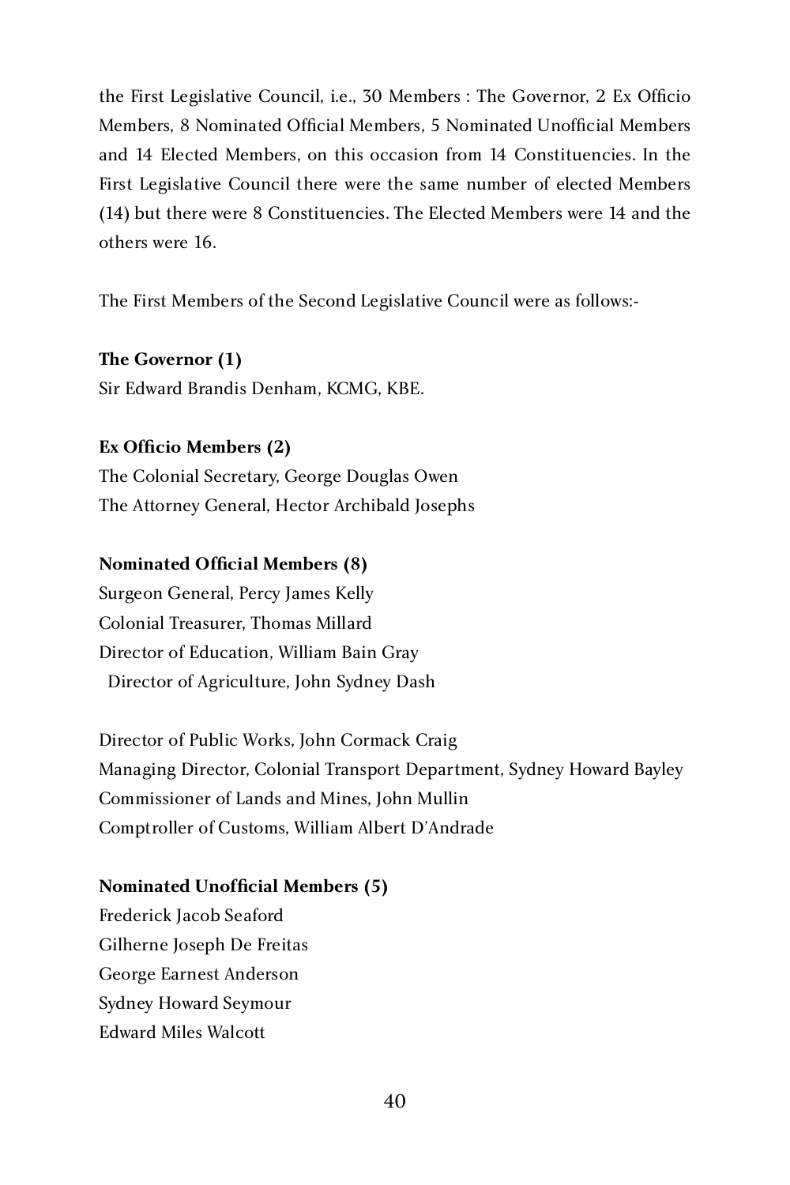the First Legislative Council, i.e., 30 Members : The Governor, 2 Ex Officio Members, 8 Nominated Official Members, 5 Nominated Unofficial Members and 14 Elected Members, on this occasion from 14 Constituencies. In the First Legislative Council there were the same number of elected Members (14) but there were 8 Constituencies. The Elected Members were 14 and the others were 16.

The First Members of the Second Legislative Council were as follows:-

**The Governor (1)**
Sir Edward Brandis Denham, KCMG, KBE.

**Ex Officio Members (2)**
The Colonial Secretary, George Douglas Owen
The Attorney General, Hector Archibald Josephs

**Nominated Official Members (8)**
Surgeon General, Percy James Kelly
Colonial Treasurer, Thomas Millard
Director of Education, William Bain Gray
Director of Agriculture, John Sydney Dash

Director of Public Works, John Cormack Craig
Managing Director, Colonial Transport Department, Sydney Howard Bayley
Commissioner of Lands and Mines, John Mullin
Comptroller of Customs, William Albert D'Andrade

**Nominated Unofficial Members (5)**
Frederick Jacob Seaford
Gilherne Joseph De Freitas
George Earnest Anderson
Sydney Howard Seymour
Edward Miles Walcott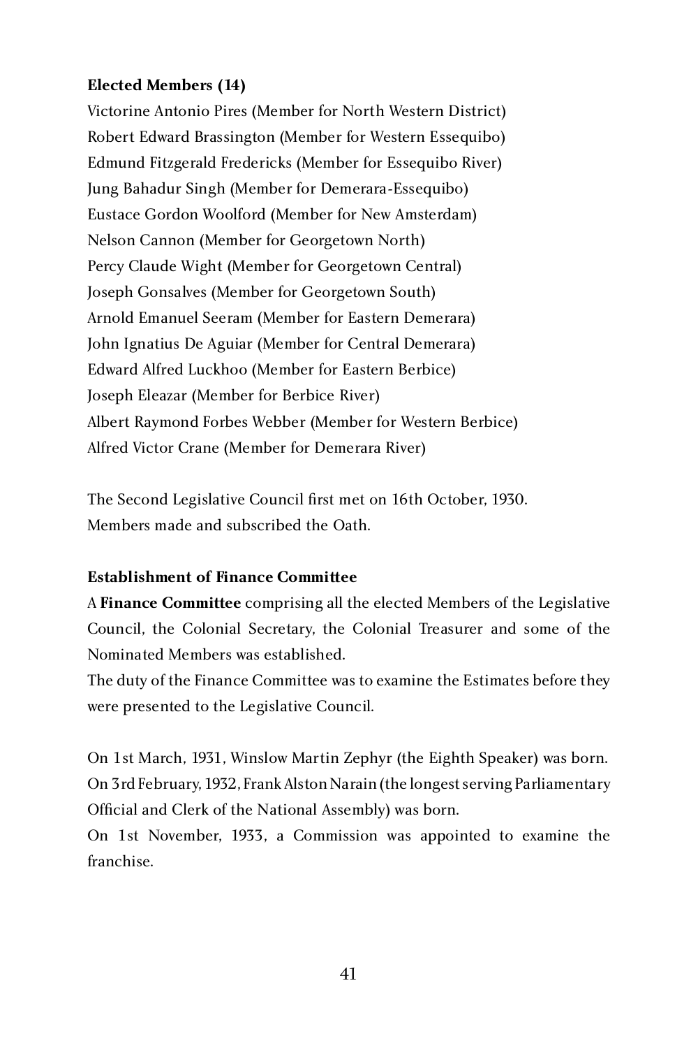**Elected Members (14)**

Victorine Antonio Pires (Member for North Western District)
Robert Edward Brassington (Member for Western Essequibo)
Edmund Fitzgerald Fredericks (Member for Essequibo River)
Jung Bahadur Singh (Member for Demerara-Essequibo)
Eustace Gordon Woolford (Member for New Amsterdam)
Nelson Cannon (Member for Georgetown North)
Percy Claude Wight (Member for Georgetown Central)
Joseph Gonsalves (Member for Georgetown South)
Arnold Emanuel Seeram (Member for Eastern Demerara)
John Ignatius De Aguiar (Member for Central Demerara)
Edward Alfred Luckhoo (Member for Eastern Berbice)
Joseph Eleazar (Member for Berbice River)
Albert Raymond Forbes Webber (Member for Western Berbice)
Alfred Victor Crane (Member for Demerara River)

The Second Legislative Council first met on 16th October, 1930.
Members made and subscribed the Oath.

**Establishment of Finance Committee**

A **Finance Committee** comprising all the elected Members of the Legislative Council, the Colonial Secretary, the Colonial Treasurer and some of the Nominated Members was established.
The duty of the Finance Committee was to examine the Estimates before they were presented to the Legislative Council.

On 1st March, 1931, Winslow Martin Zephyr (the Eighth Speaker) was born.
On 3rd February, 1932, Frank Alston Narain (the longest serving Parliamentary Official and Clerk of the National Assembly) was born.
On 1st November, 1933, a Commission was appointed to examine the franchise.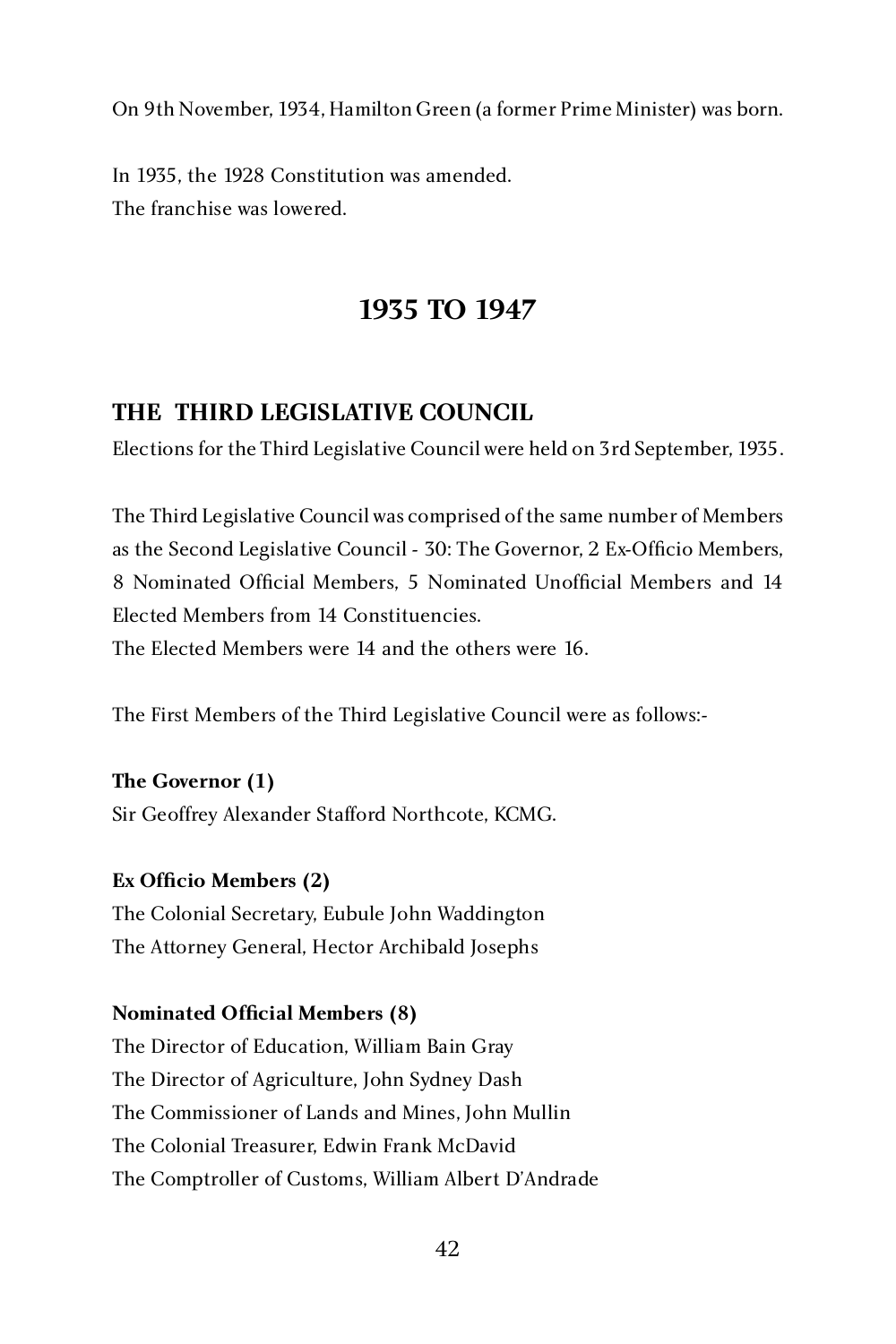On 9th November, 1934, Hamilton Green (a former Prime Minister) was born.

In 1935, the 1928 Constitution was amended.
The franchise was lowered.

## 1935 TO 1947

### THE THIRD LEGISLATIVE COUNCIL

Elections for the Third Legislative Council were held on 3rd September, 1935.

The Third Legislative Council was comprised of the same number of Members as the Second Legislative Council - 30: The Governor, 2 Ex-Officio Members, 8 Nominated Official Members, 5 Nominated Unofficial Members and 14 Elected Members from 14 Constituencies.
The Elected Members were 14 and the others were 16.

The First Members of the Third Legislative Council were as follows:-

**The Governor (1)**
Sir Geoffrey Alexander Stafford Northcote, KCMG.

**Ex Officio Members (2)**
The Colonial Secretary, Eubule John Waddington
The Attorney General, Hector Archibald Josephs

**Nominated Official Members (8)**
The Director of Education, William Bain Gray
The Director of Agriculture, John Sydney Dash
The Commissioner of Lands and Mines, John Mullin
The Colonial Treasurer, Edwin Frank McDavid
The Comptroller of Customs, William Albert D'Andrade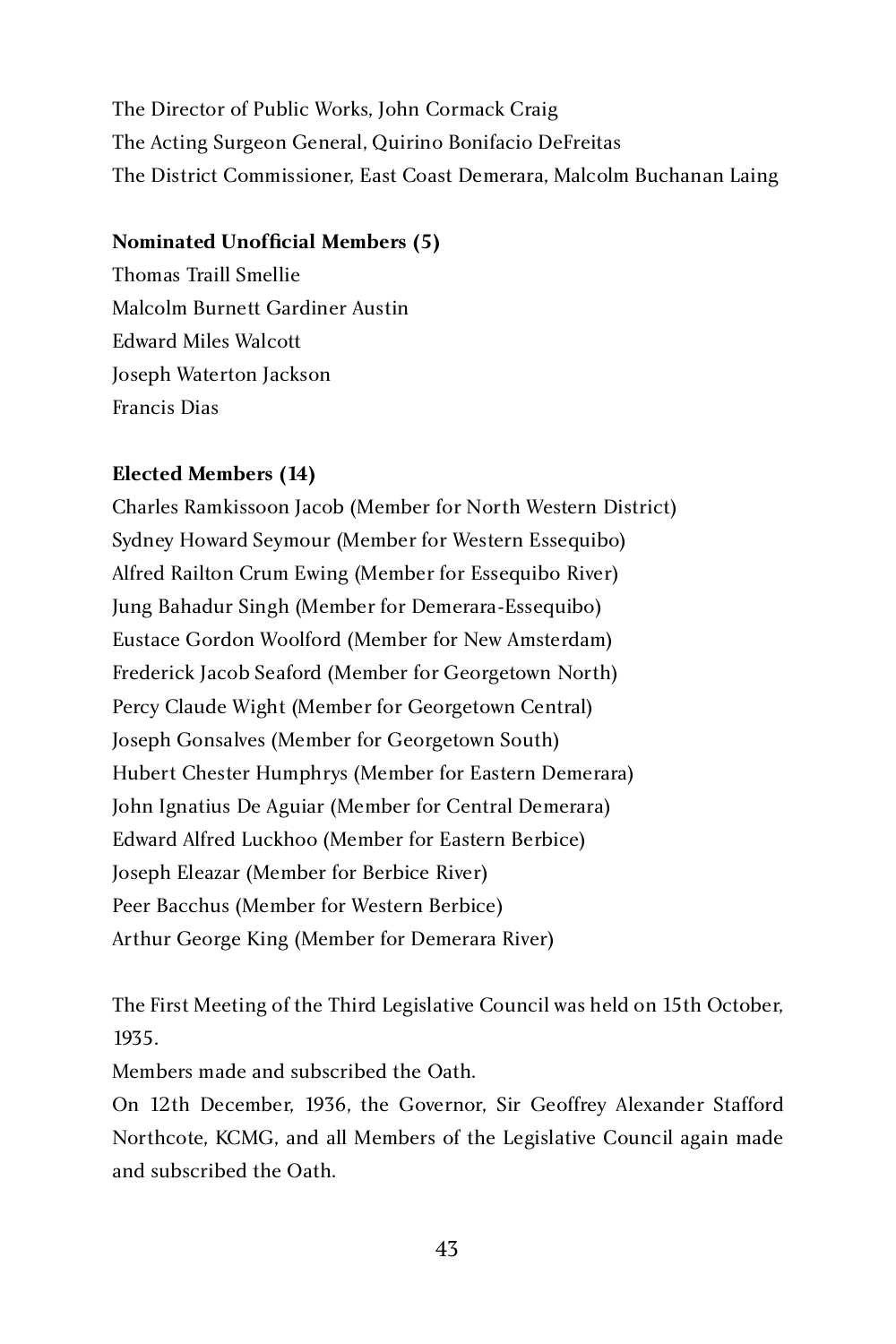The Director of Public Works, John Cormack Craig
The Acting Surgeon General, Quirino Bonifacio DeFreitas
The District Commissioner, East Coast Demerara, Malcolm Buchanan Laing

**Nominated Unofficial Members (5)**

Thomas Traill Smellie
Malcolm Burnett Gardiner Austin
Edward Miles Walcott
Joseph Waterton Jackson
Francis Dias

**Elected Members (14)**

Charles Ramkissoon Jacob (Member for North Western District)
Sydney Howard Seymour (Member for Western Essequibo)
Alfred Railton Crum Ewing (Member for Essequibo River)
Jung Bahadur Singh (Member for Demerara-Essequibo)
Eustace Gordon Woolford (Member for New Amsterdam)
Frederick Jacob Seaford (Member for Georgetown North)
Percy Claude Wight (Member for Georgetown Central)
Joseph Gonsalves (Member for Georgetown South)
Hubert Chester Humphrys (Member for Eastern Demerara)
John Ignatius De Aguiar (Member for Central Demerara)
Edward Alfred Luckhoo (Member for Eastern Berbice)
Joseph Eleazar (Member for Berbice River)
Peer Bacchus (Member for Western Berbice)
Arthur George King (Member for Demerara River)

The First Meeting of the Third Legislative Council was held on 15th October, 1935.

Members made and subscribed the Oath.

On 12th December, 1936, the Governor, Sir Geoffrey Alexander Stafford Northcote, KCMG, and all Members of the Legislative Council again made and subscribed the Oath.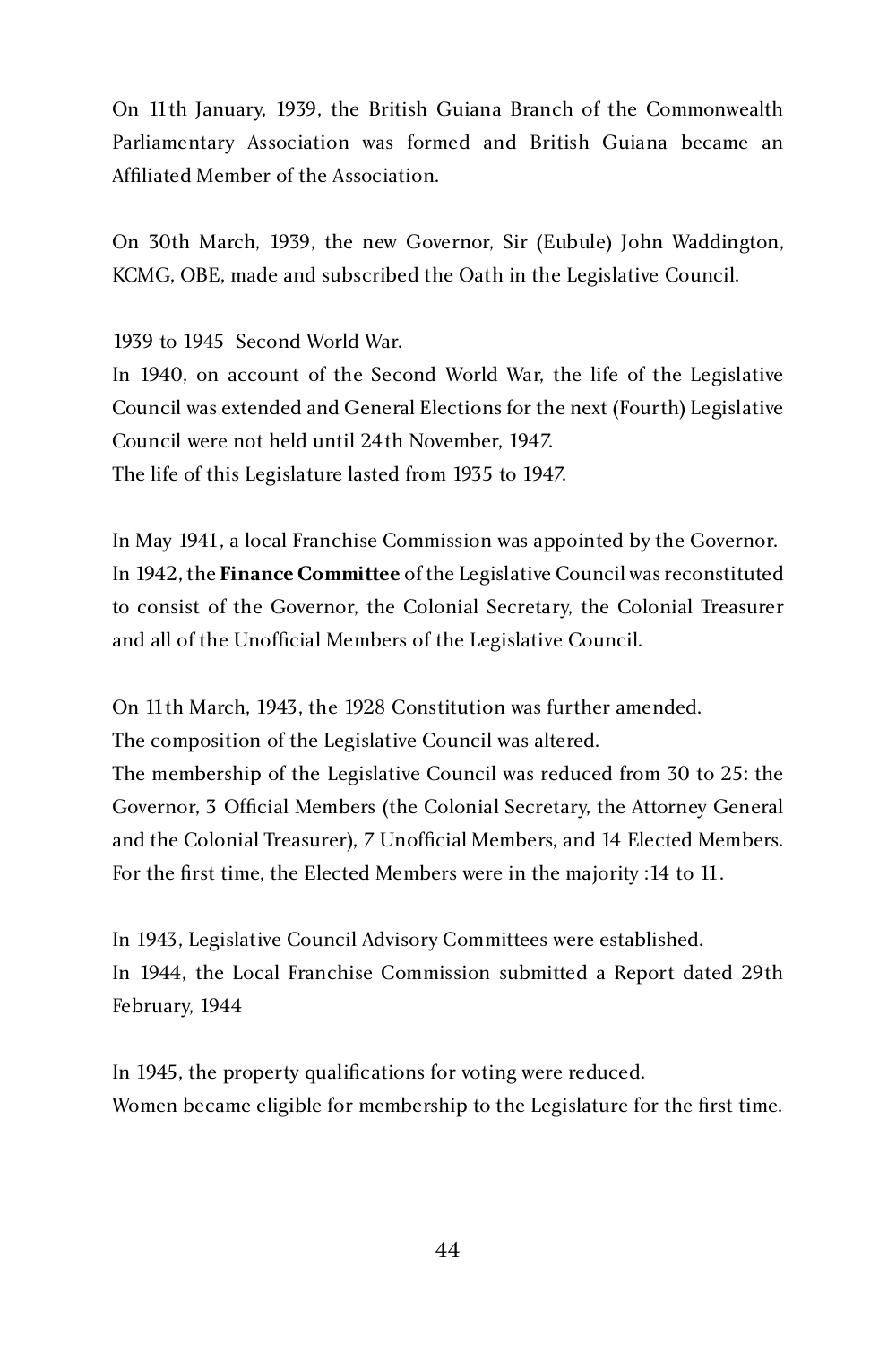On 11th January, 1939, the British Guiana Branch of the Commonwealth Parliamentary Association was formed and British Guiana became an Affiliated Member of the Association.

On 30th March, 1939, the new Governor, Sir (Eubule) John Waddington, KCMG, OBE, made and subscribed the Oath in the Legislative Council.

1939 to 1945 Second World War.
In 1940, on account of the Second World War, the life of the Legislative Council was extended and General Elections for the next (Fourth) Legislative Council were not held until 24th November, 1947.
The life of this Legislature lasted from 1935 to 1947.

In May 1941, a local Franchise Commission was appointed by the Governor.
In 1942, the **Finance Committee** of the Legislative Council was reconstituted to consist of the Governor, the Colonial Secretary, the Colonial Treasurer and all of the Unofficial Members of the Legislative Council.

On 11th March, 1943, the 1928 Constitution was further amended.
The composition of the Legislative Council was altered.
The membership of the Legislative Council was reduced from 30 to 25: the Governor, 3 Official Members (the Colonial Secretary, the Attorney General and the Colonial Treasurer), 7 Unofficial Members, and 14 Elected Members. For the first time, the Elected Members were in the majority :14 to 11.

In 1943, Legislative Council Advisory Committees were established.
In 1944, the Local Franchise Commission submitted a Report dated 29th February, 1944

In 1945, the property qualifications for voting were reduced.
Women became eligible for membership to the Legislature for the first time.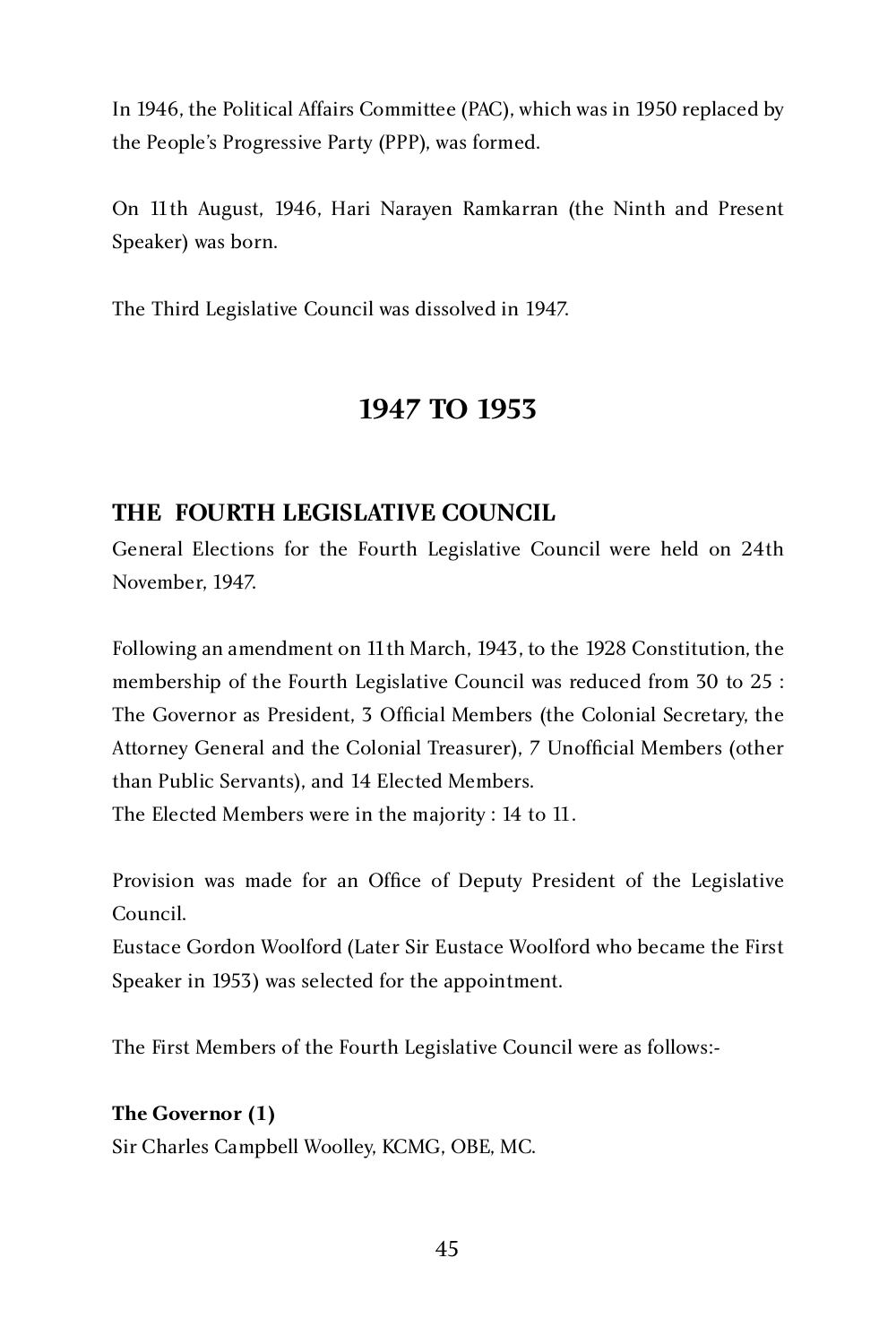In 1946, the Political Affairs Committee (PAC), which was in 1950 replaced by the People's Progressive Party (PPP), was formed.

On 11th August, 1946, Hari Narayen Ramkarran (the Ninth and Present Speaker) was born.

The Third Legislative Council was dissolved in 1947.

## 1947 TO 1953

### THE FOURTH LEGISLATIVE COUNCIL

General Elections for the Fourth Legislative Council were held on 24th November, 1947.

Following an amendment on 11th March, 1943, to the 1928 Constitution, the membership of the Fourth Legislative Council was reduced from 30 to 25 : The Governor as President, 3 Official Members (the Colonial Secretary, the Attorney General and the Colonial Treasurer), 7 Unofficial Members (other than Public Servants), and 14 Elected Members.
The Elected Members were in the majority : 14 to 11.

Provision was made for an Office of Deputy President of the Legislative Council.
Eustace Gordon Woolford (Later Sir Eustace Woolford who became the First Speaker in 1953) was selected for the appointment.

The First Members of the Fourth Legislative Council were as follows:-

**The Governor (1)**
Sir Charles Campbell Woolley, KCMG, OBE, MC.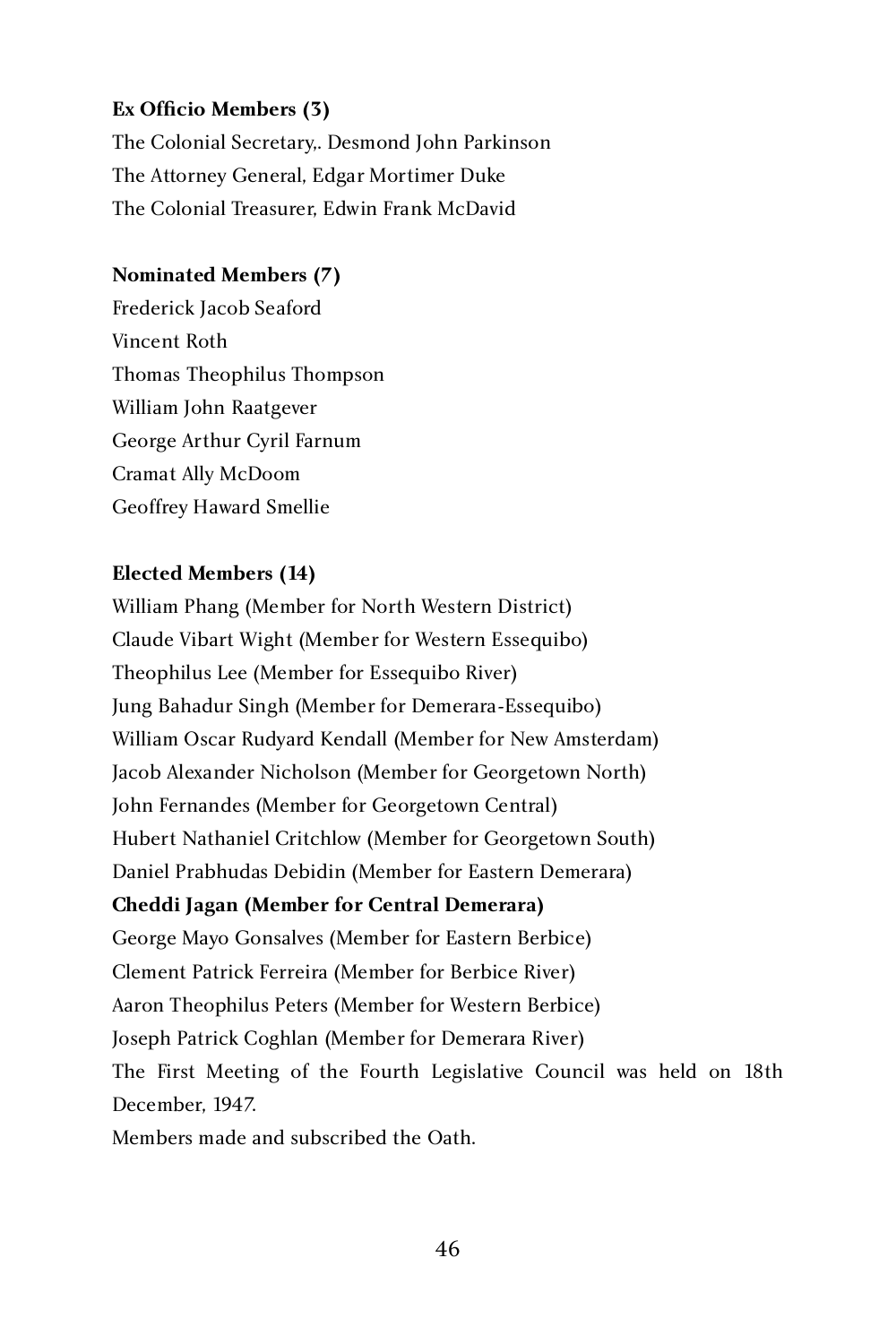**Ex Officio Members (3)**

The Colonial Secretary,. Desmond John Parkinson
The Attorney General, Edgar Mortimer Duke
The Colonial Treasurer, Edwin Frank McDavid

**Nominated Members (7)**

Frederick Jacob Seaford
Vincent Roth
Thomas Theophilus Thompson
William John Raatgever
George Arthur Cyril Farnum
Cramat Ally McDoom
Geoffrey Haward Smellie

**Elected Members (14)**

William Phang (Member for North Western District)
Claude Vibart Wight (Member for Western Essequibo)
Theophilus Lee (Member for Essequibo River)
Jung Bahadur Singh (Member for Demerara-Essequibo)
William Oscar Rudyard Kendall (Member for New Amsterdam)
Jacob Alexander Nicholson (Member for Georgetown North)
John Fernandes (Member for Georgetown Central)
Hubert Nathaniel Critchlow (Member for Georgetown South)
Daniel Prabhudas Debidin (Member for Eastern Demerara)
**Cheddi Jagan (Member for Central Demerara)**
George Mayo Gonsalves (Member for Eastern Berbice)
Clement Patrick Ferreira (Member for Berbice River)
Aaron Theophilus Peters (Member for Western Berbice)
Joseph Patrick Coghlan (Member for Demerara River)
The First Meeting of the Fourth Legislative Council was held on 18th December, 1947.
Members made and subscribed the Oath.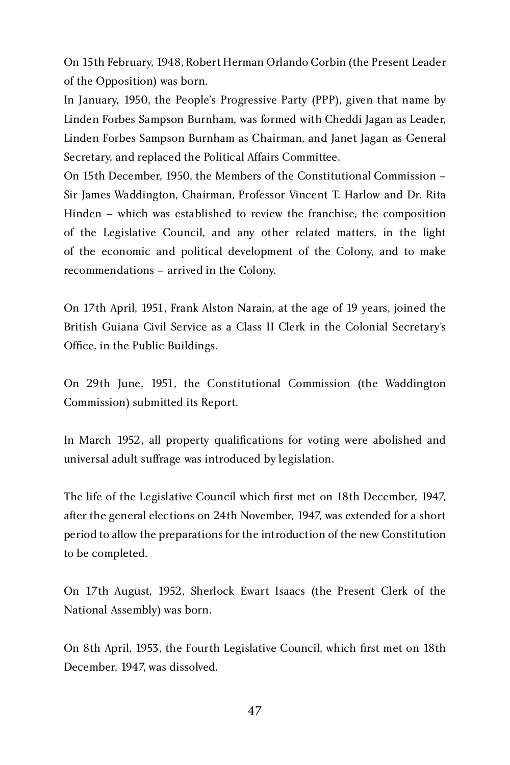On 15th February, 1948, Robert Herman Orlando Corbin (the Present Leader of the Opposition) was born.

In January, 1950, the People's Progressive Party (PPP), given that name by Linden Forbes Sampson Burnham, was formed with Cheddi Jagan as Leader, Linden Forbes Sampson Burnham as Chairman, and Janet Jagan as General Secretary, and replaced the Political Affairs Committee.

On 15th December, 1950, the Members of the Constitutional Commission – Sir James Waddington, Chairman, Professor Vincent T. Harlow and Dr. Rita Hinden – which was established to review the franchise, the composition of the Legislative Council, and any other related matters, in the light of the economic and political development of the Colony, and to make recommendations – arrived in the Colony.

On 17th April, 1951, Frank Alston Narain, at the age of 19 years, joined the British Guiana Civil Service as a Class II Clerk in the Colonial Secretary's Office, in the Public Buildings.

On 29th June, 1951, the Constitutional Commission (the Waddington Commission) submitted its Report.

In March 1952, all property qualifications for voting were abolished and universal adult suffrage was introduced by legislation.

The life of the Legislative Council which first met on 18th December, 1947, after the general elections on 24th November, 1947, was extended for a short period to allow the preparations for the introduction of the new Constitution to be completed.

On 17th August, 1952, Sherlock Ewart Isaacs (the Present Clerk of the National Assembly) was born.

On 8th April, 1953, the Fourth Legislative Council, which first met on 18th December, 1947, was dissolved.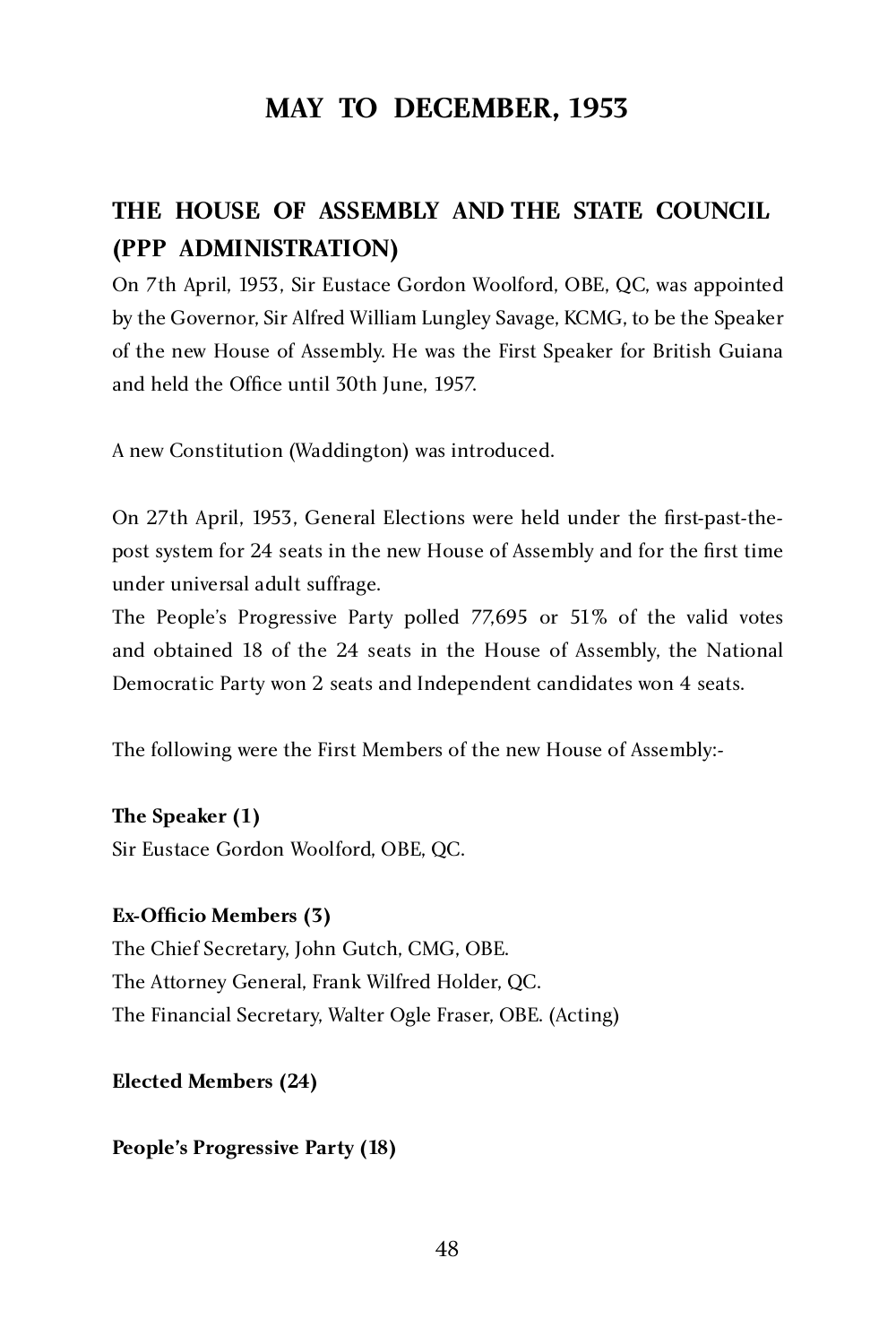# MAY TO DECEMBER, 1953

## THE HOUSE OF ASSEMBLY AND THE STATE COUNCIL (PPP ADMINISTRATION)

On 7th April, 1953, Sir Eustace Gordon Woolford, OBE, QC, was appointed by the Governor, Sir Alfred William Lungley Savage, KCMG, to be the Speaker of the new House of Assembly. He was the First Speaker for British Guiana and held the Office until 30th June, 1957.

A new Constitution (Waddington) was introduced.

On 27th April, 1953, General Elections were held under the first-past-the-post system for 24 seats in the new House of Assembly and for the first time under universal adult suffrage.

The People's Progressive Party polled 77,695 or 51% of the valid votes and obtained 18 of the 24 seats in the House of Assembly, the National Democratic Party won 2 seats and Independent candidates won 4 seats.

The following were the First Members of the new House of Assembly:-

**The Speaker (1)**
Sir Eustace Gordon Woolford, OBE, QC.

**Ex-Officio Members (3)**
The Chief Secretary, John Gutch, CMG, OBE.
The Attorney General, Frank Wilfred Holder, QC.
The Financial Secretary, Walter Ogle Fraser, OBE. (Acting)

**Elected Members (24)**

**People's Progressive Party (18)**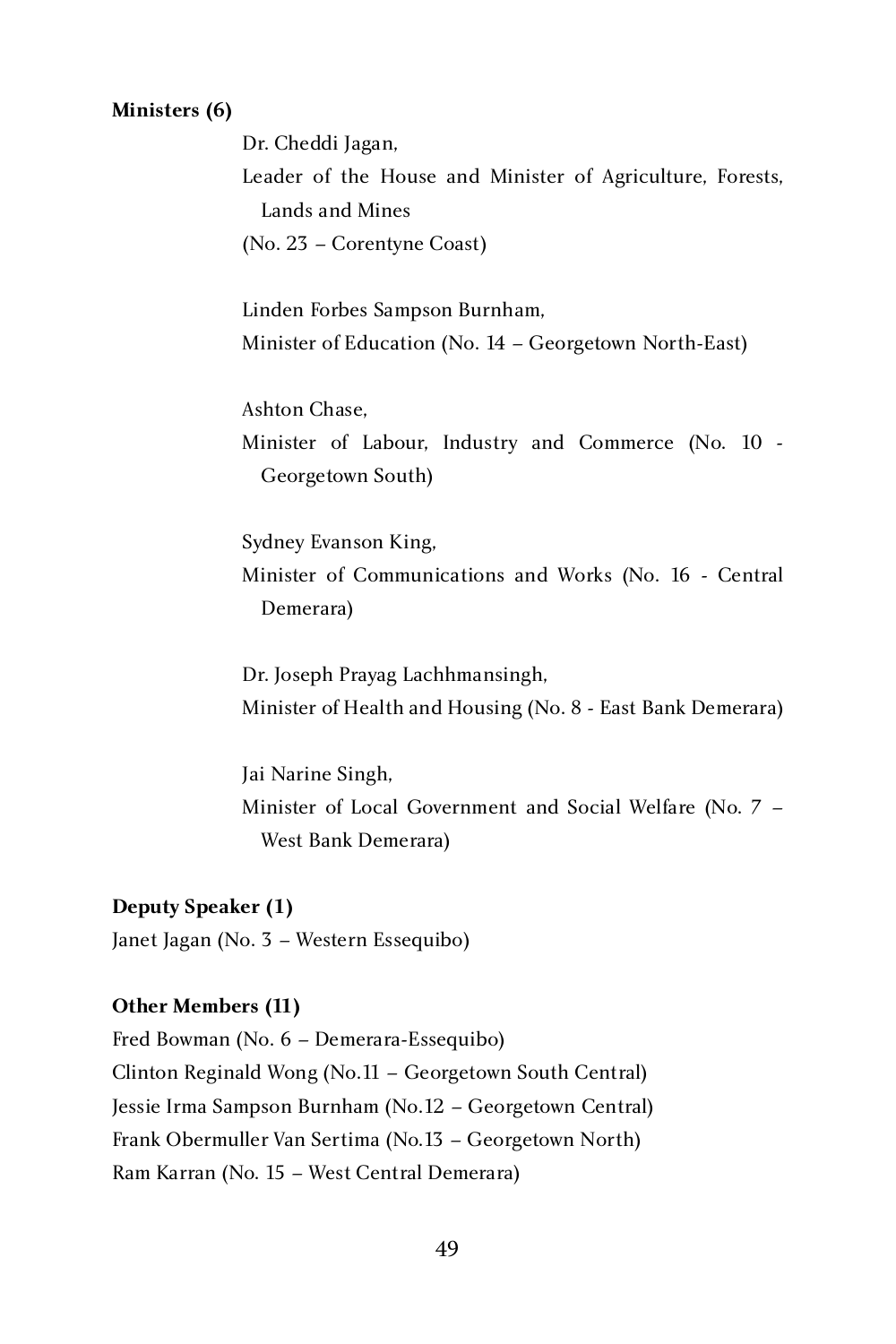**Ministers (6)**

Dr. Cheddi Jagan,
Leader of the House and Minister of Agriculture, Forests, Lands and Mines
(No. 23 – Corentyne Coast)

Linden Forbes Sampson Burnham,
Minister of Education (No. 14 – Georgetown North-East)

Ashton Chase,
Minister of Labour, Industry and Commerce (No. 10 - Georgetown South)

Sydney Evanson King,
Minister of Communications and Works (No. 16 - Central Demerara)

Dr. Joseph Prayag Lachhmansingh,
Minister of Health and Housing (No. 8 - East Bank Demerara)

Jai Narine Singh,
Minister of Local Government and Social Welfare (No. 7 – West Bank Demerara)

**Deputy Speaker (1)**

Janet Jagan (No. 3 – Western Essequibo)

**Other Members (11)**

Fred Bowman (No. 6 – Demerara-Essequibo)
Clinton Reginald Wong (No.11 – Georgetown South Central)
Jessie Irma Sampson Burnham (No.12 – Georgetown Central)
Frank Obermuller Van Sertima (No.13 – Georgetown North)
Ram Karran (No. 15 – West Central Demerara)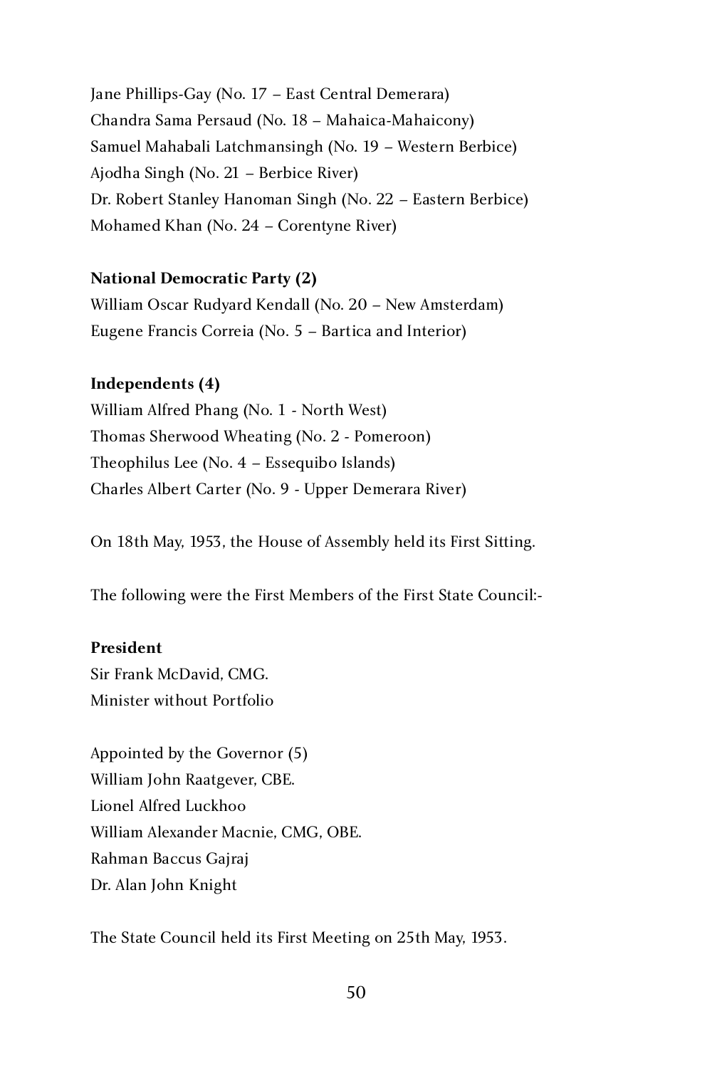Jane Phillips-Gay (No. 17 – East Central Demerara)
Chandra Sama Persaud (No. 18 – Mahaica-Mahaicony)
Samuel Mahabali Latchmansingh (No. 19 – Western Berbice)
Ajodha Singh (No. 21 – Berbice River)
Dr. Robert Stanley Hanoman Singh (No. 22 – Eastern Berbice)
Mohamed Khan (No. 24 – Corentyne River)

**National Democratic Party (2)**
William Oscar Rudyard Kendall (No. 20 – New Amsterdam)
Eugene Francis Correia (No. 5 – Bartica and Interior)

**Independents (4)**
William Alfred Phang (No. 1 - North West)
Thomas Sherwood Wheating (No. 2 - Pomeroon)
Theophilus Lee (No. 4 – Essequibo Islands)
Charles Albert Carter (No. 9 - Upper Demerara River)

On 18th May, 1953, the House of Assembly held its First Sitting.

The following were the First Members of the First State Council:-

**President**
Sir Frank McDavid, CMG.
Minister without Portfolio

Appointed by the Governor (5)
William John Raatgever, CBE.
Lionel Alfred Luckhoo
William Alexander Macnie, CMG, OBE.
Rahman Baccus Gajraj
Dr. Alan John Knight

The State Council held its First Meeting on 25th May, 1953.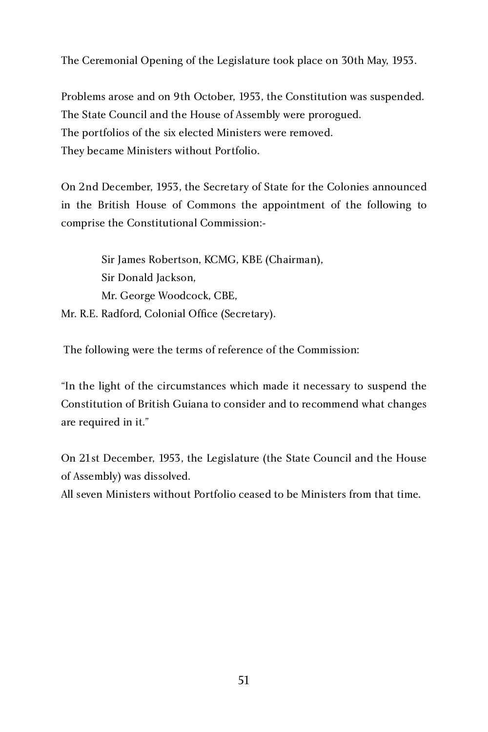The Ceremonial Opening of the Legislature took place on 30th May, 1953.

Problems arose and on 9th October, 1953, the Constitution was suspended.
The State Council and the House of Assembly were prorogued.
The portfolios of the six elected Ministers were removed.
They became Ministers without Portfolio.

On 2nd December, 1953, the Secretary of State for the Colonies announced in the British House of Commons the appointment of the following to comprise the Constitutional Commission:-

Sir James Robertson, KCMG, KBE (Chairman),
Sir Donald Jackson,
Mr. George Woodcock, CBE,
Mr. R.E. Radford, Colonial Office (Secretary).

The following were the terms of reference of the Commission:

"In the light of the circumstances which made it necessary to suspend the Constitution of British Guiana to consider and to recommend what changes are required in it."

On 21st December, 1953, the Legislature (the State Council and the House of Assembly) was dissolved.
All seven Ministers without Portfolio ceased to be Ministers from that time.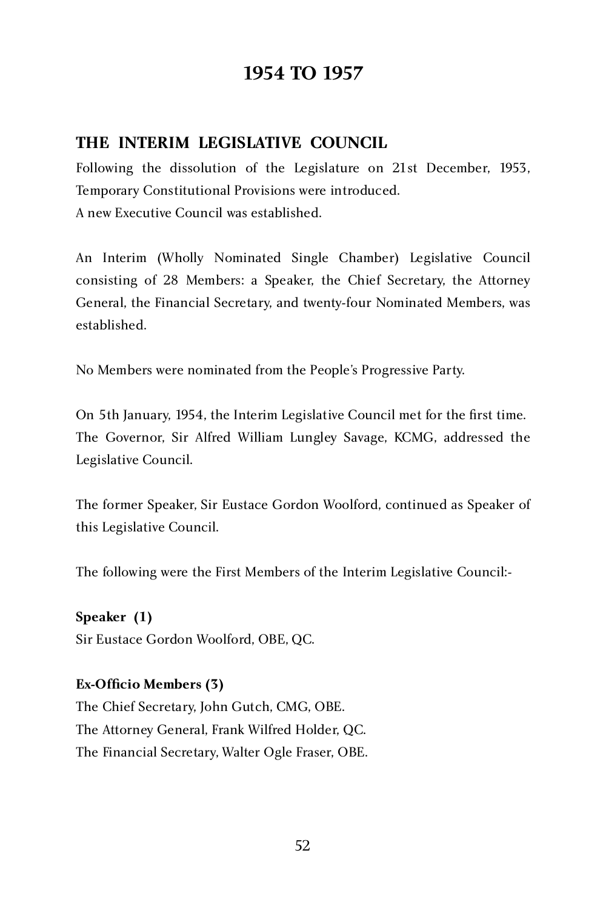# 1954 TO 1957

## THE INTERIM LEGISLATIVE COUNCIL

Following the dissolution of the Legislature on 21st December, 1953, Temporary Constitutional Provisions were introduced.
A new Executive Council was established.

An Interim (Wholly Nominated Single Chamber) Legislative Council consisting of 28 Members: a Speaker, the Chief Secretary, the Attorney General, the Financial Secretary, and twenty-four Nominated Members, was established.

No Members were nominated from the People's Progressive Party.

On 5th January, 1954, the Interim Legislative Council met for the first time.
The Governor, Sir Alfred William Lungley Savage, KCMG, addressed the Legislative Council.

The former Speaker, Sir Eustace Gordon Woolford, continued as Speaker of this Legislative Council.

The following were the First Members of the Interim Legislative Council:-

**Speaker (1)**
Sir Eustace Gordon Woolford, OBE, QC.

**Ex-Officio Members (3)**
The Chief Secretary, John Gutch, CMG, OBE.
The Attorney General, Frank Wilfred Holder, QC.
The Financial Secretary, Walter Ogle Fraser, OBE.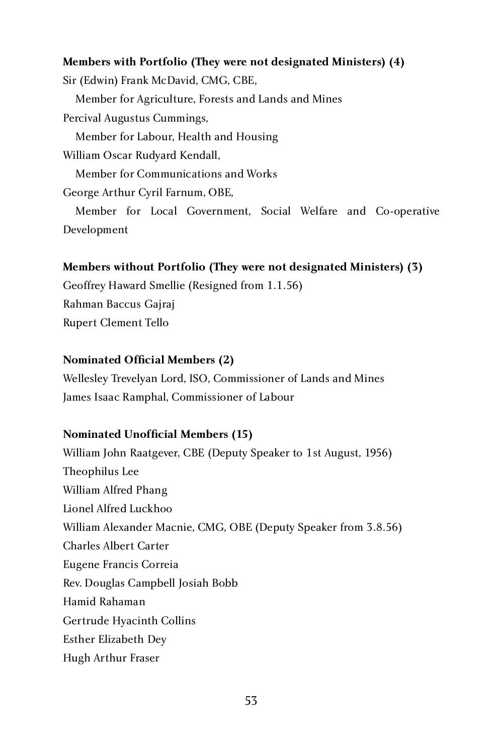**Members with Portfolio (They were not designated Ministers) (4)**

Sir (Edwin) Frank McDavid, CMG, CBE,
Member for Agriculture, Forests and Lands and Mines

Percival Augustus Cummings,
Member for Labour, Health and Housing

William Oscar Rudyard Kendall,
Member for Communications and Works

George Arthur Cyril Farnum, OBE,
Member for Local Government, Social Welfare and Co-operative Development

**Members without Portfolio (They were not designated Ministers) (3)**

Geoffrey Haward Smellie (Resigned from 1.1.56)
Rahman Baccus Gajraj
Rupert Clement Tello

**Nominated Official Members (2)**

Wellesley Trevelyan Lord, ISO, Commissioner of Lands and Mines
James Isaac Ramphal, Commissioner of Labour

**Nominated Unofficial Members (15)**

William John Raatgever, CBE (Deputy Speaker to 1st August, 1956)
Theophilus Lee
William Alfred Phang
Lionel Alfred Luckhoo
William Alexander Macnie, CMG, OBE (Deputy Speaker from 3.8.56)
Charles Albert Carter
Eugene Francis Correia
Rev. Douglas Campbell Josiah Bobb
Hamid Rahaman
Gertrude Hyacinth Collins
Esther Elizabeth Dey
Hugh Arthur Fraser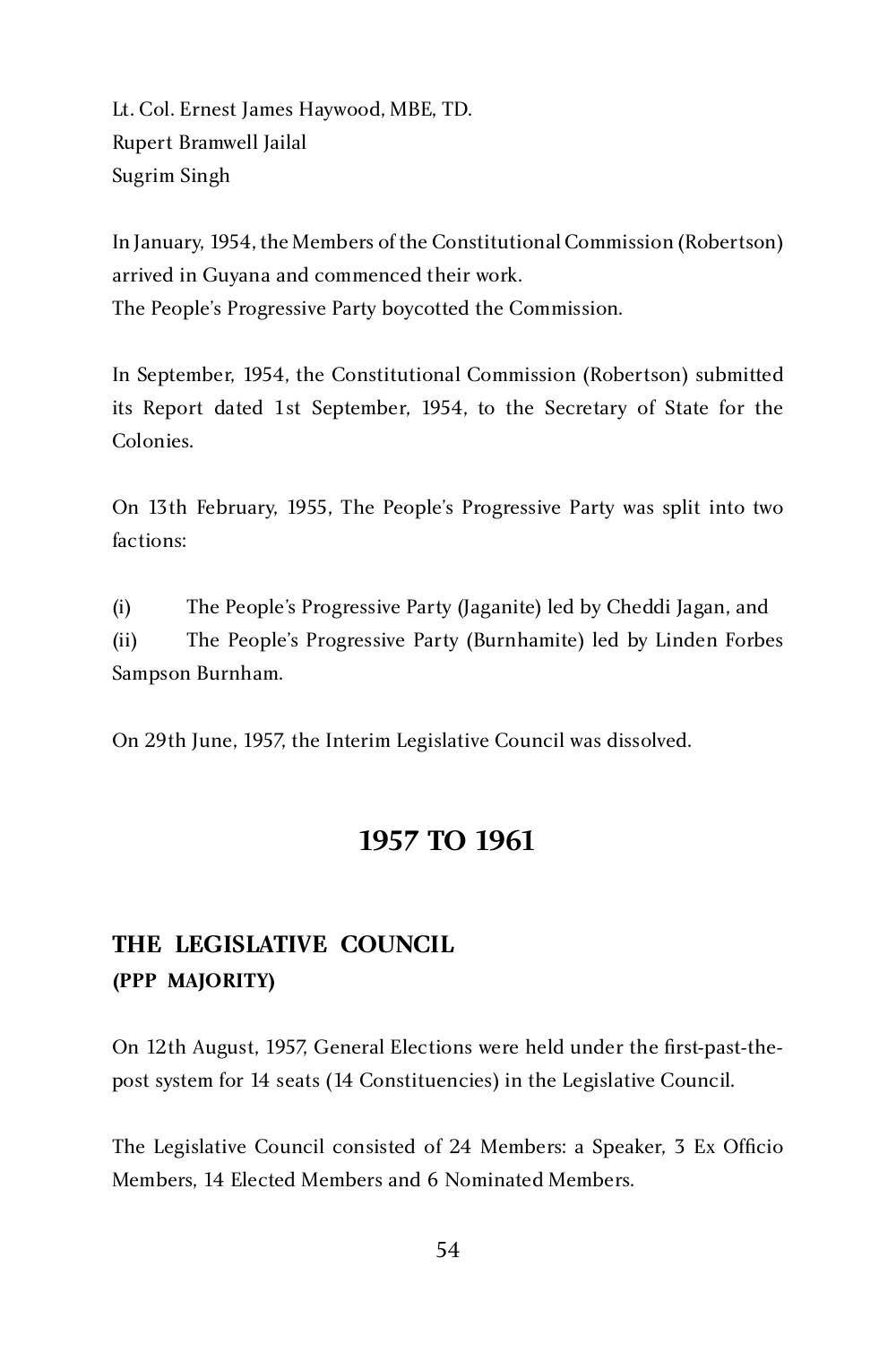Lt. Col. Ernest James Haywood, MBE, TD.
Rupert Bramwell Jailal
Sugrim Singh

In January, 1954, the Members of the Constitutional Commission (Robertson) arrived in Guyana and commenced their work.
The People's Progressive Party boycotted the Commission.

In September, 1954, the Constitutional Commission (Robertson) submitted its Report dated 1st September, 1954, to the Secretary of State for the Colonies.

On 13th February, 1955, The People's Progressive Party was split into two factions:

(i) The People's Progressive Party (Jaganite) led by Cheddi Jagan, and
(ii) The People's Progressive Party (Burnhamite) led by Linden Forbes Sampson Burnham.

On 29th June, 1957, the Interim Legislative Council was dissolved.

## 1957 TO 1961

### THE LEGISLATIVE COUNCIL
#### (PPP MAJORITY)

On 12th August, 1957, General Elections were held under the first-past-the-post system for 14 seats (14 Constituencies) in the Legislative Council.

The Legislative Council consisted of 24 Members: a Speaker, 3 Ex Officio Members, 14 Elected Members and 6 Nominated Members.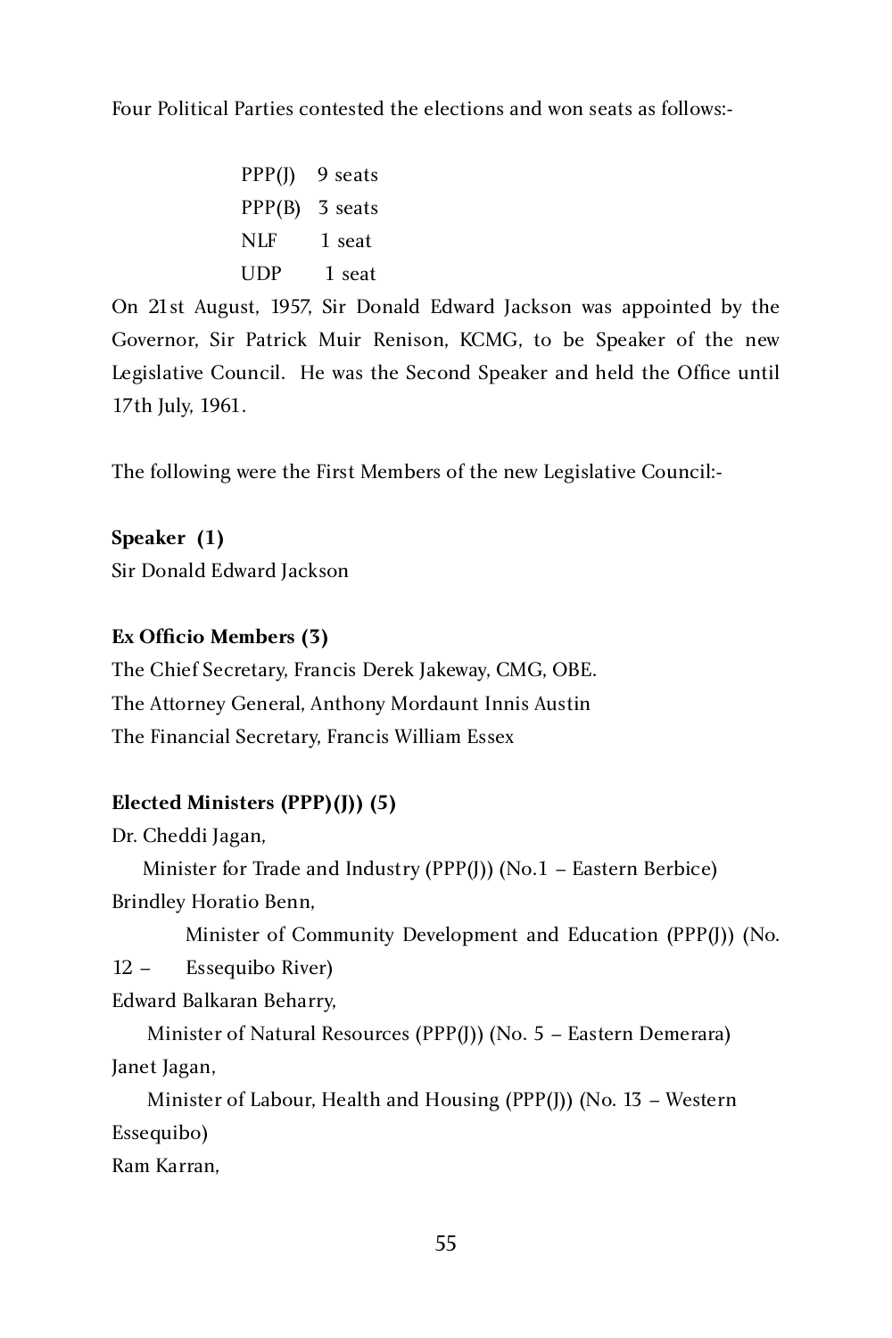Four Political Parties contested the elections and won seats as follows:-

| | |
|---|---|
| PPP(J) | 9 seats |
| PPP(B) | 3 seats |
| NLF | 1 seat |
| UDP | 1 seat |

On 21st August, 1957, Sir Donald Edward Jackson was appointed by the Governor, Sir Patrick Muir Renison, KCMG, to be Speaker of the new Legislative Council. He was the Second Speaker and held the Office until 17th July, 1961.

The following were the First Members of the new Legislative Council:-

**Speaker (1)**

Sir Donald Edward Jackson

**Ex Officio Members (3)**

The Chief Secretary, Francis Derek Jakeway, CMG, OBE.
The Attorney General, Anthony Mordaunt Innis Austin
The Financial Secretary, Francis William Essex

**Elected Ministers (PPP)(J)) (5)**

Dr. Cheddi Jagan,
Minister for Trade and Industry (PPP(J)) (No.1 – Eastern Berbice)

Brindley Horatio Benn,
Minister of Community Development and Education (PPP(J)) (No. 12 – Essequibo River)

Edward Balkaran Beharry,
Minister of Natural Resources (PPP(J)) (No. 5 – Eastern Demerara)

Janet Jagan,
Minister of Labour, Health and Housing (PPP(J)) (No. 13 – Western Essequibo)

Ram Karran,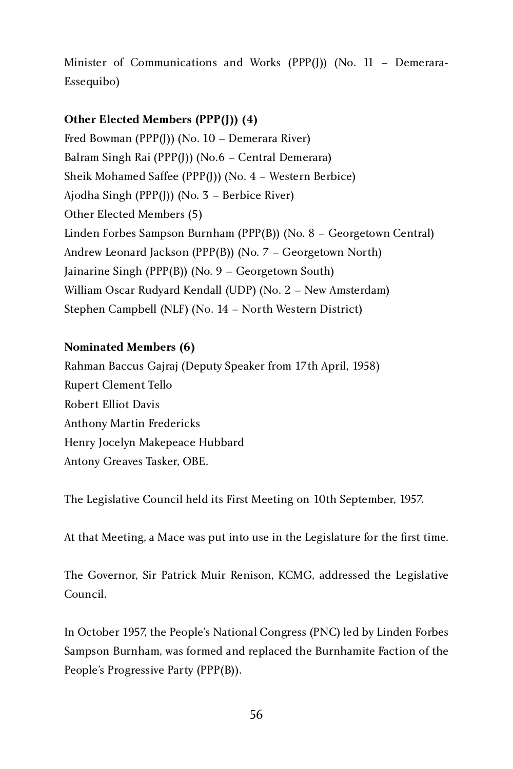Minister of Communications and Works (PPP(J)) (No. 11 – Demerara-Essequibo)

**Other Elected Members (PPP(J)) (4)**

Fred Bowman (PPP(J)) (No. 10 – Demerara River)
Balram Singh Rai (PPP(J)) (No.6 – Central Demerara)
Sheik Mohamed Saffee (PPP(J)) (No. 4 – Western Berbice)
Ajodha Singh (PPP(J)) (No. 3 – Berbice River)
Other Elected Members (5)
Linden Forbes Sampson Burnham (PPP(B)) (No. 8 – Georgetown Central)
Andrew Leonard Jackson (PPP(B)) (No. 7 – Georgetown North)
Jainarine Singh (PPP(B)) (No. 9 – Georgetown South)
William Oscar Rudyard Kendall (UDP) (No. 2 – New Amsterdam)
Stephen Campbell (NLF) (No. 14 – North Western District)

**Nominated Members (6)**

Rahman Baccus Gajraj (Deputy Speaker from 17th April, 1958)
Rupert Clement Tello
Robert Elliot Davis
Anthony Martin Fredericks
Henry Jocelyn Makepeace Hubbard
Antony Greaves Tasker, OBE.

The Legislative Council held its First Meeting on 10th September, 1957.

At that Meeting, a Mace was put into use in the Legislature for the first time.

The Governor, Sir Patrick Muir Renison, KCMG, addressed the Legislative Council.

In October 1957, the People's National Congress (PNC) led by Linden Forbes Sampson Burnham, was formed and replaced the Burnhamite Faction of the People's Progressive Party (PPP(B)).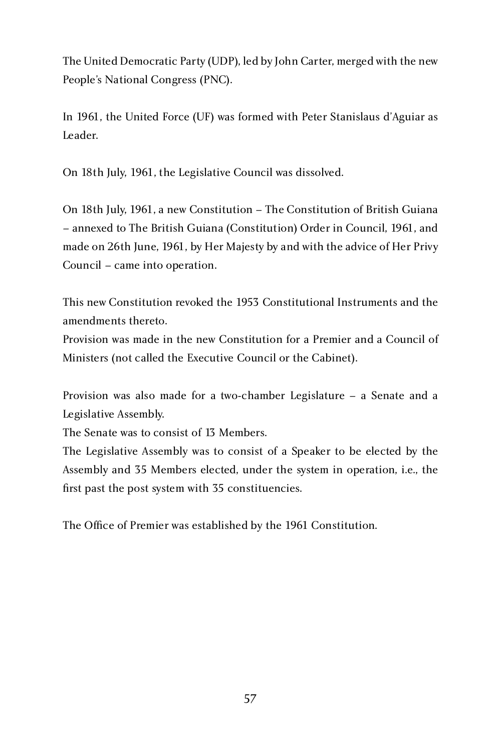The United Democratic Party (UDP), led by John Carter, merged with the new People's National Congress (PNC).

In 1961, the United Force (UF) was formed with Peter Stanislaus d'Aguiar as Leader.

On 18th July, 1961, the Legislative Council was dissolved.

On 18th July, 1961, a new Constitution – The Constitution of British Guiana – annexed to The British Guiana (Constitution) Order in Council, 1961, and made on 26th June, 1961, by Her Majesty by and with the advice of Her Privy Council – came into operation.

This new Constitution revoked the 1953 Constitutional Instruments and the amendments thereto.

Provision was made in the new Constitution for a Premier and a Council of Ministers (not called the Executive Council or the Cabinet).

Provision was also made for a two-chamber Legislature – a Senate and a Legislative Assembly.

The Senate was to consist of 13 Members.

The Legislative Assembly was to consist of a Speaker to be elected by the Assembly and 35 Members elected, under the system in operation, i.e., the first past the post system with 35 constituencies.

The Office of Premier was established by the 1961 Constitution.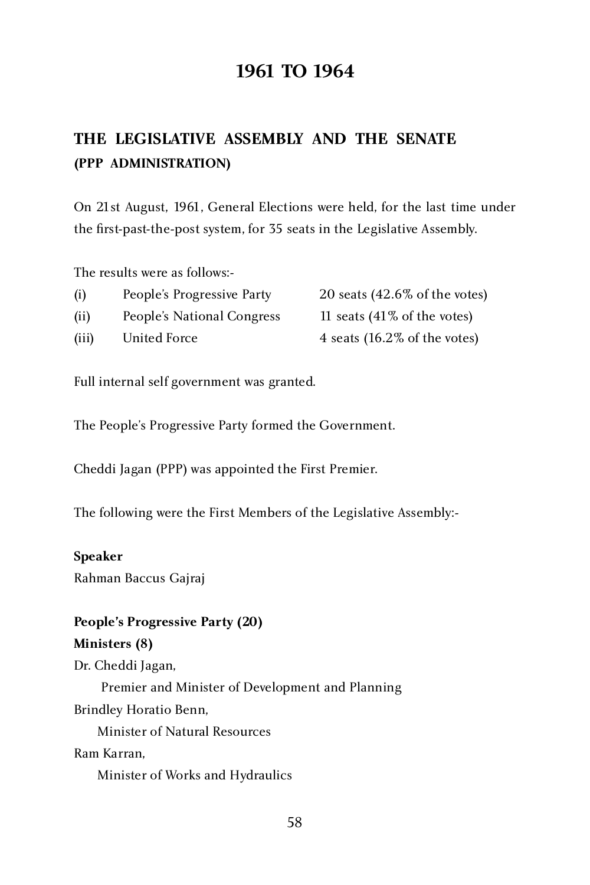# 1961 TO 1964

## THE LEGISLATIVE ASSEMBLY AND THE SENATE
### (PPP ADMINISTRATION)

On 21st August, 1961, General Elections were held, for the last time under the first-past-the-post system, for 35 seats in the Legislative Assembly.

The results were as follows:-

| | | |
|---|---|---|
| (i) | People's Progressive Party | 20 seats (42.6% of the votes) |
| (ii) | People's National Congress | 11 seats (41% of the votes) |
| (iii) | United Force | 4 seats (16.2% of the votes) |

Full internal self government was granted.

The People's Progressive Party formed the Government.

Cheddi Jagan (PPP) was appointed the First Premier.

The following were the First Members of the Legislative Assembly:-

**Speaker**
Rahman Baccus Gajraj

**People's Progressive Party (20)**
**Ministers (8)**
Dr. Cheddi Jagan,
Premier and Minister of Development and Planning
Brindley Horatio Benn,
Minister of Natural Resources
Ram Karran,
Minister of Works and Hydraulics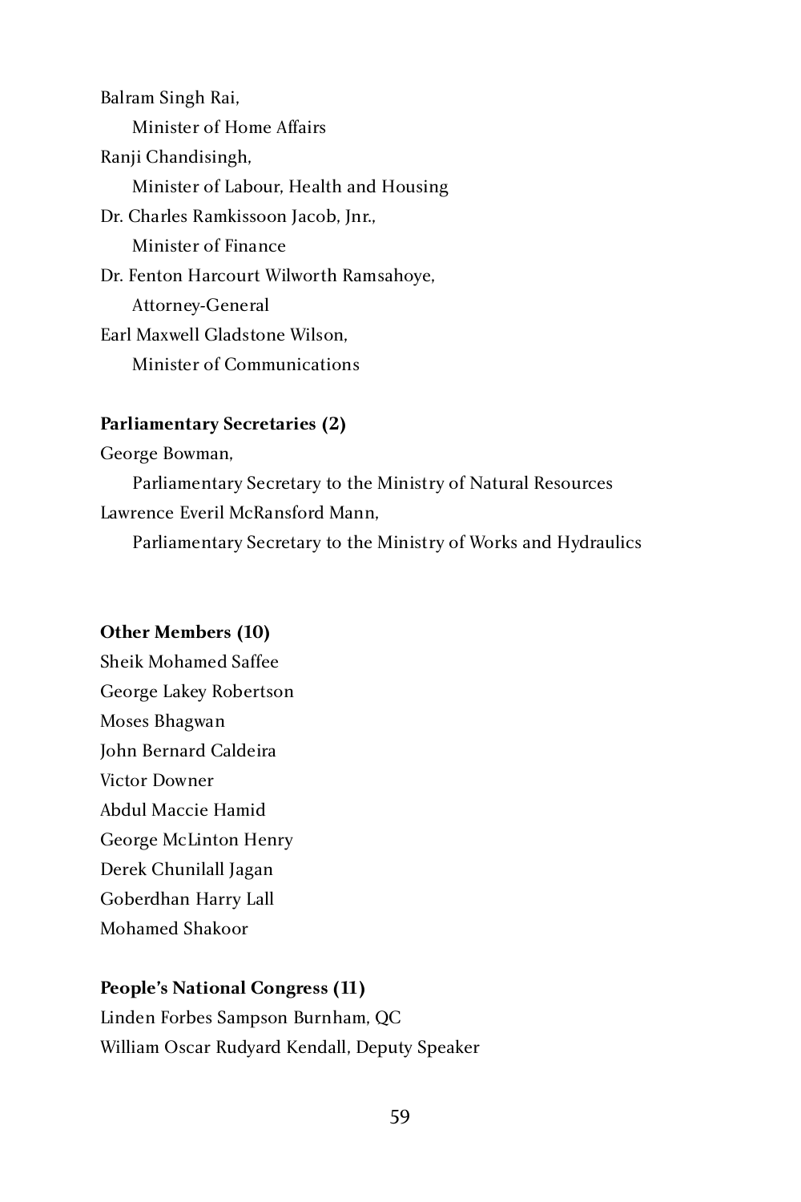Balram Singh Rai,
  Minister of Home Affairs
Ranji Chandisingh,
  Minister of Labour, Health and Housing
Dr. Charles Ramkissoon Jacob, Jnr.,
  Minister of Finance
Dr. Fenton Harcourt Wilworth Ramsahoye,
  Attorney-General
Earl Maxwell Gladstone Wilson,
  Minister of Communications

**Parliamentary Secretaries (2)**

George Bowman,
  Parliamentary Secretary to the Ministry of Natural Resources
Lawrence Everil McRansford Mann,
  Parliamentary Secretary to the Ministry of Works and Hydraulics

**Other Members (10)**

Sheik Mohamed Saffee
George Lakey Robertson
Moses Bhagwan
John Bernard Caldeira
Victor Downer
Abdul Maccie Hamid
George McLinton Henry
Derek Chunilall Jagan
Goberdhan Harry Lall
Mohamed Shakoor

**People's National Congress (11)**

Linden Forbes Sampson Burnham, QC
William Oscar Rudyard Kendall, Deputy Speaker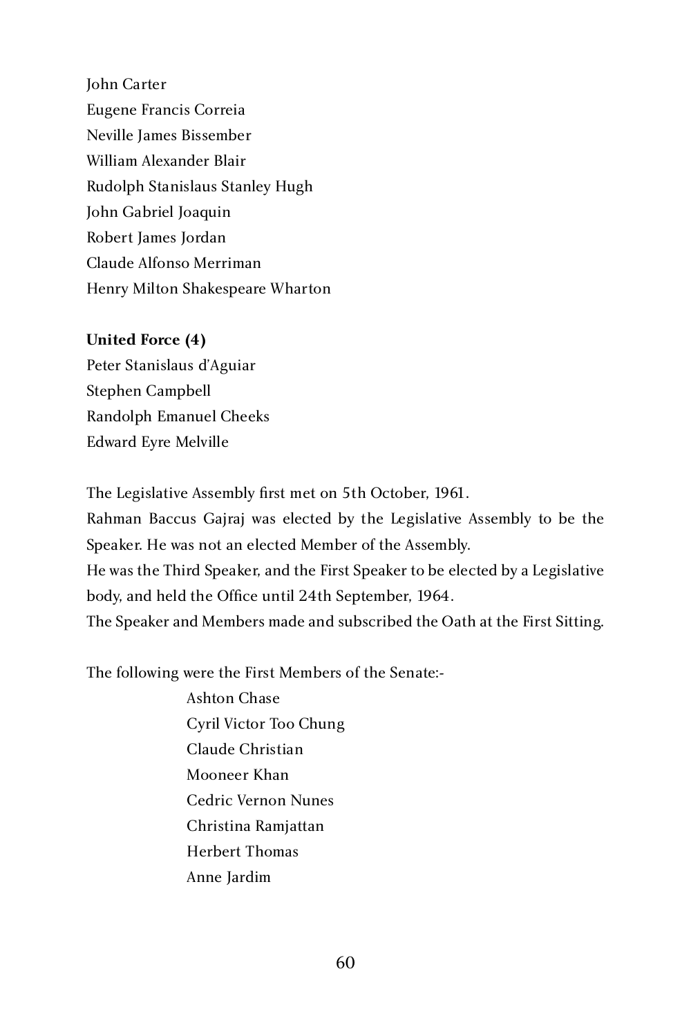John Carter
Eugene Francis Correia
Neville James Bissember
William Alexander Blair
Rudolph Stanislaus Stanley Hugh
John Gabriel Joaquin
Robert James Jordan
Claude Alfonso Merriman
Henry Milton Shakespeare Wharton

**United Force (4)**
Peter Stanislaus d'Aguiar
Stephen Campbell
Randolph Emanuel Cheeks
Edward Eyre Melville

The Legislative Assembly first met on 5th October, 1961.
Rahman Baccus Gajraj was elected by the Legislative Assembly to be the Speaker. He was not an elected Member of the Assembly.
He was the Third Speaker, and the First Speaker to be elected by a Legislative body, and held the Office until 24th September, 1964.
The Speaker and Members made and subscribed the Oath at the First Sitting.

The following were the First Members of the Senate:-

Ashton Chase
Cyril Victor Too Chung
Claude Christian
Mooneer Khan
Cedric Vernon Nunes
Christina Ramjattan
Herbert Thomas
Anne Jardim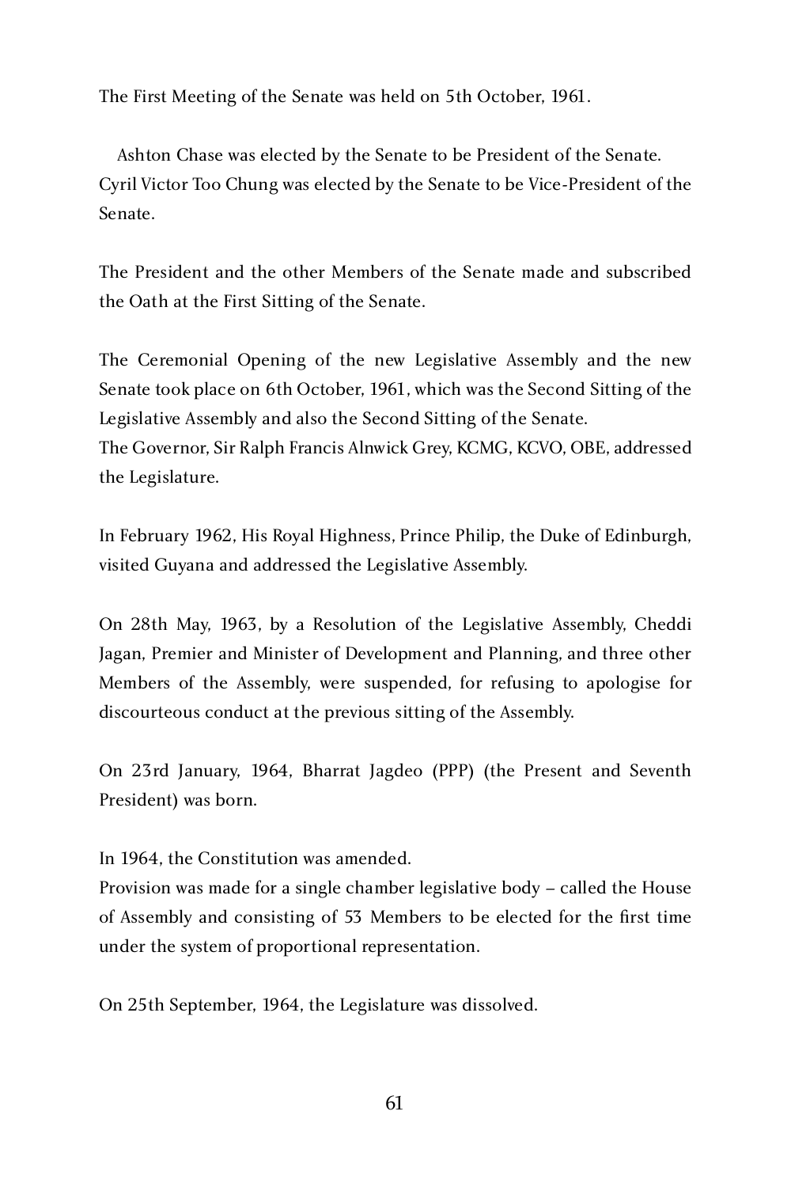The First Meeting of the Senate was held on 5th October, 1961.

Ashton Chase was elected by the Senate to be President of the Senate.
Cyril Victor Too Chung was elected by the Senate to be Vice-President of the Senate.

The President and the other Members of the Senate made and subscribed the Oath at the First Sitting of the Senate.

The Ceremonial Opening of the new Legislative Assembly and the new Senate took place on 6th October, 1961, which was the Second Sitting of the Legislative Assembly and also the Second Sitting of the Senate.
The Governor, Sir Ralph Francis Alnwick Grey, KCMG, KCVO, OBE, addressed the Legislature.

In February 1962, His Royal Highness, Prince Philip, the Duke of Edinburgh, visited Guyana and addressed the Legislative Assembly.

On 28th May, 1963, by a Resolution of the Legislative Assembly, Cheddi Jagan, Premier and Minister of Development and Planning, and three other Members of the Assembly, were suspended, for refusing to apologise for discourteous conduct at the previous sitting of the Assembly.

On 23rd January, 1964, Bharrat Jagdeo (PPP) (the Present and Seventh President) was born.

In 1964, the Constitution was amended.
Provision was made for a single chamber legislative body – called the House of Assembly and consisting of 53 Members to be elected for the first time under the system of proportional representation.

On 25th September, 1964, the Legislature was dissolved.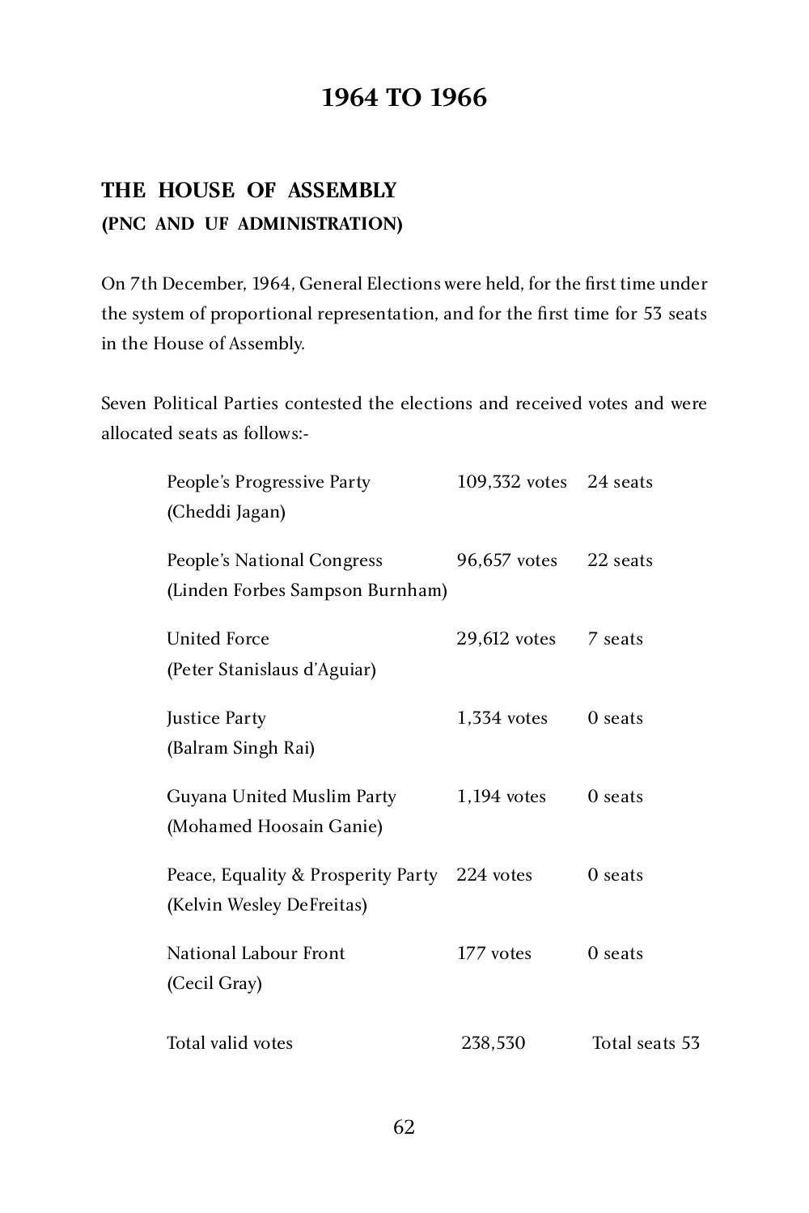# 1964 TO 1966

## THE HOUSE OF ASSEMBLY

### (PNC AND UF ADMINISTRATION)

On 7th December, 1964, General Elections were held, for the first time under the system of proportional representation, and for the first time for 53 seats in the House of Assembly.

Seven Political Parties contested the elections and received votes and were allocated seats as follows:-

| | | |
|---|---|---|
| People's Progressive Party (Cheddi Jagan) | 109,332 votes | 24 seats |
| People's National Congress (Linden Forbes Sampson Burnham) | 96,657 votes | 22 seats |
| United Force (Peter Stanislaus d'Aguiar) | 29,612 votes | 7 seats |
| Justice Party (Balram Singh Rai) | 1,334 votes | 0 seats |
| Guyana United Muslim Party (Mohamed Hoosain Ganie) | 1,194 votes | 0 seats |
| Peace, Equality & Prosperity Party (Kelvin Wesley DeFreitas) | 224 votes | 0 seats |
| National Labour Front (Cecil Gray) | 177 votes | 0 seats |
| Total valid votes | 238,530 | Total seats 53 |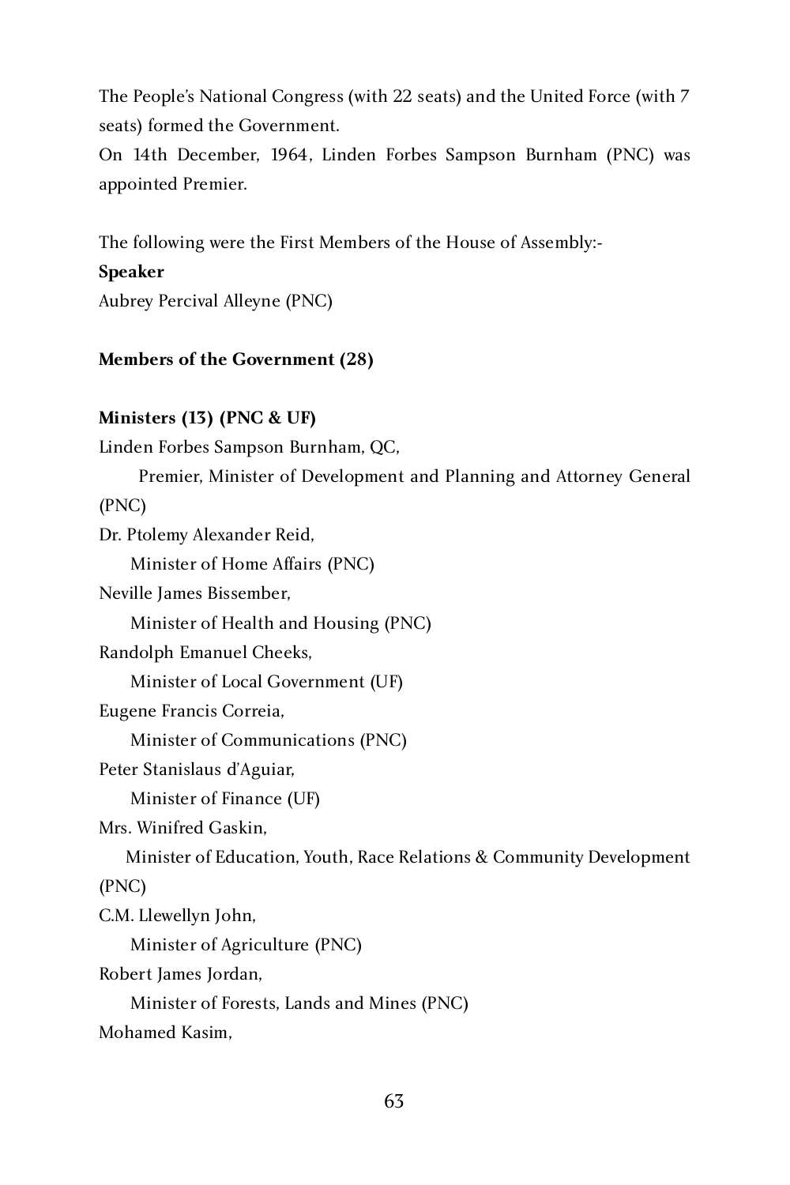The People's National Congress (with 22 seats) and the United Force (with 7 seats) formed the Government.

On 14th December, 1964, Linden Forbes Sampson Burnham (PNC) was appointed Premier.

The following were the First Members of the House of Assembly:-

**Speaker**

Aubrey Percival Alleyne (PNC)

**Members of the Government (28)**

**Ministers (13) (PNC & UF)**

Linden Forbes Sampson Burnham, QC,
Premier, Minister of Development and Planning and Attorney General (PNC)

Dr. Ptolemy Alexander Reid,
Minister of Home Affairs (PNC)

Neville James Bissember,
Minister of Health and Housing (PNC)

Randolph Emanuel Cheeks,
Minister of Local Government (UF)

Eugene Francis Correia,
Minister of Communications (PNC)

Peter Stanislaus d'Aguiar,
Minister of Finance (UF)

Mrs. Winifred Gaskin,
Minister of Education, Youth, Race Relations & Community Development (PNC)

C.M. Llewellyn John,
Minister of Agriculture (PNC)

Robert James Jordan,
Minister of Forests, Lands and Mines (PNC)

Mohamed Kasim,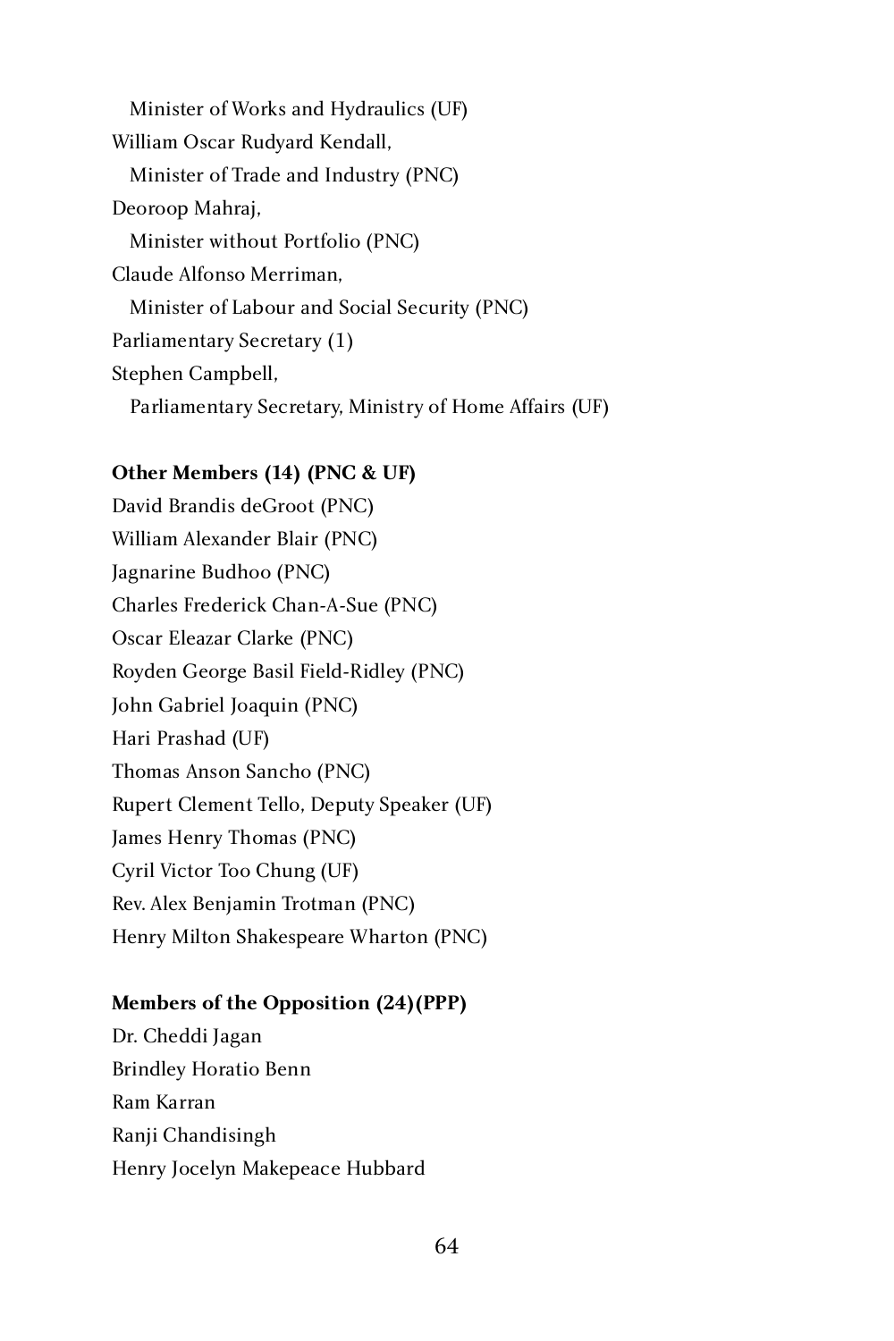Minister of Works and Hydraulics (UF)

William Oscar Rudyard Kendall,

Minister of Trade and Industry (PNC)

Deoroop Mahraj,

Minister without Portfolio (PNC)

Claude Alfonso Merriman,

Minister of Labour and Social Security (PNC)

Parliamentary Secretary (1)

Stephen Campbell,

Parliamentary Secretary, Ministry of Home Affairs (UF)

**Other Members (14) (PNC & UF)**

David Brandis deGroot (PNC)
William Alexander Blair (PNC)
Jagnarine Budhoo (PNC)
Charles Frederick Chan-A-Sue (PNC)
Oscar Eleazar Clarke (PNC)
Royden George Basil Field-Ridley (PNC)
John Gabriel Joaquin (PNC)
Hari Prashad (UF)
Thomas Anson Sancho (PNC)
Rupert Clement Tello, Deputy Speaker (UF)
James Henry Thomas (PNC)
Cyril Victor Too Chung (UF)
Rev. Alex Benjamin Trotman (PNC)
Henry Milton Shakespeare Wharton (PNC)

**Members of the Opposition (24)(PPP)**

Dr. Cheddi Jagan
Brindley Horatio Benn
Ram Karran
Ranji Chandisingh
Henry Jocelyn Makepeace Hubbard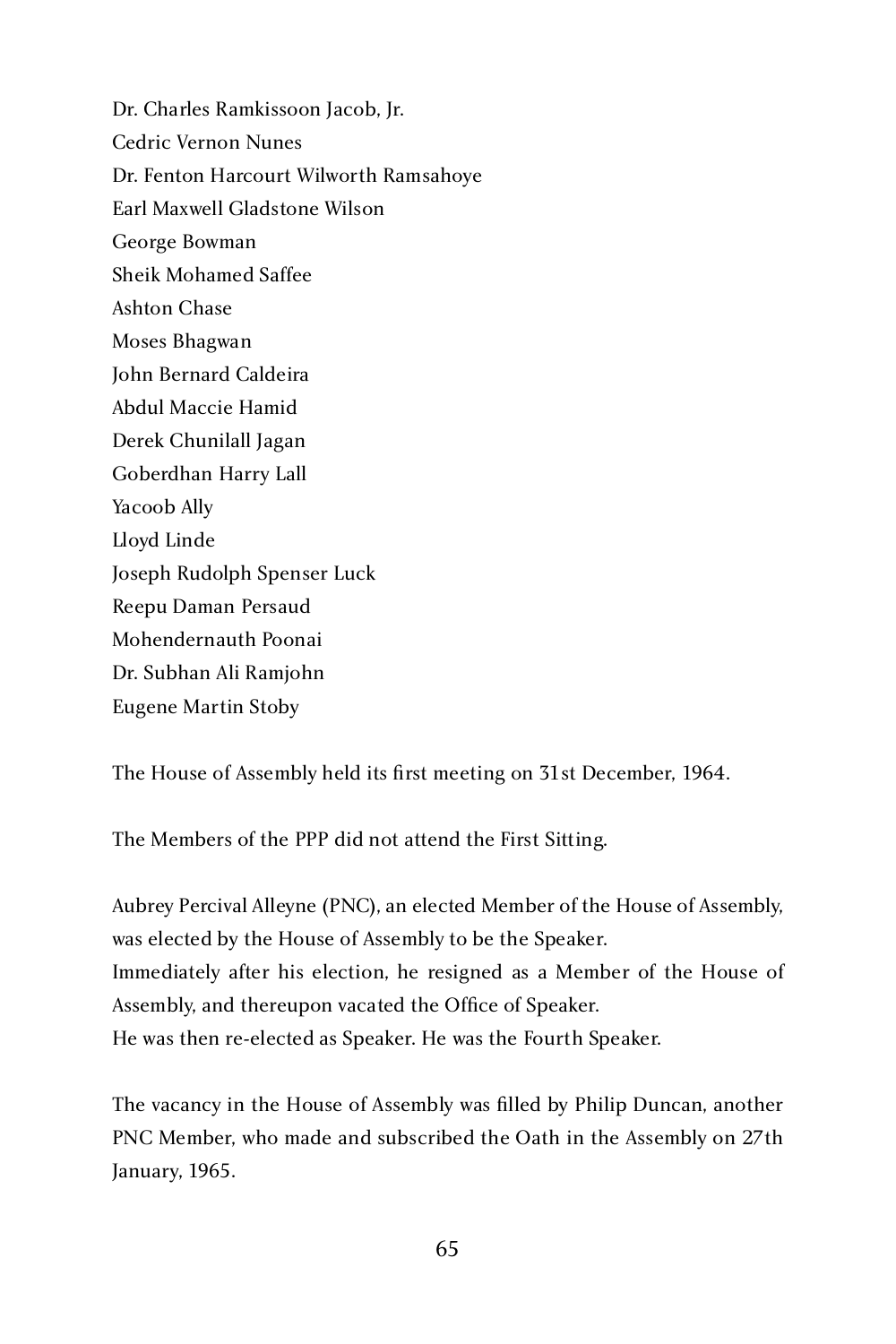Dr. Charles Ramkissoon Jacob, Jr.
Cedric Vernon Nunes
Dr. Fenton Harcourt Wilworth Ramsahoye
Earl Maxwell Gladstone Wilson
George Bowman
Sheik Mohamed Saffee
Ashton Chase
Moses Bhagwan
John Bernard Caldeira
Abdul Maccie Hamid
Derek Chunilall Jagan
Goberdhan Harry Lall
Yacoob Ally
Lloyd Linde
Joseph Rudolph Spenser Luck
Reepu Daman Persaud
Mohendernauth Poonai
Dr. Subhan Ali Ramjohn
Eugene Martin Stoby

The House of Assembly held its first meeting on 31st December, 1964.

The Members of the PPP did not attend the First Sitting.

Aubrey Percival Alleyne (PNC), an elected Member of the House of Assembly, was elected by the House of Assembly to be the Speaker.
Immediately after his election, he resigned as a Member of the House of Assembly, and thereupon vacated the Office of Speaker.
He was then re-elected as Speaker. He was the Fourth Speaker.

The vacancy in the House of Assembly was filled by Philip Duncan, another PNC Member, who made and subscribed the Oath in the Assembly on 27th January, 1965.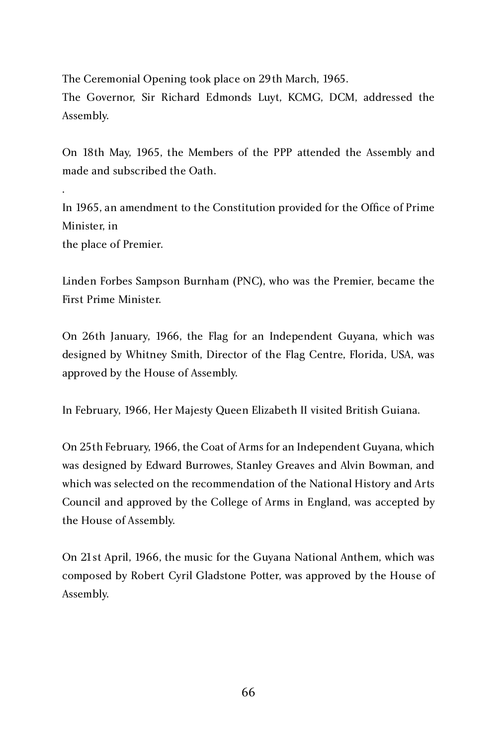The Ceremonial Opening took place on 29th March, 1965.
The Governor, Sir Richard Edmonds Luyt, KCMG, DCM, addressed the Assembly.

On 18th May, 1965, the Members of the PPP attended the Assembly and made and subscribed the Oath.

.
In 1965, an amendment to the Constitution provided for the Office of Prime Minister, in
the place of Premier.

Linden Forbes Sampson Burnham (PNC), who was the Premier, became the First Prime Minister.

On 26th January, 1966, the Flag for an Independent Guyana, which was designed by Whitney Smith, Director of the Flag Centre, Florida, USA, was approved by the House of Assembly.

In February, 1966, Her Majesty Queen Elizabeth II visited British Guiana.

On 25th February, 1966, the Coat of Arms for an Independent Guyana, which was designed by Edward Burrowes, Stanley Greaves and Alvin Bowman, and which was selected on the recommendation of the National History and Arts Council and approved by the College of Arms in England, was accepted by the House of Assembly.

On 21st April, 1966, the music for the Guyana National Anthem, which was composed by Robert Cyril Gladstone Potter, was approved by the House of Assembly.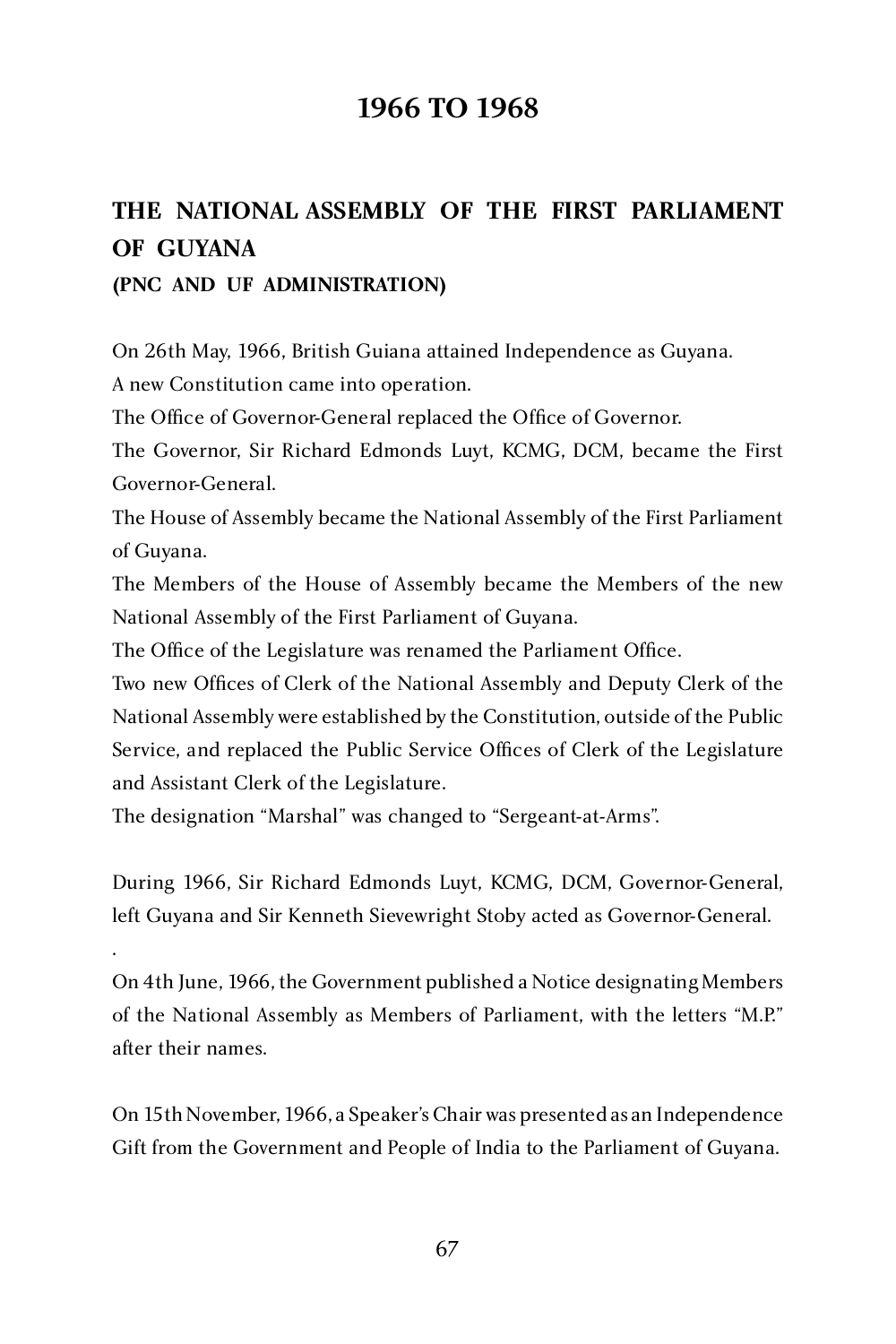# 1966 TO 1968

## THE NATIONAL ASSEMBLY OF THE FIRST PARLIAMENT OF GUYANA

**(PNC AND UF ADMINISTRATION)**

On 26th May, 1966, British Guiana attained Independence as Guyana.
A new Constitution came into operation.
The Office of Governor-General replaced the Office of Governor.
The Governor, Sir Richard Edmonds Luyt, KCMG, DCM, became the First Governor-General.
The House of Assembly became the National Assembly of the First Parliament of Guyana.
The Members of the House of Assembly became the Members of the new National Assembly of the First Parliament of Guyana.
The Office of the Legislature was renamed the Parliament Office.
Two new Offices of Clerk of the National Assembly and Deputy Clerk of the National Assembly were established by the Constitution, outside of the Public Service, and replaced the Public Service Offices of Clerk of the Legislature and Assistant Clerk of the Legislature.
The designation "Marshal" was changed to "Sergeant-at-Arms".

During 1966, Sir Richard Edmonds Luyt, KCMG, DCM, Governor-General, left Guyana and Sir Kenneth Sievewright Stoby acted as Governor-General.

On 4th June, 1966, the Government published a Notice designating Members of the National Assembly as Members of Parliament, with the letters "M.P." after their names.

On 15th November, 1966, a Speaker's Chair was presented as an Independence Gift from the Government and People of India to the Parliament of Guyana.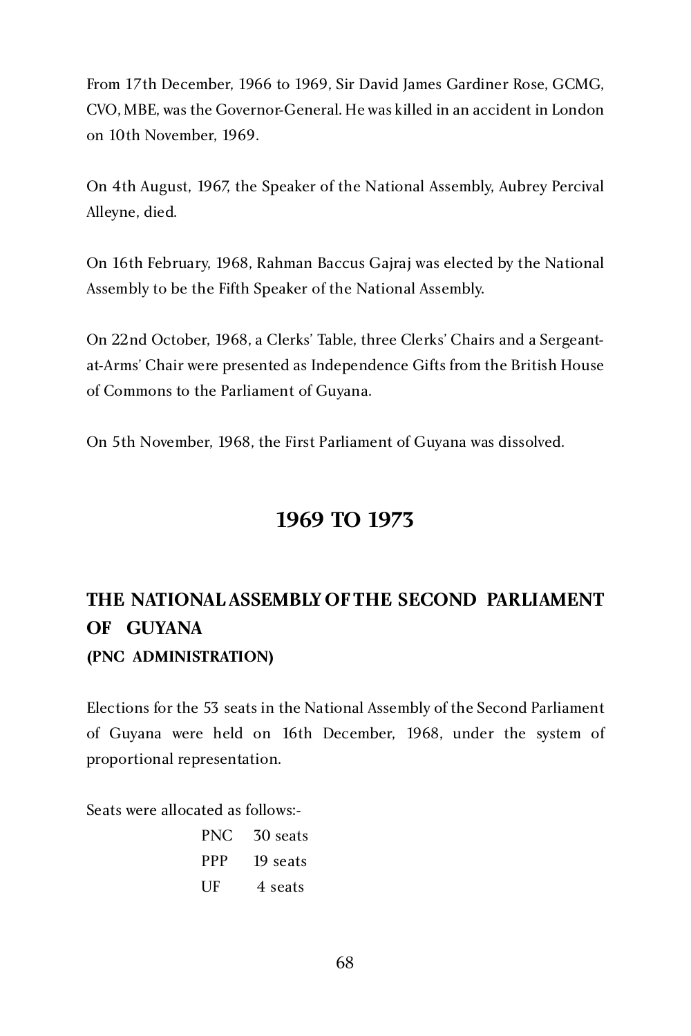From 17th December, 1966 to 1969, Sir David James Gardiner Rose, GCMG, CVO, MBE, was the Governor-General. He was killed in an accident in London on 10th November, 1969.

On 4th August, 1967, the Speaker of the National Assembly, Aubrey Percival Alleyne, died.

On 16th February, 1968, Rahman Baccus Gajraj was elected by the National Assembly to be the Fifth Speaker of the National Assembly.

On 22nd October, 1968, a Clerks' Table, three Clerks' Chairs and a Sergeant-at-Arms' Chair were presented as Independence Gifts from the British House of Commons to the Parliament of Guyana.

On 5th November, 1968, the First Parliament of Guyana was dissolved.

## 1969 TO 1973

### THE NATIONAL ASSEMBLY OF THE SECOND PARLIAMENT OF GUYANA

**(PNC ADMINISTRATION)**

Elections for the 53 seats in the National Assembly of the Second Parliament of Guyana were held on 16th December, 1968, under the system of proportional representation.

Seats were allocated as follows:-

| | |
|---|---|
| PNC | 30 seats |
| PPP | 19 seats |
| UF | 4 seats |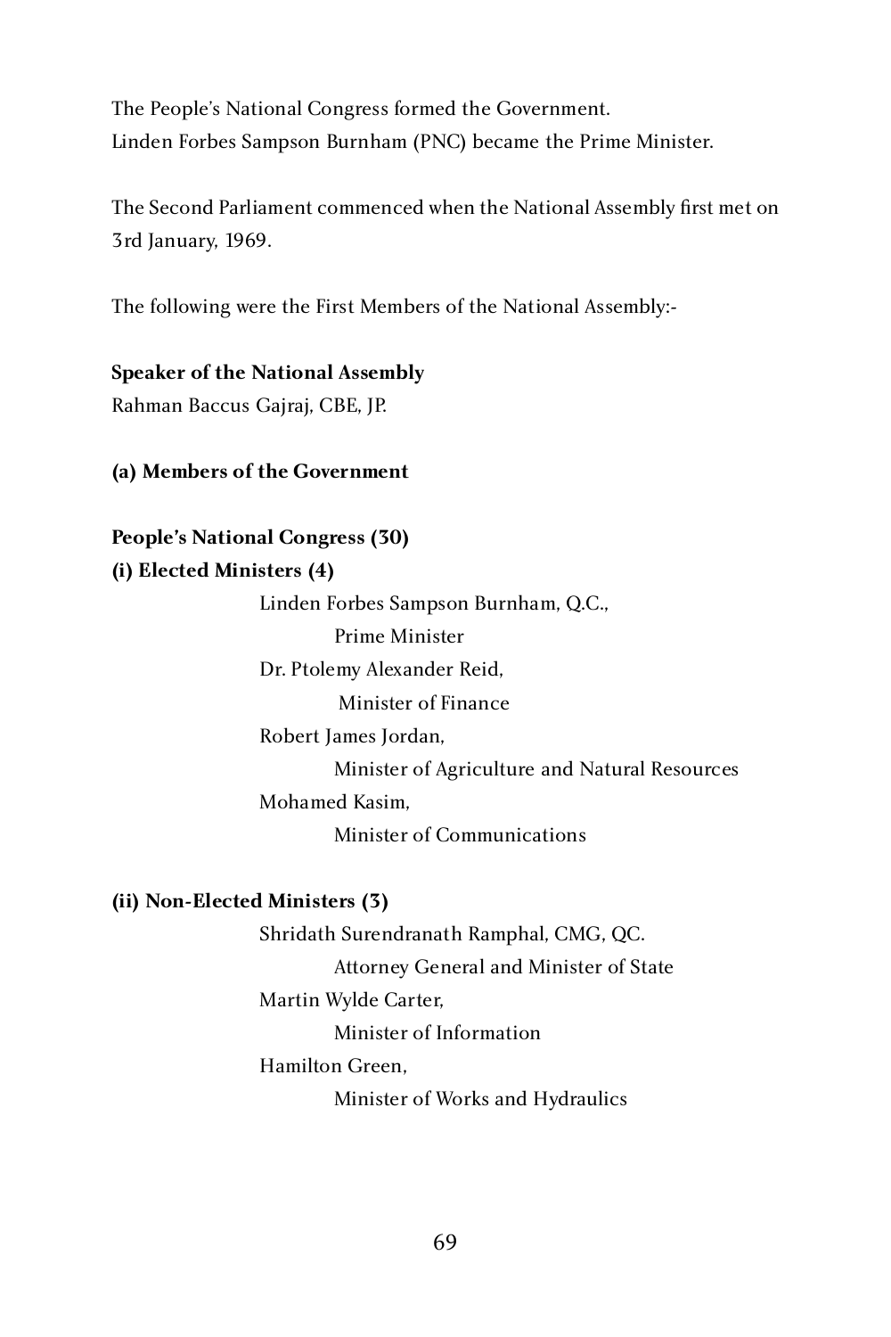The People's National Congress formed the Government.
Linden Forbes Sampson Burnham (PNC) became the Prime Minister.

The Second Parliament commenced when the National Assembly first met on 3rd January, 1969.

The following were the First Members of the National Assembly:-

**Speaker of the National Assembly**
Rahman Baccus Gajraj, CBE, JP.

**(a) Members of the Government**

**People's National Congress (30)**
**(i) Elected Ministers (4)**

Linden Forbes Sampson Burnham, Q.C.,
Prime Minister
Dr. Ptolemy Alexander Reid,
Minister of Finance
Robert James Jordan,
Minister of Agriculture and Natural Resources
Mohamed Kasim,
Minister of Communications

**(ii) Non-Elected Ministers (3)**

Shridath Surendranath Ramphal, CMG, QC.
Attorney General and Minister of State
Martin Wylde Carter,
Minister of Information
Hamilton Green,
Minister of Works and Hydraulics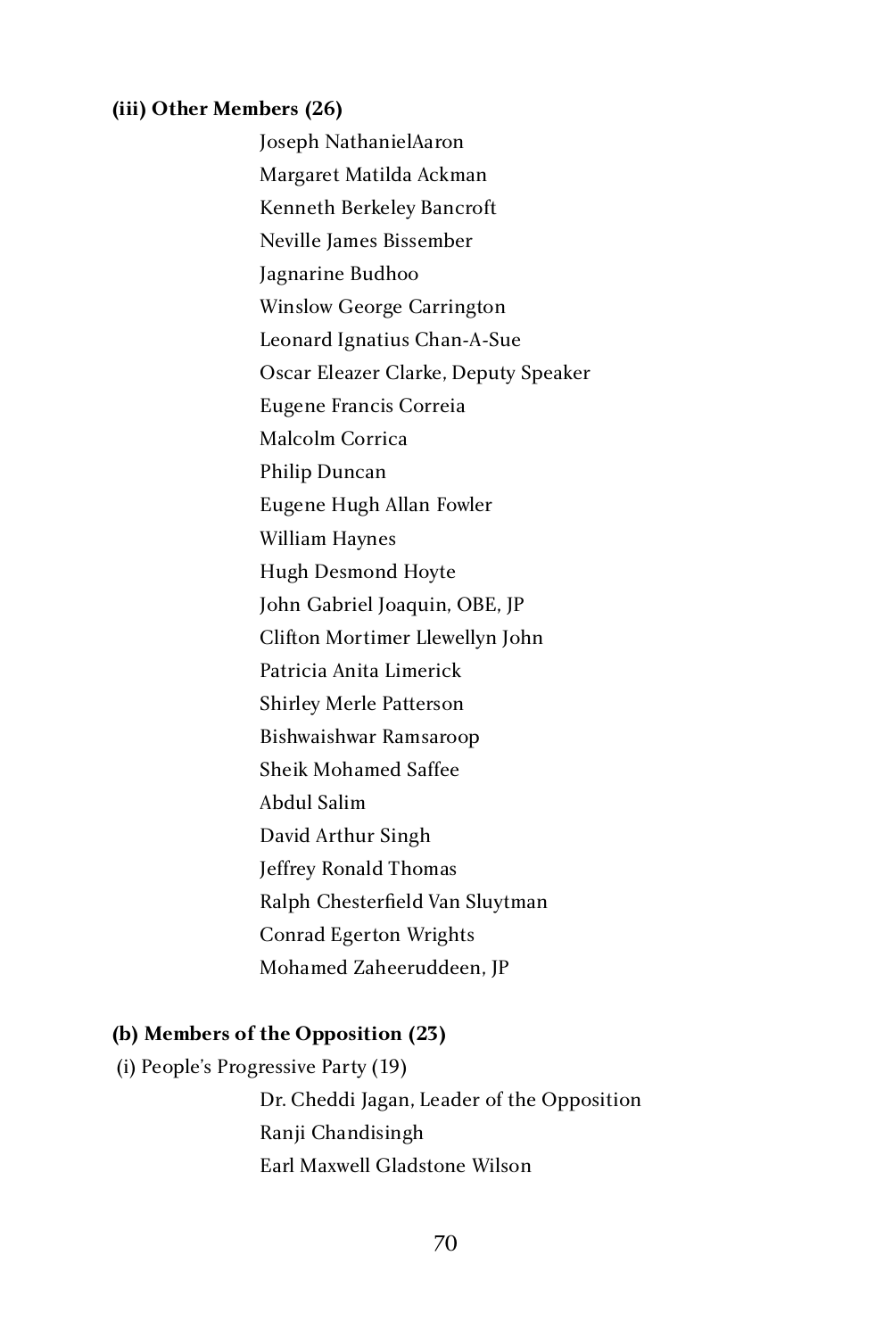**(iii) Other Members (26)**

Joseph NathanielAaron
Margaret Matilda Ackman
Kenneth Berkeley Bancroft
Neville James Bissember
Jagnarine Budhoo
Winslow George Carrington
Leonard Ignatius Chan-A-Sue
Oscar Eleazer Clarke, Deputy Speaker
Eugene Francis Correia
Malcolm Corrica
Philip Duncan
Eugene Hugh Allan Fowler
William Haynes
Hugh Desmond Hoyte
John Gabriel Joaquin, OBE, JP
Clifton Mortimer Llewellyn John
Patricia Anita Limerick
Shirley Merle Patterson
Bishwaishwar Ramsaroop
Sheik Mohamed Saffee
Abdul Salim
David Arthur Singh
Jeffrey Ronald Thomas
Ralph Chesterfield Van Sluytman
Conrad Egerton Wrights
Mohamed Zaheeruddeen, JP

**(b) Members of the Opposition (23)**

(i) People's Progressive Party (19)

Dr. Cheddi Jagan, Leader of the Opposition
Ranji Chandisingh
Earl Maxwell Gladstone Wilson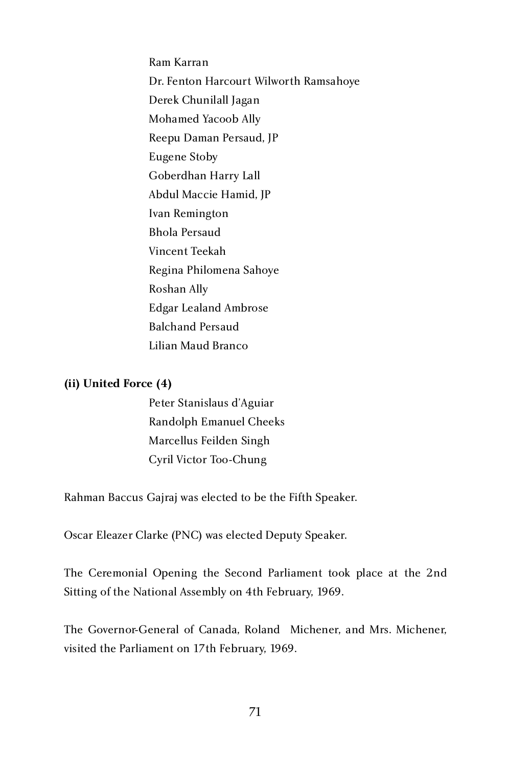Ram Karran
Dr. Fenton Harcourt Wilworth Ramsahoye
Derek Chunilall Jagan
Mohamed Yacoob Ally
Reepu Daman Persaud, JP
Eugene Stoby
Goberdhan Harry Lall
Abdul Maccie Hamid, JP
Ivan Remington
Bhola Persaud
Vincent Teekah
Regina Philomena Sahoye
Roshan Ally
Edgar Lealand Ambrose
Balchand Persaud
Lilian Maud Branco

**(ii) United Force (4)**

Peter Stanislaus d'Aguiar
Randolph Emanuel Cheeks
Marcellus Feilden Singh
Cyril Victor Too-Chung

Rahman Baccus Gajraj was elected to be the Fifth Speaker.

Oscar Eleazer Clarke (PNC) was elected Deputy Speaker.

The Ceremonial Opening the Second Parliament took place at the 2nd Sitting of the National Assembly on 4th February, 1969.

The Governor-General of Canada, Roland Michener, and Mrs. Michener, visited the Parliament on 17th February, 1969.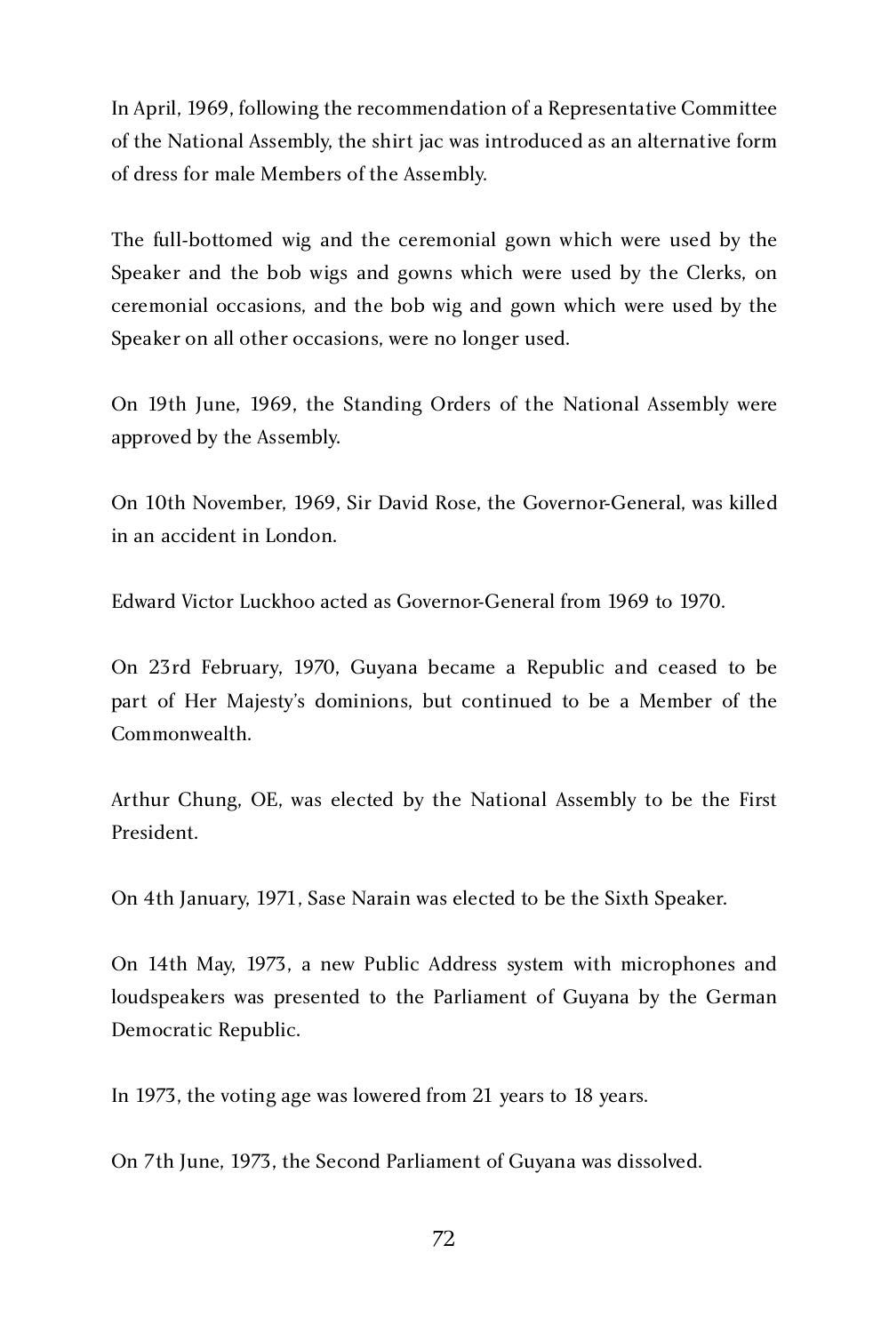In April, 1969, following the recommendation of a Representative Committee of the National Assembly, the shirt jac was introduced as an alternative form of dress for male Members of the Assembly.

The full-bottomed wig and the ceremonial gown which were used by the Speaker and the bob wigs and gowns which were used by the Clerks, on ceremonial occasions, and the bob wig and gown which were used by the Speaker on all other occasions, were no longer used.

On 19th June, 1969, the Standing Orders of the National Assembly were approved by the Assembly.

On 10th November, 1969, Sir David Rose, the Governor-General, was killed in an accident in London.

Edward Victor Luckhoo acted as Governor-General from 1969 to 1970.

On 23rd February, 1970, Guyana became a Republic and ceased to be part of Her Majesty's dominions, but continued to be a Member of the Commonwealth.

Arthur Chung, OE, was elected by the National Assembly to be the First President.

On 4th January, 1971, Sase Narain was elected to be the Sixth Speaker.

On 14th May, 1973, a new Public Address system with microphones and loudspeakers was presented to the Parliament of Guyana by the German Democratic Republic.

In 1973, the voting age was lowered from 21 years to 18 years.

On 7th June, 1973, the Second Parliament of Guyana was dissolved.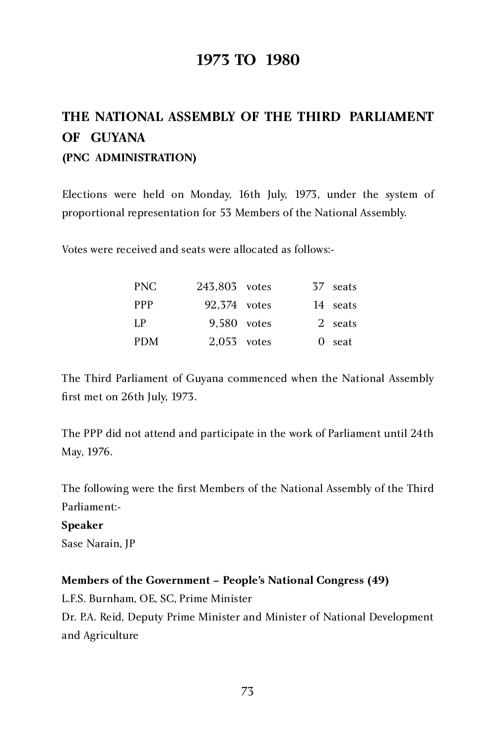# 1973 TO 1980

## THE NATIONAL ASSEMBLY OF THE THIRD PARLIAMENT OF GUYANA

**(PNC ADMINISTRATION)**

Elections were held on Monday, 16th July, 1973, under the system of proportional representation for 53 Members of the National Assembly.

Votes were received and seats were allocated as follows:-

| | | | | |
|---|---|---|---|---|
| PNC | 243,803 | votes | 37 | seats |
| PPP | 92,374 | votes | 14 | seats |
| LP | 9,580 | votes | 2 | seats |
| PDM | 2,053 | votes | 0 | seat |

The Third Parliament of Guyana commenced when the National Assembly first met on 26th July, 1973.

The PPP did not attend and participate in the work of Parliament until 24th May, 1976.

The following were the first Members of the National Assembly of the Third Parliament:-

**Speaker**

Sase Narain, JP

**Members of the Government – People's National Congress (49)**

L.F.S. Burnham, OE, SC, Prime Minister

Dr. P.A. Reid, Deputy Prime Minister and Minister of National Development and Agriculture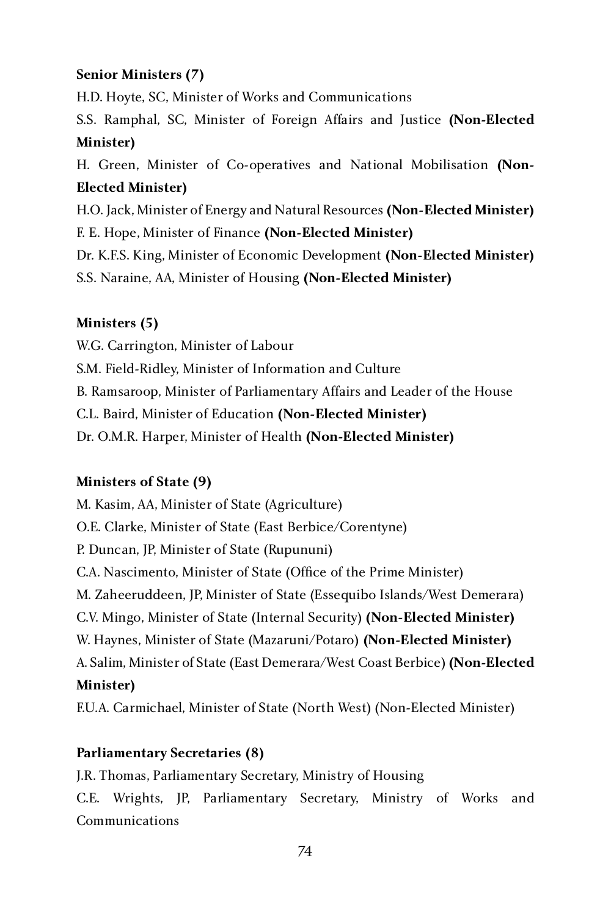**Senior Ministers (7)**

H.D. Hoyte, SC, Minister of Works and Communications

S.S. Ramphal, SC, Minister of Foreign Affairs and Justice **(Non-Elected Minister)**

H. Green, Minister of Co-operatives and National Mobilisation **(Non-Elected Minister)**

H.O. Jack, Minister of Energy and Natural Resources **(Non-Elected Minister)**

F. E. Hope, Minister of Finance **(Non-Elected Minister)**

Dr. K.F.S. King, Minister of Economic Development **(Non-Elected Minister)**

S.S. Naraine, AA, Minister of Housing **(Non-Elected Minister)**

**Ministers (5)**

W.G. Carrington, Minister of Labour

S.M. Field-Ridley, Minister of Information and Culture

B. Ramsaroop, Minister of Parliamentary Affairs and Leader of the House

C.L. Baird, Minister of Education **(Non-Elected Minister)**

Dr. O.M.R. Harper, Minister of Health **(Non-Elected Minister)**

**Ministers of State (9)**

M. Kasim, AA, Minister of State (Agriculture)

O.E. Clarke, Minister of State (East Berbice/Corentyne)

P. Duncan, JP, Minister of State (Rupununi)

C.A. Nascimento, Minister of State (Office of the Prime Minister)

M. Zaheeruddeen, JP, Minister of State (Essequibo Islands/West Demerara)

C.V. Mingo, Minister of State (Internal Security) **(Non-Elected Minister)**

W. Haynes, Minister of State (Mazaruni/Potaro) **(Non-Elected Minister)**

A. Salim, Minister of State (East Demerara/West Coast Berbice) **(Non-Elected Minister)**

F.U.A. Carmichael, Minister of State (North West) (Non-Elected Minister)

**Parliamentary Secretaries (8)**

J.R. Thomas, Parliamentary Secretary, Ministry of Housing

C.E. Wrights, JP, Parliamentary Secretary, Ministry of Works and Communications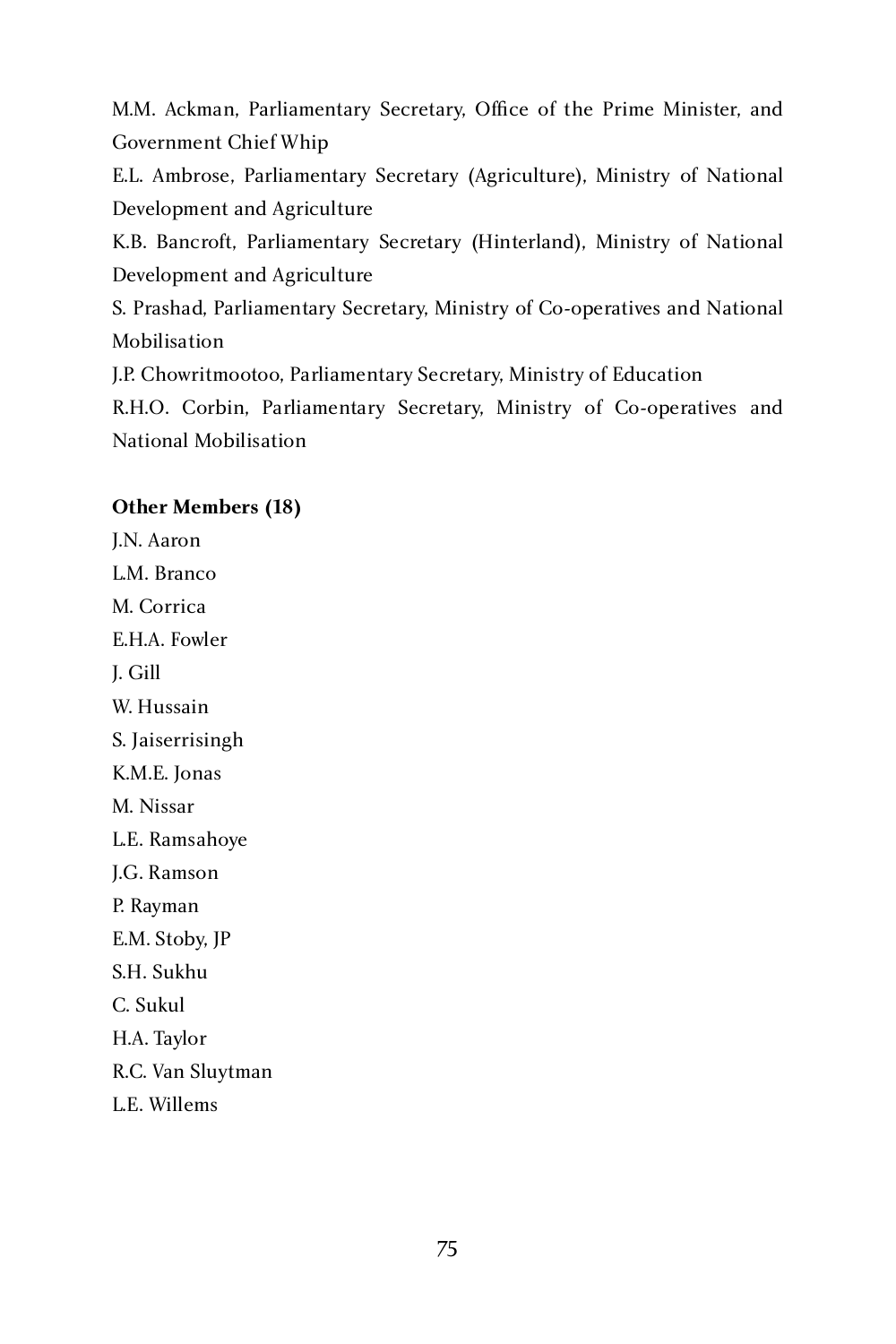M.M. Ackman, Parliamentary Secretary, Office of the Prime Minister, and Government Chief Whip

E.L. Ambrose, Parliamentary Secretary (Agriculture), Ministry of National Development and Agriculture

K.B. Bancroft, Parliamentary Secretary (Hinterland), Ministry of National Development and Agriculture

S. Prashad, Parliamentary Secretary, Ministry of Co-operatives and National Mobilisation

J.P. Chowritmootoo, Parliamentary Secretary, Ministry of Education

R.H.O. Corbin, Parliamentary Secretary, Ministry of Co-operatives and National Mobilisation

**Other Members (18)**

J.N. Aaron
L.M. Branco
M. Corrica
E.H.A. Fowler
J. Gill
W. Hussain
S. Jaiserrisingh
K.M.E. Jonas
M. Nissar
L.E. Ramsahoye
J.G. Ramson
P. Rayman
E.M. Stoby, JP
S.H. Sukhu
C. Sukul
H.A. Taylor
R.C. Van Sluytman
L.E. Willems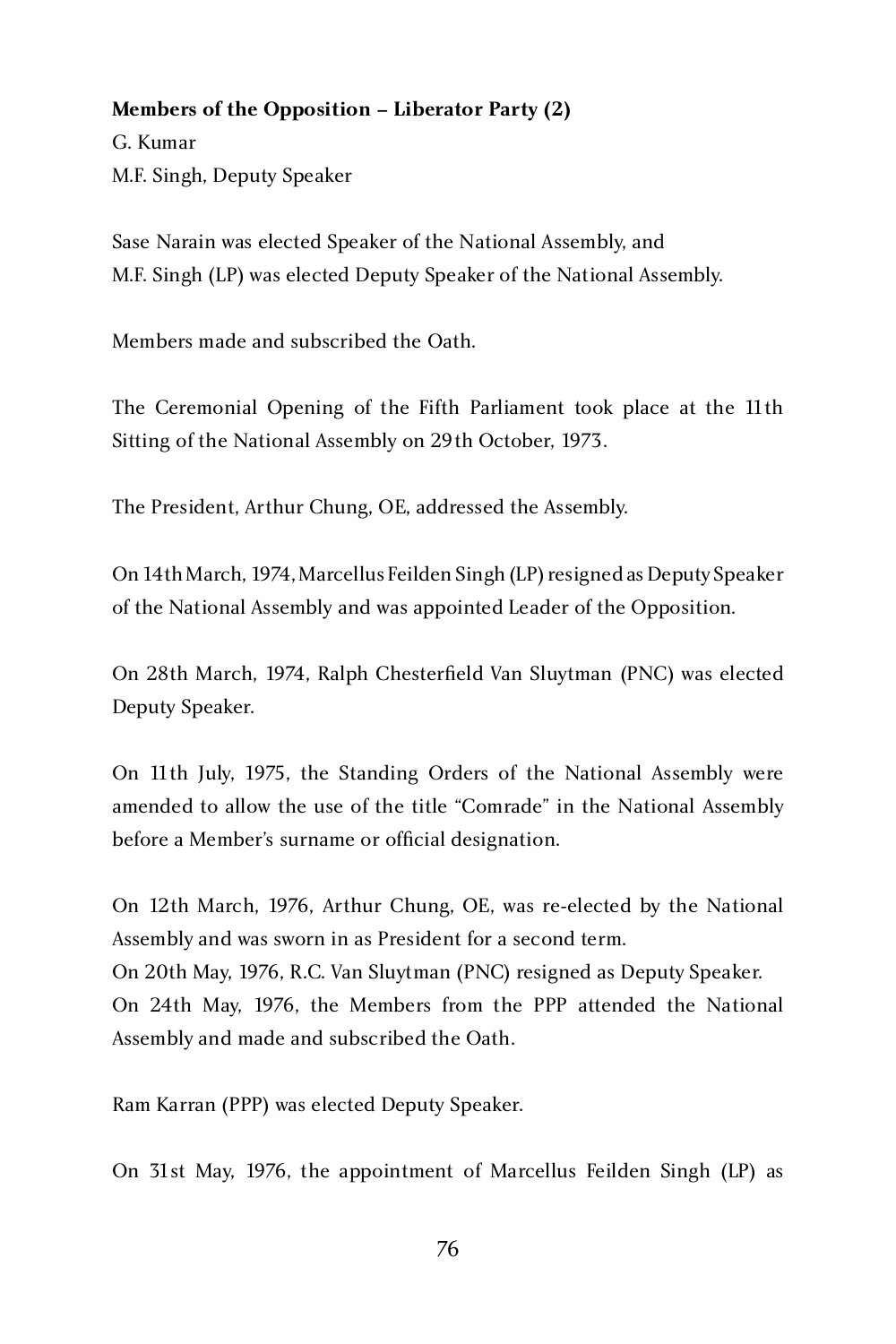**Members of the Opposition – Liberator Party (2)**

G. Kumar

M.F. Singh, Deputy Speaker

Sase Narain was elected Speaker of the National Assembly, and M.F. Singh (LP) was elected Deputy Speaker of the National Assembly.

Members made and subscribed the Oath.

The Ceremonial Opening of the Fifth Parliament took place at the 11th Sitting of the National Assembly on 29th October, 1973.

The President, Arthur Chung, OE, addressed the Assembly.

On 14th March, 1974, Marcellus Feilden Singh (LP) resigned as Deputy Speaker of the National Assembly and was appointed Leader of the Opposition.

On 28th March, 1974, Ralph Chesterfield Van Sluytman (PNC) was elected Deputy Speaker.

On 11th July, 1975, the Standing Orders of the National Assembly were amended to allow the use of the title "Comrade" in the National Assembly before a Member's surname or official designation.

On 12th March, 1976, Arthur Chung, OE, was re-elected by the National Assembly and was sworn in as President for a second term.

On 20th May, 1976, R.C. Van Sluytman (PNC) resigned as Deputy Speaker.

On 24th May, 1976, the Members from the PPP attended the National Assembly and made and subscribed the Oath.

Ram Karran (PPP) was elected Deputy Speaker.

On 31st May, 1976, the appointment of Marcellus Feilden Singh (LP) as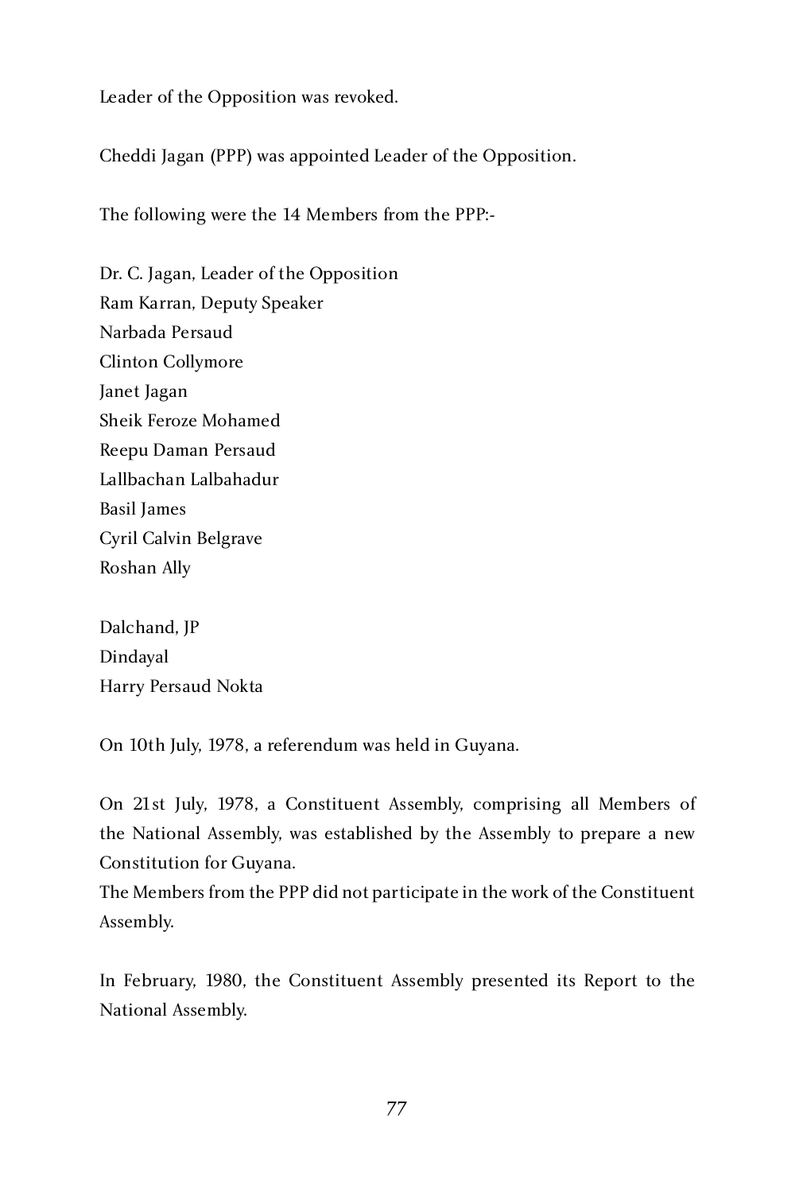Leader of the Opposition was revoked.

Cheddi Jagan (PPP) was appointed Leader of the Opposition.

The following were the 14 Members from the PPP:-

Dr. C. Jagan, Leader of the Opposition
Ram Karran, Deputy Speaker
Narbada Persaud
Clinton Collymore
Janet Jagan
Sheik Feroze Mohamed
Reepu Daman Persaud
Lallbachan Lalbahadur
Basil James
Cyril Calvin Belgrave
Roshan Ally

Dalchand, JP
Dindayal
Harry Persaud Nokta

On 10th July, 1978, a referendum was held in Guyana.

On 21st July, 1978, a Constituent Assembly, comprising all Members of the National Assembly, was established by the Assembly to prepare a new Constitution for Guyana.
The Members from the PPP did not participate in the work of the Constituent Assembly.

In February, 1980, the Constituent Assembly presented its Report to the National Assembly.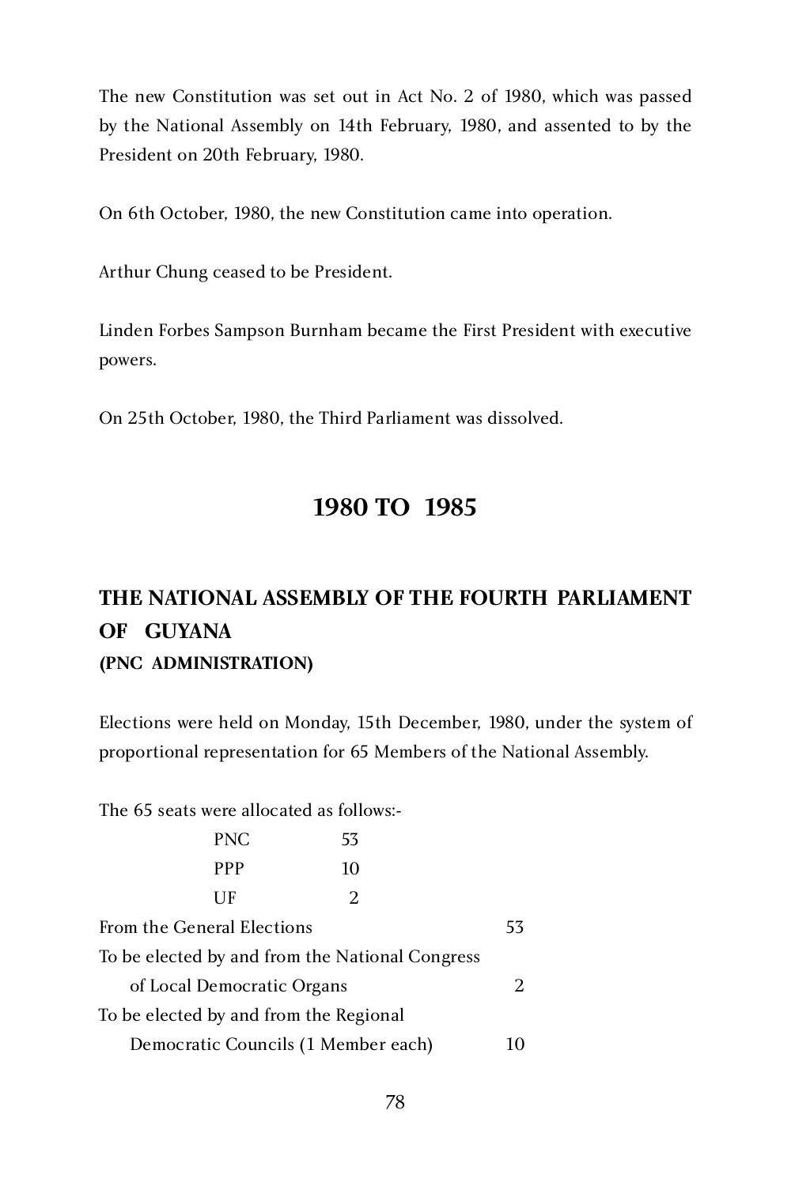The new Constitution was set out in Act No. 2 of 1980, which was passed by the National Assembly on 14th February, 1980, and assented to by the President on 20th February, 1980.

On 6th October, 1980, the new Constitution came into operation.

Arthur Chung ceased to be President.

Linden Forbes Sampson Burnham became the First President with executive powers.

On 25th October, 1980, the Third Parliament was dissolved.

## 1980 TO 1985

### THE NATIONAL ASSEMBLY OF THE FOURTH PARLIAMENT OF GUYANA

**(PNC ADMINISTRATION)**

Elections were held on Monday, 15th December, 1980, under the system of proportional representation for 65 Members of the National Assembly.

The 65 seats were allocated as follows:-

| | |
|---|---|
| PNC | 53 |
| PPP | 10 |
| UF | 2 |

| | |
|---|---|
| From the General Elections | 53 |
| To be elected by and from the National Congress of Local Democratic Organs | 2 |
| To be elected by and from the Regional Democratic Councils (1 Member each) | 10 |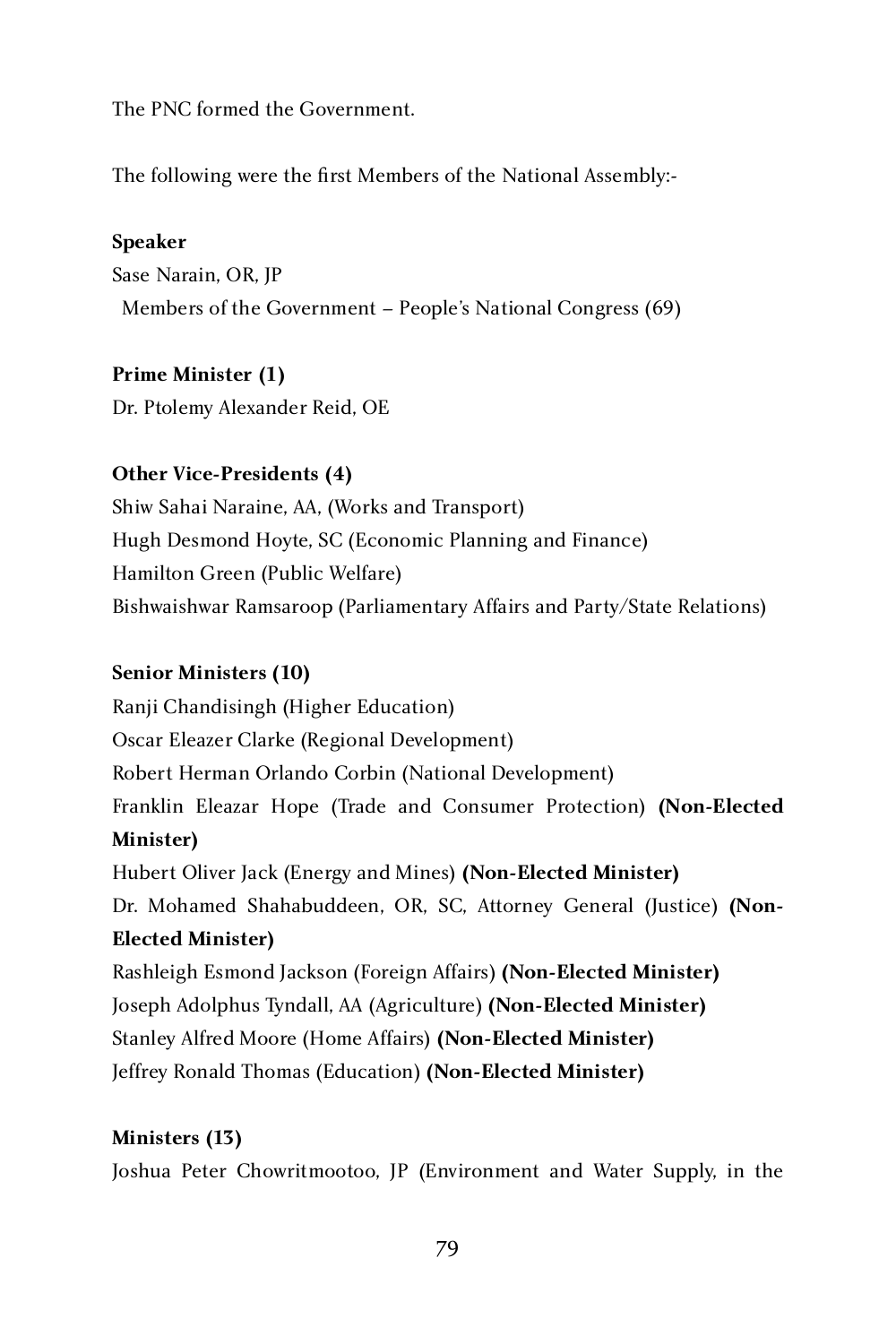The PNC formed the Government.

The following were the first Members of the National Assembly:-

**Speaker**

Sase Narain, OR, JP

Members of the Government – People's National Congress (69)

**Prime Minister (1)**

Dr. Ptolemy Alexander Reid, OE

**Other Vice-Presidents (4)**

Shiw Sahai Naraine, AA, (Works and Transport)

Hugh Desmond Hoyte, SC (Economic Planning and Finance)

Hamilton Green (Public Welfare)

Bishwaishwar Ramsaroop (Parliamentary Affairs and Party/State Relations)

**Senior Ministers (10)**

Ranji Chandisingh (Higher Education)

Oscar Eleazer Clarke (Regional Development)

Robert Herman Orlando Corbin (National Development)

Franklin Eleazar Hope (Trade and Consumer Protection) **(Non-Elected Minister)**

Hubert Oliver Jack (Energy and Mines) **(Non-Elected Minister)**

Dr. Mohamed Shahabuddeen, OR, SC, Attorney General (Justice) **(Non-Elected Minister)**

Rashleigh Esmond Jackson (Foreign Affairs) **(Non-Elected Minister)**

Joseph Adolphus Tyndall, AA (Agriculture) **(Non-Elected Minister)**

Stanley Alfred Moore (Home Affairs) **(Non-Elected Minister)**

Jeffrey Ronald Thomas (Education) **(Non-Elected Minister)**

**Ministers (13)**

Joshua Peter Chowritmootoo, JP (Environment and Water Supply, in the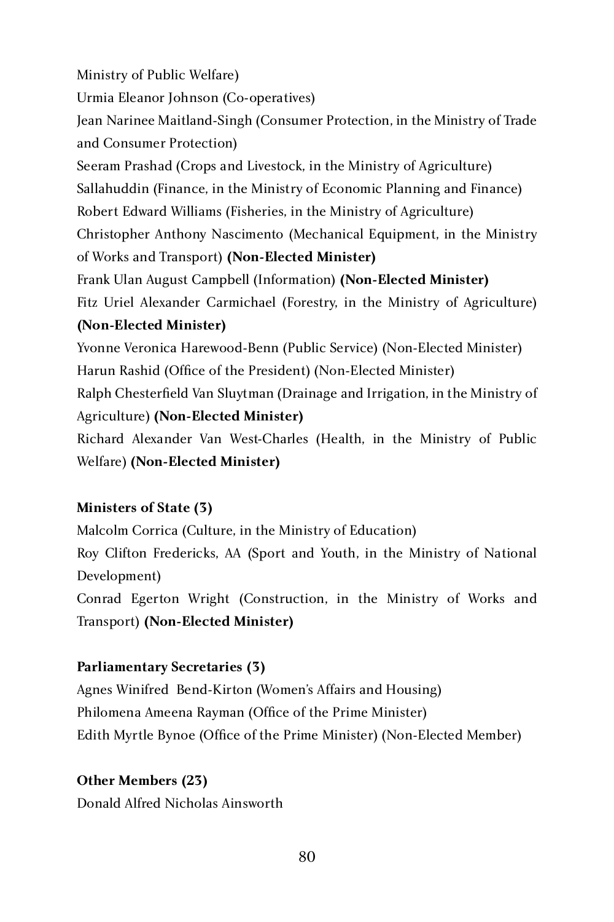Ministry of Public Welfare)

Urmia Eleanor Johnson (Co-operatives)

Jean Narinee Maitland-Singh (Consumer Protection, in the Ministry of Trade and Consumer Protection)

Seeram Prashad (Crops and Livestock, in the Ministry of Agriculture)

Sallahuddin (Finance, in the Ministry of Economic Planning and Finance)

Robert Edward Williams (Fisheries, in the Ministry of Agriculture)

Christopher Anthony Nascimento (Mechanical Equipment, in the Ministry of Works and Transport) **(Non-Elected Minister)**

Frank Ulan August Campbell (Information) **(Non-Elected Minister)**

Fitz Uriel Alexander Carmichael (Forestry, in the Ministry of Agriculture) **(Non-Elected Minister)**

Yvonne Veronica Harewood-Benn (Public Service) (Non-Elected Minister)

Harun Rashid (Office of the President) (Non-Elected Minister)

Ralph Chesterfield Van Sluytman (Drainage and Irrigation, in the Ministry of Agriculture) **(Non-Elected Minister)**

Richard Alexander Van West-Charles (Health, in the Ministry of Public Welfare) **(Non-Elected Minister)**

**Ministers of State (3)**

Malcolm Corrica (Culture, in the Ministry of Education)

Roy Clifton Fredericks, AA (Sport and Youth, in the Ministry of National Development)

Conrad Egerton Wright (Construction, in the Ministry of Works and Transport) **(Non-Elected Minister)**

**Parliamentary Secretaries (3)**

Agnes Winifred Bend-Kirton (Women's Affairs and Housing)

Philomena Ameena Rayman (Office of the Prime Minister)

Edith Myrtle Bynoe (Office of the Prime Minister) (Non-Elected Member)

**Other Members (23)**

Donald Alfred Nicholas Ainsworth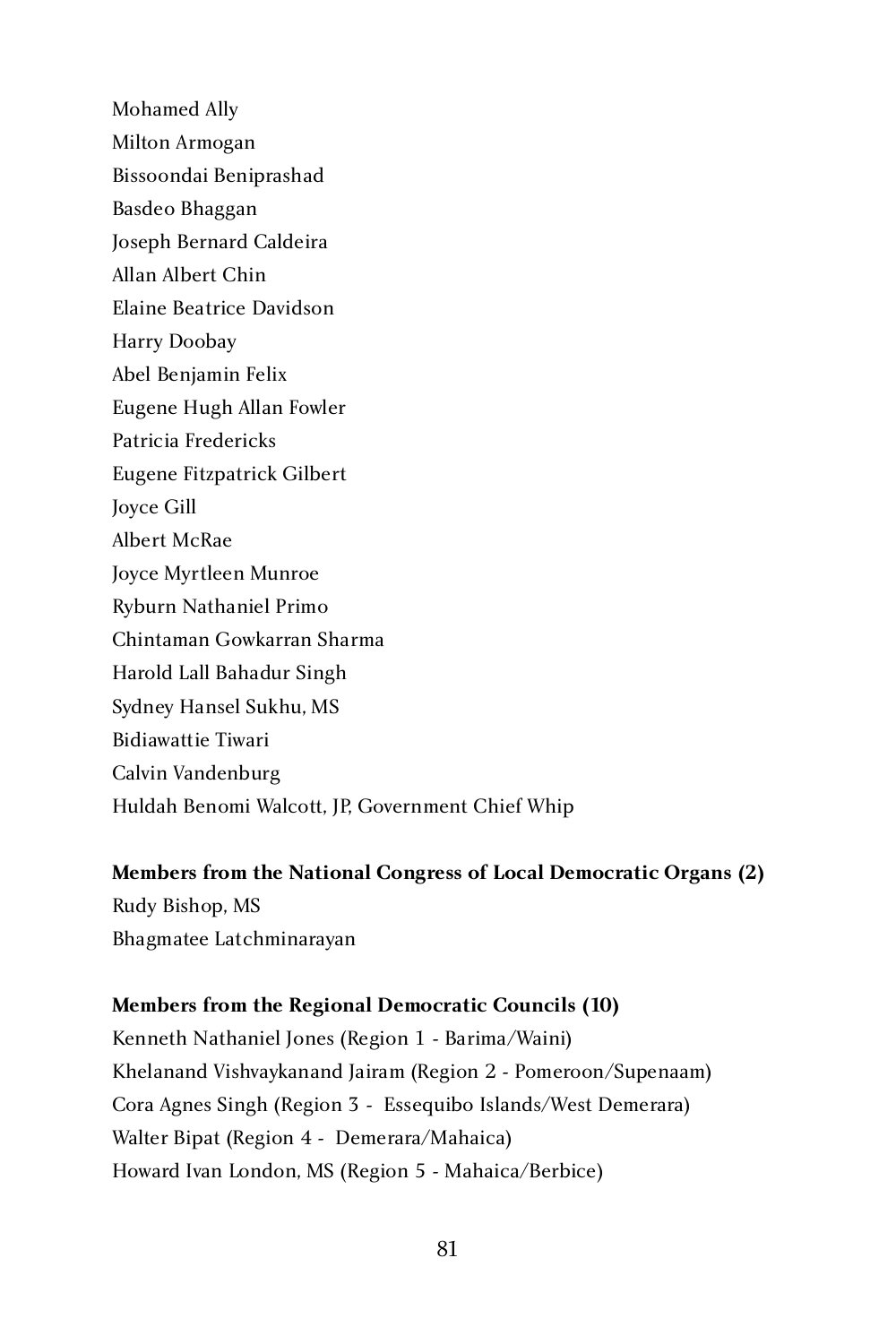Mohamed Ally
Milton Armogan
Bissoondai Beniprashad
Basdeo Bhaggan
Joseph Bernard Caldeira
Allan Albert Chin
Elaine Beatrice Davidson
Harry Doobay
Abel Benjamin Felix
Eugene Hugh Allan Fowler
Patricia Fredericks
Eugene Fitzpatrick Gilbert
Joyce Gill
Albert McRae
Joyce Myrtleen Munroe
Ryburn Nathaniel Primo
Chintaman Gowkarran Sharma
Harold Lall Bahadur Singh
Sydney Hansel Sukhu, MS
Bidiawattie Tiwari
Calvin Vandenburg
Huldah Benomi Walcott, JP, Government Chief Whip

**Members from the National Congress of Local Democratic Organs (2)**
Rudy Bishop, MS
Bhagmatee Latchminarayan

**Members from the Regional Democratic Councils (10)**
Kenneth Nathaniel Jones (Region 1 - Barima/Waini)
Khelanand Vishvaykanand Jairam (Region 2 - Pomeroon/Supenaam)
Cora Agnes Singh (Region 3 - Essequibo Islands/West Demerara)
Walter Bipat (Region 4 - Demerara/Mahaica)
Howard Ivan London, MS (Region 5 - Mahaica/Berbice)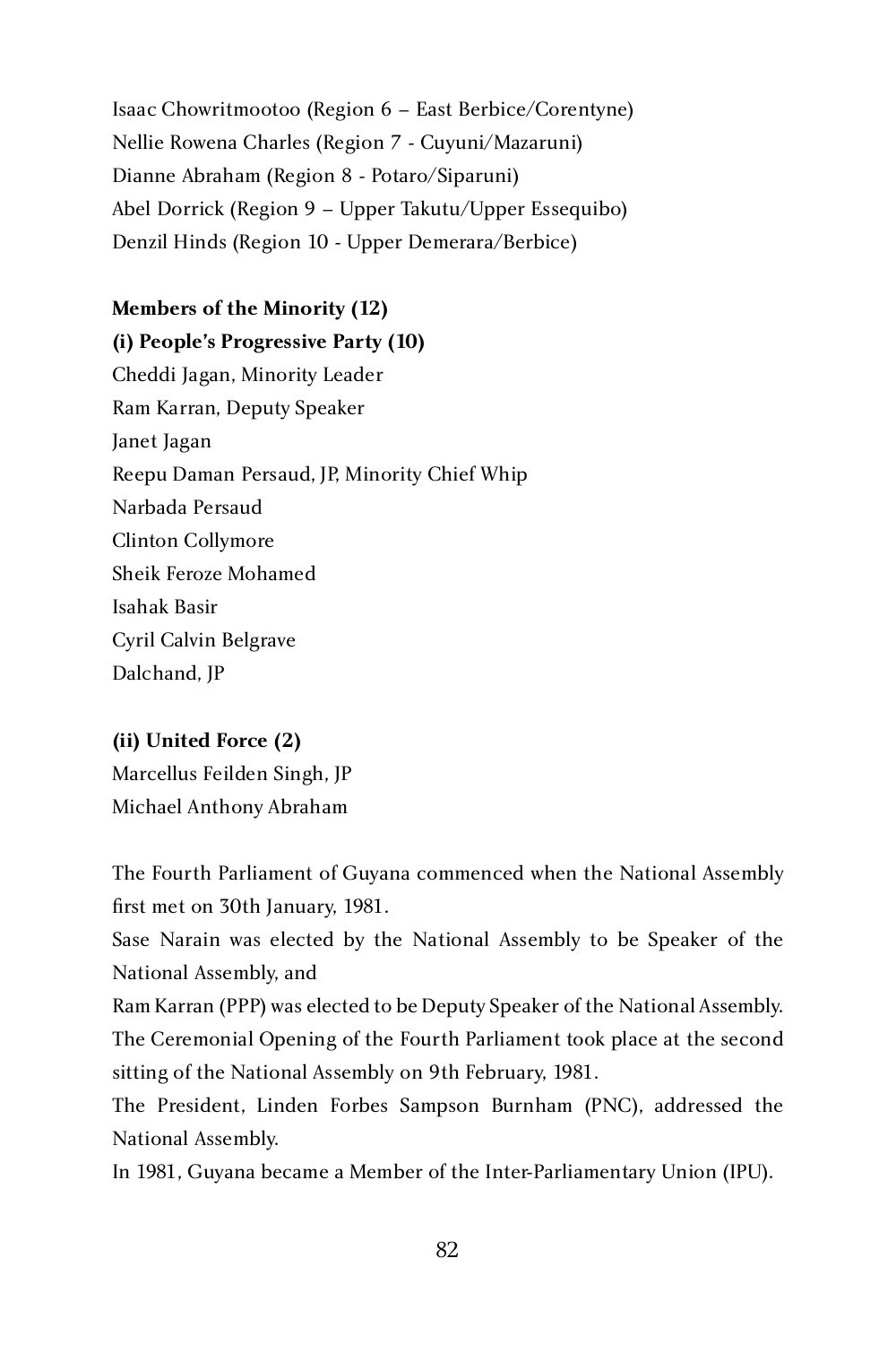Isaac Chowritmootoo (Region 6 – East Berbice/Corentyne)
Nellie Rowena Charles (Region 7 - Cuyuni/Mazaruni)
Dianne Abraham (Region 8 - Potaro/Siparuni)
Abel Dorrick (Region 9 – Upper Takutu/Upper Essequibo)
Denzil Hinds (Region 10 - Upper Demerara/Berbice)

**Members of the Minority (12)**

**(i) People's Progressive Party (10)**

Cheddi Jagan, Minority Leader
Ram Karran, Deputy Speaker
Janet Jagan
Reepu Daman Persaud, JP, Minority Chief Whip
Narbada Persaud
Clinton Collymore
Sheik Feroze Mohamed
Isahak Basir
Cyril Calvin Belgrave
Dalchand, JP

**(ii) United Force (2)**

Marcellus Feilden Singh, JP
Michael Anthony Abraham

The Fourth Parliament of Guyana commenced when the National Assembly first met on 30th January, 1981.
Sase Narain was elected by the National Assembly to be Speaker of the National Assembly, and
Ram Karran (PPP) was elected to be Deputy Speaker of the National Assembly.
The Ceremonial Opening of the Fourth Parliament took place at the second sitting of the National Assembly on 9th February, 1981.
The President, Linden Forbes Sampson Burnham (PNC), addressed the National Assembly.
In 1981, Guyana became a Member of the Inter-Parliamentary Union (IPU).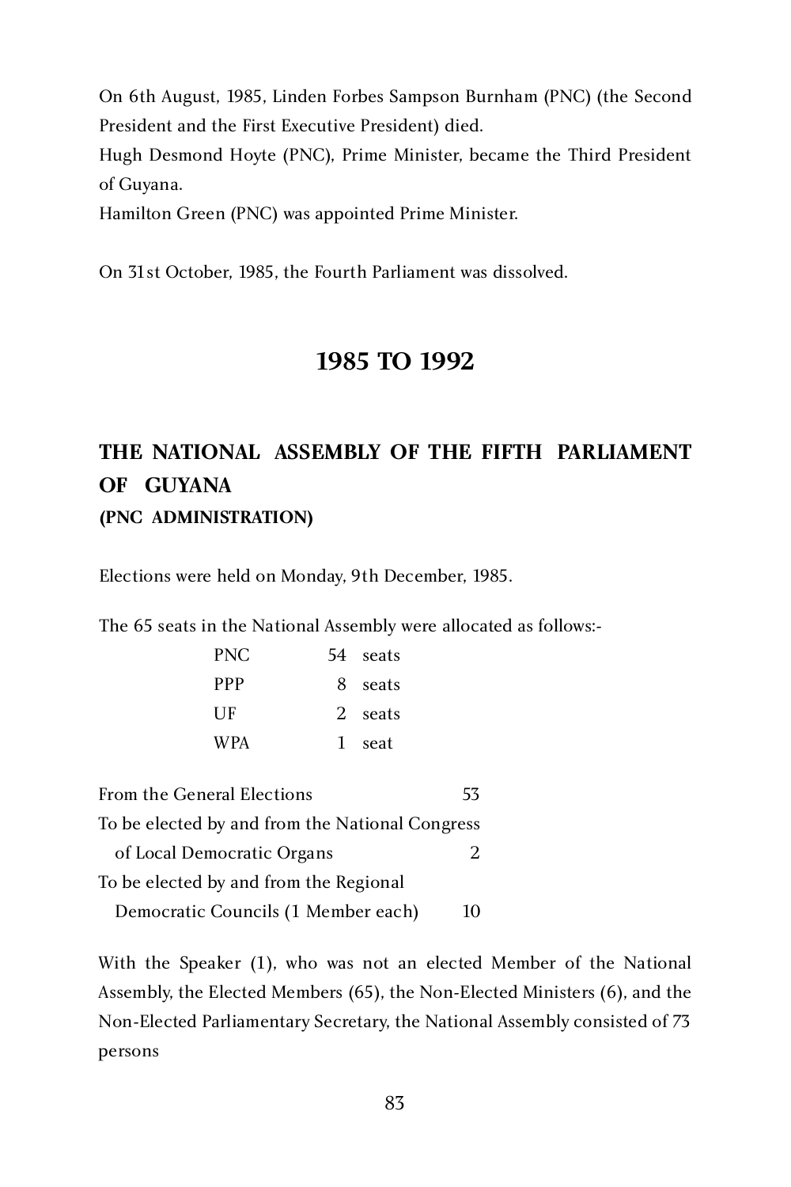On 6th August, 1985, Linden Forbes Sampson Burnham (PNC) (the Second President and the First Executive President) died.

Hugh Desmond Hoyte (PNC), Prime Minister, became the Third President of Guyana.

Hamilton Green (PNC) was appointed Prime Minister.

On 31st October, 1985, the Fourth Parliament was dissolved.

## 1985 TO 1992

## THE NATIONAL ASSEMBLY OF THE FIFTH PARLIAMENT OF GUYANA

### (PNC ADMINISTRATION)

Elections were held on Monday, 9th December, 1985.

The 65 seats in the National Assembly were allocated as follows:-

| | | |
|---|---|---|
| PNC | 54 | seats |
| PPP | 8 | seats |
| UF | 2 | seats |
| WPA | 1 | seat |

| | |
|---|---|
| From the General Elections | 53 |
| To be elected by and from the National Congress of Local Democratic Organs | 2 |
| To be elected by and from the Regional Democratic Councils (1 Member each) | 10 |

With the Speaker (1), who was not an elected Member of the National Assembly, the Elected Members (65), the Non-Elected Ministers (6), and the Non-Elected Parliamentary Secretary, the National Assembly consisted of 73 persons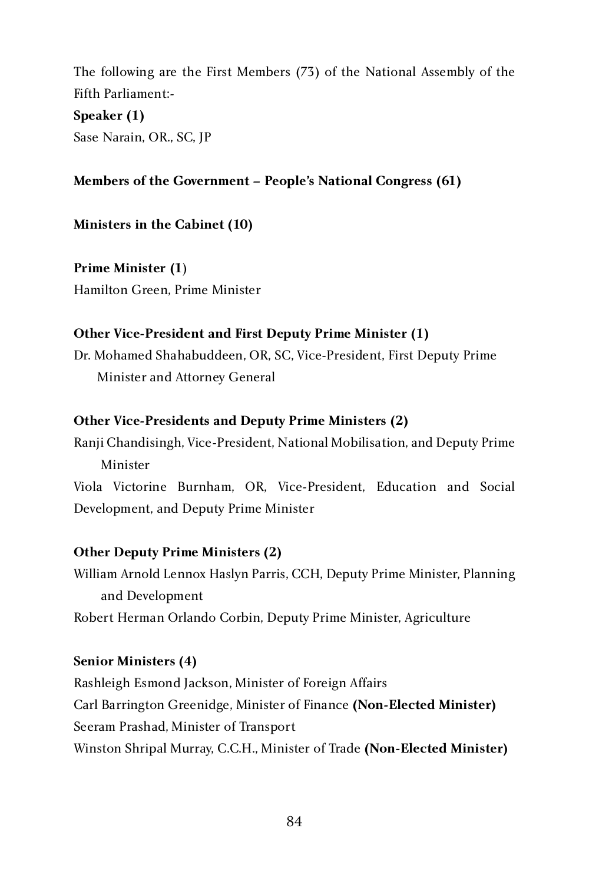The following are the First Members (73) of the National Assembly of the Fifth Parliament:-

**Speaker (1)**

Sase Narain, OR., SC, JP

**Members of the Government – People's National Congress (61)**

**Ministers in the Cabinet (10)**

**Prime Minister (1)**

Hamilton Green, Prime Minister

**Other Vice-President and First Deputy Prime Minister (1)**

Dr. Mohamed Shahabuddeen, OR, SC, Vice-President, First Deputy Prime Minister and Attorney General

**Other Vice-Presidents and Deputy Prime Ministers (2)**

Ranji Chandisingh, Vice-President, National Mobilisation, and Deputy Prime Minister

Viola Victorine Burnham, OR, Vice-President, Education and Social Development, and Deputy Prime Minister

**Other Deputy Prime Ministers (2)**

William Arnold Lennox Haslyn Parris, CCH, Deputy Prime Minister, Planning and Development

Robert Herman Orlando Corbin, Deputy Prime Minister, Agriculture

**Senior Ministers (4)**

Rashleigh Esmond Jackson, Minister of Foreign Affairs

Carl Barrington Greenidge, Minister of Finance **(Non-Elected Minister)**

Seeram Prashad, Minister of Transport

Winston Shripal Murray, C.C.H., Minister of Trade **(Non-Elected Minister)**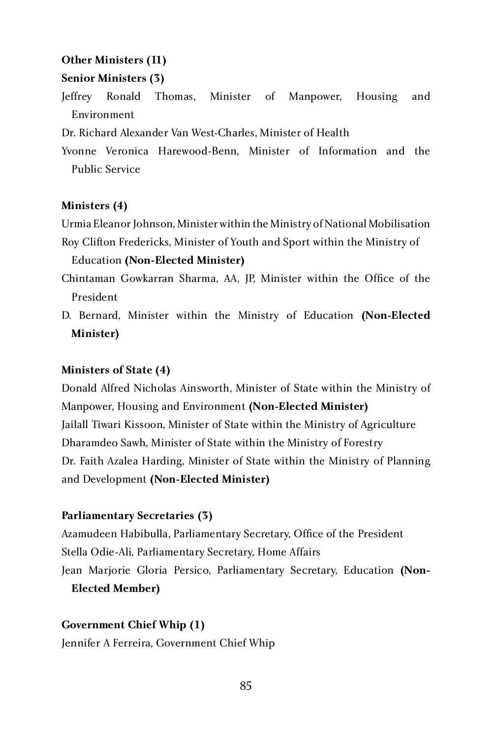**Other Ministers (11)**

**Senior Ministers (3)**

Jeffrey Ronald Thomas, Minister of Manpower, Housing and Environment

Dr. Richard Alexander Van West-Charles, Minister of Health

Yvonne Veronica Harewood-Benn, Minister of Information and the Public Service

**Ministers (4)**

Urmia Eleanor Johnson, Minister within the Ministry of National Mobilisation

Roy Clifton Fredericks, Minister of Youth and Sport within the Ministry of Education **(Non-Elected Minister)**

Chintaman Gowkarran Sharma, AA, JP, Minister within the Office of the President

D. Bernard, Minister within the Ministry of Education **(Non-Elected Minister)**

**Ministers of State (4)**

Donald Alfred Nicholas Ainsworth, Minister of State within the Ministry of Manpower, Housing and Environment **(Non-Elected Minister)**

Jailall Tiwari Kissoon, Minister of State within the Ministry of Agriculture

Dharamdeo Sawh, Minister of State within the Ministry of Forestry

Dr. Faith Azalea Harding, Minister of State within the Ministry of Planning and Development **(Non-Elected Minister)**

**Parliamentary Secretaries (3)**

Azamudeen Habibulla, Parliamentary Secretary, Office of the President

Stella Odie-Ali, Parliamentary Secretary, Home Affairs

Jean Marjorie Gloria Persico, Parliamentary Secretary, Education **(Non-Elected Member)**

**Government Chief Whip (1)**

Jennifer A Ferreira, Government Chief Whip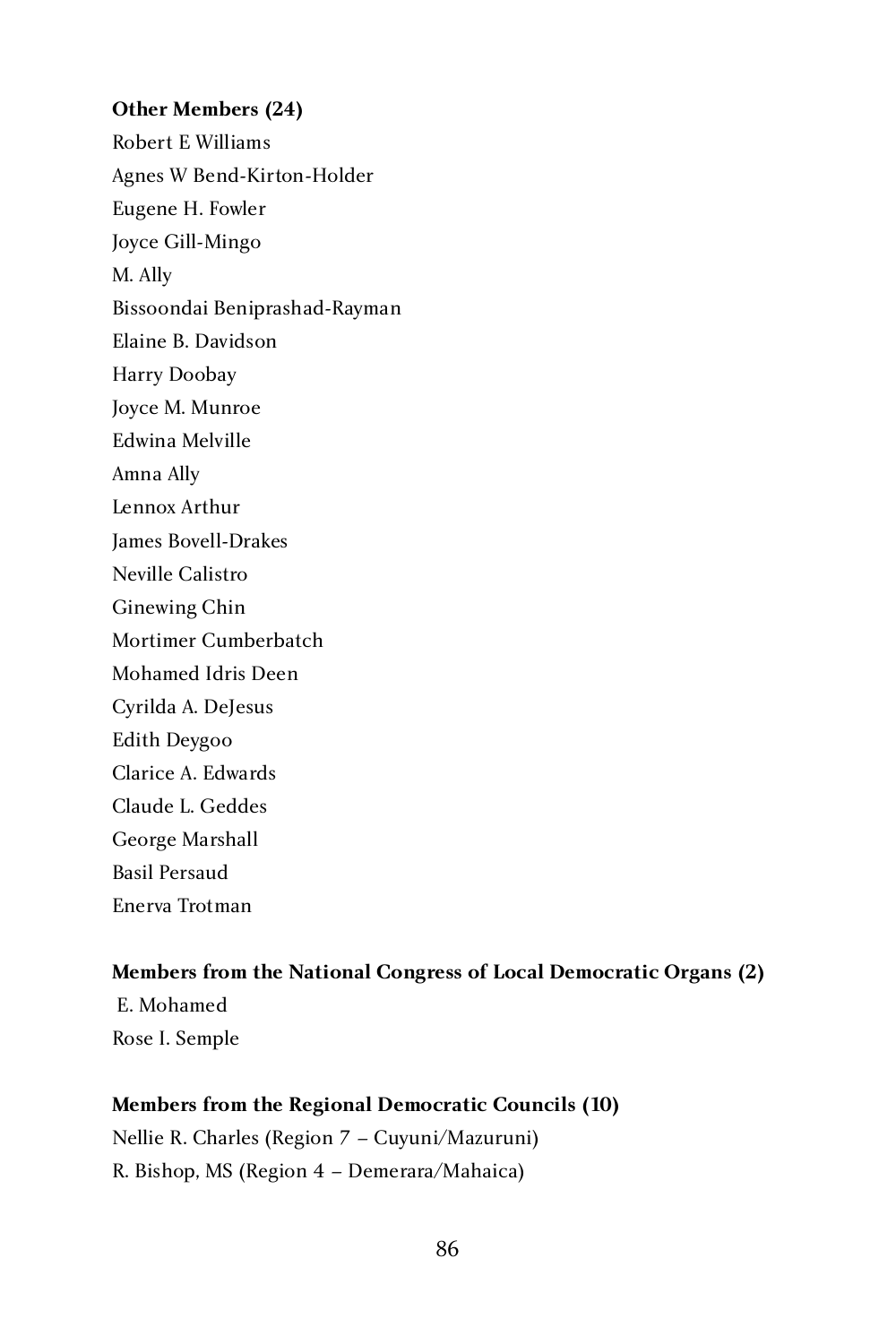**Other Members (24)**

Robert E Williams

Agnes W Bend-Kirton-Holder

Eugene H. Fowler

Joyce Gill-Mingo

M. Ally

Bissoondai Beniprashad-Rayman

Elaine B. Davidson

Harry Doobay

Joyce M. Munroe

Edwina Melville

Amna Ally

Lennox Arthur

James Bovell-Drakes

Neville Calistro

Ginewing Chin

Mortimer Cumberbatch

Mohamed Idris Deen

Cyrilda A. DeJesus

Edith Deygoo

Clarice A. Edwards

Claude L. Geddes

George Marshall

Basil Persaud

Enerva Trotman

**Members from the National Congress of Local Democratic Organs (2)**

E. Mohamed

Rose I. Semple

**Members from the Regional Democratic Councils (10)**

Nellie R. Charles (Region 7 – Cuyuni/Mazuruni)

R. Bishop, MS (Region 4 – Demerara/Mahaica)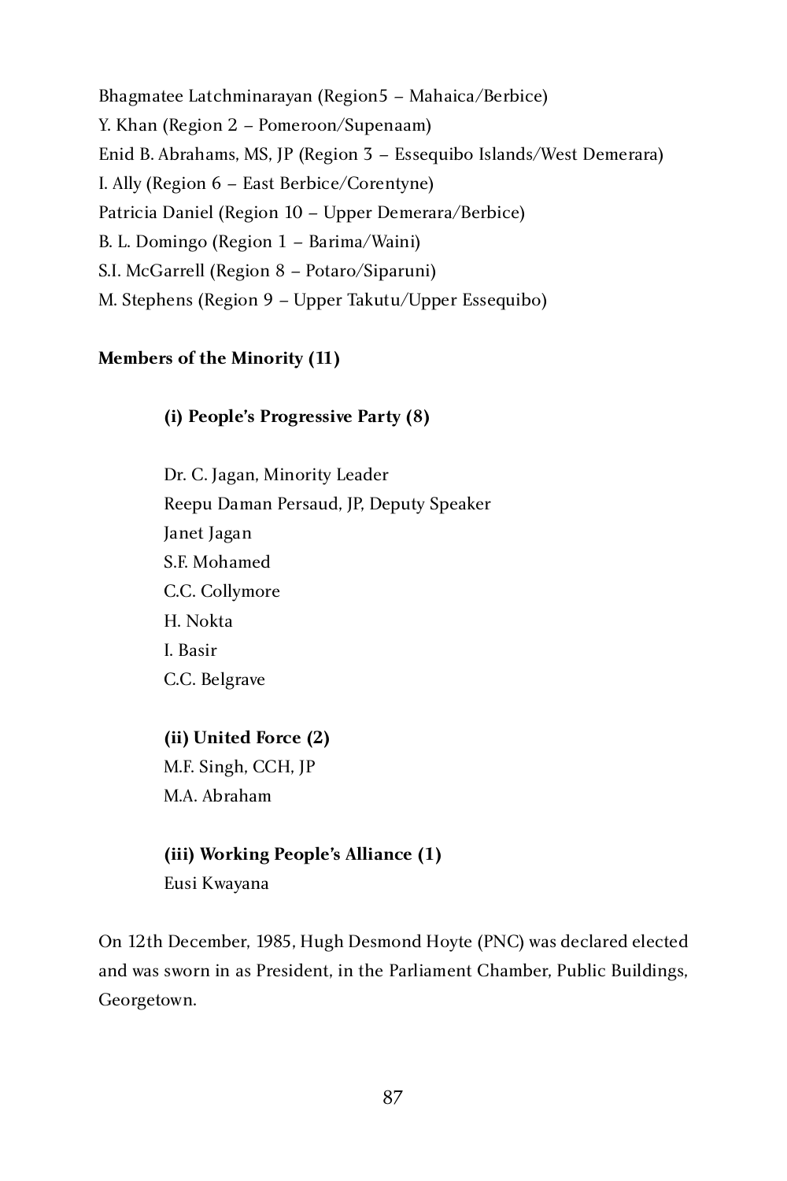Bhagmatee Latchminarayan (Region5 – Mahaica/Berbice)
Y. Khan (Region 2 – Pomeroon/Supenaam)
Enid B. Abrahams, MS, JP (Region 3 – Essequibo Islands/West Demerara)
I. Ally (Region 6 – East Berbice/Corentyne)
Patricia Daniel (Region 10 – Upper Demerara/Berbice)
B. L. Domingo (Region 1 – Barima/Waini)
S.I. McGarrell (Region 8 – Potaro/Siparuni)
M. Stephens (Region 9 – Upper Takutu/Upper Essequibo)

**Members of the Minority (11)**

**(i) People's Progressive Party (8)**

Dr. C. Jagan, Minority Leader
Reepu Daman Persaud, JP, Deputy Speaker
Janet Jagan
S.F. Mohamed
C.C. Collymore
H. Nokta
I. Basir
C.C. Belgrave

**(ii) United Force (2)**
M.F. Singh, CCH, JP
M.A. Abraham

**(iii) Working People's Alliance (1)**
Eusi Kwayana

On 12th December, 1985, Hugh Desmond Hoyte (PNC) was declared elected and was sworn in as President, in the Parliament Chamber, Public Buildings, Georgetown.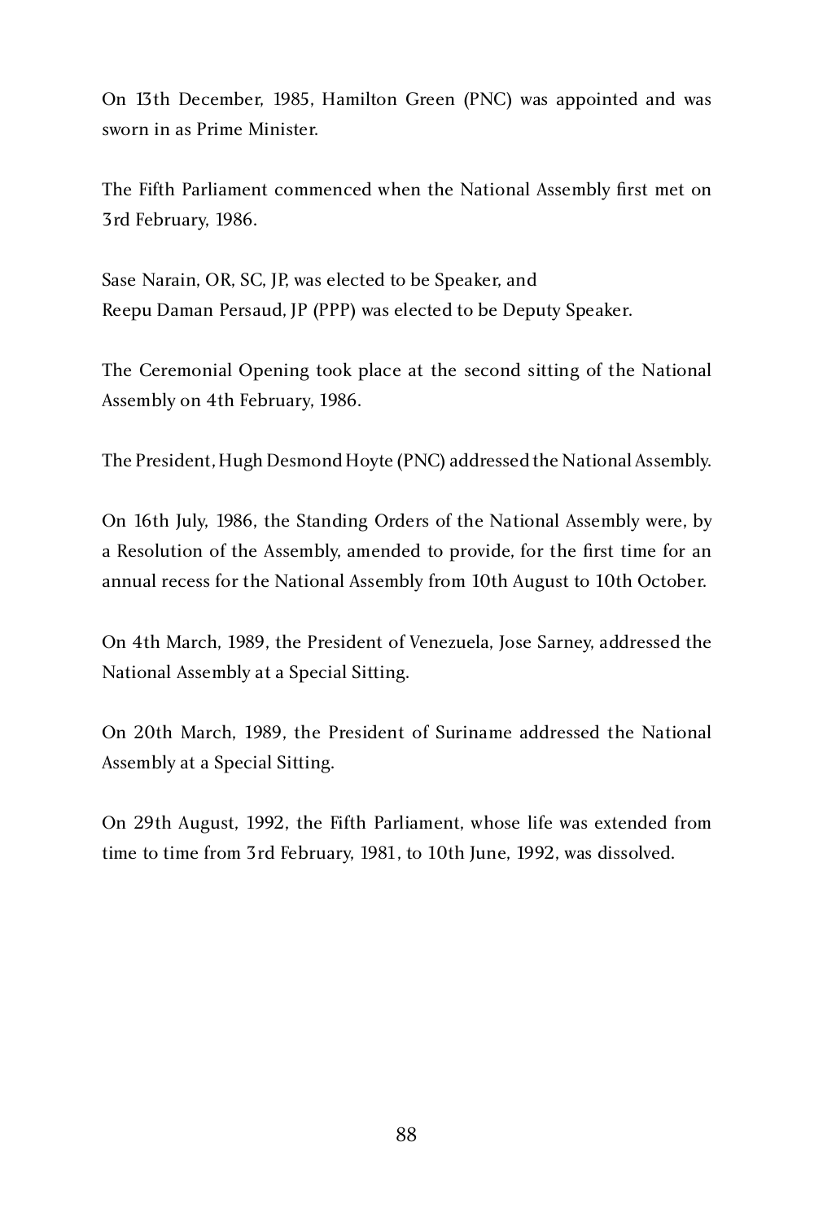On 13th December, 1985, Hamilton Green (PNC) was appointed and was sworn in as Prime Minister.

The Fifth Parliament commenced when the National Assembly first met on 3rd February, 1986.

Sase Narain, OR, SC, JP, was elected to be Speaker, and
Reepu Daman Persaud, JP (PPP) was elected to be Deputy Speaker.

The Ceremonial Opening took place at the second sitting of the National Assembly on 4th February, 1986.

The President, Hugh Desmond Hoyte (PNC) addressed the National Assembly.

On 16th July, 1986, the Standing Orders of the National Assembly were, by a Resolution of the Assembly, amended to provide, for the first time for an annual recess for the National Assembly from 10th August to 10th October.

On 4th March, 1989, the President of Venezuela, Jose Sarney, addressed the National Assembly at a Special Sitting.

On 20th March, 1989, the President of Suriname addressed the National Assembly at a Special Sitting.

On 29th August, 1992, the Fifth Parliament, whose life was extended from time to time from 3rd February, 1981, to 10th June, 1992, was dissolved.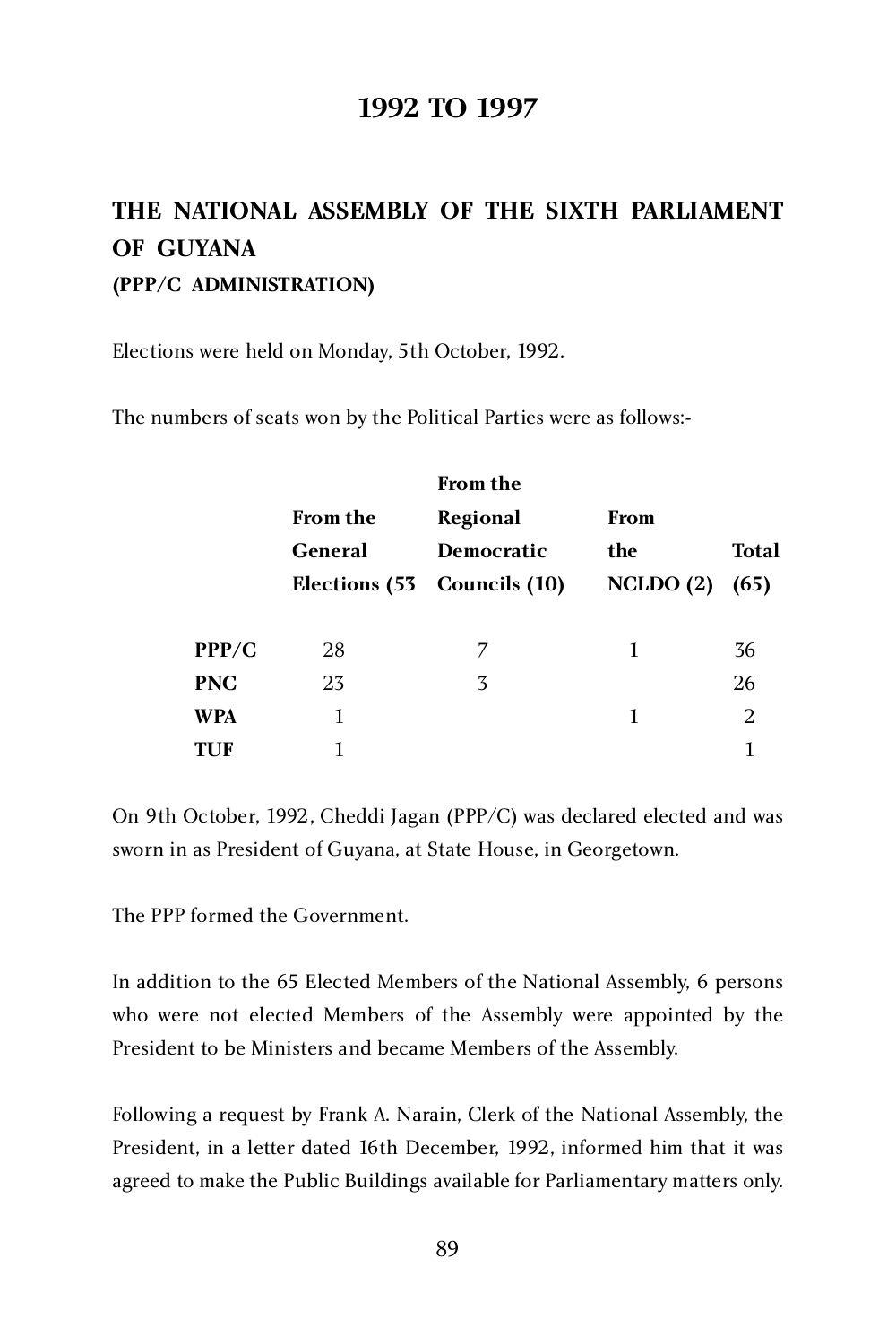# 1992 TO 1997

## THE NATIONAL ASSEMBLY OF THE SIXTH PARLIAMENT OF GUYANA

### (PPP/C ADMINISTRATION)

Elections were held on Monday, 5th October, 1992.

The numbers of seats won by the Political Parties were as follows:-

| | From the General Elections (53 | From the Regional Democratic Councils (10) | From the NCLDO (2) | Total (65) |
|---|---|---|---|---|
| **PPP/C** | 28 | 7 | 1 | 36 |
| **PNC** | 23 | 3 | | 26 |
| **WPA** | 1 | | 1 | 2 |
| **TUF** | 1 | | | 1 |

On 9th October, 1992, Cheddi Jagan (PPP/C) was declared elected and was sworn in as President of Guyana, at State House, in Georgetown.

The PPP formed the Government.

In addition to the 65 Elected Members of the National Assembly, 6 persons who were not elected Members of the Assembly were appointed by the President to be Ministers and became Members of the Assembly.

Following a request by Frank A. Narain, Clerk of the National Assembly, the President, in a letter dated 16th December, 1992, informed him that it was agreed to make the Public Buildings available for Parliamentary matters only.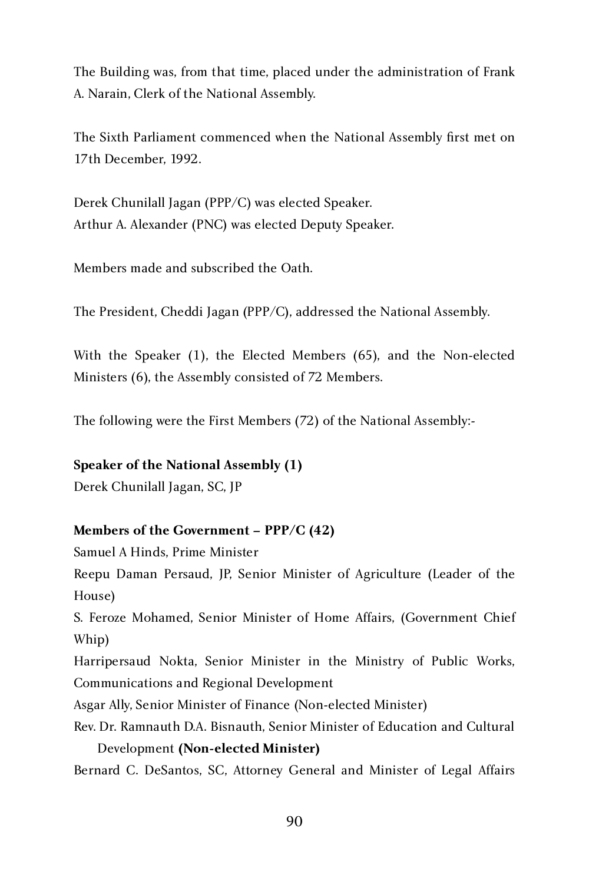The Building was, from that time, placed under the administration of Frank A. Narain, Clerk of the National Assembly.

The Sixth Parliament commenced when the National Assembly first met on 17th December, 1992.

Derek Chunilall Jagan (PPP/C) was elected Speaker.
Arthur A. Alexander (PNC) was elected Deputy Speaker.

Members made and subscribed the Oath.

The President, Cheddi Jagan (PPP/C), addressed the National Assembly.

With the Speaker (1), the Elected Members (65), and the Non-elected Ministers (6), the Assembly consisted of 72 Members.

The following were the First Members (72) of the National Assembly:-

**Speaker of the National Assembly (1)**
Derek Chunilall Jagan, SC, JP

**Members of the Government – PPP/C (42)**
Samuel A Hinds, Prime Minister
Reepu Daman Persaud, JP, Senior Minister of Agriculture (Leader of the House)
S. Feroze Mohamed, Senior Minister of Home Affairs, (Government Chief Whip)
Harripersaud Nokta, Senior Minister in the Ministry of Public Works, Communications and Regional Development
Asgar Ally, Senior Minister of Finance (Non-elected Minister)
Rev. Dr. Ramnauth D.A. Bisnauth, Senior Minister of Education and Cultural Development **(Non-elected Minister)**
Bernard C. DeSantos, SC, Attorney General and Minister of Legal Affairs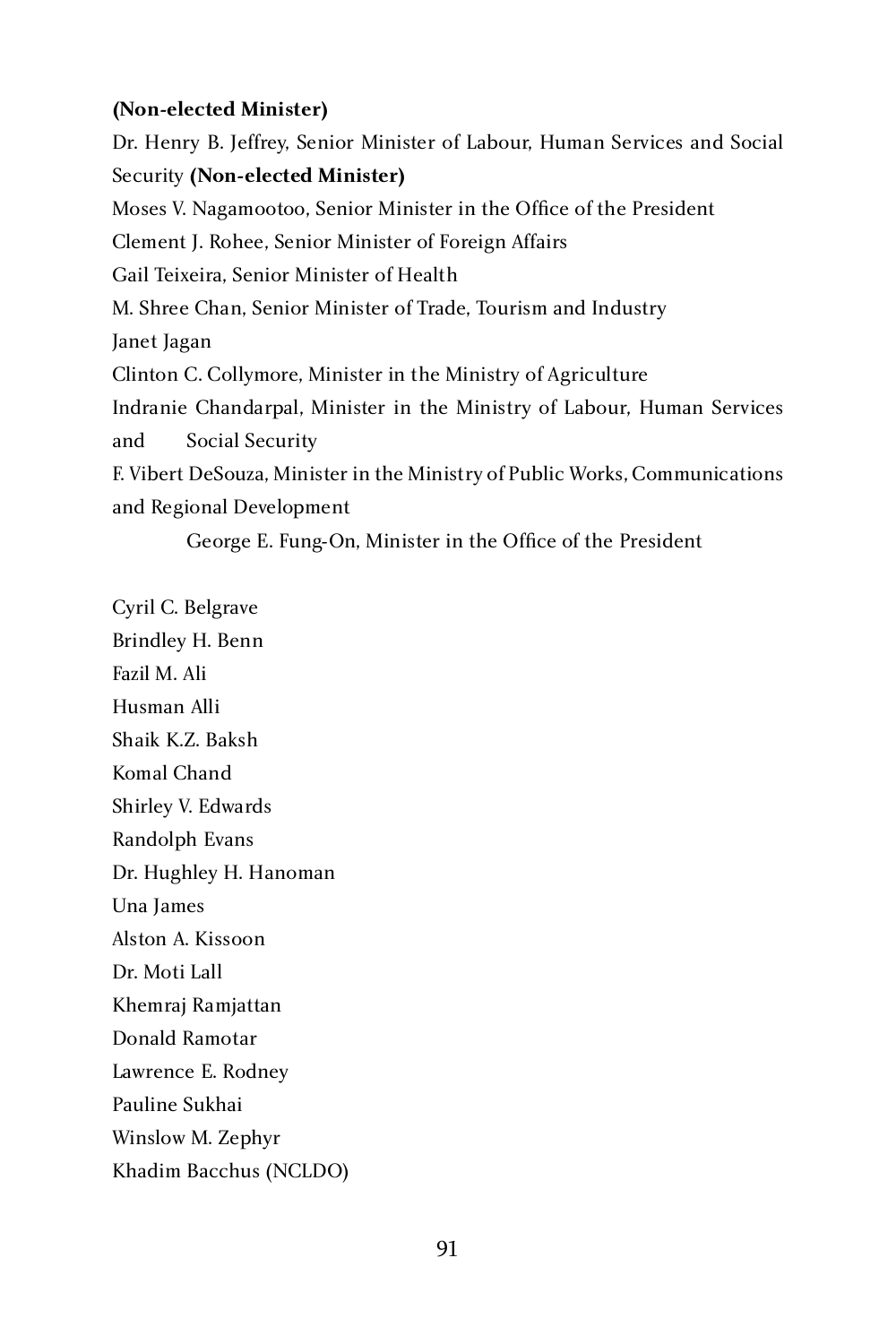**(Non-elected Minister)**

Dr. Henry B. Jeffrey, Senior Minister of Labour, Human Services and Social Security **(Non-elected Minister)**

Moses V. Nagamootoo, Senior Minister in the Office of the President

Clement J. Rohee, Senior Minister of Foreign Affairs

Gail Teixeira, Senior Minister of Health

M. Shree Chan, Senior Minister of Trade, Tourism and Industry

Janet Jagan

Clinton C. Collymore, Minister in the Ministry of Agriculture

Indranie Chandarpal, Minister in the Ministry of Labour, Human Services and Social Security

F. Vibert DeSouza, Minister in the Ministry of Public Works, Communications and Regional Development

George E. Fung-On, Minister in the Office of the President

Cyril C. Belgrave

Brindley H. Benn

Fazil M. Ali

Husman Alli

Shaik K.Z. Baksh

Komal Chand

Shirley V. Edwards

Randolph Evans

Dr. Hughley H. Hanoman

Una James

Alston A. Kissoon

Dr. Moti Lall

Khemraj Ramjattan

Donald Ramotar

Lawrence E. Rodney

Pauline Sukhai

Winslow M. Zephyr

Khadim Bacchus (NCLDO)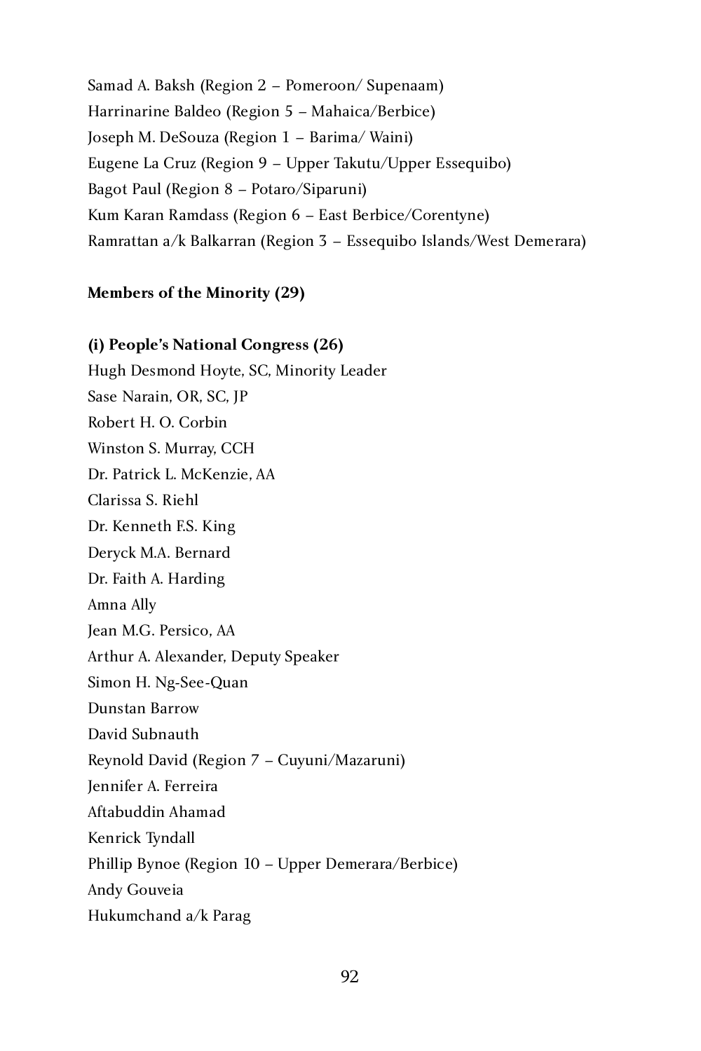Samad A. Baksh (Region 2 – Pomeroon/ Supenaam)  
Harrinarine Baldeo (Region 5 – Mahaica/Berbice)  
Joseph M. DeSouza (Region 1 – Barima/ Waini)  
Eugene La Cruz (Region 9 – Upper Takutu/Upper Essequibo)  
Bagot Paul (Region 8 – Potaro/Siparuni)  
Kum Karan Ramdass (Region 6 – East Berbice/Corentyne)  
Ramrattan a/k Balkarran (Region 3 – Essequibo Islands/West Demerara)

**Members of the Minority (29)**

**(i) People's National Congress (26)**

Hugh Desmond Hoyte, SC, Minority Leader  
Sase Narain, OR, SC, JP  
Robert H. O. Corbin  
Winston S. Murray, CCH  
Dr. Patrick L. McKenzie, AA  
Clarissa S. Riehl  
Dr. Kenneth F.S. King  
Deryck M.A. Bernard  
Dr. Faith A. Harding  
Amna Ally  
Jean M.G. Persico, AA  
Arthur A. Alexander, Deputy Speaker  
Simon H. Ng-See-Quan  
Dunstan Barrow  
David Subnauth  
Reynold David (Region 7 – Cuyuni/Mazaruni)  
Jennifer A. Ferreira  
Aftabuddin Ahamad  
Kenrick Tyndall  
Phillip Bynoe (Region 10 – Upper Demerara/Berbice)  
Andy Gouveia  
Hukumchand a/k Parag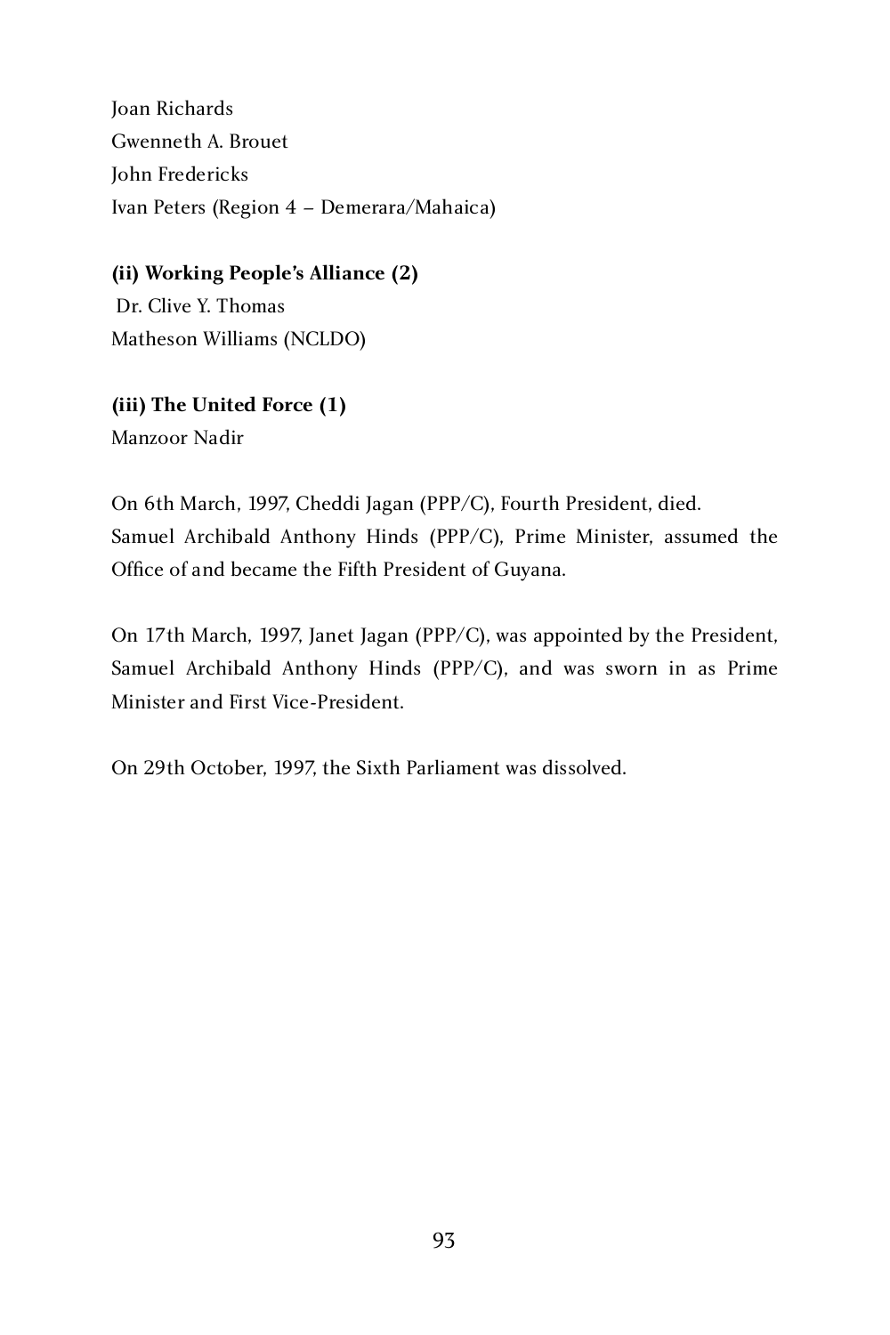Joan Richards
Gwenneth A. Brouet
John Fredericks
Ivan Peters (Region 4 – Demerara/Mahaica)

**(ii) Working People's Alliance (2)**
Dr. Clive Y. Thomas
Matheson Williams (NCLDO)

**(iii) The United Force (1)**
Manzoor Nadir

On 6th March, 1997, Cheddi Jagan (PPP/C), Fourth President, died.
Samuel Archibald Anthony Hinds (PPP/C), Prime Minister, assumed the Office of and became the Fifth President of Guyana.

On 17th March, 1997, Janet Jagan (PPP/C), was appointed by the President, Samuel Archibald Anthony Hinds (PPP/C), and was sworn in as Prime Minister and First Vice-President.

On 29th October, 1997, the Sixth Parliament was dissolved.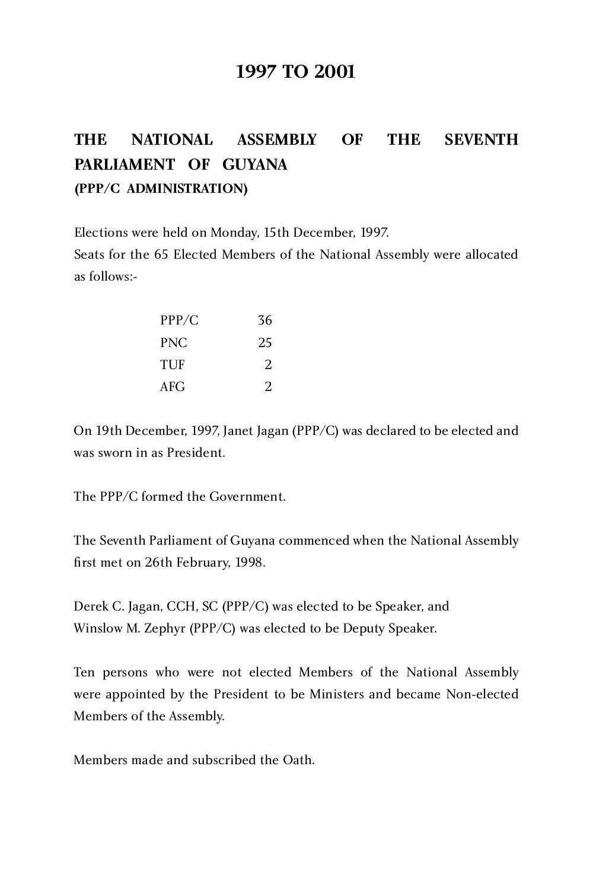# 1997 TO 2001

## THE NATIONAL ASSEMBLY OF THE SEVENTH PARLIAMENT OF GUYANA

**(PPP/C ADMINISTRATION)**

Elections were held on Monday, 15th December, 1997.
Seats for the 65 Elected Members of the National Assembly were allocated as follows:-

| | |
|---|---|
| PPP/C | 36 |
| PNC | 25 |
| TUF | 2 |
| AFG | 2 |

On 19th December, 1997, Janet Jagan (PPP/C) was declared to be elected and was sworn in as President.

The PPP/C formed the Government.

The Seventh Parliament of Guyana commenced when the National Assembly first met on 26th February, 1998.

Derek C. Jagan, CCH, SC (PPP/C) was elected to be Speaker, and
Winslow M. Zephyr (PPP/C) was elected to be Deputy Speaker.

Ten persons who were not elected Members of the National Assembly were appointed by the President to be Ministers and became Non-elected Members of the Assembly.

Members made and subscribed the Oath.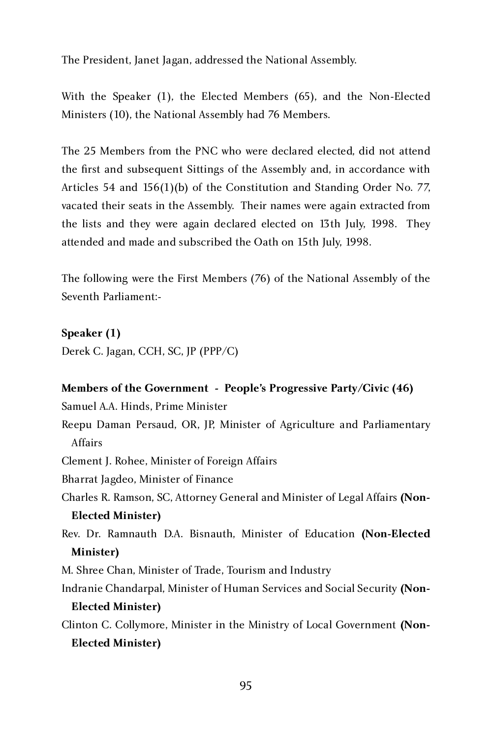The President, Janet Jagan, addressed the National Assembly.

With the Speaker (1), the Elected Members (65), and the Non-Elected Ministers (10), the National Assembly had 76 Members.

The 25 Members from the PNC who were declared elected, did not attend the first and subsequent Sittings of the Assembly and, in accordance with Articles 54 and 156(1)(b) of the Constitution and Standing Order No. 77, vacated their seats in the Assembly. Their names were again extracted from the lists and they were again declared elected on 13th July, 1998. They attended and made and subscribed the Oath on 15th July, 1998.

The following were the First Members (76) of the National Assembly of the Seventh Parliament:-

**Speaker (1)**

Derek C. Jagan, CCH, SC, JP (PPP/C)

**Members of the Government - People's Progressive Party/Civic (46)**

Samuel A.A. Hinds, Prime Minister

Reepu Daman Persaud, OR, JP, Minister of Agriculture and Parliamentary Affairs

Clement J. Rohee, Minister of Foreign Affairs

Bharrat Jagdeo, Minister of Finance

Charles R. Ramson, SC, Attorney General and Minister of Legal Affairs **(Non-Elected Minister)**

Rev. Dr. Ramnauth D.A. Bisnauth, Minister of Education **(Non-Elected Minister)**

M. Shree Chan, Minister of Trade, Tourism and Industry

Indranie Chandarpal, Minister of Human Services and Social Security **(Non-Elected Minister)**

Clinton C. Collymore, Minister in the Ministry of Local Government **(Non-Elected Minister)**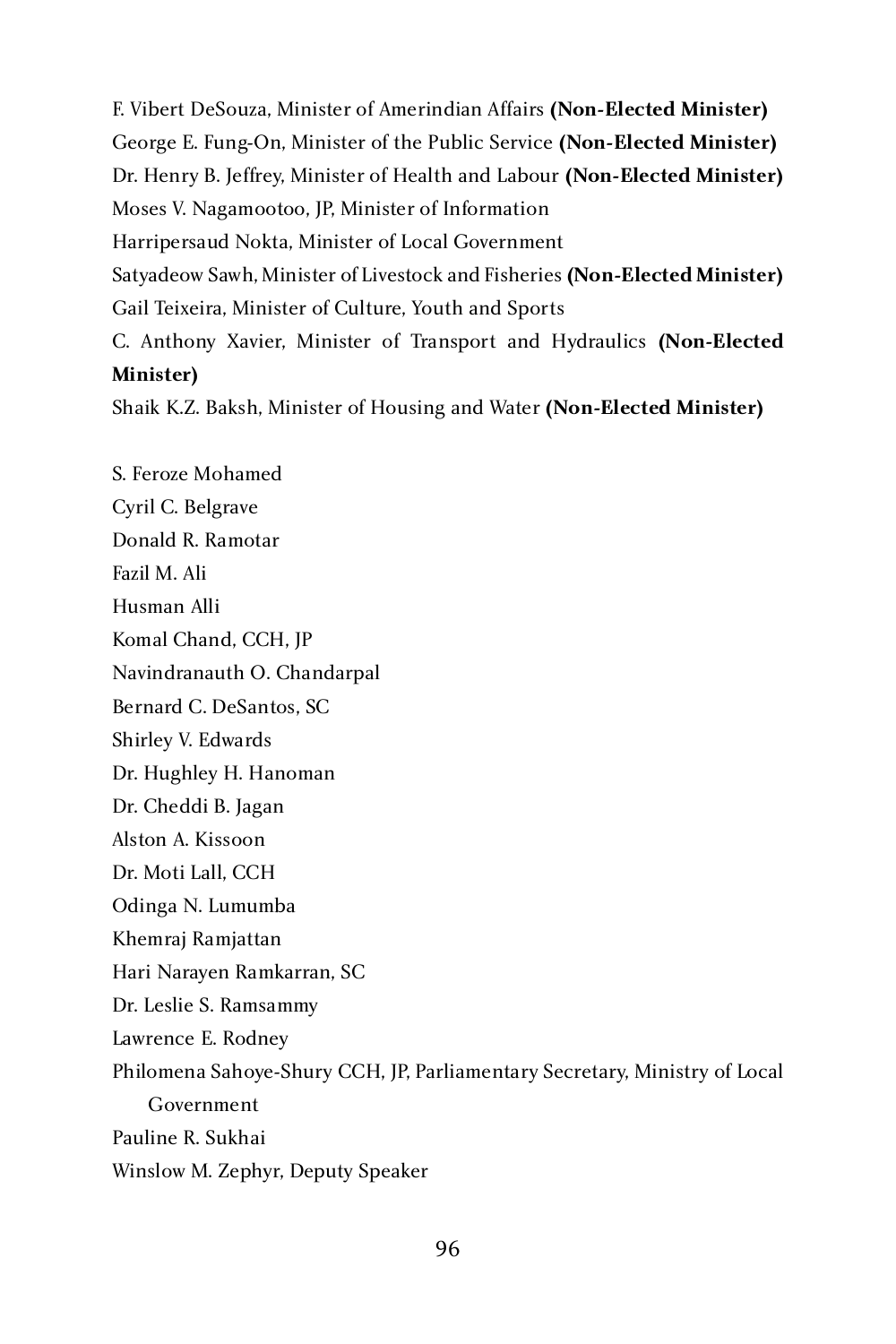F. Vibert DeSouza, Minister of Amerindian Affairs **(Non-Elected Minister)**

George E. Fung-On, Minister of the Public Service **(Non-Elected Minister)**

Dr. Henry B. Jeffrey, Minister of Health and Labour **(Non-Elected Minister)**

Moses V. Nagamootoo, JP, Minister of Information

Harripersaud Nokta, Minister of Local Government

Satyadeow Sawh, Minister of Livestock and Fisheries **(Non-Elected Minister)**

Gail Teixeira, Minister of Culture, Youth and Sports

C. Anthony Xavier, Minister of Transport and Hydraulics **(Non-Elected Minister)**

Shaik K.Z. Baksh, Minister of Housing and Water **(Non-Elected Minister)**

S. Feroze Mohamed

Cyril C. Belgrave

Donald R. Ramotar

Fazil M. Ali

Husman Alli

Komal Chand, CCH, JP

Navindranauth O. Chandarpal

Bernard C. DeSantos, SC

Shirley V. Edwards

Dr. Hughley H. Hanoman

Dr. Cheddi B. Jagan

Alston A. Kissoon

Dr. Moti Lall, CCH

Odinga N. Lumumba

Khemraj Ramjattan

Hari Narayen Ramkarran, SC

Dr. Leslie S. Ramsammy

Lawrence E. Rodney

Philomena Sahoye-Shury CCH, JP, Parliamentary Secretary, Ministry of Local Government

Pauline R. Sukhai

Winslow M. Zephyr, Deputy Speaker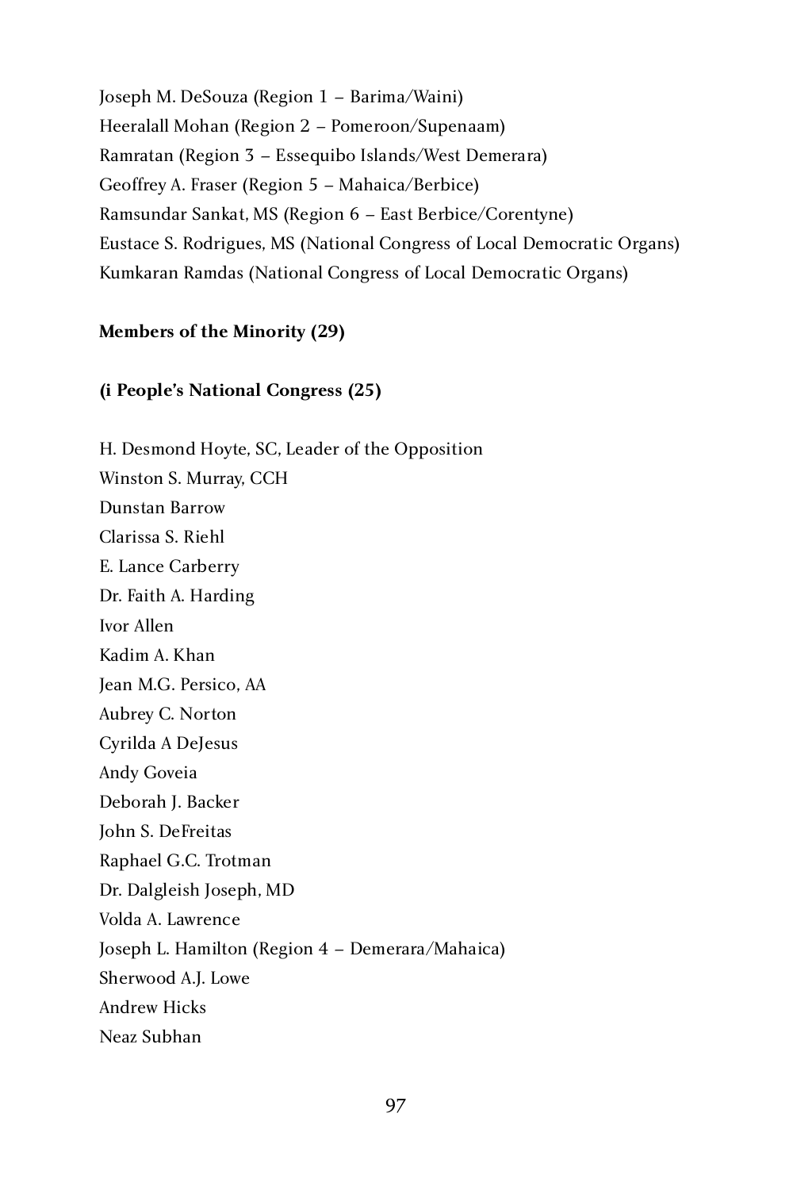Joseph M. DeSouza (Region 1 – Barima/Waini)

Heeralall Mohan (Region 2 – Pomeroon/Supenaam)

Ramratan (Region 3 – Essequibo Islands/West Demerara)

Geoffrey A. Fraser (Region 5 – Mahaica/Berbice)

Ramsundar Sankat, MS (Region 6 – East Berbice/Corentyne)

Eustace S. Rodrigues, MS (National Congress of Local Democratic Organs)

Kumkaran Ramdas (National Congress of Local Democratic Organs)

**Members of the Minority (29)**

**(i People's National Congress (25)**

H. Desmond Hoyte, SC, Leader of the Opposition

Winston S. Murray, CCH

Dunstan Barrow

Clarissa S. Riehl

E. Lance Carberry

Dr. Faith A. Harding

Ivor Allen

Kadim A. Khan

Jean M.G. Persico, AA

Aubrey C. Norton

Cyrilda A DeJesus

Andy Goveia

Deborah J. Backer

John S. DeFreitas

Raphael G.C. Trotman

Dr. Dalgleish Joseph, MD

Volda A. Lawrence

Joseph L. Hamilton (Region 4 – Demerara/Mahaica)

Sherwood A.J. Lowe

Andrew Hicks

Neaz Subhan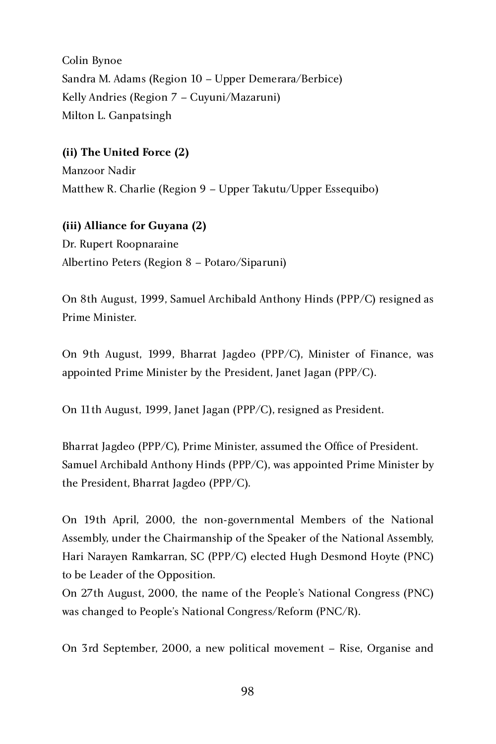Colin Bynoe
Sandra M. Adams (Region 10 – Upper Demerara/Berbice)
Kelly Andries (Region 7 – Cuyuni/Mazaruni)
Milton L. Ganpatsingh

**(ii) The United Force (2)**
Manzoor Nadir
Matthew R. Charlie (Region 9 – Upper Takutu/Upper Essequibo)

**(iii) Alliance for Guyana (2)**
Dr. Rupert Roopnaraine
Albertino Peters (Region 8 – Potaro/Siparuni)

On 8th August, 1999, Samuel Archibald Anthony Hinds (PPP/C) resigned as Prime Minister.

On 9th August, 1999, Bharrat Jagdeo (PPP/C), Minister of Finance, was appointed Prime Minister by the President, Janet Jagan (PPP/C).

On 11th August, 1999, Janet Jagan (PPP/C), resigned as President.

Bharrat Jagdeo (PPP/C), Prime Minister, assumed the Office of President.
Samuel Archibald Anthony Hinds (PPP/C), was appointed Prime Minister by the President, Bharrat Jagdeo (PPP/C).

On 19th April, 2000, the non-governmental Members of the National Assembly, under the Chairmanship of the Speaker of the National Assembly, Hari Narayen Ramkarran, SC (PPP/C) elected Hugh Desmond Hoyte (PNC) to be Leader of the Opposition.
On 27th August, 2000, the name of the People's National Congress (PNC) was changed to People's National Congress/Reform (PNC/R).

On 3rd September, 2000, a new political movement – Rise, Organise and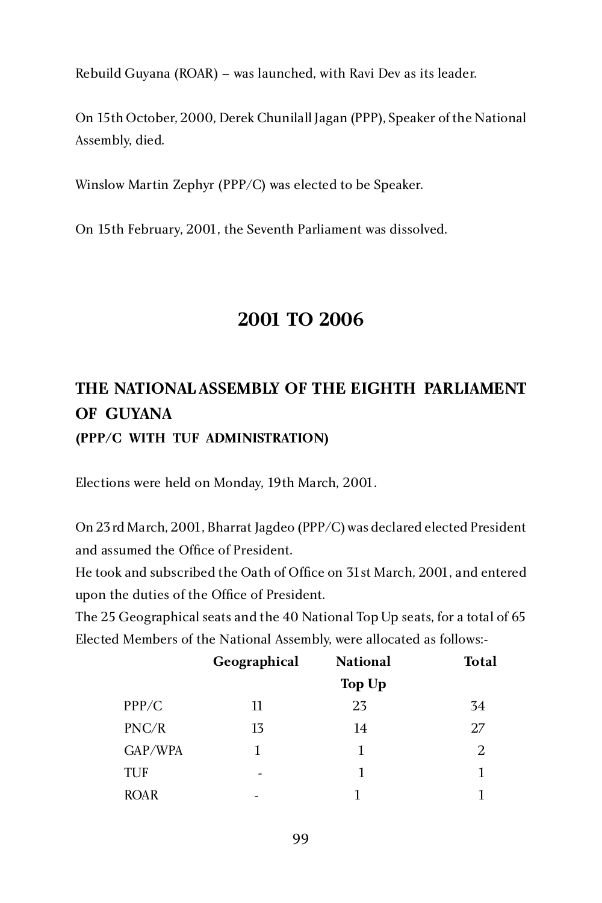Rebuild Guyana (ROAR) – was launched, with Ravi Dev as its leader.

On 15th October, 2000, Derek Chunilall Jagan (PPP), Speaker of the National Assembly, died.

Winslow Martin Zephyr (PPP/C) was elected to be Speaker.

On 15th February, 2001, the Seventh Parliament was dissolved.

## 2001 TO 2006

### THE NATIONAL ASSEMBLY OF THE EIGHTH PARLIAMENT OF GUYANA

**(PPP/C WITH TUF ADMINISTRATION)**

Elections were held on Monday, 19th March, 2001.

On 23rd March, 2001, Bharrat Jagdeo (PPP/C) was declared elected President and assumed the Office of President.
He took and subscribed the Oath of Office on 31st March, 2001, and entered upon the duties of the Office of President.
The 25 Geographical seats and the 40 National Top Up seats, for a total of 65 Elected Members of the National Assembly, were allocated as follows:-

| | Geographical | National Top Up | Total |
|---|---|---|---|
| PPP/C | 11 | 23 | 34 |
| PNC/R | 13 | 14 | 27 |
| GAP/WPA | 1 | 1 | 2 |
| TUF | - | 1 | 1 |
| ROAR | - | 1 | 1 |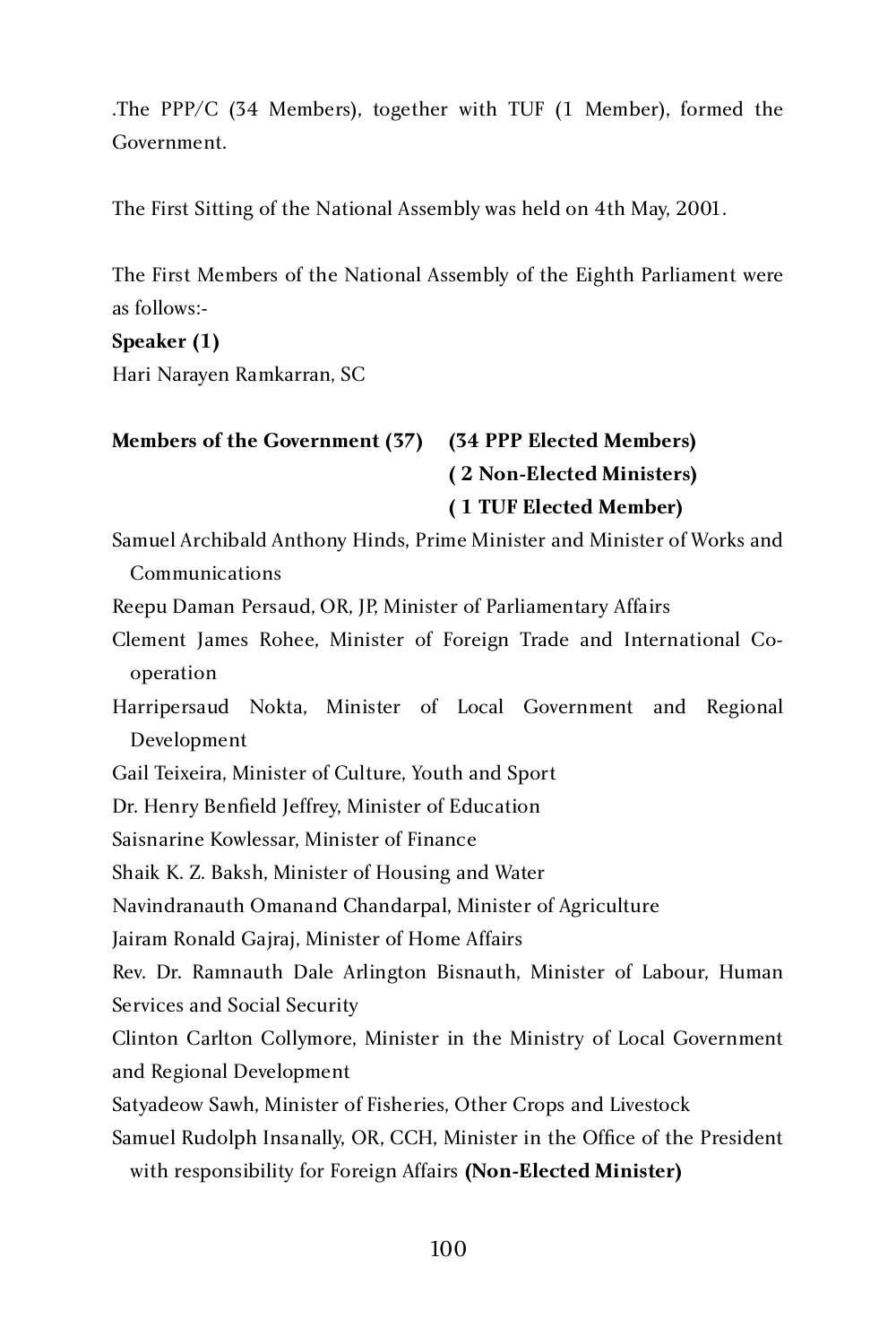.The PPP/C (34 Members), together with TUF (1 Member), formed the Government.

The First Sitting of the National Assembly was held on 4th May, 2001.

The First Members of the National Assembly of the Eighth Parliament were as follows:-

**Speaker (1)**

Hari Narayen Ramkarran, SC

**Members of the Government (37)** **(34 PPP Elected Members)**
**( 2 Non-Elected Ministers)**
**( 1 TUF Elected Member)**

Samuel Archibald Anthony Hinds, Prime Minister and Minister of Works and Communications

Reepu Daman Persaud, OR, JP, Minister of Parliamentary Affairs

Clement James Rohee, Minister of Foreign Trade and International Co-operation

Harripersaud Nokta, Minister of Local Government and Regional Development

Gail Teixeira, Minister of Culture, Youth and Sport

Dr. Henry Benfield Jeffrey, Minister of Education

Saisnarine Kowlessar, Minister of Finance

Shaik K. Z. Baksh, Minister of Housing and Water

Navindranauth Omanand Chandarpal, Minister of Agriculture

Jairam Ronald Gajraj, Minister of Home Affairs

Rev. Dr. Ramnauth Dale Arlington Bisnauth, Minister of Labour, Human Services and Social Security

Clinton Carlton Collymore, Minister in the Ministry of Local Government and Regional Development

Satyadeow Sawh, Minister of Fisheries, Other Crops and Livestock

Samuel Rudolph Insanally, OR, CCH, Minister in the Office of the President with responsibility for Foreign Affairs **(Non-Elected Minister)**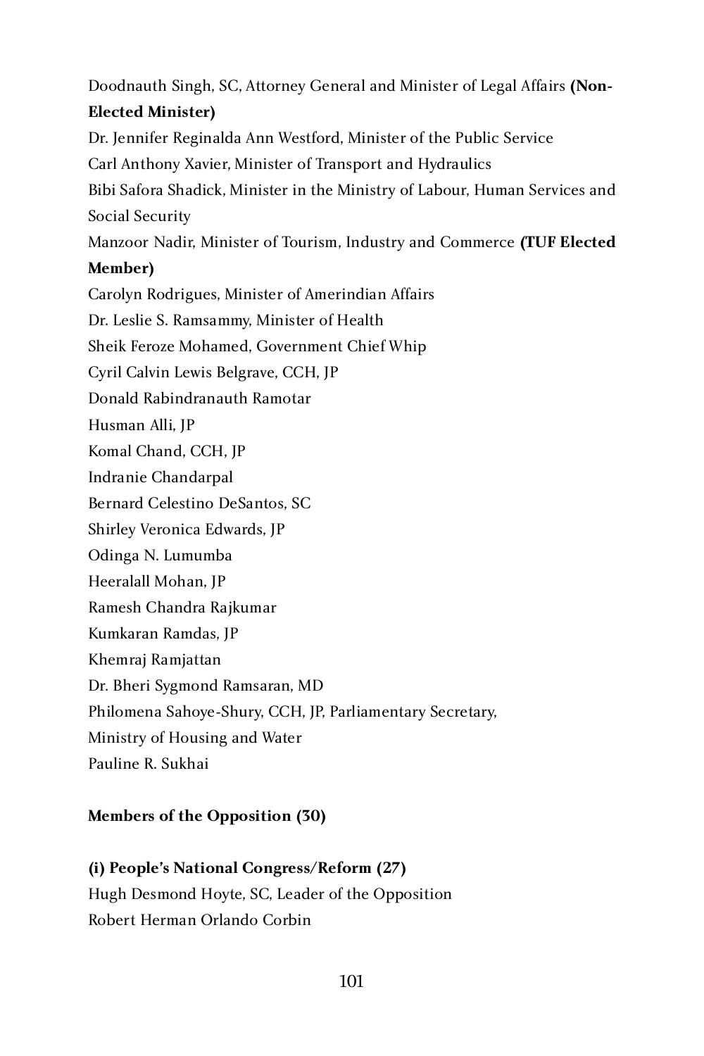Doodnauth Singh, SC, Attorney General and Minister of Legal Affairs **(Non-Elected Minister)**

Dr. Jennifer Reginalda Ann Westford, Minister of the Public Service

Carl Anthony Xavier, Minister of Transport and Hydraulics

Bibi Safora Shadick, Minister in the Ministry of Labour, Human Services and Social Security

Manzoor Nadir, Minister of Tourism, Industry and Commerce **(TUF Elected Member)**

Carolyn Rodrigues, Minister of Amerindian Affairs

Dr. Leslie S. Ramsammy, Minister of Health

Sheik Feroze Mohamed, Government Chief Whip

Cyril Calvin Lewis Belgrave, CCH, JP

Donald Rabindranauth Ramotar

Husman Alli, JP

Komal Chand, CCH, JP

Indranie Chandarpal

Bernard Celestino DeSantos, SC

Shirley Veronica Edwards, JP

Odinga N. Lumumba

Heeralall Mohan, JP

Ramesh Chandra Rajkumar

Kumkaran Ramdas, JP

Khemraj Ramjattan

Dr. Bheri Sygmond Ramsaran, MD

Philomena Sahoye-Shury, CCH, JP, Parliamentary Secretary, Ministry of Housing and Water

Pauline R. Sukhai

**Members of the Opposition (30)**

**(i) People's National Congress/Reform (27)**

Hugh Desmond Hoyte, SC, Leader of the Opposition

Robert Herman Orlando Corbin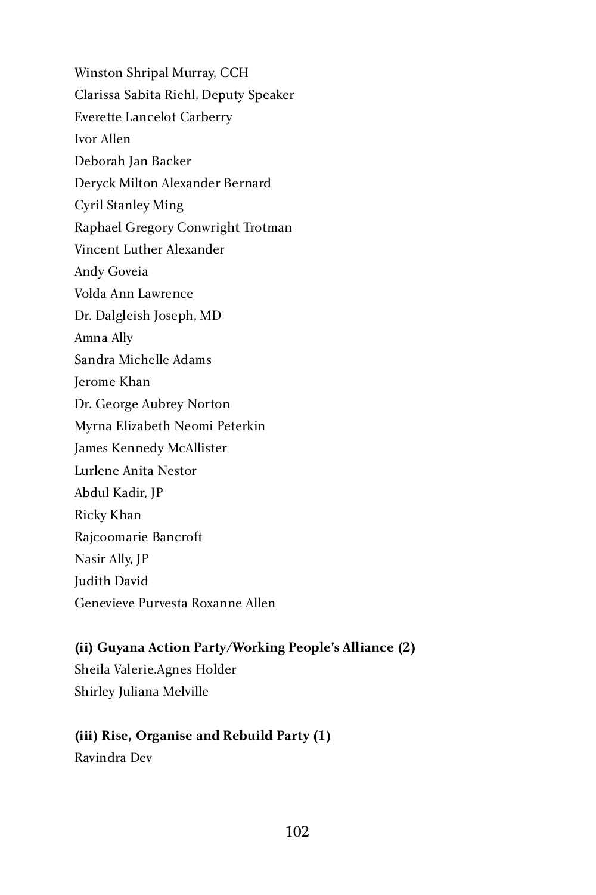Winston Shripal Murray, CCH
Clarissa Sabita Riehl, Deputy Speaker
Everette Lancelot Carberry
Ivor Allen
Deborah Jan Backer
Deryck Milton Alexander Bernard
Cyril Stanley Ming
Raphael Gregory Conwright Trotman
Vincent Luther Alexander
Andy Goveia
Volda Ann Lawrence
Dr. Dalgleish Joseph, MD
Amna Ally
Sandra Michelle Adams
Jerome Khan
Dr. George Aubrey Norton
Myrna Elizabeth Neomi Peterkin
James Kennedy McAllister
Lurlene Anita Nestor
Abdul Kadir, JP
Ricky Khan
Rajcoomarie Bancroft
Nasir Ally, JP
Judith David
Genevieve Purvesta Roxanne Allen

**(ii) Guyana Action Party/Working People's Alliance (2)**

Sheila Valerie.Agnes Holder
Shirley Juliana Melville

**(iii) Rise, Organise and Rebuild Party (1)**

Ravindra Dev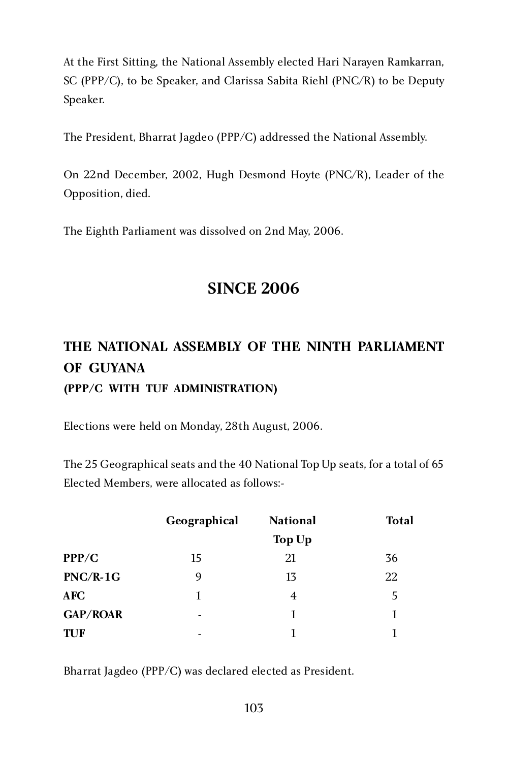At the First Sitting, the National Assembly elected Hari Narayen Ramkarran, SC (PPP/C), to be Speaker, and Clarissa Sabita Riehl (PNC/R) to be Deputy Speaker.

The President, Bharrat Jagdeo (PPP/C) addressed the National Assembly.

On 22nd December, 2002, Hugh Desmond Hoyte (PNC/R), Leader of the Opposition, died.

The Eighth Parliament was dissolved on 2nd May, 2006.

# SINCE 2006

## THE NATIONAL ASSEMBLY OF THE NINTH PARLIAMENT OF GUYANA

### (PPP/C WITH TUF ADMINISTRATION)

Elections were held on Monday, 28th August, 2006.

The 25 Geographical seats and the 40 National Top Up seats, for a total of 65 Elected Members, were allocated as follows:-

| | Geographical | National Top Up | Total |
|---|---|---|---|
| **PPP/C** | 15 | 21 | 36 |
| **PNC/R-1G** | 9 | 13 | 22 |
| **AFC** | 1 | 4 | 5 |
| **GAP/ROAR** | - | 1 | 1 |
| **TUF** | - | 1 | 1 |

Bharrat Jagdeo (PPP/C) was declared elected as President.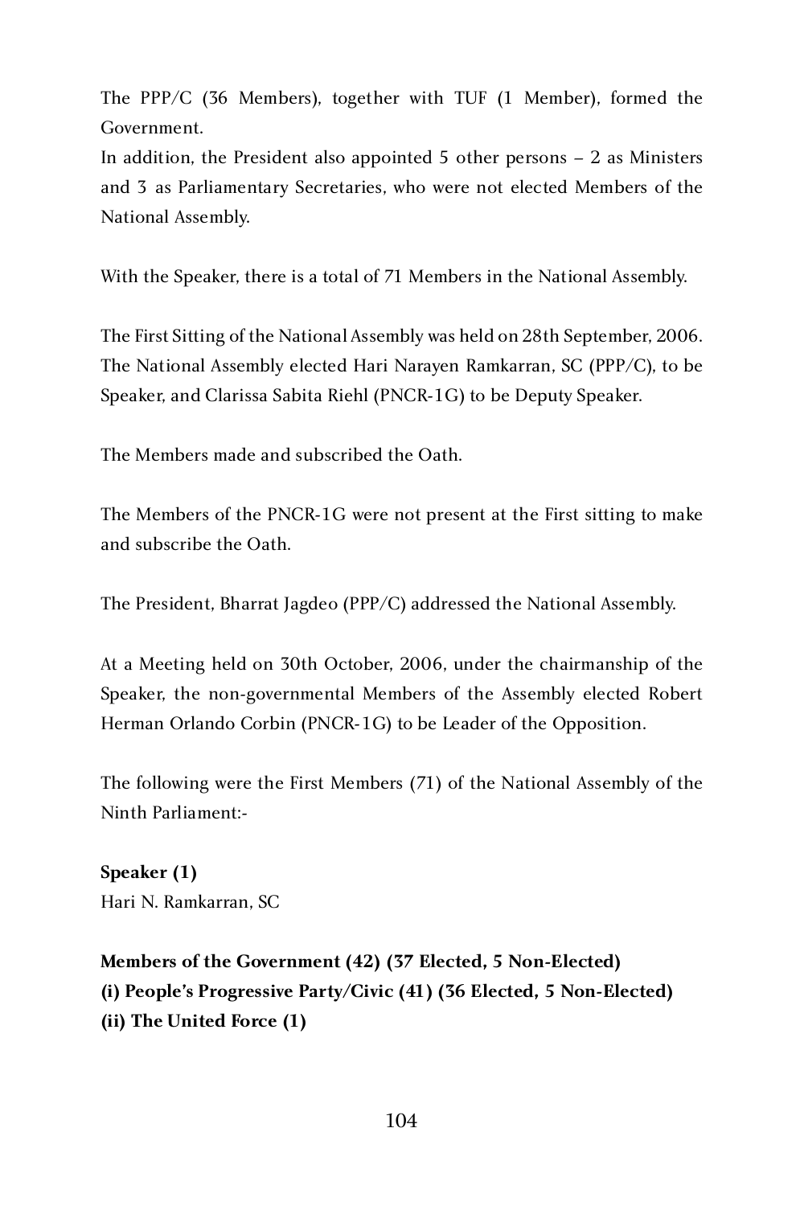The PPP/C (36 Members), together with TUF (1 Member), formed the Government.
In addition, the President also appointed 5 other persons – 2 as Ministers and 3 as Parliamentary Secretaries, who were not elected Members of the National Assembly.

With the Speaker, there is a total of 71 Members in the National Assembly.

The First Sitting of the National Assembly was held on 28th September, 2006. The National Assembly elected Hari Narayen Ramkarran, SC (PPP/C), to be Speaker, and Clarissa Sabita Riehl (PNCR-1G) to be Deputy Speaker.

The Members made and subscribed the Oath.

The Members of the PNCR-1G were not present at the First sitting to make and subscribe the Oath.

The President, Bharrat Jagdeo (PPP/C) addressed the National Assembly.

At a Meeting held on 30th October, 2006, under the chairmanship of the Speaker, the non-governmental Members of the Assembly elected Robert Herman Orlando Corbin (PNCR-1G) to be Leader of the Opposition.

The following were the First Members (71) of the National Assembly of the Ninth Parliament:-

**Speaker (1)**
Hari N. Ramkarran, SC

**Members of the Government (42) (37 Elected, 5 Non-Elected)**
**(i) People's Progressive Party/Civic (41) (36 Elected, 5 Non-Elected)**
**(ii) The United Force (1)**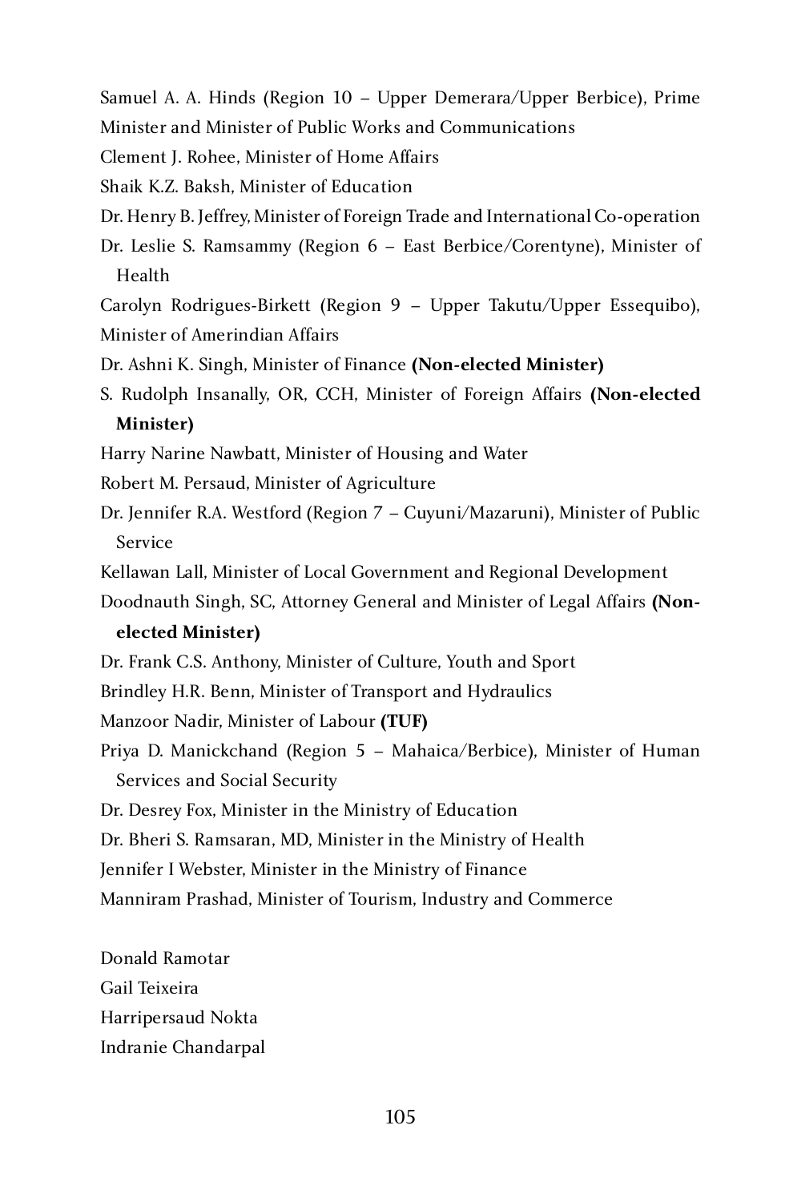Samuel A. A. Hinds (Region 10 – Upper Demerara/Upper Berbice), Prime Minister and Minister of Public Works and Communications

Clement J. Rohee, Minister of Home Affairs

Shaik K.Z. Baksh, Minister of Education

Dr. Henry B. Jeffrey, Minister of Foreign Trade and International Co-operation

Dr. Leslie S. Ramsammy (Region 6 – East Berbice/Corentyne), Minister of Health

Carolyn Rodrigues-Birkett (Region 9 – Upper Takutu/Upper Essequibo), Minister of Amerindian Affairs

Dr. Ashni K. Singh, Minister of Finance **(Non-elected Minister)**

S. Rudolph Insanally, OR, CCH, Minister of Foreign Affairs **(Non-elected Minister)**

Harry Narine Nawbatt, Minister of Housing and Water

Robert M. Persaud, Minister of Agriculture

Dr. Jennifer R.A. Westford (Region 7 – Cuyuni/Mazaruni), Minister of Public Service

Kellawan Lall, Minister of Local Government and Regional Development

Doodnauth Singh, SC, Attorney General and Minister of Legal Affairs **(Non-elected Minister)**

Dr. Frank C.S. Anthony, Minister of Culture, Youth and Sport

Brindley H.R. Benn, Minister of Transport and Hydraulics

Manzoor Nadir, Minister of Labour **(TUF)**

Priya D. Manickchand (Region 5 – Mahaica/Berbice), Minister of Human Services and Social Security

Dr. Desrey Fox, Minister in the Ministry of Education

Dr. Bheri S. Ramsaran, MD, Minister in the Ministry of Health

Jennifer I Webster, Minister in the Ministry of Finance

Manniram Prashad, Minister of Tourism, Industry and Commerce

Donald Ramotar

Gail Teixeira

Harripersaud Nokta

Indranie Chandarpal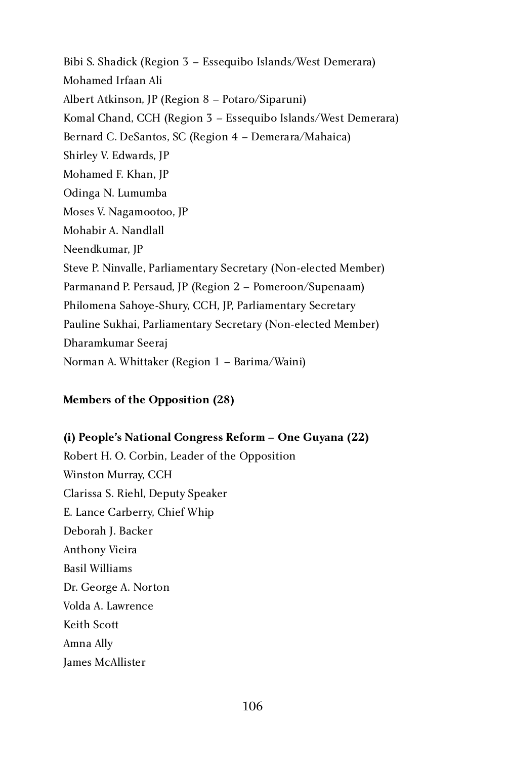Bibi S. Shadick (Region 3 – Essequibo Islands/West Demerara)
Mohamed Irfaan Ali
Albert Atkinson, JP (Region 8 – Potaro/Siparuni)
Komal Chand, CCH (Region 3 – Essequibo Islands/West Demerara)
Bernard C. DeSantos, SC (Region 4 – Demerara/Mahaica)
Shirley V. Edwards, JP
Mohamed F. Khan, JP
Odinga N. Lumumba
Moses V. Nagamootoo, JP
Mohabir A. Nandlall
Neendkumar, JP
Steve P. Ninvalle, Parliamentary Secretary (Non-elected Member)
Parmanand P. Persaud, JP (Region 2 – Pomeroon/Supenaam)
Philomena Sahoye-Shury, CCH, JP, Parliamentary Secretary
Pauline Sukhai, Parliamentary Secretary (Non-elected Member)
Dharamkumar Seeraj
Norman A. Whittaker (Region 1 – Barima/Waini)

**Members of the Opposition (28)**

**(i) People's National Congress Reform – One Guyana (22)**
Robert H. O. Corbin, Leader of the Opposition
Winston Murray, CCH
Clarissa S. Riehl, Deputy Speaker
E. Lance Carberry, Chief Whip
Deborah J. Backer
Anthony Vieira
Basil Williams
Dr. George A. Norton
Volda A. Lawrence
Keith Scott
Amna Ally
James McAllister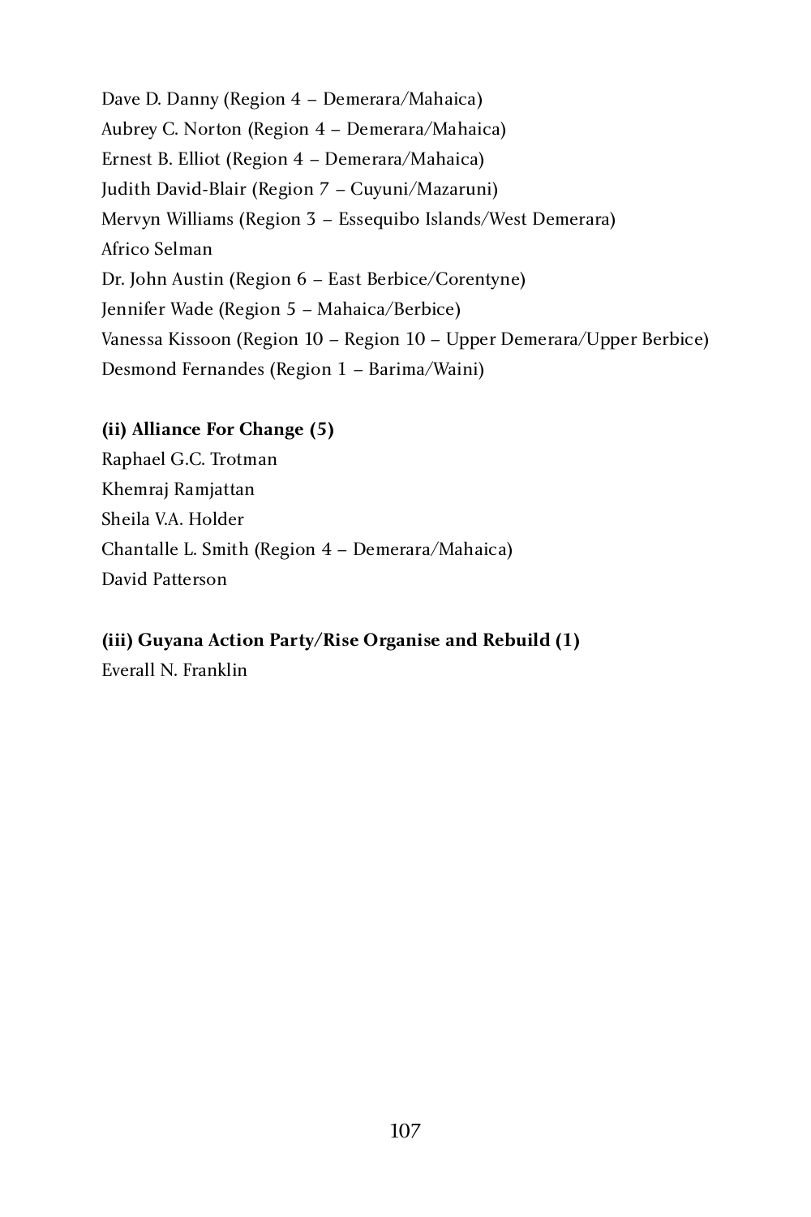Dave D. Danny (Region 4 – Demerara/Mahaica)
Aubrey C. Norton (Region 4 – Demerara/Mahaica)
Ernest B. Elliot (Region 4 – Demerara/Mahaica)
Judith David-Blair (Region 7 – Cuyuni/Mazaruni)
Mervyn Williams (Region 3 – Essequibo Islands/West Demerara)
Africo Selman
Dr. John Austin (Region 6 – East Berbice/Corentyne)
Jennifer Wade (Region 5 – Mahaica/Berbice)
Vanessa Kissoon (Region 10 – Region 10 – Upper Demerara/Upper Berbice)
Desmond Fernandes (Region 1 – Barima/Waini)

**(ii) Alliance For Change (5)**
Raphael G.C. Trotman
Khemraj Ramjattan
Sheila V.A. Holder
Chantalle L. Smith (Region 4 – Demerara/Mahaica)
David Patterson

**(iii) Guyana Action Party/Rise Organise and Rebuild (1)**
Everall N. Franklin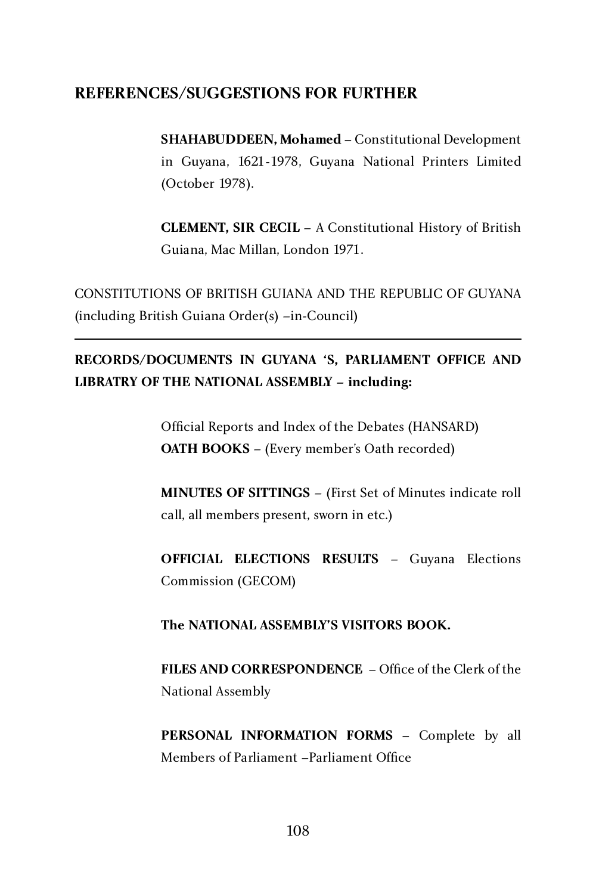## REFERENCES/SUGGESTIONS FOR FURTHER

**SHAHABUDDEEN, Mohamed** – Constitutional Development in Guyana, 1621-1978, Guyana National Printers Limited (October 1978).

**CLEMENT, SIR CECIL** – A Constitutional History of British Guiana, Mac Millan, London 1971.

CONSTITUTIONS OF BRITISH GUIANA AND THE REPUBLIC OF GUYANA (including British Guiana Order(s) –in-Council)

---

**RECORDS/DOCUMENTS IN GUYANA 'S, PARLIAMENT OFFICE AND LIBRATRY OF THE NATIONAL ASSEMBLY – including:**

Official Reports and Index of the Debates (HANSARD)
**OATH BOOKS** – (Every member's Oath recorded)

**MINUTES OF SITTINGS** – (First Set of Minutes indicate roll call, all members present, sworn in etc.)

**OFFICIAL ELECTIONS RESULTS** – Guyana Elections Commission (GECOM)

**The NATIONAL ASSEMBLY'S VISITORS BOOK.**

**FILES AND CORRESPONDENCE** – Office of the Clerk of the National Assembly

**PERSONAL INFORMATION FORMS** – Complete by all Members of Parliament –Parliament Office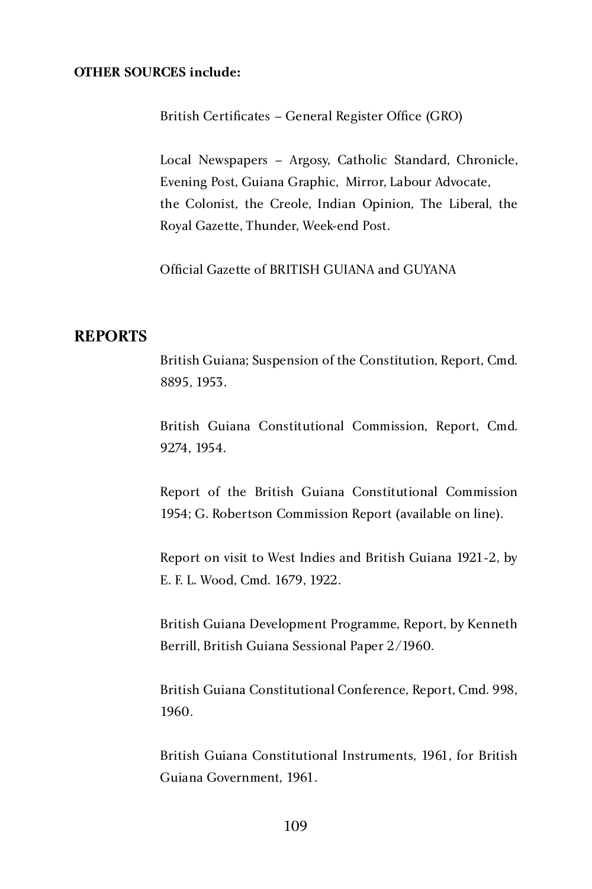**OTHER SOURCES include:**

British Certificates – General Register Office (GRO)

Local Newspapers – Argosy, Catholic Standard, Chronicle, Evening Post, Guiana Graphic, Mirror, Labour Advocate, the Colonist, the Creole, Indian Opinion, The Liberal, the Royal Gazette, Thunder, Week-end Post.

Official Gazette of BRITISH GUIANA and GUYANA

## REPORTS

British Guiana; Suspension of the Constitution, Report, Cmd. 8895, 1953.

British Guiana Constitutional Commission, Report, Cmd. 9274, 1954.

Report of the British Guiana Constitutional Commission 1954; G. Robertson Commission Report (available on line).

Report on visit to West Indies and British Guiana 1921-2, by E. F. L. Wood, Cmd. 1679, 1922.

British Guiana Development Programme, Report, by Kenneth Berrill, British Guiana Sessional Paper 2/1960.

British Guiana Constitutional Conference, Report, Cmd. 998, 1960.

British Guiana Constitutional Instruments, 1961, for British Guiana Government, 1961.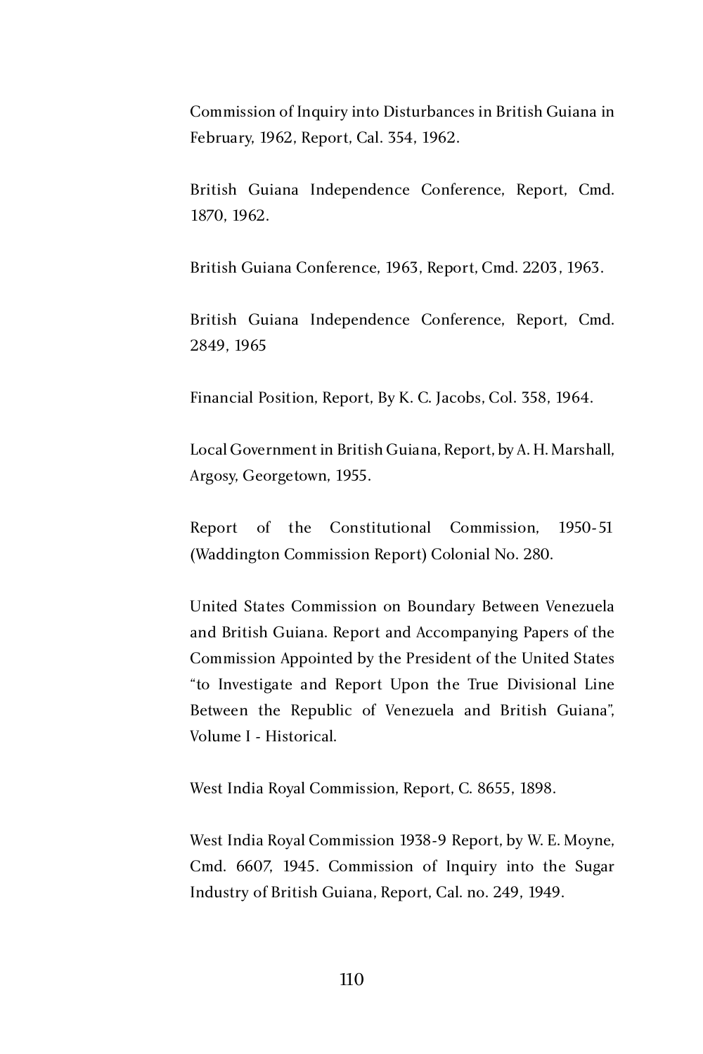Commission of Inquiry into Disturbances in British Guiana in February, 1962, Report, Cal. 354, 1962.

British Guiana Independence Conference, Report, Cmd. 1870, 1962.

British Guiana Conference, 1963, Report, Cmd. 2203, 1963.

British Guiana Independence Conference, Report, Cmd. 2849, 1965

Financial Position, Report, By K. C. Jacobs, Col. 358, 1964.

Local Government in British Guiana, Report, by A. H. Marshall, Argosy, Georgetown, 1955.

Report of the Constitutional Commission, 1950-51 (Waddington Commission Report) Colonial No. 280.

United States Commission on Boundary Between Venezuela and British Guiana. Report and Accompanying Papers of the Commission Appointed by the President of the United States "to Investigate and Report Upon the True Divisional Line Between the Republic of Venezuela and British Guiana", Volume I - Historical.

West India Royal Commission, Report, C. 8655, 1898.

West India Royal Commission 1938-9 Report, by W. E. Moyne, Cmd. 6607, 1945. Commission of Inquiry into the Sugar Industry of British Guiana, Report, Cal. no. 249, 1949.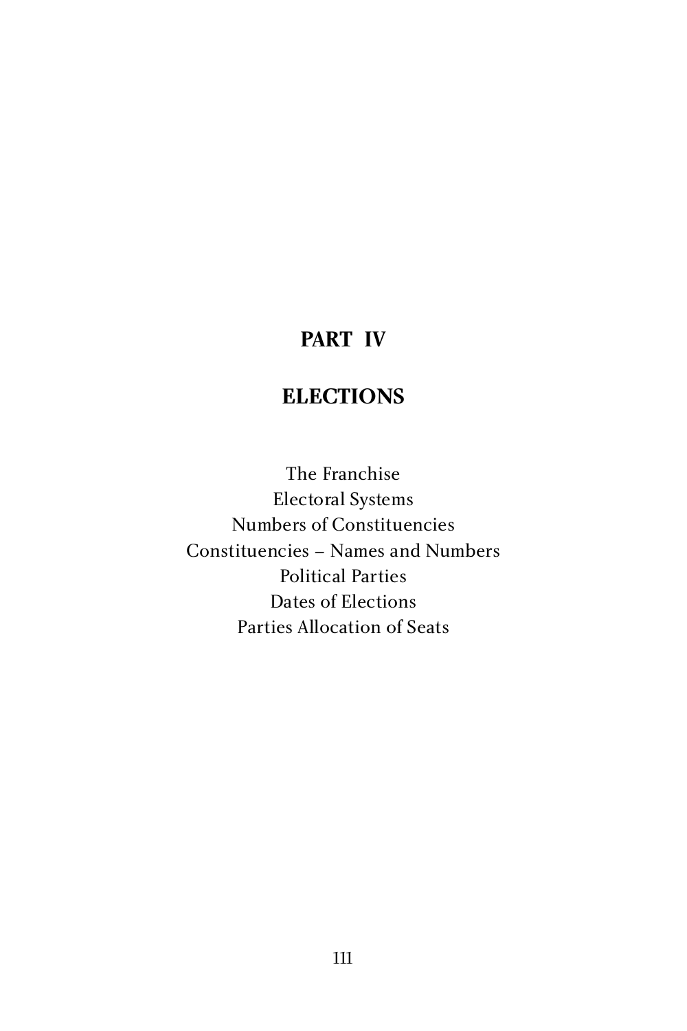# PART IV

# ELECTIONS

The Franchise
Electoral Systems
Numbers of Constituencies
Constituencies – Names and Numbers
Political Parties
Dates of Elections
Parties Allocation of Seats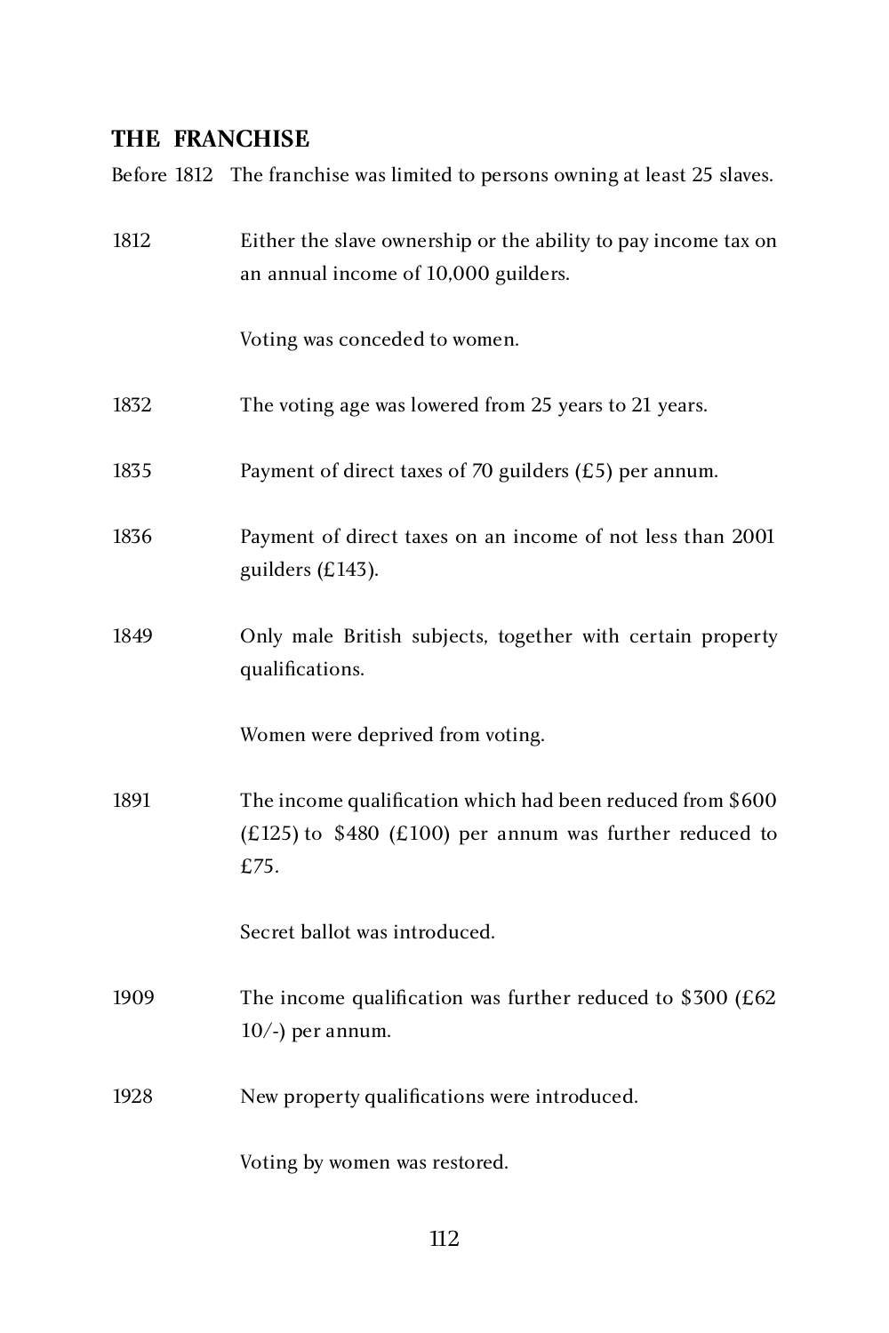## THE FRANCHISE

Before 1812 The franchise was limited to persons owning at least 25 slaves.

| | |
|---|---|
| 1812 | Either the slave ownership or the ability to pay income tax on an annual income of 10,000 guilders. |
| | Voting was conceded to women. |
| 1832 | The voting age was lowered from 25 years to 21 years. |
| 1835 | Payment of direct taxes of 70 guilders (£5) per annum. |
| 1836 | Payment of direct taxes on an income of not less than 2001 guilders (£143). |
| 1849 | Only male British subjects, together with certain property qualifications. |
| | Women were deprived from voting. |
| 1891 | The income qualification which had been reduced from $600 (£125) to $480 (£100) per annum was further reduced to £75. |
| | Secret ballot was introduced. |
| 1909 | The income qualification was further reduced to $300 (£62 10/-) per annum. |
| 1928 | New property qualifications were introduced. |
| | Voting by women was restored. |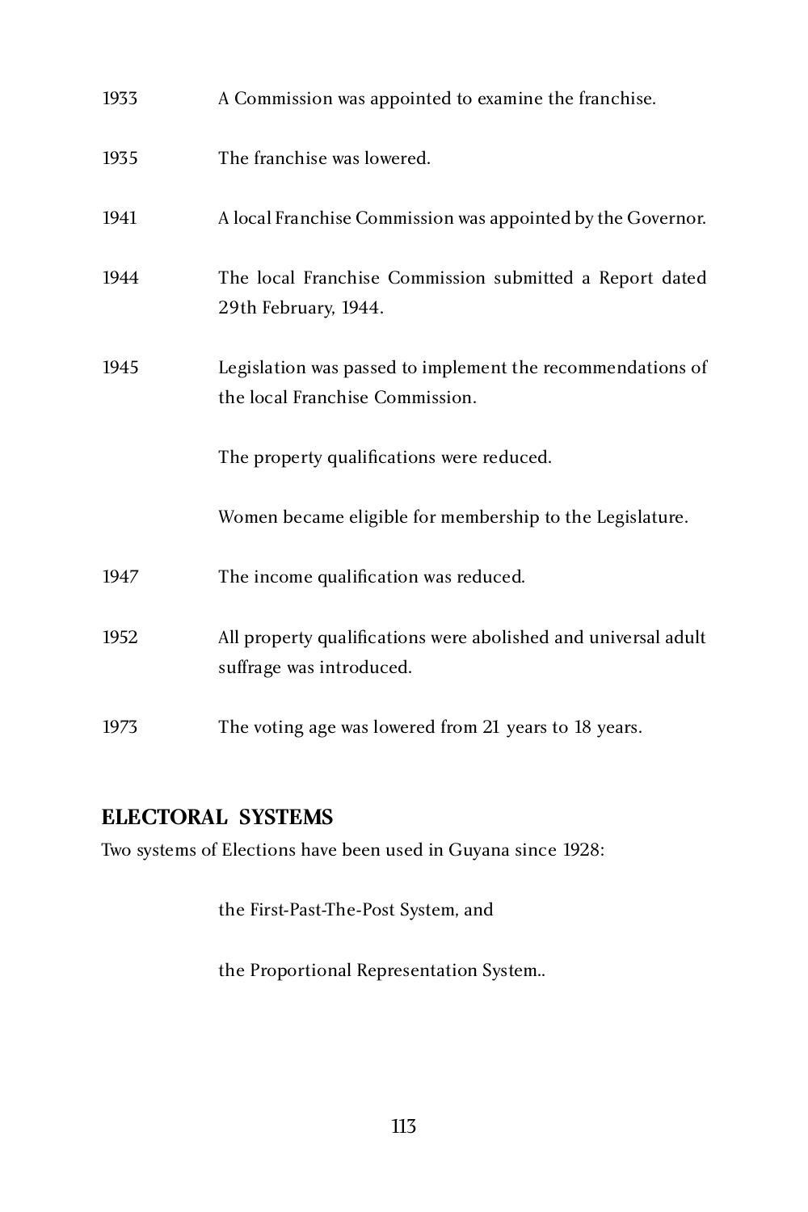| | |
|---|---|
| 1933 | A Commission was appointed to examine the franchise. |
| 1935 | The franchise was lowered. |
| 1941 | A local Franchise Commission was appointed by the Governor. |
| 1944 | The local Franchise Commission submitted a Report dated 29th February, 1944. |
| 1945 | Legislation was passed to implement the recommendations of the local Franchise Commission. |
| | The property qualifications were reduced. |
| | Women became eligible for membership to the Legislature. |
| 1947 | The income qualification was reduced. |
| 1952 | All property qualifications were abolished and universal adult suffrage was introduced. |
| 1973 | The voting age was lowered from 21 years to 18 years. |

## ELECTORAL SYSTEMS

Two systems of Elections have been used in Guyana since 1928:

the First-Past-The-Post System, and

the Proportional Representation System..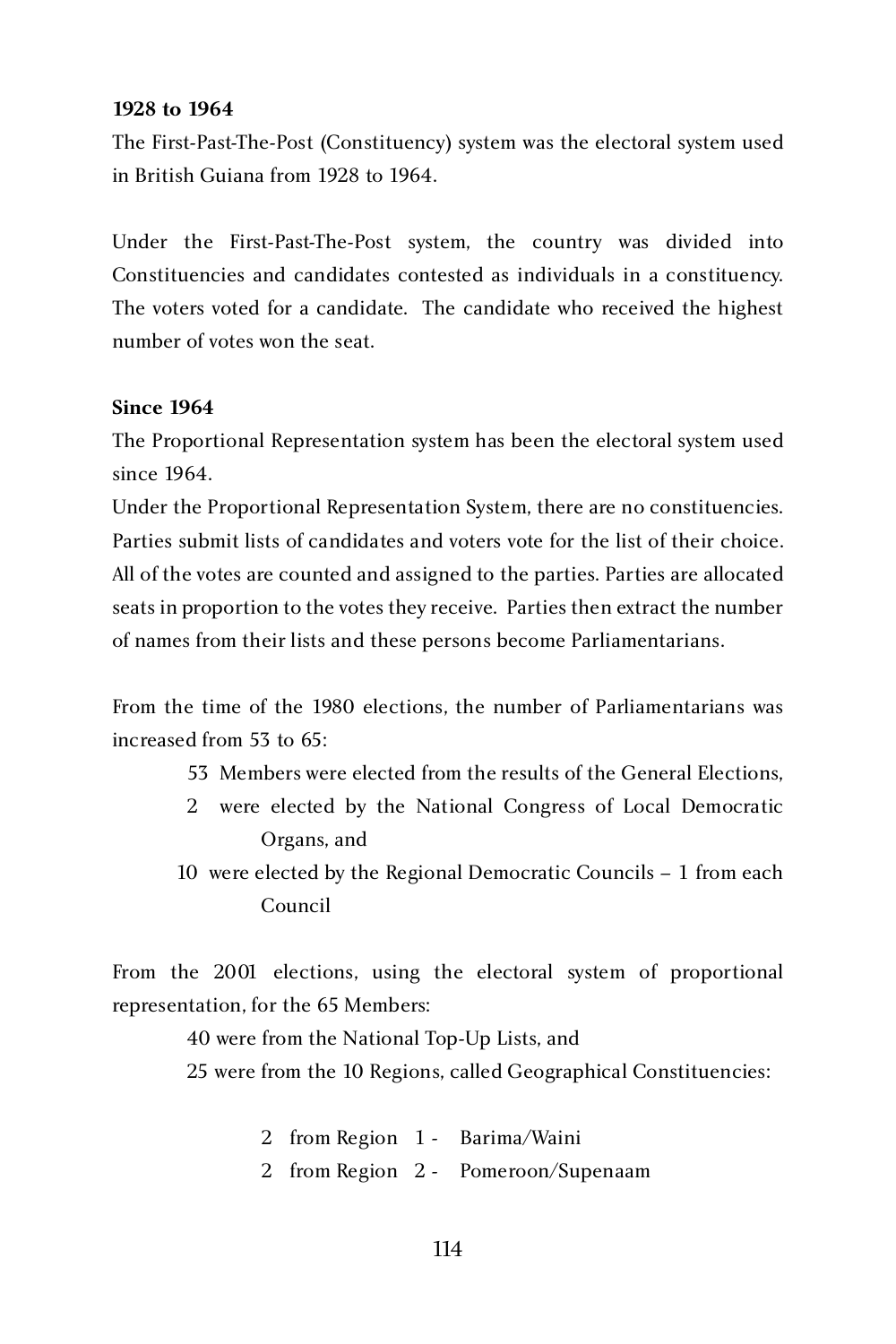**1928 to 1964**

The First-Past-The-Post (Constituency) system was the electoral system used in British Guiana from 1928 to 1964.

Under the First-Past-The-Post system, the country was divided into Constituencies and candidates contested as individuals in a constituency. The voters voted for a candidate. The candidate who received the highest number of votes won the seat.

**Since 1964**

The Proportional Representation system has been the electoral system used since 1964.

Under the Proportional Representation System, there are no constituencies. Parties submit lists of candidates and voters vote for the list of their choice. All of the votes are counted and assigned to the parties. Parties are allocated seats in proportion to the votes they receive. Parties then extract the number of names from their lists and these persons become Parliamentarians.

From the time of the 1980 elections, the number of Parliamentarians was increased from 53 to 65:

- 53 Members were elected from the results of the General Elections,
- 2 were elected by the National Congress of Local Democratic Organs, and
- 10 were elected by the Regional Democratic Councils – 1 from each Council

From the 2001 elections, using the electoral system of proportional representation, for the 65 Members:

- 40 were from the National Top-Up Lists, and
- 25 were from the 10 Regions, called Geographical Constituencies:

  - 2 from Region 1 - Barima/Waini
  - 2 from Region 2 - Pomeroon/Supenaam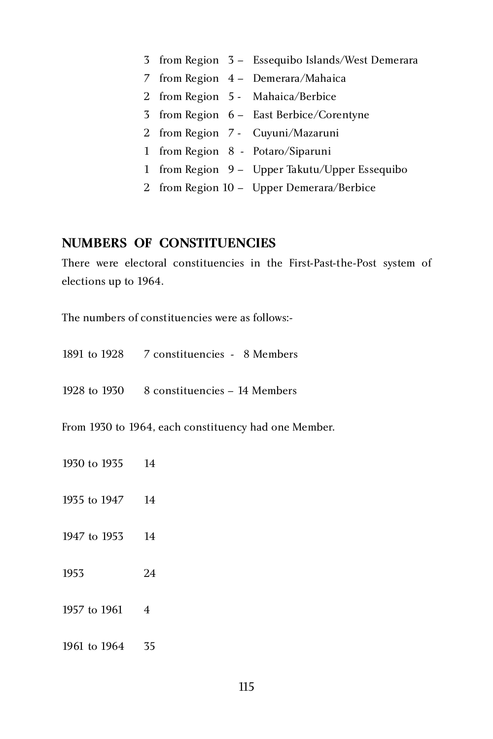3 from Region 3 – Essequibo Islands/West Demerara
7 from Region 4 – Demerara/Mahaica
2 from Region 5 - Mahaica/Berbice
3 from Region 6 – East Berbice/Corentyne
2 from Region 7 - Cuyuni/Mazaruni
1 from Region 8 - Potaro/Siparuni
1 from Region 9 – Upper Takutu/Upper Essequibo
2 from Region 10 – Upper Demerara/Berbice

## NUMBERS OF CONSTITUENCIES

There were electoral constituencies in the First-Past-the-Post system of elections up to 1964.

The numbers of constituencies were as follows:-

1891 to 1928 7 constituencies - 8 Members

1928 to 1930 8 constituencies – 14 Members

From 1930 to 1964, each constituency had one Member.

1930 to 1935 14

1935 to 1947 14

1947 to 1953 14

1953 24

1957 to 1961 4

1961 to 1964 35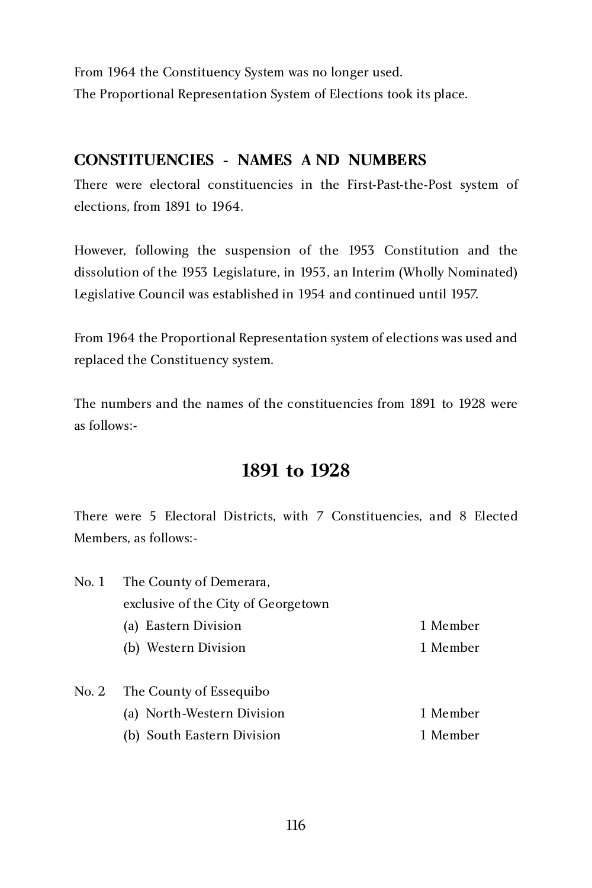From 1964 the Constituency System was no longer used.
The Proportional Representation System of Elections took its place.

## CONSTITUENCIES - NAMES AND NUMBERS

There were electoral constituencies in the First-Past-the-Post system of elections, from 1891 to 1964.

However, following the suspension of the 1953 Constitution and the dissolution of the 1953 Legislature, in 1953, an Interim (Wholly Nominated) Legislative Council was established in 1954 and continued until 1957.

From 1964 the Proportional Representation system of elections was used and replaced the Constituency system.

The numbers and the names of the constituencies from 1891 to 1928 were as follows:-

## 1891 to 1928

There were 5 Electoral Districts, with 7 Constituencies, and 8 Elected Members, as follows:-

| | | |
|---|---|---|
| No. 1 | The County of Demerara, exclusive of the City of Georgetown | |
| | (a) Eastern Division | 1 Member |
| | (b) Western Division | 1 Member |
| No. 2 | The County of Essequibo | |
| | (a) North-Western Division | 1 Member |
| | (b) South Eastern Division | 1 Member |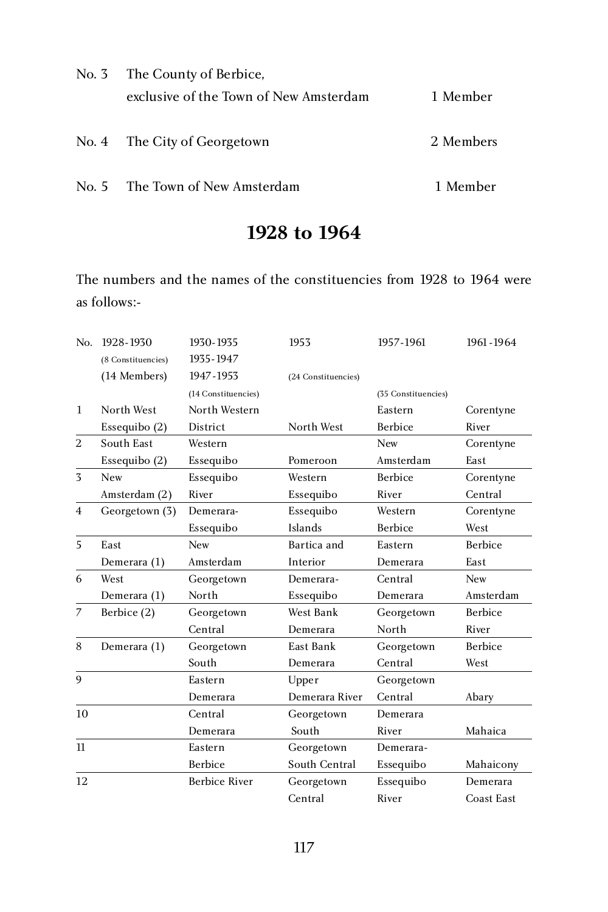| | | |
|---|---|---|
| No. 3 | The County of Berbice, exclusive of the Town of New Amsterdam | 1 Member |
| No. 4 | The City of Georgetown | 2 Members |
| No. 5 | The Town of New Amsterdam | 1 Member |

## 1928 to 1964

The numbers and the names of the constituencies from 1928 to 1964 were as follows:-

| No. | 1928-1930 (8 Constituencies) (14 Members) | 1930-1935 1935-1947 1947-1953 (14 Constituencies) | 1953 (24 Constituencies) | 1957-1961 (35 Constituencies) | 1961-1964 |
|---|---|---|---|---|---|
| 1 | North West Essequibo (2) | North Western District | North West | Eastern Berbice | Corentyne River |
| 2 | South East Essequibo (2) | Western Essequibo | Pomeroon | New Amsterdam | Corentyne East |
| 3 | New Amsterdam (2) | Essequibo River | Western Essequibo | Berbice River | Corentyne Central |
| 4 | Georgetown (3) | Demerara-Essequibo | Essequibo Islands | Western Berbice | Corentyne West |
| 5 | East Demerara (1) | New Amsterdam | Bartica and Interior | Eastern Demerara | Berbice East |
| 6 | West Demerara (1) | Georgetown North | Demerara-Essequibo | Central Demerara | New Amsterdam |
| 7 | Berbice (2) | Georgetown Central | West Bank Demerara | Georgetown North | Berbice River |
| 8 | Demerara (1) | Georgetown South | East Bank Demerara | Georgetown Central | Berbice West |
| 9 | | Eastern Demerara | Upper Demerara River | Georgetown Central | Abary |
| 10 | | Central Demerara | Georgetown South | Demerara River | Mahaica |
| 11 | | Eastern Berbice | Georgetown South Central | Demerara-Essequibo | Mahaicony |
| 12 | | Berbice River | Georgetown Central | Essequibo River | Demerara Coast East |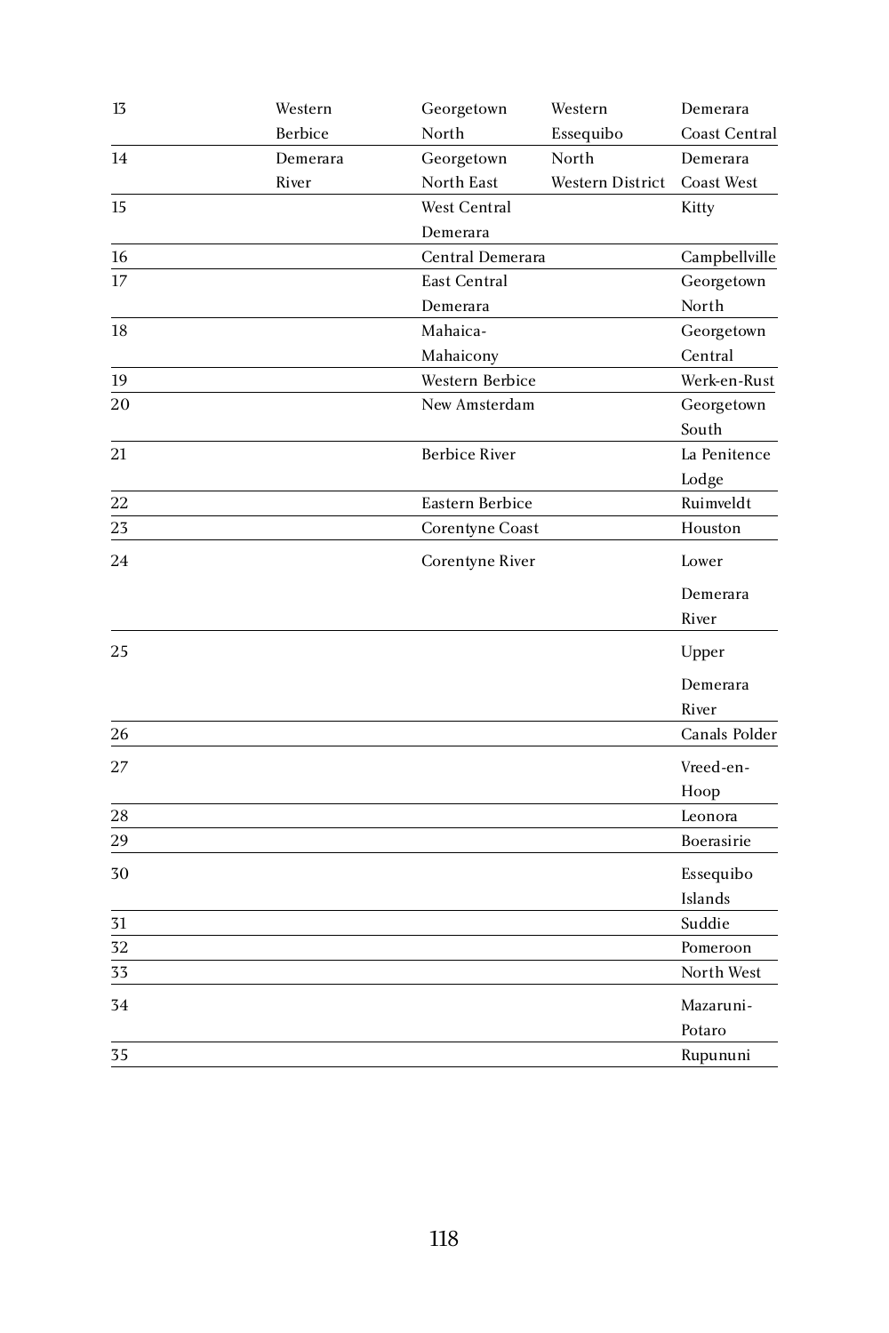| | | | | |
|---|---|---|---|---|
| 13 | Western Berbice | Georgetown North | Western Essequibo | Demerara Coast Central |
| 14 | Demerara River | Georgetown North East | North Western District | Demerara Coast West |
| 15 | | West Central Demerara | | Kitty |
| 16 | | Central Demerara | | Campbellville |
| 17 | | East Central Demerara | | Georgetown North |
| 18 | | Mahaica-Mahaicony | | Georgetown Central |
| 19 | | Western Berbice | | Werk-en-Rust |
| 20 | | New Amsterdam | | Georgetown South |
| 21 | | Berbice River | | La Penitence Lodge |
| 22 | | Eastern Berbice | | Ruimveldt |
| 23 | | Corentyne Coast | | Houston |
| 24 | | Corentyne River | | Lower Demerara River |
| 25 | | | | Upper Demerara River |
| 26 | | | | Canals Polder |
| 27 | | | | Vreed-en-Hoop |
| 28 | | | | Leonora |
| 29 | | | | Boerasirie |
| 30 | | | | Essequibo Islands |
| 31 | | | | Suddie |
| 32 | | | | Pomeroon |
| 33 | | | | North West |
| 34 | | | | Mazaruni-Potaro |
| 35 | | | | Rupununi |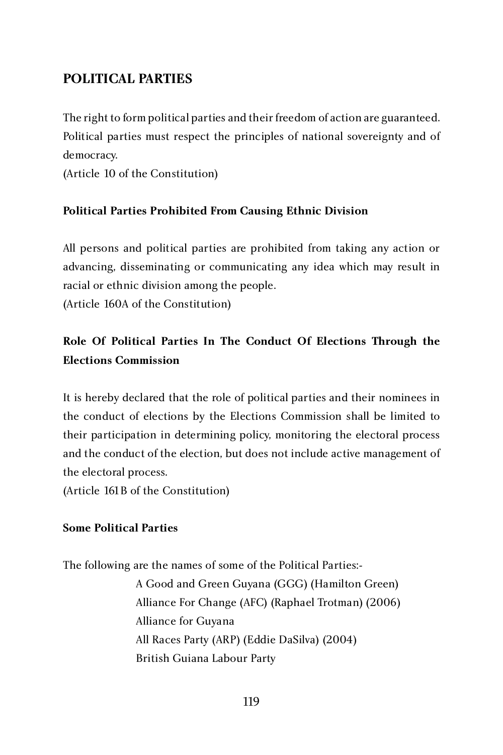## POLITICAL PARTIES

The right to form political parties and their freedom of action are guaranteed. Political parties must respect the principles of national sovereignty and of democracy.
(Article 10 of the Constitution)

### Political Parties Prohibited From Causing Ethnic Division

All persons and political parties are prohibited from taking any action or advancing, disseminating or communicating any idea which may result in racial or ethnic division among the people.
(Article 160A of the Constitution)

### Role Of Political Parties In The Conduct Of Elections Through the Elections Commission

It is hereby declared that the role of political parties and their nominees in the conduct of elections by the Elections Commission shall be limited to their participation in determining policy, monitoring the electoral process and the conduct of the election, but does not include active management of the electoral process.
(Article 161B of the Constitution)

### Some Political Parties

The following are the names of some of the Political Parties:-

- A Good and Green Guyana (GGG) (Hamilton Green)
- Alliance For Change (AFC) (Raphael Trotman) (2006)
- Alliance for Guyana
- All Races Party (ARP) (Eddie DaSilva) (2004)
- British Guiana Labour Party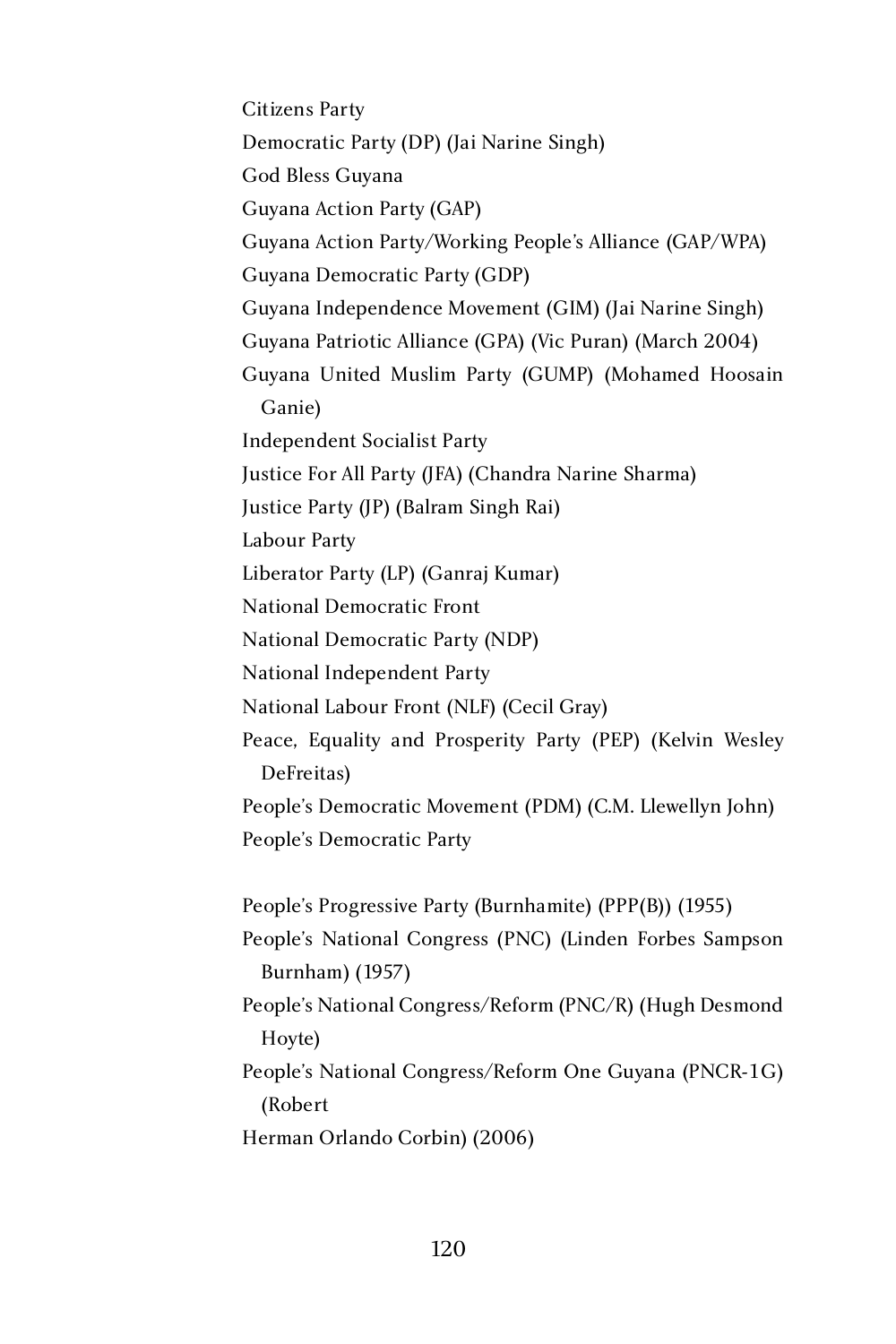Citizens Party

Democratic Party (DP) (Jai Narine Singh)

God Bless Guyana

Guyana Action Party (GAP)

Guyana Action Party/Working People's Alliance (GAP/WPA)

Guyana Democratic Party (GDP)

Guyana Independence Movement (GIM) (Jai Narine Singh)

Guyana Patriotic Alliance (GPA) (Vic Puran) (March 2004)

Guyana United Muslim Party (GUMP) (Mohamed Hoosain Ganie)

Independent Socialist Party

Justice For All Party (JFA) (Chandra Narine Sharma)

Justice Party (JP) (Balram Singh Rai)

Labour Party

Liberator Party (LP) (Ganraj Kumar)

National Democratic Front

National Democratic Party (NDP)

National Independent Party

National Labour Front (NLF) (Cecil Gray)

Peace, Equality and Prosperity Party (PEP) (Kelvin Wesley DeFreitas)

People's Democratic Movement (PDM) (C.M. Llewellyn John)

People's Democratic Party

People's Progressive Party (Burnhamite) (PPP(B)) (1955)

People's National Congress (PNC) (Linden Forbes Sampson Burnham) (1957)

People's National Congress/Reform (PNC/R) (Hugh Desmond Hoyte)

People's National Congress/Reform One Guyana (PNCR-1G) (Robert

Herman Orlando Corbin) (2006)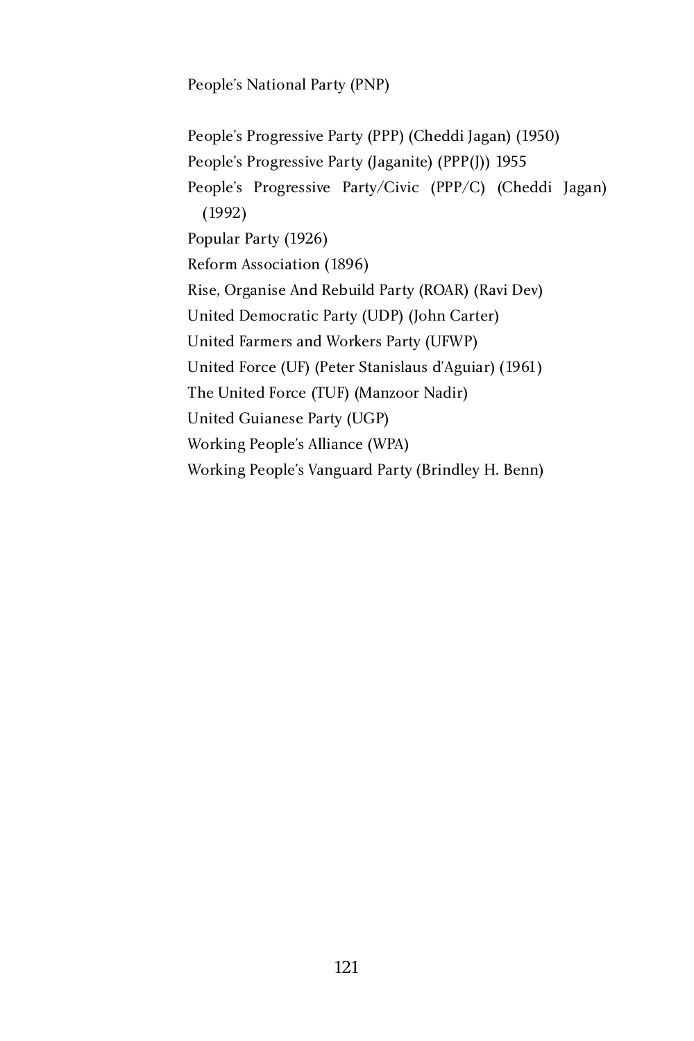People's National Party (PNP)

People's Progressive Party (PPP) (Cheddi Jagan) (1950)
People's Progressive Party (Jaganite) (PPP(J)) 1955
People's Progressive Party/Civic (PPP/C) (Cheddi Jagan) (1992)
Popular Party (1926)
Reform Association (1896)
Rise, Organise And Rebuild Party (ROAR) (Ravi Dev)
United Democratic Party (UDP) (John Carter)
United Farmers and Workers Party (UFWP)
United Force (UF) (Peter Stanislaus d'Aguiar) (1961)
The United Force (TUF) (Manzoor Nadir)
United Guianese Party (UGP)
Working People's Alliance (WPA)
Working People's Vanguard Party (Brindley H. Benn)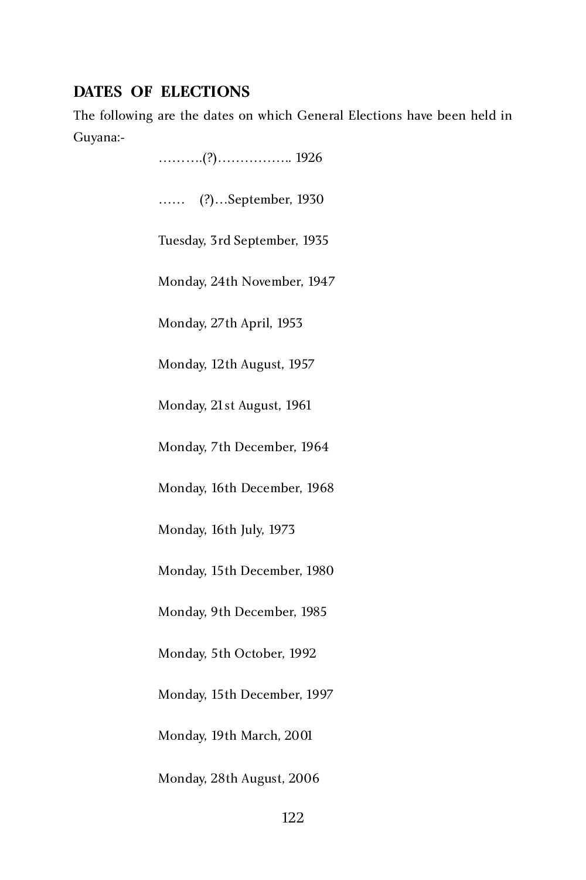## DATES OF ELECTIONS

The following are the dates on which General Elections have been held in Guyana:-

……….(?)…………….. 1926

……  (?)…September, 1930

Tuesday, 3rd September, 1935

Monday, 24th November, 1947

Monday, 27th April, 1953

Monday, 12th August, 1957

Monday, 21st August, 1961

Monday, 7th December, 1964

Monday, 16th December, 1968

Monday, 16th July, 1973

Monday, 15th December, 1980

Monday, 9th December, 1985

Monday, 5th October, 1992

Monday, 15th December, 1997

Monday, 19th March, 2001

Monday, 28th August, 2006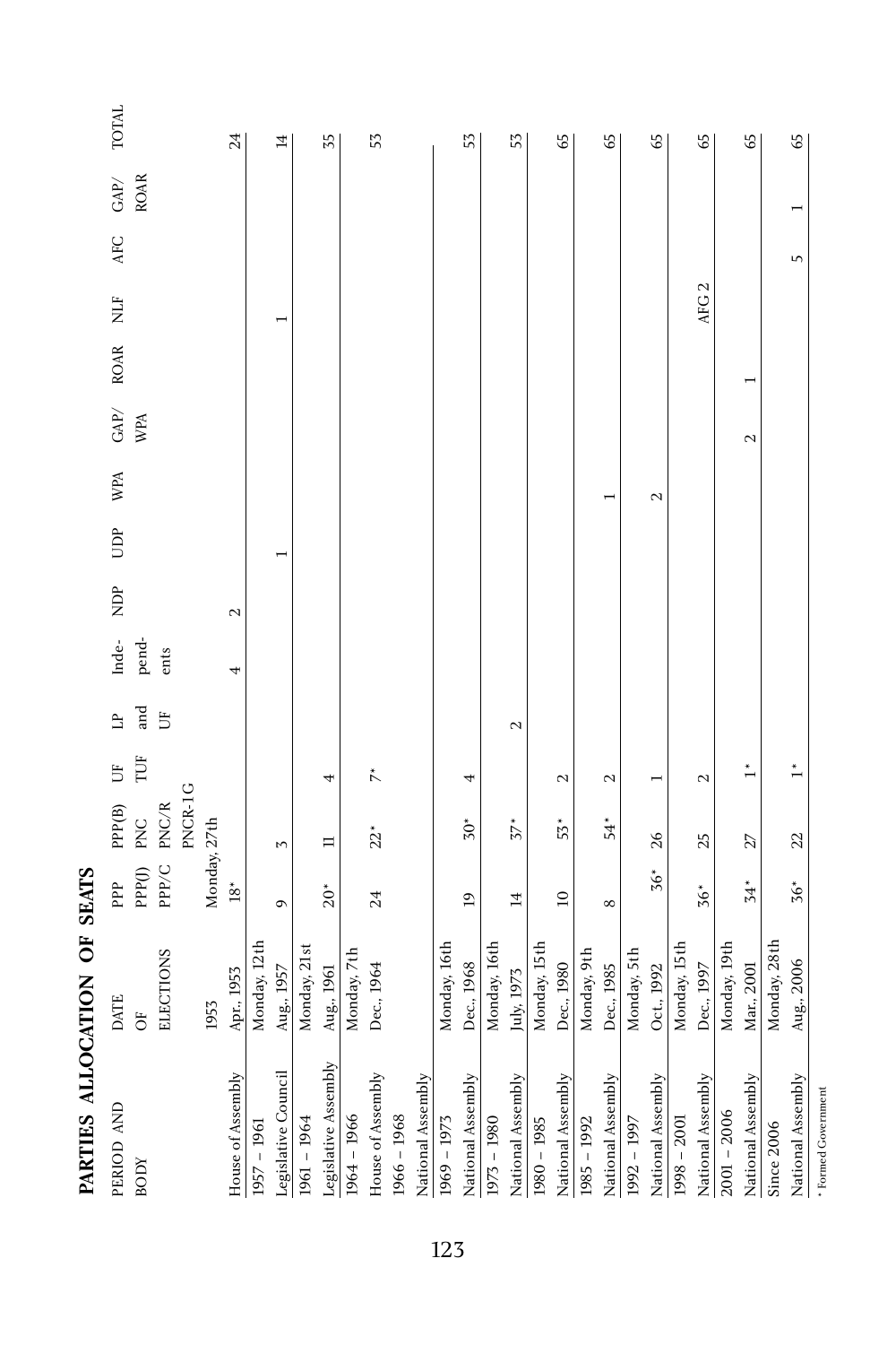# PARTIES ALLOCATION OF SEATS

| PERIOD AND BODY | DATE OF ELECTIONS | PPP PPP(J) PPP/C | PPP(B) PNC PNC/R PNCR-1G | UF TUF | LP and UF | Inde-pend-ents | NDP | UDP | WPA | GAP/ WPA | ROAR | NLF | AFC | GAP/ ROAR | TOTAL |
|---|---|---|---|---|---|---|---|---|---|---|---|---|---|---|---|
| 1953 House of Assembly | Monday, 27th Apr., 1953 | 18* | | | | 4 | 2 | | | | | | | | 24 |
| 1957 – 1961 Legislative Council | Monday, 12th Aug., 1957 | 9 | 3 | | | | | 1 | | | | 1 | | | 14 |
| 1961 – 1964 Legislative Assembly | Monday, 21st Aug., 1961 | 20* | 11 | 4 | | | | | | | | | | | 35 |
| 1964 – 1966 House of Assembly | Monday, 7th Dec., 1964 | 24 | 22* | 7* | | | | | | | | | | | 53 |
| 1966 – 1968 National Assembly | | | | | | | | | | | | | | | |
| 1969 – 1973 National Assembly | Monday, 16th Dec., 1968 | 19 | 30* | 4 | | | | | | | | | | | 53 |
| 1973 – 1980 National Assembly | Monday, 16th July, 1973 | 14 | 37* | | 2 | | | | | | | | | | 53 |
| 1980 – 1985 National Assembly | Monday, 15th Dec., 1980 | 10 | 53* | 2 | | | | | | | | | | | 65 |
| 1985 – 1992 National Assembly | Monday, 9th Dec., 1985 | 8 | 54* | 2 | | | | | 1 | | | | | | 65 |
| 1992 – 1997 National Assembly | Monday, 5th Oct., 1992 | 36* | 26 | 1 | | | | | 2 | | | | | | 65 |
| 1998 – 2001 National Assembly | Monday, 15th Dec., 1997 | 36* | 25 | 2 | | | | | | | | AFG 2 | | | 65 |
| 2001 – 2006 National Assembly | Monday, 19th Mar., 2001 | 34* | 27 | 1* | | | | | | 2 | 1 | | | | 65 |
| Since 2006 National Assembly | Monday, 28th Aug., 2006 | 36* | 22 | 1* | | | | | | | | | 5 | 1 | 65 |

\* Formed Government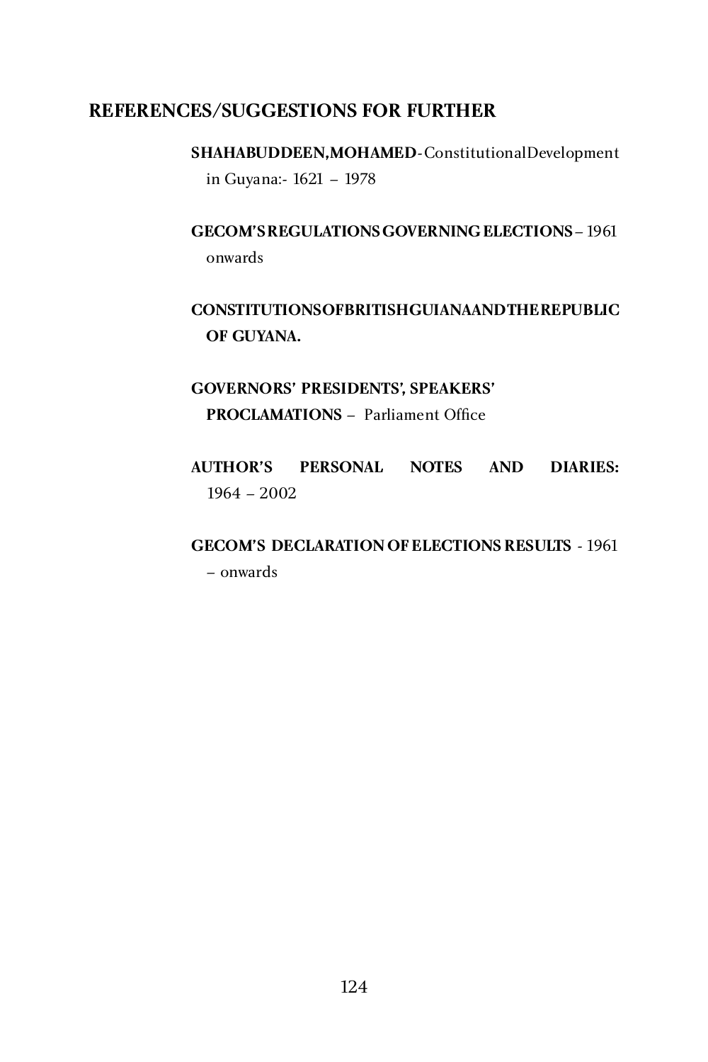## REFERENCES/SUGGESTIONS FOR FURTHER

**SHAHABUDDEEN, MOHAMED** - Constitutional Development in Guyana:- 1621 – 1978

**GECOM'S REGULATIONS GOVERNING ELECTIONS** – 1961 onwards

**CONSTITUTIONS OF BRITISH GUIANA AND THE REPUBLIC OF GUYANA.**

**GOVERNORS' PRESIDENTS', SPEAKERS' PROCLAMATIONS** – Parliament Office

**AUTHOR'S PERSONAL NOTES AND DIARIES:** 1964 – 2002

**GECOM'S DECLARATION OF ELECTIONS RESULTS** - 1961 – onwards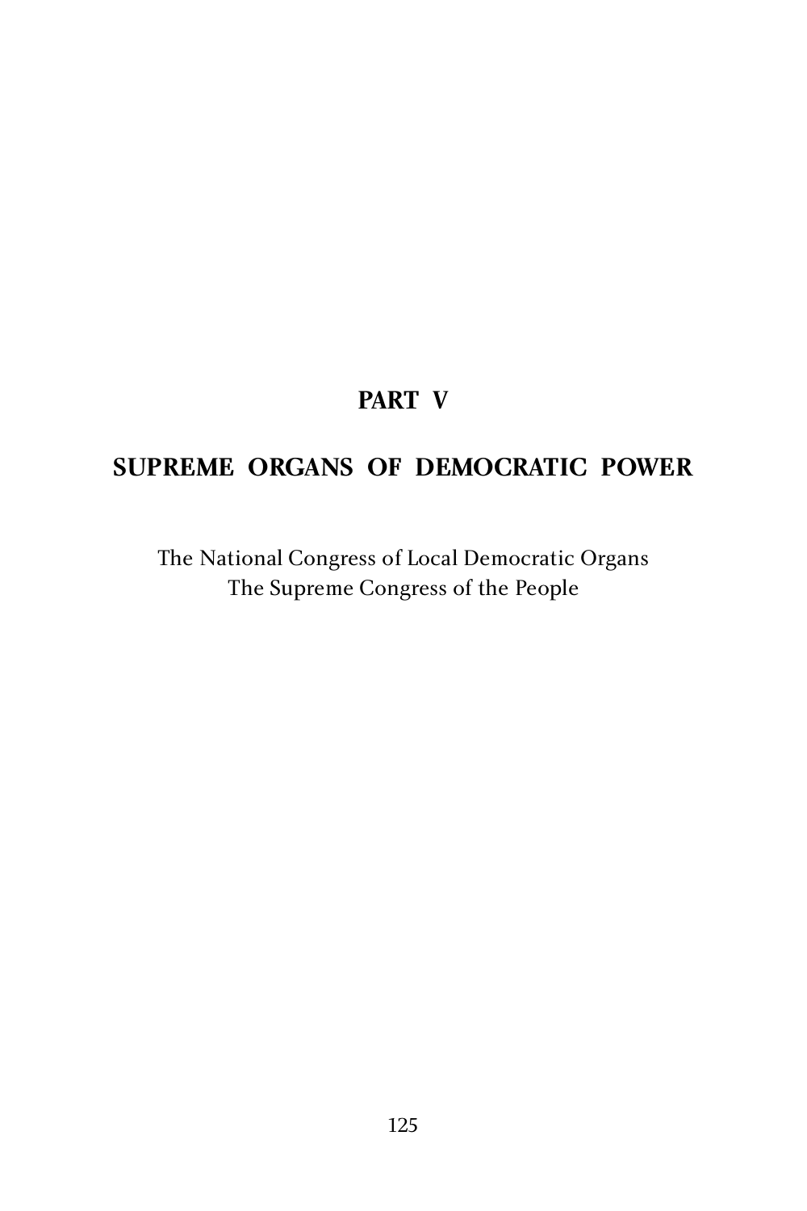# PART V

# SUPREME ORGANS OF DEMOCRATIC POWER

The National Congress of Local Democratic Organs
The Supreme Congress of the People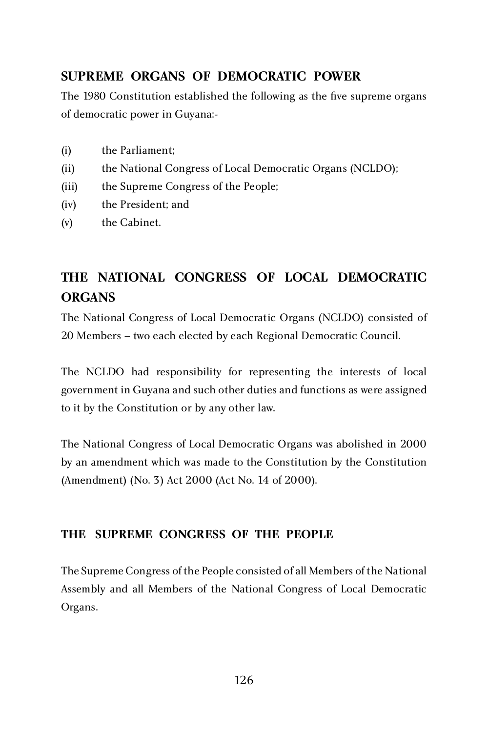## SUPREME ORGANS OF DEMOCRATIC POWER

The 1980 Constitution established the following as the five supreme organs of democratic power in Guyana:-

(i) the Parliament;
(ii) the National Congress of Local Democratic Organs (NCLDO);
(iii) the Supreme Congress of the People;
(iv) the President; and
(v) the Cabinet.

## THE NATIONAL CONGRESS OF LOCAL DEMOCRATIC ORGANS

The National Congress of Local Democratic Organs (NCLDO) consisted of 20 Members – two each elected by each Regional Democratic Council.

The NCLDO had responsibility for representing the interests of local government in Guyana and such other duties and functions as were assigned to it by the Constitution or by any other law.

The National Congress of Local Democratic Organs was abolished in 2000 by an amendment which was made to the Constitution by the Constitution (Amendment) (No. 3) Act 2000 (Act No. 14 of 2000).

## THE SUPREME CONGRESS OF THE PEOPLE

The Supreme Congress of the People consisted of all Members of the National Assembly and all Members of the National Congress of Local Democratic Organs.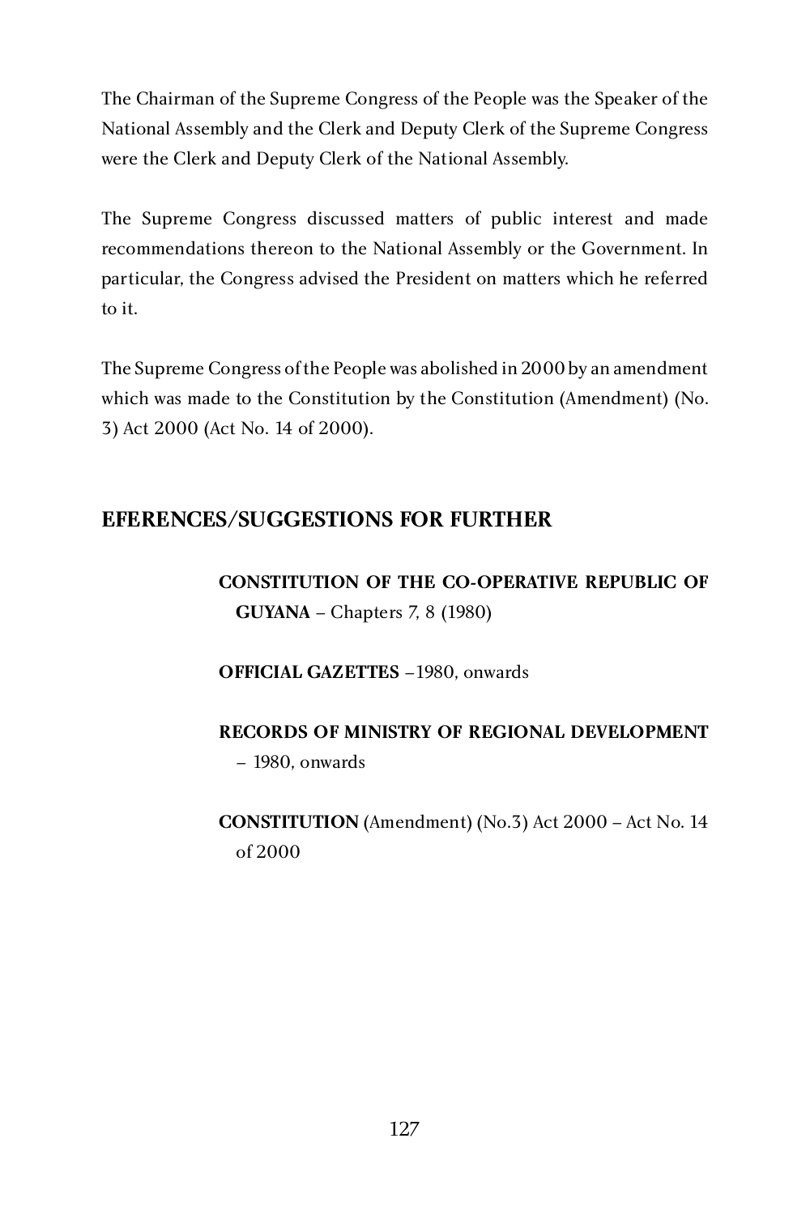The Chairman of the Supreme Congress of the People was the Speaker of the National Assembly and the Clerk and Deputy Clerk of the Supreme Congress were the Clerk and Deputy Clerk of the National Assembly.

The Supreme Congress discussed matters of public interest and made recommendations thereon to the National Assembly or the Government. In particular, the Congress advised the President on matters which he referred to it.

The Supreme Congress of the People was abolished in 2000 by an amendment which was made to the Constitution by the Constitution (Amendment) (No. 3) Act 2000 (Act No. 14 of 2000).

## EFERENCES/SUGGESTIONS FOR FURTHER

**CONSTITUTION OF THE CO-OPERATIVE REPUBLIC OF GUYANA** – Chapters 7, 8 (1980)

**OFFICIAL GAZETTES** –1980, onwards

**RECORDS OF MINISTRY OF REGIONAL DEVELOPMENT** – 1980, onwards

**CONSTITUTION** (Amendment) (No.3) Act 2000 – Act No. 14 of 2000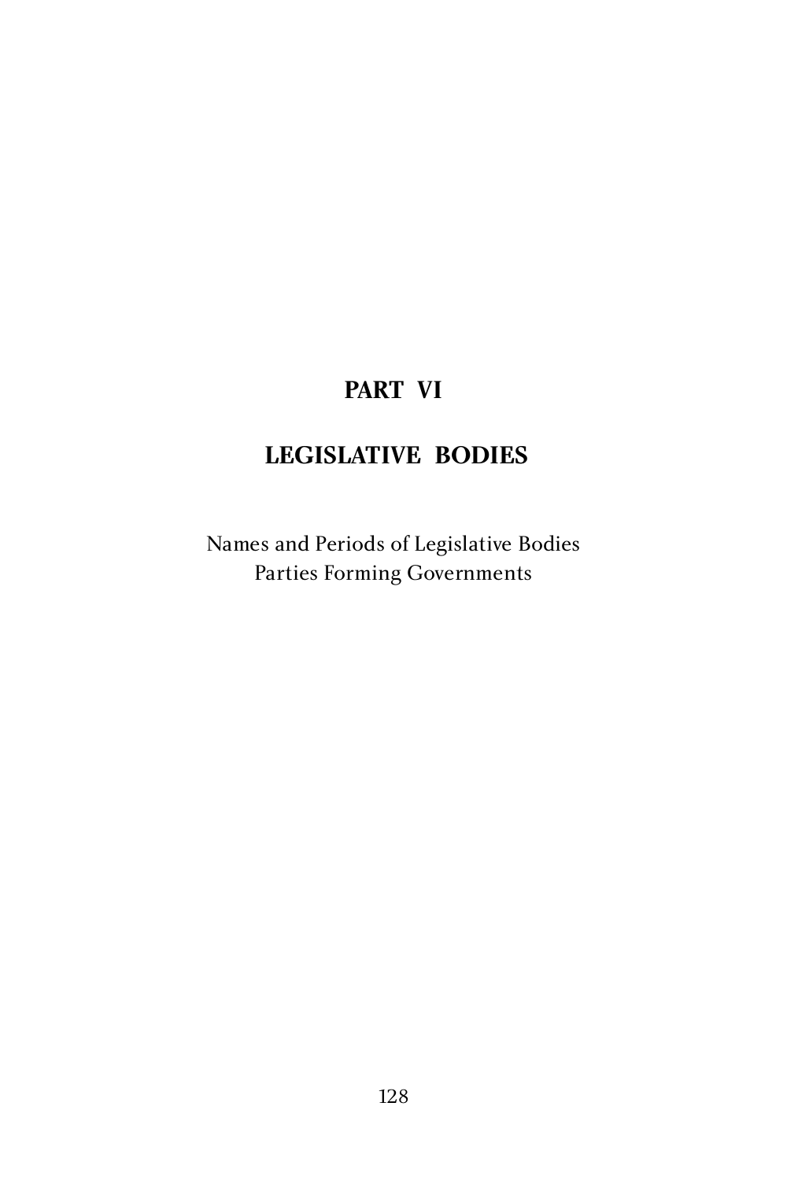# PART VI

# LEGISLATIVE BODIES

Names and Periods of Legislative Bodies
Parties Forming Governments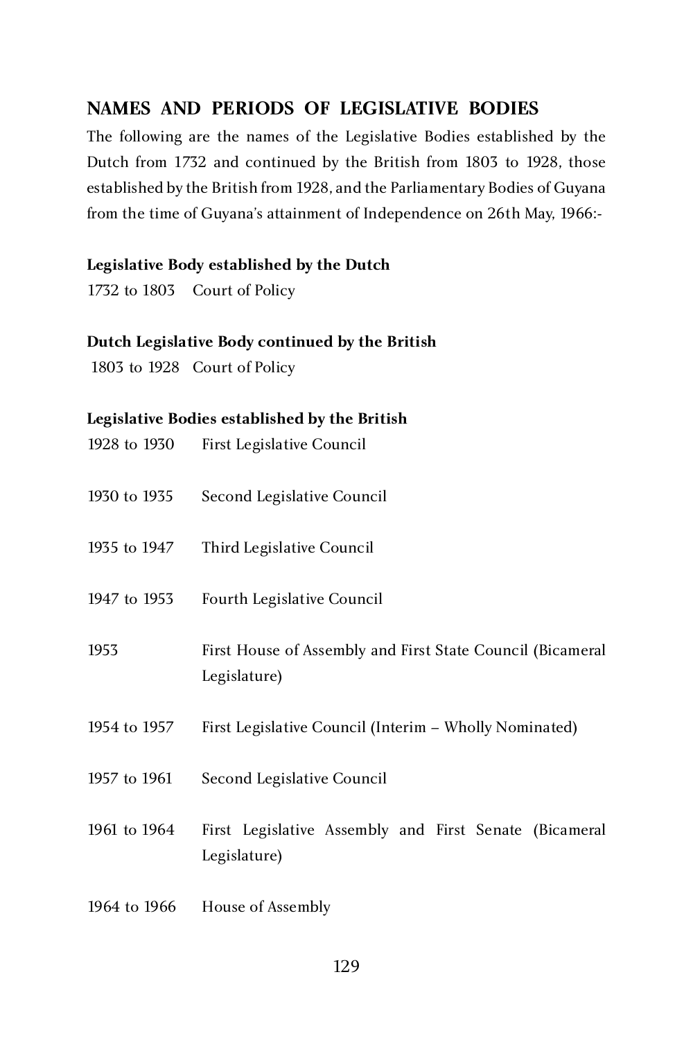## NAMES AND PERIODS OF LEGISLATIVE BODIES

The following are the names of the Legislative Bodies established by the Dutch from 1732 and continued by the British from 1803 to 1928, those established by the British from 1928, and the Parliamentary Bodies of Guyana from the time of Guyana's attainment of Independence on 26th May, 1966:-

**Legislative Body established by the Dutch**

1732 to 1803 Court of Policy

**Dutch Legislative Body continued by the British**

1803 to 1928 Court of Policy

**Legislative Bodies established by the British**

| | |
|---|---|
| 1928 to 1930 | First Legislative Council |
| 1930 to 1935 | Second Legislative Council |
| 1935 to 1947 | Third Legislative Council |
| 1947 to 1953 | Fourth Legislative Council |
| 1953 | First House of Assembly and First State Council (Bicameral Legislature) |
| 1954 to 1957 | First Legislative Council (Interim – Wholly Nominated) |
| 1957 to 1961 | Second Legislative Council |
| 1961 to 1964 | First Legislative Assembly and First Senate (Bicameral Legislature) |
| 1964 to 1966 | House of Assembly |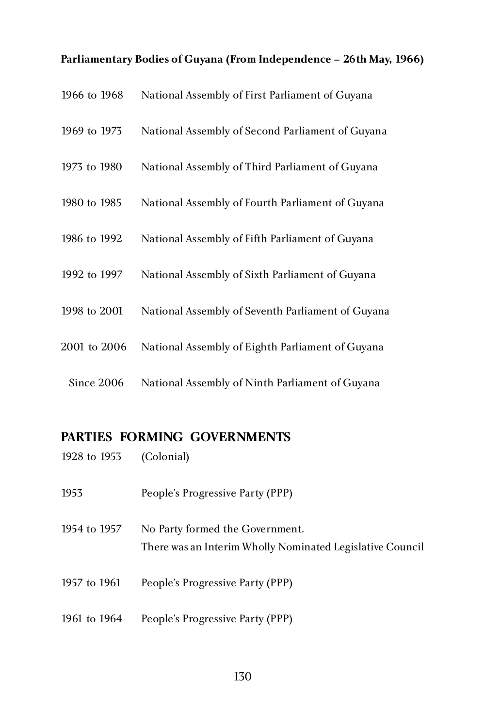**Parliamentary Bodies of Guyana (From Independence – 26th May, 1966)**

| | |
|---|---|
| 1966 to 1968 | National Assembly of First Parliament of Guyana |
| 1969 to 1973 | National Assembly of Second Parliament of Guyana |
| 1973 to 1980 | National Assembly of Third Parliament of Guyana |
| 1980 to 1985 | National Assembly of Fourth Parliament of Guyana |
| 1986 to 1992 | National Assembly of Fifth Parliament of Guyana |
| 1992 to 1997 | National Assembly of Sixth Parliament of Guyana |
| 1998 to 2001 | National Assembly of Seventh Parliament of Guyana |
| 2001 to 2006 | National Assembly of Eighth Parliament of Guyana |
| Since 2006 | National Assembly of Ninth Parliament of Guyana |

## PARTIES FORMING GOVERNMENTS

| | |
|---|---|
| 1928 to 1953 | (Colonial) |
| 1953 | People's Progressive Party (PPP) |
| 1954 to 1957 | No Party formed the Government. There was an Interim Wholly Nominated Legislative Council |
| 1957 to 1961 | People's Progressive Party (PPP) |
| 1961 to 1964 | People's Progressive Party (PPP) |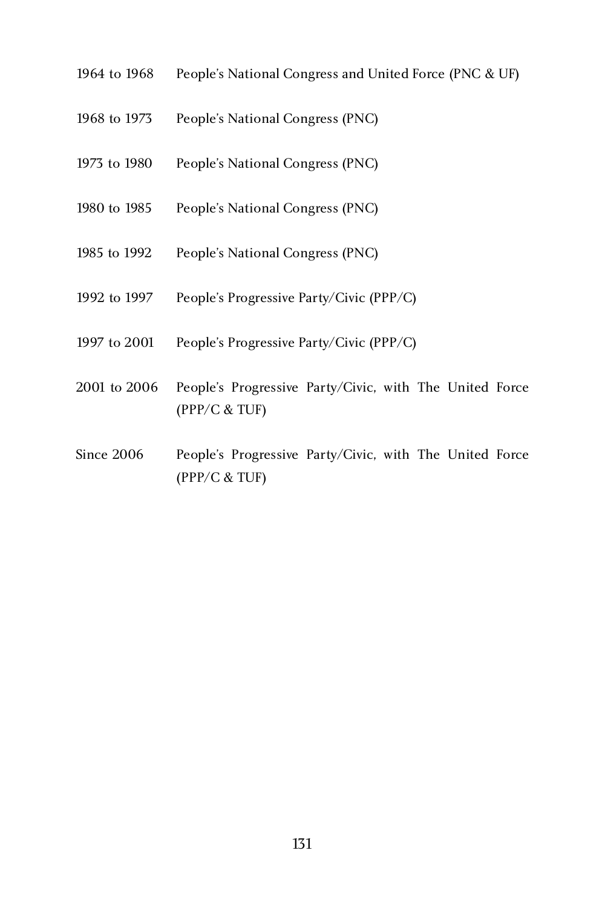| | |
|---|---|
| 1964 to 1968 | People's National Congress and United Force (PNC & UF) |
| 1968 to 1973 | People's National Congress (PNC) |
| 1973 to 1980 | People's National Congress (PNC) |
| 1980 to 1985 | People's National Congress (PNC) |
| 1985 to 1992 | People's National Congress (PNC) |
| 1992 to 1997 | People's Progressive Party/Civic (PPP/C) |
| 1997 to 2001 | People's Progressive Party/Civic (PPP/C) |
| 2001 to 2006 | People's Progressive Party/Civic, with The United Force (PPP/C & TUF) |
| Since 2006 | People's Progressive Party/Civic, with The United Force (PPP/C & TUF) |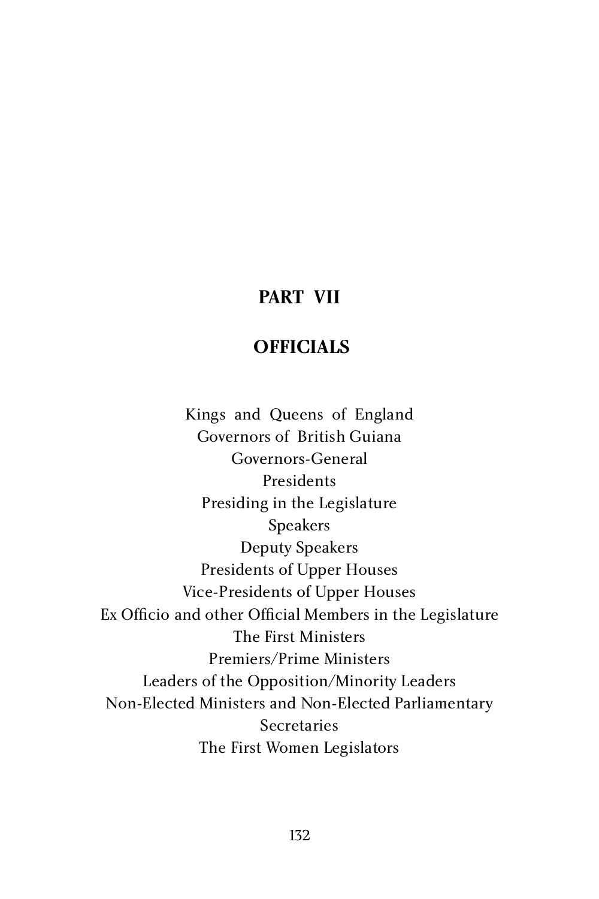# PART VII

# OFFICIALS

Kings and Queens of England
Governors of British Guiana
Governors-General
Presidents
Presiding in the Legislature
Speakers
Deputy Speakers
Presidents of Upper Houses
Vice-Presidents of Upper Houses
Ex Officio and other Official Members in the Legislature
The First Ministers
Premiers/Prime Ministers
Leaders of the Opposition/Minority Leaders
Non-Elected Ministers and Non-Elected Parliamentary Secretaries
The First Women Legislators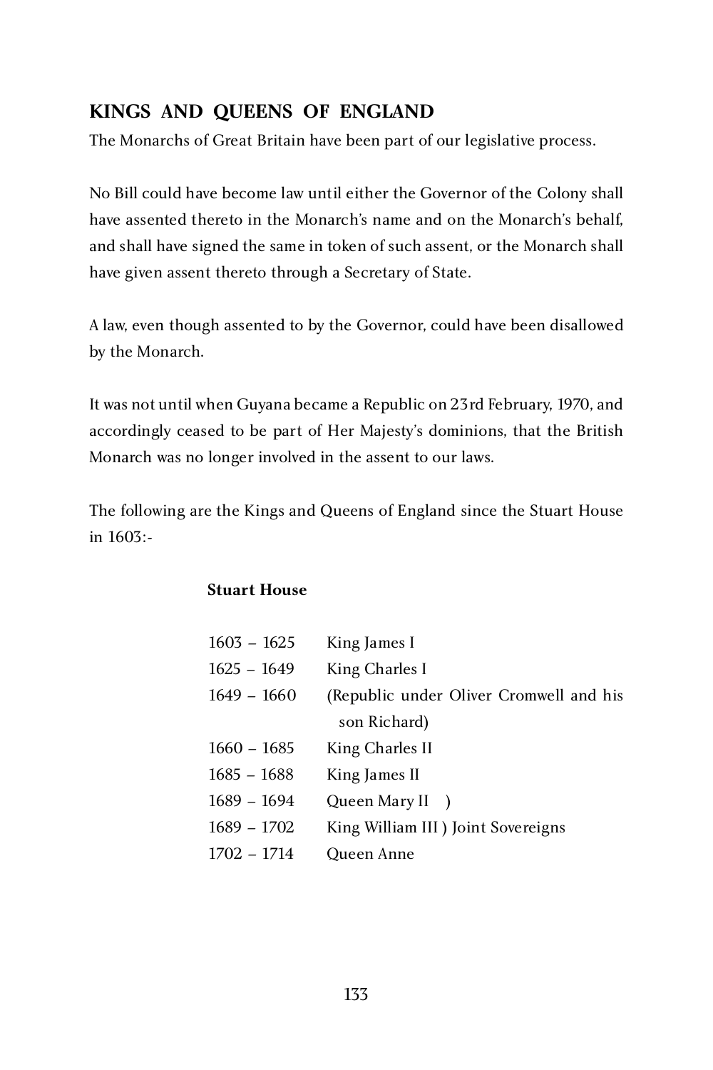## KINGS AND QUEENS OF ENGLAND

The Monarchs of Great Britain have been part of our legislative process.

No Bill could have become law until either the Governor of the Colony shall have assented thereto in the Monarch's name and on the Monarch's behalf, and shall have signed the same in token of such assent, or the Monarch shall have given assent thereto through a Secretary of State.

A law, even though assented to by the Governor, could have been disallowed by the Monarch.

It was not until when Guyana became a Republic on 23rd February, 1970, and accordingly ceased to be part of Her Majesty's dominions, that the British Monarch was no longer involved in the assent to our laws.

The following are the Kings and Queens of England since the Stuart House in 1603:-

**Stuart House**

| | |
|---|---|
| 1603 – 1625 | King James I |
| 1625 – 1649 | King Charles I |
| 1649 – 1660 | (Republic under Oliver Cromwell and his son Richard) |
| 1660 – 1685 | King Charles II |
| 1685 – 1688 | King James II |
| 1689 – 1694 | Queen Mary II ) |
| 1689 – 1702 | King William III ) Joint Sovereigns |
| 1702 – 1714 | Queen Anne |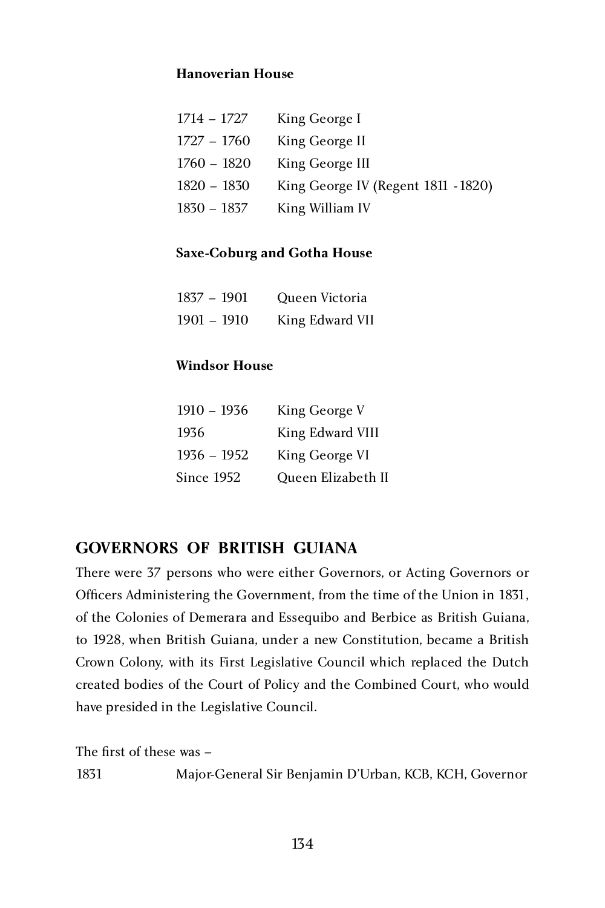**Hanoverian House**

| | |
|---|---|
| 1714 – 1727 | King George I |
| 1727 – 1760 | King George II |
| 1760 – 1820 | King George III |
| 1820 – 1830 | King George IV (Regent 1811 -1820) |
| 1830 – 1837 | King William IV |

**Saxe-Coburg and Gotha House**

| | |
|---|---|
| 1837 – 1901 | Queen Victoria |
| 1901 – 1910 | King Edward VII |

**Windsor House**

| | |
|---|---|
| 1910 – 1936 | King George V |
| 1936 | King Edward VIII |
| 1936 – 1952 | King George VI |
| Since 1952 | Queen Elizabeth II |

## GOVERNORS OF BRITISH GUIANA

There were 37 persons who were either Governors, or Acting Governors or Officers Administering the Government, from the time of the Union in 1831, of the Colonies of Demerara and Essequibo and Berbice as British Guiana, to 1928, when British Guiana, under a new Constitution, became a British Crown Colony, with its First Legislative Council which replaced the Dutch created bodies of the Court of Policy and the Combined Court, who would have presided in the Legislative Council.

The first of these was –

1831 Major-General Sir Benjamin D'Urban, KCB, KCH, Governor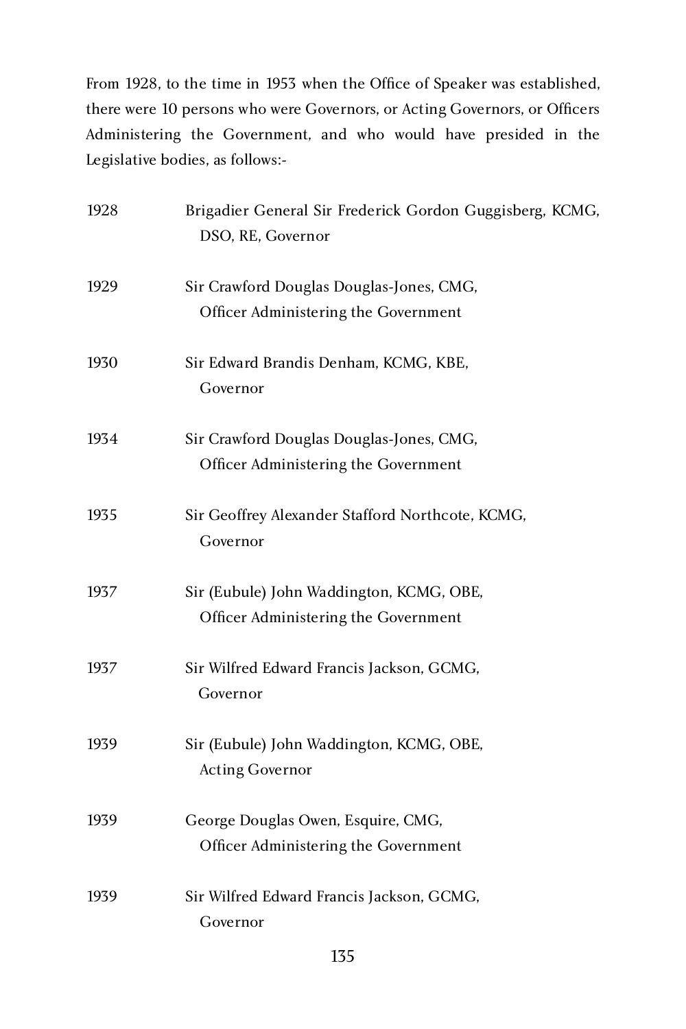From 1928, to the time in 1953 when the Office of Speaker was established, there were 10 persons who were Governors, or Acting Governors, or Officers Administering the Government, and who would have presided in the Legislative bodies, as follows:-

| | |
|---|---|
| 1928 | Brigadier General Sir Frederick Gordon Guggisberg, KCMG, DSO, RE, Governor |
| 1929 | Sir Crawford Douglas Douglas-Jones, CMG, Officer Administering the Government |
| 1930 | Sir Edward Brandis Denham, KCMG, KBE, Governor |
| 1934 | Sir Crawford Douglas Douglas-Jones, CMG, Officer Administering the Government |
| 1935 | Sir Geoffrey Alexander Stafford Northcote, KCMG, Governor |
| 1937 | Sir (Eubule) John Waddington, KCMG, OBE, Officer Administering the Government |
| 1937 | Sir Wilfred Edward Francis Jackson, GCMG, Governor |
| 1939 | Sir (Eubule) John Waddington, KCMG, OBE, Acting Governor |
| 1939 | George Douglas Owen, Esquire, CMG, Officer Administering the Government |
| 1939 | Sir Wilfred Edward Francis Jackson, GCMG, Governor |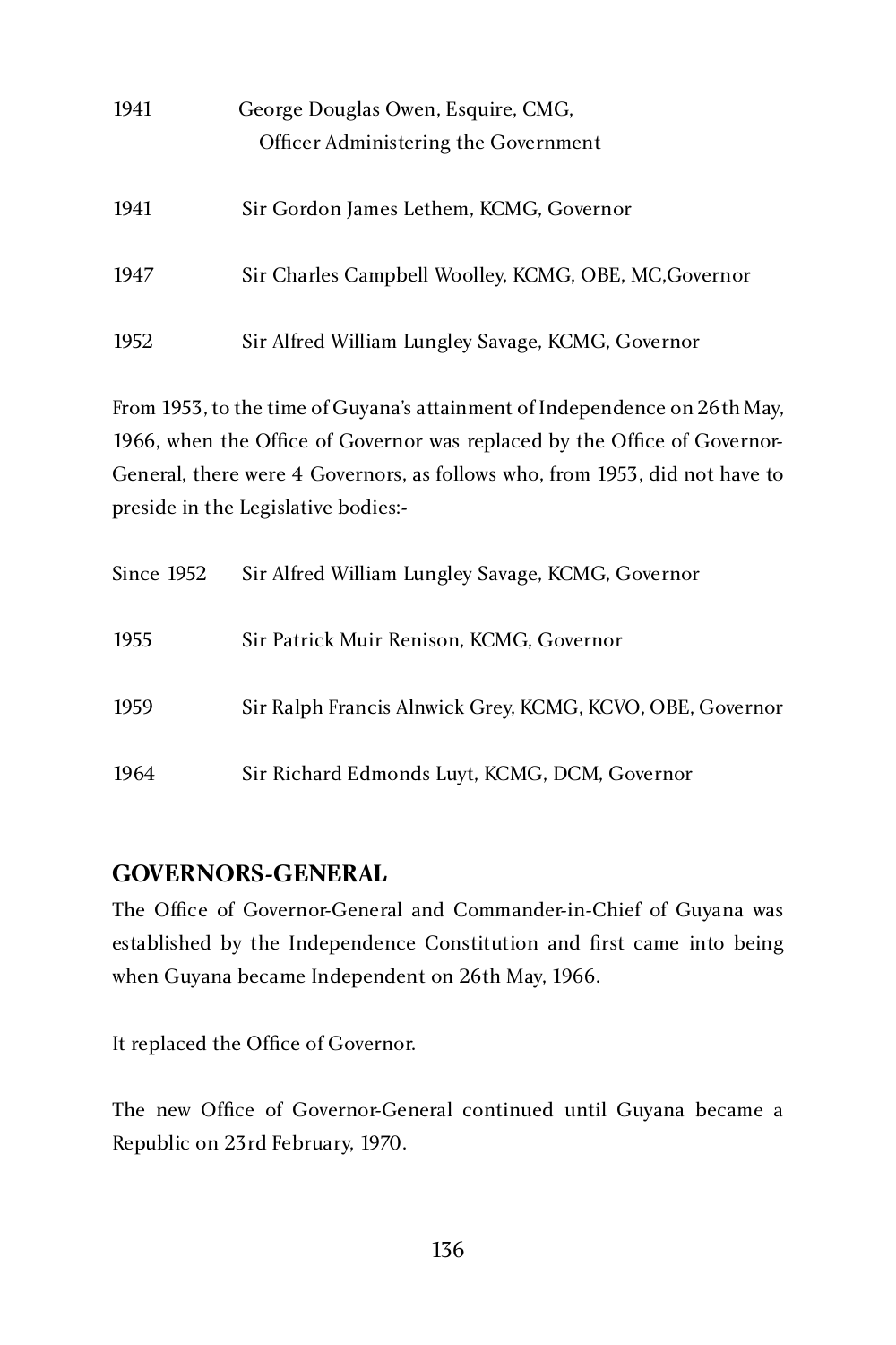| | |
|---|---|
| 1941 | George Douglas Owen, Esquire, CMG, Officer Administering the Government |
| 1941 | Sir Gordon James Lethem, KCMG, Governor |
| 1947 | Sir Charles Campbell Woolley, KCMG, OBE, MC,Governor |
| 1952 | Sir Alfred William Lungley Savage, KCMG, Governor |

From 1953, to the time of Guyana's attainment of Independence on 26th May, 1966, when the Office of Governor was replaced by the Office of Governor-General, there were 4 Governors, as follows who, from 1953, did not have to preside in the Legislative bodies:-

| | |
|---|---|
| Since 1952 | Sir Alfred William Lungley Savage, KCMG, Governor |
| 1955 | Sir Patrick Muir Renison, KCMG, Governor |
| 1959 | Sir Ralph Francis Alnwick Grey, KCMG, KCVO, OBE, Governor |
| 1964 | Sir Richard Edmonds Luyt, KCMG, DCM, Governor |

## GOVERNORS-GENERAL

The Office of Governor-General and Commander-in-Chief of Guyana was established by the Independence Constitution and first came into being when Guyana became Independent on 26th May, 1966.

It replaced the Office of Governor.

The new Office of Governor-General continued until Guyana became a Republic on 23rd February, 1970.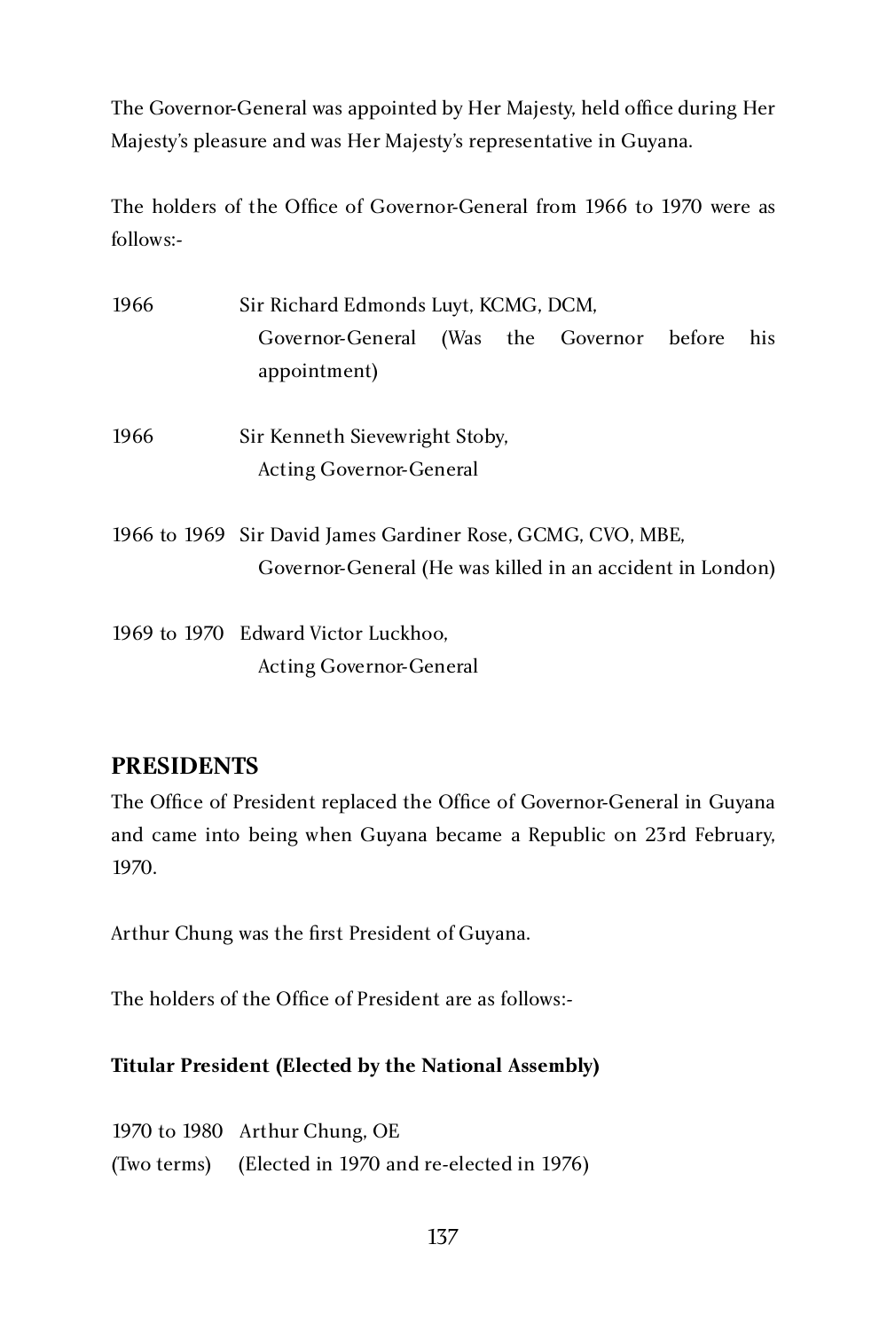The Governor-General was appointed by Her Majesty, held office during Her Majesty's pleasure and was Her Majesty's representative in Guyana.

The holders of the Office of Governor-General from 1966 to 1970 were as follows:-

1966 Sir Richard Edmonds Luyt, KCMG, DCM,
Governor-General (Was the Governor before his appointment)

1966 Sir Kenneth Sievewright Stoby,
Acting Governor-General

1966 to 1969 Sir David James Gardiner Rose, GCMG, CVO, MBE,
Governor-General (He was killed in an accident in London)

1969 to 1970 Edward Victor Luckhoo,
Acting Governor-General

## PRESIDENTS

The Office of President replaced the Office of Governor-General in Guyana and came into being when Guyana became a Republic on 23rd February, 1970.

Arthur Chung was the first President of Guyana.

The holders of the Office of President are as follows:-

**Titular President (Elected by the National Assembly)**

1970 to 1980 Arthur Chung, OE
(Two terms) (Elected in 1970 and re-elected in 1976)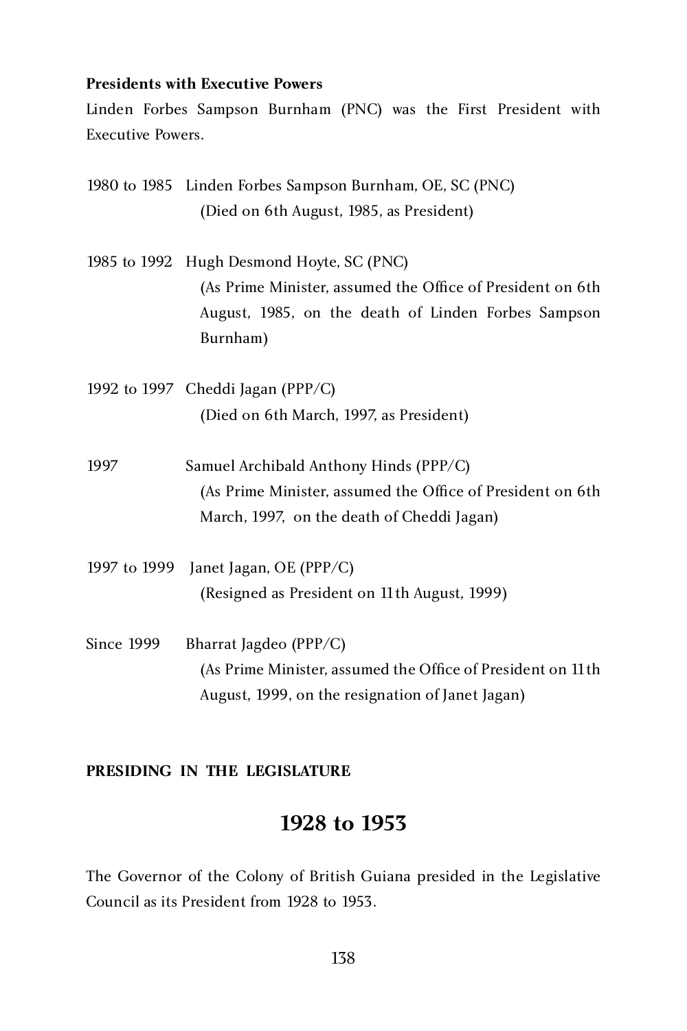**Presidents with Executive Powers**

Linden Forbes Sampson Burnham (PNC) was the First President with Executive Powers.

1980 to 1985 Linden Forbes Sampson Burnham, OE, SC (PNC)
(Died on 6th August, 1985, as President)

1985 to 1992 Hugh Desmond Hoyte, SC (PNC)
(As Prime Minister, assumed the Office of President on 6th August, 1985, on the death of Linden Forbes Sampson Burnham)

1992 to 1997 Cheddi Jagan (PPP/C)
(Died on 6th March, 1997, as President)

1997 Samuel Archibald Anthony Hinds (PPP/C)
(As Prime Minister, assumed the Office of President on 6th March, 1997, on the death of Cheddi Jagan)

1997 to 1999 Janet Jagan, OE (PPP/C)
(Resigned as President on 11th August, 1999)

Since 1999 Bharrat Jagdeo (PPP/C)
(As Prime Minister, assumed the Office of President on 11th August, 1999, on the resignation of Janet Jagan)

**PRESIDING IN THE LEGISLATURE**

## 1928 to 1953

The Governor of the Colony of British Guiana presided in the Legislative Council as its President from 1928 to 1953.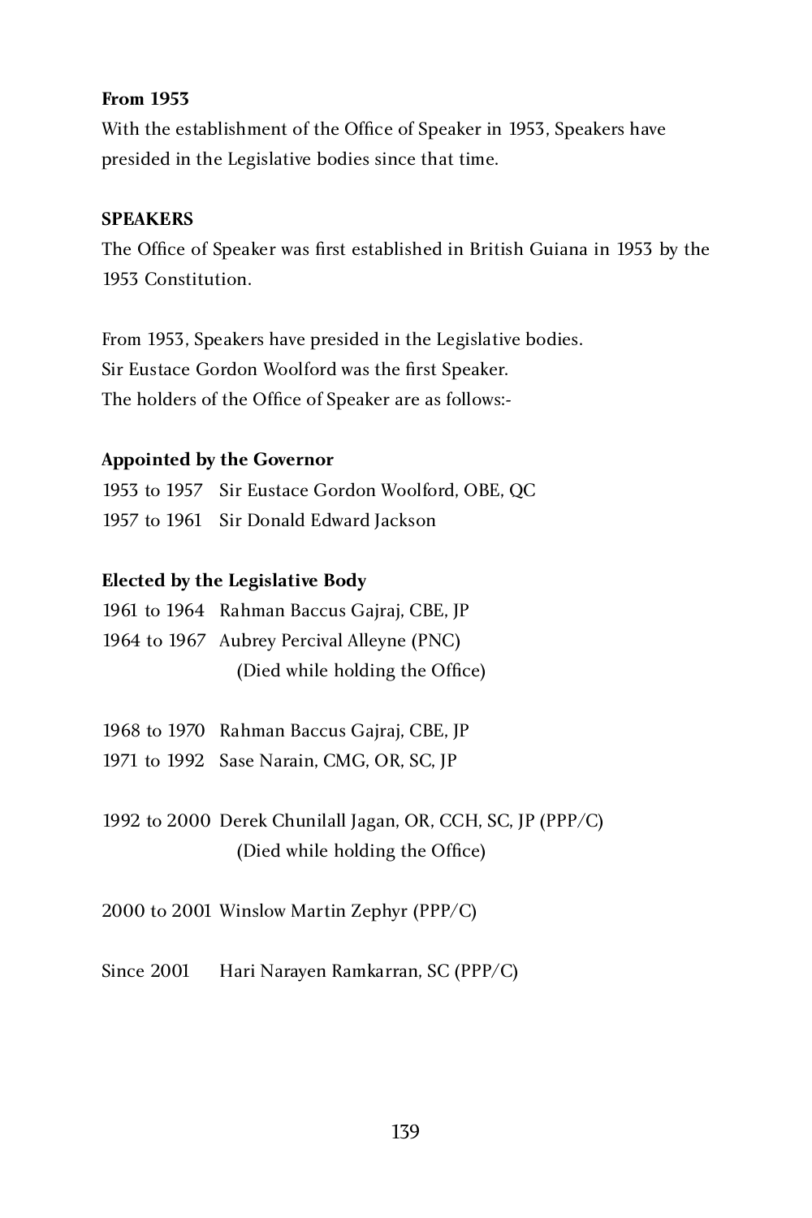**From 1953**

With the establishment of the Office of Speaker in 1953, Speakers have presided in the Legislative bodies since that time.

**SPEAKERS**

The Office of Speaker was first established in British Guiana in 1953 by the 1953 Constitution.

From 1953, Speakers have presided in the Legislative bodies.
Sir Eustace Gordon Woolford was the first Speaker.
The holders of the Office of Speaker are as follows:-

**Appointed by the Governor**

1953 to 1957 Sir Eustace Gordon Woolford, OBE, QC
1957 to 1961 Sir Donald Edward Jackson

**Elected by the Legislative Body**

1961 to 1964 Rahman Baccus Gajraj, CBE, JP
1964 to 1967 Aubrey Percival Alleyne (PNC)
(Died while holding the Office)

1968 to 1970 Rahman Baccus Gajraj, CBE, JP
1971 to 1992 Sase Narain, CMG, OR, SC, JP

1992 to 2000 Derek Chunilall Jagan, OR, CCH, SC, JP (PPP/C)
(Died while holding the Office)

2000 to 2001 Winslow Martin Zephyr (PPP/C)

Since 2001 Hari Narayen Ramkarran, SC (PPP/C)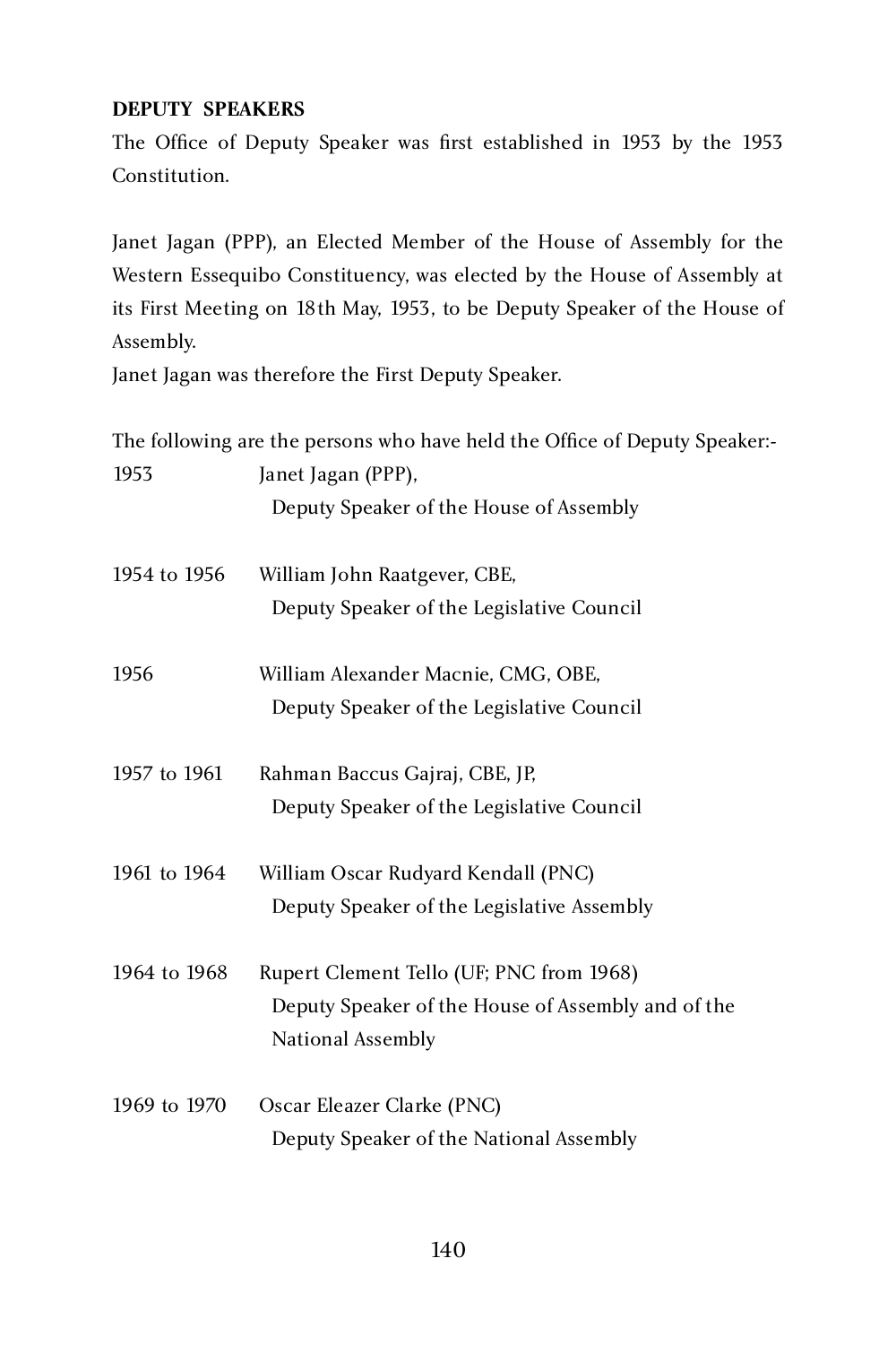**DEPUTY SPEAKERS**

The Office of Deputy Speaker was first established in 1953 by the 1953 Constitution.

Janet Jagan (PPP), an Elected Member of the House of Assembly for the Western Essequibo Constituency, was elected by the House of Assembly at its First Meeting on 18th May, 1953, to be Deputy Speaker of the House of Assembly.
Janet Jagan was therefore the First Deputy Speaker.

The following are the persons who have held the Office of Deputy Speaker:-

| | |
|---|---|
| 1953 | Janet Jagan (PPP), Deputy Speaker of the House of Assembly |
| 1954 to 1956 | William John Raatgever, CBE, Deputy Speaker of the Legislative Council |
| 1956 | William Alexander Macnie, CMG, OBE, Deputy Speaker of the Legislative Council |
| 1957 to 1961 | Rahman Baccus Gajraj, CBE, JP, Deputy Speaker of the Legislative Council |
| 1961 to 1964 | William Oscar Rudyard Kendall (PNC) Deputy Speaker of the Legislative Assembly |
| 1964 to 1968 | Rupert Clement Tello (UF; PNC from 1968) Deputy Speaker of the House of Assembly and of the National Assembly |
| 1969 to 1970 | Oscar Eleazer Clarke (PNC) Deputy Speaker of the National Assembly |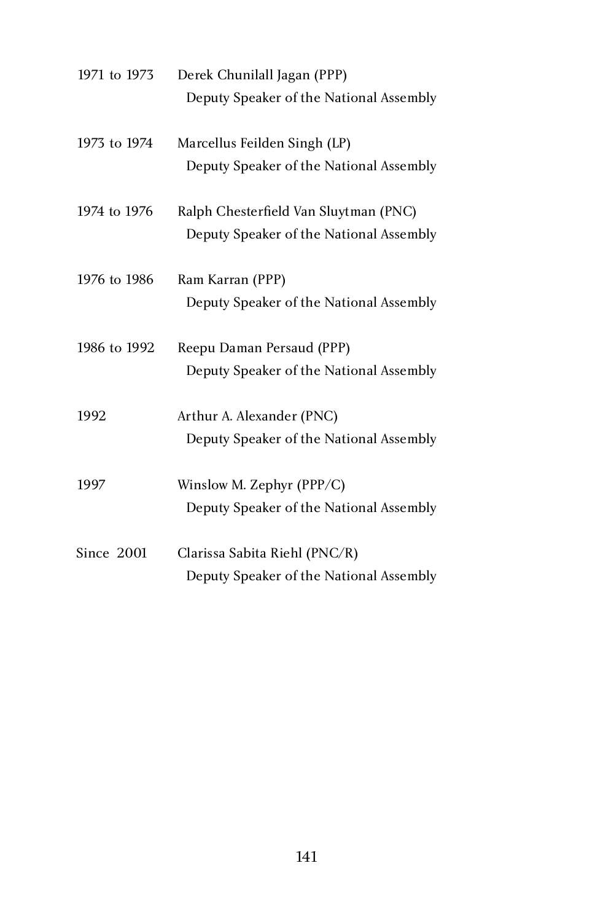| | |
|---|---|
| 1971 to 1973 | Derek Chunilall Jagan (PPP)<br>Deputy Speaker of the National Assembly |
| 1973 to 1974 | Marcellus Feilden Singh (LP)<br>Deputy Speaker of the National Assembly |
| 1974 to 1976 | Ralph Chesterfield Van Sluytman (PNC)<br>Deputy Speaker of the National Assembly |
| 1976 to 1986 | Ram Karran (PPP)<br>Deputy Speaker of the National Assembly |
| 1986 to 1992 | Reepu Daman Persaud (PPP)<br>Deputy Speaker of the National Assembly |
| 1992 | Arthur A. Alexander (PNC)<br>Deputy Speaker of the National Assembly |
| 1997 | Winslow M. Zephyr (PPP/C)<br>Deputy Speaker of the National Assembly |
| Since 2001 | Clarissa Sabita Riehl (PNC/R)<br>Deputy Speaker of the National Assembly |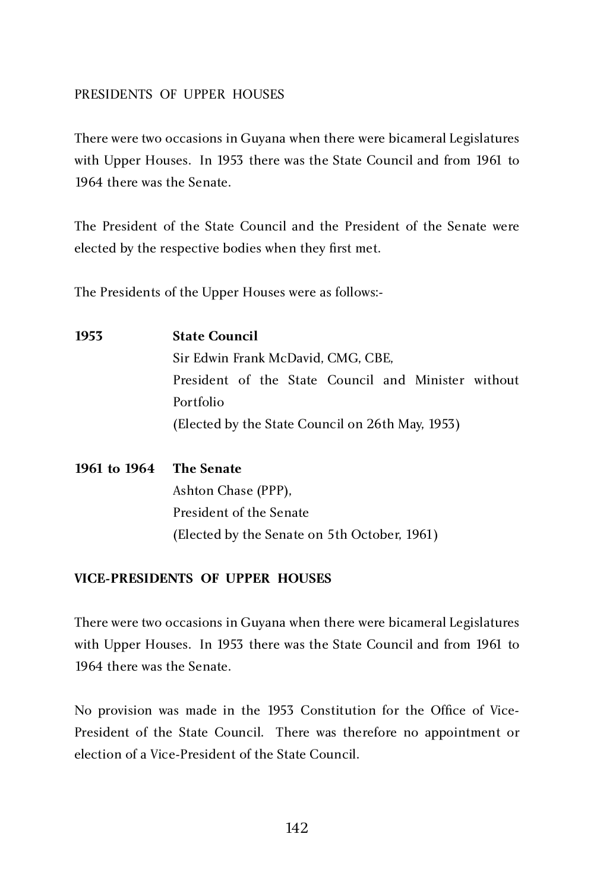PRESIDENTS OF UPPER HOUSES

There were two occasions in Guyana when there were bicameral Legislatures with Upper Houses. In 1953 there was the State Council and from 1961 to 1964 there was the Senate.

The President of the State Council and the President of the Senate were elected by the respective bodies when they first met.

The Presidents of the Upper Houses were as follows:-

**1953** **State Council**
Sir Edwin Frank McDavid, CMG, CBE,
President of the State Council and Minister without Portfolio
(Elected by the State Council on 26th May, 1953)

**1961 to 1964** **The Senate**
Ashton Chase (PPP),
President of the Senate
(Elected by the Senate on 5th October, 1961)

**VICE-PRESIDENTS OF UPPER HOUSES**

There were two occasions in Guyana when there were bicameral Legislatures with Upper Houses. In 1953 there was the State Council and from 1961 to 1964 there was the Senate.

No provision was made in the 1953 Constitution for the Office of Vice-President of the State Council. There was therefore no appointment or election of a Vice-President of the State Council.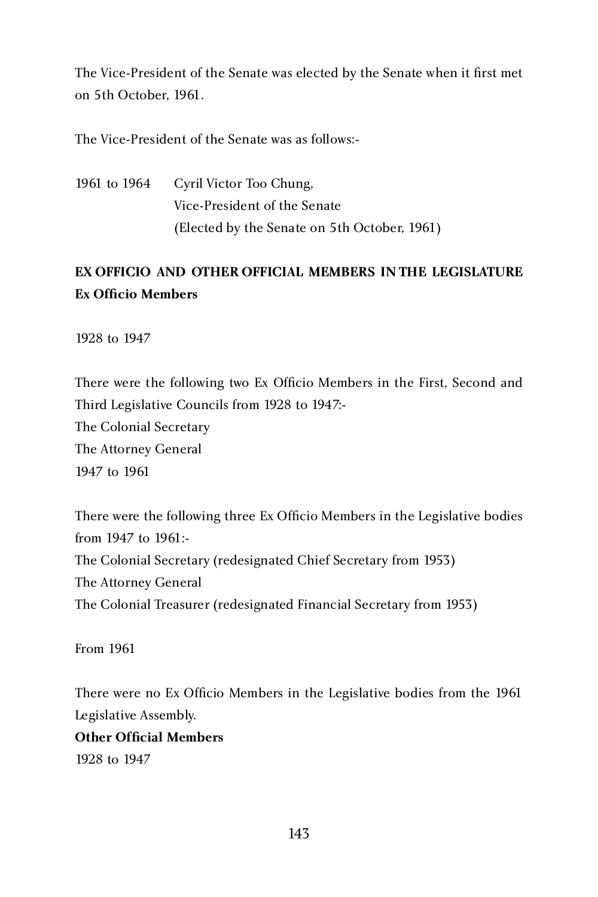The Vice-President of the Senate was elected by the Senate when it first met on 5th October, 1961.

The Vice-President of the Senate was as follows:-

1961 to 1964 Cyril Victor Too Chung,
Vice-President of the Senate
(Elected by the Senate on 5th October, 1961)

**EX OFFICIO AND OTHER OFFICIAL MEMBERS IN THE LEGISLATURE**
**Ex Officio Members**

1928 to 1947

There were the following two Ex Officio Members in the First, Second and Third Legislative Councils from 1928 to 1947:-
The Colonial Secretary
The Attorney General
1947 to 1961

There were the following three Ex Officio Members in the Legislative bodies from 1947 to 1961:-
The Colonial Secretary (redesignated Chief Secretary from 1953)
The Attorney General
The Colonial Treasurer (redesignated Financial Secretary from 1953)

From 1961

There were no Ex Officio Members in the Legislative bodies from the 1961 Legislative Assembly.
**Other Official Members**
1928 to 1947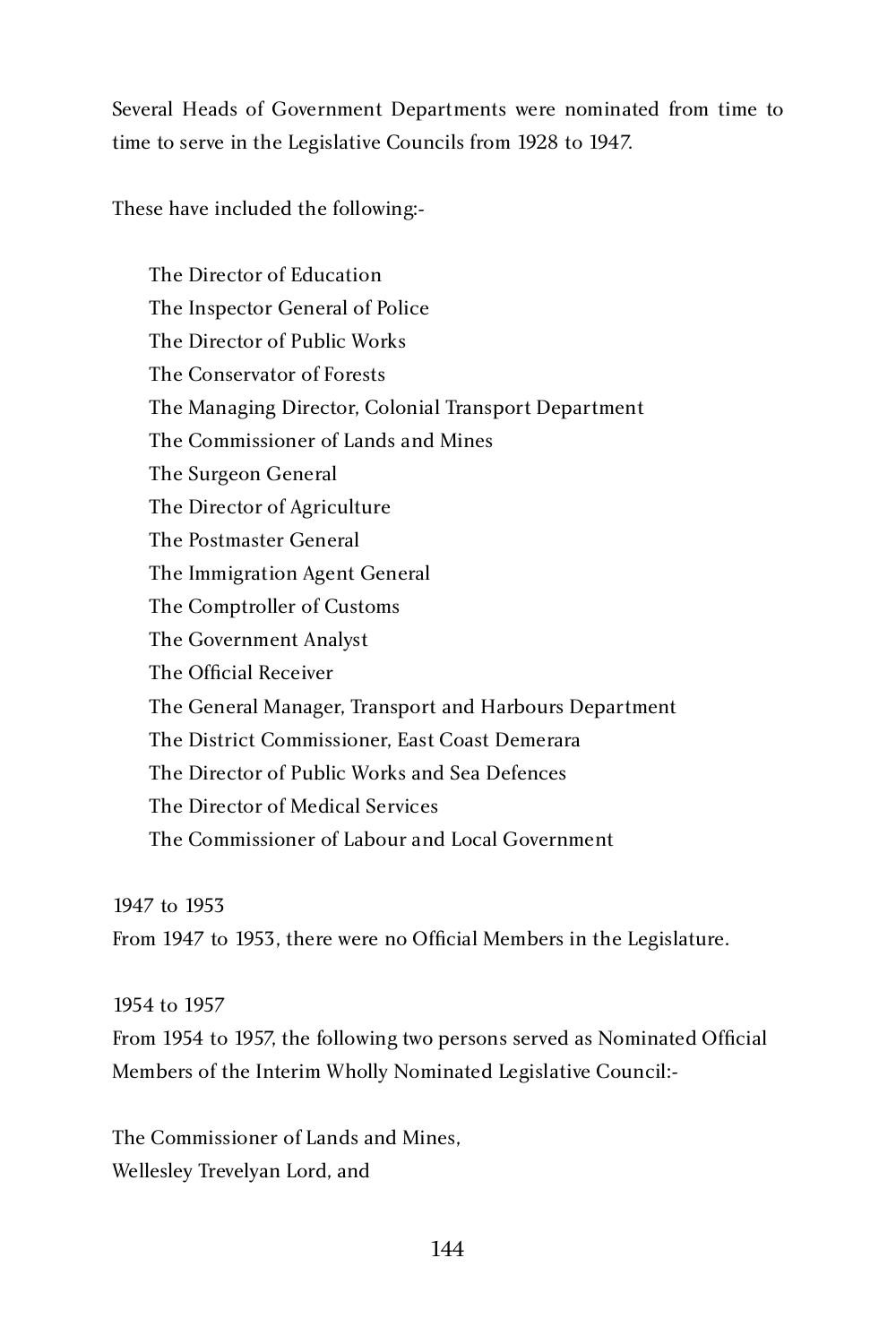Several Heads of Government Departments were nominated from time to time to serve in the Legislative Councils from 1928 to 1947.

These have included the following:-

- The Director of Education
- The Inspector General of Police
- The Director of Public Works
- The Conservator of Forests
- The Managing Director, Colonial Transport Department
- The Commissioner of Lands and Mines
- The Surgeon General
- The Director of Agriculture
- The Postmaster General
- The Immigration Agent General
- The Comptroller of Customs
- The Government Analyst
- The Official Receiver
- The General Manager, Transport and Harbours Department
- The District Commissioner, East Coast Demerara
- The Director of Public Works and Sea Defences
- The Director of Medical Services
- The Commissioner of Labour and Local Government

1947 to 1953

From 1947 to 1953, there were no Official Members in the Legislature.

1954 to 1957

From 1954 to 1957, the following two persons served as Nominated Official Members of the Interim Wholly Nominated Legislative Council:-

The Commissioner of Lands and Mines,
Wellesley Trevelyan Lord, and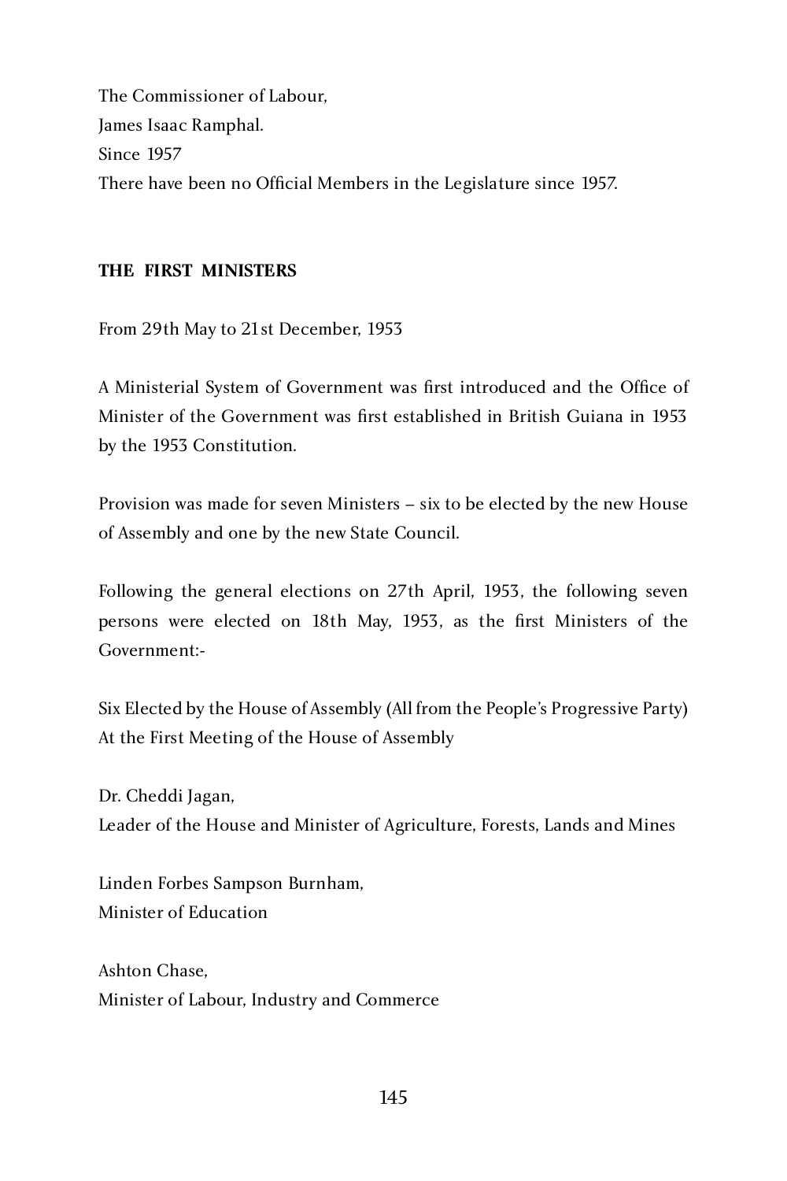The Commissioner of Labour,
James Isaac Ramphal.
Since 1957
There have been no Official Members in the Legislature since 1957.

## THE FIRST MINISTERS

From 29th May to 21st December, 1953

A Ministerial System of Government was first introduced and the Office of Minister of the Government was first established in British Guiana in 1953 by the 1953 Constitution.

Provision was made for seven Ministers – six to be elected by the new House of Assembly and one by the new State Council.

Following the general elections on 27th April, 1953, the following seven persons were elected on 18th May, 1953, as the first Ministers of the Government:-

Six Elected by the House of Assembly (All from the People's Progressive Party)
At the First Meeting of the House of Assembly

Dr. Cheddi Jagan,
Leader of the House and Minister of Agriculture, Forests, Lands and Mines

Linden Forbes Sampson Burnham,
Minister of Education

Ashton Chase,
Minister of Labour, Industry and Commerce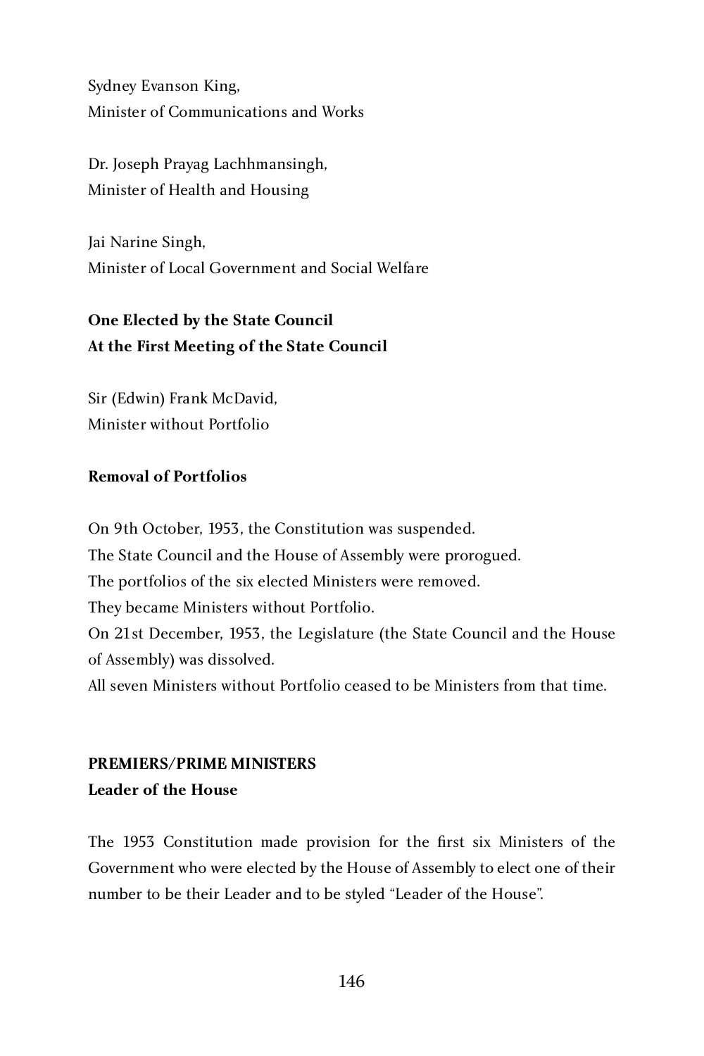Sydney Evanson King,
Minister of Communications and Works

Dr. Joseph Prayag Lachhmansingh,
Minister of Health and Housing

Jai Narine Singh,
Minister of Local Government and Social Welfare

**One Elected by the State Council**
**At the First Meeting of the State Council**

Sir (Edwin) Frank McDavid,
Minister without Portfolio

**Removal of Portfolios**

On 9th October, 1953, the Constitution was suspended.
The State Council and the House of Assembly were prorogued.
The portfolios of the six elected Ministers were removed.
They became Ministers without Portfolio.
On 21st December, 1953, the Legislature (the State Council and the House of Assembly) was dissolved.
All seven Ministers without Portfolio ceased to be Ministers from that time.

**PREMIERS/PRIME MINISTERS**
**Leader of the House**

The 1953 Constitution made provision for the first six Ministers of the Government who were elected by the House of Assembly to elect one of their number to be their Leader and to be styled "Leader of the House".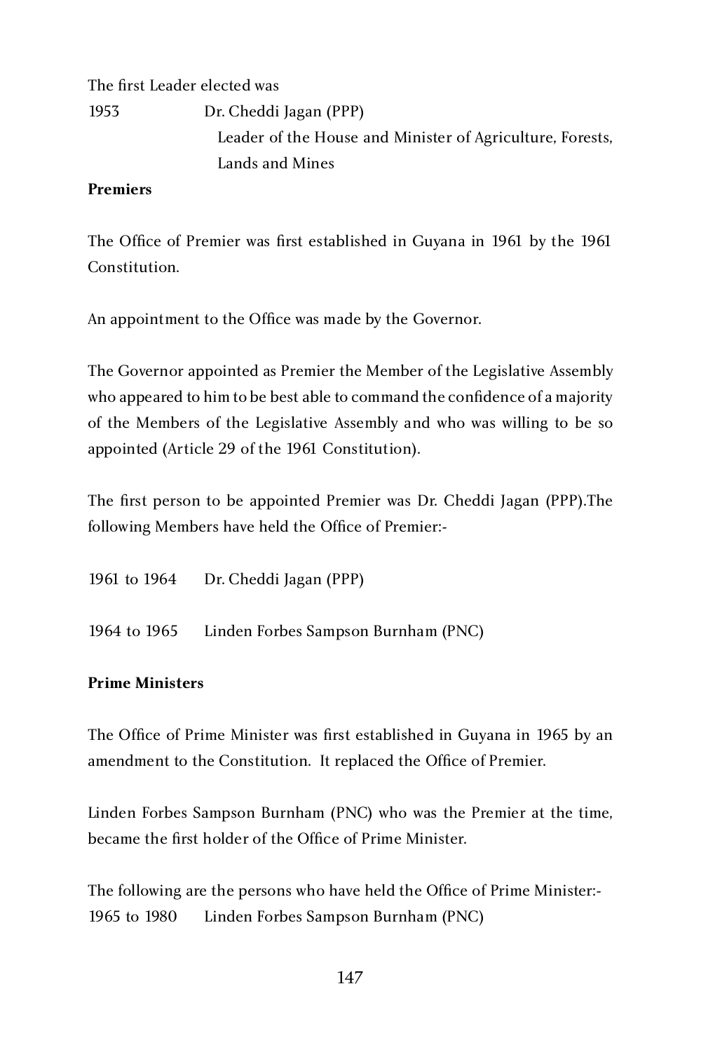The first Leader elected was

1953 Dr. Cheddi Jagan (PPP)
Leader of the House and Minister of Agriculture, Forests, Lands and Mines

**Premiers**

The Office of Premier was first established in Guyana in 1961 by the 1961 Constitution.

An appointment to the Office was made by the Governor.

The Governor appointed as Premier the Member of the Legislative Assembly who appeared to him to be best able to command the confidence of a majority of the Members of the Legislative Assembly and who was willing to be so appointed (Article 29 of the 1961 Constitution).

The first person to be appointed Premier was Dr. Cheddi Jagan (PPP).The following Members have held the Office of Premier:-

1961 to 1964 Dr. Cheddi Jagan (PPP)

1964 to 1965 Linden Forbes Sampson Burnham (PNC)

**Prime Ministers**

The Office of Prime Minister was first established in Guyana in 1965 by an amendment to the Constitution. It replaced the Office of Premier.

Linden Forbes Sampson Burnham (PNC) who was the Premier at the time, became the first holder of the Office of Prime Minister.

The following are the persons who have held the Office of Prime Minister:-

1965 to 1980 Linden Forbes Sampson Burnham (PNC)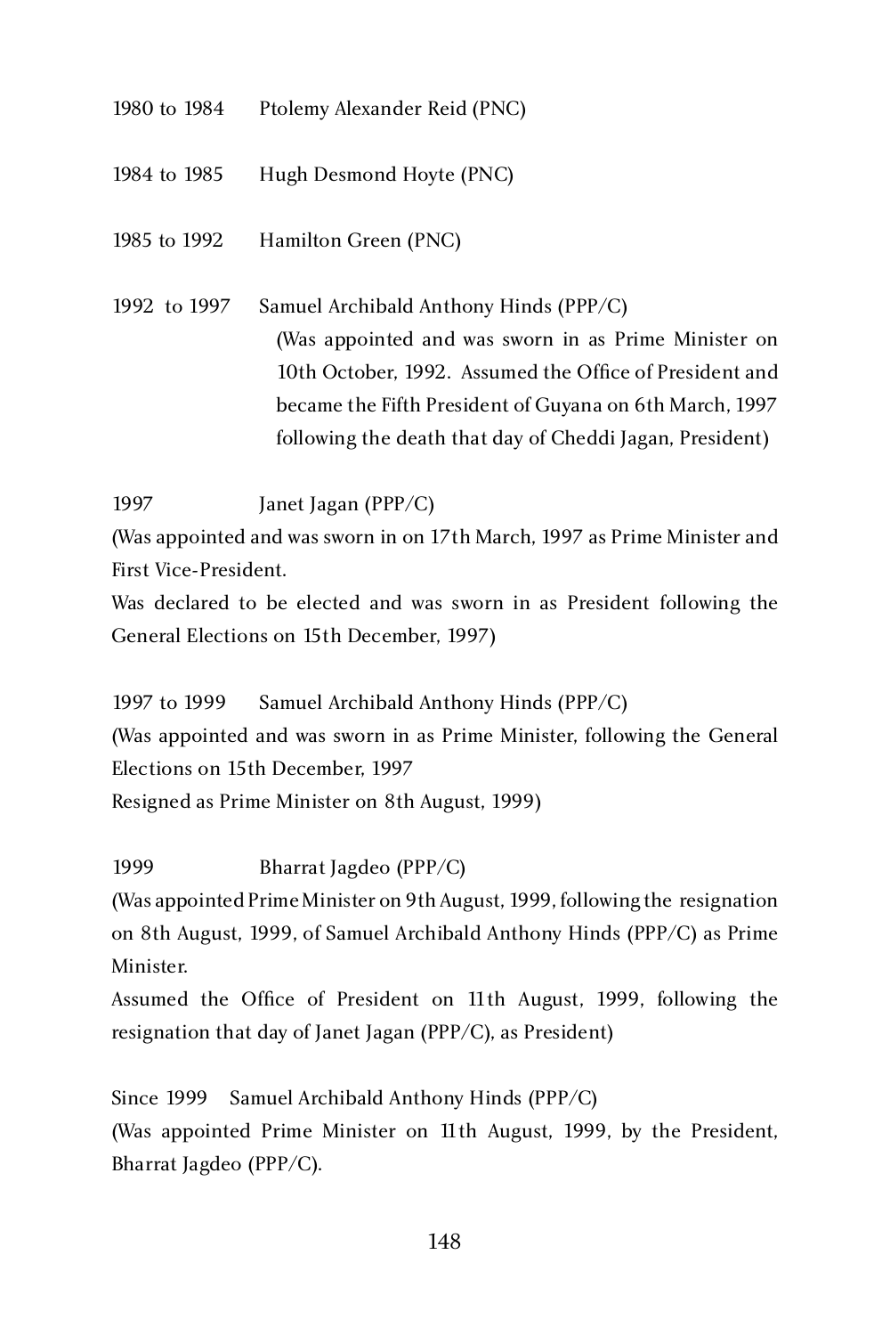1980 to 1984 Ptolemy Alexander Reid (PNC)

1984 to 1985 Hugh Desmond Hoyte (PNC)

1985 to 1992 Hamilton Green (PNC)

1992 to 1997 Samuel Archibald Anthony Hinds (PPP/C)
(Was appointed and was sworn in as Prime Minister on 10th October, 1992. Assumed the Office of President and became the Fifth President of Guyana on 6th March, 1997 following the death that day of Cheddi Jagan, President)

1997 Janet Jagan (PPP/C)
(Was appointed and was sworn in on 17th March, 1997 as Prime Minister and First Vice-President.
Was declared to be elected and was sworn in as President following the General Elections on 15th December, 1997)

1997 to 1999 Samuel Archibald Anthony Hinds (PPP/C)
(Was appointed and was sworn in as Prime Minister, following the General Elections on 15th December, 1997
Resigned as Prime Minister on 8th August, 1999)

1999 Bharrat Jagdeo (PPP/C)
(Was appointed Prime Minister on 9th August, 1999, following the resignation on 8th August, 1999, of Samuel Archibald Anthony Hinds (PPP/C) as Prime Minister.
Assumed the Office of President on 11th August, 1999, following the resignation that day of Janet Jagan (PPP/C), as President)

Since 1999 Samuel Archibald Anthony Hinds (PPP/C)
(Was appointed Prime Minister on 11th August, 1999, by the President, Bharrat Jagdeo (PPP/C).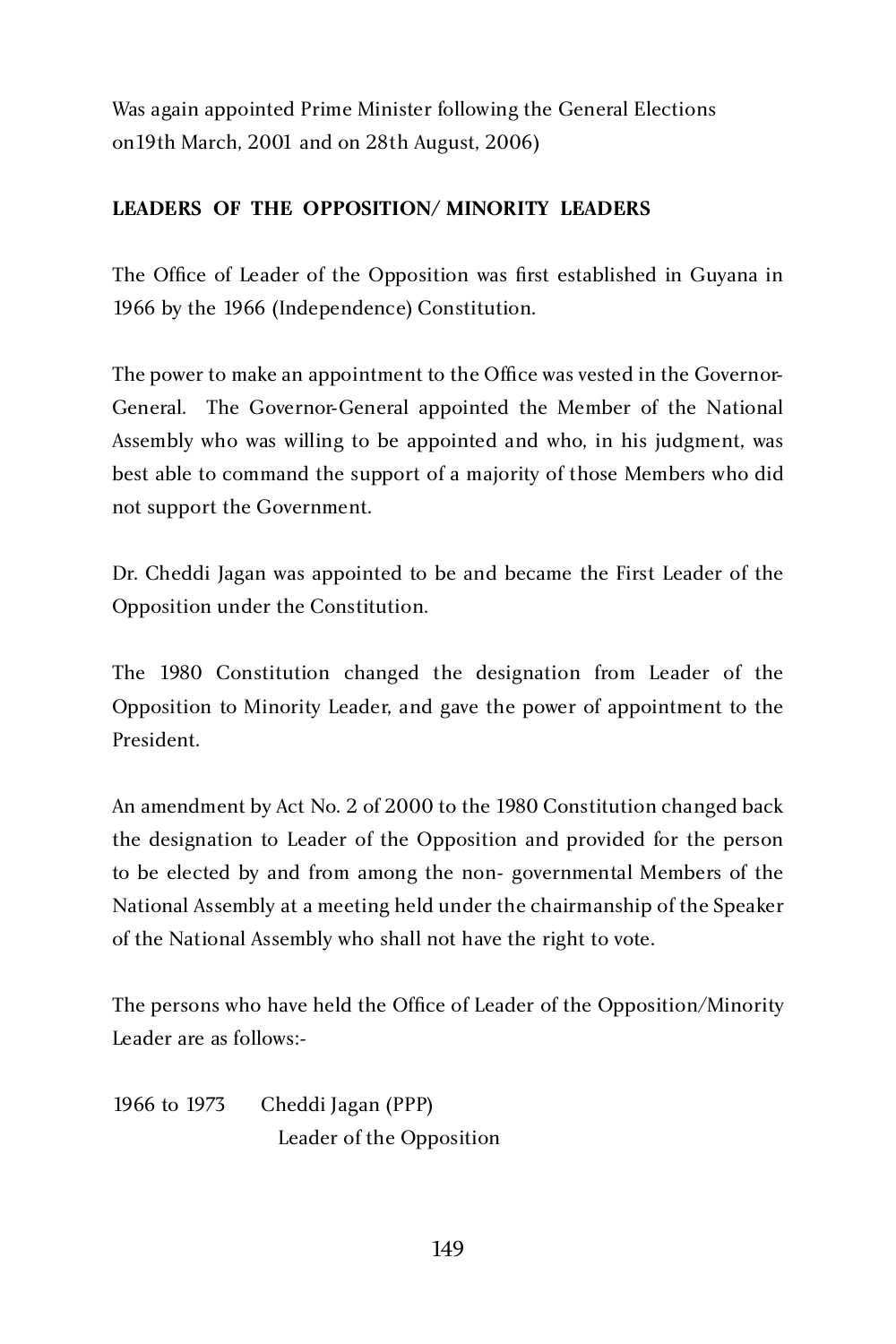Was again appointed Prime Minister following the General Elections on19th March, 2001 and on 28th August, 2006)

**LEADERS OF THE OPPOSITION/ MINORITY LEADERS**

The Office of Leader of the Opposition was first established in Guyana in 1966 by the 1966 (Independence) Constitution.

The power to make an appointment to the Office was vested in the Governor-General. The Governor-General appointed the Member of the National Assembly who was willing to be appointed and who, in his judgment, was best able to command the support of a majority of those Members who did not support the Government.

Dr. Cheddi Jagan was appointed to be and became the First Leader of the Opposition under the Constitution.

The 1980 Constitution changed the designation from Leader of the Opposition to Minority Leader, and gave the power of appointment to the President.

An amendment by Act No. 2 of 2000 to the 1980 Constitution changed back the designation to Leader of the Opposition and provided for the person to be elected by and from among the non- governmental Members of the National Assembly at a meeting held under the chairmanship of the Speaker of the National Assembly who shall not have the right to vote.

The persons who have held the Office of Leader of the Opposition/Minority Leader are as follows:-

1966 to 1973 Cheddi Jagan (PPP)
Leader of the Opposition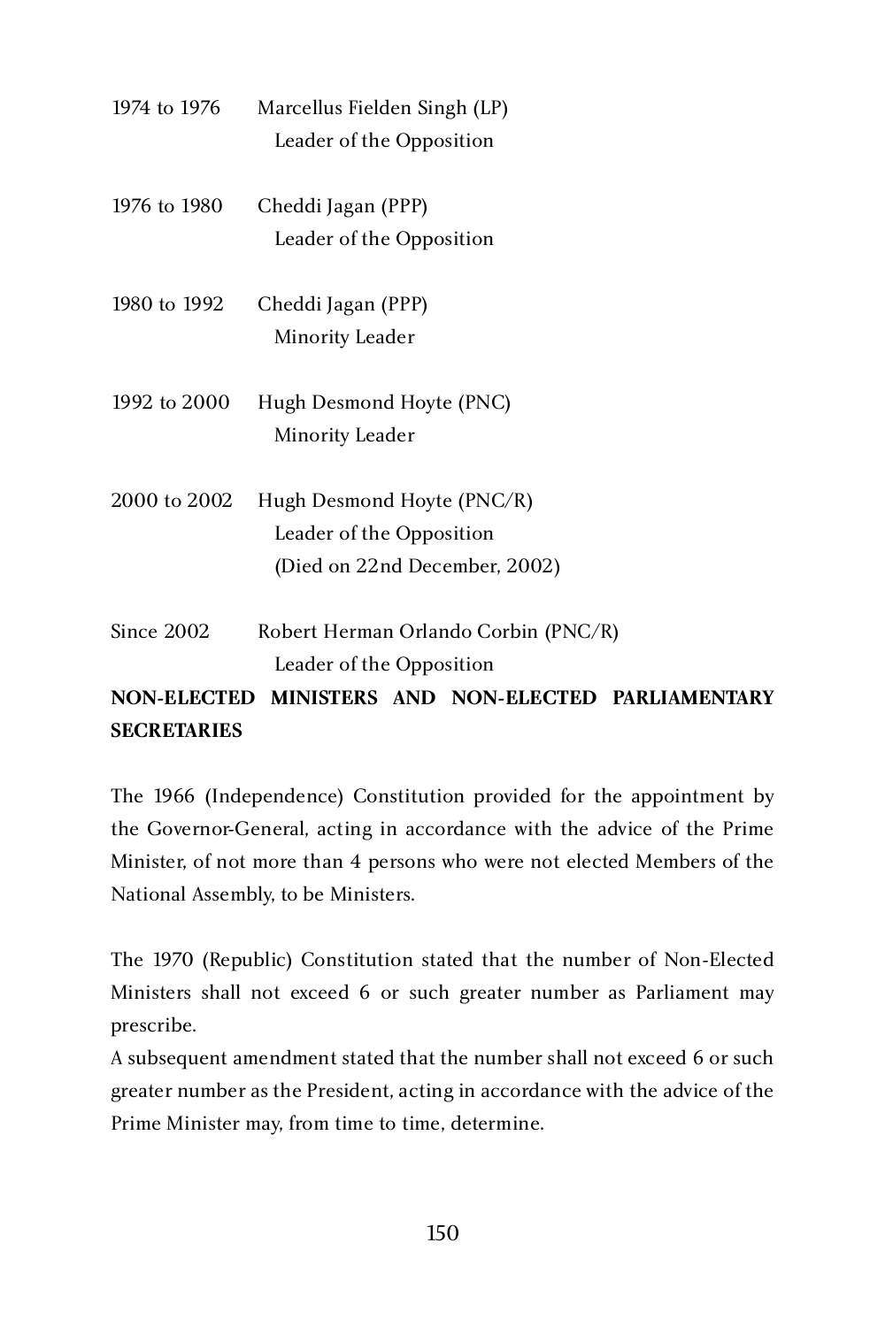1974 to 1976 Marcellus Fielden Singh (LP)
Leader of the Opposition

1976 to 1980 Cheddi Jagan (PPP)
Leader of the Opposition

1980 to 1992 Cheddi Jagan (PPP)
Minority Leader

1992 to 2000 Hugh Desmond Hoyte (PNC)
Minority Leader

2000 to 2002 Hugh Desmond Hoyte (PNC/R)
Leader of the Opposition
(Died on 22nd December, 2002)

Since 2002 Robert Herman Orlando Corbin (PNC/R)
Leader of the Opposition

**NON-ELECTED MINISTERS AND NON-ELECTED PARLIAMENTARY SECRETARIES**

The 1966 (Independence) Constitution provided for the appointment by the Governor-General, acting in accordance with the advice of the Prime Minister, of not more than 4 persons who were not elected Members of the National Assembly, to be Ministers.

The 1970 (Republic) Constitution stated that the number of Non-Elected Ministers shall not exceed 6 or such greater number as Parliament may prescribe.

A subsequent amendment stated that the number shall not exceed 6 or such greater number as the President, acting in accordance with the advice of the Prime Minister may, from time to time, determine.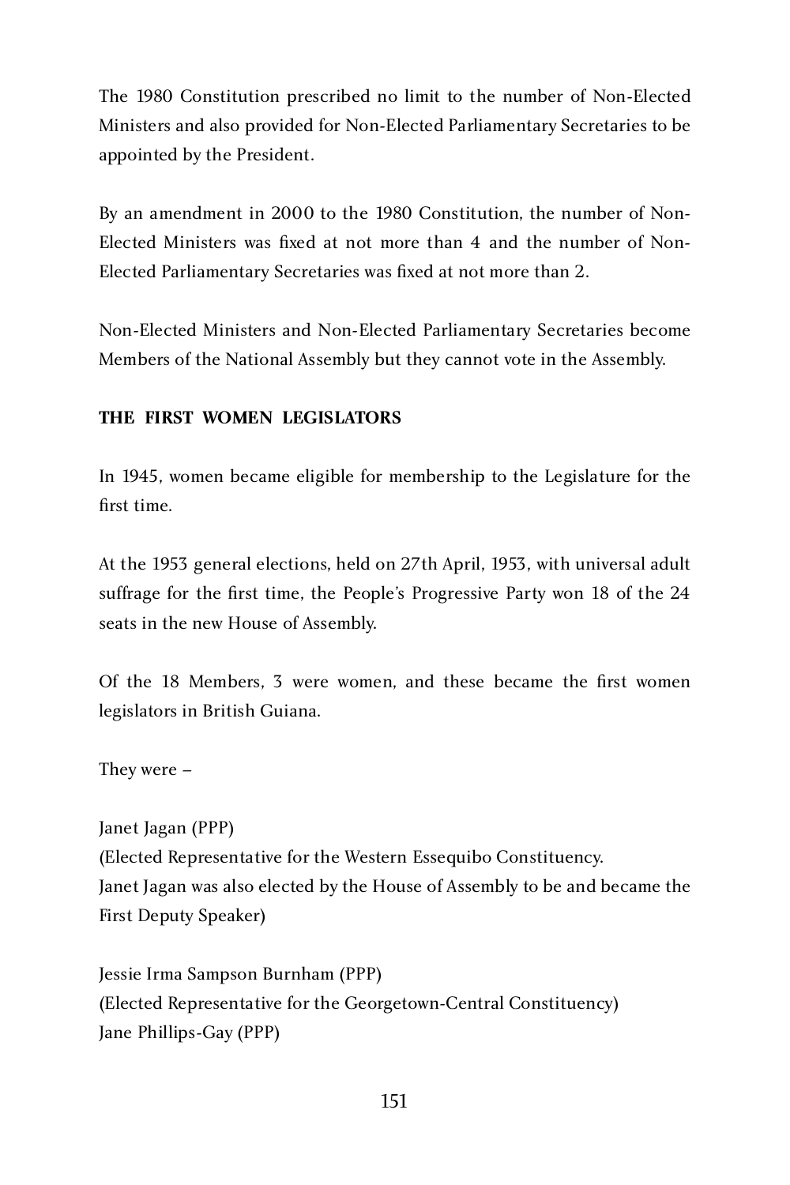The 1980 Constitution prescribed no limit to the number of Non-Elected Ministers and also provided for Non-Elected Parliamentary Secretaries to be appointed by the President.

By an amendment in 2000 to the 1980 Constitution, the number of Non-Elected Ministers was fixed at not more than 4 and the number of Non-Elected Parliamentary Secretaries was fixed at not more than 2.

Non-Elected Ministers and Non-Elected Parliamentary Secretaries become Members of the National Assembly but they cannot vote in the Assembly.

**THE FIRST WOMEN LEGISLATORS**

In 1945, women became eligible for membership to the Legislature for the first time.

At the 1953 general elections, held on 27th April, 1953, with universal adult suffrage for the first time, the People's Progressive Party won 18 of the 24 seats in the new House of Assembly.

Of the 18 Members, 3 were women, and these became the first women legislators in British Guiana.

They were –

Janet Jagan (PPP)
(Elected Representative for the Western Essequibo Constituency.
Janet Jagan was also elected by the House of Assembly to be and became the First Deputy Speaker)

Jessie Irma Sampson Burnham (PPP)
(Elected Representative for the Georgetown-Central Constituency)
Jane Phillips-Gay (PPP)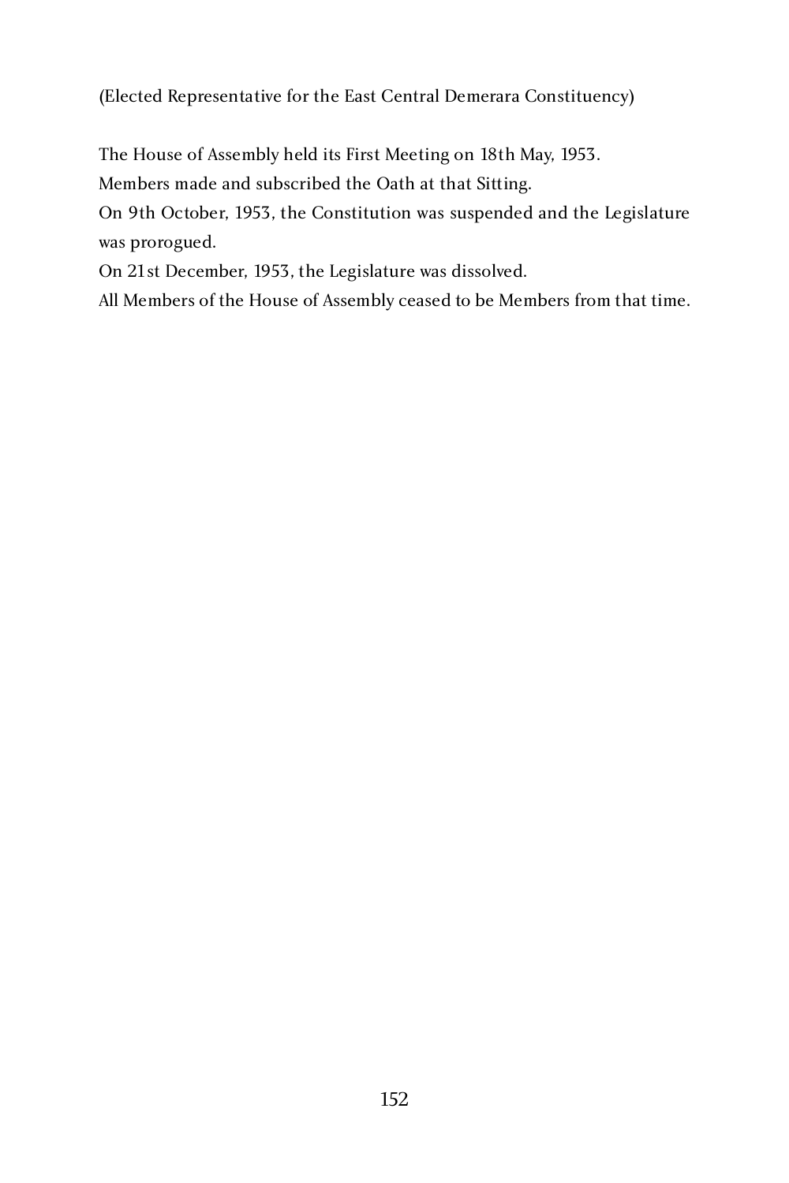(Elected Representative for the East Central Demerara Constituency)

The House of Assembly held its First Meeting on 18th May, 1953.
Members made and subscribed the Oath at that Sitting.
On 9th October, 1953, the Constitution was suspended and the Legislature was prorogued.
On 21st December, 1953, the Legislature was dissolved.
All Members of the House of Assembly ceased to be Members from that time.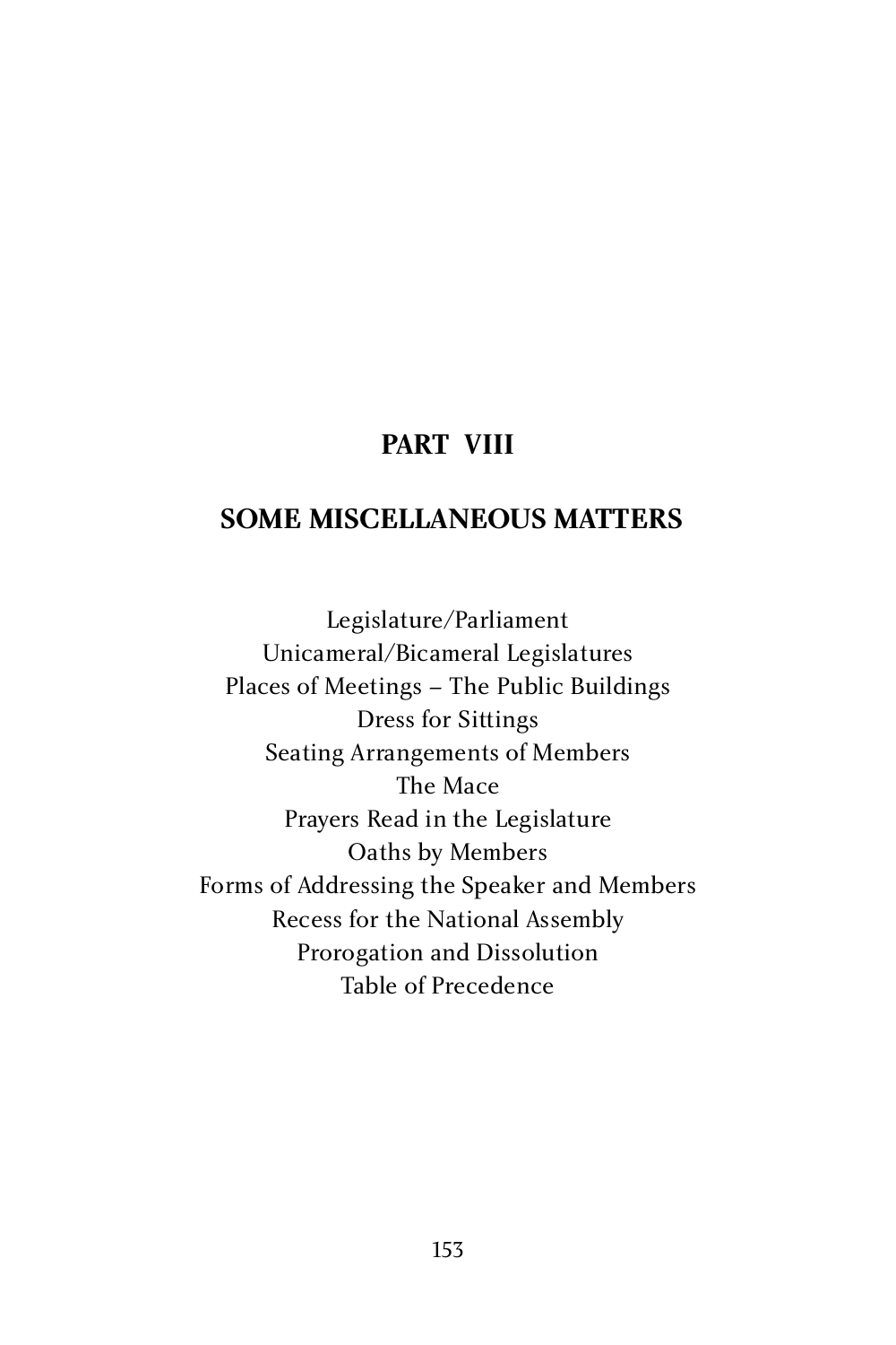# PART VIII

# SOME MISCELLANEOUS MATTERS

Legislature/Parliament
Unicameral/Bicameral Legislatures
Places of Meetings – The Public Buildings
Dress for Sittings
Seating Arrangements of Members
The Mace
Prayers Read in the Legislature
Oaths by Members
Forms of Addressing the Speaker and Members
Recess for the National Assembly
Prorogation and Dissolution
Table of Precedence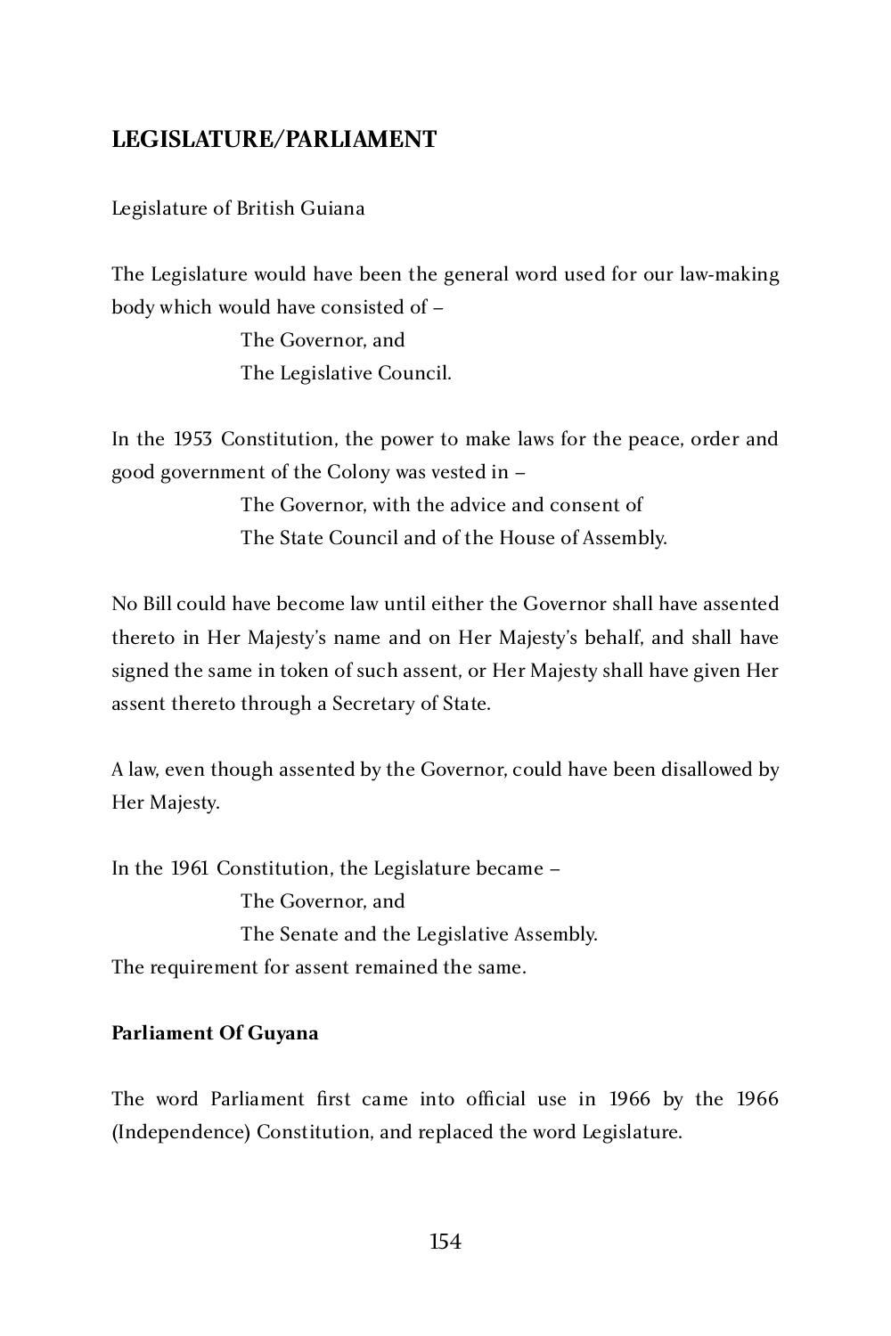## LEGISLATURE/PARLIAMENT

Legislature of British Guiana

The Legislature would have been the general word used for our law-making body which would have consisted of –

The Governor, and
The Legislative Council.

In the 1953 Constitution, the power to make laws for the peace, order and good government of the Colony was vested in –

The Governor, with the advice and consent of
The State Council and of the House of Assembly.

No Bill could have become law until either the Governor shall have assented thereto in Her Majesty's name and on Her Majesty's behalf, and shall have signed the same in token of such assent, or Her Majesty shall have given Her assent thereto through a Secretary of State.

A law, even though assented by the Governor, could have been disallowed by Her Majesty.

In the 1961 Constitution, the Legislature became –

The Governor, and
The Senate and the Legislative Assembly.

The requirement for assent remained the same.

### Parliament Of Guyana

The word Parliament first came into official use in 1966 by the 1966 (Independence) Constitution, and replaced the word Legislature.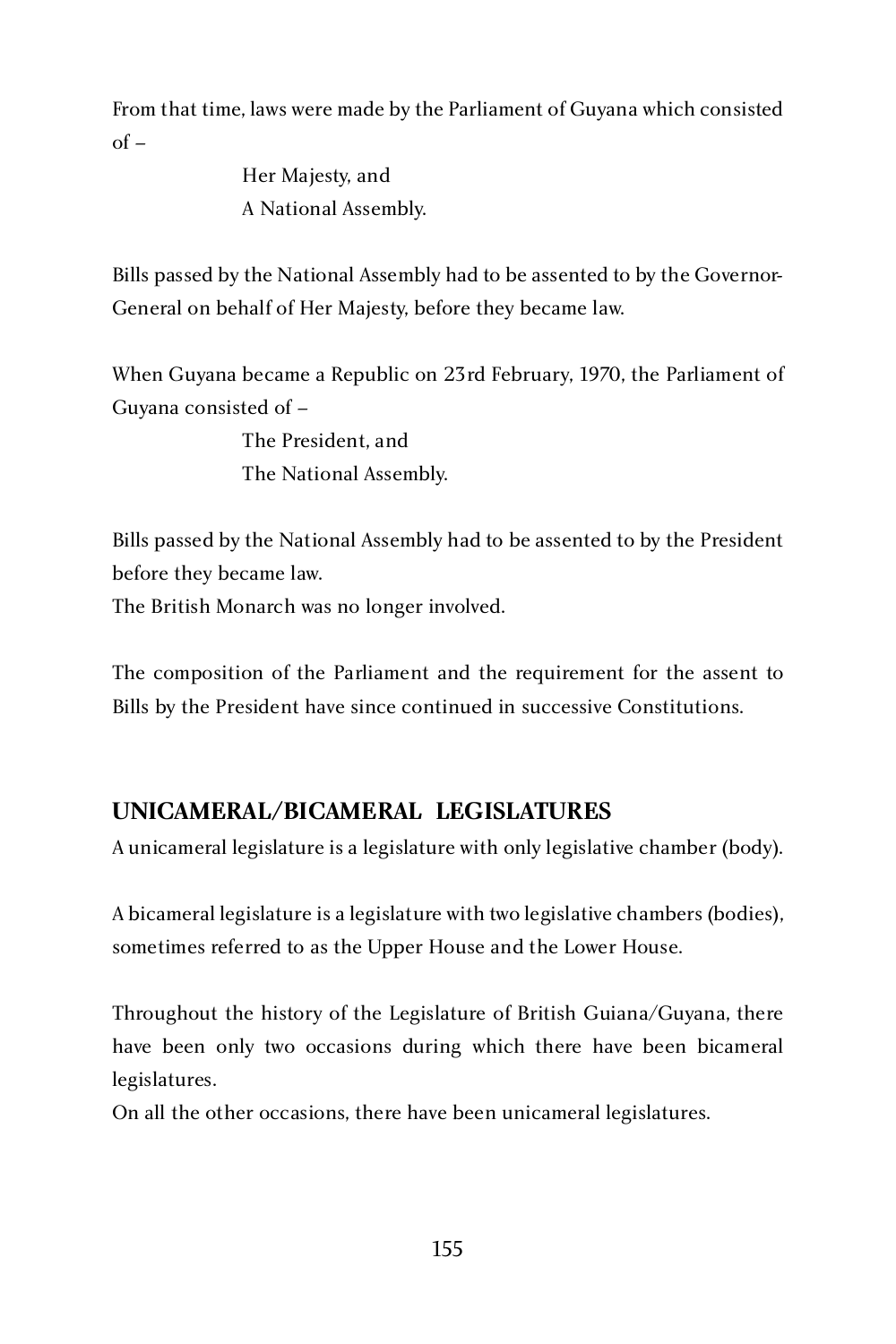From that time, laws were made by the Parliament of Guyana which consisted of –

Her Majesty, and
A National Assembly.

Bills passed by the National Assembly had to be assented to by the Governor-General on behalf of Her Majesty, before they became law.

When Guyana became a Republic on 23rd February, 1970, the Parliament of Guyana consisted of –

The President, and
The National Assembly.

Bills passed by the National Assembly had to be assented to by the President before they became law.
The British Monarch was no longer involved.

The composition of the Parliament and the requirement for the assent to Bills by the President have since continued in successive Constitutions.

## UNICAMERAL/BICAMERAL LEGISLATURES

A unicameral legislature is a legislature with only legislative chamber (body).

A bicameral legislature is a legislature with two legislative chambers (bodies), sometimes referred to as the Upper House and the Lower House.

Throughout the history of the Legislature of British Guiana/Guyana, there have been only two occasions during which there have been bicameral legislatures.
On all the other occasions, there have been unicameral legislatures.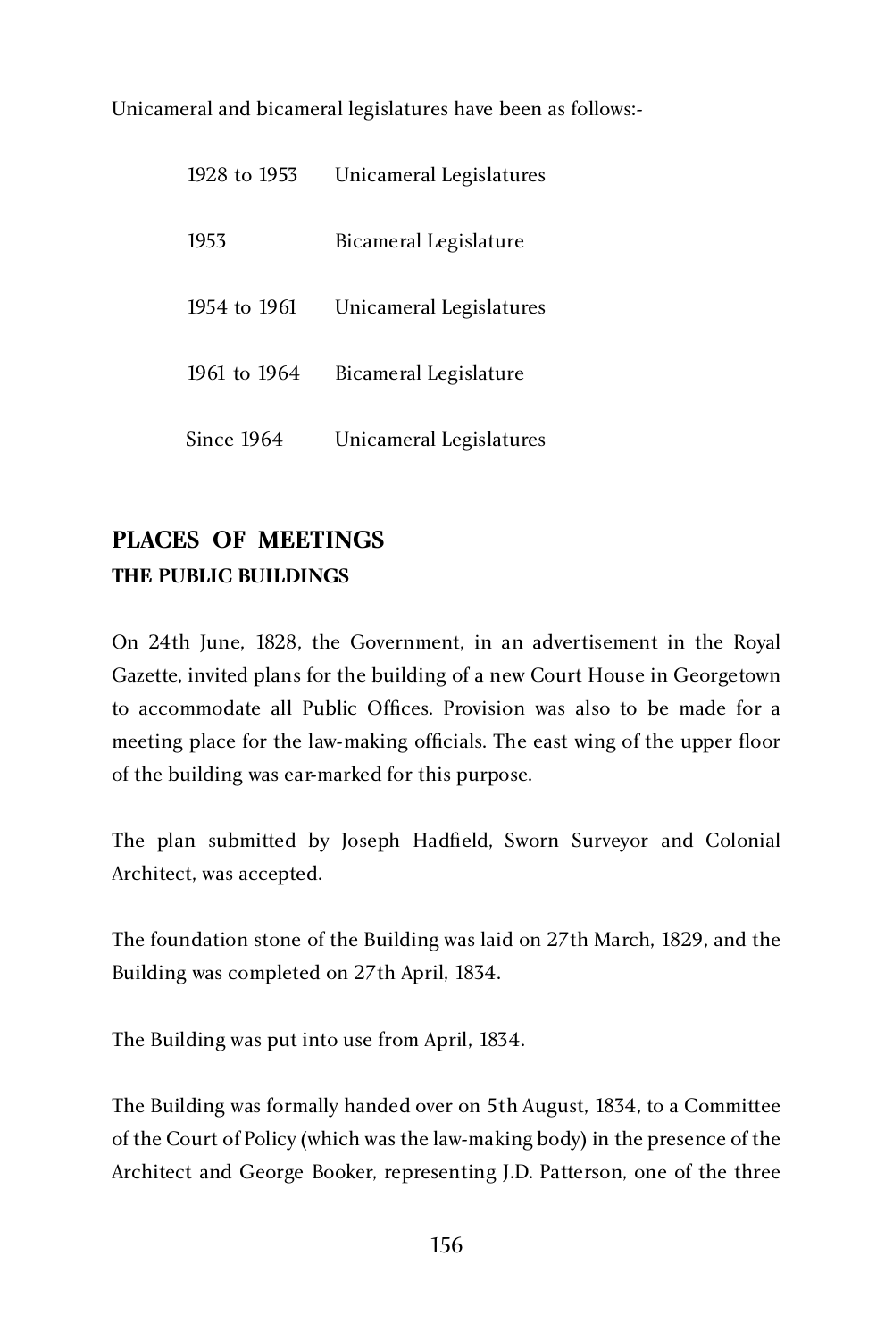Unicameral and bicameral legislatures have been as follows:-

| | |
|---|---|
| 1928 to 1953 | Unicameral Legislatures |
| 1953 | Bicameral Legislature |
| 1954 to 1961 | Unicameral Legislatures |
| 1961 to 1964 | Bicameral Legislature |
| Since 1964 | Unicameral Legislatures |

## PLACES OF MEETINGS

### THE PUBLIC BUILDINGS

On 24th June, 1828, the Government, in an advertisement in the Royal Gazette, invited plans for the building of a new Court House in Georgetown to accommodate all Public Offices. Provision was also to be made for a meeting place for the law-making officials. The east wing of the upper floor of the building was ear-marked for this purpose.

The plan submitted by Joseph Hadfield, Sworn Surveyor and Colonial Architect, was accepted.

The foundation stone of the Building was laid on 27th March, 1829, and the Building was completed on 27th April, 1834.

The Building was put into use from April, 1834.

The Building was formally handed over on 5th August, 1834, to a Committee of the Court of Policy (which was the law-making body) in the presence of the Architect and George Booker, representing J.D. Patterson, one of the three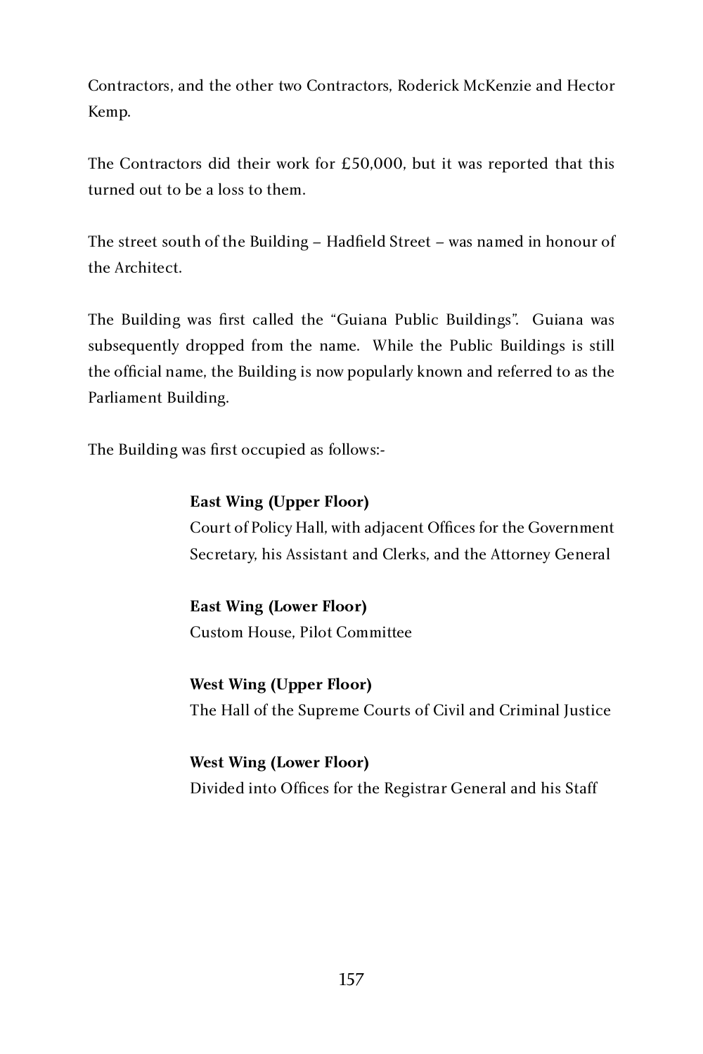Contractors, and the other two Contractors, Roderick McKenzie and Hector Kemp.

The Contractors did their work for £50,000, but it was reported that this turned out to be a loss to them.

The street south of the Building – Hadfield Street – was named in honour of the Architect.

The Building was first called the "Guiana Public Buildings". Guiana was subsequently dropped from the name. While the Public Buildings is still the official name, the Building is now popularly known and referred to as the Parliament Building.

The Building was first occupied as follows:-

**East Wing (Upper Floor)**
Court of Policy Hall, with adjacent Offices for the Government Secretary, his Assistant and Clerks, and the Attorney General

**East Wing (Lower Floor)**
Custom House, Pilot Committee

**West Wing (Upper Floor)**
The Hall of the Supreme Courts of Civil and Criminal Justice

**West Wing (Lower Floor)**
Divided into Offices for the Registrar General and his Staff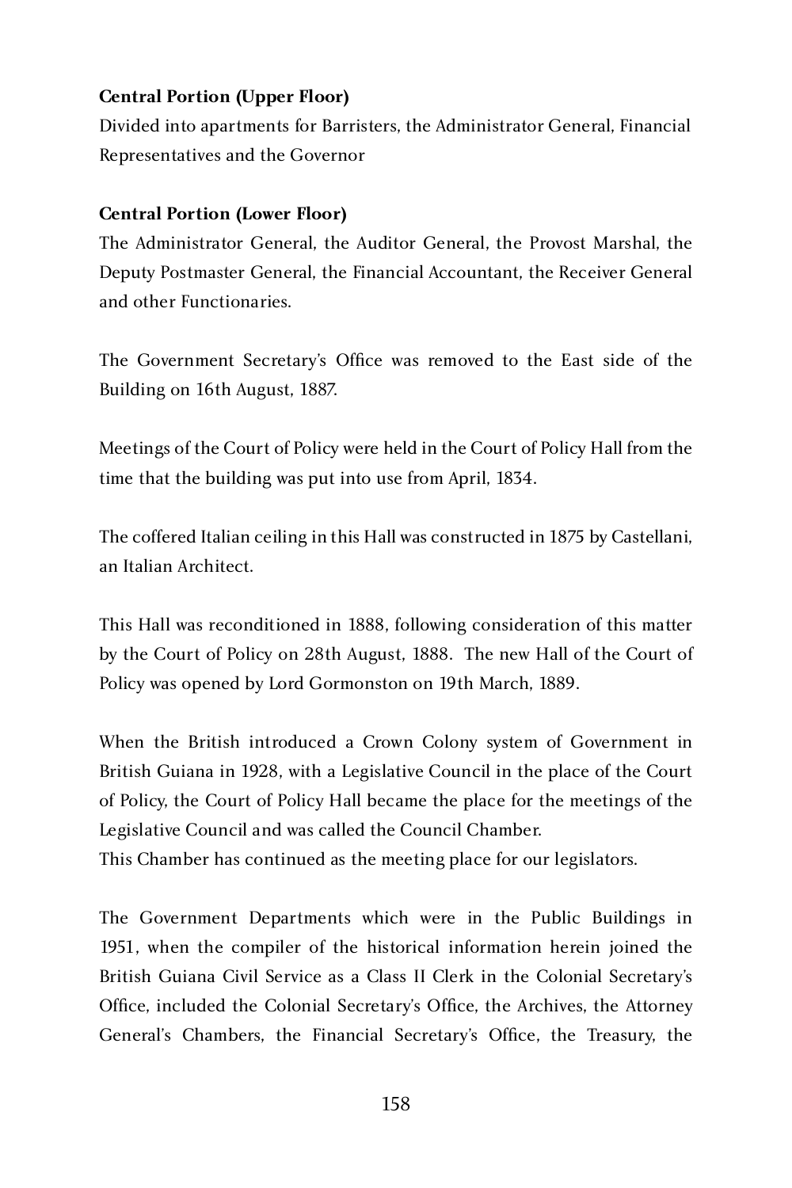**Central Portion (Upper Floor)**

Divided into apartments for Barristers, the Administrator General, Financial Representatives and the Governor

**Central Portion (Lower Floor)**

The Administrator General, the Auditor General, the Provost Marshal, the Deputy Postmaster General, the Financial Accountant, the Receiver General and other Functionaries.

The Government Secretary's Office was removed to the East side of the Building on 16th August, 1887.

Meetings of the Court of Policy were held in the Court of Policy Hall from the time that the building was put into use from April, 1834.

The coffered Italian ceiling in this Hall was constructed in 1875 by Castellani, an Italian Architect.

This Hall was reconditioned in 1888, following consideration of this matter by the Court of Policy on 28th August, 1888. The new Hall of the Court of Policy was opened by Lord Gormonston on 19th March, 1889.

When the British introduced a Crown Colony system of Government in British Guiana in 1928, with a Legislative Council in the place of the Court of Policy, the Court of Policy Hall became the place for the meetings of the Legislative Council and was called the Council Chamber.
This Chamber has continued as the meeting place for our legislators.

The Government Departments which were in the Public Buildings in 1951, when the compiler of the historical information herein joined the British Guiana Civil Service as a Class II Clerk in the Colonial Secretary's Office, included the Colonial Secretary's Office, the Archives, the Attorney General's Chambers, the Financial Secretary's Office, the Treasury, the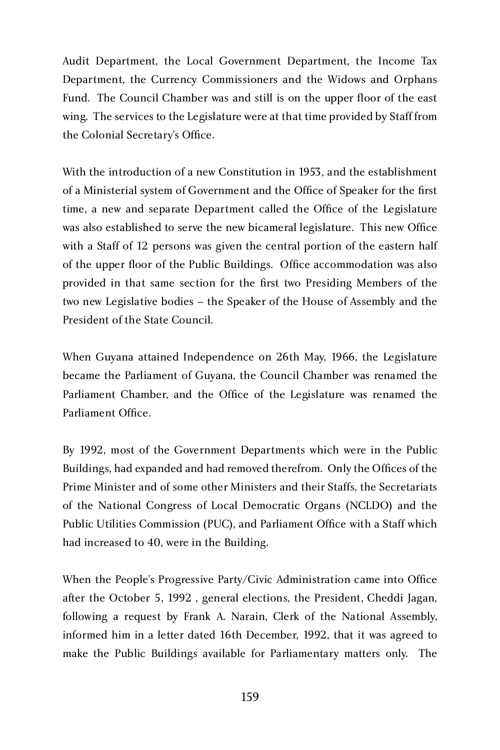Audit Department, the Local Government Department, the Income Tax Department, the Currency Commissioners and the Widows and Orphans Fund. The Council Chamber was and still is on the upper floor of the east wing. The services to the Legislature were at that time provided by Staff from the Colonial Secretary's Office.

With the introduction of a new Constitution in 1953, and the establishment of a Ministerial system of Government and the Office of Speaker for the first time, a new and separate Department called the Office of the Legislature was also established to serve the new bicameral legislature. This new Office with a Staff of 12 persons was given the central portion of the eastern half of the upper floor of the Public Buildings. Office accommodation was also provided in that same section for the first two Presiding Members of the two new Legislative bodies – the Speaker of the House of Assembly and the President of the State Council.

When Guyana attained Independence on 26th May, 1966, the Legislature became the Parliament of Guyana, the Council Chamber was renamed the Parliament Chamber, and the Office of the Legislature was renamed the Parliament Office.

By 1992, most of the Government Departments which were in the Public Buildings, had expanded and had removed therefrom. Only the Offices of the Prime Minister and of some other Ministers and their Staffs, the Secretariats of the National Congress of Local Democratic Organs (NCLDO) and the Public Utilities Commission (PUC), and Parliament Office with a Staff which had increased to 40, were in the Building.

When the People's Progressive Party/Civic Administration came into Office after the October 5, 1992 , general elections, the President, Cheddi Jagan, following a request by Frank A. Narain, Clerk of the National Assembly, informed him in a letter dated 16th December, 1992, that it was agreed to make the Public Buildings available for Parliamentary matters only. The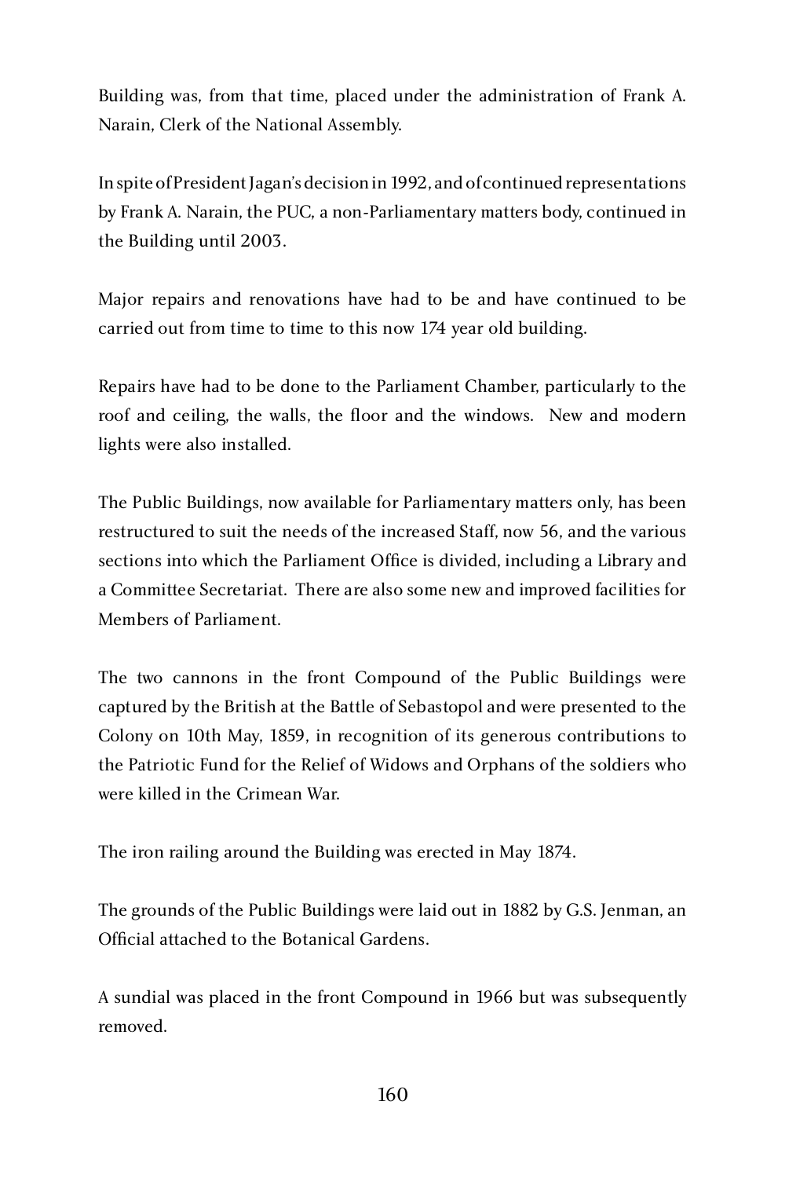Building was, from that time, placed under the administration of Frank A. Narain, Clerk of the National Assembly.

In spite of President Jagan's decision in 1992, and of continued representations by Frank A. Narain, the PUC, a non-Parliamentary matters body, continued in the Building until 2003.

Major repairs and renovations have had to be and have continued to be carried out from time to time to this now 174 year old building.

Repairs have had to be done to the Parliament Chamber, particularly to the roof and ceiling, the walls, the floor and the windows. New and modern lights were also installed.

The Public Buildings, now available for Parliamentary matters only, has been restructured to suit the needs of the increased Staff, now 56, and the various sections into which the Parliament Office is divided, including a Library and a Committee Secretariat. There are also some new and improved facilities for Members of Parliament.

The two cannons in the front Compound of the Public Buildings were captured by the British at the Battle of Sebastopol and were presented to the Colony on 10th May, 1859, in recognition of its generous contributions to the Patriotic Fund for the Relief of Widows and Orphans of the soldiers who were killed in the Crimean War.

The iron railing around the Building was erected in May 1874.

The grounds of the Public Buildings were laid out in 1882 by G.S. Jenman, an Official attached to the Botanical Gardens.

A sundial was placed in the front Compound in 1966 but was subsequently removed.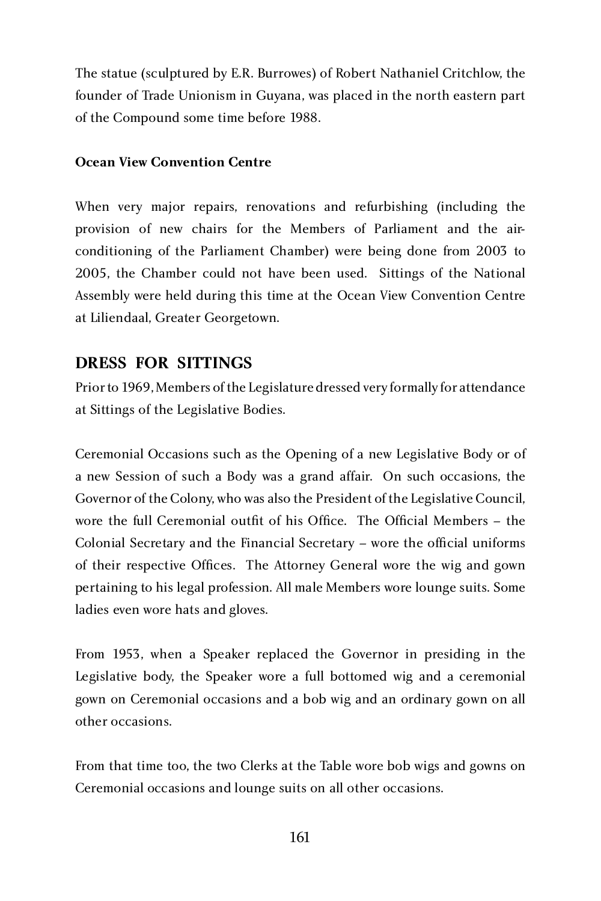The statue (sculptured by E.R. Burrowes) of Robert Nathaniel Critchlow, the founder of Trade Unionism in Guyana, was placed in the north eastern part of the Compound some time before 1988.

**Ocean View Convention Centre**

When very major repairs, renovations and refurbishing (including the provision of new chairs for the Members of Parliament and the air-conditioning of the Parliament Chamber) were being done from 2003 to 2005, the Chamber could not have been used. Sittings of the National Assembly were held during this time at the Ocean View Convention Centre at Liliendaal, Greater Georgetown.

## DRESS FOR SITTINGS

Prior to 1969, Members of the Legislature dressed very formally for attendance at Sittings of the Legislative Bodies.

Ceremonial Occasions such as the Opening of a new Legislative Body or of a new Session of such a Body was a grand affair. On such occasions, the Governor of the Colony, who was also the President of the Legislative Council, wore the full Ceremonial outfit of his Office. The Official Members – the Colonial Secretary and the Financial Secretary – wore the official uniforms of their respective Offices. The Attorney General wore the wig and gown pertaining to his legal profession. All male Members wore lounge suits. Some ladies even wore hats and gloves.

From 1953, when a Speaker replaced the Governor in presiding in the Legislative body, the Speaker wore a full bottomed wig and a ceremonial gown on Ceremonial occasions and a bob wig and an ordinary gown on all other occasions.

From that time too, the two Clerks at the Table wore bob wigs and gowns on Ceremonial occasions and lounge suits on all other occasions.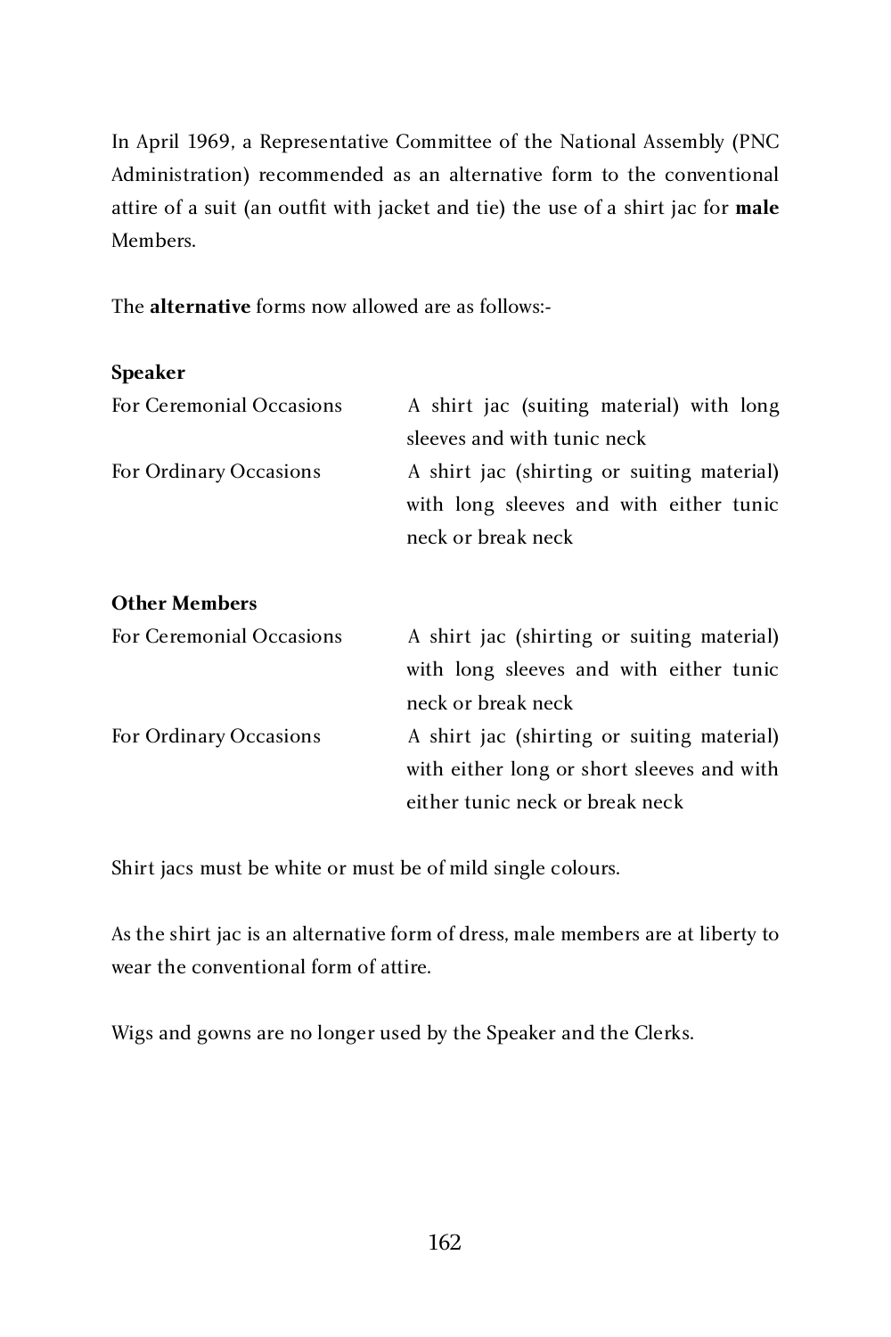In April 1969, a Representative Committee of the National Assembly (PNC Administration) recommended as an alternative form to the conventional attire of a suit (an outfit with jacket and tie) the use of a shirt jac for **male** Members.

The **alternative** forms now allowed are as follows:-

**Speaker**

| | |
|---|---|
| For Ceremonial Occasions | A shirt jac (suiting material) with long sleeves and with tunic neck |
| For Ordinary Occasions | A shirt jac (shirting or suiting material) with long sleeves and with either tunic neck or break neck |

**Other Members**

| | |
|---|---|
| For Ceremonial Occasions | A shirt jac (shirting or suiting material) with long sleeves and with either tunic neck or break neck |
| For Ordinary Occasions | A shirt jac (shirting or suiting material) with either long or short sleeves and with either tunic neck or break neck |

Shirt jacs must be white or must be of mild single colours.

As the shirt jac is an alternative form of dress, male members are at liberty to wear the conventional form of attire.

Wigs and gowns are no longer used by the Speaker and the Clerks.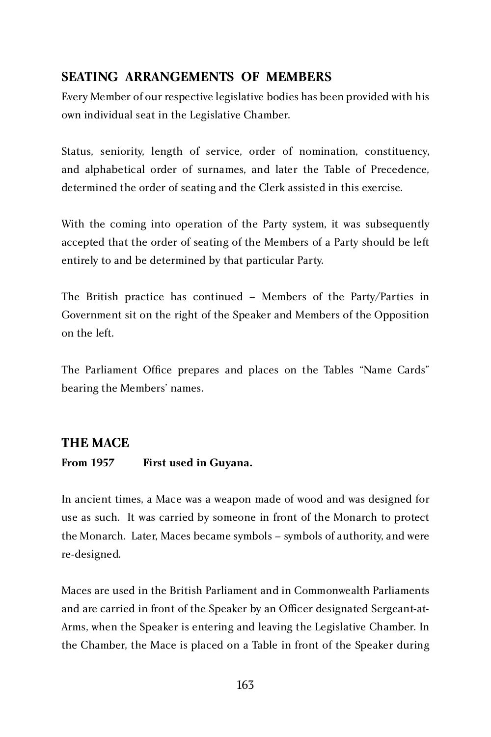## SEATING ARRANGEMENTS OF MEMBERS

Every Member of our respective legislative bodies has been provided with his own individual seat in the Legislative Chamber.

Status, seniority, length of service, order of nomination, constituency, and alphabetical order of surnames, and later the Table of Precedence, determined the order of seating and the Clerk assisted in this exercise.

With the coming into operation of the Party system, it was subsequently accepted that the order of seating of the Members of a Party should be left entirely to and be determined by that particular Party.

The British practice has continued – Members of the Party/Parties in Government sit on the right of the Speaker and Members of the Opposition on the left.

The Parliament Office prepares and places on the Tables "Name Cards" bearing the Members' names.

## THE MACE

**From 1957 First used in Guyana.**

In ancient times, a Mace was a weapon made of wood and was designed for use as such. It was carried by someone in front of the Monarch to protect the Monarch. Later, Maces became symbols – symbols of authority, and were re-designed.

Maces are used in the British Parliament and in Commonwealth Parliaments and are carried in front of the Speaker by an Officer designated Sergeant-at-Arms, when the Speaker is entering and leaving the Legislative Chamber. In the Chamber, the Mace is placed on a Table in front of the Speaker during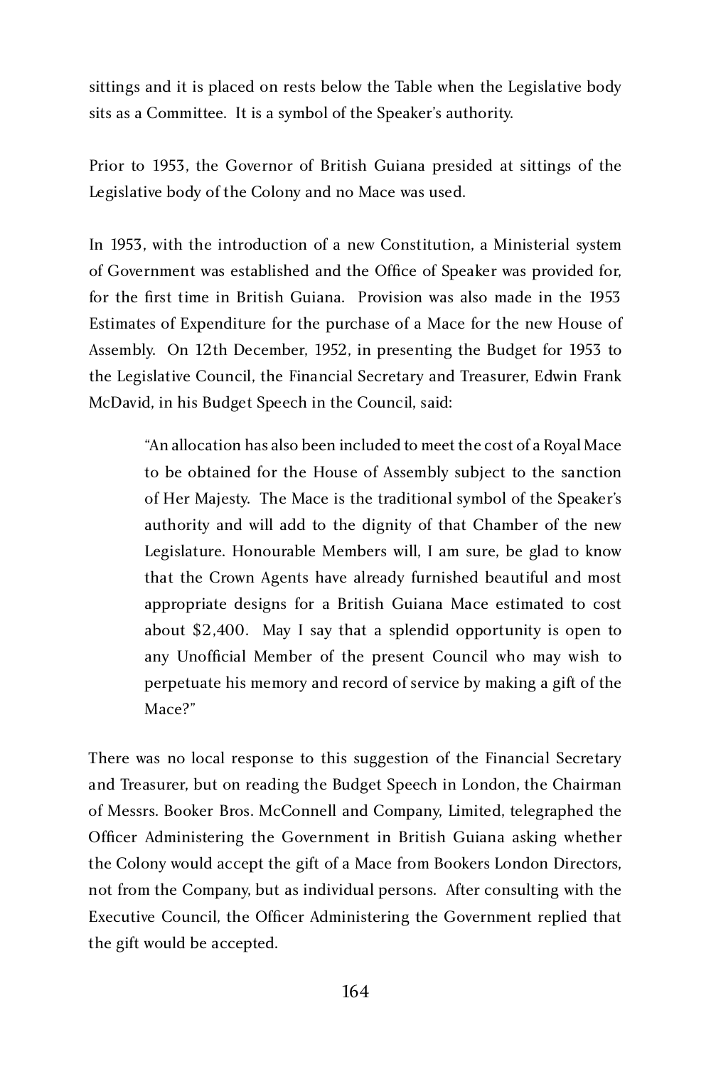sittings and it is placed on rests below the Table when the Legislative body sits as a Committee. It is a symbol of the Speaker's authority.

Prior to 1953, the Governor of British Guiana presided at sittings of the Legislative body of the Colony and no Mace was used.

In 1953, with the introduction of a new Constitution, a Ministerial system of Government was established and the Office of Speaker was provided for, for the first time in British Guiana. Provision was also made in the 1953 Estimates of Expenditure for the purchase of a Mace for the new House of Assembly. On 12th December, 1952, in presenting the Budget for 1953 to the Legislative Council, the Financial Secretary and Treasurer, Edwin Frank McDavid, in his Budget Speech in the Council, said:

> "An allocation has also been included to meet the cost of a Royal Mace to be obtained for the House of Assembly subject to the sanction of Her Majesty. The Mace is the traditional symbol of the Speaker's authority and will add to the dignity of that Chamber of the new Legislature. Honourable Members will, I am sure, be glad to know that the Crown Agents have already furnished beautiful and most appropriate designs for a British Guiana Mace estimated to cost about $2,400. May I say that a splendid opportunity is open to any Unofficial Member of the present Council who may wish to perpetuate his memory and record of service by making a gift of the Mace?"

There was no local response to this suggestion of the Financial Secretary and Treasurer, but on reading the Budget Speech in London, the Chairman of Messrs. Booker Bros. McConnell and Company, Limited, telegraphed the Officer Administering the Government in British Guiana asking whether the Colony would accept the gift of a Mace from Bookers London Directors, not from the Company, but as individual persons. After consulting with the Executive Council, the Officer Administering the Government replied that the gift would be accepted.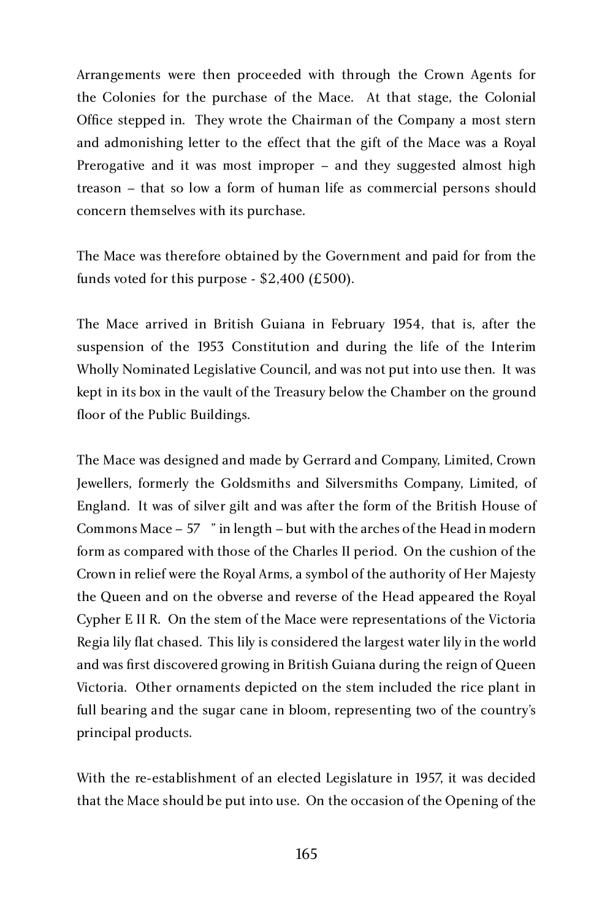Arrangements were then proceeded with through the Crown Agents for the Colonies for the purchase of the Mace. At that stage, the Colonial Office stepped in. They wrote the Chairman of the Company a most stern and admonishing letter to the effect that the gift of the Mace was a Royal Prerogative and it was most improper – and they suggested almost high treason – that so low a form of human life as commercial persons should concern themselves with its purchase.

The Mace was therefore obtained by the Government and paid for from the funds voted for this purpose - $2,400 (£500).

The Mace arrived in British Guiana in February 1954, that is, after the suspension of the 1953 Constitution and during the life of the Interim Wholly Nominated Legislative Council, and was not put into use then. It was kept in its box in the vault of the Treasury below the Chamber on the ground floor of the Public Buildings.

The Mace was designed and made by Gerrard and Company, Limited, Crown Jewellers, formerly the Goldsmiths and Silversmiths Company, Limited, of England. It was of silver gilt and was after the form of the British House of Commons Mace – 57 " in length – but with the arches of the Head in modern form as compared with those of the Charles II period. On the cushion of the Crown in relief were the Royal Arms, a symbol of the authority of Her Majesty the Queen and on the obverse and reverse of the Head appeared the Royal Cypher E II R. On the stem of the Mace were representations of the Victoria Regia lily flat chased. This lily is considered the largest water lily in the world and was first discovered growing in British Guiana during the reign of Queen Victoria. Other ornaments depicted on the stem included the rice plant in full bearing and the sugar cane in bloom, representing two of the country's principal products.

With the re-establishment of an elected Legislature in 1957, it was decided that the Mace should be put into use. On the occasion of the Opening of the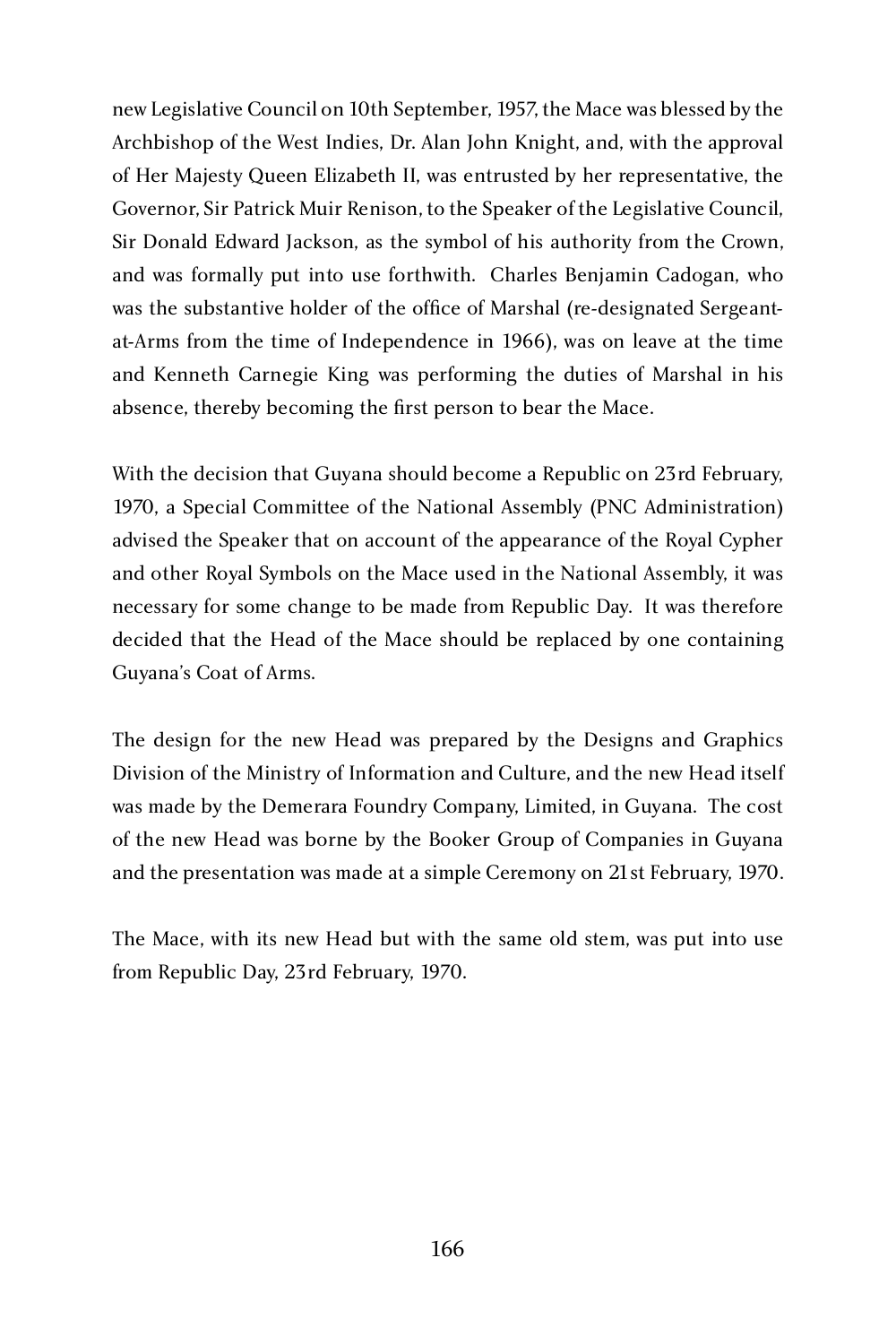new Legislative Council on 10th September, 1957, the Mace was blessed by the Archbishop of the West Indies, Dr. Alan John Knight, and, with the approval of Her Majesty Queen Elizabeth II, was entrusted by her representative, the Governor, Sir Patrick Muir Renison, to the Speaker of the Legislative Council, Sir Donald Edward Jackson, as the symbol of his authority from the Crown, and was formally put into use forthwith. Charles Benjamin Cadogan, who was the substantive holder of the office of Marshal (re-designated Sergeant-at-Arms from the time of Independence in 1966), was on leave at the time and Kenneth Carnegie King was performing the duties of Marshal in his absence, thereby becoming the first person to bear the Mace.

With the decision that Guyana should become a Republic on 23rd February, 1970, a Special Committee of the National Assembly (PNC Administration) advised the Speaker that on account of the appearance of the Royal Cypher and other Royal Symbols on the Mace used in the National Assembly, it was necessary for some change to be made from Republic Day. It was therefore decided that the Head of the Mace should be replaced by one containing Guyana's Coat of Arms.

The design for the new Head was prepared by the Designs and Graphics Division of the Ministry of Information and Culture, and the new Head itself was made by the Demerara Foundry Company, Limited, in Guyana. The cost of the new Head was borne by the Booker Group of Companies in Guyana and the presentation was made at a simple Ceremony on 21st February, 1970.

The Mace, with its new Head but with the same old stem, was put into use from Republic Day, 23rd February, 1970.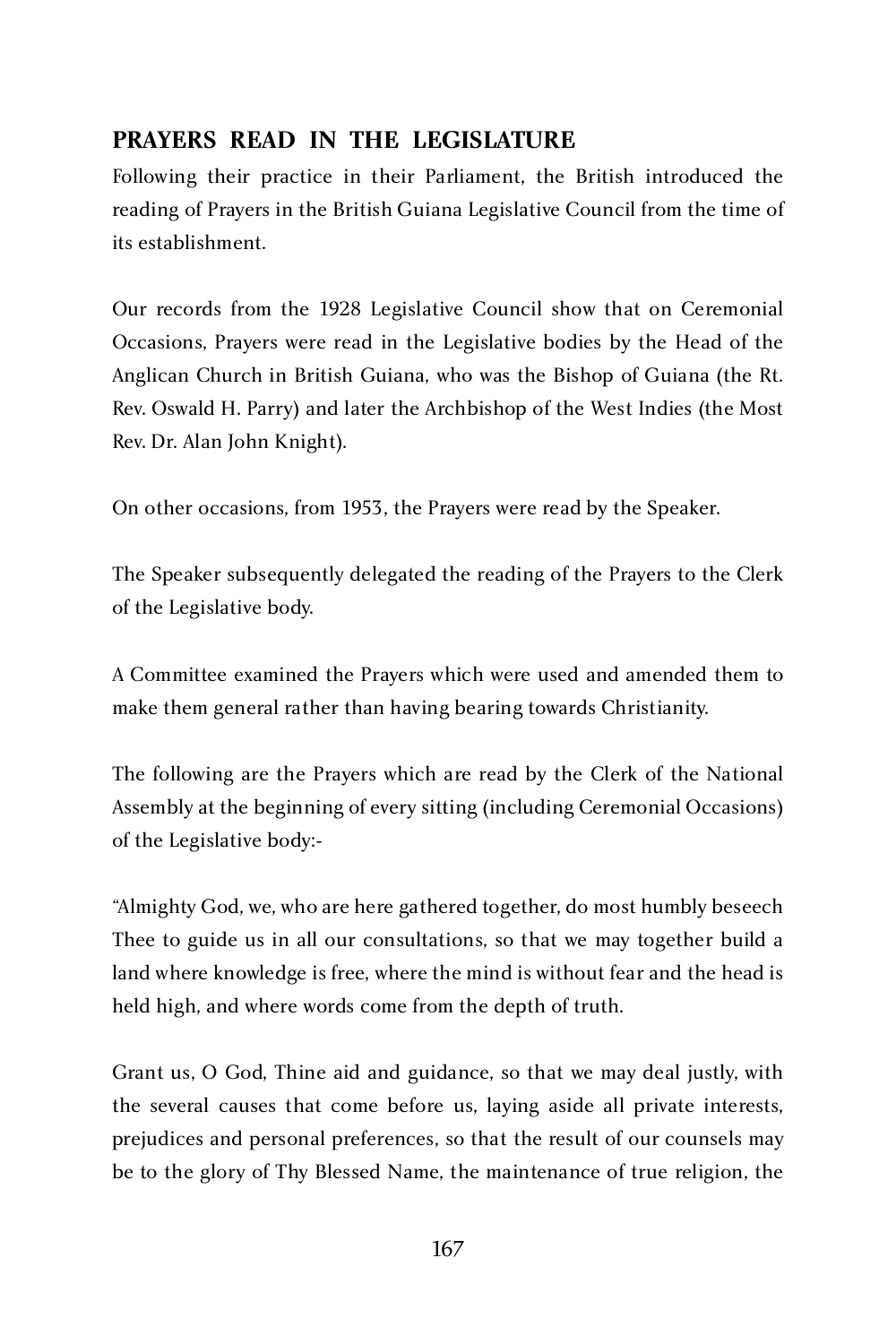## PRAYERS READ IN THE LEGISLATURE

Following their practice in their Parliament, the British introduced the reading of Prayers in the British Guiana Legislative Council from the time of its establishment.

Our records from the 1928 Legislative Council show that on Ceremonial Occasions, Prayers were read in the Legislative bodies by the Head of the Anglican Church in British Guiana, who was the Bishop of Guiana (the Rt. Rev. Oswald H. Parry) and later the Archbishop of the West Indies (the Most Rev. Dr. Alan John Knight).

On other occasions, from 1953, the Prayers were read by the Speaker.

The Speaker subsequently delegated the reading of the Prayers to the Clerk of the Legislative body.

A Committee examined the Prayers which were used and amended them to make them general rather than having bearing towards Christianity.

The following are the Prayers which are read by the Clerk of the National Assembly at the beginning of every sitting (including Ceremonial Occasions) of the Legislative body:-

"Almighty God, we, who are here gathered together, do most humbly beseech Thee to guide us in all our consultations, so that we may together build a land where knowledge is free, where the mind is without fear and the head is held high, and where words come from the depth of truth.

Grant us, O God, Thine aid and guidance, so that we may deal justly, with the several causes that come before us, laying aside all private interests, prejudices and personal preferences, so that the result of our counsels may be to the glory of Thy Blessed Name, the maintenance of true religion, the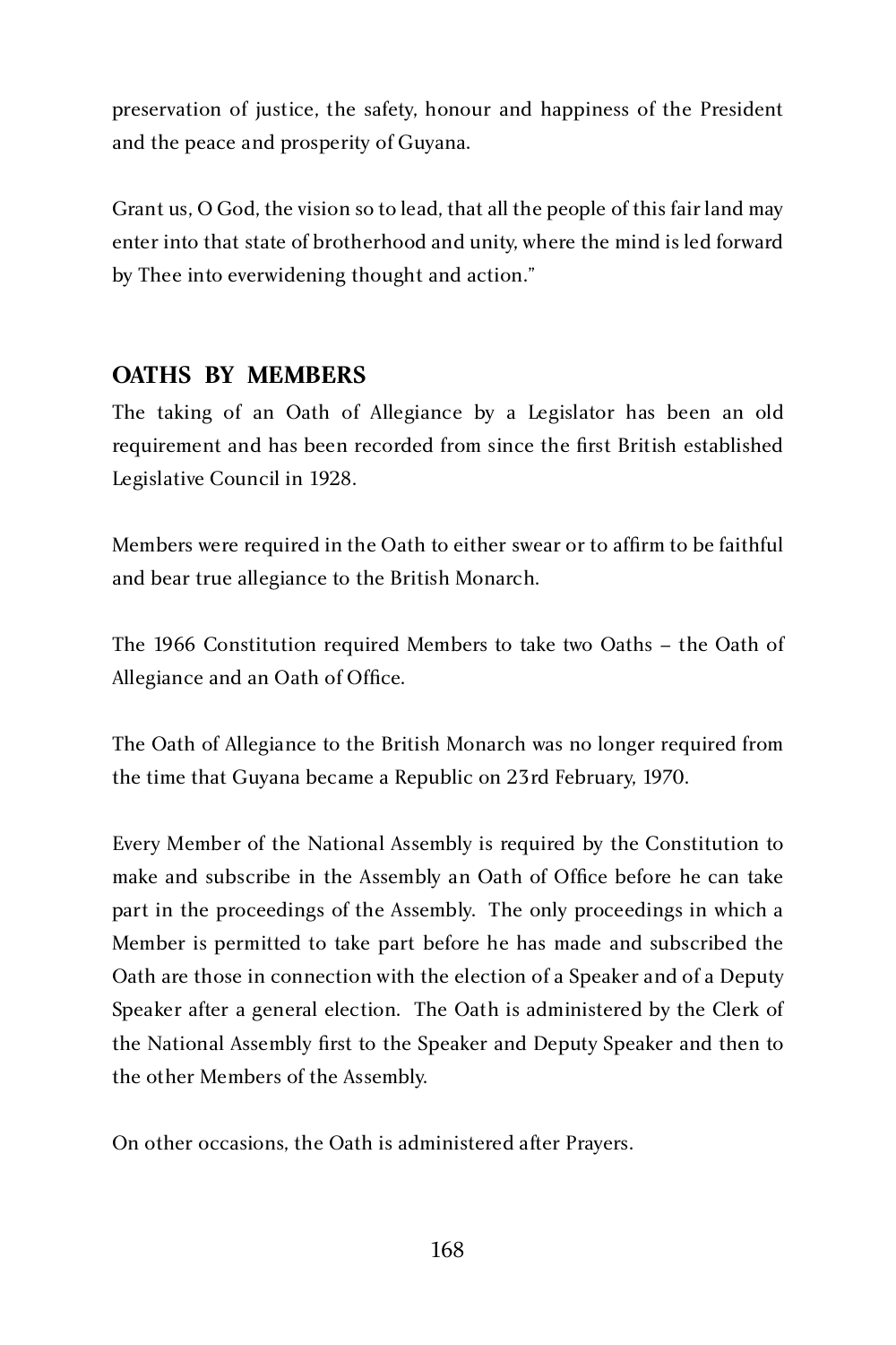preservation of justice, the safety, honour and happiness of the President and the peace and prosperity of Guyana.

Grant us, O God, the vision so to lead, that all the people of this fair land may enter into that state of brotherhood and unity, where the mind is led forward by Thee into everwidening thought and action."

## OATHS BY MEMBERS

The taking of an Oath of Allegiance by a Legislator has been an old requirement and has been recorded from since the first British established Legislative Council in 1928.

Members were required in the Oath to either swear or to affirm to be faithful and bear true allegiance to the British Monarch.

The 1966 Constitution required Members to take two Oaths – the Oath of Allegiance and an Oath of Office.

The Oath of Allegiance to the British Monarch was no longer required from the time that Guyana became a Republic on 23rd February, 1970.

Every Member of the National Assembly is required by the Constitution to make and subscribe in the Assembly an Oath of Office before he can take part in the proceedings of the Assembly. The only proceedings in which a Member is permitted to take part before he has made and subscribed the Oath are those in connection with the election of a Speaker and of a Deputy Speaker after a general election. The Oath is administered by the Clerk of the National Assembly first to the Speaker and Deputy Speaker and then to the other Members of the Assembly.

On other occasions, the Oath is administered after Prayers.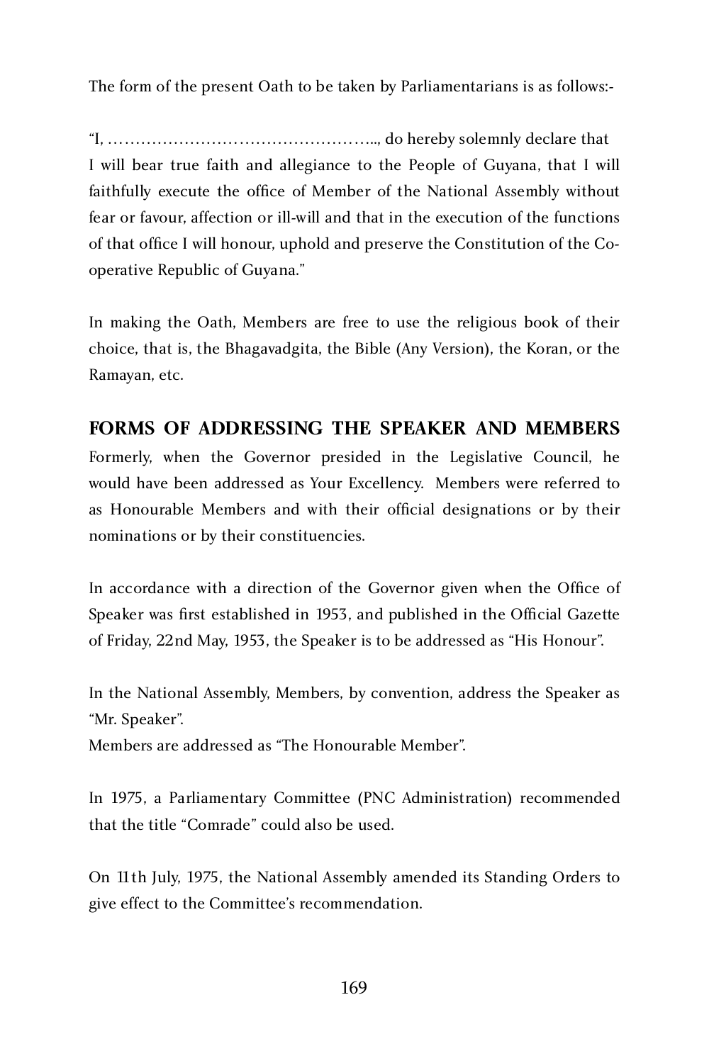The form of the present Oath to be taken by Parliamentarians is as follows:-

"I, ………………………………………….., do hereby solemnly declare that I will bear true faith and allegiance to the People of Guyana, that I will faithfully execute the office of Member of the National Assembly without fear or favour, affection or ill-will and that in the execution of the functions of that office I will honour, uphold and preserve the Constitution of the Co-operative Republic of Guyana."

In making the Oath, Members are free to use the religious book of their choice, that is, the Bhagavadgita, the Bible (Any Version), the Koran, or the Ramayan, etc.

## FORMS OF ADDRESSING THE SPEAKER AND MEMBERS

Formerly, when the Governor presided in the Legislative Council, he would have been addressed as Your Excellency. Members were referred to as Honourable Members and with their official designations or by their nominations or by their constituencies.

In accordance with a direction of the Governor given when the Office of Speaker was first established in 1953, and published in the Official Gazette of Friday, 22nd May, 1953, the Speaker is to be addressed as "His Honour".

In the National Assembly, Members, by convention, address the Speaker as "Mr. Speaker".
Members are addressed as "The Honourable Member".

In 1975, a Parliamentary Committee (PNC Administration) recommended that the title "Comrade" could also be used.

On 11th July, 1975, the National Assembly amended its Standing Orders to give effect to the Committee's recommendation.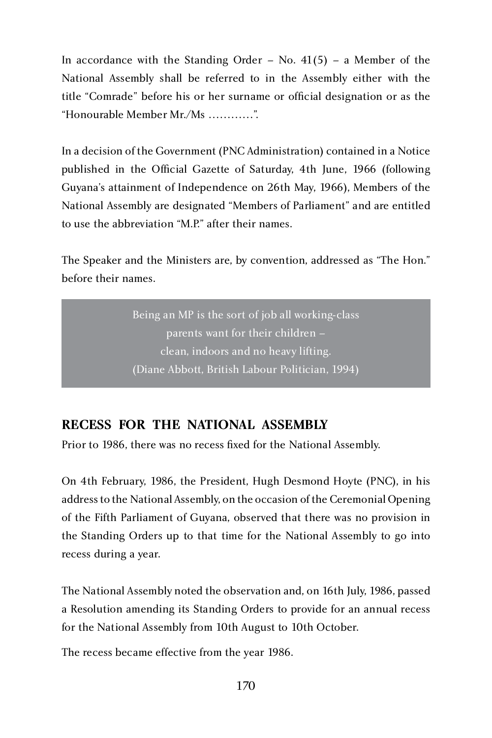In accordance with the Standing Order – No. 41(5) – a Member of the National Assembly shall be referred to in the Assembly either with the title "Comrade" before his or her surname or official designation or as the "Honourable Member Mr./Ms …………".

In a decision of the Government (PNC Administration) contained in a Notice published in the Official Gazette of Saturday, 4th June, 1966 (following Guyana's attainment of Independence on 26th May, 1966), Members of the National Assembly are designated "Members of Parliament" and are entitled to use the abbreviation "M.P." after their names.

The Speaker and the Ministers are, by convention, addressed as "The Hon." before their names.

> Being an MP is the sort of job all working-class
> parents want for their children –
> clean, indoors and no heavy lifting.
> (Diane Abbott, British Labour Politician, 1994)

## RECESS FOR THE NATIONAL ASSEMBLY

Prior to 1986, there was no recess fixed for the National Assembly.

On 4th February, 1986, the President, Hugh Desmond Hoyte (PNC), in his address to the National Assembly, on the occasion of the Ceremonial Opening of the Fifth Parliament of Guyana, observed that there was no provision in the Standing Orders up to that time for the National Assembly to go into recess during a year.

The National Assembly noted the observation and, on 16th July, 1986, passed a Resolution amending its Standing Orders to provide for an annual recess for the National Assembly from 10th August to 10th October.

The recess became effective from the year 1986.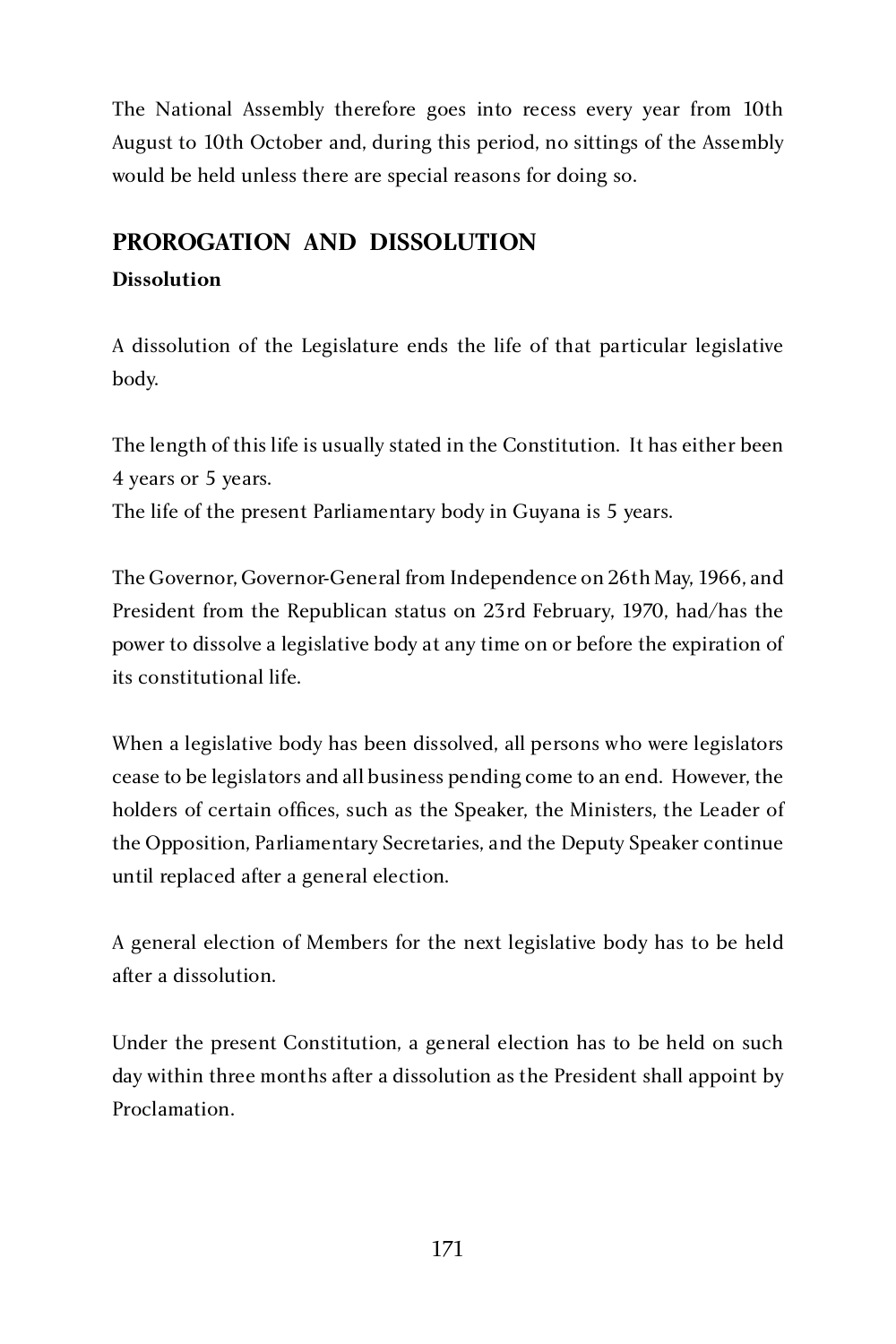The National Assembly therefore goes into recess every year from 10th August to 10th October and, during this period, no sittings of the Assembly would be held unless there are special reasons for doing so.

## PROROGATION AND DISSOLUTION

### Dissolution

A dissolution of the Legislature ends the life of that particular legislative body.

The length of this life is usually stated in the Constitution. It has either been 4 years or 5 years.
The life of the present Parliamentary body in Guyana is 5 years.

The Governor, Governor-General from Independence on 26th May, 1966, and President from the Republican status on 23rd February, 1970, had/has the power to dissolve a legislative body at any time on or before the expiration of its constitutional life.

When a legislative body has been dissolved, all persons who were legislators cease to be legislators and all business pending come to an end. However, the holders of certain offices, such as the Speaker, the Ministers, the Leader of the Opposition, Parliamentary Secretaries, and the Deputy Speaker continue until replaced after a general election.

A general election of Members for the next legislative body has to be held after a dissolution.

Under the present Constitution, a general election has to be held on such day within three months after a dissolution as the President shall appoint by Proclamation.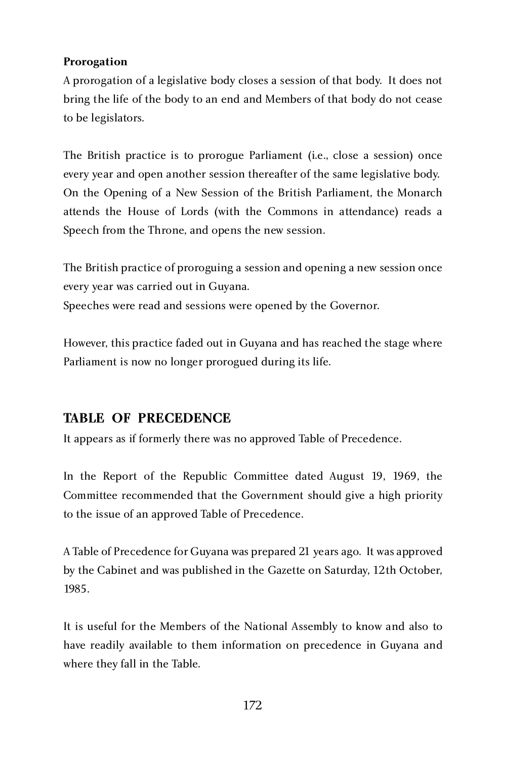**Prorogation**

A prorogation of a legislative body closes a session of that body. It does not bring the life of the body to an end and Members of that body do not cease to be legislators.

The British practice is to prorogue Parliament (i.e., close a session) once every year and open another session thereafter of the same legislative body. On the Opening of a New Session of the British Parliament, the Monarch attends the House of Lords (with the Commons in attendance) reads a Speech from the Throne, and opens the new session.

The British practice of proroguing a session and opening a new session once every year was carried out in Guyana.
Speeches were read and sessions were opened by the Governor.

However, this practice faded out in Guyana and has reached the stage where Parliament is now no longer prorogued during its life.

## TABLE OF PRECEDENCE

It appears as if formerly there was no approved Table of Precedence.

In the Report of the Republic Committee dated August 19, 1969, the Committee recommended that the Government should give a high priority to the issue of an approved Table of Precedence.

A Table of Precedence for Guyana was prepared 21 years ago. It was approved by the Cabinet and was published in the Gazette on Saturday, 12th October, 1985.

It is useful for the Members of the National Assembly to know and also to have readily available to them information on precedence in Guyana and where they fall in the Table.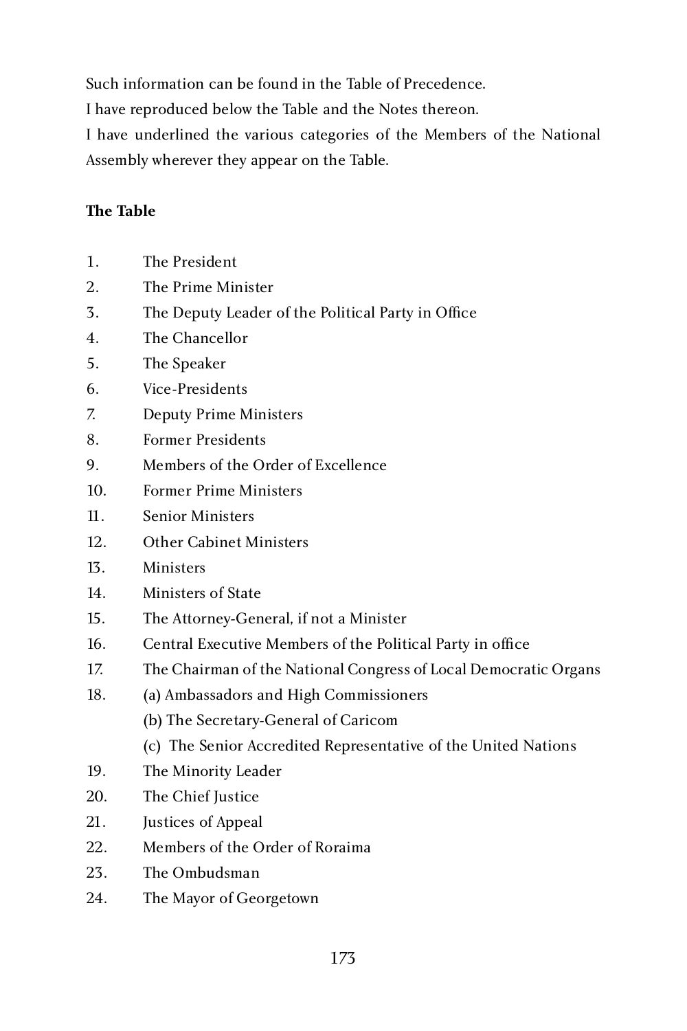Such information can be found in the Table of Precedence.

I have reproduced below the Table and the Notes thereon.

I have underlined the various categories of the Members of the National Assembly wherever they appear on the Table.

**The Table**

1. The President
2. The Prime Minister
3. The Deputy Leader of the Political Party in Office
4. The Chancellor
5. The Speaker
6. Vice-Presidents
7. Deputy Prime Ministers
8. Former Presidents
9. Members of the Order of Excellence
10. Former Prime Ministers
11. Senior Ministers
12. Other Cabinet Ministers
13. Ministers
14. Ministers of State
15. The Attorney-General, if not a Minister
16. Central Executive Members of the Political Party in office
17. The Chairman of the National Congress of Local Democratic Organs
18. (a) Ambassadors and High Commissioners
    (b) The Secretary-General of Caricom
    (c) The Senior Accredited Representative of the United Nations
19. The Minority Leader
20. The Chief Justice
21. Justices of Appeal
22. Members of the Order of Roraima
23. The Ombudsman
24. The Mayor of Georgetown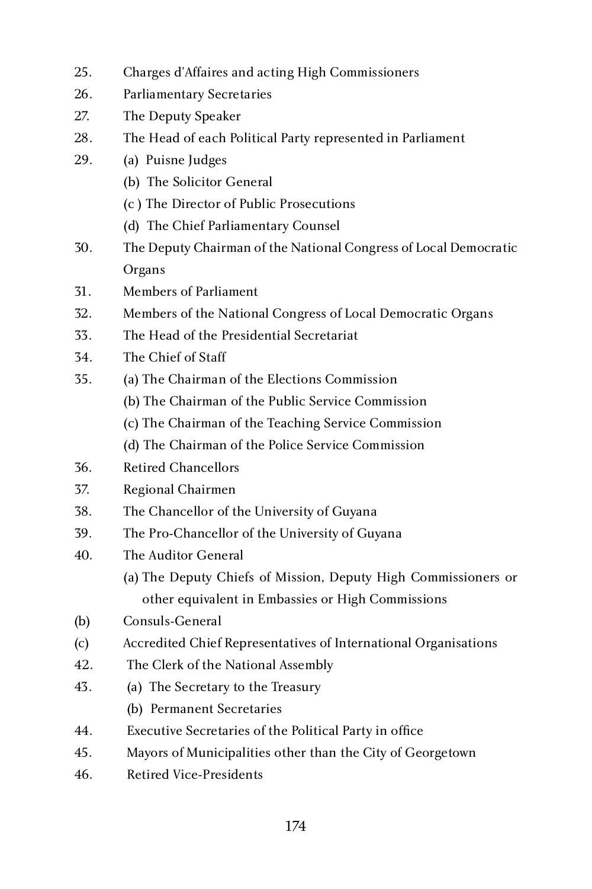25. Charges d'Affaires and acting High Commissioners
26. Parliamentary Secretaries
27. The Deputy Speaker
28. The Head of each Political Party represented in Parliament
29. (a) Puisne Judges
    (b) The Solicitor General
    (c ) The Director of Public Prosecutions
    (d) The Chief Parliamentary Counsel
30. The Deputy Chairman of the National Congress of Local Democratic Organs
31. Members of Parliament
32. Members of the National Congress of Local Democratic Organs
33. The Head of the Presidential Secretariat
34. The Chief of Staff
35. (a) The Chairman of the Elections Commission
    (b) The Chairman of the Public Service Commission
    (c) The Chairman of the Teaching Service Commission
    (d) The Chairman of the Police Service Commission
36. Retired Chancellors
37. Regional Chairmen
38. The Chancellor of the University of Guyana
39. The Pro-Chancellor of the University of Guyana
40. The Auditor General
    (a) The Deputy Chiefs of Mission, Deputy High Commissioners or other equivalent in Embassies or High Commissions

(b) Consuls-General

(c) Accredited Chief Representatives of International Organisations

42. The Clerk of the National Assembly
43. (a) The Secretary to the Treasury
    (b) Permanent Secretaries
44. Executive Secretaries of the Political Party in office
45. Mayors of Municipalities other than the City of Georgetown
46. Retired Vice-Presidents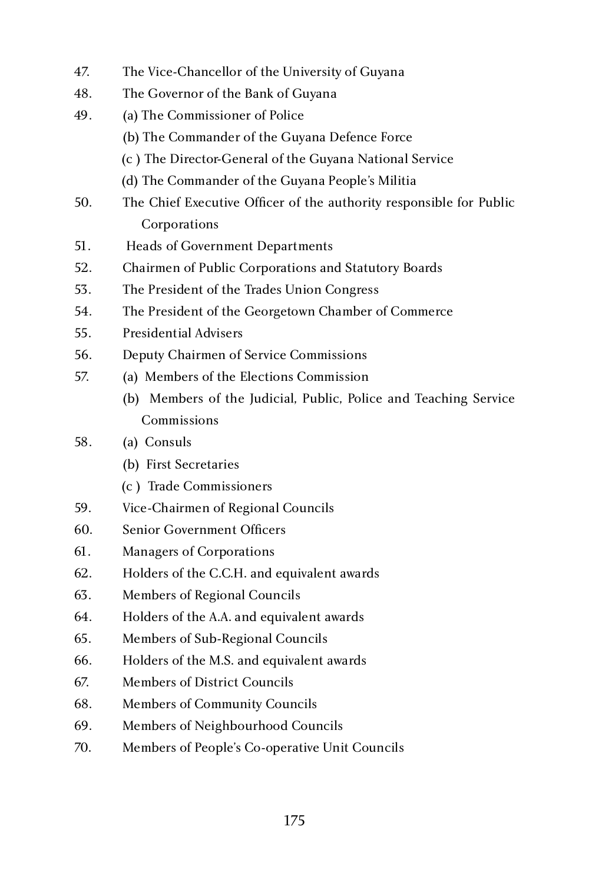47. The Vice-Chancellor of the University of Guyana

48. The Governor of the Bank of Guyana

49. (a) The Commissioner of Police
    (b) The Commander of the Guyana Defence Force
    (c ) The Director-General of the Guyana National Service
    (d) The Commander of the Guyana People's Militia

50. The Chief Executive Officer of the authority responsible for Public Corporations

51. Heads of Government Departments

52. Chairmen of Public Corporations and Statutory Boards

53. The President of the Trades Union Congress

54. The President of the Georgetown Chamber of Commerce

55. Presidential Advisers

56. Deputy Chairmen of Service Commissions

57. (a) Members of the Elections Commission
    (b) Members of the Judicial, Public, Police and Teaching Service Commissions

58. (a) Consuls
    (b) First Secretaries
    (c ) Trade Commissioners

59. Vice-Chairmen of Regional Councils

60. Senior Government Officers

61. Managers of Corporations

62. Holders of the C.C.H. and equivalent awards

63. Members of Regional Councils

64. Holders of the A.A. and equivalent awards

65. Members of Sub-Regional Councils

66. Holders of the M.S. and equivalent awards

67. Members of District Councils

68. Members of Community Councils

69. Members of Neighbourhood Councils

70. Members of People's Co-operative Unit Councils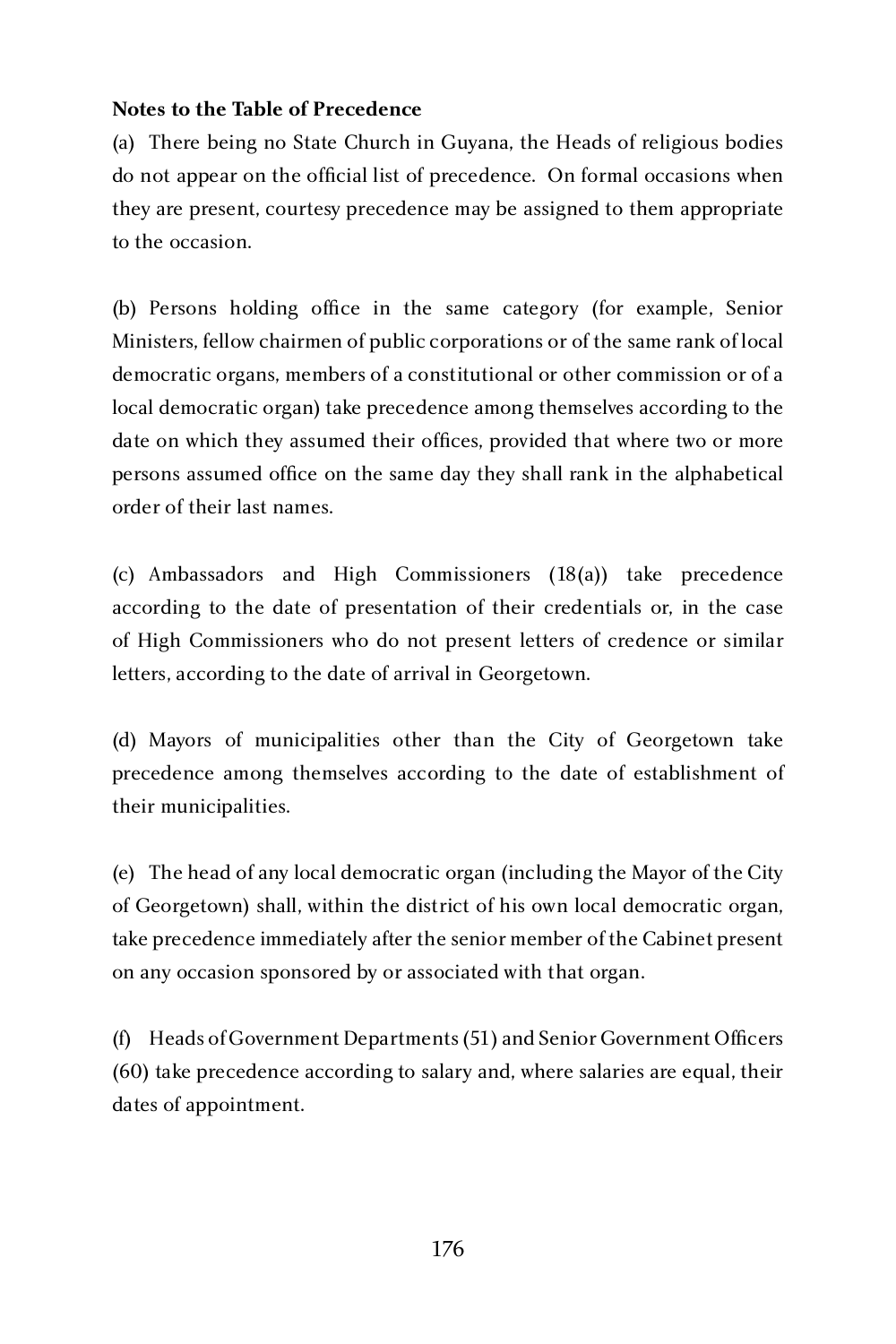**Notes to the Table of Precedence**

(a) There being no State Church in Guyana, the Heads of religious bodies do not appear on the official list of precedence. On formal occasions when they are present, courtesy precedence may be assigned to them appropriate to the occasion.

(b) Persons holding office in the same category (for example, Senior Ministers, fellow chairmen of public corporations or of the same rank of local democratic organs, members of a constitutional or other commission or of a local democratic organ) take precedence among themselves according to the date on which they assumed their offices, provided that where two or more persons assumed office on the same day they shall rank in the alphabetical order of their last names.

(c) Ambassadors and High Commissioners (18(a)) take precedence according to the date of presentation of their credentials or, in the case of High Commissioners who do not present letters of credence or similar letters, according to the date of arrival in Georgetown.

(d) Mayors of municipalities other than the City of Georgetown take precedence among themselves according to the date of establishment of their municipalities.

(e) The head of any local democratic organ (including the Mayor of the City of Georgetown) shall, within the district of his own local democratic organ, take precedence immediately after the senior member of the Cabinet present on any occasion sponsored by or associated with that organ.

(f) Heads of Government Departments (51) and Senior Government Officers (60) take precedence according to salary and, where salaries are equal, their dates of appointment.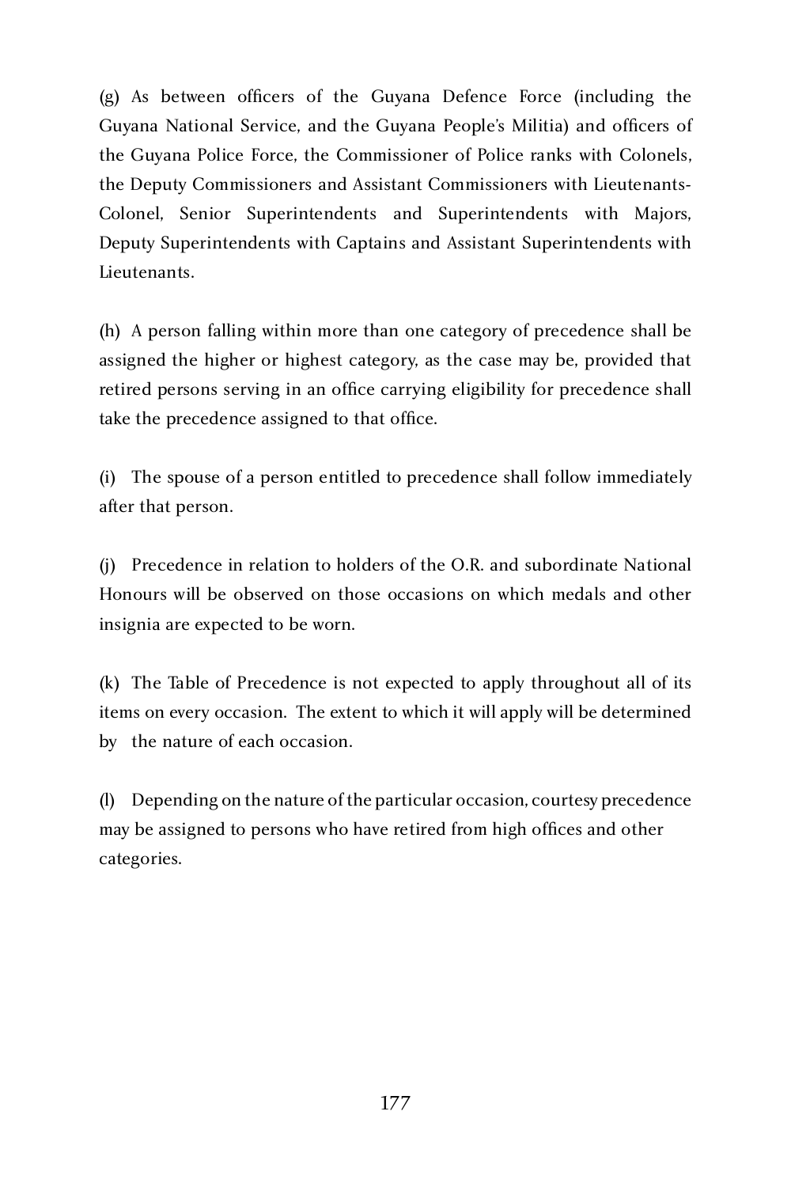(g) As between officers of the Guyana Defence Force (including the Guyana National Service, and the Guyana People's Militia) and officers of the Guyana Police Force, the Commissioner of Police ranks with Colonels, the Deputy Commissioners and Assistant Commissioners with Lieutenants-Colonel, Senior Superintendents and Superintendents with Majors, Deputy Superintendents with Captains and Assistant Superintendents with Lieutenants.

(h) A person falling within more than one category of precedence shall be assigned the higher or highest category, as the case may be, provided that retired persons serving in an office carrying eligibility for precedence shall take the precedence assigned to that office.

(i) The spouse of a person entitled to precedence shall follow immediately after that person.

(j) Precedence in relation to holders of the O.R. and subordinate National Honours will be observed on those occasions on which medals and other insignia are expected to be worn.

(k) The Table of Precedence is not expected to apply throughout all of its items on every occasion. The extent to which it will apply will be determined by the nature of each occasion.

(l) Depending on the nature of the particular occasion, courtesy precedence may be assigned to persons who have retired from high offices and other categories.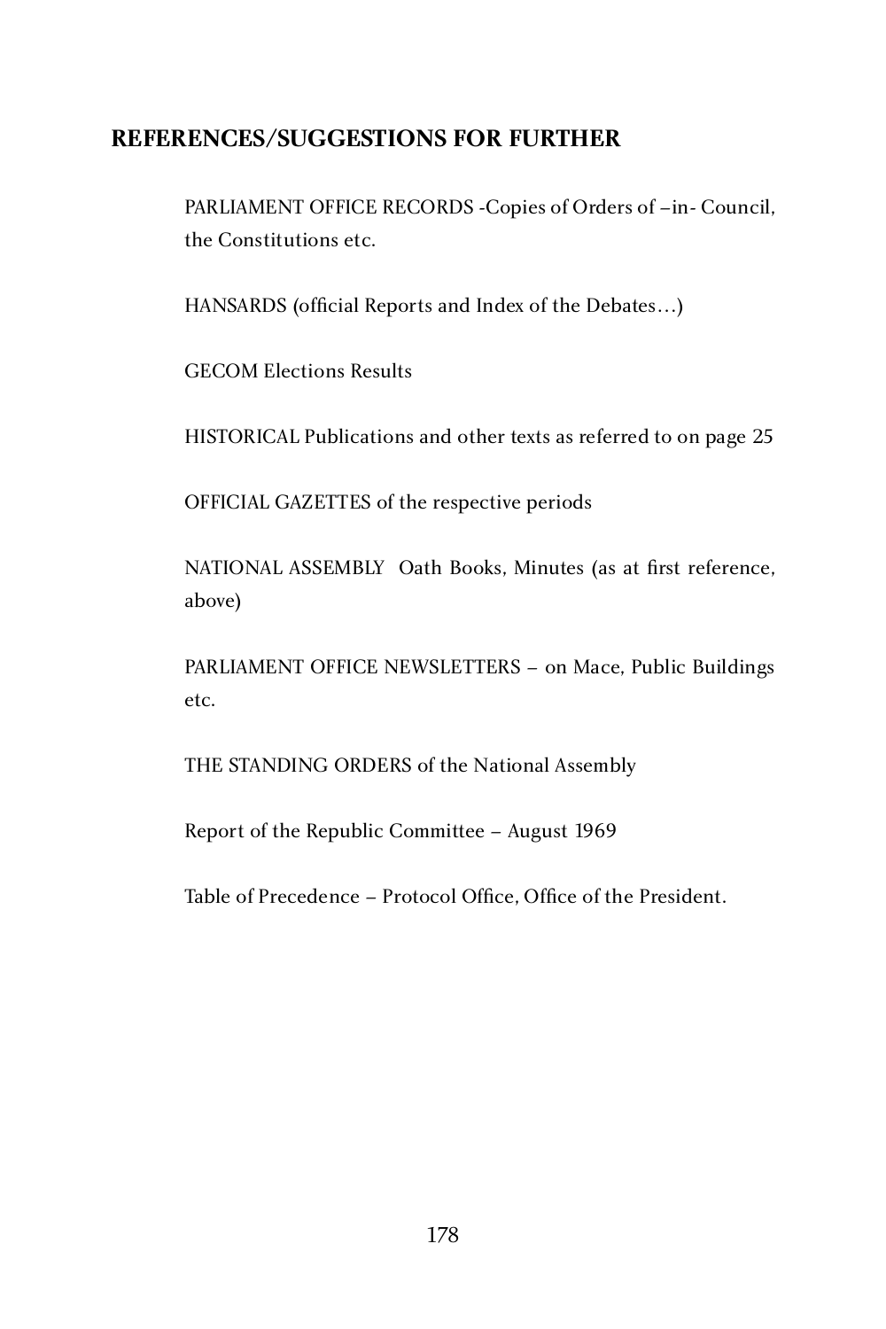## REFERENCES/SUGGESTIONS FOR FURTHER

PARLIAMENT OFFICE RECORDS -Copies of Orders of –in- Council, the Constitutions etc.

HANSARDS (official Reports and Index of the Debates…)

GECOM Elections Results

HISTORICAL Publications and other texts as referred to on page 25

OFFICIAL GAZETTES of the respective periods

NATIONAL ASSEMBLY Oath Books, Minutes (as at first reference, above)

PARLIAMENT OFFICE NEWSLETTERS – on Mace, Public Buildings etc.

THE STANDING ORDERS of the National Assembly

Report of the Republic Committee – August 1969

Table of Precedence – Protocol Office, Office of the President.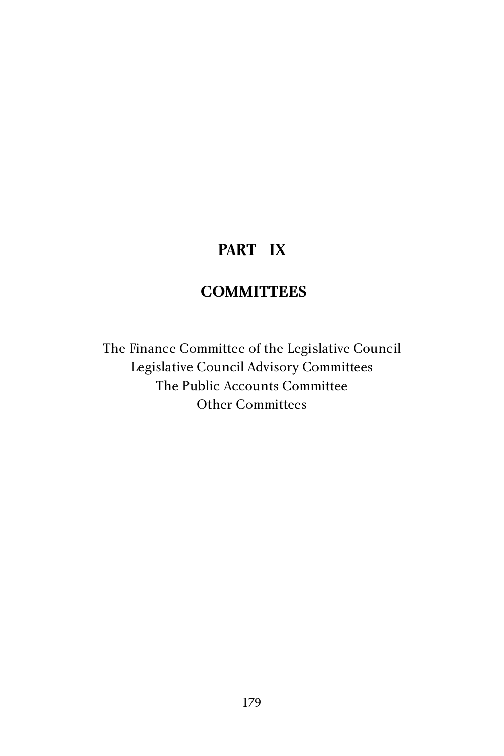# PART IX

# COMMITTEES

The Finance Committee of the Legislative Council
Legislative Council Advisory Committees
The Public Accounts Committee
Other Committees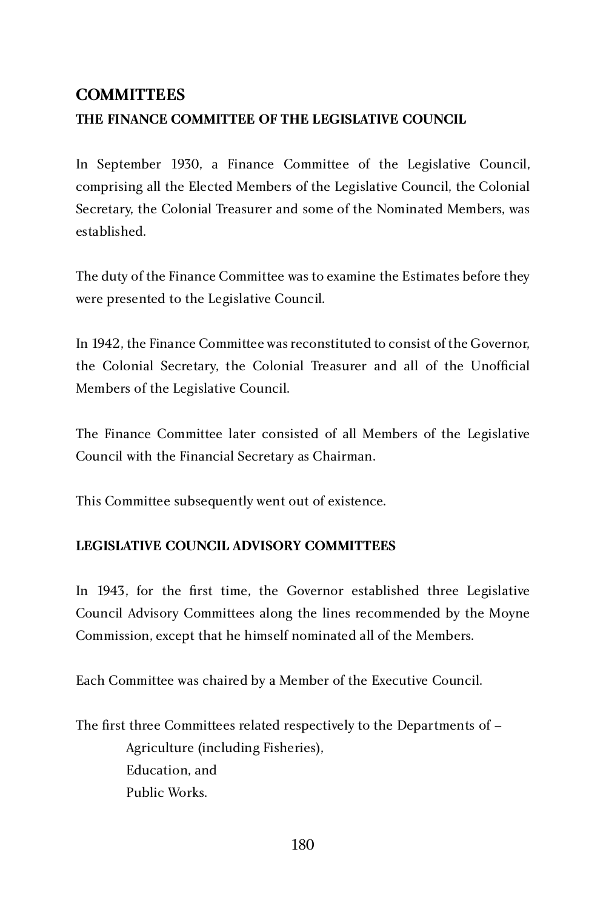## COMMITTEES

### THE FINANCE COMMITTEE OF THE LEGISLATIVE COUNCIL

In September 1930, a Finance Committee of the Legislative Council, comprising all the Elected Members of the Legislative Council, the Colonial Secretary, the Colonial Treasurer and some of the Nominated Members, was established.

The duty of the Finance Committee was to examine the Estimates before they were presented to the Legislative Council.

In 1942, the Finance Committee was reconstituted to consist of the Governor, the Colonial Secretary, the Colonial Treasurer and all of the Unofficial Members of the Legislative Council.

The Finance Committee later consisted of all Members of the Legislative Council with the Financial Secretary as Chairman.

This Committee subsequently went out of existence.

### LEGISLATIVE COUNCIL ADVISORY COMMITTEES

In 1943, for the first time, the Governor established three Legislative Council Advisory Committees along the lines recommended by the Moyne Commission, except that he himself nominated all of the Members.

Each Committee was chaired by a Member of the Executive Council.

The first three Committees related respectively to the Departments of –

Agriculture (including Fisheries),
Education, and
Public Works.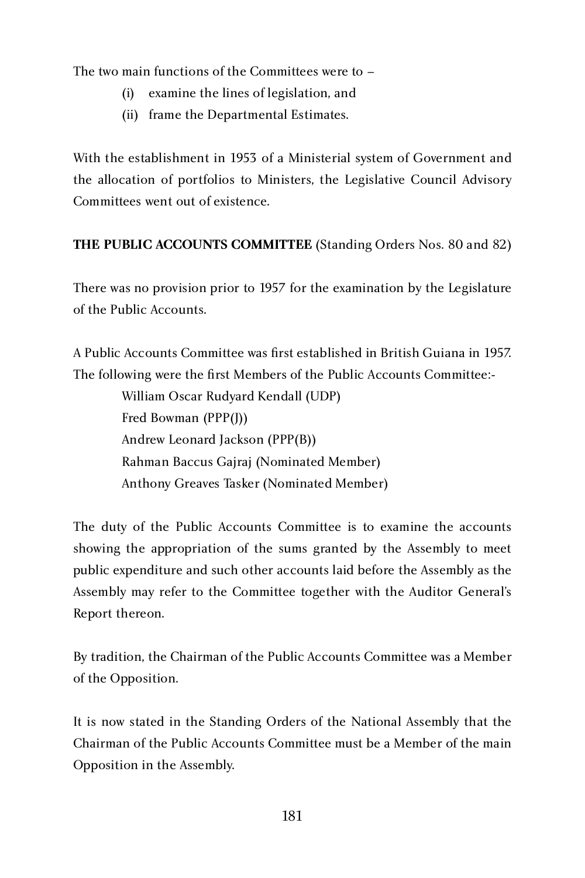The two main functions of the Committees were to –

(i) examine the lines of legislation, and
(ii) frame the Departmental Estimates.

With the establishment in 1953 of a Ministerial system of Government and the allocation of portfolios to Ministers, the Legislative Council Advisory Committees went out of existence.

**THE PUBLIC ACCOUNTS COMMITTEE** (Standing Orders Nos. 80 and 82)

There was no provision prior to 1957 for the examination by the Legislature of the Public Accounts.

A Public Accounts Committee was first established in British Guiana in 1957. The following were the first Members of the Public Accounts Committee:-

William Oscar Rudyard Kendall (UDP)
Fred Bowman (PPP(J))
Andrew Leonard Jackson (PPP(B))
Rahman Baccus Gajraj (Nominated Member)
Anthony Greaves Tasker (Nominated Member)

The duty of the Public Accounts Committee is to examine the accounts showing the appropriation of the sums granted by the Assembly to meet public expenditure and such other accounts laid before the Assembly as the Assembly may refer to the Committee together with the Auditor General's Report thereon.

By tradition, the Chairman of the Public Accounts Committee was a Member of the Opposition.

It is now stated in the Standing Orders of the National Assembly that the Chairman of the Public Accounts Committee must be a Member of the main Opposition in the Assembly.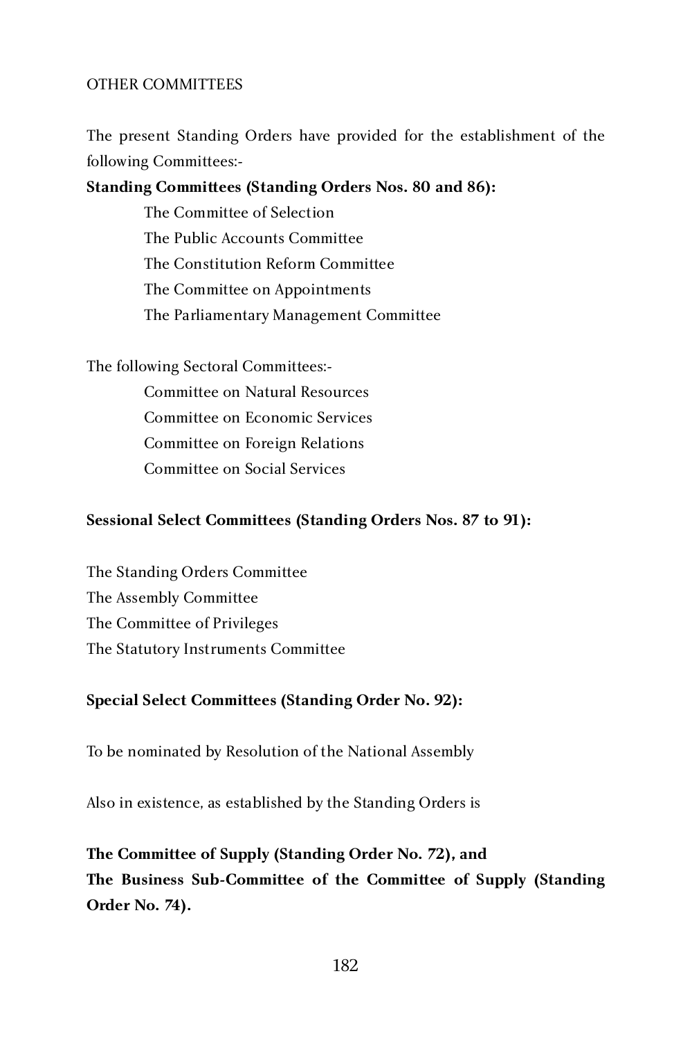OTHER COMMITTEES

The present Standing Orders have provided for the establishment of the following Committees:-

**Standing Committees (Standing Orders Nos. 80 and 86):**

- The Committee of Selection
- The Public Accounts Committee
- The Constitution Reform Committee
- The Committee on Appointments
- The Parliamentary Management Committee

The following Sectoral Committees:-

- Committee on Natural Resources
- Committee on Economic Services
- Committee on Foreign Relations
- Committee on Social Services

**Sessional Select Committees (Standing Orders Nos. 87 to 91):**

The Standing Orders Committee
The Assembly Committee
The Committee of Privileges
The Statutory Instruments Committee

**Special Select Committees (Standing Order No. 92):**

To be nominated by Resolution of the National Assembly

Also in existence, as established by the Standing Orders is

**The Committee of Supply (Standing Order No. 72), and**
**The Business Sub-Committee of the Committee of Supply (Standing Order No. 74).**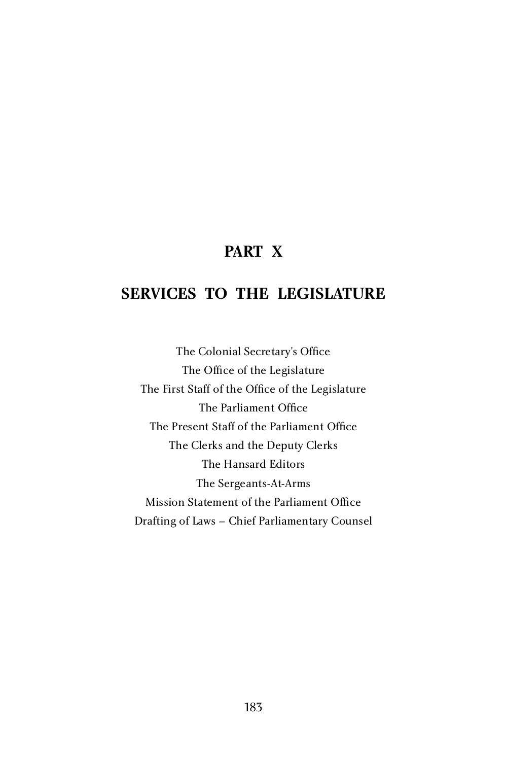# PART X

# SERVICES TO THE LEGISLATURE

The Colonial Secretary's Office
The Office of the Legislature
The First Staff of the Office of the Legislature
The Parliament Office
The Present Staff of the Parliament Office
The Clerks and the Deputy Clerks
The Hansard Editors
The Sergeants-At-Arms
Mission Statement of the Parliament Office
Drafting of Laws – Chief Parliamentary Counsel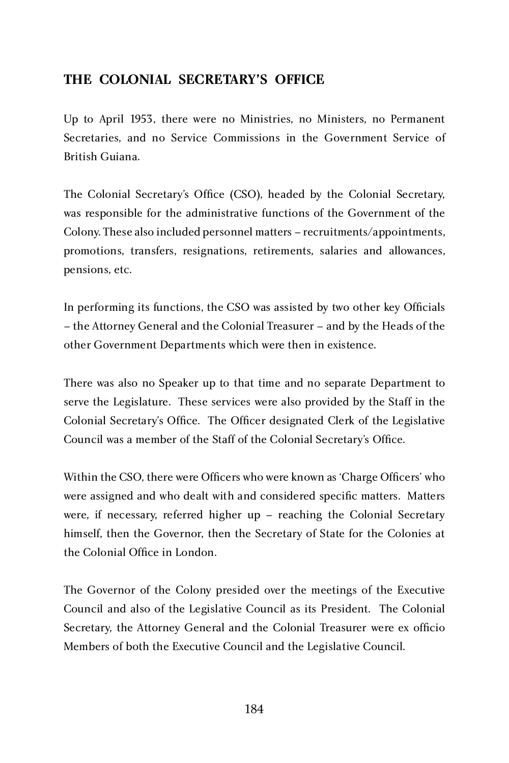## THE COLONIAL SECRETARY'S OFFICE

Up to April 1953, there were no Ministries, no Ministers, no Permanent Secretaries, and no Service Commissions in the Government Service of British Guiana.

The Colonial Secretary's Office (CSO), headed by the Colonial Secretary, was responsible for the administrative functions of the Government of the Colony. These also included personnel matters – recruitments/appointments, promotions, transfers, resignations, retirements, salaries and allowances, pensions, etc.

In performing its functions, the CSO was assisted by two other key Officials – the Attorney General and the Colonial Treasurer – and by the Heads of the other Government Departments which were then in existence.

There was also no Speaker up to that time and no separate Department to serve the Legislature. These services were also provided by the Staff in the Colonial Secretary's Office. The Officer designated Clerk of the Legislative Council was a member of the Staff of the Colonial Secretary's Office.

Within the CSO, there were Officers who were known as 'Charge Officers' who were assigned and who dealt with and considered specific matters. Matters were, if necessary, referred higher up – reaching the Colonial Secretary himself, then the Governor, then the Secretary of State for the Colonies at the Colonial Office in London.

The Governor of the Colony presided over the meetings of the Executive Council and also of the Legislative Council as its President. The Colonial Secretary, the Attorney General and the Colonial Treasurer were ex officio Members of both the Executive Council and the Legislative Council.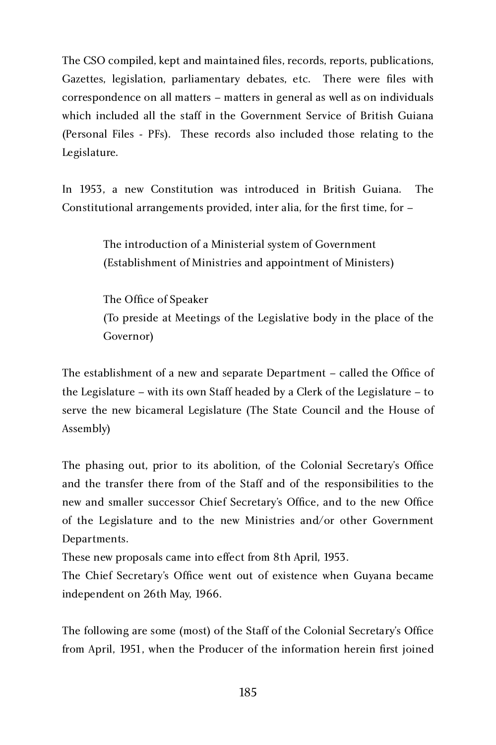The CSO compiled, kept and maintained files, records, reports, publications, Gazettes, legislation, parliamentary debates, etc. There were files with correspondence on all matters – matters in general as well as on individuals which included all the staff in the Government Service of British Guiana (Personal Files - PFs). These records also included those relating to the Legislature.

In 1953, a new Constitution was introduced in British Guiana. The Constitutional arrangements provided, inter alia, for the first time, for –

> The introduction of a Ministerial system of Government
> (Establishment of Ministries and appointment of Ministers)
>
> The Office of Speaker
> (To preside at Meetings of the Legislative body in the place of the Governor)

The establishment of a new and separate Department – called the Office of the Legislature – with its own Staff headed by a Clerk of the Legislature – to serve the new bicameral Legislature (The State Council and the House of Assembly)

The phasing out, prior to its abolition, of the Colonial Secretary's Office and the transfer there from of the Staff and of the responsibilities to the new and smaller successor Chief Secretary's Office, and to the new Office of the Legislature and to the new Ministries and/or other Government Departments.

These new proposals came into effect from 8th April, 1953.

The Chief Secretary's Office went out of existence when Guyana became independent on 26th May, 1966.

The following are some (most) of the Staff of the Colonial Secretary's Office from April, 1951, when the Producer of the information herein first joined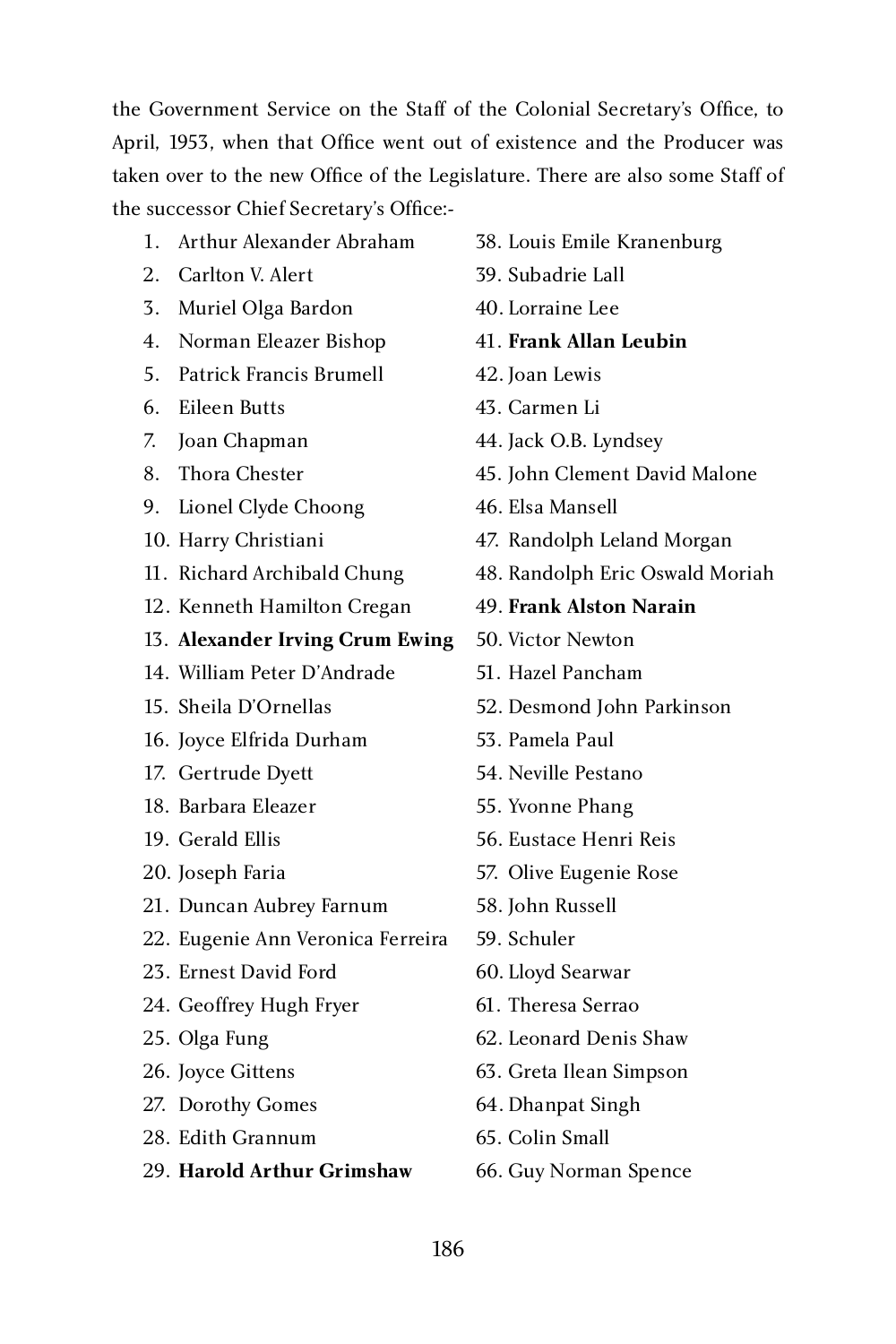the Government Service on the Staff of the Colonial Secretary's Office, to April, 1953, when that Office went out of existence and the Producer was taken over to the new Office of the Legislature. There are also some Staff of the successor Chief Secretary's Office:-

1. Arthur Alexander Abraham
2. Carlton V. Alert
3. Muriel Olga Bardon
4. Norman Eleazer Bishop
5. Patrick Francis Brumell
6. Eileen Butts
7. Joan Chapman
8. Thora Chester
9. Lionel Clyde Choong
10. Harry Christiani
11. Richard Archibald Chung
12. Kenneth Hamilton Cregan
13. **Alexander Irving Crum Ewing**
14. William Peter D'Andrade
15. Sheila D'Ornellas
16. Joyce Elfrida Durham
17. Gertrude Dyett
18. Barbara Eleazer
19. Gerald Ellis
20. Joseph Faria
21. Duncan Aubrey Farnum
22. Eugenie Ann Veronica Ferreira
23. Ernest David Ford
24. Geoffrey Hugh Fryer
25. Olga Fung
26. Joyce Gittens
27. Dorothy Gomes
28. Edith Grannum
29. **Harold Arthur Grimshaw**

38. Louis Emile Kranenburg
39. Subadrie Lall
40. Lorraine Lee
41. **Frank Allan Leubin**
42. Joan Lewis
43. Carmen Li
44. Jack O.B. Lyndsey
45. John Clement David Malone
46. Elsa Mansell
47. Randolph Leland Morgan
48. Randolph Eric Oswald Moriah
49. **Frank Alston Narain**
50. Victor Newton
51. Hazel Pancham
52. Desmond John Parkinson
53. Pamela Paul
54. Neville Pestano
55. Yvonne Phang
56. Eustace Henri Reis
57. Olive Eugenie Rose
58. John Russell
59. Schuler
60. Lloyd Searwar
61. Theresa Serrao
62. Leonard Denis Shaw
63. Greta Ilean Simpson
64. Dhanpat Singh
65. Colin Small
66. Guy Norman Spence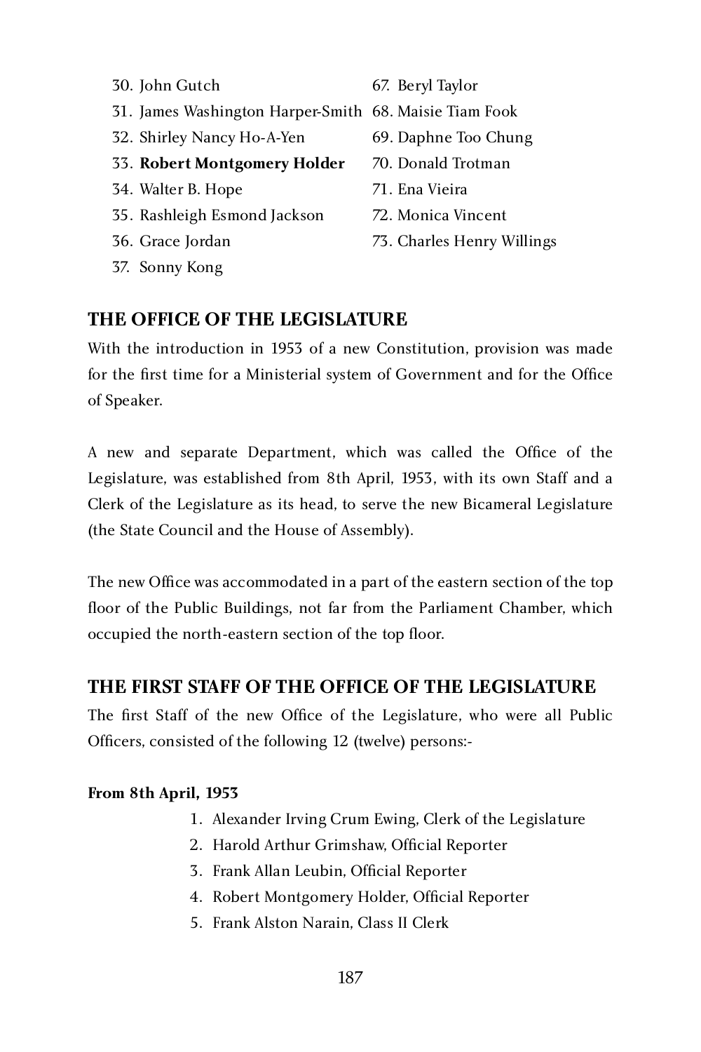30. John Gutch
31. James Washington Harper-Smith
32. Shirley Nancy Ho-A-Yen
33. **Robert Montgomery Holder**
34. Walter B. Hope
35. Rashleigh Esmond Jackson
36. Grace Jordan
37. Sonny Kong

67. Beryl Taylor
68. Maisie Tiam Fook
69. Daphne Too Chung
70. Donald Trotman
71. Ena Vieira
72. Monica Vincent
73. Charles Henry Willings

## THE OFFICE OF THE LEGISLATURE

With the introduction in 1953 of a new Constitution, provision was made for the first time for a Ministerial system of Government and for the Office of Speaker.

A new and separate Department, which was called the Office of the Legislature, was established from 8th April, 1953, with its own Staff and a Clerk of the Legislature as its head, to serve the new Bicameral Legislature (the State Council and the House of Assembly).

The new Office was accommodated in a part of the eastern section of the top floor of the Public Buildings, not far from the Parliament Chamber, which occupied the north-eastern section of the top floor.

## THE FIRST STAFF OF THE OFFICE OF THE LEGISLATURE

The first Staff of the new Office of the Legislature, who were all Public Officers, consisted of the following 12 (twelve) persons:-

**From 8th April, 1953**

1. Alexander Irving Crum Ewing, Clerk of the Legislature
2. Harold Arthur Grimshaw, Official Reporter
3. Frank Allan Leubin, Official Reporter
4. Robert Montgomery Holder, Official Reporter
5. Frank Alston Narain, Class II Clerk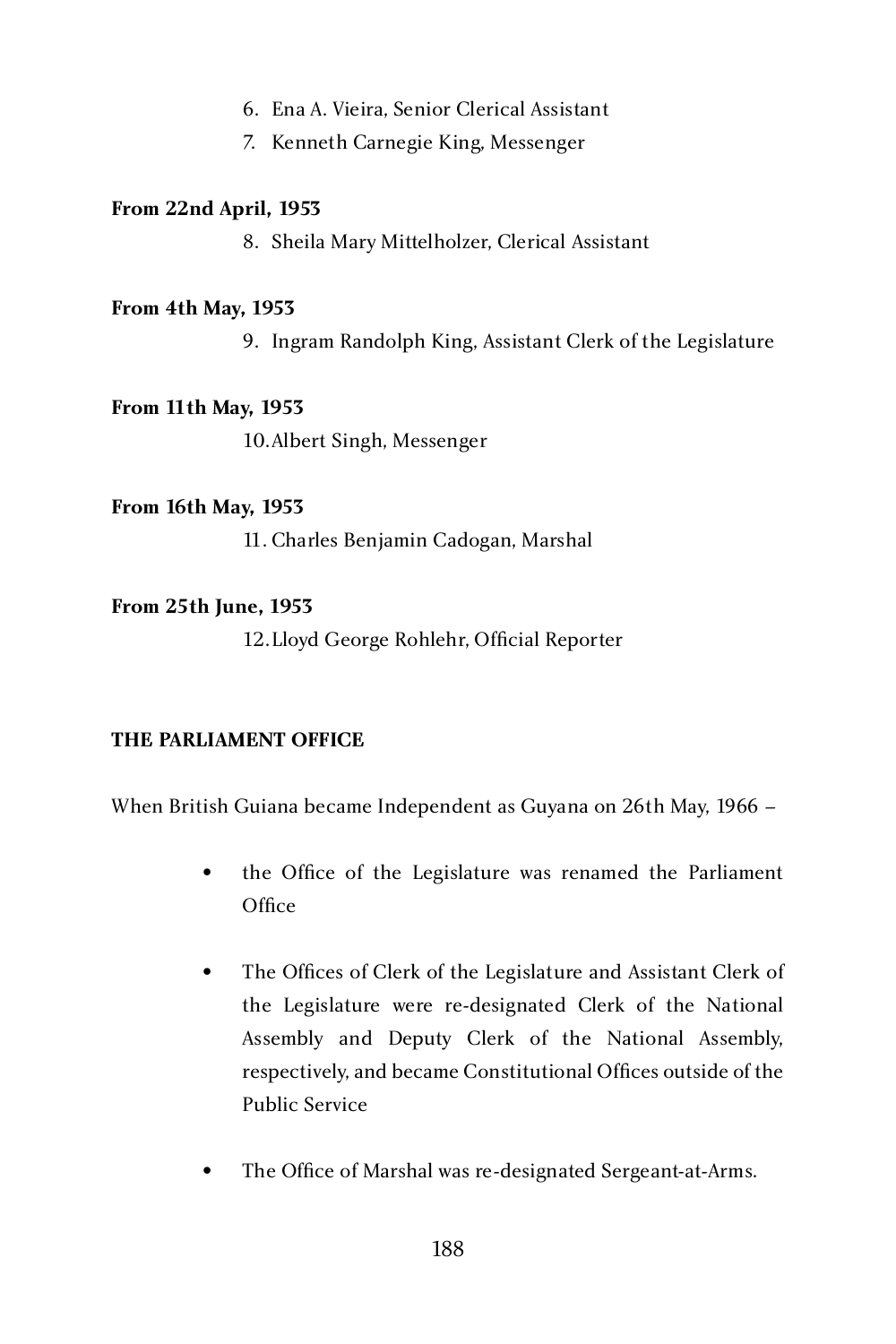6. Ena A. Vieira, Senior Clerical Assistant
7. Kenneth Carnegie King, Messenger

**From 22nd April, 1953**

8. Sheila Mary Mittelholzer, Clerical Assistant

**From 4th May, 1953**

9. Ingram Randolph King, Assistant Clerk of the Legislature

**From 11th May, 1953**

10. Albert Singh, Messenger

**From 16th May, 1953**

11. Charles Benjamin Cadogan, Marshal

**From 25th June, 1953**

12. Lloyd George Rohlehr, Official Reporter

**THE PARLIAMENT OFFICE**

When British Guiana became Independent as Guyana on 26th May, 1966 –

- the Office of the Legislature was renamed the Parliament Office
- The Offices of Clerk of the Legislature and Assistant Clerk of the Legislature were re-designated Clerk of the National Assembly and Deputy Clerk of the National Assembly, respectively, and became Constitutional Offices outside of the Public Service
- The Office of Marshal was re-designated Sergeant-at-Arms.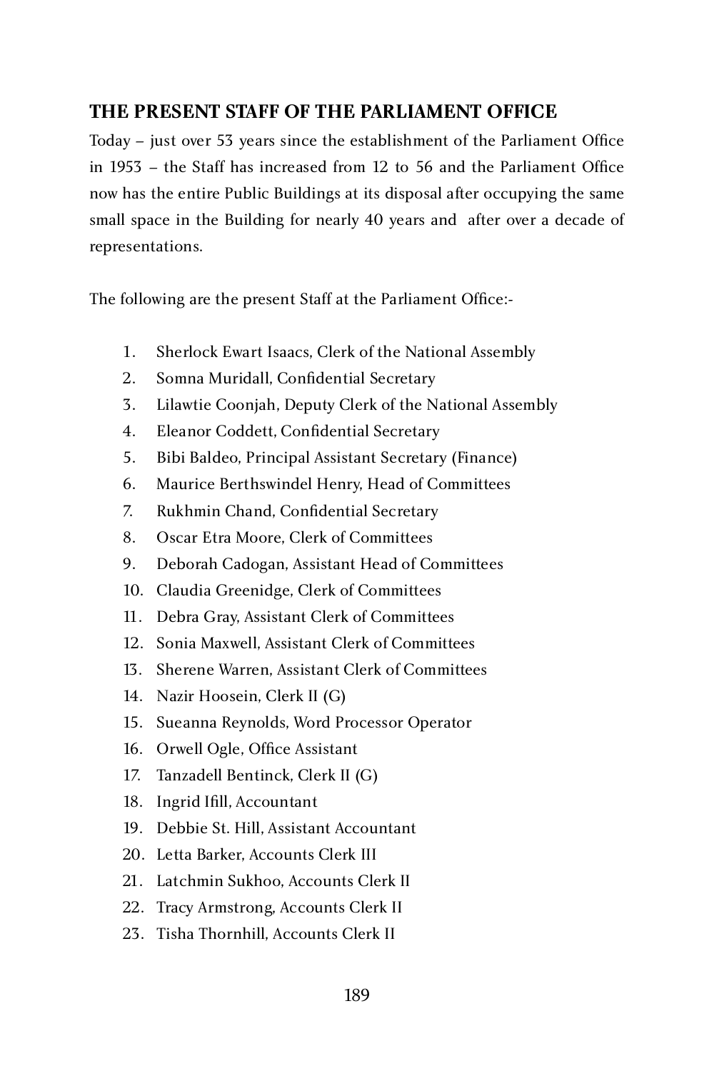## THE PRESENT STAFF OF THE PARLIAMENT OFFICE

Today – just over 53 years since the establishment of the Parliament Office in 1953 – the Staff has increased from 12 to 56 and the Parliament Office now has the entire Public Buildings at its disposal after occupying the same small space in the Building for nearly 40 years and after over a decade of representations.

The following are the present Staff at the Parliament Office:-

1. Sherlock Ewart Isaacs, Clerk of the National Assembly
2. Somna Muridall, Confidential Secretary
3. Lilawtie Coonjah, Deputy Clerk of the National Assembly
4. Eleanor Coddett, Confidential Secretary
5. Bibi Baldeo, Principal Assistant Secretary (Finance)
6. Maurice Berthswindel Henry, Head of Committees
7. Rukhmin Chand, Confidential Secretary
8. Oscar Etra Moore, Clerk of Committees
9. Deborah Cadogan, Assistant Head of Committees
10. Claudia Greenidge, Clerk of Committees
11. Debra Gray, Assistant Clerk of Committees
12. Sonia Maxwell, Assistant Clerk of Committees
13. Sherene Warren, Assistant Clerk of Committees
14. Nazir Hoosein, Clerk II (G)
15. Sueanna Reynolds, Word Processor Operator
16. Orwell Ogle, Office Assistant
17. Tanzadell Bentinck, Clerk II (G)
18. Ingrid Ifill, Accountant
19. Debbie St. Hill, Assistant Accountant
20. Letta Barker, Accounts Clerk III
21. Latchmin Sukhoo, Accounts Clerk II
22. Tracy Armstrong, Accounts Clerk II
23. Tisha Thornhill, Accounts Clerk II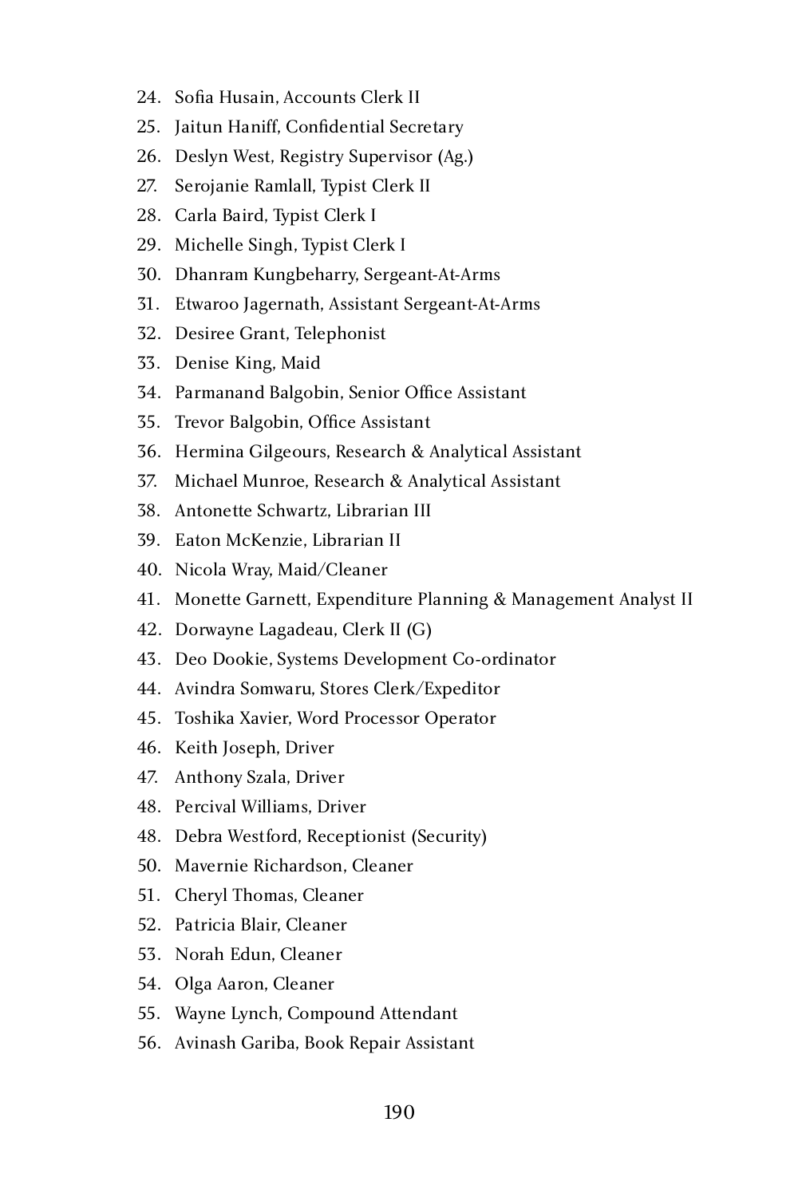24. Sofia Husain, Accounts Clerk II
25. Jaitun Haniff, Confidential Secretary
26. Deslyn West, Registry Supervisor (Ag.)
27. Serojanie Ramlall, Typist Clerk II
28. Carla Baird, Typist Clerk I
29. Michelle Singh, Typist Clerk I
30. Dhanram Kungbeharry, Sergeant-At-Arms
31. Etwaroo Jagernath, Assistant Sergeant-At-Arms
32. Desiree Grant, Telephonist
33. Denise King, Maid
34. Parmanand Balgobin, Senior Office Assistant
35. Trevor Balgobin, Office Assistant
36. Hermina Gilgeours, Research & Analytical Assistant
37. Michael Munroe, Research & Analytical Assistant
38. Antonette Schwartz, Librarian III
39. Eaton McKenzie, Librarian II
40. Nicola Wray, Maid/Cleaner
41. Monette Garnett, Expenditure Planning & Management Analyst II
42. Dorwayne Lagadeau, Clerk II (G)
43. Deo Dookie, Systems Development Co-ordinator
44. Avindra Somwaru, Stores Clerk/Expeditor
45. Toshika Xavier, Word Processor Operator
46. Keith Joseph, Driver
47. Anthony Szala, Driver
48. Percival Williams, Driver
48. Debra Westford, Receptionist (Security)
50. Mavernie Richardson, Cleaner
51. Cheryl Thomas, Cleaner
52. Patricia Blair, Cleaner
53. Norah Edun, Cleaner
54. Olga Aaron, Cleaner
55. Wayne Lynch, Compound Attendant
56. Avinash Gariba, Book Repair Assistant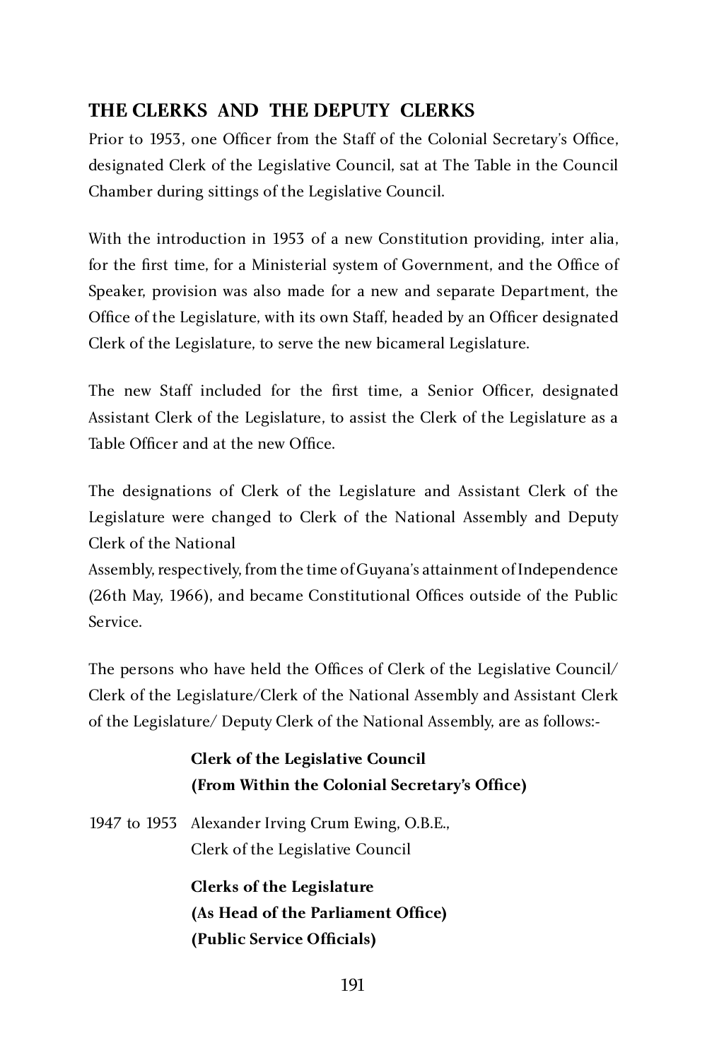## THE CLERKS AND THE DEPUTY CLERKS

Prior to 1953, one Officer from the Staff of the Colonial Secretary's Office, designated Clerk of the Legislative Council, sat at The Table in the Council Chamber during sittings of the Legislative Council.

With the introduction in 1953 of a new Constitution providing, inter alia, for the first time, for a Ministerial system of Government, and the Office of Speaker, provision was also made for a new and separate Department, the Office of the Legislature, with its own Staff, headed by an Officer designated Clerk of the Legislature, to serve the new bicameral Legislature.

The new Staff included for the first time, a Senior Officer, designated Assistant Clerk of the Legislature, to assist the Clerk of the Legislature as a Table Officer and at the new Office.

The designations of Clerk of the Legislature and Assistant Clerk of the Legislature were changed to Clerk of the National Assembly and Deputy Clerk of the National Assembly, respectively, from the time of Guyana's attainment of Independence (26th May, 1966), and became Constitutional Offices outside of the Public Service.

The persons who have held the Offices of Clerk of the Legislative Council/ Clerk of the Legislature/Clerk of the National Assembly and Assistant Clerk of the Legislature/ Deputy Clerk of the National Assembly, are as follows:-

**Clerk of the Legislative Council**
**(From Within the Colonial Secretary's Office)**

1947 to 1953 Alexander Irving Crum Ewing, O.B.E.,
Clerk of the Legislative Council

**Clerks of the Legislature**
**(As Head of the Parliament Office)**
**(Public Service Officials)**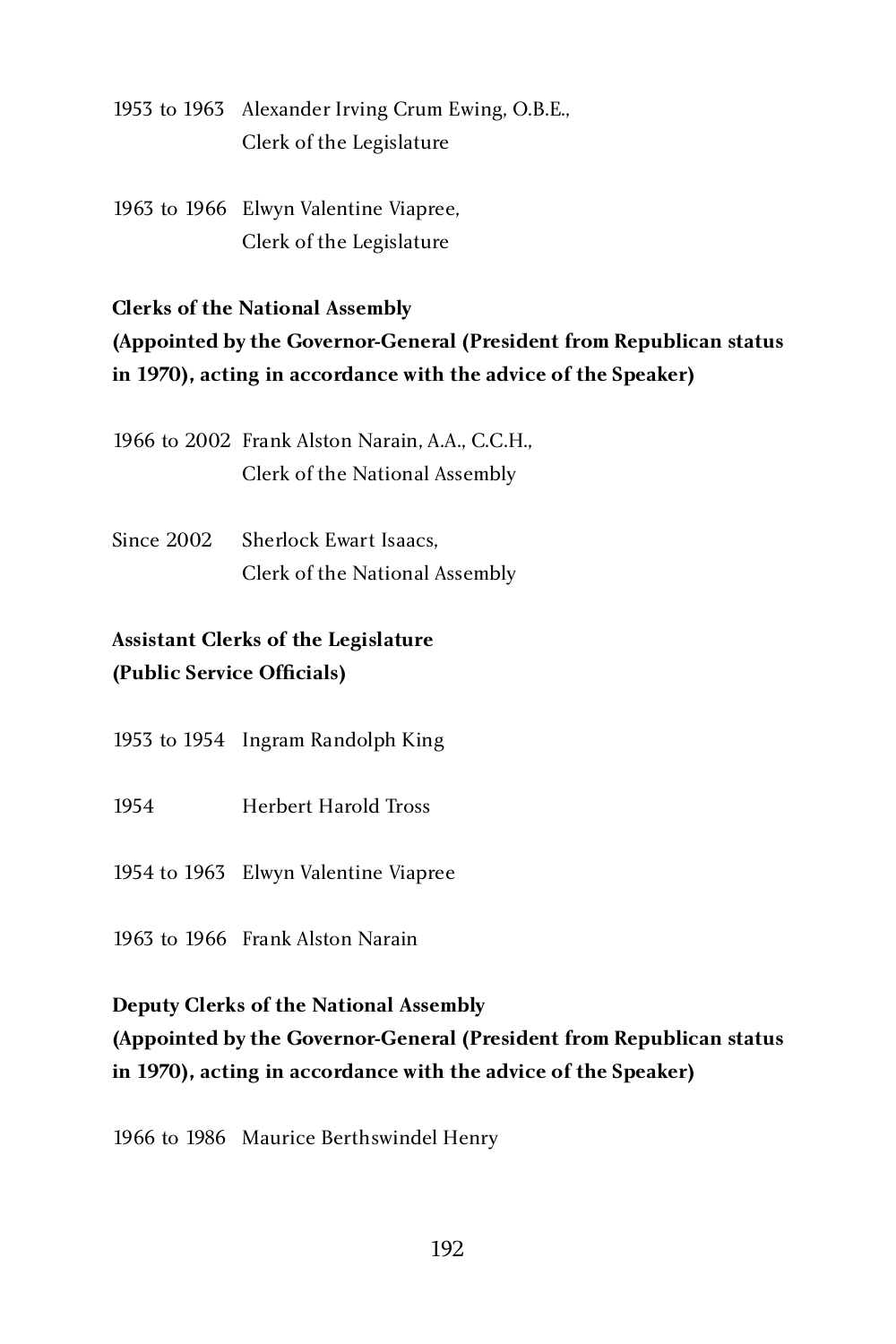1953 to 1963 Alexander Irving Crum Ewing, O.B.E.,
Clerk of the Legislature

1963 to 1966 Elwyn Valentine Viapree,
Clerk of the Legislature

**Clerks of the National Assembly**
**(Appointed by the Governor-General (President from Republican status in 1970), acting in accordance with the advice of the Speaker)**

1966 to 2002 Frank Alston Narain, A.A., C.C.H.,
Clerk of the National Assembly

Since 2002 Sherlock Ewart Isaacs,
Clerk of the National Assembly

**Assistant Clerks of the Legislature**
**(Public Service Officials)**

1953 to 1954 Ingram Randolph King

1954 Herbert Harold Tross

1954 to 1963 Elwyn Valentine Viapree

1963 to 1966 Frank Alston Narain

**Deputy Clerks of the National Assembly**
**(Appointed by the Governor-General (President from Republican status in 1970), acting in accordance with the advice of the Speaker)**

1966 to 1986 Maurice Berthswindel Henry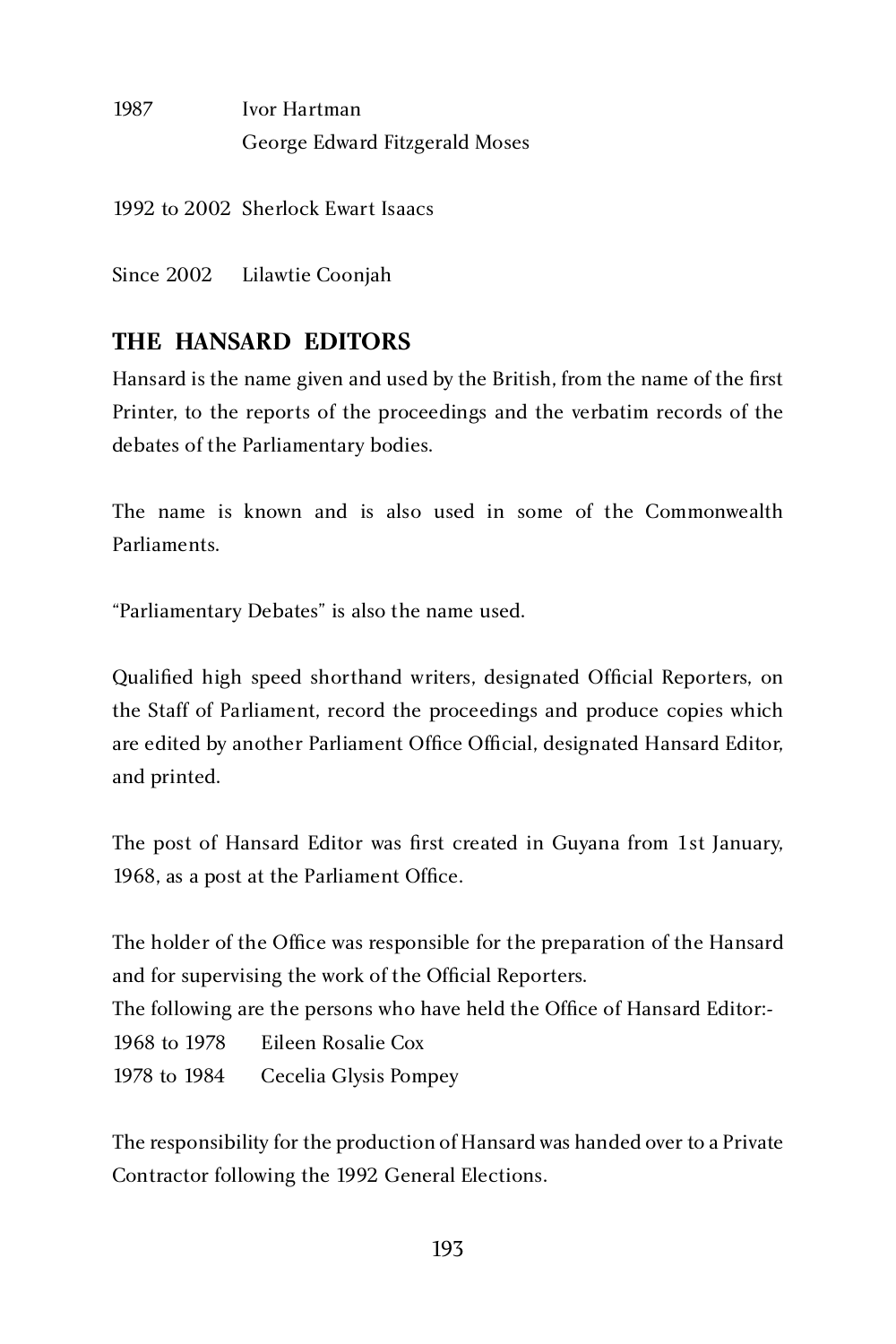1987 Ivor Hartman
George Edward Fitzgerald Moses

1992 to 2002 Sherlock Ewart Isaacs

Since 2002 Lilawtie Coonjah

## THE HANSARD EDITORS

Hansard is the name given and used by the British, from the name of the first Printer, to the reports of the proceedings and the verbatim records of the debates of the Parliamentary bodies.

The name is known and is also used in some of the Commonwealth Parliaments.

"Parliamentary Debates" is also the name used.

Qualified high speed shorthand writers, designated Official Reporters, on the Staff of Parliament, record the proceedings and produce copies which are edited by another Parliament Office Official, designated Hansard Editor, and printed.

The post of Hansard Editor was first created in Guyana from 1st January, 1968, as a post at the Parliament Office.

The holder of the Office was responsible for the preparation of the Hansard and for supervising the work of the Official Reporters.

The following are the persons who have held the Office of Hansard Editor:-

1968 to 1978 Eileen Rosalie Cox
1978 to 1984 Cecelia Glysis Pompey

The responsibility for the production of Hansard was handed over to a Private Contractor following the 1992 General Elections.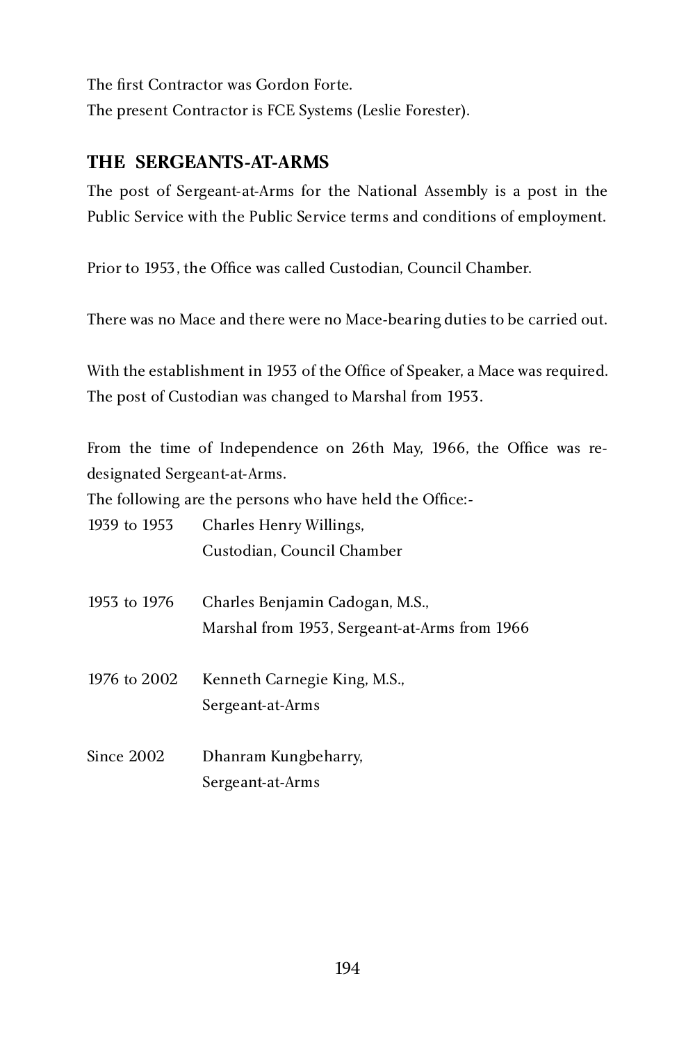The first Contractor was Gordon Forte.
The present Contractor is FCE Systems (Leslie Forester).

## THE SERGEANTS-AT-ARMS

The post of Sergeant-at-Arms for the National Assembly is a post in the Public Service with the Public Service terms and conditions of employment.

Prior to 1953, the Office was called Custodian, Council Chamber.

There was no Mace and there were no Mace-bearing duties to be carried out.

With the establishment in 1953 of the Office of Speaker, a Mace was required. The post of Custodian was changed to Marshal from 1953.

From the time of Independence on 26th May, 1966, the Office was re-designated Sergeant-at-Arms.

The following are the persons who have held the Office:-

| | |
|---|---|
| 1939 to 1953 | Charles Henry Willings, Custodian, Council Chamber |
| 1953 to 1976 | Charles Benjamin Cadogan, M.S., Marshal from 1953, Sergeant-at-Arms from 1966 |
| 1976 to 2002 | Kenneth Carnegie King, M.S., Sergeant-at-Arms |
| Since 2002 | Dhanram Kungbeharry, Sergeant-at-Arms |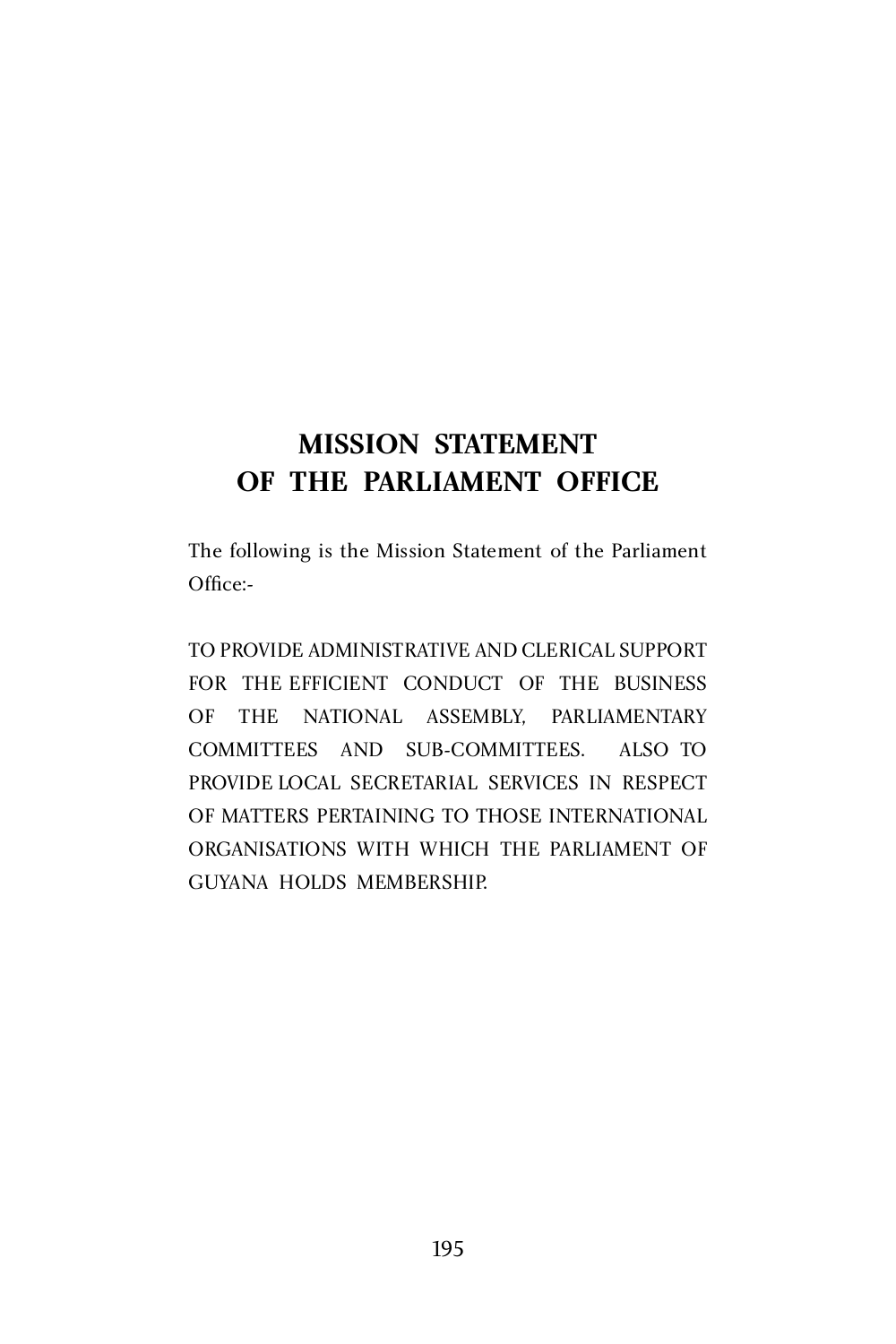# MISSION STATEMENT OF THE PARLIAMENT OFFICE

The following is the Mission Statement of the Parliament Office:-

TO PROVIDE ADMINISTRATIVE AND CLERICAL SUPPORT FOR THE EFFICIENT CONDUCT OF THE BUSINESS OF THE NATIONAL ASSEMBLY, PARLIAMENTARY COMMITTEES AND SUB-COMMITTEES. ALSO TO PROVIDE LOCAL SECRETARIAL SERVICES IN RESPECT OF MATTERS PERTAINING TO THOSE INTERNATIONAL ORGANISATIONS WITH WHICH THE PARLIAMENT OF GUYANA HOLDS MEMBERSHIP.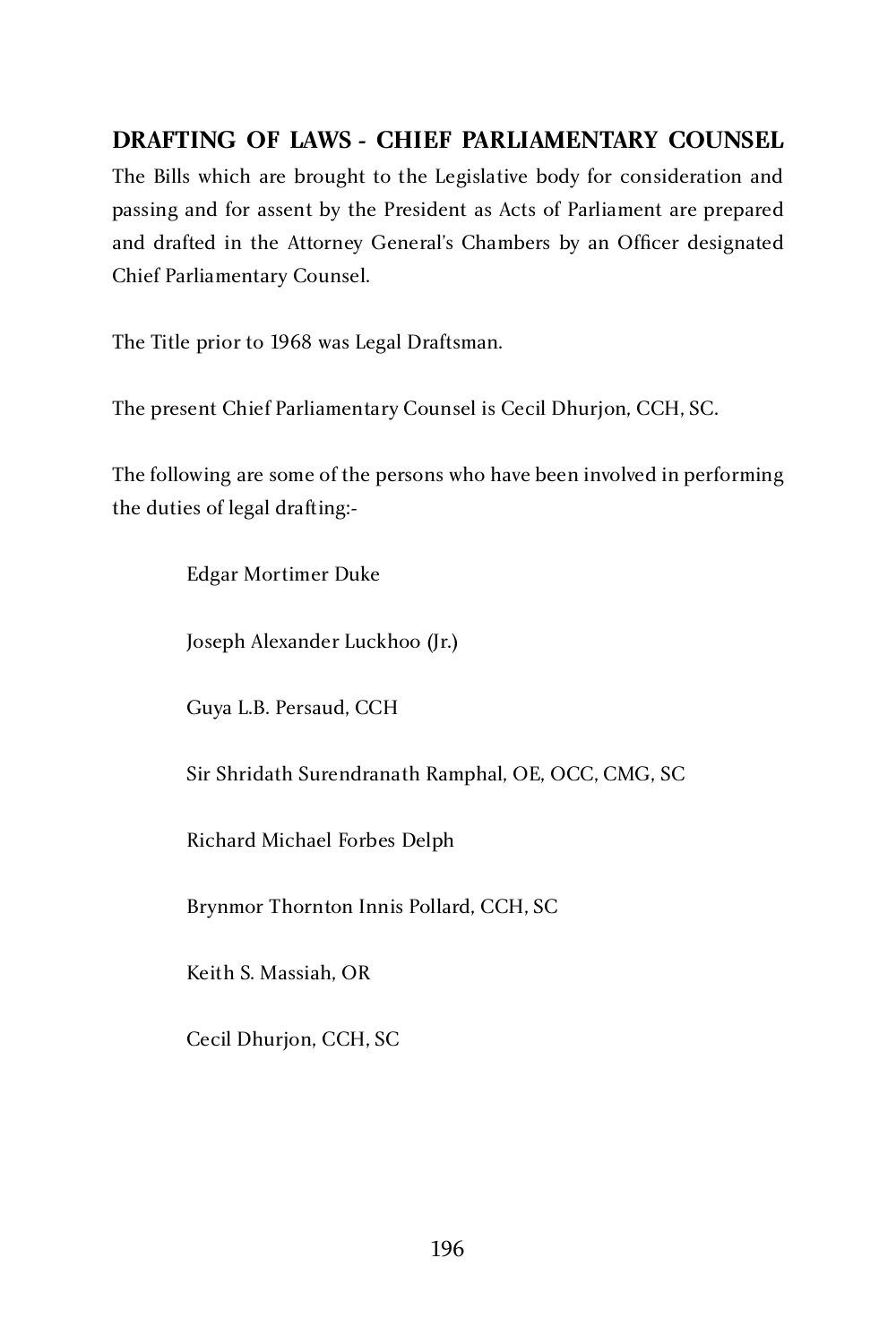## DRAFTING OF LAWS - CHIEF PARLIAMENTARY COUNSEL

The Bills which are brought to the Legislative body for consideration and passing and for assent by the President as Acts of Parliament are prepared and drafted in the Attorney General's Chambers by an Officer designated Chief Parliamentary Counsel.

The Title prior to 1968 was Legal Draftsman.

The present Chief Parliamentary Counsel is Cecil Dhurjon, CCH, SC.

The following are some of the persons who have been involved in performing the duties of legal drafting:-

Edgar Mortimer Duke

Joseph Alexander Luckhoo (Jr.)

Guya L.B. Persaud, CCH

Sir Shridath Surendranath Ramphal, OE, OCC, CMG, SC

Richard Michael Forbes Delph

Brynmor Thornton Innis Pollard, CCH, SC

Keith S. Massiah, OR

Cecil Dhurjon, CCH, SC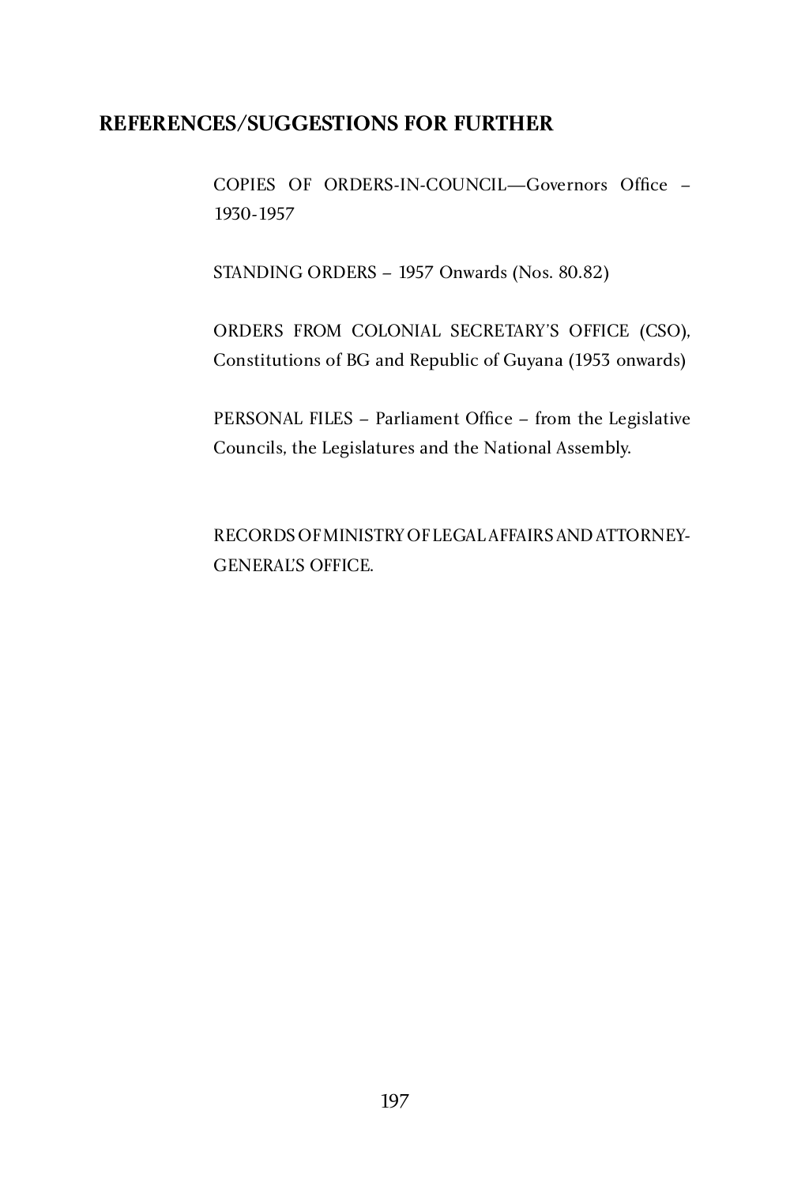## REFERENCES/SUGGESTIONS FOR FURTHER

COPIES OF ORDERS-IN-COUNCIL—Governors Office – 1930-1957

STANDING ORDERS – 1957 Onwards (Nos. 80.82)

ORDERS FROM COLONIAL SECRETARY'S OFFICE (CSO), Constitutions of BG and Republic of Guyana (1953 onwards)

PERSONAL FILES – Parliament Office – from the Legislative Councils, the Legislatures and the National Assembly.

RECORDS OF MINISTRY OF LEGAL AFFAIRS AND ATTORNEY-GENERAL'S OFFICE.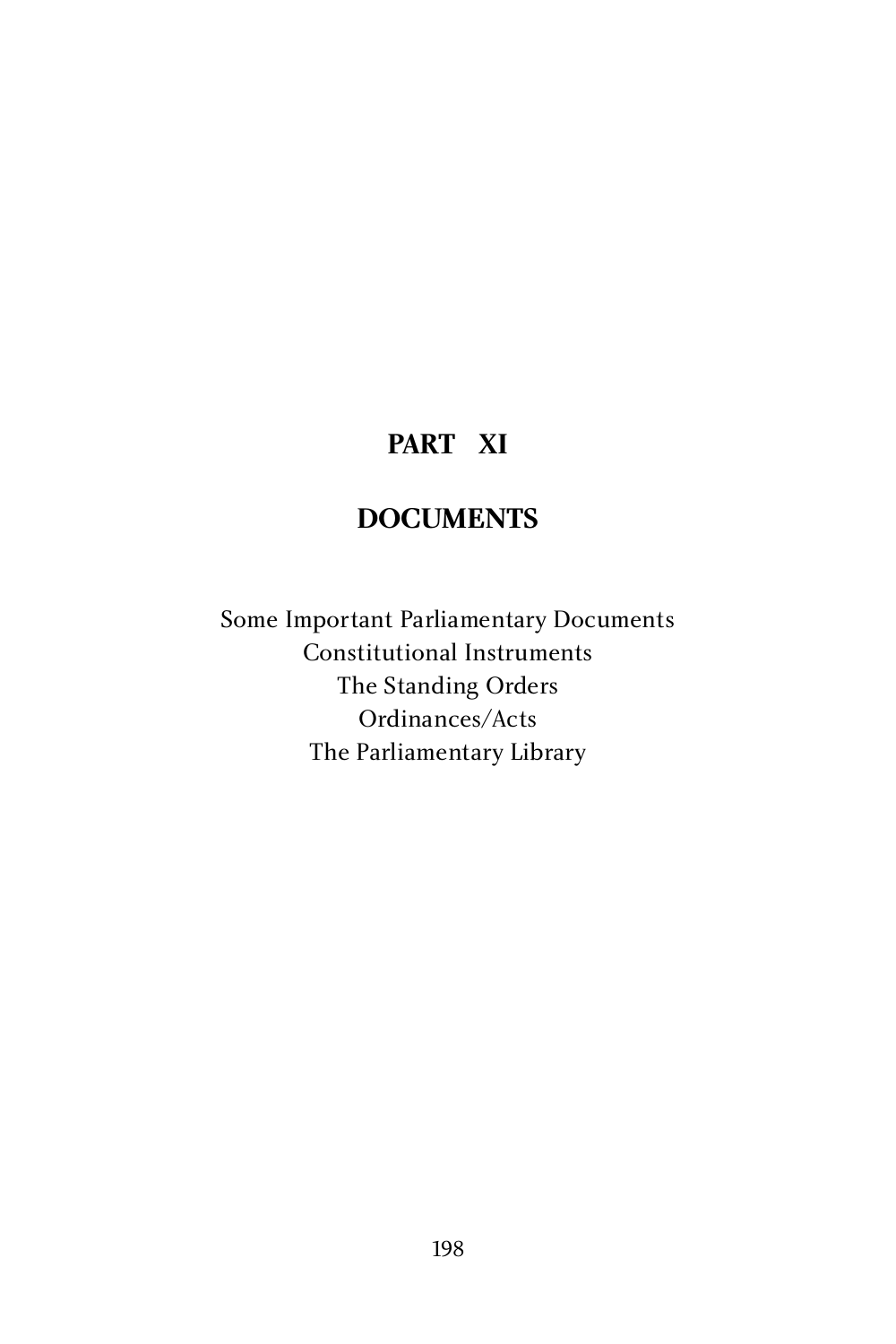# PART XI

# DOCUMENTS

Some Important Parliamentary Documents
Constitutional Instruments
The Standing Orders
Ordinances/Acts
The Parliamentary Library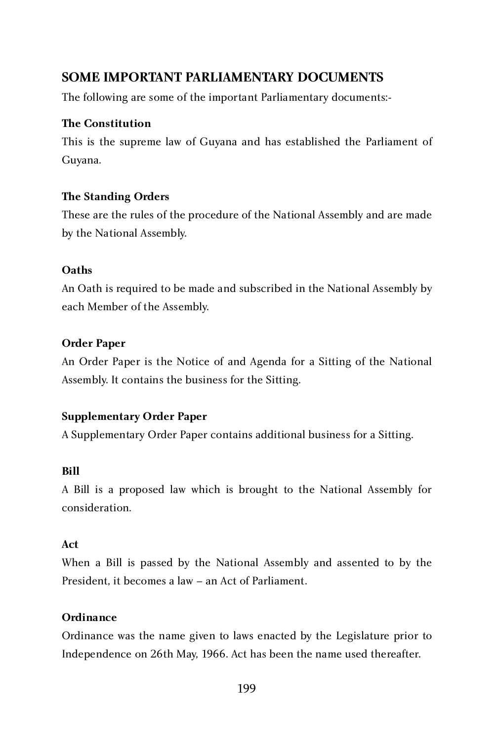## SOME IMPORTANT PARLIAMENTARY DOCUMENTS

The following are some of the important Parliamentary documents:-

### The Constitution

This is the supreme law of Guyana and has established the Parliament of Guyana.

### The Standing Orders

These are the rules of the procedure of the National Assembly and are made by the National Assembly.

### Oaths

An Oath is required to be made and subscribed in the National Assembly by each Member of the Assembly.

### Order Paper

An Order Paper is the Notice of and Agenda for a Sitting of the National Assembly. It contains the business for the Sitting.

### Supplementary Order Paper

A Supplementary Order Paper contains additional business for a Sitting.

### Bill

A Bill is a proposed law which is brought to the National Assembly for consideration.

### Act

When a Bill is passed by the National Assembly and assented to by the President, it becomes a law – an Act of Parliament.

### Ordinance

Ordinance was the name given to laws enacted by the Legislature prior to Independence on 26th May, 1966. Act has been the name used thereafter.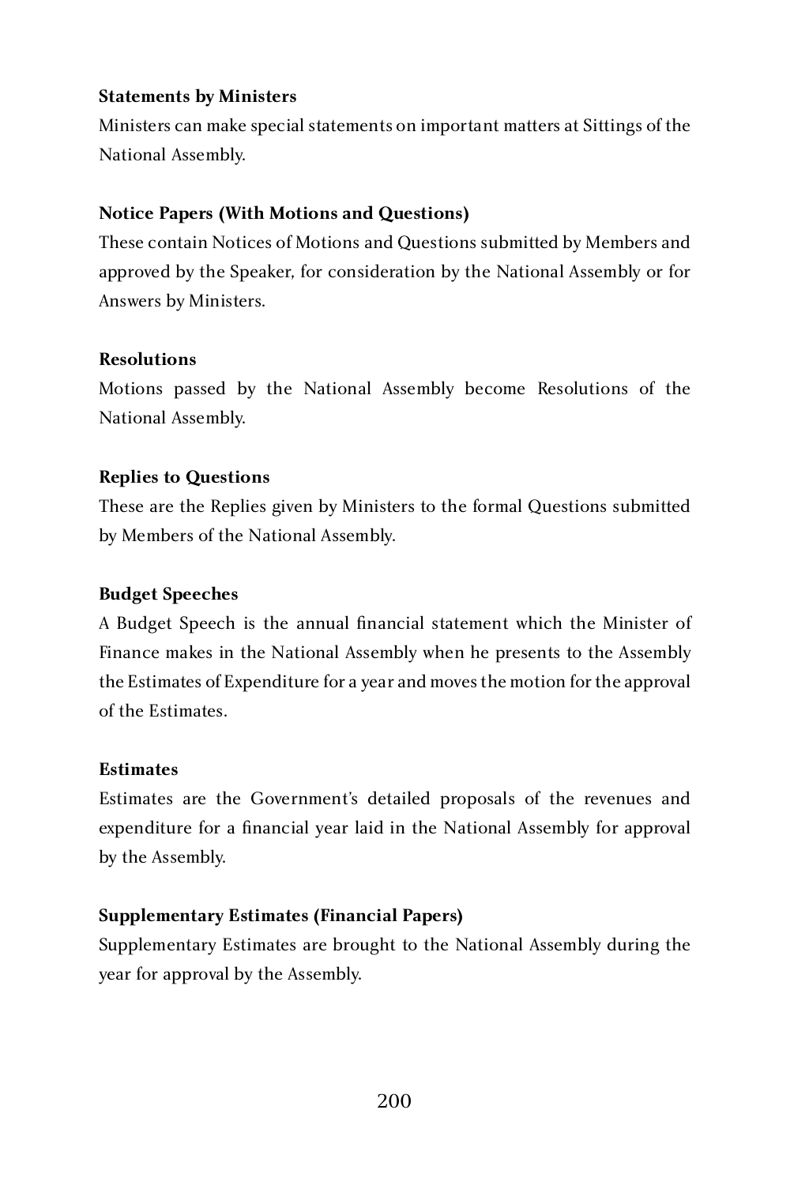**Statements by Ministers**

Ministers can make special statements on important matters at Sittings of the National Assembly.

**Notice Papers (With Motions and Questions)**

These contain Notices of Motions and Questions submitted by Members and approved by the Speaker, for consideration by the National Assembly or for Answers by Ministers.

**Resolutions**

Motions passed by the National Assembly become Resolutions of the National Assembly.

**Replies to Questions**

These are the Replies given by Ministers to the formal Questions submitted by Members of the National Assembly.

**Budget Speeches**

A Budget Speech is the annual financial statement which the Minister of Finance makes in the National Assembly when he presents to the Assembly the Estimates of Expenditure for a year and moves the motion for the approval of the Estimates.

**Estimates**

Estimates are the Government's detailed proposals of the revenues and expenditure for a financial year laid in the National Assembly for approval by the Assembly.

**Supplementary Estimates (Financial Papers)**

Supplementary Estimates are brought to the National Assembly during the year for approval by the Assembly.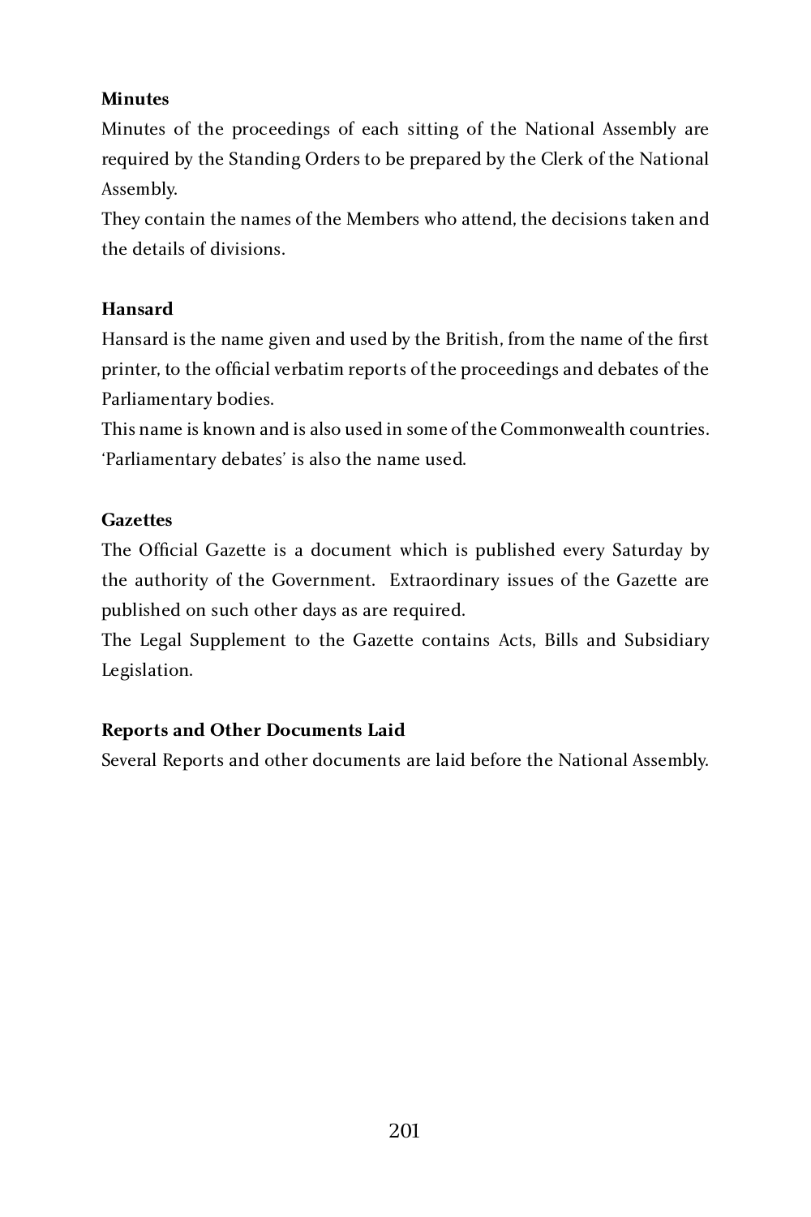**Minutes**

Minutes of the proceedings of each sitting of the National Assembly are required by the Standing Orders to be prepared by the Clerk of the National Assembly.

They contain the names of the Members who attend, the decisions taken and the details of divisions.

**Hansard**

Hansard is the name given and used by the British, from the name of the first printer, to the official verbatim reports of the proceedings and debates of the Parliamentary bodies.

This name is known and is also used in some of the Commonwealth countries. 'Parliamentary debates' is also the name used.

**Gazettes**

The Official Gazette is a document which is published every Saturday by the authority of the Government. Extraordinary issues of the Gazette are published on such other days as are required.

The Legal Supplement to the Gazette contains Acts, Bills and Subsidiary Legislation.

**Reports and Other Documents Laid**

Several Reports and other documents are laid before the National Assembly.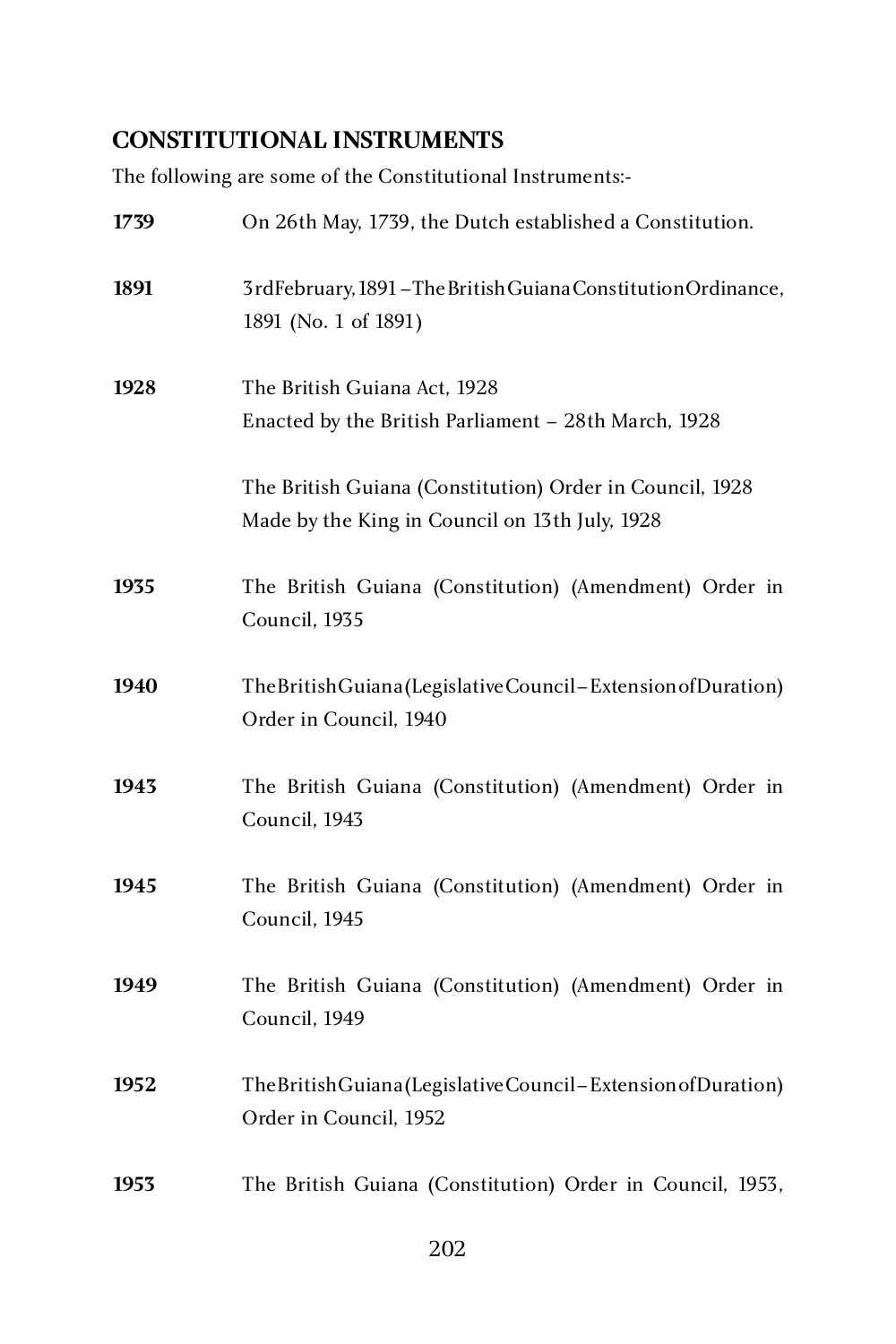## CONSTITUTIONAL INSTRUMENTS

The following are some of the Constitutional Instruments:-

| | |
|---|---|
| **1739** | On 26th May, 1739, the Dutch established a Constitution. |
| **1891** | 3rd February, 1891 – The British Guiana Constitution Ordinance, 1891 (No. 1 of 1891) |
| **1928** | The British Guiana Act, 1928<br>Enacted by the British Parliament – 28th March, 1928<br><br>The British Guiana (Constitution) Order in Council, 1928<br>Made by the King in Council on 13th July, 1928 |
| **1935** | The British Guiana (Constitution) (Amendment) Order in Council, 1935 |
| **1940** | The British Guiana (Legislative Council – Extension of Duration) Order in Council, 1940 |
| **1943** | The British Guiana (Constitution) (Amendment) Order in Council, 1943 |
| **1945** | The British Guiana (Constitution) (Amendment) Order in Council, 1945 |
| **1949** | The British Guiana (Constitution) (Amendment) Order in Council, 1949 |
| **1952** | The British Guiana (Legislative Council – Extension of Duration) Order in Council, 1952 |
| **1953** | The British Guiana (Constitution) Order in Council, 1953, |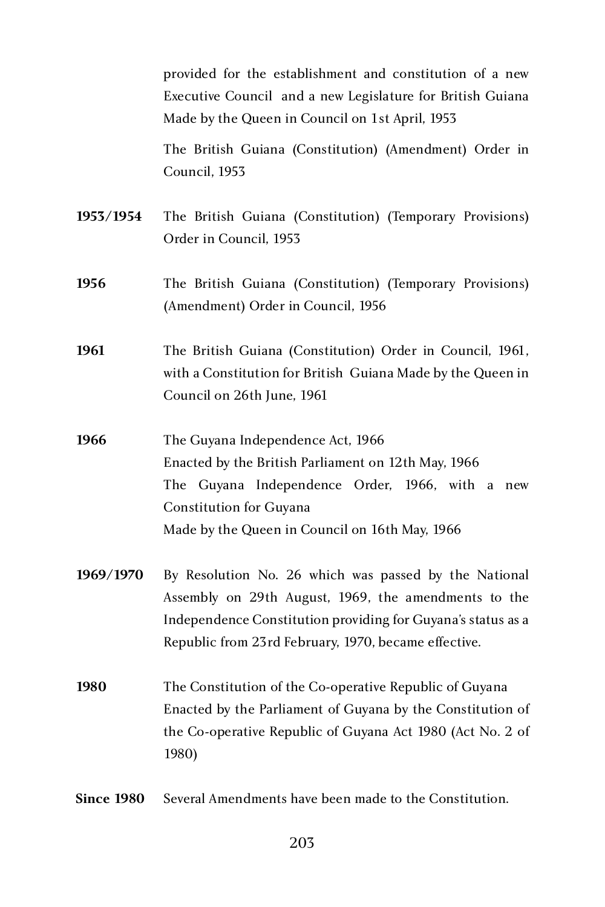provided for the establishment and constitution of a new Executive Council and a new Legislature for British Guiana Made by the Queen in Council on 1st April, 1953

The British Guiana (Constitution) (Amendment) Order in Council, 1953

**1953/1954** The British Guiana (Constitution) (Temporary Provisions) Order in Council, 1953

**1956** The British Guiana (Constitution) (Temporary Provisions) (Amendment) Order in Council, 1956

**1961** The British Guiana (Constitution) Order in Council, 1961, with a Constitution for British Guiana Made by the Queen in Council on 26th June, 1961

**1966** The Guyana Independence Act, 1966
Enacted by the British Parliament on 12th May, 1966
The Guyana Independence Order, 1966, with a new Constitution for Guyana
Made by the Queen in Council on 16th May, 1966

**1969/1970** By Resolution No. 26 which was passed by the National Assembly on 29th August, 1969, the amendments to the Independence Constitution providing for Guyana's status as a Republic from 23rd February, 1970, became effective.

**1980** The Constitution of the Co-operative Republic of Guyana
Enacted by the Parliament of Guyana by the Constitution of the Co-operative Republic of Guyana Act 1980 (Act No. 2 of 1980)

**Since 1980** Several Amendments have been made to the Constitution.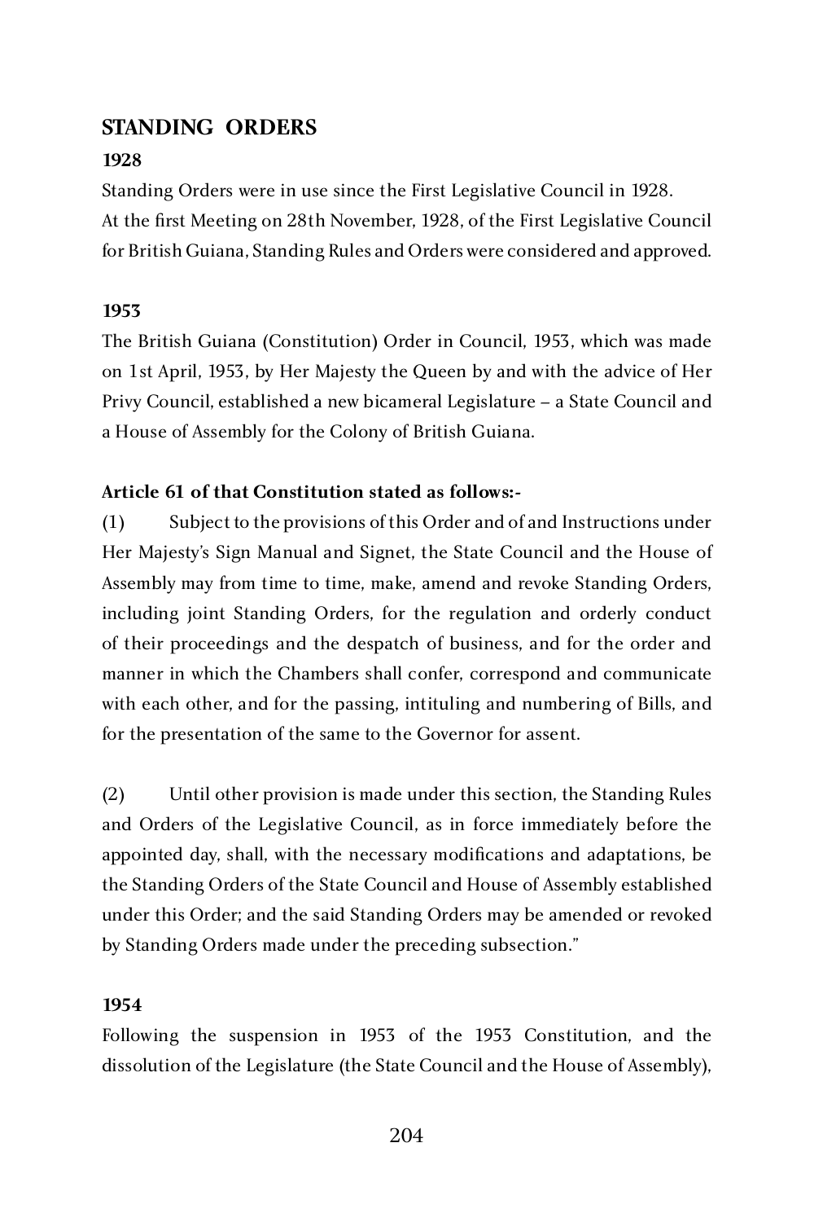## STANDING ORDERS

### 1928

Standing Orders were in use since the First Legislative Council in 1928.
At the first Meeting on 28th November, 1928, of the First Legislative Council for British Guiana, Standing Rules and Orders were considered and approved.

### 1953

The British Guiana (Constitution) Order in Council, 1953, which was made on 1st April, 1953, by Her Majesty the Queen by and with the advice of Her Privy Council, established a new bicameral Legislature – a State Council and a House of Assembly for the Colony of British Guiana.

**Article 61 of that Constitution stated as follows:-**

(1) Subject to the provisions of this Order and of and Instructions under Her Majesty's Sign Manual and Signet, the State Council and the House of Assembly may from time to time, make, amend and revoke Standing Orders, including joint Standing Orders, for the regulation and orderly conduct of their proceedings and the despatch of business, and for the order and manner in which the Chambers shall confer, correspond and communicate with each other, and for the passing, intituling and numbering of Bills, and for the presentation of the same to the Governor for assent.

(2) Until other provision is made under this section, the Standing Rules and Orders of the Legislative Council, as in force immediately before the appointed day, shall, with the necessary modifications and adaptations, be the Standing Orders of the State Council and House of Assembly established under this Order; and the said Standing Orders may be amended or revoked by Standing Orders made under the preceding subsection."

### 1954

Following the suspension in 1953 of the 1953 Constitution, and the dissolution of the Legislature (the State Council and the House of Assembly),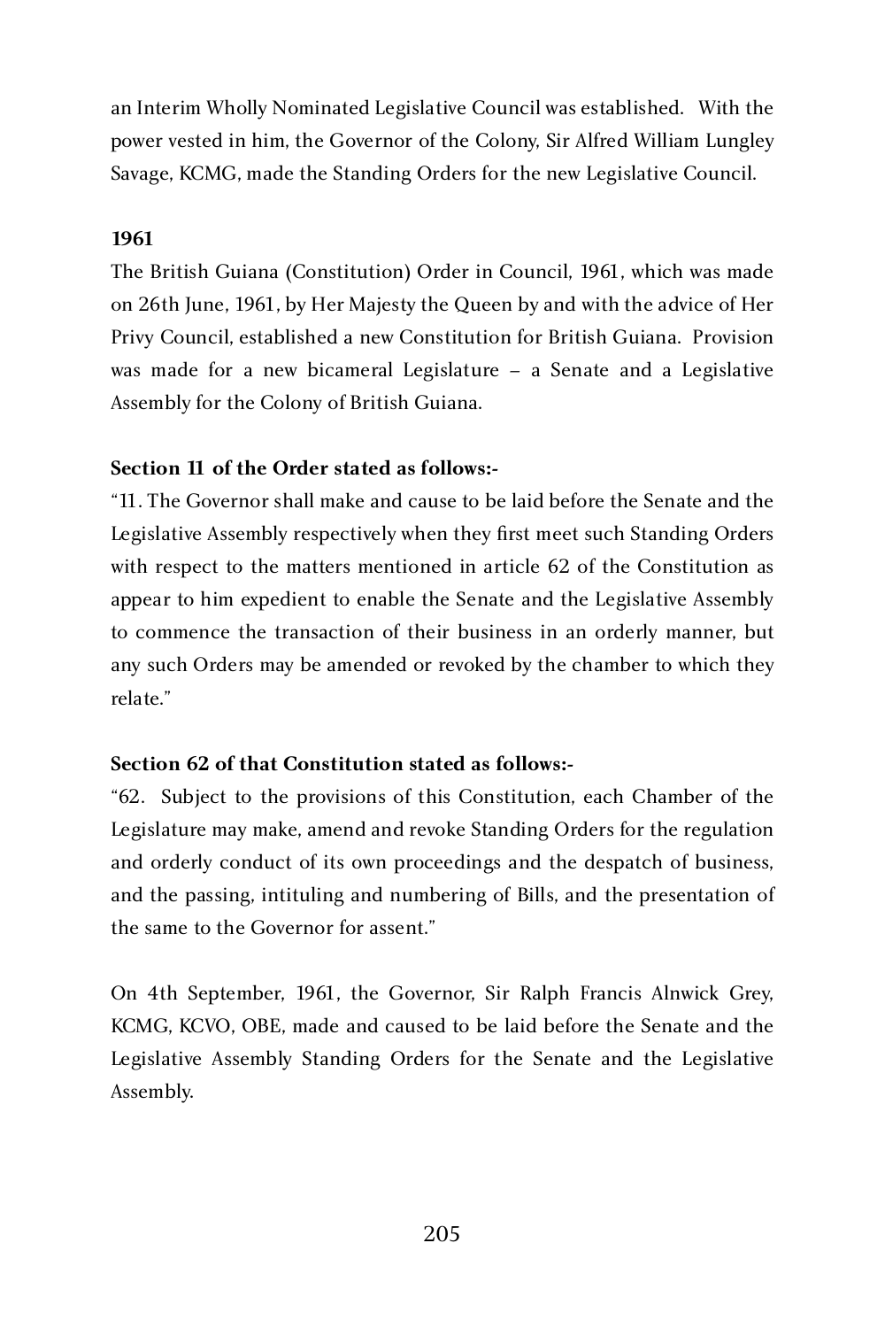an Interim Wholly Nominated Legislative Council was established. With the power vested in him, the Governor of the Colony, Sir Alfred William Lungley Savage, KCMG, made the Standing Orders for the new Legislative Council.

**1961**

The British Guiana (Constitution) Order in Council, 1961, which was made on 26th June, 1961, by Her Majesty the Queen by and with the advice of Her Privy Council, established a new Constitution for British Guiana. Provision was made for a new bicameral Legislature – a Senate and a Legislative Assembly for the Colony of British Guiana.

**Section 11 of the Order stated as follows:-**

"11. The Governor shall make and cause to be laid before the Senate and the Legislative Assembly respectively when they first meet such Standing Orders with respect to the matters mentioned in article 62 of the Constitution as appear to him expedient to enable the Senate and the Legislative Assembly to commence the transaction of their business in an orderly manner, but any such Orders may be amended or revoked by the chamber to which they relate."

**Section 62 of that Constitution stated as follows:-**

"62. Subject to the provisions of this Constitution, each Chamber of the Legislature may make, amend and revoke Standing Orders for the regulation and orderly conduct of its own proceedings and the despatch of business, and the passing, intituling and numbering of Bills, and the presentation of the same to the Governor for assent."

On 4th September, 1961, the Governor, Sir Ralph Francis Alnwick Grey, KCMG, KCVO, OBE, made and caused to be laid before the Senate and the Legislative Assembly Standing Orders for the Senate and the Legislative Assembly.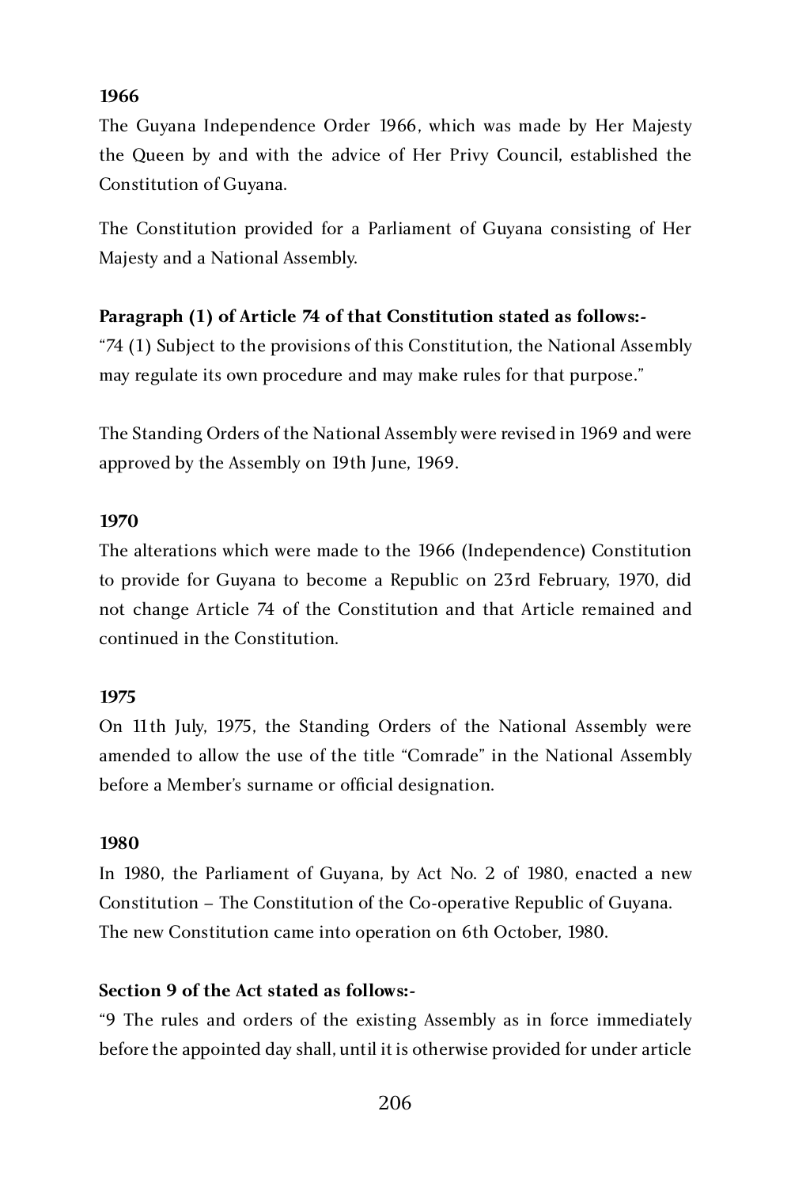**1966**

The Guyana Independence Order 1966, which was made by Her Majesty the Queen by and with the advice of Her Privy Council, established the Constitution of Guyana.

The Constitution provided for a Parliament of Guyana consisting of Her Majesty and a National Assembly.

**Paragraph (1) of Article 74 of that Constitution stated as follows:-**

"74 (1) Subject to the provisions of this Constitution, the National Assembly may regulate its own procedure and may make rules for that purpose."

The Standing Orders of the National Assembly were revised in 1969 and were approved by the Assembly on 19th June, 1969.

**1970**

The alterations which were made to the 1966 (Independence) Constitution to provide for Guyana to become a Republic on 23rd February, 1970, did not change Article 74 of the Constitution and that Article remained and continued in the Constitution.

**1975**

On 11th July, 1975, the Standing Orders of the National Assembly were amended to allow the use of the title "Comrade" in the National Assembly before a Member's surname or official designation.

**1980**

In 1980, the Parliament of Guyana, by Act No. 2 of 1980, enacted a new Constitution – The Constitution of the Co-operative Republic of Guyana. The new Constitution came into operation on 6th October, 1980.

**Section 9 of the Act stated as follows:-**

"9 The rules and orders of the existing Assembly as in force immediately before the appointed day shall, until it is otherwise provided for under article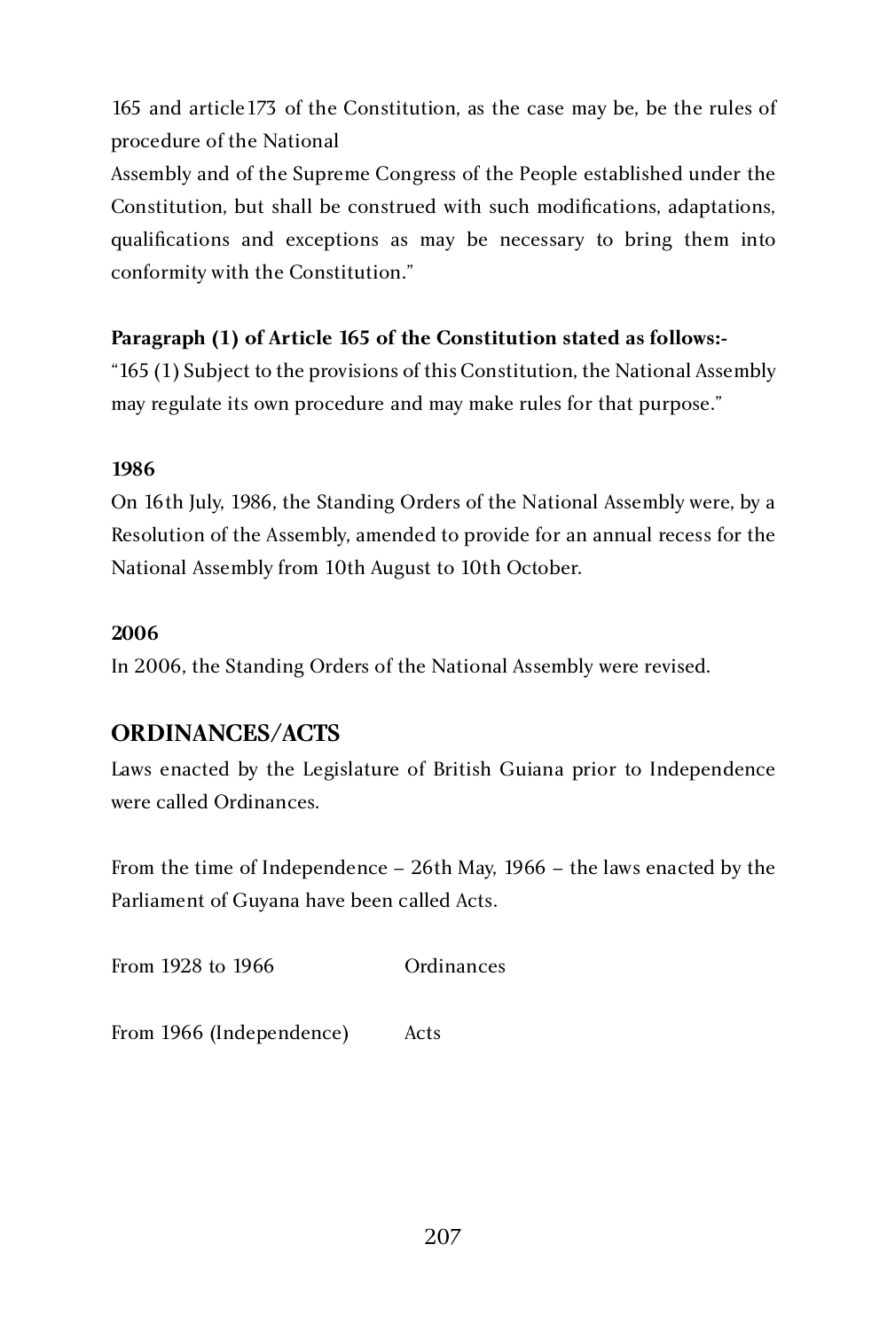165 and article173 of the Constitution, as the case may be, be the rules of procedure of the National

Assembly and of the Supreme Congress of the People established under the Constitution, but shall be construed with such modifications, adaptations, qualifications and exceptions as may be necessary to bring them into conformity with the Constitution."

**Paragraph (1) of Article 165 of the Constitution stated as follows:-**

"165 (1) Subject to the provisions of this Constitution, the National Assembly may regulate its own procedure and may make rules for that purpose."

**1986**

On 16th July, 1986, the Standing Orders of the National Assembly were, by a Resolution of the Assembly, amended to provide for an annual recess for the National Assembly from 10th August to 10th October.

**2006**

In 2006, the Standing Orders of the National Assembly were revised.

## ORDINANCES/ACTS

Laws enacted by the Legislature of British Guiana prior to Independence were called Ordinances.

From the time of Independence – 26th May, 1966 – the laws enacted by the Parliament of Guyana have been called Acts.

| | |
|---|---|
| From 1928 to 1966 | Ordinances |
| From 1966 (Independence) | Acts |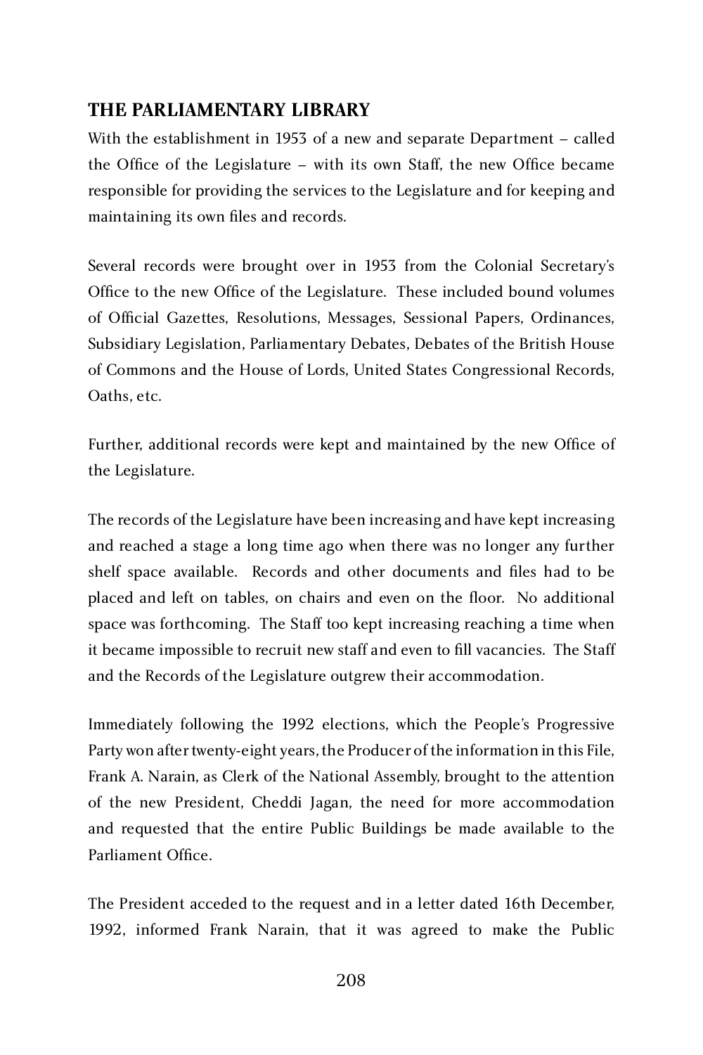## THE PARLIAMENTARY LIBRARY

With the establishment in 1953 of a new and separate Department – called the Office of the Legislature – with its own Staff, the new Office became responsible for providing the services to the Legislature and for keeping and maintaining its own files and records.

Several records were brought over in 1953 from the Colonial Secretary's Office to the new Office of the Legislature. These included bound volumes of Official Gazettes, Resolutions, Messages, Sessional Papers, Ordinances, Subsidiary Legislation, Parliamentary Debates, Debates of the British House of Commons and the House of Lords, United States Congressional Records, Oaths, etc.

Further, additional records were kept and maintained by the new Office of the Legislature.

The records of the Legislature have been increasing and have kept increasing and reached a stage a long time ago when there was no longer any further shelf space available. Records and other documents and files had to be placed and left on tables, on chairs and even on the floor. No additional space was forthcoming. The Staff too kept increasing reaching a time when it became impossible to recruit new staff and even to fill vacancies. The Staff and the Records of the Legislature outgrew their accommodation.

Immediately following the 1992 elections, which the People's Progressive Party won after twenty-eight years, the Producer of the information in this File, Frank A. Narain, as Clerk of the National Assembly, brought to the attention of the new President, Cheddi Jagan, the need for more accommodation and requested that the entire Public Buildings be made available to the Parliament Office.

The President acceded to the request and in a letter dated 16th December, 1992, informed Frank Narain, that it was agreed to make the Public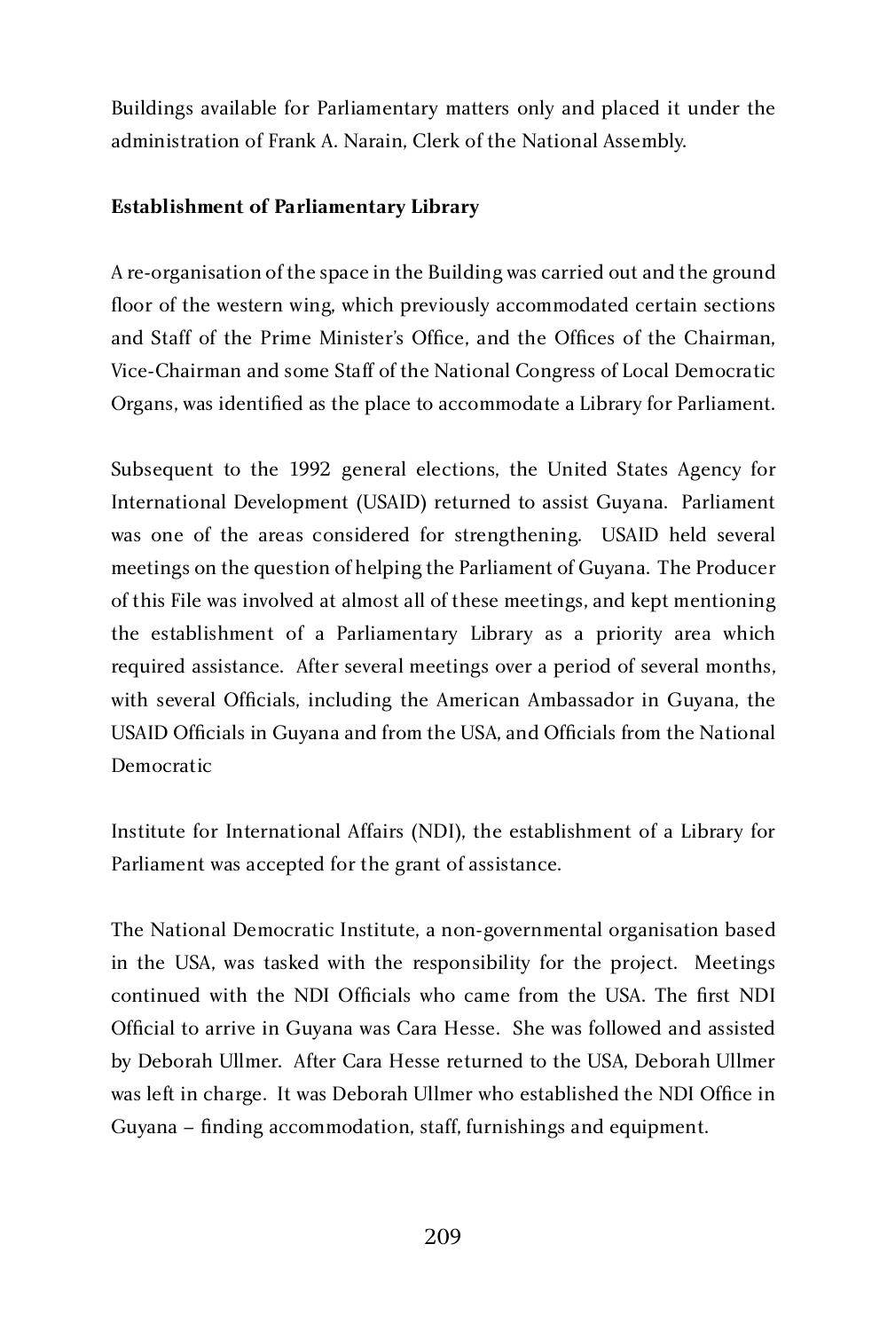Buildings available for Parliamentary matters only and placed it under the administration of Frank A. Narain, Clerk of the National Assembly.

**Establishment of Parliamentary Library**

A re-organisation of the space in the Building was carried out and the ground floor of the western wing, which previously accommodated certain sections and Staff of the Prime Minister's Office, and the Offices of the Chairman, Vice-Chairman and some Staff of the National Congress of Local Democratic Organs, was identified as the place to accommodate a Library for Parliament.

Subsequent to the 1992 general elections, the United States Agency for International Development (USAID) returned to assist Guyana. Parliament was one of the areas considered for strengthening. USAID held several meetings on the question of helping the Parliament of Guyana. The Producer of this File was involved at almost all of these meetings, and kept mentioning the establishment of a Parliamentary Library as a priority area which required assistance. After several meetings over a period of several months, with several Officials, including the American Ambassador in Guyana, the USAID Officials in Guyana and from the USA, and Officials from the National Democratic

Institute for International Affairs (NDI), the establishment of a Library for Parliament was accepted for the grant of assistance.

The National Democratic Institute, a non-governmental organisation based in the USA, was tasked with the responsibility for the project. Meetings continued with the NDI Officials who came from the USA. The first NDI Official to arrive in Guyana was Cara Hesse. She was followed and assisted by Deborah Ullmer. After Cara Hesse returned to the USA, Deborah Ullmer was left in charge. It was Deborah Ullmer who established the NDI Office in Guyana – finding accommodation, staff, furnishings and equipment.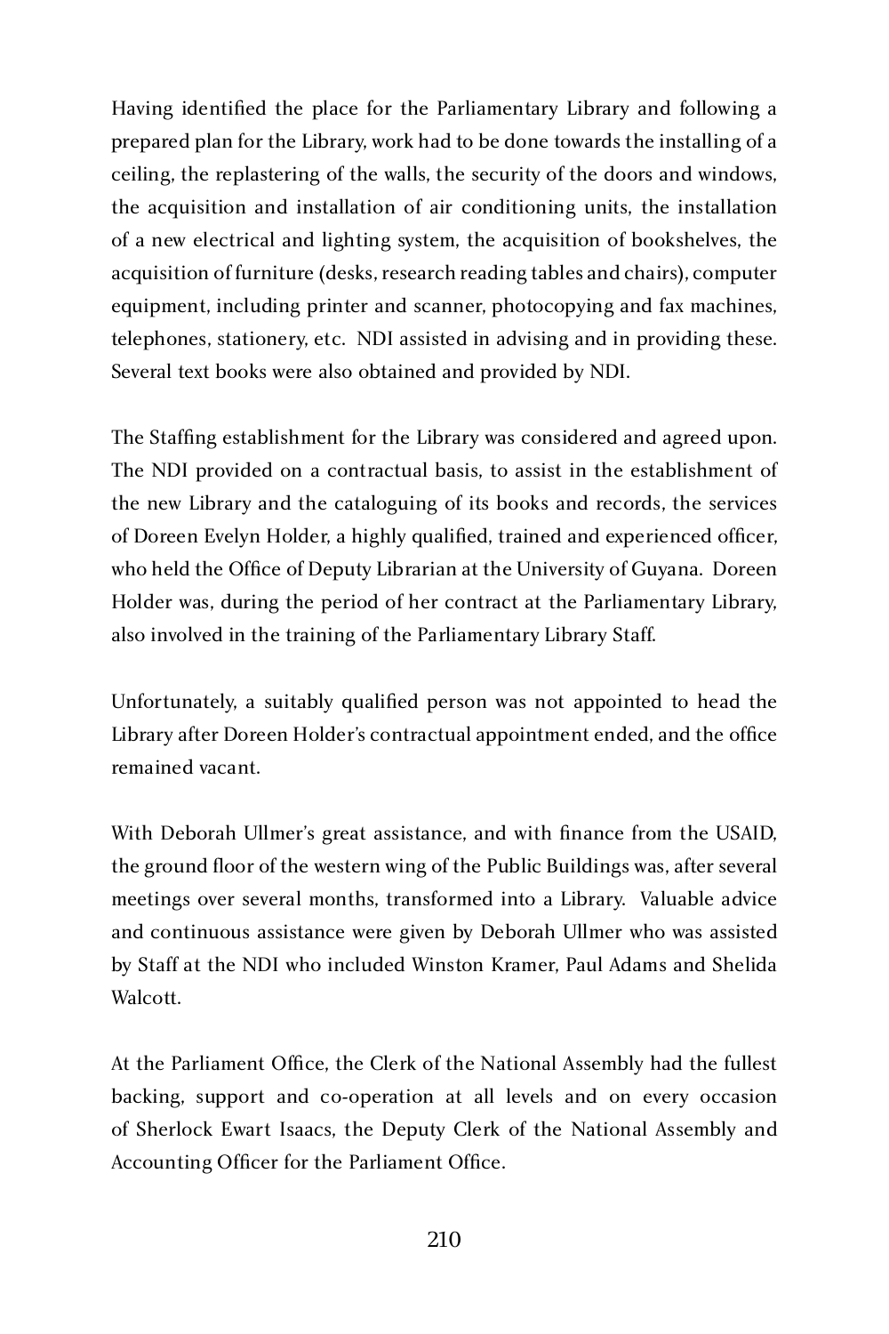Having identified the place for the Parliamentary Library and following a prepared plan for the Library, work had to be done towards the installing of a ceiling, the replastering of the walls, the security of the doors and windows, the acquisition and installation of air conditioning units, the installation of a new electrical and lighting system, the acquisition of bookshelves, the acquisition of furniture (desks, research reading tables and chairs), computer equipment, including printer and scanner, photocopying and fax machines, telephones, stationery, etc. NDI assisted in advising and in providing these. Several text books were also obtained and provided by NDI.

The Staffing establishment for the Library was considered and agreed upon. The NDI provided on a contractual basis, to assist in the establishment of the new Library and the cataloguing of its books and records, the services of Doreen Evelyn Holder, a highly qualified, trained and experienced officer, who held the Office of Deputy Librarian at the University of Guyana. Doreen Holder was, during the period of her contract at the Parliamentary Library, also involved in the training of the Parliamentary Library Staff.

Unfortunately, a suitably qualified person was not appointed to head the Library after Doreen Holder's contractual appointment ended, and the office remained vacant.

With Deborah Ullmer's great assistance, and with finance from the USAID, the ground floor of the western wing of the Public Buildings was, after several meetings over several months, transformed into a Library. Valuable advice and continuous assistance were given by Deborah Ullmer who was assisted by Staff at the NDI who included Winston Kramer, Paul Adams and Shelida Walcott.

At the Parliament Office, the Clerk of the National Assembly had the fullest backing, support and co-operation at all levels and on every occasion of Sherlock Ewart Isaacs, the Deputy Clerk of the National Assembly and Accounting Officer for the Parliament Office.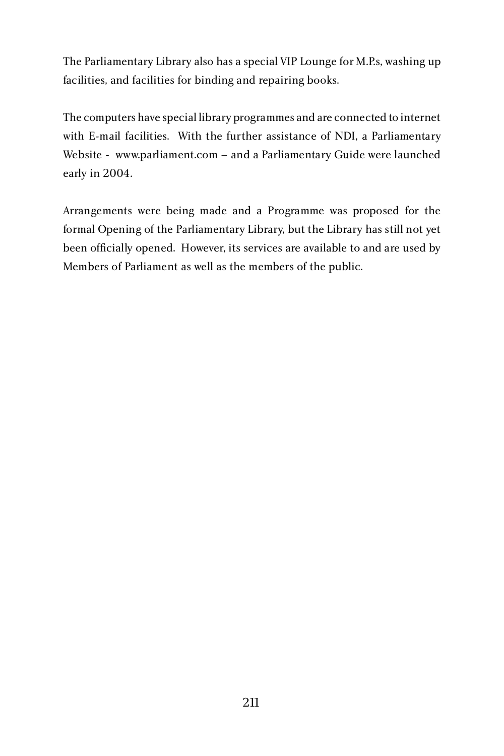The Parliamentary Library also has a special VIP Lounge for M.P.s, washing up facilities, and facilities for binding and repairing books.

The computers have special library programmes and are connected to internet with E-mail facilities.  With the further assistance of NDI, a Parliamentary Website -  www.parliament.com – and a Parliamentary Guide were launched early in 2004.

Arrangements were being made and a Programme was proposed for the formal Opening of the Parliamentary Library, but the Library has still not yet been officially opened.  However, its services are available to and are used by Members of Parliament as well as the members of the public.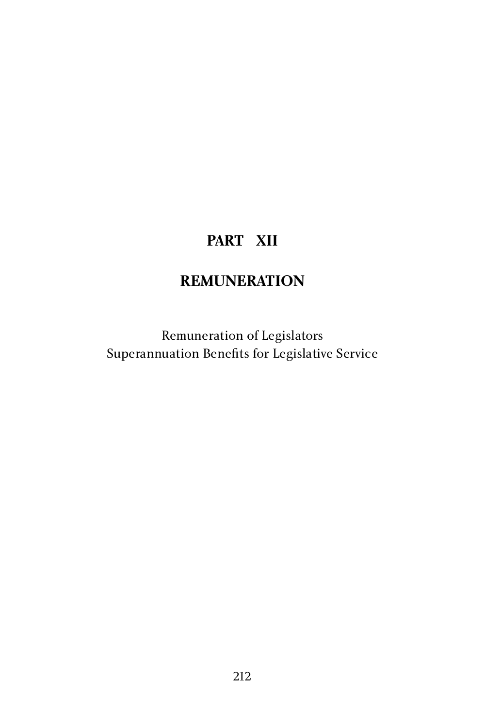# PART XII

# REMUNERATION

Remuneration of Legislators
Superannuation Benefits for Legislative Service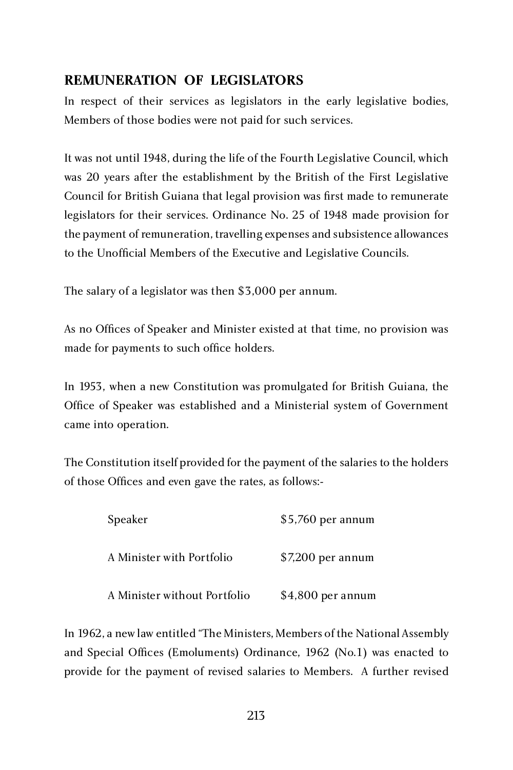## REMUNERATION OF LEGISLATORS

In respect of their services as legislators in the early legislative bodies, Members of those bodies were not paid for such services.

It was not until 1948, during the life of the Fourth Legislative Council, which was 20 years after the establishment by the British of the First Legislative Council for British Guiana that legal provision was first made to remunerate legislators for their services. Ordinance No. 25 of 1948 made provision for the payment of remuneration, travelling expenses and subsistence allowances to the Unofficial Members of the Executive and Legislative Councils.

The salary of a legislator was then $3,000 per annum.

As no Offices of Speaker and Minister existed at that time, no provision was made for payments to such office holders.

In 1953, when a new Constitution was promulgated for British Guiana, the Office of Speaker was established and a Ministerial system of Government came into operation.

The Constitution itself provided for the payment of the salaries to the holders of those Offices and even gave the rates, as follows:-

| | |
|---|---|
| Speaker | $5,760 per annum |
| A Minister with Portfolio | $7,200 per annum |
| A Minister without Portfolio | $4,800 per annum |

In 1962, a new law entitled "The Ministers, Members of the National Assembly and Special Offices (Emoluments) Ordinance, 1962 (No.1) was enacted to provide for the payment of revised salaries to Members. A further revised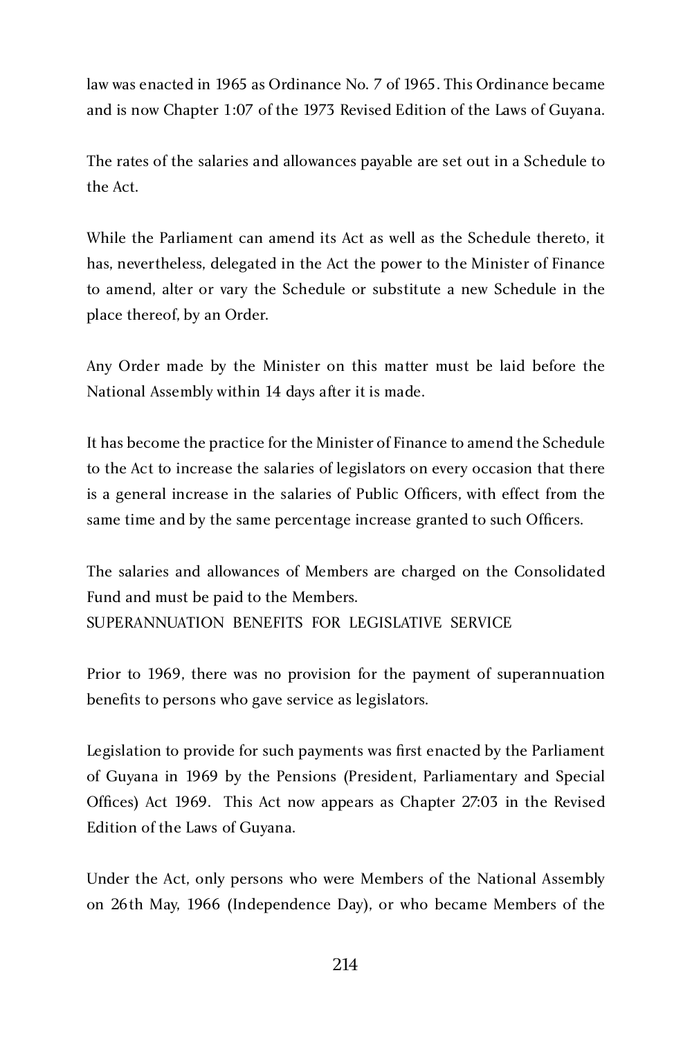law was enacted in 1965 as Ordinance No. 7 of 1965. This Ordinance became and is now Chapter 1:07 of the 1973 Revised Edition of the Laws of Guyana.

The rates of the salaries and allowances payable are set out in a Schedule to the Act.

While the Parliament can amend its Act as well as the Schedule thereto, it has, nevertheless, delegated in the Act the power to the Minister of Finance to amend, alter or vary the Schedule or substitute a new Schedule in the place thereof, by an Order.

Any Order made by the Minister on this matter must be laid before the National Assembly within 14 days after it is made.

It has become the practice for the Minister of Finance to amend the Schedule to the Act to increase the salaries of legislators on every occasion that there is a general increase in the salaries of Public Officers, with effect from the same time and by the same percentage increase granted to such Officers.

The salaries and allowances of Members are charged on the Consolidated Fund and must be paid to the Members.

## SUPERANNUATION BENEFITS FOR LEGISLATIVE SERVICE

Prior to 1969, there was no provision for the payment of superannuation benefits to persons who gave service as legislators.

Legislation to provide for such payments was first enacted by the Parliament of Guyana in 1969 by the Pensions (President, Parliamentary and Special Offices) Act 1969. This Act now appears as Chapter 27:03 in the Revised Edition of the Laws of Guyana.

Under the Act, only persons who were Members of the National Assembly on 26th May, 1966 (Independence Day), or who became Members of the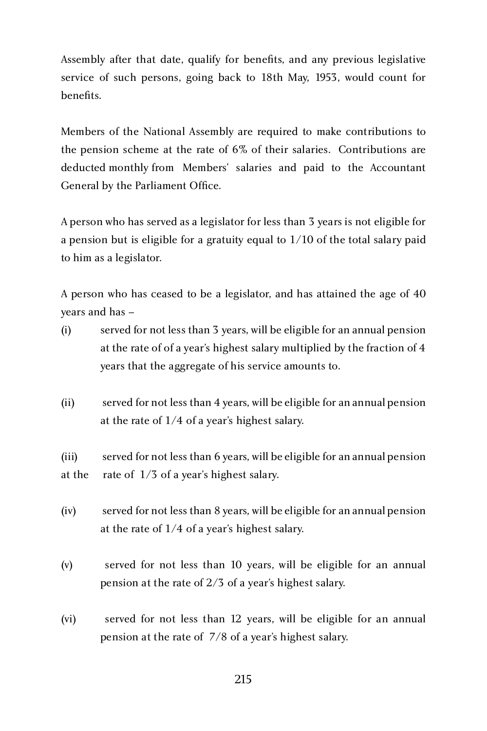Assembly after that date, qualify for benefits, and any previous legislative service of such persons, going back to 18th May, 1953, would count for benefits.

Members of the National Assembly are required to make contributions to the pension scheme at the rate of 6% of their salaries. Contributions are deducted monthly from Members' salaries and paid to the Accountant General by the Parliament Office.

A person who has served as a legislator for less than 3 years is not eligible for a pension but is eligible for a gratuity equal to 1/10 of the total salary paid to him as a legislator.

A person who has ceased to be a legislator, and has attained the age of 40 years and has –

(i) served for not less than 3 years, will be eligible for an annual pension at the rate of of a year's highest salary multiplied by the fraction of 4 years that the aggregate of his service amounts to.

(ii) served for not less than 4 years, will be eligible for an annual pension at the rate of 1/4 of a year's highest salary.

(iii) served for not less than 6 years, will be eligible for an annual pension at the rate of 1/3 of a year's highest salary.

(iv) served for not less than 8 years, will be eligible for an annual pension at the rate of 1/4 of a year's highest salary.

(v) served for not less than 10 years, will be eligible for an annual pension at the rate of 2/3 of a year's highest salary.

(vi) served for not less than 12 years, will be eligible for an annual pension at the rate of 7/8 of a year's highest salary.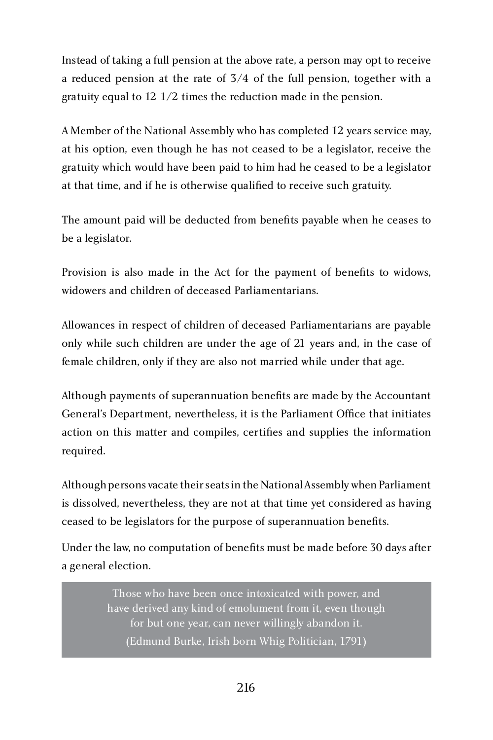Instead of taking a full pension at the above rate, a person may opt to receive a reduced pension at the rate of 3/4 of the full pension, together with a gratuity equal to 12 1/2 times the reduction made in the pension.

A Member of the National Assembly who has completed 12 years service may, at his option, even though he has not ceased to be a legislator, receive the gratuity which would have been paid to him had he ceased to be a legislator at that time, and if he is otherwise qualified to receive such gratuity.

The amount paid will be deducted from benefits payable when he ceases to be a legislator.

Provision is also made in the Act for the payment of benefits to widows, widowers and children of deceased Parliamentarians.

Allowances in respect of children of deceased Parliamentarians are payable only while such children are under the age of 21 years and, in the case of female children, only if they are also not married while under that age.

Although payments of superannuation benefits are made by the Accountant General's Department, nevertheless, it is the Parliament Office that initiates action on this matter and compiles, certifies and supplies the information required.

Although persons vacate their seats in the National Assembly when Parliament is dissolved, nevertheless, they are not at that time yet considered as having ceased to be legislators for the purpose of superannuation benefits.

Under the law, no computation of benefits must be made before 30 days after a general election.

> Those who have been once intoxicated with power, and have derived any kind of emolument from it, even though for but one year, can never willingly abandon it.
> (Edmund Burke, Irish born Whig Politician, 1791)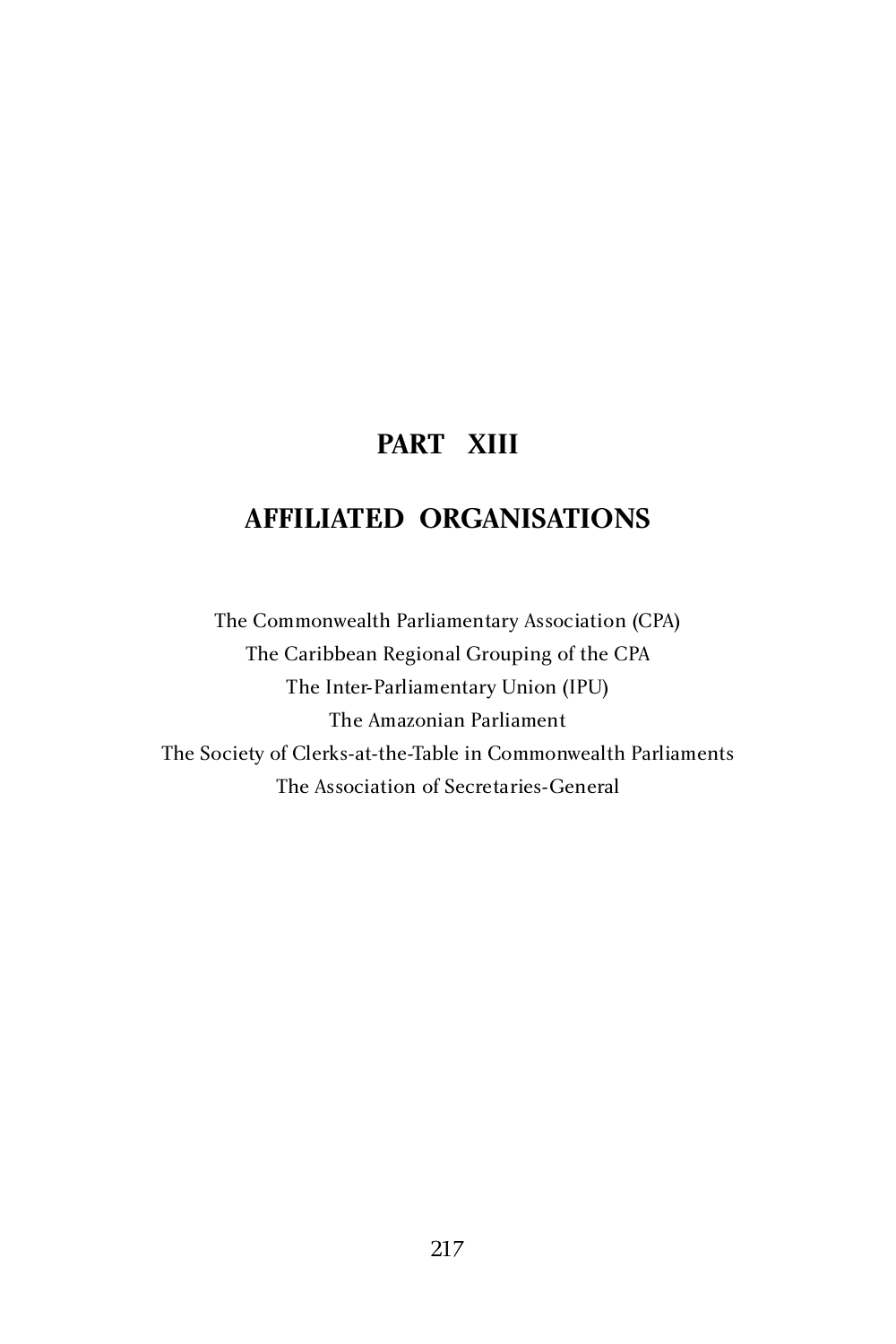# PART XIII

# AFFILIATED ORGANISATIONS

The Commonwealth Parliamentary Association (CPA)
The Caribbean Regional Grouping of the CPA
The Inter-Parliamentary Union (IPU)
The Amazonian Parliament
The Society of Clerks-at-the-Table in Commonwealth Parliaments
The Association of Secretaries-General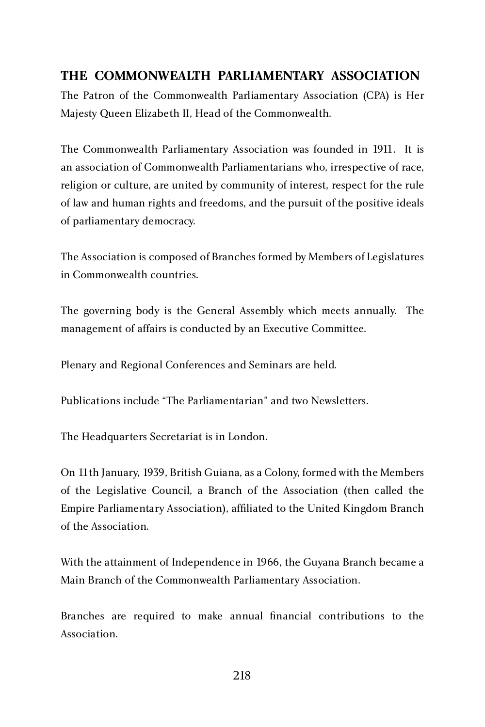## THE COMMONWEALTH PARLIAMENTARY ASSOCIATION

The Patron of the Commonwealth Parliamentary Association (CPA) is Her Majesty Queen Elizabeth II, Head of the Commonwealth.

The Commonwealth Parliamentary Association was founded in 1911. It is an association of Commonwealth Parliamentarians who, irrespective of race, religion or culture, are united by community of interest, respect for the rule of law and human rights and freedoms, and the pursuit of the positive ideals of parliamentary democracy.

The Association is composed of Branches formed by Members of Legislatures in Commonwealth countries.

The governing body is the General Assembly which meets annually. The management of affairs is conducted by an Executive Committee.

Plenary and Regional Conferences and Seminars are held.

Publications include "The Parliamentarian" and two Newsletters.

The Headquarters Secretariat is in London.

On 11th January, 1939, British Guiana, as a Colony, formed with the Members of the Legislative Council, a Branch of the Association (then called the Empire Parliamentary Association), affiliated to the United Kingdom Branch of the Association.

With the attainment of Independence in 1966, the Guyana Branch became a Main Branch of the Commonwealth Parliamentary Association.

Branches are required to make annual financial contributions to the Association.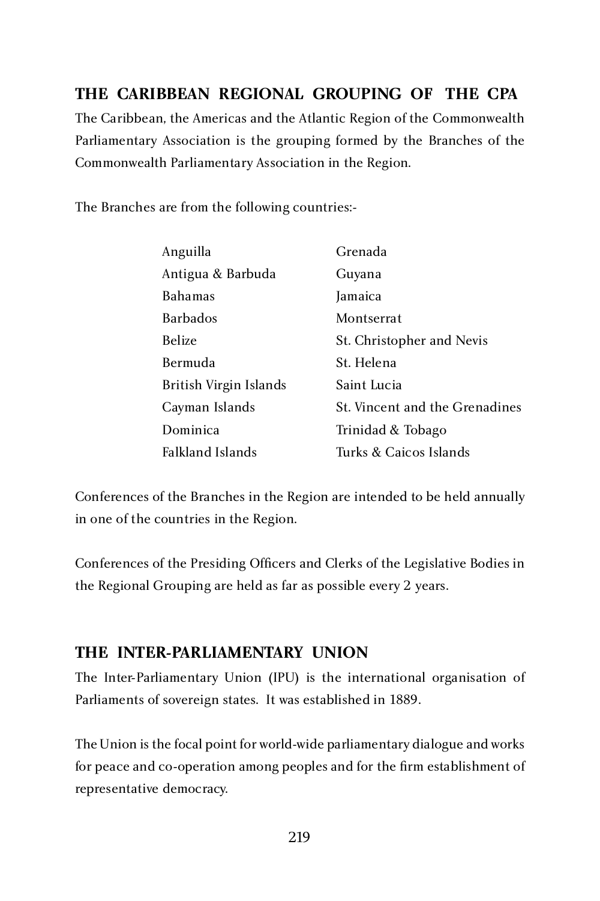## THE CARIBBEAN REGIONAL GROUPING OF THE CPA

The Caribbean, the Americas and the Atlantic Region of the Commonwealth Parliamentary Association is the grouping formed by the Branches of the Commonwealth Parliamentary Association in the Region.

The Branches are from the following countries:-

| | |
|---|---|
| Anguilla | Grenada |
| Antigua & Barbuda | Guyana |
| Bahamas | Jamaica |
| Barbados | Montserrat |
| Belize | St. Christopher and Nevis |
| Bermuda | St. Helena |
| British Virgin Islands | Saint Lucia |
| Cayman Islands | St. Vincent and the Grenadines |
| Dominica | Trinidad & Tobago |
| Falkland Islands | Turks & Caicos Islands |

Conferences of the Branches in the Region are intended to be held annually in one of the countries in the Region.

Conferences of the Presiding Officers and Clerks of the Legislative Bodies in the Regional Grouping are held as far as possible every 2 years.

## THE INTER-PARLIAMENTARY UNION

The Inter-Parliamentary Union (IPU) is the international organisation of Parliaments of sovereign states. It was established in 1889.

The Union is the focal point for world-wide parliamentary dialogue and works for peace and co-operation among peoples and for the firm establishment of representative democracy.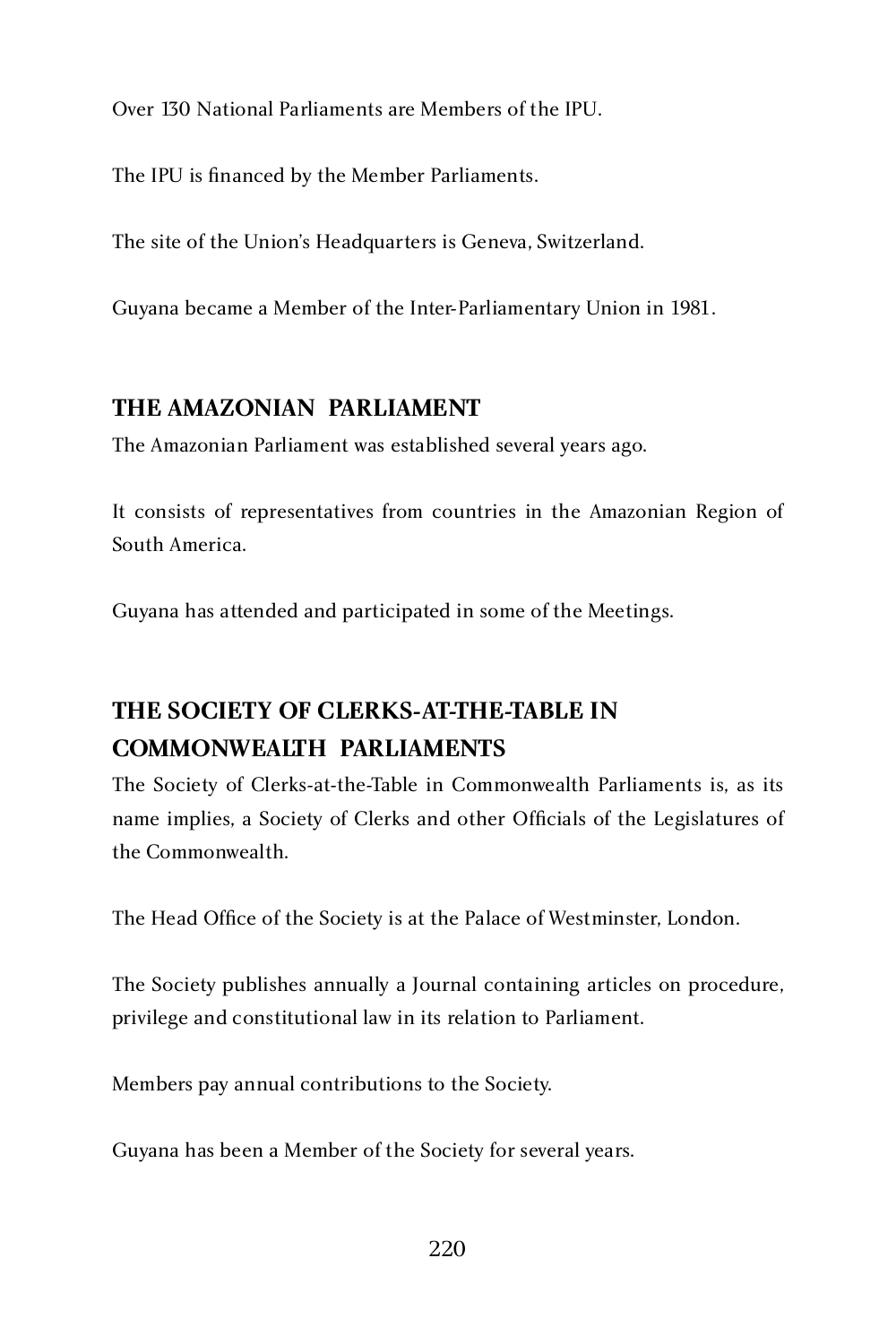Over 130 National Parliaments are Members of the IPU.

The IPU is financed by the Member Parliaments.

The site of the Union's Headquarters is Geneva, Switzerland.

Guyana became a Member of the Inter-Parliamentary Union in 1981.

## THE AMAZONIAN PARLIAMENT

The Amazonian Parliament was established several years ago.

It consists of representatives from countries in the Amazonian Region of South America.

Guyana has attended and participated in some of the Meetings.

## THE SOCIETY OF CLERKS-AT-THE-TABLE IN COMMONWEALTH PARLIAMENTS

The Society of Clerks-at-the-Table in Commonwealth Parliaments is, as its name implies, a Society of Clerks and other Officials of the Legislatures of the Commonwealth.

The Head Office of the Society is at the Palace of Westminster, London.

The Society publishes annually a Journal containing articles on procedure, privilege and constitutional law in its relation to Parliament.

Members pay annual contributions to the Society.

Guyana has been a Member of the Society for several years.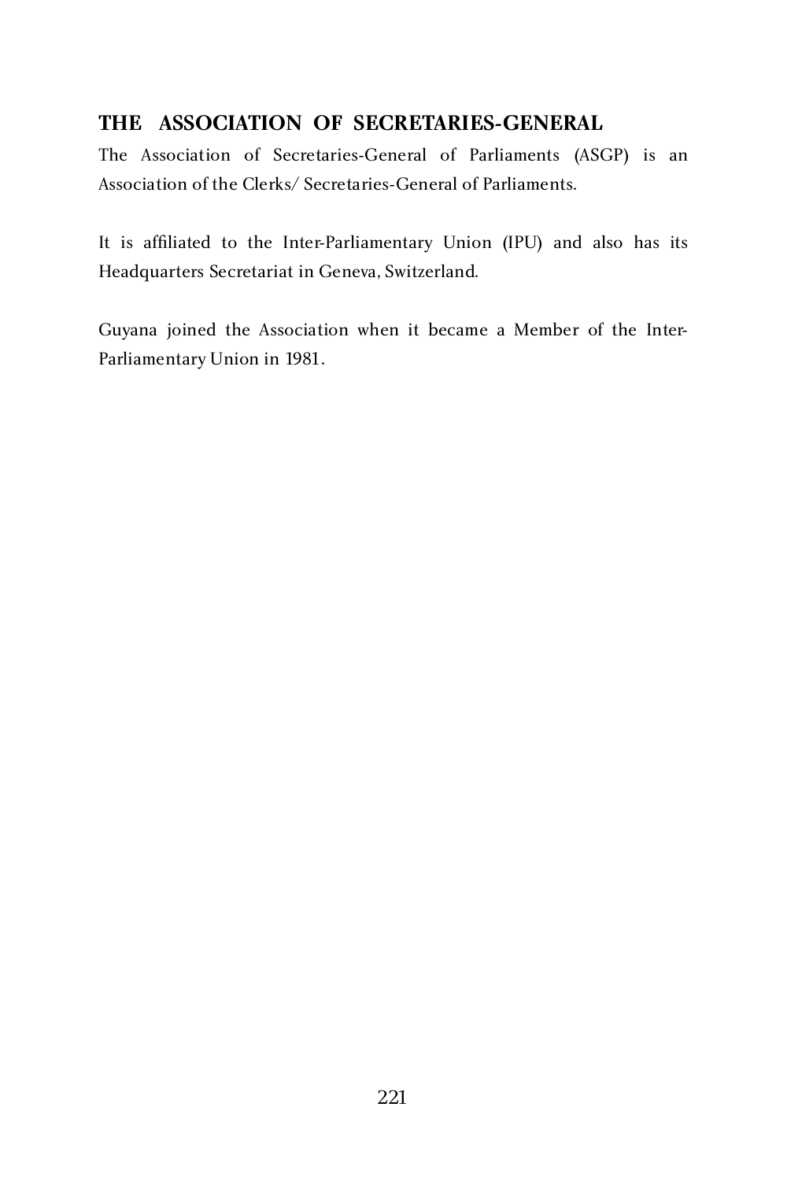## THE ASSOCIATION OF SECRETARIES-GENERAL

The Association of Secretaries-General of Parliaments (ASGP) is an Association of the Clerks/ Secretaries-General of Parliaments.

It is affiliated to the Inter-Parliamentary Union (IPU) and also has its Headquarters Secretariat in Geneva, Switzerland.

Guyana joined the Association when it became a Member of the Inter-Parliamentary Union in 1981.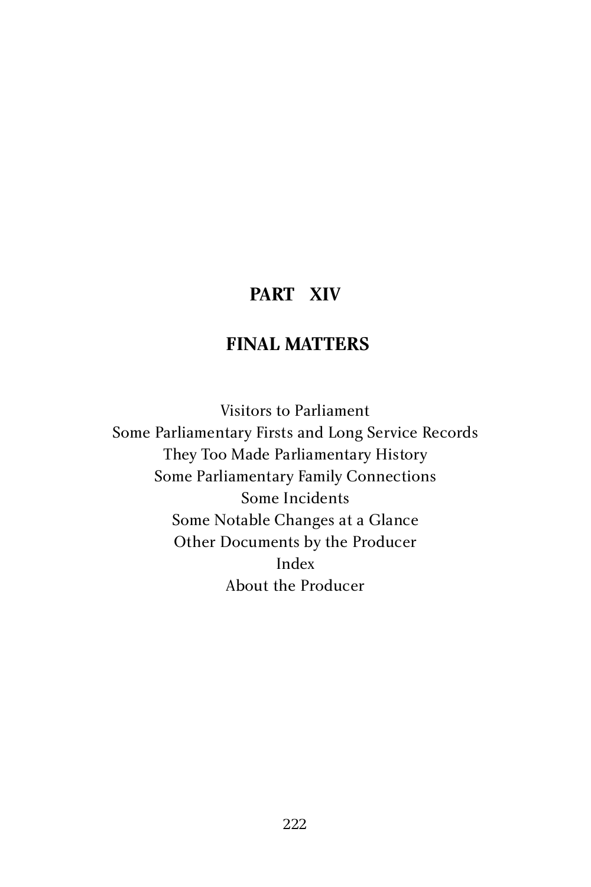# PART XIV

## FINAL MATTERS

Visitors to Parliament
Some Parliamentary Firsts and Long Service Records
They Too Made Parliamentary History
Some Parliamentary Family Connections
Some Incidents
Some Notable Changes at a Glance
Other Documents by the Producer
Index
About the Producer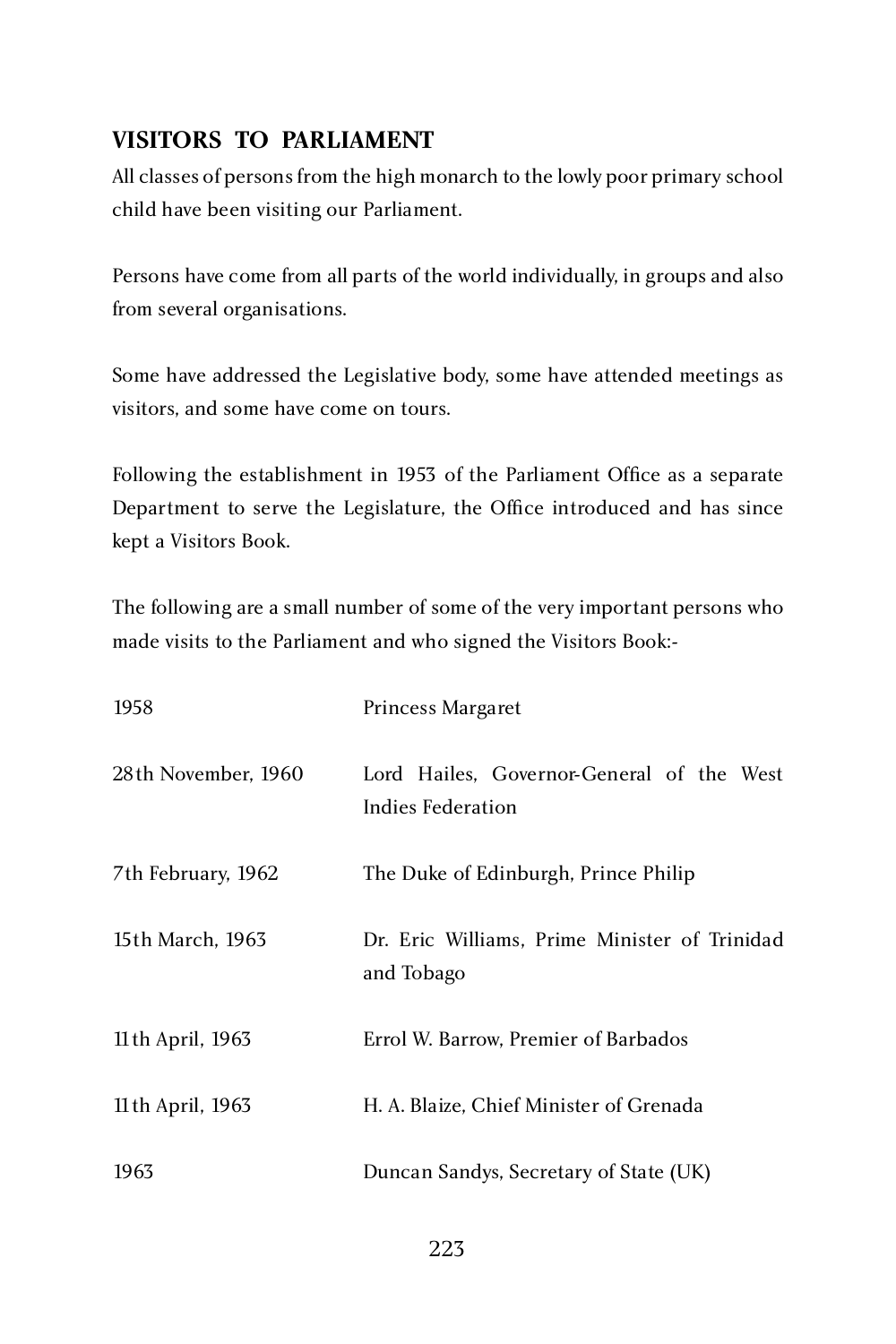## VISITORS TO PARLIAMENT

All classes of persons from the high monarch to the lowly poor primary school child have been visiting our Parliament.

Persons have come from all parts of the world individually, in groups and also from several organisations.

Some have addressed the Legislative body, some have attended meetings as visitors, and some have come on tours.

Following the establishment in 1953 of the Parliament Office as a separate Department to serve the Legislature, the Office introduced and has since kept a Visitors Book.

The following are a small number of some of the very important persons who made visits to the Parliament and who signed the Visitors Book:-

| | |
|---|---|
| 1958 | Princess Margaret |
| 28th November, 1960 | Lord Hailes, Governor-General of the West Indies Federation |
| 7th February, 1962 | The Duke of Edinburgh, Prince Philip |
| 15th March, 1963 | Dr. Eric Williams, Prime Minister of Trinidad and Tobago |
| 11th April, 1963 | Errol W. Barrow, Premier of Barbados |
| 11th April, 1963 | H. A. Blaize, Chief Minister of Grenada |
| 1963 | Duncan Sandys, Secretary of State (UK) |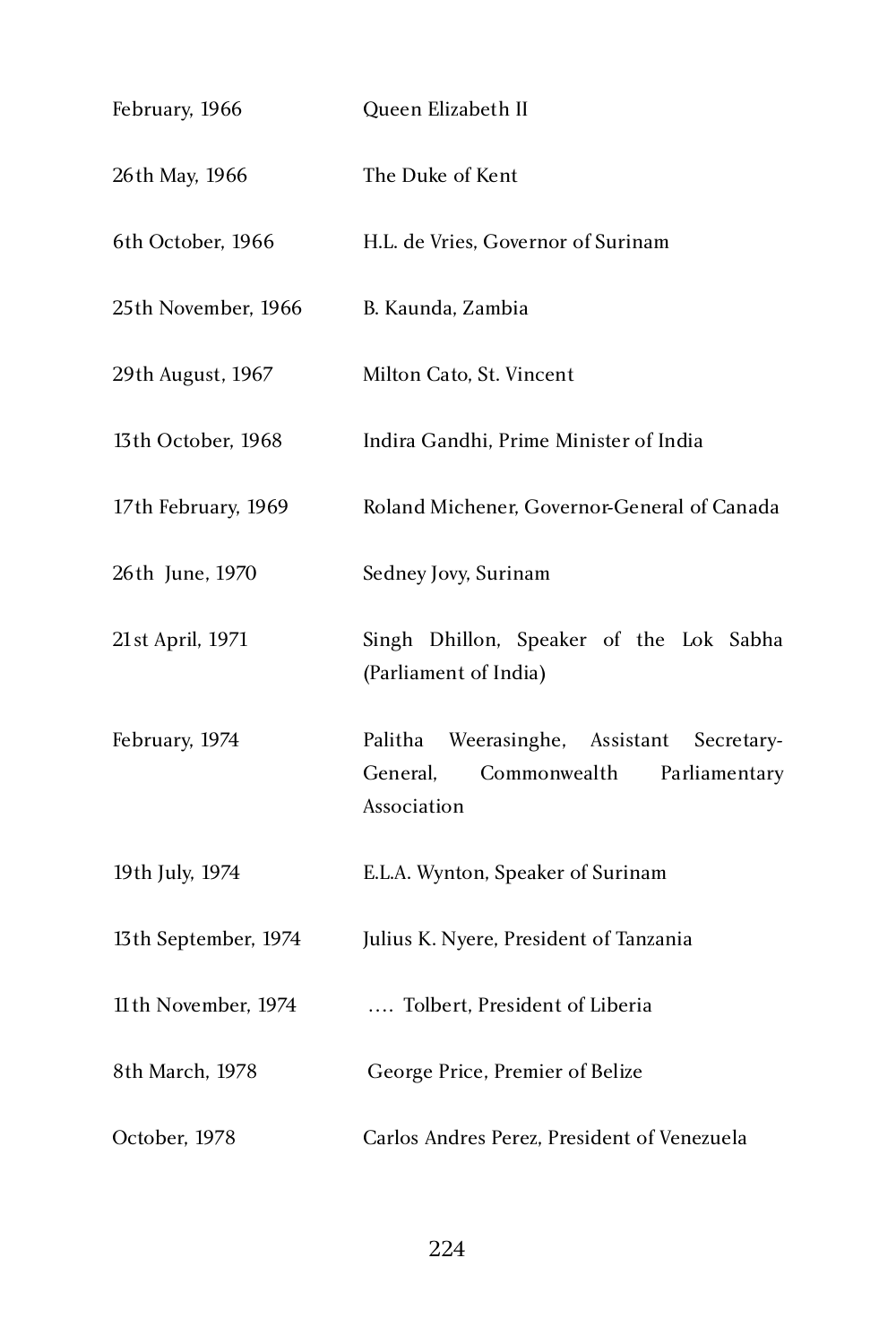| | |
|---|---|
| February, 1966 | Queen Elizabeth II |
| 26th May, 1966 | The Duke of Kent |
| 6th October, 1966 | H.L. de Vries, Governor of Surinam |
| 25th November, 1966 | B. Kaunda, Zambia |
| 29th August, 1967 | Milton Cato, St. Vincent |
| 13th October, 1968 | Indira Gandhi, Prime Minister of India |
| 17th February, 1969 | Roland Michener, Governor-General of Canada |
| 26th June, 1970 | Sedney Jovy, Surinam |
| 21st April, 1971 | Singh Dhillon, Speaker of the Lok Sabha (Parliament of India) |
| February, 1974 | Palitha Weerasinghe, Assistant Secretary-General, Commonwealth Parliamentary Association |
| 19th July, 1974 | E.L.A. Wynton, Speaker of Surinam |
| 13th September, 1974 | Julius K. Nyere, President of Tanzania |
| 11th November, 1974 | …. Tolbert, President of Liberia |
| 8th March, 1978 | George Price, Premier of Belize |
| October, 1978 | Carlos Andres Perez, President of Venezuela |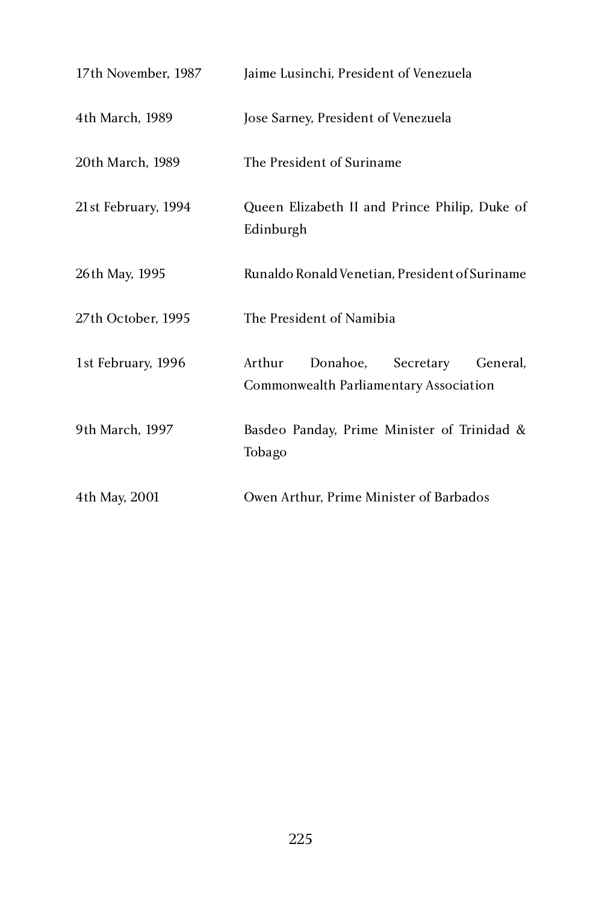| | |
|---|---|
| 17th November, 1987 | Jaime Lusinchi, President of Venezuela |
| 4th March, 1989 | Jose Sarney, President of Venezuela |
| 20th March, 1989 | The President of Suriname |
| 21st February, 1994 | Queen Elizabeth II and Prince Philip, Duke of Edinburgh |
| 26th May, 1995 | Runaldo Ronald Venetian, President of Suriname |
| 27th October, 1995 | The President of Namibia |
| 1st February, 1996 | Arthur Donahoe, Secretary General, Commonwealth Parliamentary Association |
| 9th March, 1997 | Basdeo Panday, Prime Minister of Trinidad & Tobago |
| 4th May, 2001 | Owen Arthur, Prime Minister of Barbados |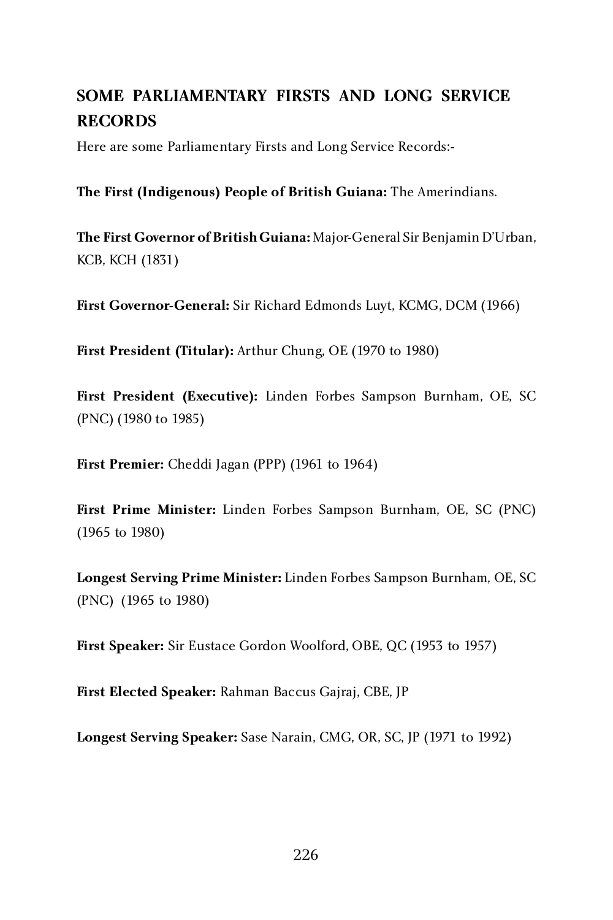## SOME PARLIAMENTARY FIRSTS AND LONG SERVICE RECORDS

Here are some Parliamentary Firsts and Long Service Records:-

**The First (Indigenous) People of British Guiana:** The Amerindians.

**The First Governor of British Guiana:** Major-General Sir Benjamin D'Urban, KCB, KCH (1831)

**First Governor-General:** Sir Richard Edmonds Luyt, KCMG, DCM (1966)

**First President (Titular):** Arthur Chung, OE (1970 to 1980)

**First President (Executive):** Linden Forbes Sampson Burnham, OE, SC (PNC) (1980 to 1985)

**First Premier:** Cheddi Jagan (PPP) (1961 to 1964)

**First Prime Minister:** Linden Forbes Sampson Burnham, OE, SC (PNC) (1965 to 1980)

**Longest Serving Prime Minister:** Linden Forbes Sampson Burnham, OE, SC (PNC) (1965 to 1980)

**First Speaker:** Sir Eustace Gordon Woolford, OBE, QC (1953 to 1957)

**First Elected Speaker:** Rahman Baccus Gajraj, CBE, JP

**Longest Serving Speaker:** Sase Narain, CMG, OR, SC, JP (1971 to 1992)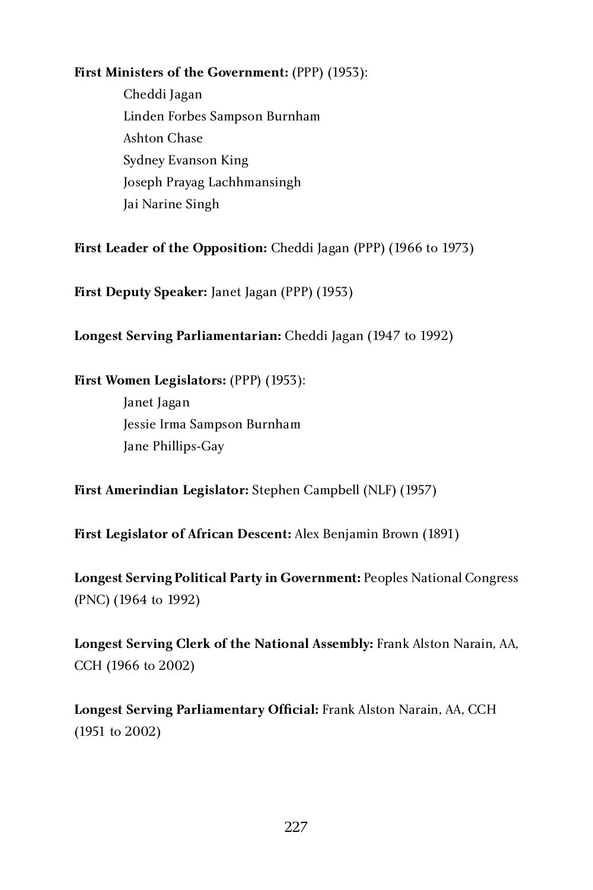**First Ministers of the Government:** (PPP) (1953):

Cheddi Jagan
Linden Forbes Sampson Burnham
Ashton Chase
Sydney Evanson King
Joseph Prayag Lachhmansingh
Jai Narine Singh

**First Leader of the Opposition:** Cheddi Jagan (PPP) (1966 to 1973)

**First Deputy Speaker:** Janet Jagan (PPP) (1953)

**Longest Serving Parliamentarian:** Cheddi Jagan (1947 to 1992)

**First Women Legislators:** (PPP) (1953):

Janet Jagan
Jessie Irma Sampson Burnham
Jane Phillips-Gay

**First Amerindian Legislator:** Stephen Campbell (NLF) (1957)

**First Legislator of African Descent:** Alex Benjamin Brown (1891)

**Longest Serving Political Party in Government:** Peoples National Congress (PNC) (1964 to 1992)

**Longest Serving Clerk of the National Assembly:** Frank Alston Narain, AA, CCH (1966 to 2002)

**Longest Serving Parliamentary Official:** Frank Alston Narain, AA, CCH (1951 to 2002)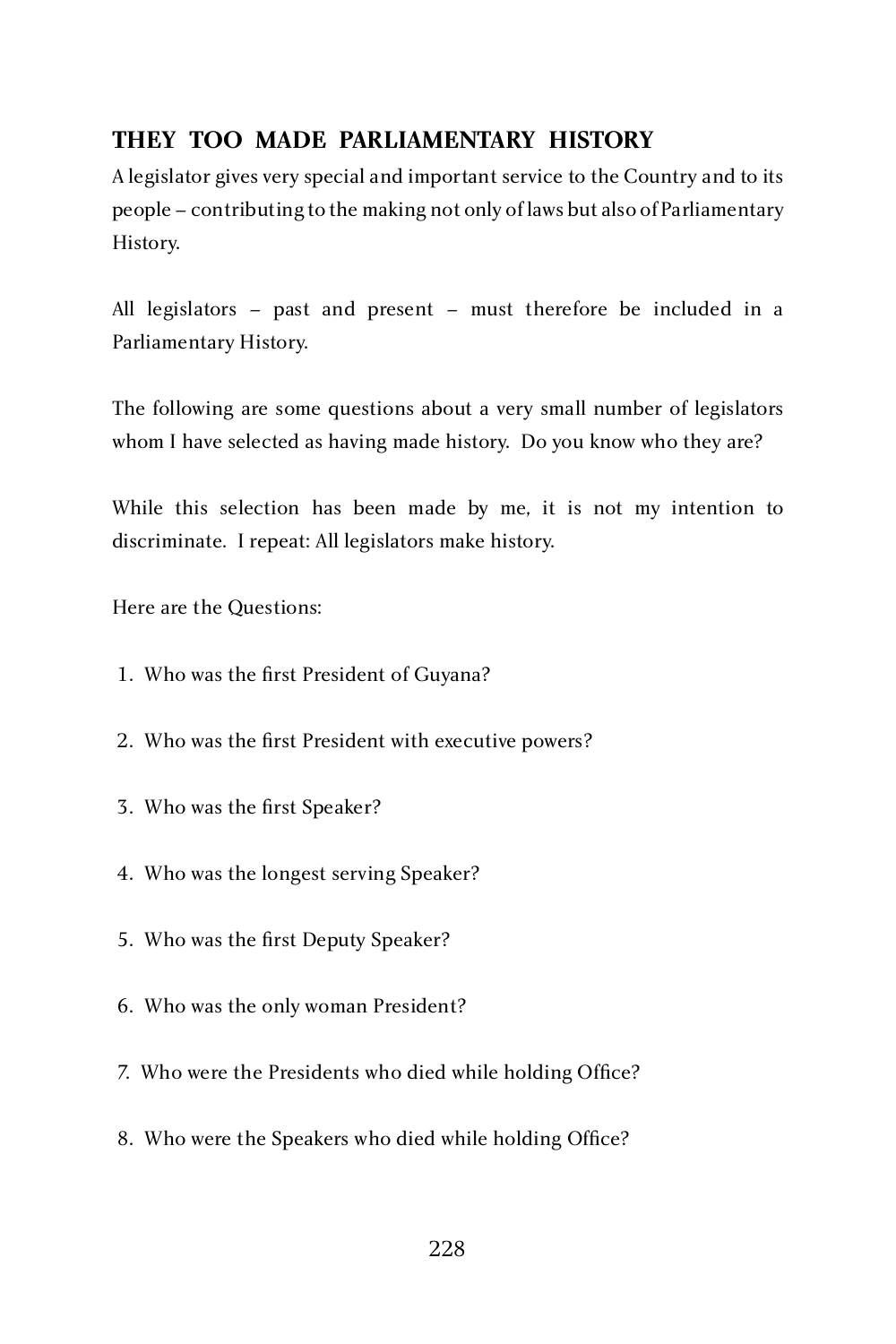## THEY TOO MADE PARLIAMENTARY HISTORY

A legislator gives very special and important service to the Country and to its people – contributing to the making not only of laws but also of Parliamentary History.

All legislators – past and present – must therefore be included in a Parliamentary History.

The following are some questions about a very small number of legislators whom I have selected as having made history. Do you know who they are?

While this selection has been made by me, it is not my intention to discriminate. I repeat: All legislators make history.

Here are the Questions:

1. Who was the first President of Guyana?

2. Who was the first President with executive powers?

3. Who was the first Speaker?

4. Who was the longest serving Speaker?

5. Who was the first Deputy Speaker?

6. Who was the only woman President?

7. Who were the Presidents who died while holding Office?

8. Who were the Speakers who died while holding Office?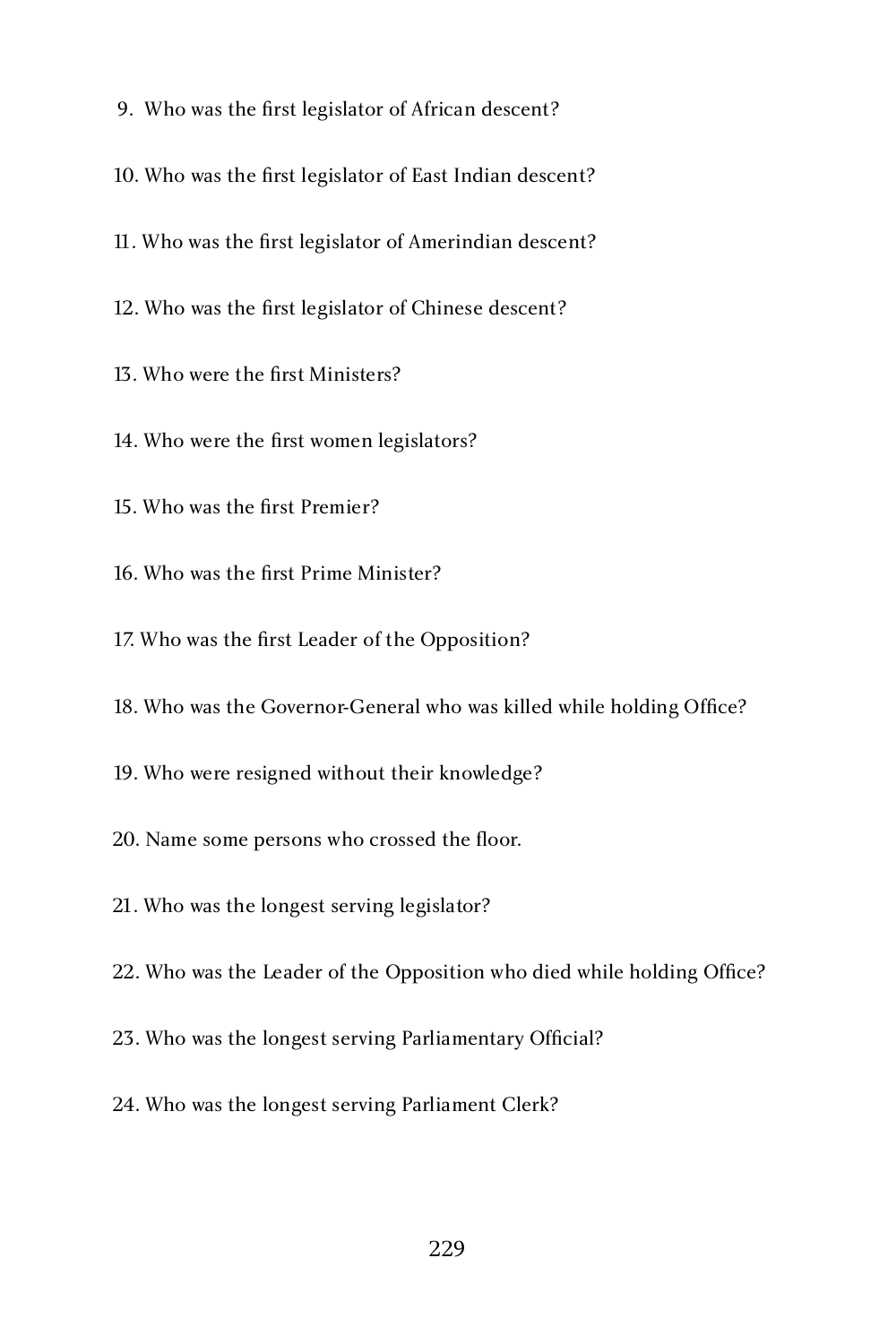9. Who was the first legislator of African descent?

10. Who was the first legislator of East Indian descent?

11. Who was the first legislator of Amerindian descent?

12. Who was the first legislator of Chinese descent?

13. Who were the first Ministers?

14. Who were the first women legislators?

15. Who was the first Premier?

16. Who was the first Prime Minister?

17. Who was the first Leader of the Opposition?

18. Who was the Governor-General who was killed while holding Office?

19. Who were resigned without their knowledge?

20. Name some persons who crossed the floor.

21. Who was the longest serving legislator?

22. Who was the Leader of the Opposition who died while holding Office?

23. Who was the longest serving Parliamentary Official?

24. Who was the longest serving Parliament Clerk?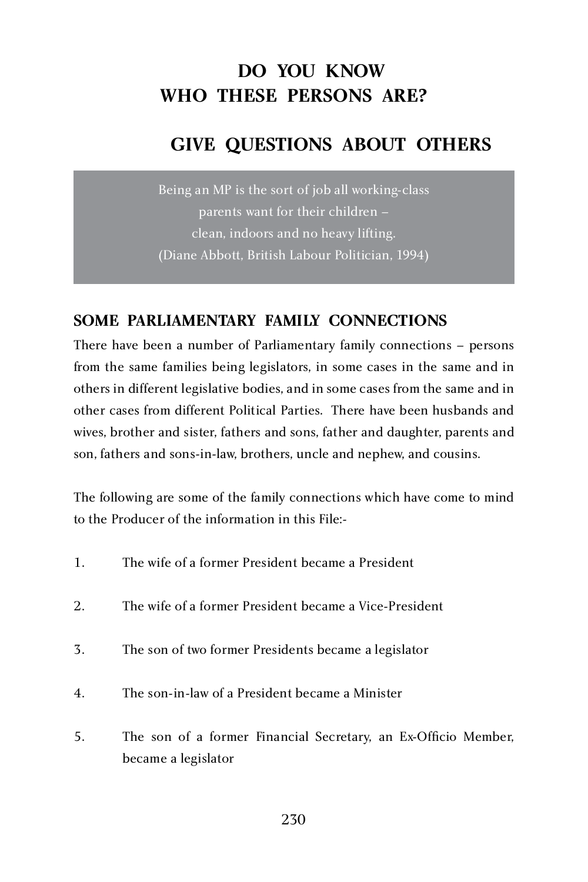# DO YOU KNOW WHO THESE PERSONS ARE?

## GIVE QUESTIONS ABOUT OTHERS

> Being an MP is the sort of job all working-class parents want for their children – clean, indoors and no heavy lifting.
> (Diane Abbott, British Labour Politician, 1994)

### SOME PARLIAMENTARY FAMILY CONNECTIONS

There have been a number of Parliamentary family connections – persons from the same families being legislators, in some cases in the same and in others in different legislative bodies, and in some cases from the same and in other cases from different Political Parties. There have been husbands and wives, brother and sister, fathers and sons, father and daughter, parents and son, fathers and sons-in-law, brothers, uncle and nephew, and cousins.

The following are some of the family connections which have come to mind to the Producer of the information in this File:-

1. The wife of a former President became a President
2. The wife of a former President became a Vice-President
3. The son of two former Presidents became a legislator
4. The son-in-law of a President became a Minister
5. The son of a former Financial Secretary, an Ex-Officio Member, became a legislator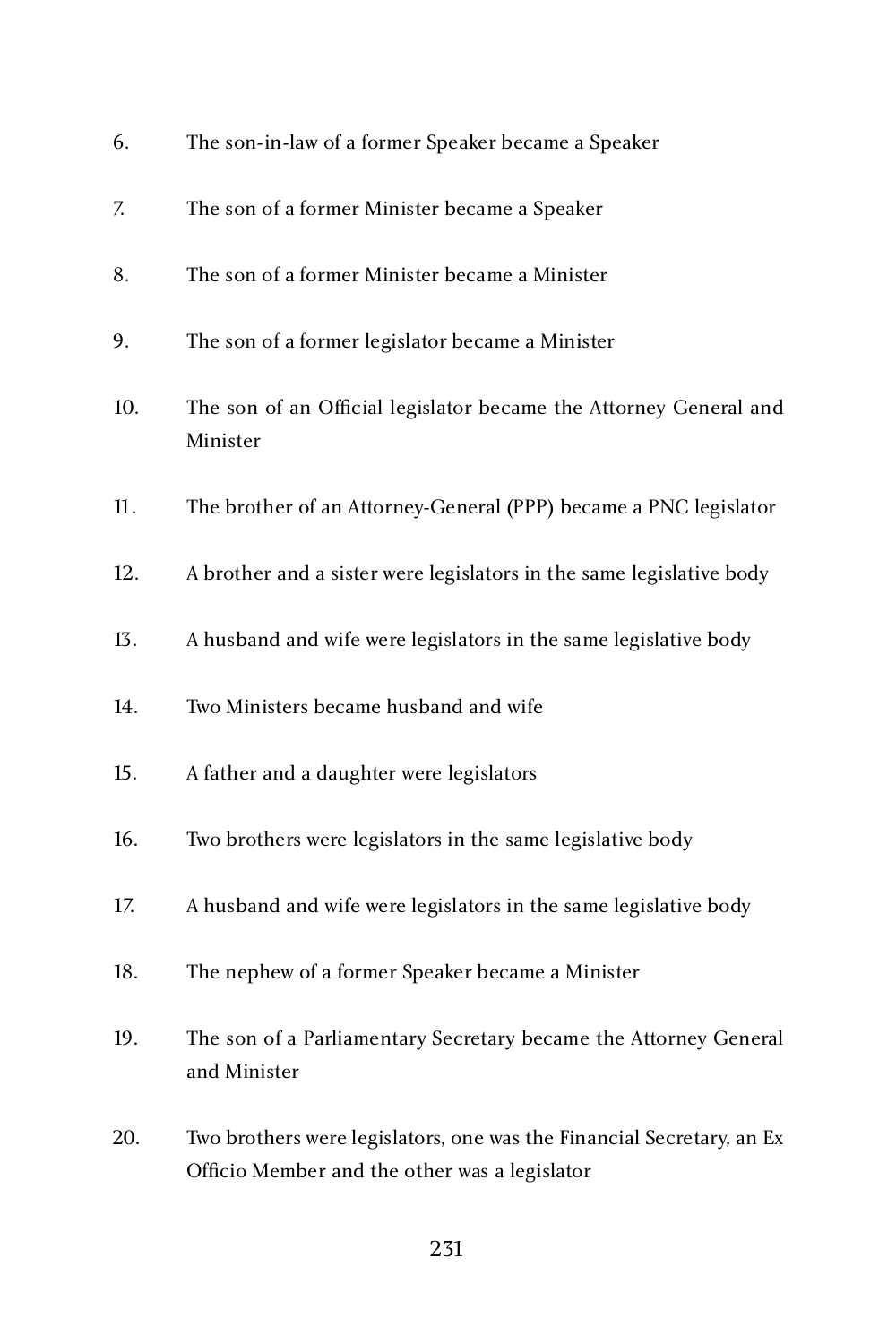6. The son-in-law of a former Speaker became a Speaker

7. The son of a former Minister became a Speaker

8. The son of a former Minister became a Minister

9. The son of a former legislator became a Minister

10. The son of an Official legislator became the Attorney General and Minister

11. The brother of an Attorney-General (PPP) became a PNC legislator

12. A brother and a sister were legislators in the same legislative body

13. A husband and wife were legislators in the same legislative body

14. Two Ministers became husband and wife

15. A father and a daughter were legislators

16. Two brothers were legislators in the same legislative body

17. A husband and wife were legislators in the same legislative body

18. The nephew of a former Speaker became a Minister

19. The son of a Parliamentary Secretary became the Attorney General and Minister

20. Two brothers were legislators, one was the Financial Secretary, an Ex Officio Member and the other was a legislator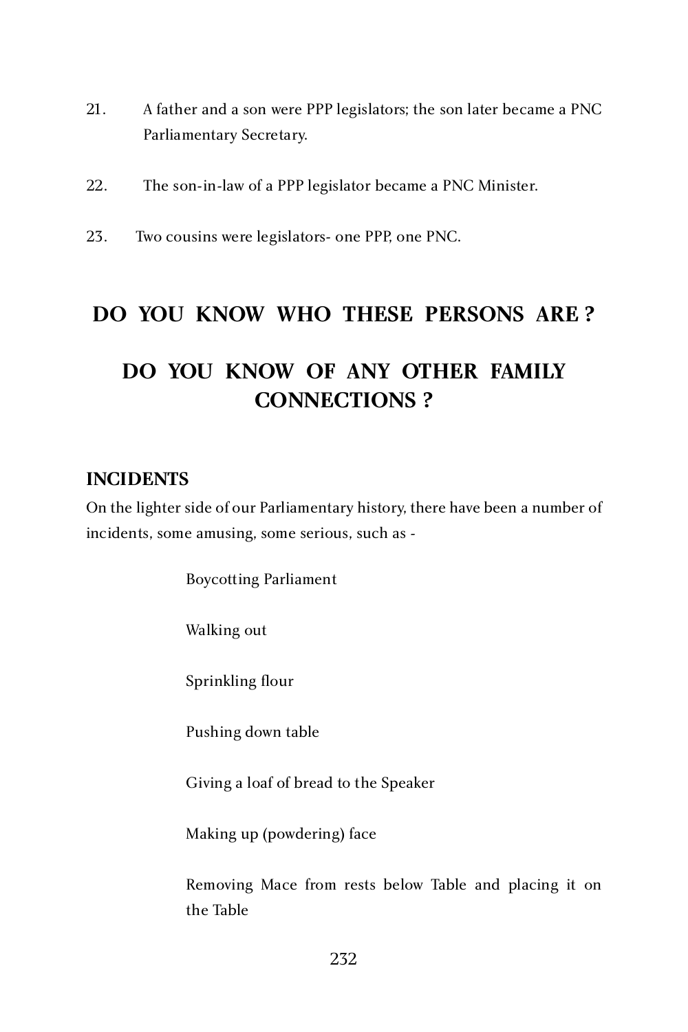21. A father and a son were PPP legislators; the son later became a PNC Parliamentary Secretary.

22. The son-in-law of a PPP legislator became a PNC Minister.

23. Two cousins were legislators- one PPP, one PNC.

## DO YOU KNOW WHO THESE PERSONS ARE ?

## DO YOU KNOW OF ANY OTHER FAMILY CONNECTIONS ?

### INCIDENTS

On the lighter side of our Parliamentary history, there have been a number of incidents, some amusing, some serious, such as -

Boycotting Parliament

Walking out

Sprinkling flour

Pushing down table

Giving a loaf of bread to the Speaker

Making up (powdering) face

Removing Mace from rests below Table and placing it on the Table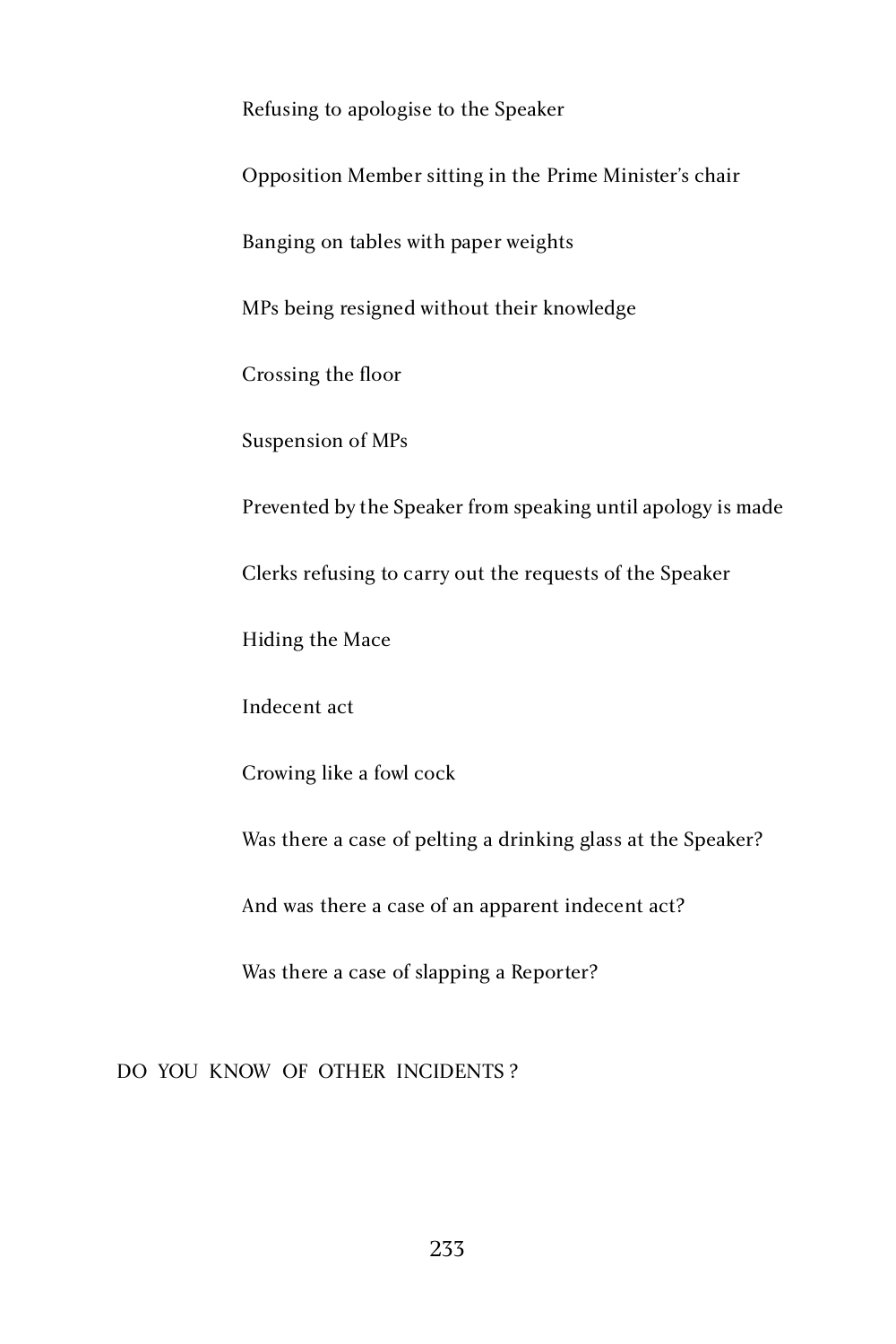Refusing to apologise to the Speaker

Opposition Member sitting in the Prime Minister's chair

Banging on tables with paper weights

MPs being resigned without their knowledge

Crossing the floor

Suspension of MPs

Prevented by the Speaker from speaking until apology is made

Clerks refusing to carry out the requests of the Speaker

Hiding the Mace

Indecent act

Crowing like a fowl cock

Was there a case of pelting a drinking glass at the Speaker?

And was there a case of an apparent indecent act?

Was there a case of slapping a Reporter?

DO YOU KNOW OF OTHER INCIDENTS ?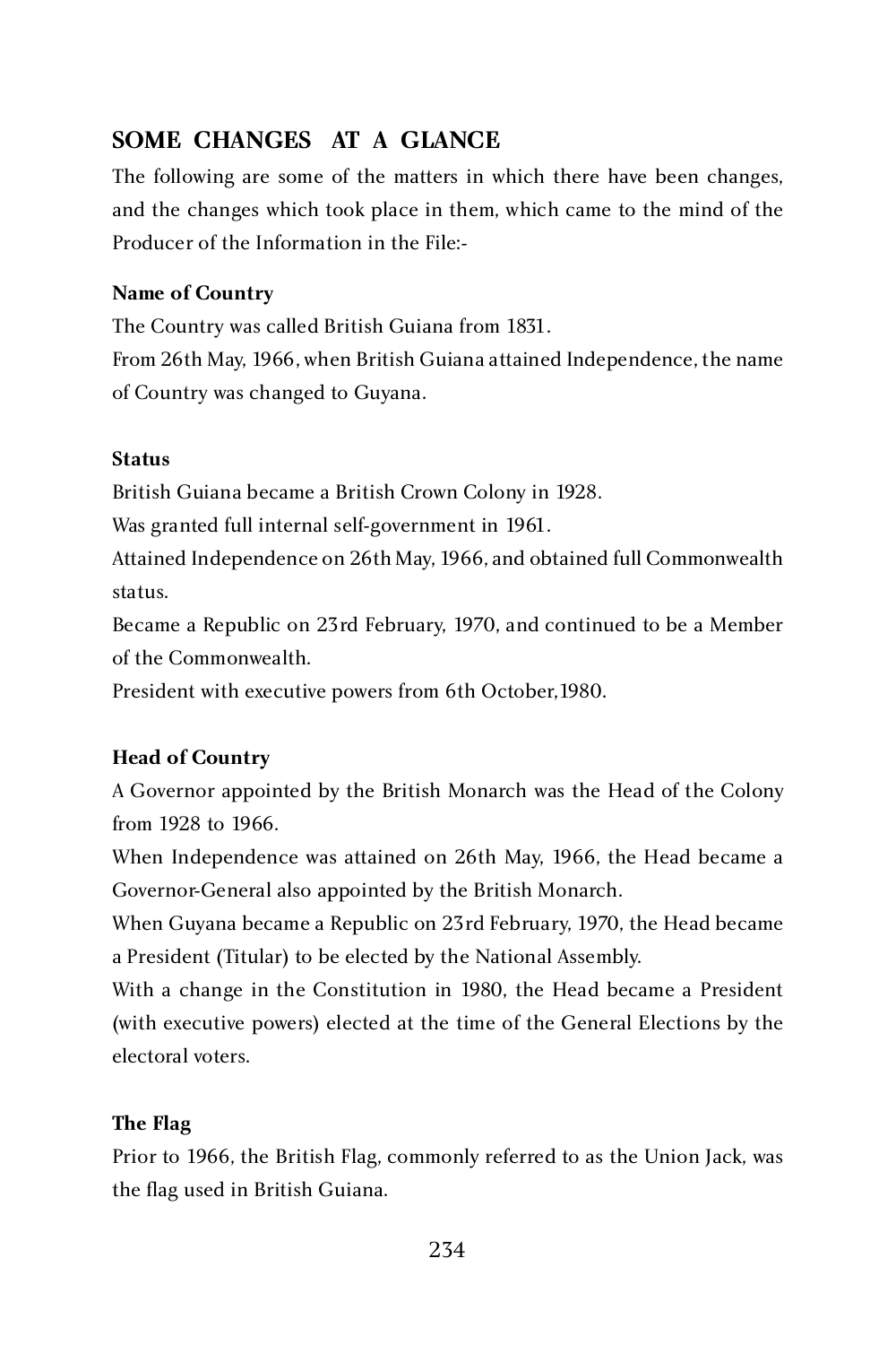## SOME CHANGES AT A GLANCE

The following are some of the matters in which there have been changes, and the changes which took place in them, which came to the mind of the Producer of the Information in the File:-

**Name of Country**

The Country was called British Guiana from 1831.

From 26th May, 1966, when British Guiana attained Independence, the name of Country was changed to Guyana.

**Status**

British Guiana became a British Crown Colony in 1928.

Was granted full internal self-government in 1961.

Attained Independence on 26th May, 1966, and obtained full Commonwealth status.

Became a Republic on 23rd February, 1970, and continued to be a Member of the Commonwealth.

President with executive powers from 6th October,1980.

**Head of Country**

A Governor appointed by the British Monarch was the Head of the Colony from 1928 to 1966.

When Independence was attained on 26th May, 1966, the Head became a Governor-General also appointed by the British Monarch.

When Guyana became a Republic on 23rd February, 1970, the Head became a President (Titular) to be elected by the National Assembly.

With a change in the Constitution in 1980, the Head became a President (with executive powers) elected at the time of the General Elections by the electoral voters.

**The Flag**

Prior to 1966, the British Flag, commonly referred to as the Union Jack, was the flag used in British Guiana.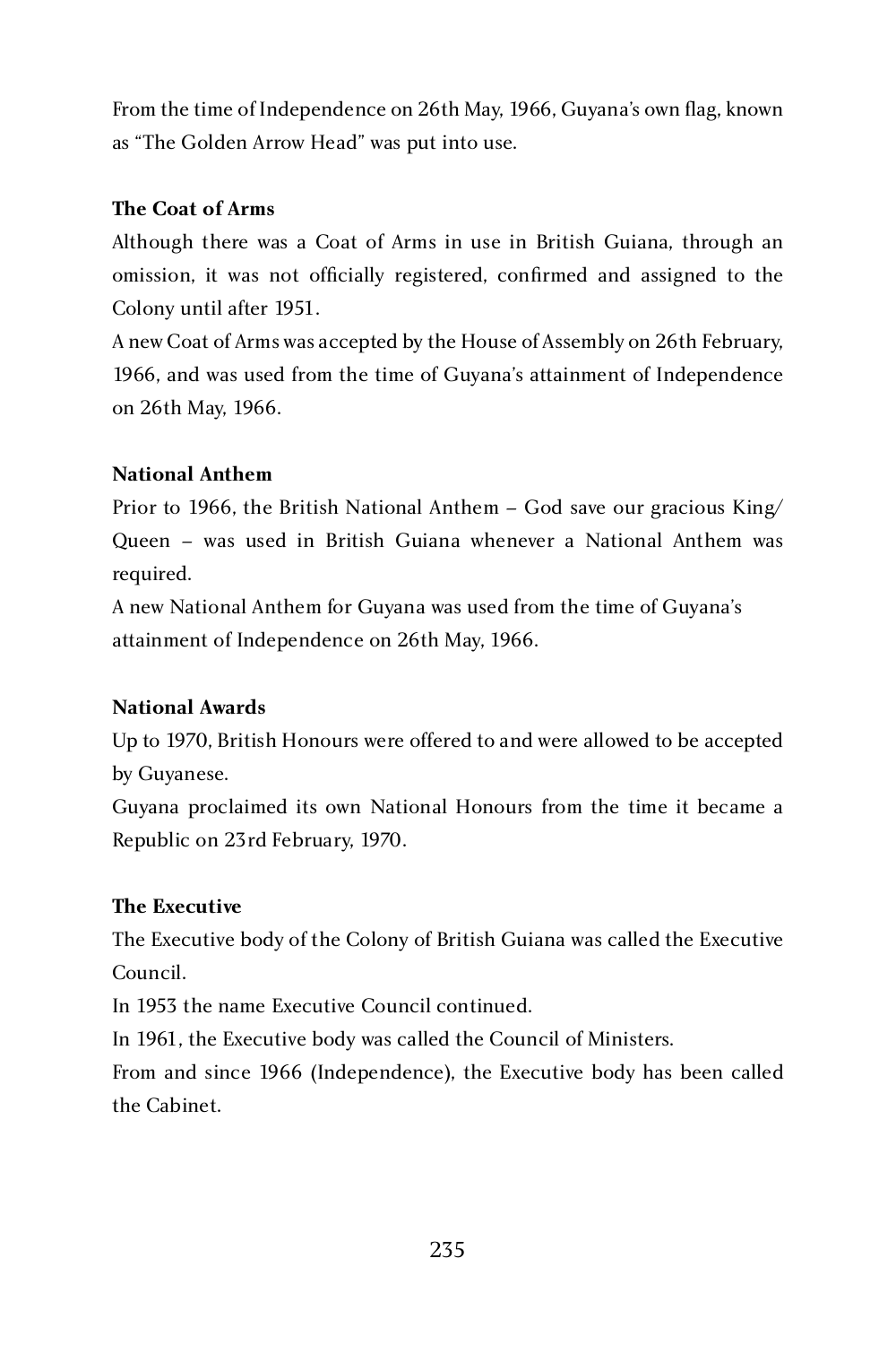From the time of Independence on 26th May, 1966, Guyana's own flag, known as "The Golden Arrow Head" was put into use.

**The Coat of Arms**

Although there was a Coat of Arms in use in British Guiana, through an omission, it was not officially registered, confirmed and assigned to the Colony until after 1951.

A new Coat of Arms was accepted by the House of Assembly on 26th February, 1966, and was used from the time of Guyana's attainment of Independence on 26th May, 1966.

**National Anthem**

Prior to 1966, the British National Anthem – God save our gracious King/ Queen – was used in British Guiana whenever a National Anthem was required.

A new National Anthem for Guyana was used from the time of Guyana's attainment of Independence on 26th May, 1966.

**National Awards**

Up to 1970, British Honours were offered to and were allowed to be accepted by Guyanese.

Guyana proclaimed its own National Honours from the time it became a Republic on 23rd February, 1970.

**The Executive**

The Executive body of the Colony of British Guiana was called the Executive Council.

In 1953 the name Executive Council continued.

In 1961, the Executive body was called the Council of Ministers.

From and since 1966 (Independence), the Executive body has been called the Cabinet.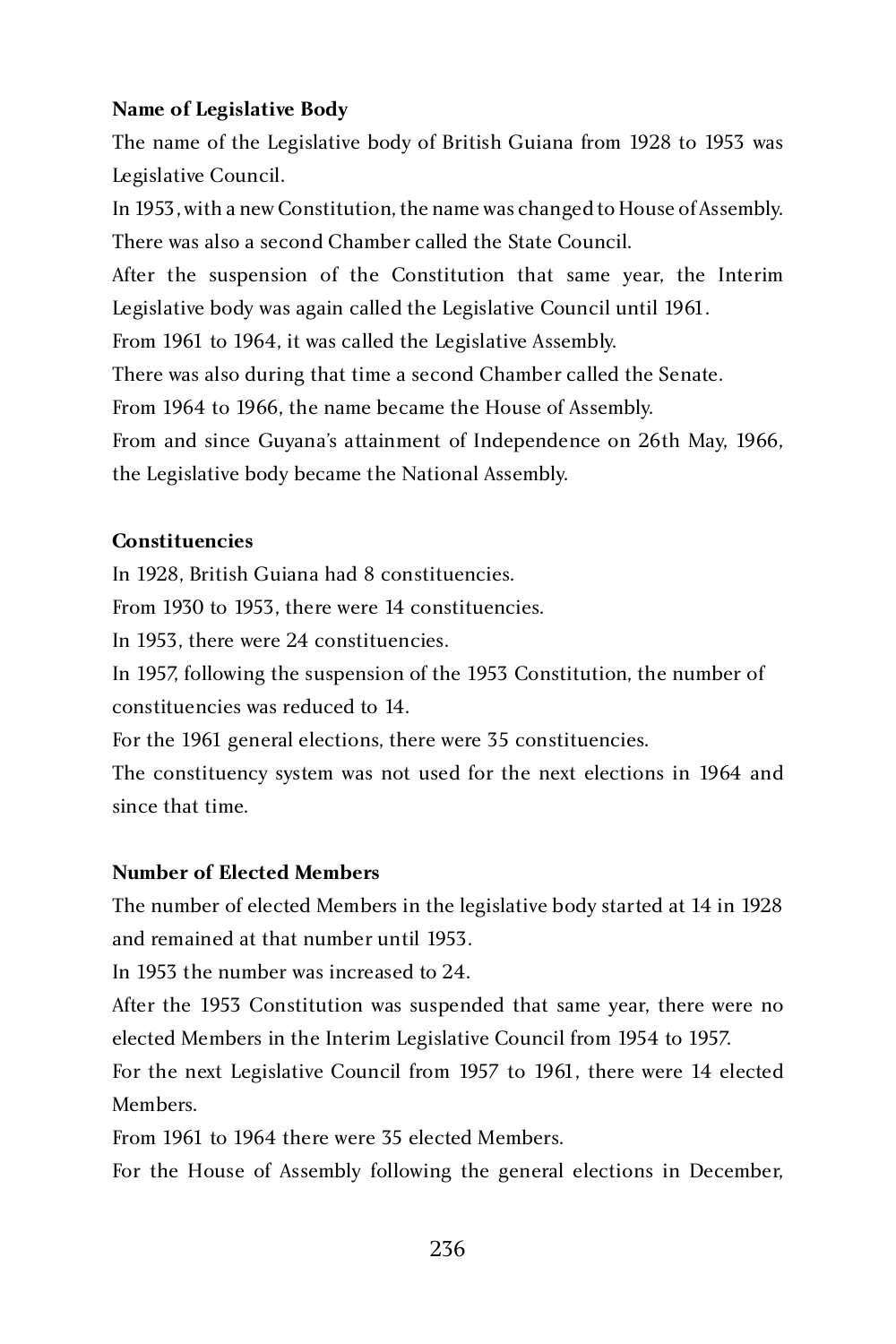**Name of Legislative Body**

The name of the Legislative body of British Guiana from 1928 to 1953 was Legislative Council.

In 1953, with a new Constitution, the name was changed to House of Assembly. There was also a second Chamber called the State Council.

After the suspension of the Constitution that same year, the Interim Legislative body was again called the Legislative Council until 1961.

From 1961 to 1964, it was called the Legislative Assembly.

There was also during that time a second Chamber called the Senate.

From 1964 to 1966, the name became the House of Assembly.

From and since Guyana's attainment of Independence on 26th May, 1966, the Legislative body became the National Assembly.

**Constituencies**

In 1928, British Guiana had 8 constituencies.

From 1930 to 1953, there were 14 constituencies.

In 1953, there were 24 constituencies.

In 1957, following the suspension of the 1953 Constitution, the number of constituencies was reduced to 14.

For the 1961 general elections, there were 35 constituencies.

The constituency system was not used for the next elections in 1964 and since that time.

**Number of Elected Members**

The number of elected Members in the legislative body started at 14 in 1928 and remained at that number until 1953.

In 1953 the number was increased to 24.

After the 1953 Constitution was suspended that same year, there were no elected Members in the Interim Legislative Council from 1954 to 1957.

For the next Legislative Council from 1957 to 1961, there were 14 elected Members.

From 1961 to 1964 there were 35 elected Members.

For the House of Assembly following the general elections in December,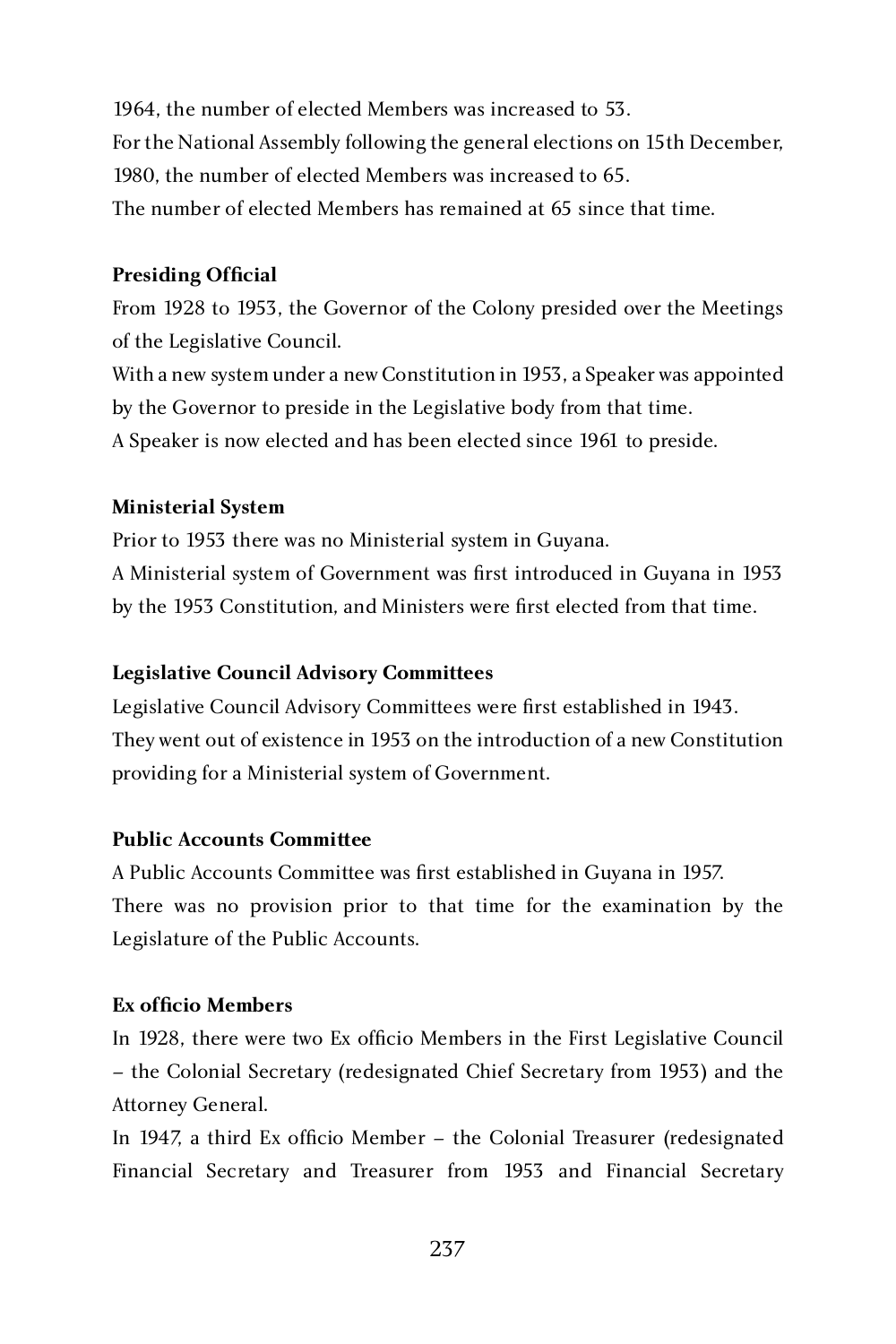1964, the number of elected Members was increased to 53.

For the National Assembly following the general elections on 15th December, 1980, the number of elected Members was increased to 65.

The number of elected Members has remained at 65 since that time.

**Presiding Official**

From 1928 to 1953, the Governor of the Colony presided over the Meetings of the Legislative Council.

With a new system under a new Constitution in 1953, a Speaker was appointed by the Governor to preside in the Legislative body from that time.

A Speaker is now elected and has been elected since 1961 to preside.

**Ministerial System**

Prior to 1953 there was no Ministerial system in Guyana.

A Ministerial system of Government was first introduced in Guyana in 1953 by the 1953 Constitution, and Ministers were first elected from that time.

**Legislative Council Advisory Committees**

Legislative Council Advisory Committees were first established in 1943.

They went out of existence in 1953 on the introduction of a new Constitution providing for a Ministerial system of Government.

**Public Accounts Committee**

A Public Accounts Committee was first established in Guyana in 1957.

There was no provision prior to that time for the examination by the Legislature of the Public Accounts.

**Ex officio Members**

In 1928, there were two Ex officio Members in the First Legislative Council – the Colonial Secretary (redesignated Chief Secretary from 1953) and the Attorney General.

In 1947, a third Ex officio Member – the Colonial Treasurer (redesignated Financial Secretary and Treasurer from 1953 and Financial Secretary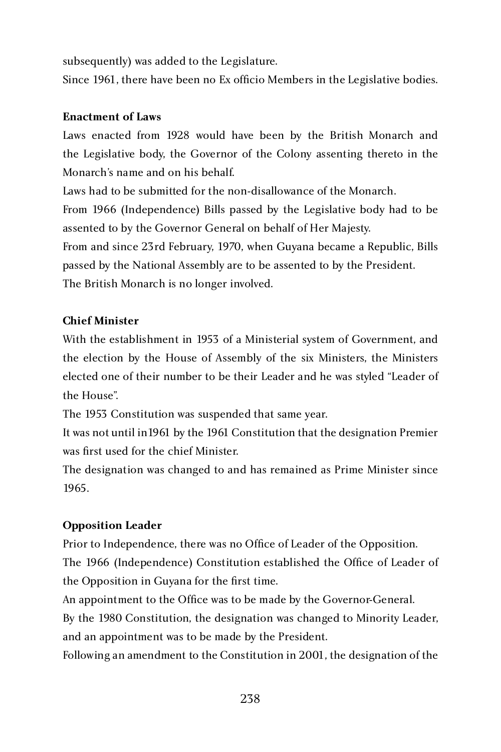subsequently) was added to the Legislature.

Since 1961, there have been no Ex officio Members in the Legislative bodies.

**Enactment of Laws**

Laws enacted from 1928 would have been by the British Monarch and the Legislative body, the Governor of the Colony assenting thereto in the Monarch's name and on his behalf.

Laws had to be submitted for the non-disallowance of the Monarch.

From 1966 (Independence) Bills passed by the Legislative body had to be assented to by the Governor General on behalf of Her Majesty.

From and since 23rd February, 1970, when Guyana became a Republic, Bills passed by the National Assembly are to be assented to by the President.

The British Monarch is no longer involved.

**Chief Minister**

With the establishment in 1953 of a Ministerial system of Government, and the election by the House of Assembly of the six Ministers, the Ministers elected one of their number to be their Leader and he was styled "Leader of the House".

The 1953 Constitution was suspended that same year.

It was not until in1961 by the 1961 Constitution that the designation Premier was first used for the chief Minister.

The designation was changed to and has remained as Prime Minister since 1965.

**Opposition Leader**

Prior to Independence, there was no Office of Leader of the Opposition.

The 1966 (Independence) Constitution established the Office of Leader of the Opposition in Guyana for the first time.

An appointment to the Office was to be made by the Governor-General.

By the 1980 Constitution, the designation was changed to Minority Leader, and an appointment was to be made by the President.

Following an amendment to the Constitution in 2001, the designation of the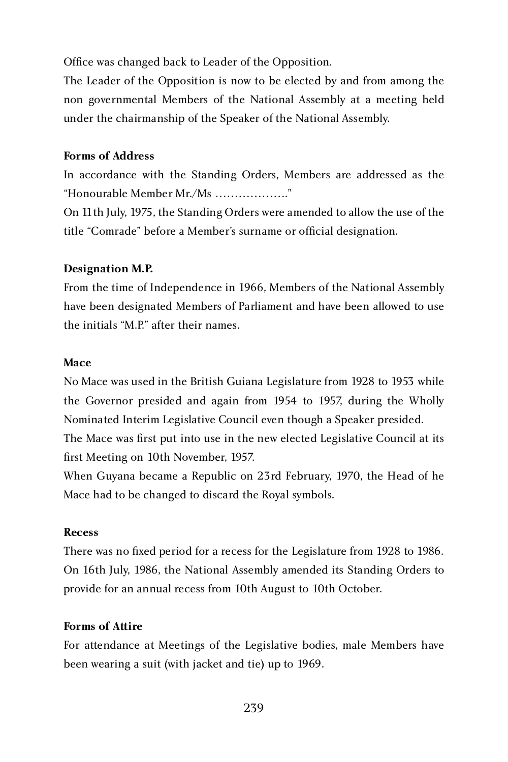Office was changed back to Leader of the Opposition.

The Leader of the Opposition is now to be elected by and from among the non governmental Members of the National Assembly at a meeting held under the chairmanship of the Speaker of the National Assembly.

**Forms of Address**

In accordance with the Standing Orders, Members are addressed as the "Honourable Member Mr./Ms ………………."

On 11th July, 1975, the Standing Orders were amended to allow the use of the title "Comrade" before a Member's surname or official designation.

**Designation M.P.**

From the time of Independence in 1966, Members of the National Assembly have been designated Members of Parliament and have been allowed to use the initials "M.P." after their names.

**Mace**

No Mace was used in the British Guiana Legislature from 1928 to 1953 while the Governor presided and again from 1954 to 1957, during the Wholly Nominated Interim Legislative Council even though a Speaker presided.

The Mace was first put into use in the new elected Legislative Council at its first Meeting on 10th November, 1957.

When Guyana became a Republic on 23rd February, 1970, the Head of he Mace had to be changed to discard the Royal symbols.

**Recess**

There was no fixed period for a recess for the Legislature from 1928 to 1986. On 16th July, 1986, the National Assembly amended its Standing Orders to provide for an annual recess from 10th August to 10th October.

**Forms of Attire**

For attendance at Meetings of the Legislative bodies, male Members have been wearing a suit (with jacket and tie) up to 1969.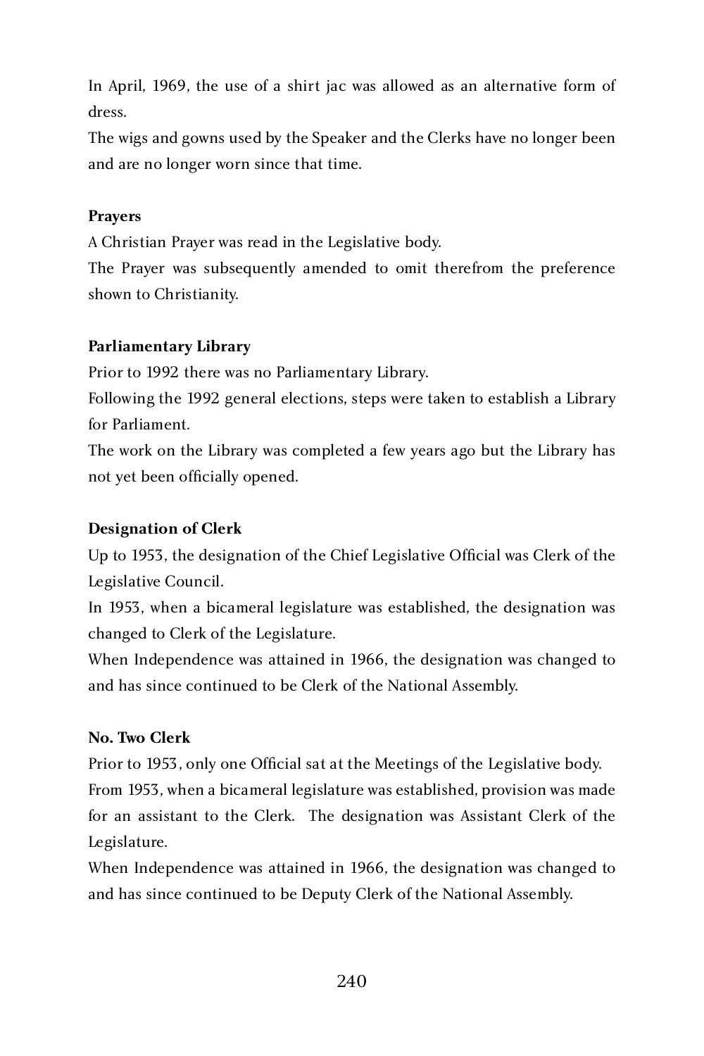In April, 1969, the use of a shirt jac was allowed as an alternative form of dress.

The wigs and gowns used by the Speaker and the Clerks have no longer been and are no longer worn since that time.

**Prayers**

A Christian Prayer was read in the Legislative body.

The Prayer was subsequently amended to omit therefrom the preference shown to Christianity.

**Parliamentary Library**

Prior to 1992 there was no Parliamentary Library.

Following the 1992 general elections, steps were taken to establish a Library for Parliament.

The work on the Library was completed a few years ago but the Library has not yet been officially opened.

**Designation of Clerk**

Up to 1953, the designation of the Chief Legislative Official was Clerk of the Legislative Council.

In 1953, when a bicameral legislature was established, the designation was changed to Clerk of the Legislature.

When Independence was attained in 1966, the designation was changed to and has since continued to be Clerk of the National Assembly.

**No. Two Clerk**

Prior to 1953, only one Official sat at the Meetings of the Legislative body.

From 1953, when a bicameral legislature was established, provision was made for an assistant to the Clerk. The designation was Assistant Clerk of the Legislature.

When Independence was attained in 1966, the designation was changed to and has since continued to be Deputy Clerk of the National Assembly.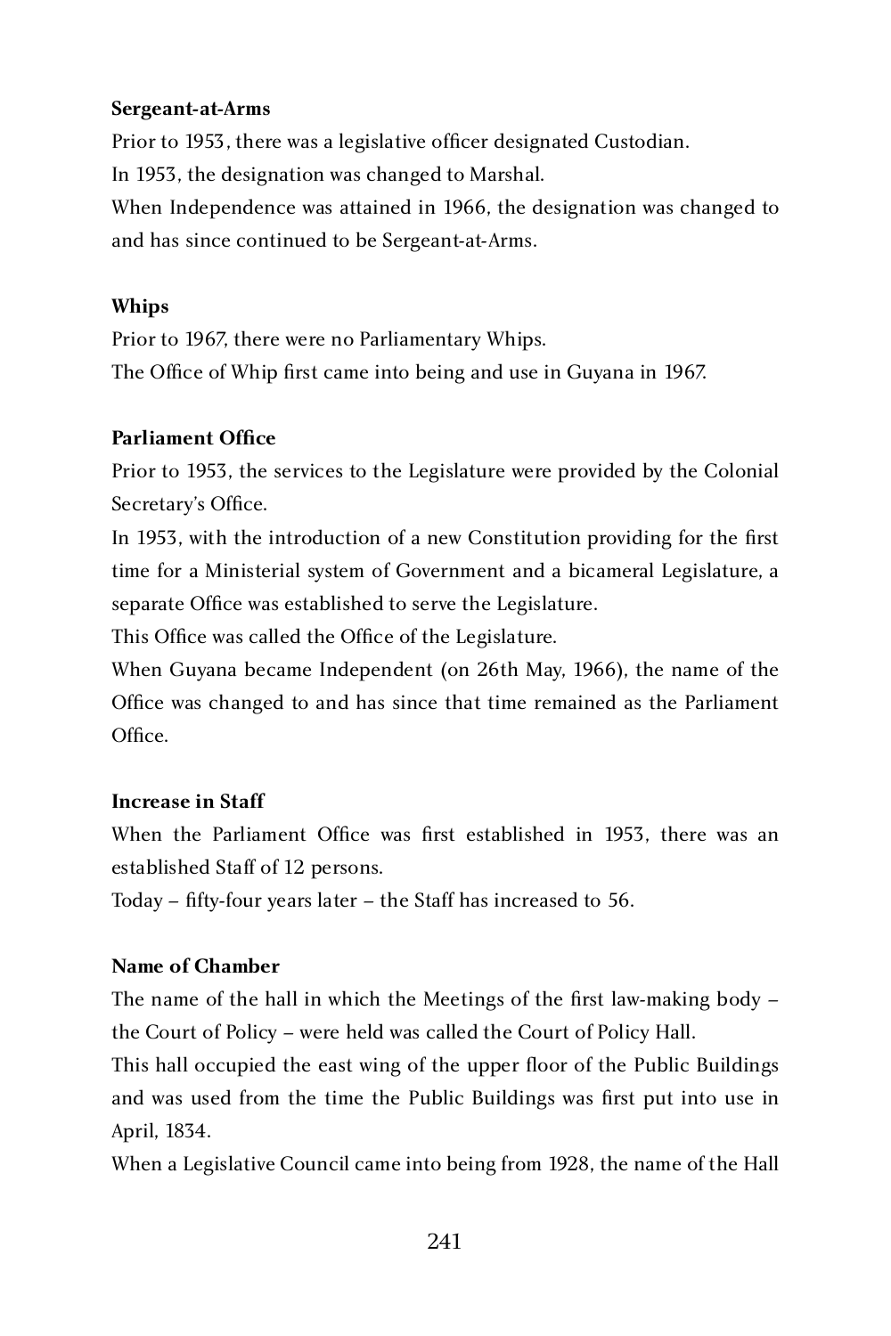**Sergeant-at-Arms**

Prior to 1953, there was a legislative officer designated Custodian.

In 1953, the designation was changed to Marshal.

When Independence was attained in 1966, the designation was changed to and has since continued to be Sergeant-at-Arms.

**Whips**

Prior to 1967, there were no Parliamentary Whips.

The Office of Whip first came into being and use in Guyana in 1967.

**Parliament Office**

Prior to 1953, the services to the Legislature were provided by the Colonial Secretary's Office.

In 1953, with the introduction of a new Constitution providing for the first time for a Ministerial system of Government and a bicameral Legislature, a separate Office was established to serve the Legislature.

This Office was called the Office of the Legislature.

When Guyana became Independent (on 26th May, 1966), the name of the Office was changed to and has since that time remained as the Parliament Office.

**Increase in Staff**

When the Parliament Office was first established in 1953, there was an established Staff of 12 persons.

Today – fifty-four years later – the Staff has increased to 56.

**Name of Chamber**

The name of the hall in which the Meetings of the first law-making body – the Court of Policy – were held was called the Court of Policy Hall.

This hall occupied the east wing of the upper floor of the Public Buildings and was used from the time the Public Buildings was first put into use in April, 1834.

When a Legislative Council came into being from 1928, the name of the Hall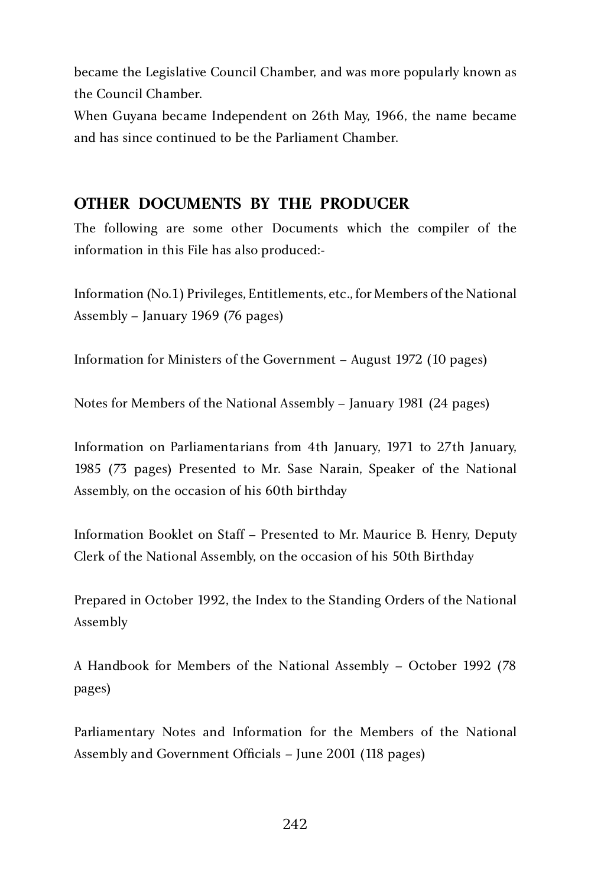became the Legislative Council Chamber, and was more popularly known as the Council Chamber.

When Guyana became Independent on 26th May, 1966, the name became and has since continued to be the Parliament Chamber.

## OTHER DOCUMENTS BY THE PRODUCER

The following are some other Documents which the compiler of the information in this File has also produced:-

Information (No.1) Privileges, Entitlements, etc., for Members of the National Assembly – January 1969 (76 pages)

Information for Ministers of the Government – August 1972 (10 pages)

Notes for Members of the National Assembly – January 1981 (24 pages)

Information on Parliamentarians from 4th January, 1971 to 27th January, 1985 (73 pages) Presented to Mr. Sase Narain, Speaker of the National Assembly, on the occasion of his 60th birthday

Information Booklet on Staff – Presented to Mr. Maurice B. Henry, Deputy Clerk of the National Assembly, on the occasion of his 50th Birthday

Prepared in October 1992, the Index to the Standing Orders of the National Assembly

A Handbook for Members of the National Assembly – October 1992 (78 pages)

Parliamentary Notes and Information for the Members of the National Assembly and Government Officials – June 2001 (118 pages)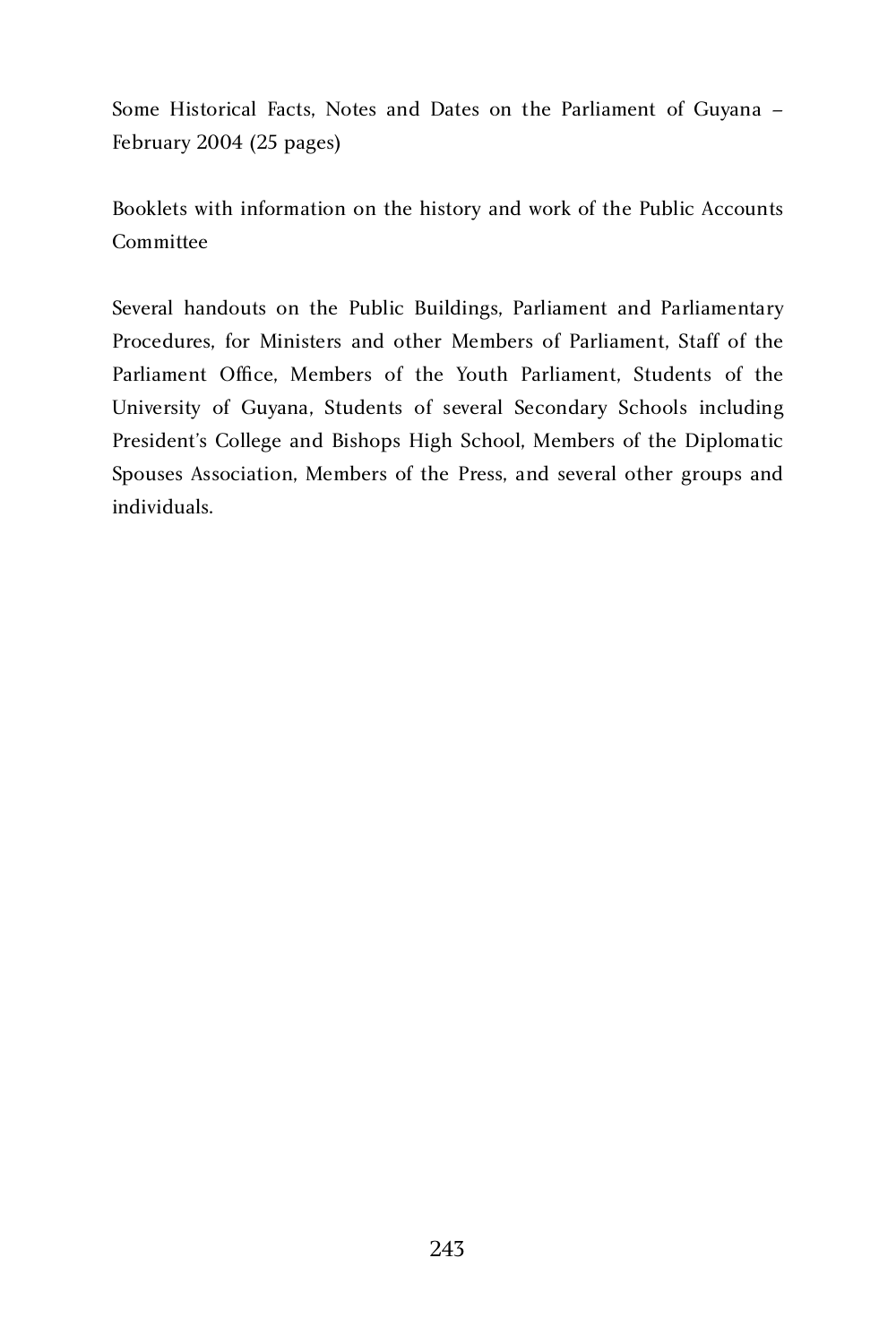Some Historical Facts, Notes and Dates on the Parliament of Guyana – February 2004 (25 pages)

Booklets with information on the history and work of the Public Accounts Committee

Several handouts on the Public Buildings, Parliament and Parliamentary Procedures, for Ministers and other Members of Parliament, Staff of the Parliament Office, Members of the Youth Parliament, Students of the University of Guyana, Students of several Secondary Schools including President's College and Bishops High School, Members of the Diplomatic Spouses Association, Members of the Press, and several other groups and individuals.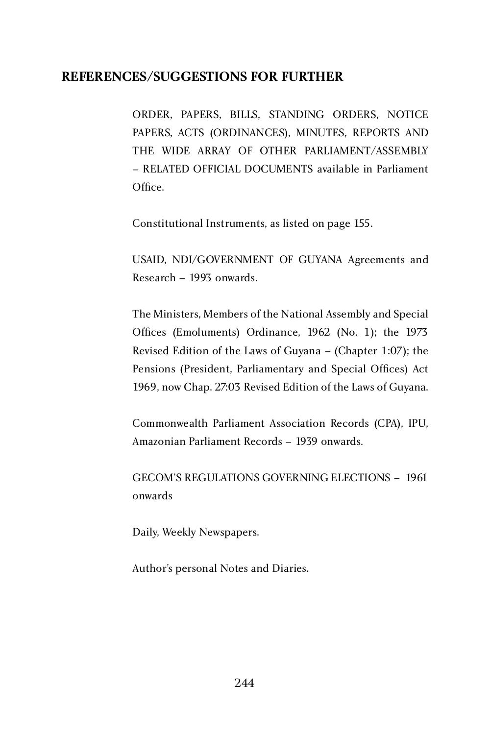## REFERENCES/SUGGESTIONS FOR FURTHER

ORDER, PAPERS, BILLS, STANDING ORDERS, NOTICE PAPERS, ACTS (ORDINANCES), MINUTES, REPORTS AND THE WIDE ARRAY OF OTHER PARLIAMENT/ASSEMBLY – RELATED OFFICIAL DOCUMENTS available in Parliament Office.

Constitutional Instruments, as listed on page 155.

USAID, NDI/GOVERNMENT OF GUYANA Agreements and Research – 1993 onwards.

The Ministers, Members of the National Assembly and Special Offices (Emoluments) Ordinance, 1962 (No. 1); the 1973 Revised Edition of the Laws of Guyana – (Chapter 1:07); the Pensions (President, Parliamentary and Special Offices) Act 1969, now Chap. 27:03 Revised Edition of the Laws of Guyana.

Commonwealth Parliament Association Records (CPA), IPU, Amazonian Parliament Records – 1939 onwards.

GECOM'S REGULATIONS GOVERNING ELECTIONS – 1961 onwards

Daily, Weekly Newspapers.

Author's personal Notes and Diaries.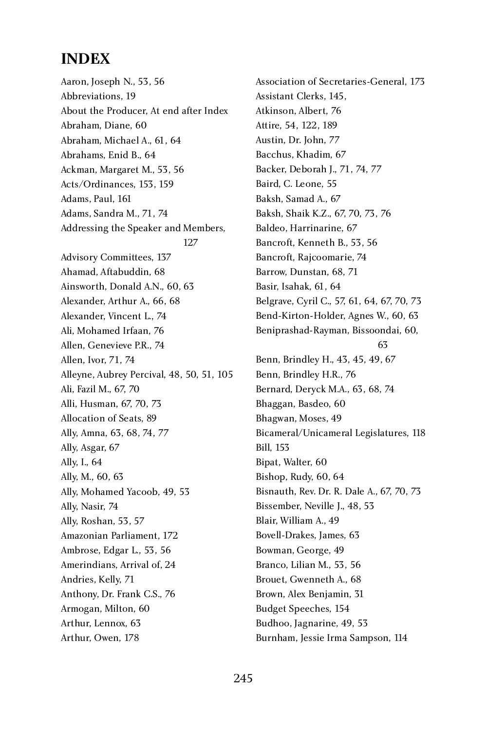# INDEX

Aaron, Joseph N., 53, 56
Abbreviations, 19
About the Producer, At end after Index
Abraham, Diane, 60
Abraham, Michael A., 61, 64
Abrahams, Enid B., 64
Ackman, Margaret M., 53, 56
Acts/Ordinances, 153, 159
Adams, Paul, 161
Adams, Sandra M., 71, 74
Addressing the Speaker and Members, 127
Advisory Committees, 137
Ahamad, Aftabuddin, 68
Ainsworth, Donald A.N., 60, 63
Alexander, Arthur A., 66, 68
Alexander, Vincent L., 74
Ali, Mohamed Irfaan, 76
Allen, Genevieve P.R., 74
Allen, Ivor, 71, 74
Alleyne, Aubrey Percival, 48, 50, 51, 105
Ali, Fazil M., 67, 70
Alli, Husman, 67, 70, 73
Allocation of Seats, 89
Ally, Amna, 63, 68, 74, 77
Ally, Asgar, 67
Ally, I., 64
Ally, M., 60, 63
Ally, Mohamed Yacoob, 49, 53
Ally, Nasir, 74
Ally, Roshan, 53, 57
Amazonian Parliament, 172
Ambrose, Edgar L., 53, 56
Amerindians, Arrival of, 24
Andries, Kelly, 71
Anthony, Dr. Frank C.S., 76
Armogan, Milton, 60
Arthur, Lennox, 63
Arthur, Owen, 178
Association of Secretaries-General, 173
Assistant Clerks, 145,
Atkinson, Albert, 76
Attire, 54, 122, 189
Austin, Dr. John, 77
Bacchus, Khadim, 67
Backer, Deborah J., 71, 74, 77
Baird, C. Leone, 55
Baksh, Samad A., 67
Baksh, Shaik K.Z., 67, 70, 73, 76
Baldeo, Harrinarine, 67
Bancroft, Kenneth B., 53, 56
Bancroft, Rajcoomarie, 74
Barrow, Dunstan, 68, 71
Basir, Isahak, 61, 64
Belgrave, Cyril C., 57, 61, 64, 67, 70, 73
Bend-Kirton-Holder, Agnes W., 60, 63
Beniprashad-Rayman, Bissoondai, 60, 63
Benn, Brindley H., 43, 45, 49, 67
Benn, Brindley H.R., 76
Bernard, Deryck M.A., 63, 68, 74
Bhaggan, Basdeo, 60
Bhagwan, Moses, 49
Bicameral/Unicameral Legislatures, 118
Bill, 153
Bipat, Walter, 60
Bishop, Rudy, 60, 64
Bisnauth, Rev. Dr. R. Dale A., 67, 70, 73
Bissember, Neville J., 48, 53
Blair, William A., 49
Bovell-Drakes, James, 63
Bowman, George, 49
Branco, Lilian M., 53, 56
Brouet, Gwenneth A., 68
Brown, Alex Benjamin, 31
Budget Speeches, 154
Budhoo, Jagnarine, 49, 53
Burnham, Jessie Irma Sampson, 114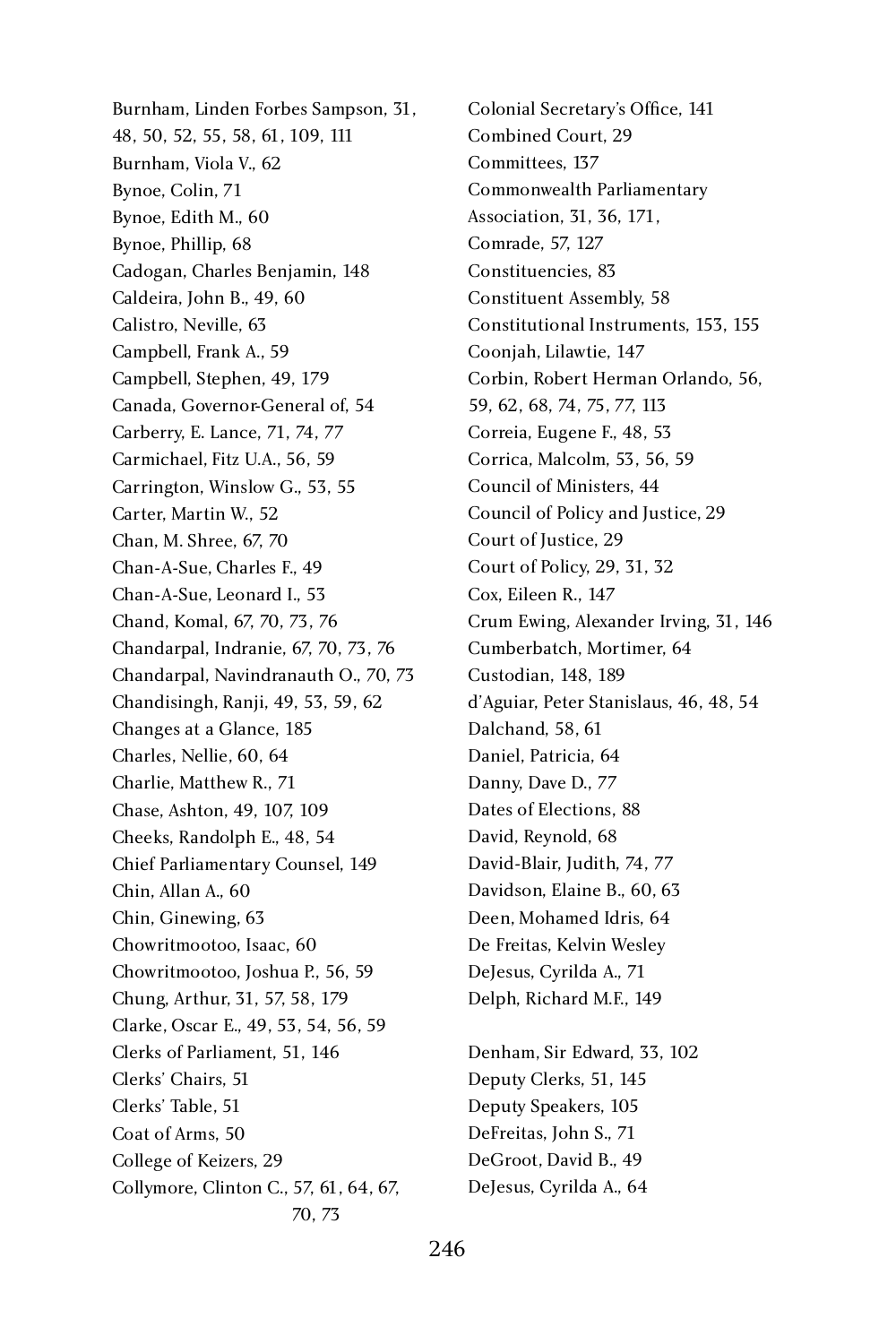Burnham, Linden Forbes Sampson, 31, 48, 50, 52, 55, 58, 61, 109, 111
Burnham, Viola V., 62
Bynoe, Colin, 71
Bynoe, Edith M., 60
Bynoe, Phillip, 68
Cadogan, Charles Benjamin, 148
Caldeira, John B., 49, 60
Calistro, Neville, 63
Campbell, Frank A., 59
Campbell, Stephen, 49, 179
Canada, Governor-General of, 54
Carberry, E. Lance, 71, 74, 77
Carmichael, Fitz U.A., 56, 59
Carrington, Winslow G., 53, 55
Carter, Martin W., 52
Chan, M. Shree, 67, 70
Chan-A-Sue, Charles F., 49
Chan-A-Sue, Leonard I., 53
Chand, Komal, 67, 70, 73, 76
Chandarpal, Indranie, 67, 70, 73, 76
Chandarpal, Navindranauth O., 70, 73
Chandisingh, Ranji, 49, 53, 59, 62
Changes at a Glance, 185
Charles, Nellie, 60, 64
Charlie, Matthew R., 71
Chase, Ashton, 49, 107, 109
Cheeks, Randolph E., 48, 54
Chief Parliamentary Counsel, 149
Chin, Allan A., 60
Chin, Ginewing, 63
Chowritmootoo, Isaac, 60
Chowritmootoo, Joshua P., 56, 59
Chung, Arthur, 31, 57, 58, 179
Clarke, Oscar E., 49, 53, 54, 56, 59
Clerks of Parliament, 51, 146
Clerks' Chairs, 51
Clerks' Table, 51
Coat of Arms, 50
College of Keizers, 29
Collymore, Clinton C., 57, 61, 64, 67, 70, 73
Colonial Secretary's Office, 141
Combined Court, 29
Committees, 137
Commonwealth Parliamentary Association, 31, 36, 171,
Comrade, 57, 127
Constituencies, 83
Constituent Assembly, 58
Constitutional Instruments, 153, 155
Coonjah, Lilawtie, 147
Corbin, Robert Herman Orlando, 56, 59, 62, 68, 74, 75, 77, 113
Correia, Eugene F., 48, 53
Corrica, Malcolm, 53, 56, 59
Council of Ministers, 44
Council of Policy and Justice, 29
Court of Justice, 29
Court of Policy, 29, 31, 32
Cox, Eileen R., 147
Crum Ewing, Alexander Irving, 31, 146
Cumberbatch, Mortimer, 64
Custodian, 148, 189
d'Aguiar, Peter Stanislaus, 46, 48, 54
Dalchand, 58, 61
Daniel, Patricia, 64
Danny, Dave D., 77
Dates of Elections, 88
David, Reynold, 68
David-Blair, Judith, 74, 77
Davidson, Elaine B., 60, 63
Deen, Mohamed Idris, 64
De Freitas, Kelvin Wesley
DeJesus, Cyrilda A., 71
Delph, Richard M.F., 149

Denham, Sir Edward, 33, 102
Deputy Clerks, 51, 145
Deputy Speakers, 105
DeFreitas, John S., 71
DeGroot, David B., 49
DeJesus, Cyrilda A., 64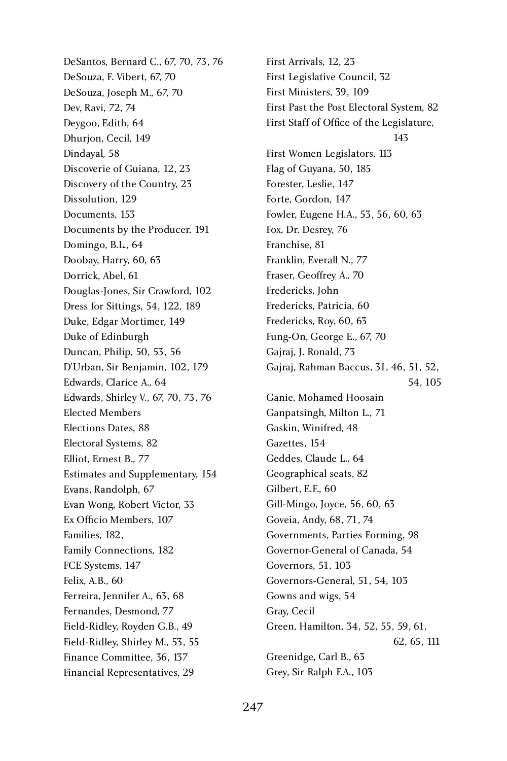DeSantos, Bernard C., 67, 70, 73, 76
DeSouza, F. Vibert, 67, 70
DeSouza, Joseph M., 67, 70
Dev, Ravi, 72, 74
Deygoo, Edith, 64
Dhurjon, Cecil, 149
Dindayal, 58
Discoverie of Guiana, 12, 23
Discovery of the Country, 23
Dissolution, 129
Documents, 153
Documents by the Producer, 191
Domingo, B.L., 64
Doobay, Harry, 60, 63
Dorrick, Abel, 61
Douglas-Jones, Sir Crawford, 102
Dress for Sittings, 54, 122, 189
Duke, Edgar Mortimer, 149
Duke of Edinburgh
Duncan, Philip, 50, 53, 56
D'Urban, Sir Benjamin, 102, 179
Edwards, Clarice A., 64
Edwards, Shirley V., 67, 70, 73, 76
Elected Members
Elections Dates, 88
Electoral Systems, 82
Elliot, Ernest B., 77
Estimates and Supplementary, 154
Evans, Randolph, 67
Evan Wong, Robert Victor, 33
Ex Officio Members, 107
Families, 182,
Family Connections, 182
FCE Systems, 147
Felix, A.B., 60
Ferreira, Jennifer A., 63, 68
Fernandes, Desmond, 77
Field-Ridley, Royden G.B., 49
Field-Ridley, Shirley M., 53, 55
Finance Committee, 36, 137
Financial Representatives, 29
First Arrivals, 12, 23
First Legislative Council, 32
First Ministers, 39, 109
First Past the Post Electoral System, 82
First Staff of Office of the Legislature, 143
First Women Legislators, 113
Flag of Guyana, 50, 185
Forester, Leslie, 147
Forte, Gordon, 147
Fowler, Eugene H.A., 53, 56, 60, 63
Fox, Dr. Desrey, 76
Franchise, 81
Franklin, Everall N., 77
Fraser, Geoffrey A., 70
Fredericks, John
Fredericks, Patricia, 60
Fredericks, Roy, 60, 63
Fung-On, George E., 67, 70
Gajraj, J. Ronald, 73
Gajraj, Rahman Baccus, 31, 46, 51, 52, 54, 105
Ganie, Mohamed Hoosain
Ganpatsingh, Milton L., 71
Gaskin, Winifred, 48
Gazettes, 154
Geddes, Claude L., 64
Geographical seats, 82
Gilbert, E.F., 60
Gill-Mingo, Joyce, 56, 60, 63
Goveia, Andy, 68, 71, 74
Governments, Parties Forming, 98
Governor-General of Canada, 54
Governors, 51, 103
Governors-General, 51, 54, 103
Gowns and wigs, 54
Gray, Cecil
Green, Hamilton, 34, 52, 55, 59, 61, 62, 65, 111
Greenidge, Carl B., 63
Grey, Sir Ralph F.A., 103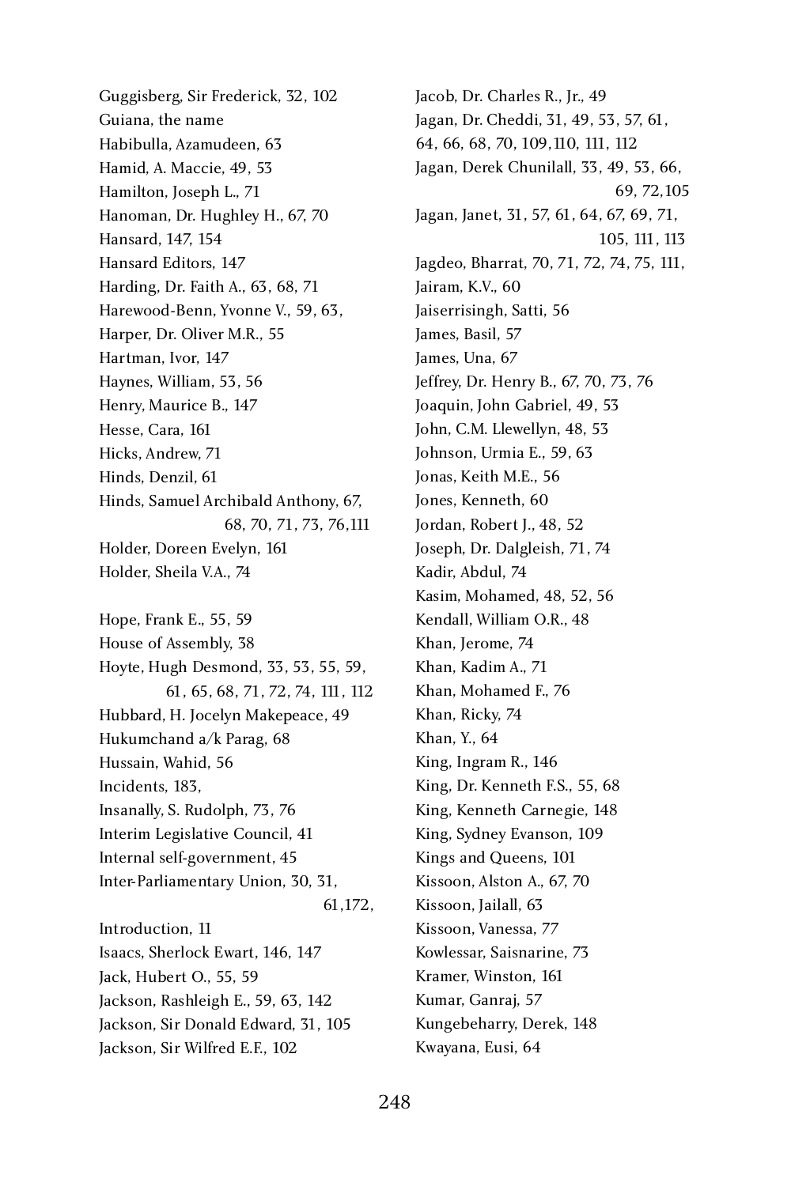Guggisberg, Sir Frederick, 32, 102
Guiana, the name
Habibulla, Azamudeen, 63
Hamid, A. Maccie, 49, 53
Hamilton, Joseph L., 71
Hanoman, Dr. Hughley H., 67, 70
Hansard, 147, 154
Hansard Editors, 147
Harding, Dr. Faith A., 63, 68, 71
Harewood-Benn, Yvonne V., 59, 63,
Harper, Dr. Oliver M.R., 55
Hartman, Ivor, 147
Haynes, William, 53, 56
Henry, Maurice B., 147
Hesse, Cara, 161
Hicks, Andrew, 71
Hinds, Denzil, 61
Hinds, Samuel Archibald Anthony, 67, 68, 70, 71, 73, 76,111
Holder, Doreen Evelyn, 161
Holder, Sheila V.A., 74

Hope, Frank E., 55, 59
House of Assembly, 38
Hoyte, Hugh Desmond, 33, 53, 55, 59, 61, 65, 68, 71, 72, 74, 111, 112
Hubbard, H. Jocelyn Makepeace, 49
Hukumchand a/k Parag, 68
Hussain, Wahid, 56
Incidents, 183,
Insanally, S. Rudolph, 73, 76
Interim Legislative Council, 41
Internal self-government, 45
Inter-Parliamentary Union, 30, 31, 61,172,
Introduction, 11
Isaacs, Sherlock Ewart, 146, 147
Jack, Hubert O., 55, 59
Jackson, Rashleigh E., 59, 63, 142
Jackson, Sir Donald Edward, 31, 105
Jackson, Sir Wilfred E.F., 102
Jacob, Dr. Charles R., Jr., 49
Jagan, Dr. Cheddi, 31, 49, 53, 57, 61, 64, 66, 68, 70, 109,110, 111, 112
Jagan, Derek Chunilall, 33, 49, 53, 66, 69, 72,105
Jagan, Janet, 31, 57, 61, 64, 67, 69, 71, 105, 111, 113
Jagdeo, Bharrat, 70, 71, 72, 74, 75, 111,
Jairam, K.V., 60
Jaiserrisingh, Satti, 56
James, Basil, 57
James, Una, 67
Jeffrey, Dr. Henry B., 67, 70, 73, 76
Joaquin, John Gabriel, 49, 53
John, C.M. Llewellyn, 48, 53
Johnson, Urmia E., 59, 63
Jonas, Keith M.E., 56
Jones, Kenneth, 60
Jordan, Robert J., 48, 52
Joseph, Dr. Dalgleish, 71, 74
Kadir, Abdul, 74
Kasim, Mohamed, 48, 52, 56
Kendall, William O.R., 48
Khan, Jerome, 74
Khan, Kadim A., 71
Khan, Mohamed F., 76
Khan, Ricky, 74
Khan, Y., 64
King, Ingram R., 146
King, Dr. Kenneth F.S., 55, 68
King, Kenneth Carnegie, 148
King, Sydney Evanson, 109
Kings and Queens, 101
Kissoon, Alston A., 67, 70
Kissoon, Jailall, 63
Kissoon, Vanessa, 77
Kowlessar, Saisnarine, 73
Kramer, Winston, 161
Kumar, Ganraj, 57
Kungebeharry, Derek, 148
Kwayana, Eusi, 64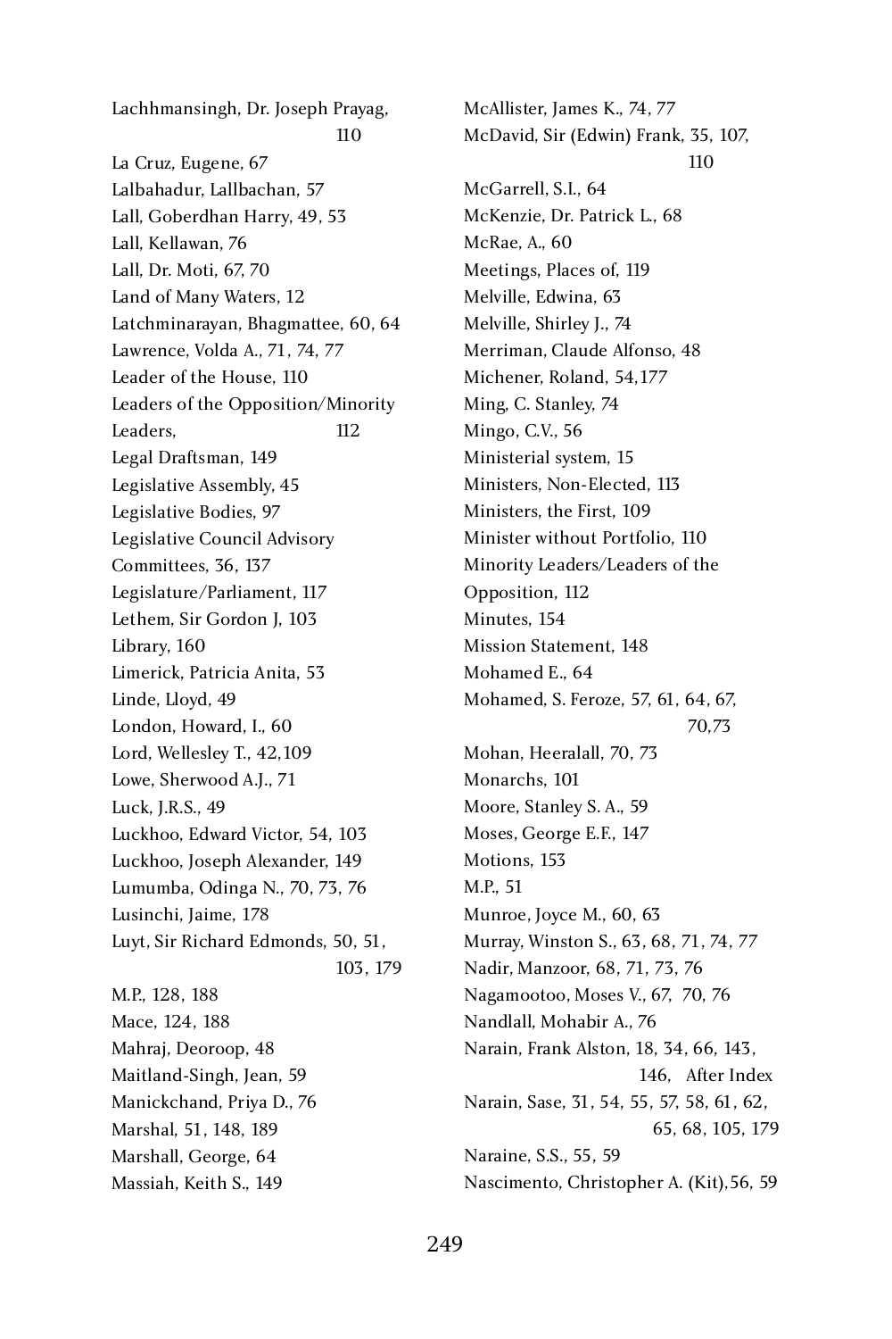Lachhmansingh, Dr. Joseph Prayag, 110
La Cruz, Eugene, 67
Lalbahadur, Lallbachan, 57
Lall, Goberdhan Harry, 49, 53
Lall, Kellawan, 76
Lall, Dr. Moti, 67, 70
Land of Many Waters, 12
Latchminarayan, Bhagmattee, 60, 64
Lawrence, Volda A., 71, 74, 77
Leader of the House, 110
Leaders of the Opposition/Minority Leaders, 112
Legal Draftsman, 149
Legislative Assembly, 45
Legislative Bodies, 97
Legislative Council Advisory Committees, 36, 137
Legislature/Parliament, 117
Lethem, Sir Gordon J, 103
Library, 160
Limerick, Patricia Anita, 53
Linde, Lloyd, 49
London, Howard, I., 60
Lord, Wellesley T., 42,109
Lowe, Sherwood A.J., 71
Luck, J.R.S., 49
Luckhoo, Edward Victor, 54, 103
Luckhoo, Joseph Alexander, 149
Lumumba, Odinga N., 70, 73, 76
Lusinchi, Jaime, 178
Luyt, Sir Richard Edmonds, 50, 51, 103, 179
M.P., 128, 188
Mace, 124, 188
Mahraj, Deoroop, 48
Maitland-Singh, Jean, 59
Manickchand, Priya D., 76
Marshal, 51, 148, 189
Marshall, George, 64
Massiah, Keith S., 149
McAllister, James K., 74, 77
McDavid, Sir (Edwin) Frank, 35, 107, 110
McGarrell, S.I., 64
McKenzie, Dr. Patrick L., 68
McRae, A., 60
Meetings, Places of, 119
Melville, Edwina, 63
Melville, Shirley J., 74
Merriman, Claude Alfonso, 48
Michener, Roland, 54,177
Ming, C. Stanley, 74
Mingo, C.V., 56
Ministerial system, 15
Ministers, Non-Elected, 113
Ministers, the First, 109
Minister without Portfolio, 110
Minority Leaders/Leaders of the Opposition, 112
Minutes, 154
Mission Statement, 148
Mohamed E., 64
Mohamed, S. Feroze, 57, 61, 64, 67, 70,73
Mohan, Heeralall, 70, 73
Monarchs, 101
Moore, Stanley S. A., 59
Moses, George E.F., 147
Motions, 153
M.P., 51
Munroe, Joyce M., 60, 63
Murray, Winston S., 63, 68, 71, 74, 77
Nadir, Manzoor, 68, 71, 73, 76
Nagamootoo, Moses V., 67, 70, 76
Nandlall, Mohabir A., 76
Narain, Frank Alston, 18, 34, 66, 143, 146, After Index
Narain, Sase, 31, 54, 55, 57, 58, 61, 62, 65, 68, 105, 179
Naraine, S.S., 55, 59
Nascimento, Christopher A. (Kit),56, 59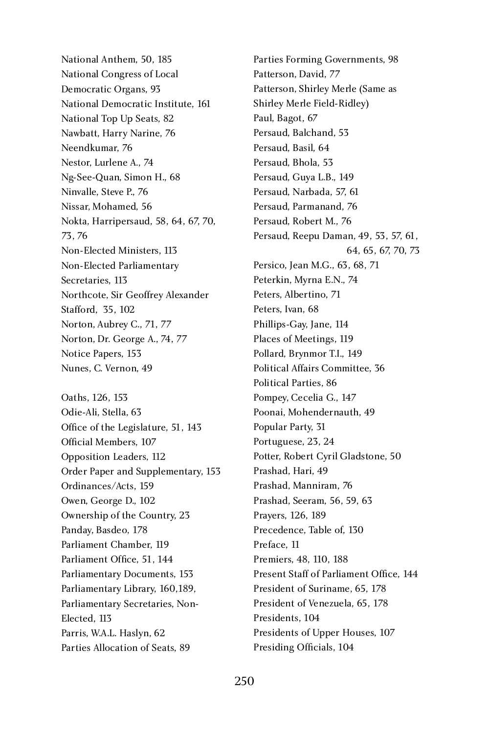National Anthem, 50, 185
National Congress of Local Democratic Organs, 93
National Democratic Institute, 161
National Top Up Seats, 82
Nawbatt, Harry Narine, 76
Neendkumar, 76
Nestor, Lurlene A., 74
Ng-See-Quan, Simon H., 68
Ninvalle, Steve P., 76
Nissar, Mohamed, 56
Nokta, Harripersaud, 58, 64, 67, 70, 73, 76
Non-Elected Ministers, 113
Non-Elected Parliamentary Secretaries, 113
Northcote, Sir Geoffrey Alexander Stafford, 35, 102
Norton, Aubrey C., 71, 77
Norton, Dr. George A., 74, 77
Notice Papers, 153
Nunes, C. Vernon, 49

Oaths, 126, 153
Odie-Ali, Stella, 63
Office of the Legislature, 51, 143
Official Members, 107
Opposition Leaders, 112
Order Paper and Supplementary, 153
Ordinances/Acts, 159
Owen, George D., 102
Ownership of the Country, 23
Panday, Basdeo, 178
Parliament Chamber, 119
Parliament Office, 51, 144
Parliamentary Documents, 153
Parliamentary Library, 160,189,
Parliamentary Secretaries, Non-Elected, 113
Parris, W.A.L. Haslyn, 62
Parties Allocation of Seats, 89
Parties Forming Governments, 98
Patterson, David, 77
Patterson, Shirley Merle (Same as Shirley Merle Field-Ridley)
Paul, Bagot, 67
Persaud, Balchand, 53
Persaud, Basil, 64
Persaud, Bhola, 53
Persaud, Guya L.B., 149
Persaud, Narbada, 57, 61
Persaud, Parmanand, 76
Persaud, Robert M., 76
Persaud, Reepu Daman, 49, 53, 57, 61, 64, 65, 67, 70, 73
Persico, Jean M.G., 63, 68, 71
Peterkin, Myrna E.N., 74
Peters, Albertino, 71
Peters, Ivan, 68
Phillips-Gay, Jane, 114
Places of Meetings, 119
Pollard, Brynmor T.I., 149
Political Affairs Committee, 36
Political Parties, 86
Pompey, Cecelia G., 147
Poonai, Mohendernauth, 49
Popular Party, 31
Portuguese, 23, 24
Potter, Robert Cyril Gladstone, 50
Prashad, Hari, 49
Prashad, Manniram, 76
Prashad, Seeram, 56, 59, 63
Prayers, 126, 189
Precedence, Table of, 130
Preface, 11
Premiers, 48, 110, 188
Present Staff of Parliament Office, 144
President of Suriname, 65, 178
President of Venezuela, 65, 178
Presidents, 104
Presidents of Upper Houses, 107
Presiding Officials, 104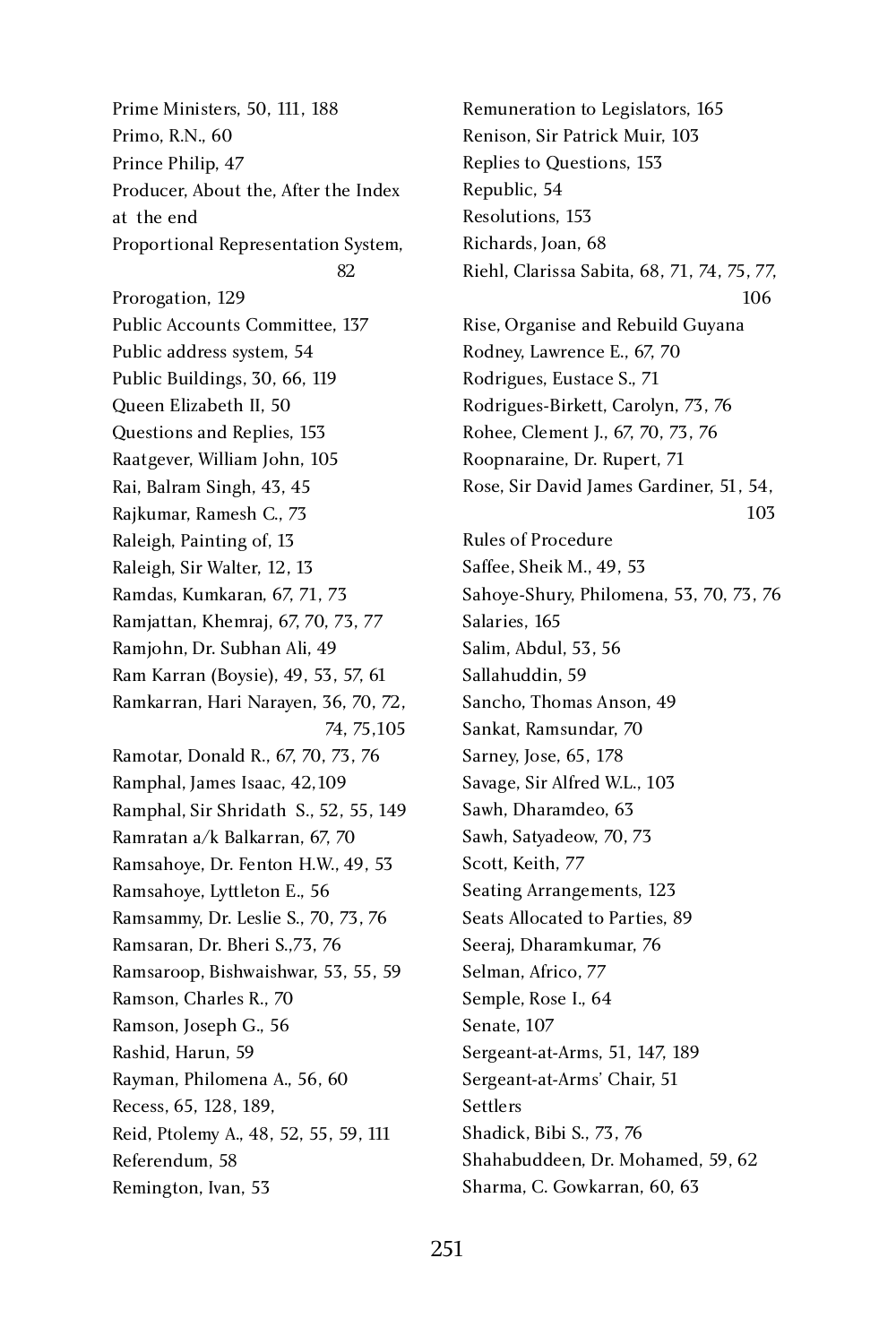Prime Ministers, 50, 111, 188
Primo, R.N., 60
Prince Philip, 47
Producer, About the, After the Index at the end
Proportional Representation System, 82
Prorogation, 129
Public Accounts Committee, 137
Public address system, 54
Public Buildings, 30, 66, 119
Queen Elizabeth II, 50
Questions and Replies, 153
Raatgever, William John, 105
Rai, Balram Singh, 43, 45
Rajkumar, Ramesh C., 73
Raleigh, Painting of, 13
Raleigh, Sir Walter, 12, 13
Ramdas, Kumkaran, 67, 71, 73
Ramjattan, Khemraj, 67, 70, 73, 77
Ramjohn, Dr. Subhan Ali, 49
Ram Karran (Boysie), 49, 53, 57, 61
Ramkarran, Hari Narayen, 36, 70, 72, 74, 75,105
Ramotar, Donald R., 67, 70, 73, 76
Ramphal, James Isaac, 42,109
Ramphal, Sir Shridath S., 52, 55, 149
Ramratan a/k Balkarran, 67, 70
Ramsahoye, Dr. Fenton H.W., 49, 53
Ramsahoye, Lyttleton E., 56
Ramsammy, Dr. Leslie S., 70, 73, 76
Ramsaran, Dr. Bheri S.,73, 76
Ramsaroop, Bishwaishwar, 53, 55, 59
Ramson, Charles R., 70
Ramson, Joseph G., 56
Rashid, Harun, 59
Rayman, Philomena A., 56, 60
Recess, 65, 128, 189,
Reid, Ptolemy A., 48, 52, 55, 59, 111
Referendum, 58
Remington, Ivan, 53
Remuneration to Legislators, 165
Renison, Sir Patrick Muir, 103
Replies to Questions, 153
Republic, 54
Resolutions, 153
Richards, Joan, 68
Riehl, Clarissa Sabita, 68, 71, 74, 75, 77, 106
Rise, Organise and Rebuild Guyana
Rodney, Lawrence E., 67, 70
Rodrigues, Eustace S., 71
Rodrigues-Birkett, Carolyn, 73, 76
Rohee, Clement J., 67, 70, 73, 76
Roopnaraine, Dr. Rupert, 71
Rose, Sir David James Gardiner, 51, 54, 103
Rules of Procedure
Saffee, Sheik M., 49, 53
Sahoye-Shury, Philomena, 53, 70, 73, 76
Salaries, 165
Salim, Abdul, 53, 56
Sallahuddin, 59
Sancho, Thomas Anson, 49
Sankat, Ramsundar, 70
Sarney, Jose, 65, 178
Savage, Sir Alfred W.L., 103
Sawh, Dharamdeo, 63
Sawh, Satyadeow, 70, 73
Scott, Keith, 77
Seating Arrangements, 123
Seats Allocated to Parties, 89
Seeraj, Dharamkumar, 76
Selman, Africo, 77
Semple, Rose I., 64
Senate, 107
Sergeant-at-Arms, 51, 147, 189
Sergeant-at-Arms' Chair, 51
Settlers
Shadick, Bibi S., 73, 76
Shahabuddeen, Dr. Mohamed, 59, 62
Sharma, C. Gowkarran, 60, 63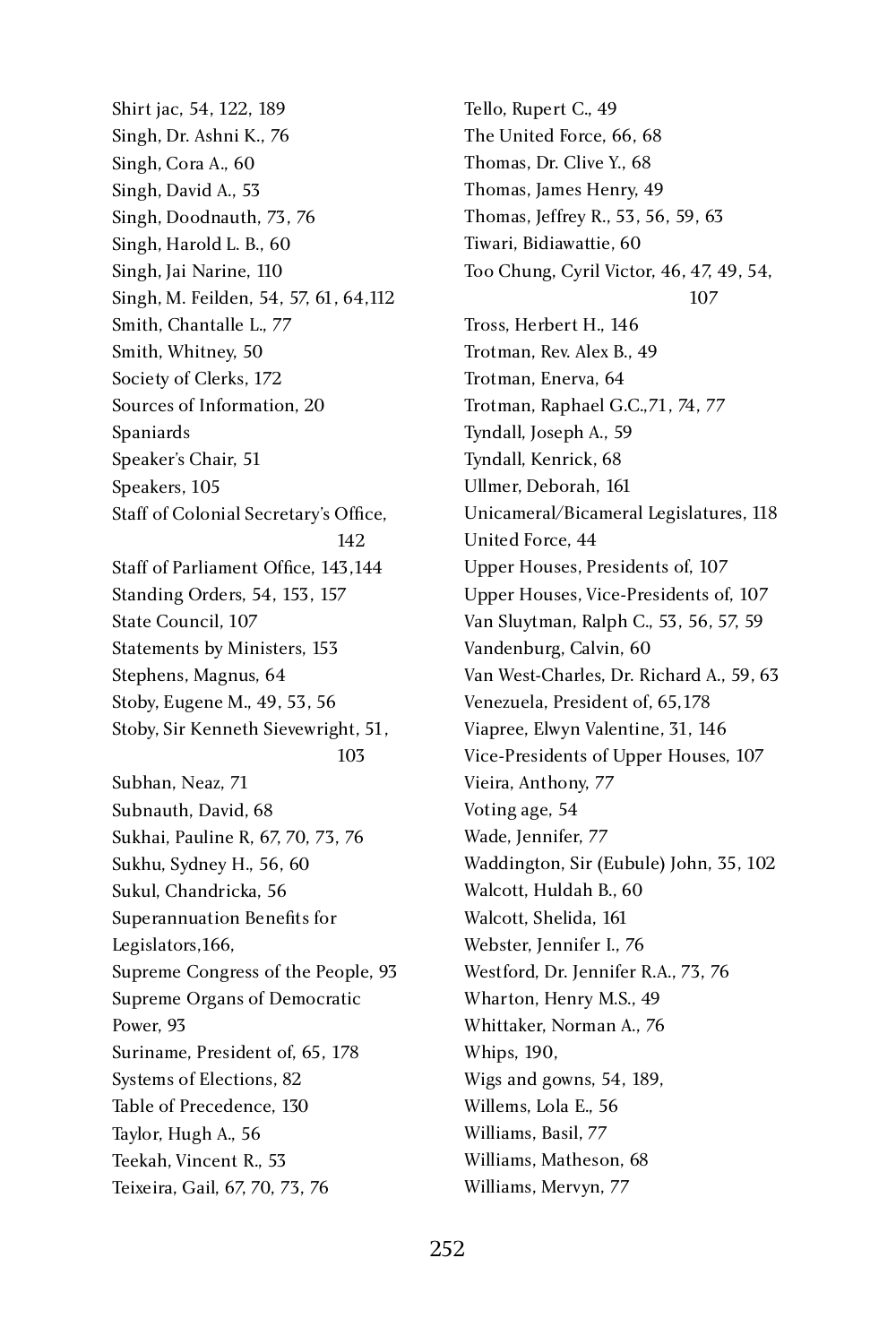Shirt jac, 54, 122, 189
Singh, Dr. Ashni K., 76
Singh, Cora A., 60
Singh, David A., 53
Singh, Doodnauth, 73, 76
Singh, Harold L. B., 60
Singh, Jai Narine, 110
Singh, M. Feilden, 54, 57, 61, 64,112
Smith, Chantalle L., 77
Smith, Whitney, 50
Society of Clerks, 172
Sources of Information, 20
Spaniards
Speaker's Chair, 51
Speakers, 105
Staff of Colonial Secretary's Office, 142
Staff of Parliament Office, 143,144
Standing Orders, 54, 153, 157
State Council, 107
Statements by Ministers, 153
Stephens, Magnus, 64
Stoby, Eugene M., 49, 53, 56
Stoby, Sir Kenneth Sievewright, 51, 103
Subhan, Neaz, 71
Subnauth, David, 68
Sukhai, Pauline R, 67, 70, 73, 76
Sukhu, Sydney H., 56, 60
Sukul, Chandricka, 56
Superannuation Benefits for Legislators,166,
Supreme Congress of the People, 93
Supreme Organs of Democratic Power, 93
Suriname, President of, 65, 178
Systems of Elections, 82
Table of Precedence, 130
Taylor, Hugh A., 56
Teekah, Vincent R., 53
Teixeira, Gail, 67, 70, 73, 76
Tello, Rupert C., 49
The United Force, 66, 68
Thomas, Dr. Clive Y., 68
Thomas, James Henry, 49
Thomas, Jeffrey R., 53, 56, 59, 63
Tiwari, Bidiawattie, 60
Too Chung, Cyril Victor, 46, 47, 49, 54, 107
Tross, Herbert H., 146
Trotman, Rev. Alex B., 49
Trotman, Enerva, 64
Trotman, Raphael G.C.,71, 74, 77
Tyndall, Joseph A., 59
Tyndall, Kenrick, 68
Ullmer, Deborah, 161
Unicameral/Bicameral Legislatures, 118
United Force, 44
Upper Houses, Presidents of, 107
Upper Houses, Vice-Presidents of, 107
Van Sluytman, Ralph C., 53, 56, 57, 59
Vandenburg, Calvin, 60
Van West-Charles, Dr. Richard A., 59, 63
Venezuela, President of, 65,178
Viapree, Elwyn Valentine, 31, 146
Vice-Presidents of Upper Houses, 107
Vieira, Anthony, 77
Voting age, 54
Wade, Jennifer, 77
Waddington, Sir (Eubule) John, 35, 102
Walcott, Huldah B., 60
Walcott, Shelida, 161
Webster, Jennifer I., 76
Westford, Dr. Jennifer R.A., 73, 76
Wharton, Henry M.S., 49
Whittaker, Norman A., 76
Whips, 190,
Wigs and gowns, 54, 189,
Willems, Lola E., 56
Williams, Basil, 77
Williams, Matheson, 68
Williams, Mervyn, 77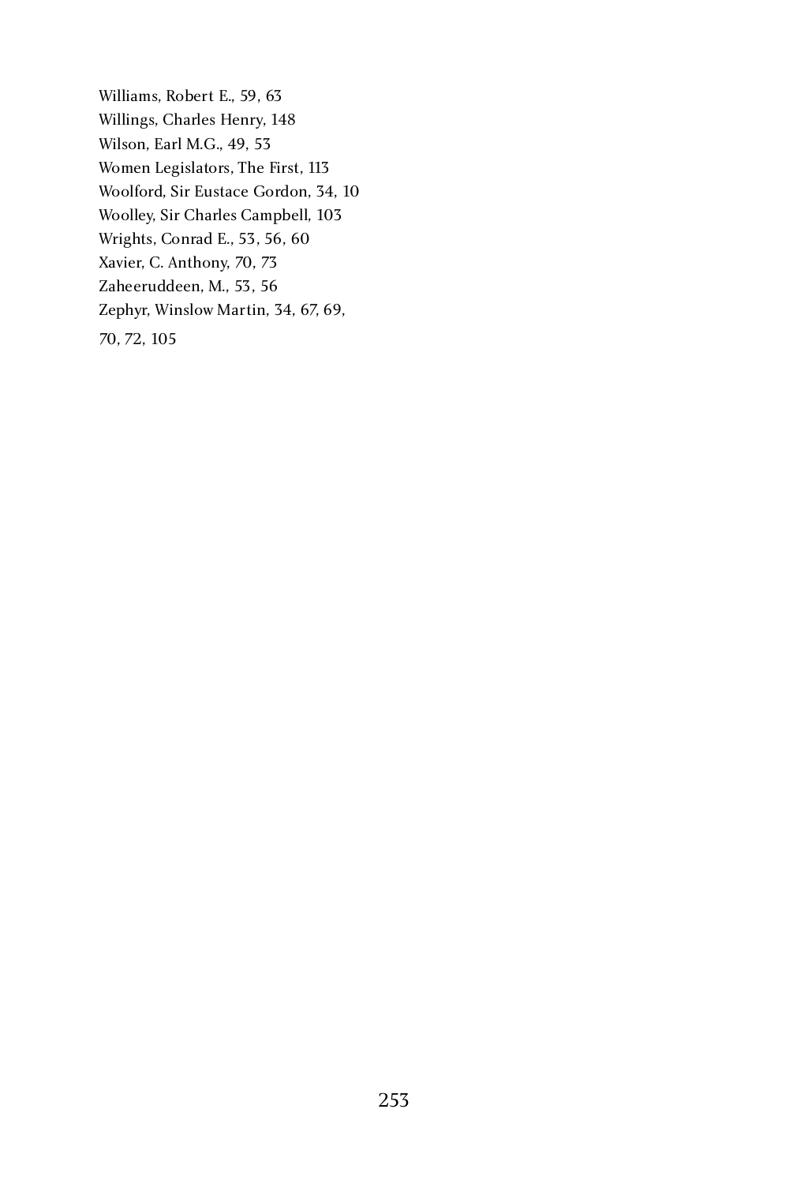Williams, Robert E., 59, 63
Willings, Charles Henry, 148
Wilson, Earl M.G., 49, 53
Women Legislators, The First, 113
Woolford, Sir Eustace Gordon, 34, 10
Woolley, Sir Charles Campbell, 103
Wrights, Conrad E., 53, 56, 60
Xavier, C. Anthony, 70, 73
Zaheeruddeen, M., 53, 56
Zephyr, Winslow Martin, 34, 67, 69,
70, 72, 105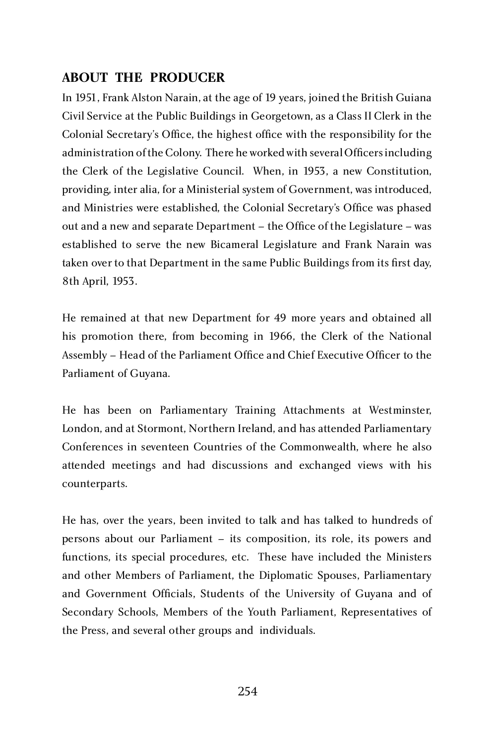## ABOUT THE PRODUCER

In 1951, Frank Alston Narain, at the age of 19 years, joined the British Guiana Civil Service at the Public Buildings in Georgetown, as a Class II Clerk in the Colonial Secretary's Office, the highest office with the responsibility for the administration of the Colony. There he worked with several Officers including the Clerk of the Legislative Council. When, in 1953, a new Constitution, providing, inter alia, for a Ministerial system of Government, was introduced, and Ministries were established, the Colonial Secretary's Office was phased out and a new and separate Department – the Office of the Legislature – was established to serve the new Bicameral Legislature and Frank Narain was taken over to that Department in the same Public Buildings from its first day, 8th April, 1953.

He remained at that new Department for 49 more years and obtained all his promotion there, from becoming in 1966, the Clerk of the National Assembly – Head of the Parliament Office and Chief Executive Officer to the Parliament of Guyana.

He has been on Parliamentary Training Attachments at Westminster, London, and at Stormont, Northern Ireland, and has attended Parliamentary Conferences in seventeen Countries of the Commonwealth, where he also attended meetings and had discussions and exchanged views with his counterparts.

He has, over the years, been invited to talk and has talked to hundreds of persons about our Parliament – its composition, its role, its powers and functions, its special procedures, etc. These have included the Ministers and other Members of Parliament, the Diplomatic Spouses, Parliamentary and Government Officials, Students of the University of Guyana and of Secondary Schools, Members of the Youth Parliament, Representatives of the Press, and several other groups and individuals.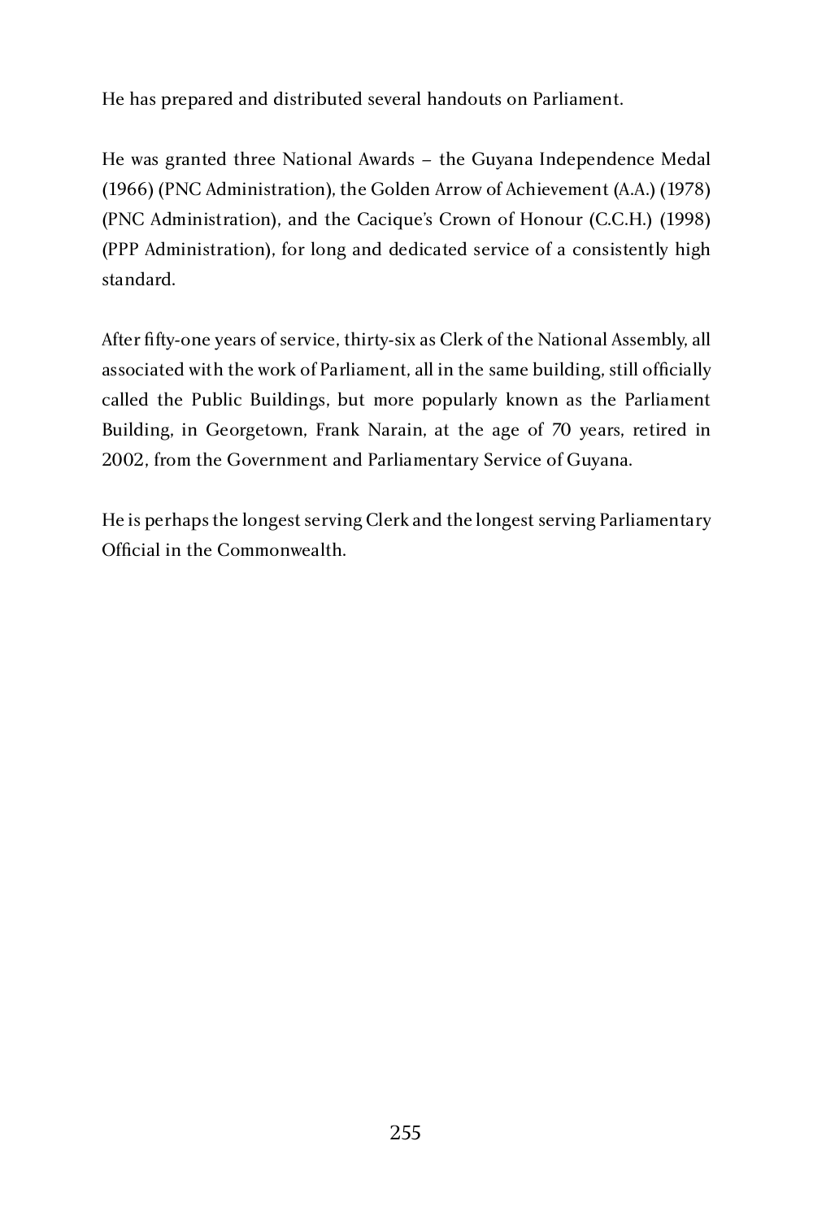He has prepared and distributed several handouts on Parliament.

He was granted three National Awards – the Guyana Independence Medal (1966) (PNC Administration), the Golden Arrow of Achievement (A.A.) (1978) (PNC Administration), and the Cacique's Crown of Honour (C.C.H.) (1998) (PPP Administration), for long and dedicated service of a consistently high standard.

After fifty-one years of service, thirty-six as Clerk of the National Assembly, all associated with the work of Parliament, all in the same building, still officially called the Public Buildings, but more popularly known as the Parliament Building, in Georgetown, Frank Narain, at the age of 70 years, retired in 2002, from the Government and Parliamentary Service of Guyana.

He is perhaps the longest serving Clerk and the longest serving Parliamentary Official in the Commonwealth.